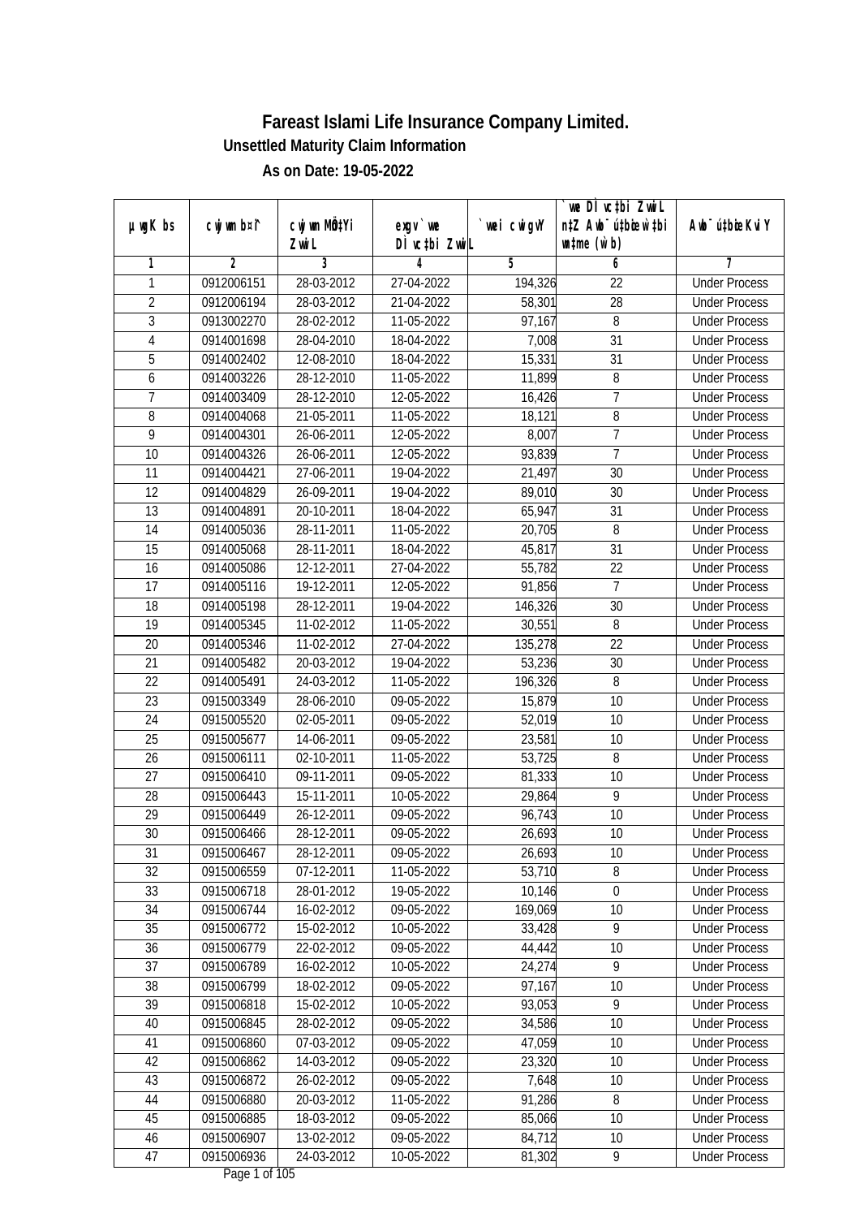# Fareast Islami Life Insurance Company Limited.

## Unsettled Maturity Claim Information

### As on Date: 19-05-2022

| µwgK bs | cwjwm b¤^i | cwjwm MÖn‡Yi ZvwiL | exgv`vwe DÌvc‡bi ZvwiL | `vwei cwigvY | `vwe DÌvc‡bi ZvwiL n‡Z Awb¯úbœ `vwei wnmve (w`b) | Awb¯úbœ KviY |
|---|---|---|---|---|---|---|
| 1 | 2 | 3 | 4 | 5 | 6 | 7 |
| 1 | 0912006151 | 28-03-2012 | 27-04-2022 | 194,326 | 22 | Under Process |
| 2 | 0912006194 | 28-03-2012 | 21-04-2022 | 58,301 | 28 | Under Process |
| 3 | 0913002270 | 28-02-2012 | 11-05-2022 | 97,167 | 8 | Under Process |
| 4 | 0914001698 | 28-04-2010 | 18-04-2022 | 7,008 | 31 | Under Process |
| 5 | 0914002402 | 12-08-2010 | 18-04-2022 | 15,331 | 31 | Under Process |
| 6 | 0914003226 | 28-12-2010 | 11-05-2022 | 11,899 | 8 | Under Process |
| 7 | 0914003409 | 28-12-2010 | 12-05-2022 | 16,426 | 7 | Under Process |
| 8 | 0914004068 | 21-05-2011 | 11-05-2022 | 18,121 | 8 | Under Process |
| 9 | 0914004301 | 26-06-2011 | 12-05-2022 | 8,007 | 7 | Under Process |
| 10 | 0914004326 | 26-06-2011 | 12-05-2022 | 93,839 | 7 | Under Process |
| 11 | 0914004421 | 27-06-2011 | 19-04-2022 | 21,497 | 30 | Under Process |
| 12 | 0914004829 | 26-09-2011 | 19-04-2022 | 89,010 | 30 | Under Process |
| 13 | 0914004891 | 20-10-2011 | 18-04-2022 | 65,947 | 31 | Under Process |
| 14 | 0914005036 | 28-11-2011 | 11-05-2022 | 20,705 | 8 | Under Process |
| 15 | 0914005068 | 28-11-2011 | 18-04-2022 | 45,817 | 31 | Under Process |
| 16 | 0914005086 | 12-12-2011 | 27-04-2022 | 55,782 | 22 | Under Process |
| 17 | 0914005116 | 19-12-2011 | 12-05-2022 | 91,856 | 7 | Under Process |
| 18 | 0914005198 | 28-12-2011 | 19-04-2022 | 146,326 | 30 | Under Process |
| 19 | 0914005345 | 11-02-2012 | 11-05-2022 | 30,551 | 8 | Under Process |
| 20 | 0914005346 | 11-02-2012 | 27-04-2022 | 135,278 | 22 | Under Process |
| 21 | 0914005482 | 20-03-2012 | 19-04-2022 | 53,236 | 30 | Under Process |
| 22 | 0914005491 | 24-03-2012 | 11-05-2022 | 196,326 | 8 | Under Process |
| 23 | 0915003349 | 28-06-2010 | 09-05-2022 | 15,879 | 10 | Under Process |
| 24 | 0915005520 | 02-05-2011 | 09-05-2022 | 52,019 | 10 | Under Process |
| 25 | 0915005677 | 14-06-2011 | 09-05-2022 | 23,581 | 10 | Under Process |
| 26 | 0915006111 | 02-10-2011 | 11-05-2022 | 53,725 | 8 | Under Process |
| 27 | 0915006410 | 09-11-2011 | 09-05-2022 | 81,333 | 10 | Under Process |
| 28 | 0915006443 | 15-11-2011 | 10-05-2022 | 29,864 | 9 | Under Process |
| 29 | 0915006449 | 26-12-2011 | 09-05-2022 | 96,743 | 10 | Under Process |
| 30 | 0915006466 | 28-12-2011 | 09-05-2022 | 26,693 | 10 | Under Process |
| 31 | 0915006467 | 28-12-2011 | 09-05-2022 | 26,693 | 10 | Under Process |
| 32 | 0915006559 | 07-12-2011 | 11-05-2022 | 53,710 | 8 | Under Process |
| 33 | 0915006718 | 28-01-2012 | 19-05-2022 | 10,146 | 0 | Under Process |
| 34 | 0915006744 | 16-02-2012 | 09-05-2022 | 169,069 | 10 | Under Process |
| 35 | 0915006772 | 15-02-2012 | 10-05-2022 | 33,428 | 9 | Under Process |
| 36 | 0915006779 | 22-02-2012 | 09-05-2022 | 44,442 | 10 | Under Process |
| 37 | 0915006789 | 16-02-2012 | 10-05-2022 | 24,274 | 9 | Under Process |
| 38 | 0915006799 | 18-02-2012 | 09-05-2022 | 97,167 | 10 | Under Process |
| 39 | 0915006818 | 15-02-2012 | 10-05-2022 | 93,053 | 9 | Under Process |
| 40 | 0915006845 | 28-02-2012 | 09-05-2022 | 34,586 | 10 | Under Process |
| 41 | 0915006860 | 07-03-2012 | 09-05-2022 | 47,059 | 10 | Under Process |
| 42 | 0915006862 | 14-03-2012 | 09-05-2022 | 23,320 | 10 | Under Process |
| 43 | 0915006872 | 26-02-2012 | 09-05-2022 | 7,648 | 10 | Under Process |
| 44 | 0915006880 | 20-03-2012 | 11-05-2022 | 91,286 | 8 | Under Process |
| 45 | 0915006885 | 18-03-2012 | 09-05-2022 | 85,066 | 10 | Under Process |
| 46 | 0915006907 | 13-02-2012 | 09-05-2022 | 84,712 | 10 | Under Process |
| 47 | 0915006936 | 24-03-2012 | 10-05-2022 | 81,302 | 9 | Under Process |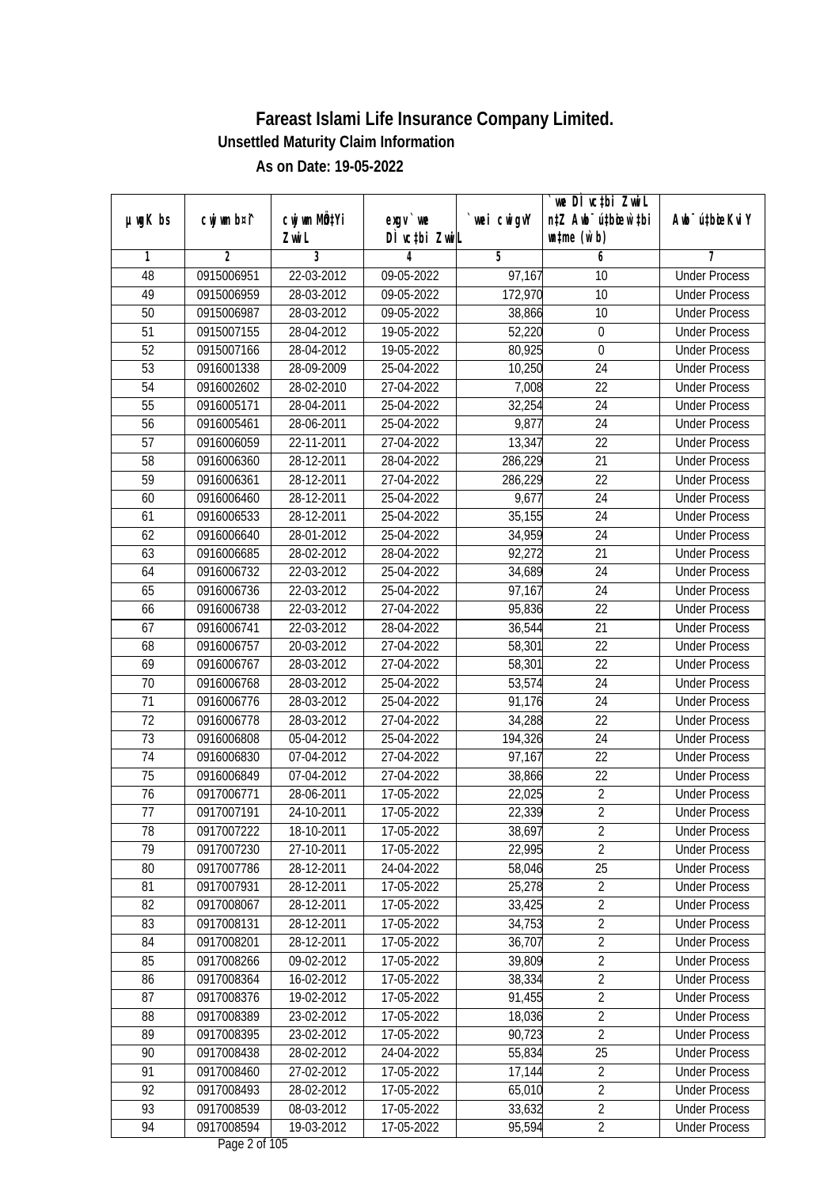# Fareast Islami Life Insurance Company Limited.

## Unsettled Maturity Claim Information

### As on Date: 19-05-2022

| µwgK bs | cwjwm b¤^i | cwjwm MÖnYi ZvwiL | exgv `vwe DÌvc‡bi ZvwiL | `vwei cwigvY | `vwe DÌvc‡bi ZvwiL n‡Z Awb¯úbœ `vwei mgq (w`b) | Awb¯ú‡bœi KviY |
|---|---|---|---|---|---|---|
| 1 | 2 | 3 | 4 | 5 | 6 | 7 |
| 48 | 0915006951 | 22-03-2012 | 09-05-2022 | 97,167 | 10 | Under Process |
| 49 | 0915006959 | 28-03-2012 | 09-05-2022 | 172,970 | 10 | Under Process |
| 50 | 0915006987 | 28-03-2012 | 09-05-2022 | 38,866 | 10 | Under Process |
| 51 | 0915007155 | 28-04-2012 | 19-05-2022 | 52,220 | 0 | Under Process |
| 52 | 0915007166 | 28-04-2012 | 19-05-2022 | 80,925 | 0 | Under Process |
| 53 | 0916001338 | 28-09-2009 | 25-04-2022 | 10,250 | 24 | Under Process |
| 54 | 0916002602 | 28-02-2010 | 27-04-2022 | 7,008 | 22 | Under Process |
| 55 | 0916005171 | 28-04-2011 | 25-04-2022 | 32,254 | 24 | Under Process |
| 56 | 0916005461 | 28-06-2011 | 25-04-2022 | 9,877 | 24 | Under Process |
| 57 | 0916006059 | 22-11-2011 | 27-04-2022 | 13,347 | 22 | Under Process |
| 58 | 0916006360 | 28-12-2011 | 28-04-2022 | 286,229 | 21 | Under Process |
| 59 | 0916006361 | 28-12-2011 | 27-04-2022 | 286,229 | 22 | Under Process |
| 60 | 0916006460 | 28-12-2011 | 25-04-2022 | 9,677 | 24 | Under Process |
| 61 | 0916006533 | 28-12-2011 | 25-04-2022 | 35,155 | 24 | Under Process |
| 62 | 0916006640 | 28-01-2012 | 25-04-2022 | 34,959 | 24 | Under Process |
| 63 | 0916006685 | 28-02-2012 | 28-04-2022 | 92,272 | 21 | Under Process |
| 64 | 0916006732 | 22-03-2012 | 25-04-2022 | 34,689 | 24 | Under Process |
| 65 | 0916006736 | 22-03-2012 | 25-04-2022 | 97,167 | 24 | Under Process |
| 66 | 0916006738 | 22-03-2012 | 27-04-2022 | 95,836 | 22 | Under Process |
| 67 | 0916006741 | 22-03-2012 | 28-04-2022 | 36,544 | 21 | Under Process |
| 68 | 0916006757 | 20-03-2012 | 27-04-2022 | 58,301 | 22 | Under Process |
| 69 | 0916006767 | 28-03-2012 | 27-04-2022 | 58,301 | 22 | Under Process |
| 70 | 0916006768 | 28-03-2012 | 25-04-2022 | 53,574 | 24 | Under Process |
| 71 | 0916006776 | 28-03-2012 | 25-04-2022 | 91,176 | 24 | Under Process |
| 72 | 0916006778 | 28-03-2012 | 27-04-2022 | 34,288 | 22 | Under Process |
| 73 | 0916006808 | 05-04-2012 | 25-04-2022 | 194,326 | 24 | Under Process |
| 74 | 0916006830 | 07-04-2012 | 27-04-2022 | 97,167 | 22 | Under Process |
| 75 | 0916006849 | 07-04-2012 | 27-04-2022 | 38,866 | 22 | Under Process |
| 76 | 0917006771 | 28-06-2011 | 17-05-2022 | 22,025 | 2 | Under Process |
| 77 | 0917007191 | 24-10-2011 | 17-05-2022 | 22,339 | 2 | Under Process |
| 78 | 0917007222 | 18-10-2011 | 17-05-2022 | 38,697 | 2 | Under Process |
| 79 | 0917007230 | 27-10-2011 | 17-05-2022 | 22,995 | 2 | Under Process |
| 80 | 0917007786 | 28-12-2011 | 24-04-2022 | 58,046 | 25 | Under Process |
| 81 | 0917007931 | 28-12-2011 | 17-05-2022 | 25,278 | 2 | Under Process |
| 82 | 0917008067 | 28-12-2011 | 17-05-2022 | 33,425 | 2 | Under Process |
| 83 | 0917008131 | 28-12-2011 | 17-05-2022 | 34,753 | 2 | Under Process |
| 84 | 0917008201 | 28-12-2011 | 17-05-2022 | 36,707 | 2 | Under Process |
| 85 | 0917008266 | 09-02-2012 | 17-05-2022 | 39,809 | 2 | Under Process |
| 86 | 0917008364 | 16-02-2012 | 17-05-2022 | 38,334 | 2 | Under Process |
| 87 | 0917008376 | 19-02-2012 | 17-05-2022 | 91,455 | 2 | Under Process |
| 88 | 0917008389 | 23-02-2012 | 17-05-2022 | 18,036 | 2 | Under Process |
| 89 | 0917008395 | 23-02-2012 | 17-05-2022 | 90,723 | 2 | Under Process |
| 90 | 0917008438 | 28-02-2012 | 24-04-2022 | 55,834 | 25 | Under Process |
| 91 | 0917008460 | 27-02-2012 | 17-05-2022 | 17,144 | 2 | Under Process |
| 92 | 0917008493 | 28-02-2012 | 17-05-2022 | 65,010 | 2 | Under Process |
| 93 | 0917008539 | 08-03-2012 | 17-05-2022 | 33,632 | 2 | Under Process |
| 94 | 0917008594 | 19-03-2012 | 17-05-2022 | 95,594 | 2 | Under Process |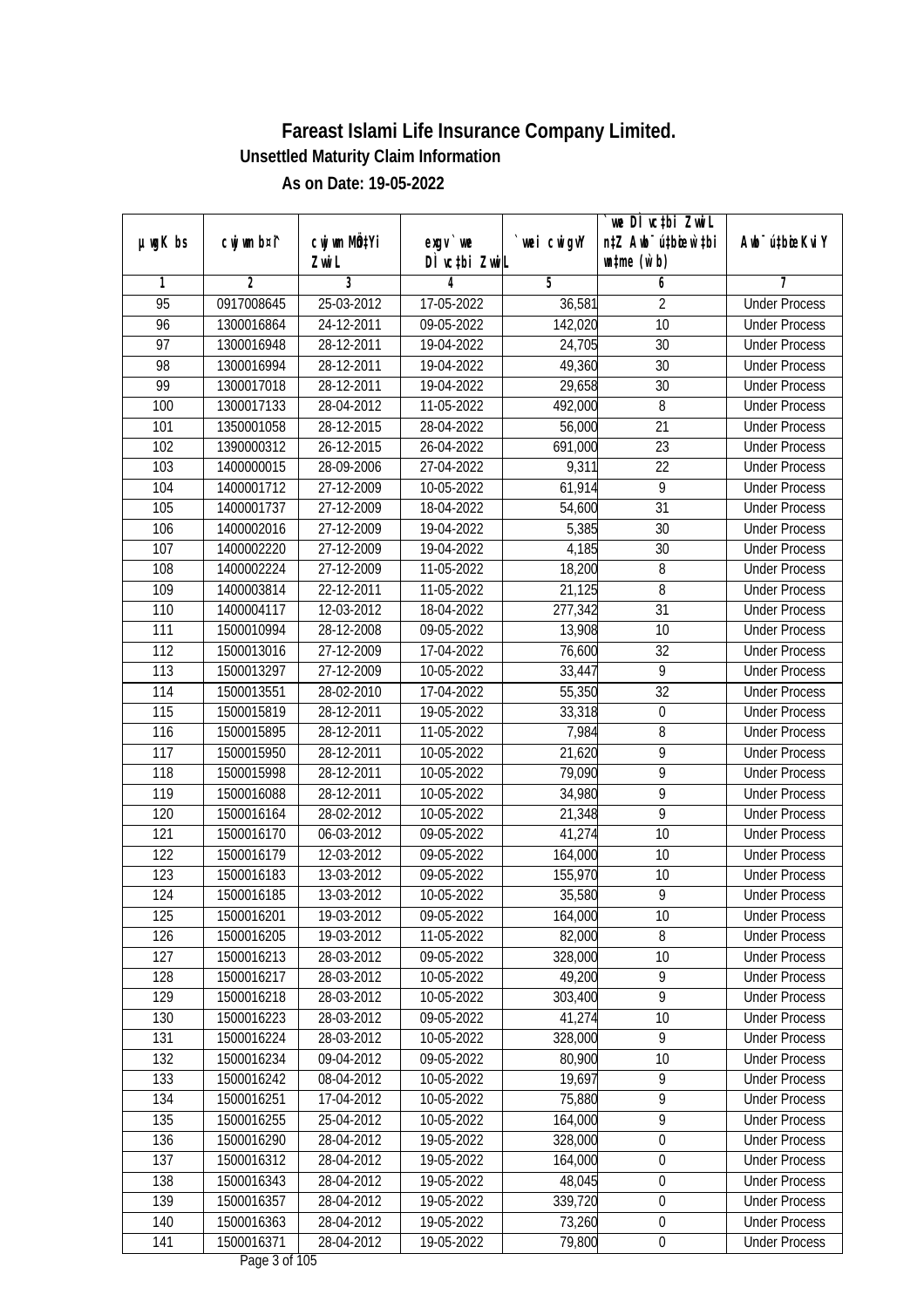# Fareast Islami Life Insurance Company Limited.

**Unsettled Maturity Claim Information**

**As on Date: 19-05-2022**

| µwgK bs | cwjwm b¤^i | cwjwm MÖn‡Yi ZvwiL | exgv`vwe DÌvc‡bi ZvwiL | `vwei cwigvY | `vwe DÌvc‡bi ZvwiL n‡Z Awb¯úbœ `vwei w`‡bi msL¨v (w`b) | Awb¯ú‡bœi KviY |
|---|---|---|---|---|---|---|
| 1 | 2 | 3 | 4 | 5 | 6 | 7 |
| 95 | 0917008645 | 25-03-2012 | 17-05-2022 | 36,581 | 2 | Under Process |
| 96 | 1300016864 | 24-12-2011 | 09-05-2022 | 142,020 | 10 | Under Process |
| 97 | 1300016948 | 28-12-2011 | 19-04-2022 | 24,705 | 30 | Under Process |
| 98 | 1300016994 | 28-12-2011 | 19-04-2022 | 49,360 | 30 | Under Process |
| 99 | 1300017018 | 28-12-2011 | 19-04-2022 | 29,658 | 30 | Under Process |
| 100 | 1300017133 | 28-04-2012 | 11-05-2022 | 492,000 | 8 | Under Process |
| 101 | 1350001058 | 28-12-2015 | 28-04-2022 | 56,000 | 21 | Under Process |
| 102 | 1390000312 | 26-12-2015 | 26-04-2022 | 691,000 | 23 | Under Process |
| 103 | 1400000015 | 28-09-2006 | 27-04-2022 | 9,311 | 22 | Under Process |
| 104 | 1400001712 | 27-12-2009 | 10-05-2022 | 61,914 | 9 | Under Process |
| 105 | 1400001737 | 27-12-2009 | 18-04-2022 | 54,600 | 31 | Under Process |
| 106 | 1400002016 | 27-12-2009 | 19-04-2022 | 5,385 | 30 | Under Process |
| 107 | 1400002220 | 27-12-2009 | 19-04-2022 | 4,185 | 30 | Under Process |
| 108 | 1400002224 | 27-12-2009 | 11-05-2022 | 18,200 | 8 | Under Process |
| 109 | 1400003814 | 22-12-2011 | 11-05-2022 | 21,125 | 8 | Under Process |
| 110 | 1400004117 | 12-03-2012 | 18-04-2022 | 277,342 | 31 | Under Process |
| 111 | 1500010994 | 28-12-2008 | 09-05-2022 | 13,908 | 10 | Under Process |
| 112 | 1500013016 | 27-12-2009 | 17-04-2022 | 76,600 | 32 | Under Process |
| 113 | 1500013297 | 27-12-2009 | 10-05-2022 | 33,447 | 9 | Under Process |
| 114 | 1500013551 | 28-02-2010 | 17-04-2022 | 55,350 | 32 | Under Process |
| 115 | 1500015819 | 28-12-2011 | 19-05-2022 | 33,318 | 0 | Under Process |
| 116 | 1500015895 | 28-12-2011 | 11-05-2022 | 7,984 | 8 | Under Process |
| 117 | 1500015950 | 28-12-2011 | 10-05-2022 | 21,620 | 9 | Under Process |
| 118 | 1500015998 | 28-12-2011 | 10-05-2022 | 79,090 | 9 | Under Process |
| 119 | 1500016088 | 28-12-2011 | 10-05-2022 | 34,980 | 9 | Under Process |
| 120 | 1500016164 | 28-02-2012 | 10-05-2022 | 21,348 | 9 | Under Process |
| 121 | 1500016170 | 06-03-2012 | 09-05-2022 | 41,274 | 10 | Under Process |
| 122 | 1500016179 | 12-03-2012 | 09-05-2022 | 164,000 | 10 | Under Process |
| 123 | 1500016183 | 13-03-2012 | 09-05-2022 | 155,970 | 10 | Under Process |
| 124 | 1500016185 | 13-03-2012 | 10-05-2022 | 35,580 | 9 | Under Process |
| 125 | 1500016201 | 19-03-2012 | 09-05-2022 | 164,000 | 10 | Under Process |
| 126 | 1500016205 | 19-03-2012 | 11-05-2022 | 82,000 | 8 | Under Process |
| 127 | 1500016213 | 28-03-2012 | 09-05-2022 | 328,000 | 10 | Under Process |
| 128 | 1500016217 | 28-03-2012 | 10-05-2022 | 49,200 | 9 | Under Process |
| 129 | 1500016218 | 28-03-2012 | 10-05-2022 | 303,400 | 9 | Under Process |
| 130 | 1500016223 | 28-03-2012 | 09-05-2022 | 41,274 | 10 | Under Process |
| 131 | 1500016224 | 28-03-2012 | 10-05-2022 | 328,000 | 9 | Under Process |
| 132 | 1500016234 | 09-04-2012 | 09-05-2022 | 80,900 | 10 | Under Process |
| 133 | 1500016242 | 08-04-2012 | 10-05-2022 | 19,697 | 9 | Under Process |
| 134 | 1500016251 | 17-04-2012 | 10-05-2022 | 75,880 | 9 | Under Process |
| 135 | 1500016255 | 25-04-2012 | 10-05-2022 | 164,000 | 9 | Under Process |
| 136 | 1500016290 | 28-04-2012 | 19-05-2022 | 328,000 | 0 | Under Process |
| 137 | 1500016312 | 28-04-2012 | 19-05-2022 | 164,000 | 0 | Under Process |
| 138 | 1500016343 | 28-04-2012 | 19-05-2022 | 48,045 | 0 | Under Process |
| 139 | 1500016357 | 28-04-2012 | 19-05-2022 | 339,720 | 0 | Under Process |
| 140 | 1500016363 | 28-04-2012 | 19-05-2022 | 73,260 | 0 | Under Process |
| 141 | 1500016371 | 28-04-2012 | 19-05-2022 | 79,800 | 0 | Under Process |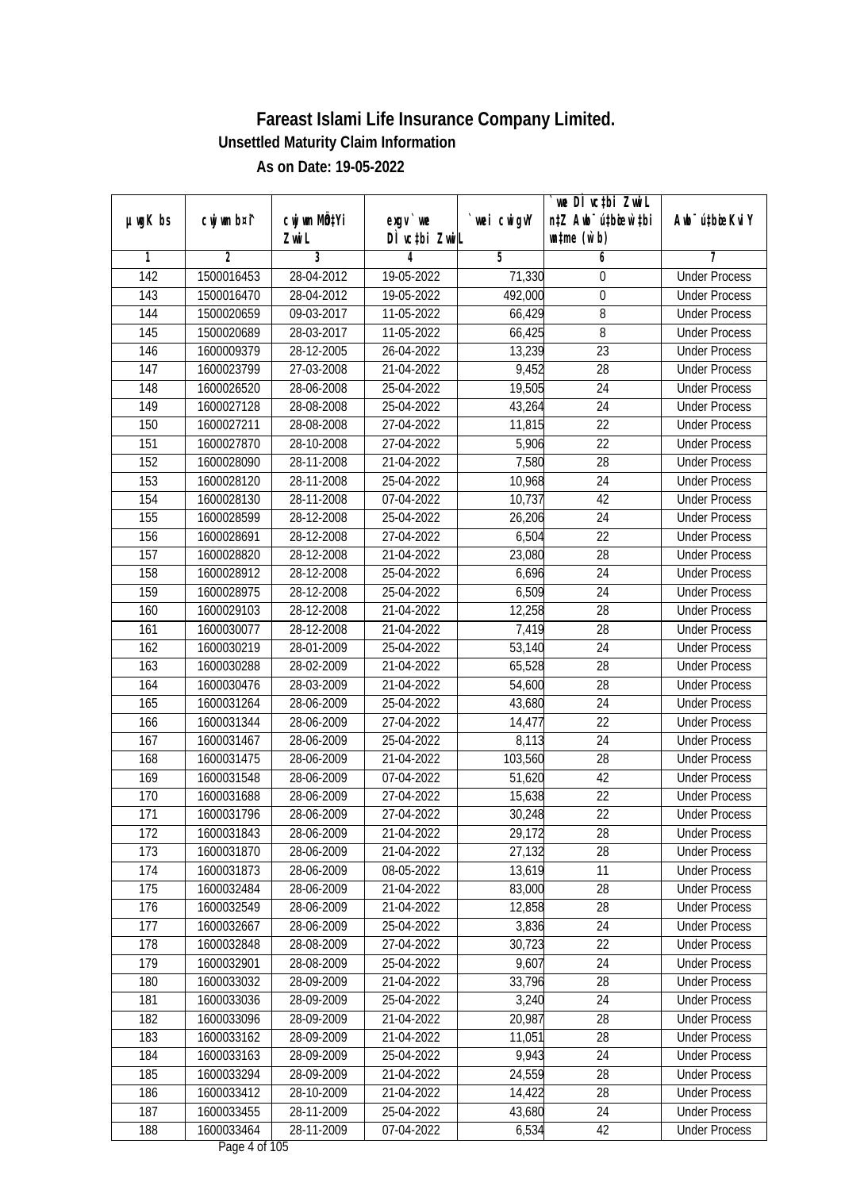# Fareast Islami Life Insurance Company Limited.

## Unsettled Maturity Claim Information

### As on Date: 19-05-2022

| µwgK bs | cwjwm b¤^i | cwjwm MÖn‡Yi ZvwiL | exgv `vwe DÌvc‡bi ZvwiL | `vwei cwigvY | `vwe DÌvc‡bi ZvwiL n‡Z Awb¯úwËi w`‡bi msL¨v (w`b) | Awb¯úwËi KviY |
|---|---|---|---|---|---|---|
| 1 | 2 | 3 | 4 | 5 | 6 | 7 |
| 142 | 1500016453 | 28-04-2012 | 19-05-2022 | 71,330 | 0 | Under Process |
| 143 | 1500016470 | 28-04-2012 | 19-05-2022 | 492,000 | 0 | Under Process |
| 144 | 1500020659 | 09-03-2017 | 11-05-2022 | 66,429 | 8 | Under Process |
| 145 | 1500020689 | 28-03-2017 | 11-05-2022 | 66,425 | 8 | Under Process |
| 146 | 1600009379 | 28-12-2005 | 26-04-2022 | 13,239 | 23 | Under Process |
| 147 | 1600023799 | 27-03-2008 | 21-04-2022 | 9,452 | 28 | Under Process |
| 148 | 1600026520 | 28-06-2008 | 25-04-2022 | 19,505 | 24 | Under Process |
| 149 | 1600027128 | 28-08-2008 | 25-04-2022 | 43,264 | 24 | Under Process |
| 150 | 1600027211 | 28-08-2008 | 27-04-2022 | 11,815 | 22 | Under Process |
| 151 | 1600027870 | 28-10-2008 | 27-04-2022 | 5,906 | 22 | Under Process |
| 152 | 1600028090 | 28-11-2008 | 21-04-2022 | 7,580 | 28 | Under Process |
| 153 | 1600028120 | 28-11-2008 | 25-04-2022 | 10,968 | 24 | Under Process |
| 154 | 1600028130 | 28-11-2008 | 07-04-2022 | 10,737 | 42 | Under Process |
| 155 | 1600028599 | 28-12-2008 | 25-04-2022 | 26,206 | 24 | Under Process |
| 156 | 1600028691 | 28-12-2008 | 27-04-2022 | 6,504 | 22 | Under Process |
| 157 | 1600028820 | 28-12-2008 | 21-04-2022 | 23,080 | 28 | Under Process |
| 158 | 1600028912 | 28-12-2008 | 25-04-2022 | 6,696 | 24 | Under Process |
| 159 | 1600028975 | 28-12-2008 | 25-04-2022 | 6,509 | 24 | Under Process |
| 160 | 1600029103 | 28-12-2008 | 21-04-2022 | 12,258 | 28 | Under Process |
| 161 | 1600030077 | 28-12-2008 | 21-04-2022 | 7,419 | 28 | Under Process |
| 162 | 1600030219 | 28-01-2009 | 25-04-2022 | 53,140 | 24 | Under Process |
| 163 | 1600030288 | 28-02-2009 | 21-04-2022 | 65,528 | 28 | Under Process |
| 164 | 1600030476 | 28-03-2009 | 21-04-2022 | 54,600 | 28 | Under Process |
| 165 | 1600031264 | 28-06-2009 | 25-04-2022 | 43,680 | 24 | Under Process |
| 166 | 1600031344 | 28-06-2009 | 27-04-2022 | 14,477 | 22 | Under Process |
| 167 | 1600031467 | 28-06-2009 | 25-04-2022 | 8,113 | 24 | Under Process |
| 168 | 1600031475 | 28-06-2009 | 21-04-2022 | 103,560 | 28 | Under Process |
| 169 | 1600031548 | 28-06-2009 | 07-04-2022 | 51,620 | 42 | Under Process |
| 170 | 1600031688 | 28-06-2009 | 27-04-2022 | 15,638 | 22 | Under Process |
| 171 | 1600031796 | 28-06-2009 | 27-04-2022 | 30,248 | 22 | Under Process |
| 172 | 1600031843 | 28-06-2009 | 21-04-2022 | 29,172 | 28 | Under Process |
| 173 | 1600031870 | 28-06-2009 | 21-04-2022 | 27,132 | 28 | Under Process |
| 174 | 1600031873 | 28-06-2009 | 08-05-2022 | 13,619 | 11 | Under Process |
| 175 | 1600032484 | 28-06-2009 | 21-04-2022 | 83,000 | 28 | Under Process |
| 176 | 1600032549 | 28-06-2009 | 21-04-2022 | 12,858 | 28 | Under Process |
| 177 | 1600032667 | 28-06-2009 | 25-04-2022 | 3,836 | 24 | Under Process |
| 178 | 1600032848 | 28-08-2009 | 27-04-2022 | 30,723 | 22 | Under Process |
| 179 | 1600032901 | 28-08-2009 | 25-04-2022 | 9,607 | 24 | Under Process |
| 180 | 1600033032 | 28-09-2009 | 21-04-2022 | 33,796 | 28 | Under Process |
| 181 | 1600033036 | 28-09-2009 | 25-04-2022 | 3,240 | 24 | Under Process |
| 182 | 1600033096 | 28-09-2009 | 21-04-2022 | 20,987 | 28 | Under Process |
| 183 | 1600033162 | 28-09-2009 | 21-04-2022 | 11,051 | 28 | Under Process |
| 184 | 1600033163 | 28-09-2009 | 25-04-2022 | 9,943 | 24 | Under Process |
| 185 | 1600033294 | 28-09-2009 | 21-04-2022 | 24,559 | 28 | Under Process |
| 186 | 1600033412 | 28-10-2009 | 21-04-2022 | 14,422 | 28 | Under Process |
| 187 | 1600033455 | 28-11-2009 | 25-04-2022 | 43,680 | 24 | Under Process |
| 188 | 1600033464 | 28-11-2009 | 07-04-2022 | 6,534 | 42 | Under Process |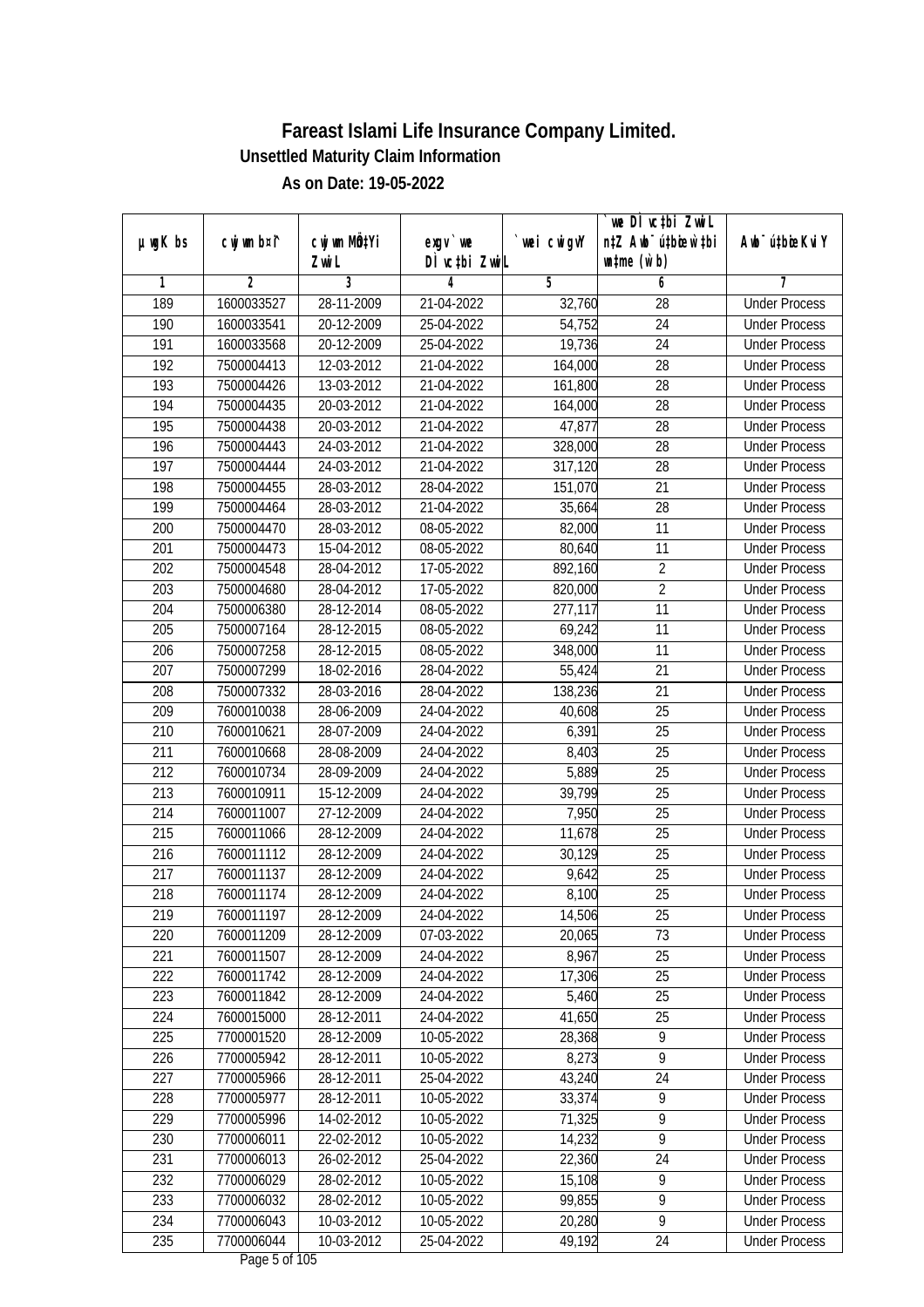# Fareast Islami Life Insurance Company Limited.

## Unsettled Maturity Claim Information

### As on Date: 19-05-2022

| µwgK bs | cwjwm b¤^i | cwjwm MÖn‡Yi ZvwiL | exgv`vwe DÌvc‡bi ZvwiL | `vwei cwigvY | `vwe DÌvc‡bi ZvwiL n‡Z Awb¯úwËK…Z w`‡bi msL¨v (w`b) | Awb¯ú‡bœi KviY |
|---|---|---|---|---|---|---|
| 1 | 2 | 3 | 4 | 5 | 6 | 7 |
| 189 | 1600033527 | 28-11-2009 | 21-04-2022 | 32,760 | 28 | Under Process |
| 190 | 1600033541 | 20-12-2009 | 25-04-2022 | 54,752 | 24 | Under Process |
| 191 | 1600033568 | 20-12-2009 | 25-04-2022 | 19,736 | 24 | Under Process |
| 192 | 7500004413 | 12-03-2012 | 21-04-2022 | 164,000 | 28 | Under Process |
| 193 | 7500004426 | 13-03-2012 | 21-04-2022 | 161,800 | 28 | Under Process |
| 194 | 7500004435 | 20-03-2012 | 21-04-2022 | 164,000 | 28 | Under Process |
| 195 | 7500004438 | 20-03-2012 | 21-04-2022 | 47,877 | 28 | Under Process |
| 196 | 7500004443 | 24-03-2012 | 21-04-2022 | 328,000 | 28 | Under Process |
| 197 | 7500004444 | 24-03-2012 | 21-04-2022 | 317,120 | 28 | Under Process |
| 198 | 7500004455 | 28-03-2012 | 28-04-2022 | 151,070 | 21 | Under Process |
| 199 | 7500004464 | 28-03-2012 | 21-04-2022 | 35,664 | 28 | Under Process |
| 200 | 7500004470 | 28-03-2012 | 08-05-2022 | 82,000 | 11 | Under Process |
| 201 | 7500004473 | 15-04-2012 | 08-05-2022 | 80,640 | 11 | Under Process |
| 202 | 7500004548 | 28-04-2012 | 17-05-2022 | 892,160 | 2 | Under Process |
| 203 | 7500004680 | 28-04-2012 | 17-05-2022 | 820,000 | 2 | Under Process |
| 204 | 7500006380 | 28-12-2014 | 08-05-2022 | 277,117 | 11 | Under Process |
| 205 | 7500007164 | 28-12-2015 | 08-05-2022 | 69,242 | 11 | Under Process |
| 206 | 7500007258 | 28-12-2015 | 08-05-2022 | 348,000 | 11 | Under Process |
| 207 | 7500007299 | 18-02-2016 | 28-04-2022 | 55,424 | 21 | Under Process |
| 208 | 7500007332 | 28-03-2016 | 28-04-2022 | 138,236 | 21 | Under Process |
| 209 | 7600010038 | 28-06-2009 | 24-04-2022 | 40,608 | 25 | Under Process |
| 210 | 7600010621 | 28-07-2009 | 24-04-2022 | 6,391 | 25 | Under Process |
| 211 | 7600010668 | 28-08-2009 | 24-04-2022 | 8,403 | 25 | Under Process |
| 212 | 7600010734 | 28-09-2009 | 24-04-2022 | 5,889 | 25 | Under Process |
| 213 | 7600010911 | 15-12-2009 | 24-04-2022 | 39,799 | 25 | Under Process |
| 214 | 7600011007 | 27-12-2009 | 24-04-2022 | 7,950 | 25 | Under Process |
| 215 | 7600011066 | 28-12-2009 | 24-04-2022 | 11,678 | 25 | Under Process |
| 216 | 7600011112 | 28-12-2009 | 24-04-2022 | 30,129 | 25 | Under Process |
| 217 | 7600011137 | 28-12-2009 | 24-04-2022 | 9,642 | 25 | Under Process |
| 218 | 7600011174 | 28-12-2009 | 24-04-2022 | 8,100 | 25 | Under Process |
| 219 | 7600011197 | 28-12-2009 | 24-04-2022 | 14,506 | 25 | Under Process |
| 220 | 7600011209 | 28-12-2009 | 07-03-2022 | 20,065 | 73 | Under Process |
| 221 | 7600011507 | 28-12-2009 | 24-04-2022 | 8,967 | 25 | Under Process |
| 222 | 7600011742 | 28-12-2009 | 24-04-2022 | 17,306 | 25 | Under Process |
| 223 | 7600011842 | 28-12-2009 | 24-04-2022 | 5,460 | 25 | Under Process |
| 224 | 7600015000 | 28-12-2011 | 24-04-2022 | 41,650 | 25 | Under Process |
| 225 | 7700001520 | 28-12-2009 | 10-05-2022 | 28,368 | 9 | Under Process |
| 226 | 7700005942 | 28-12-2011 | 10-05-2022 | 8,273 | 9 | Under Process |
| 227 | 7700005966 | 28-12-2011 | 25-04-2022 | 43,240 | 24 | Under Process |
| 228 | 7700005977 | 28-12-2011 | 10-05-2022 | 33,374 | 9 | Under Process |
| 229 | 7700005996 | 14-02-2012 | 10-05-2022 | 71,325 | 9 | Under Process |
| 230 | 7700006011 | 22-02-2012 | 10-05-2022 | 14,232 | 9 | Under Process |
| 231 | 7700006013 | 26-02-2012 | 25-04-2022 | 22,360 | 24 | Under Process |
| 232 | 7700006029 | 28-02-2012 | 10-05-2022 | 15,108 | 9 | Under Process |
| 233 | 7700006032 | 28-02-2012 | 10-05-2022 | 99,855 | 9 | Under Process |
| 234 | 7700006043 | 10-03-2012 | 10-05-2022 | 20,280 | 9 | Under Process |
| 235 | 7700006044 | 10-03-2012 | 25-04-2022 | 49,192 | 24 | Under Process |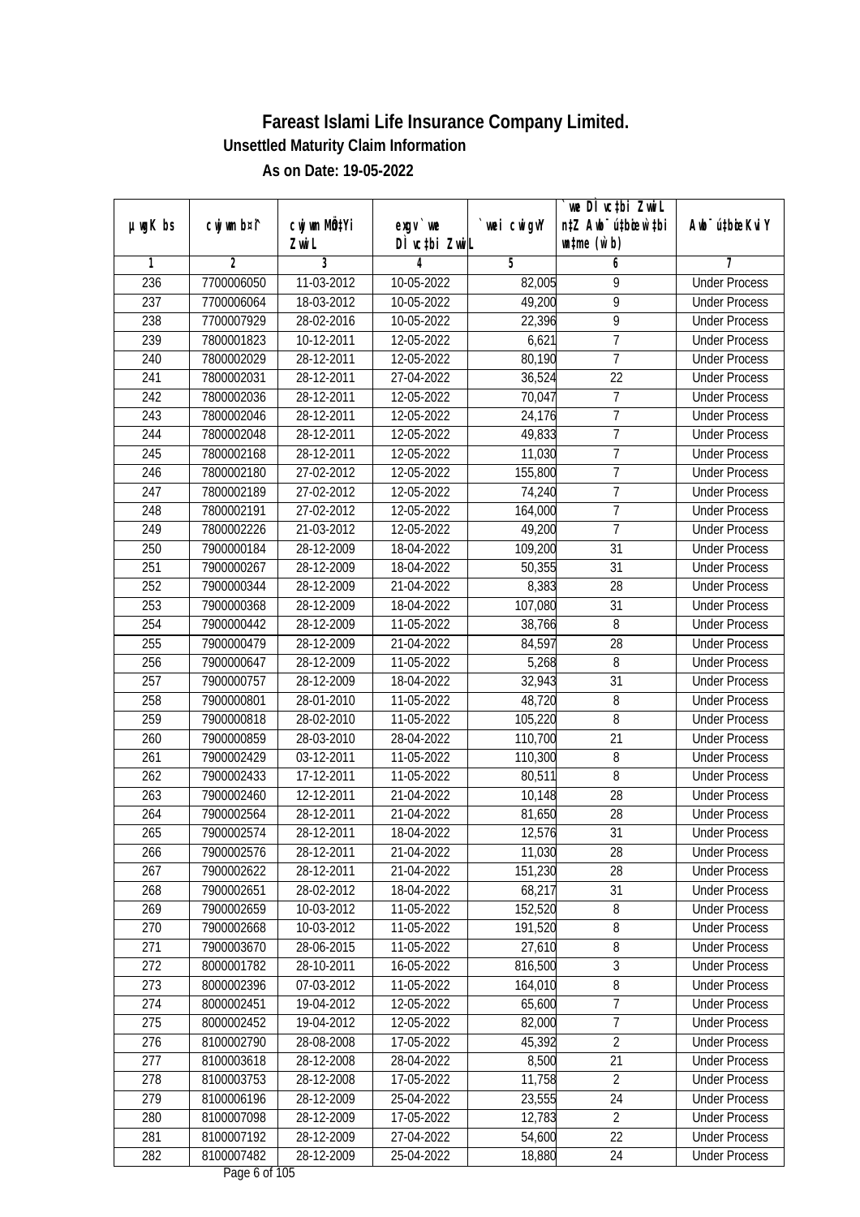# Fareast Islami Life Insurance Company Limited.

### Unsettled Maturity Claim Information

### As on Date: 19-05-2022

| µwgK bs | cwjwm b¤^i | cwjwm MÖn‡Yi ZvwiL | exgv `vwe DÌvc‡bi ZvwiL | `vwei cwigvY | `vwe DÌvc‡bi ZvwiL n‡Z Awb¯úwËi w`‡bi wnmve (w`b) | Awb¯úwËi KviY |
|---|---|---|---|---|---|---|
| 1 | 2 | 3 | 4 | 5 | 6 | 7 |
| 236 | 7700006050 | 11-03-2012 | 10-05-2022 | 82,005 | 9 | Under Process |
| 237 | 7700006064 | 18-03-2012 | 10-05-2022 | 49,200 | 9 | Under Process |
| 238 | 7700007929 | 28-02-2016 | 10-05-2022 | 22,396 | 9 | Under Process |
| 239 | 7800001823 | 10-12-2011 | 12-05-2022 | 6,621 | 7 | Under Process |
| 240 | 7800002029 | 28-12-2011 | 12-05-2022 | 80,190 | 7 | Under Process |
| 241 | 7800002031 | 28-12-2011 | 27-04-2022 | 36,524 | 22 | Under Process |
| 242 | 7800002036 | 28-12-2011 | 12-05-2022 | 70,047 | 7 | Under Process |
| 243 | 7800002046 | 28-12-2011 | 12-05-2022 | 24,176 | 7 | Under Process |
| 244 | 7800002048 | 28-12-2011 | 12-05-2022 | 49,833 | 7 | Under Process |
| 245 | 7800002168 | 28-12-2011 | 12-05-2022 | 11,030 | 7 | Under Process |
| 246 | 7800002180 | 27-02-2012 | 12-05-2022 | 155,800 | 7 | Under Process |
| 247 | 7800002189 | 27-02-2012 | 12-05-2022 | 74,240 | 7 | Under Process |
| 248 | 7800002191 | 27-02-2012 | 12-05-2022 | 164,000 | 7 | Under Process |
| 249 | 7800002226 | 21-03-2012 | 12-05-2022 | 49,200 | 7 | Under Process |
| 250 | 7900000184 | 28-12-2009 | 18-04-2022 | 109,200 | 31 | Under Process |
| 251 | 7900000267 | 28-12-2009 | 18-04-2022 | 50,355 | 31 | Under Process |
| 252 | 7900000344 | 28-12-2009 | 21-04-2022 | 8,383 | 28 | Under Process |
| 253 | 7900000368 | 28-12-2009 | 18-04-2022 | 107,080 | 31 | Under Process |
| 254 | 7900000442 | 28-12-2009 | 11-05-2022 | 38,766 | 8 | Under Process |
| 255 | 7900000479 | 28-12-2009 | 21-04-2022 | 84,597 | 28 | Under Process |
| 256 | 7900000647 | 28-12-2009 | 11-05-2022 | 5,268 | 8 | Under Process |
| 257 | 7900000757 | 28-12-2009 | 18-04-2022 | 32,943 | 31 | Under Process |
| 258 | 7900000801 | 28-01-2010 | 11-05-2022 | 48,720 | 8 | Under Process |
| 259 | 7900000818 | 28-02-2010 | 11-05-2022 | 105,220 | 8 | Under Process |
| 260 | 7900000859 | 28-03-2010 | 28-04-2022 | 110,700 | 21 | Under Process |
| 261 | 7900002429 | 03-12-2011 | 11-05-2022 | 110,300 | 8 | Under Process |
| 262 | 7900002433 | 17-12-2011 | 11-05-2022 | 80,511 | 8 | Under Process |
| 263 | 7900002460 | 12-12-2011 | 21-04-2022 | 10,148 | 28 | Under Process |
| 264 | 7900002564 | 28-12-2011 | 21-04-2022 | 81,650 | 28 | Under Process |
| 265 | 7900002574 | 28-12-2011 | 18-04-2022 | 12,576 | 31 | Under Process |
| 266 | 7900002576 | 28-12-2011 | 21-04-2022 | 11,030 | 28 | Under Process |
| 267 | 7900002622 | 28-12-2011 | 21-04-2022 | 151,230 | 28 | Under Process |
| 268 | 7900002651 | 28-02-2012 | 18-04-2022 | 68,217 | 31 | Under Process |
| 269 | 7900002659 | 10-03-2012 | 11-05-2022 | 152,520 | 8 | Under Process |
| 270 | 7900002668 | 10-03-2012 | 11-05-2022 | 191,520 | 8 | Under Process |
| 271 | 7900003670 | 28-06-2015 | 11-05-2022 | 27,610 | 8 | Under Process |
| 272 | 8000001782 | 28-10-2011 | 16-05-2022 | 816,500 | 3 | Under Process |
| 273 | 8000002396 | 07-03-2012 | 11-05-2022 | 164,010 | 8 | Under Process |
| 274 | 8000002451 | 19-04-2012 | 12-05-2022 | 65,600 | 7 | Under Process |
| 275 | 8000002452 | 19-04-2012 | 12-05-2022 | 82,000 | 7 | Under Process |
| 276 | 8100002790 | 28-08-2008 | 17-05-2022 | 45,392 | 2 | Under Process |
| 277 | 8100003618 | 28-12-2008 | 28-04-2022 | 8,500 | 21 | Under Process |
| 278 | 8100003753 | 28-12-2008 | 17-05-2022 | 11,758 | 2 | Under Process |
| 279 | 8100006196 | 28-12-2009 | 25-04-2022 | 23,555 | 24 | Under Process |
| 280 | 8100007098 | 28-12-2009 | 17-05-2022 | 12,783 | 2 | Under Process |
| 281 | 8100007192 | 28-12-2009 | 27-04-2022 | 54,600 | 22 | Under Process |
| 282 | 8100007482 | 28-12-2009 | 25-04-2022 | 18,880 | 24 | Under Process |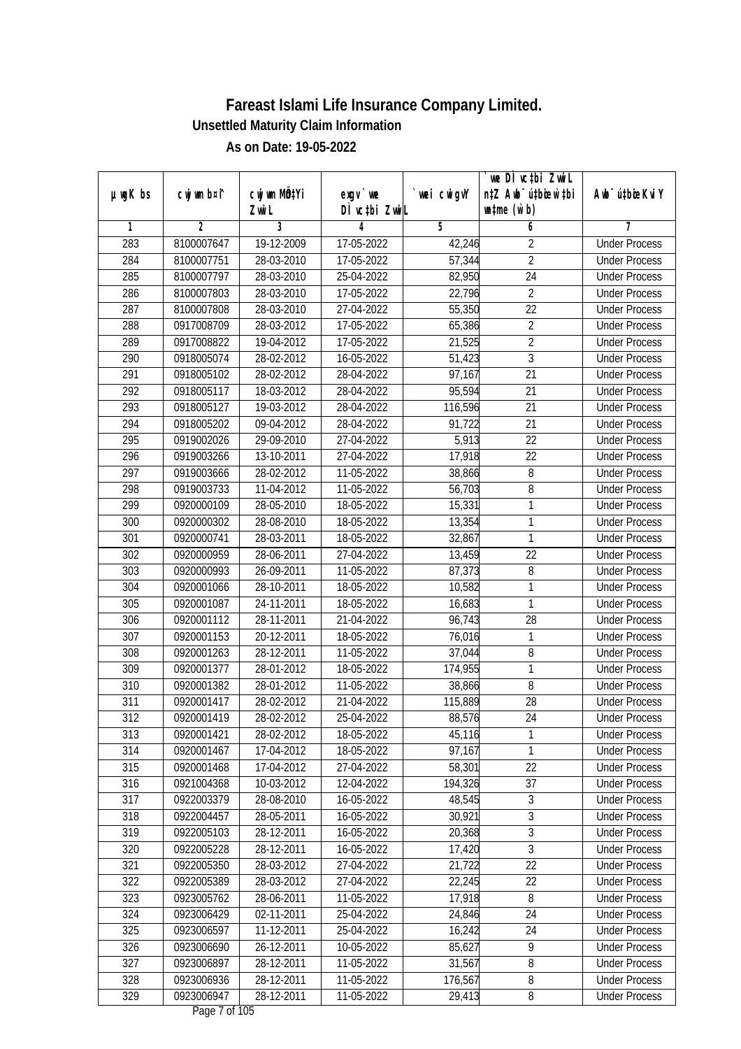# Fareast Islami Life Insurance Company Limited.

**Unsettled Maturity Claim Information**

**As on Date: 19-05-2022**

| µwgK bs | cwjwm b¤^i | cwjwm MÖn‡Yi ZvwiL | exgv` we DÌvc‡bi ZvwiL | `vwei cwigvY | `we DÌvc‡bi ZvwiL n‡Z Awb¯úbœ `v‡bi ‡gqv` (w`b) | Awb¯úbœi KviY |
|---|---|---|---|---|---|---|
| 1 | 2 | 3 | 4 | 5 | 6 | 7 |
| 283 | 8100007647 | 19-12-2009 | 17-05-2022 | 42,246 | 2 | Under Process |
| 284 | 8100007751 | 28-03-2010 | 17-05-2022 | 57,344 | 2 | Under Process |
| 285 | 8100007797 | 28-03-2010 | 25-04-2022 | 82,950 | 24 | Under Process |
| 286 | 8100007803 | 28-03-2010 | 17-05-2022 | 22,796 | 2 | Under Process |
| 287 | 8100007808 | 28-03-2010 | 27-04-2022 | 55,350 | 22 | Under Process |
| 288 | 0917008709 | 28-03-2012 | 17-05-2022 | 65,386 | 2 | Under Process |
| 289 | 0917008822 | 19-04-2012 | 17-05-2022 | 21,525 | 2 | Under Process |
| 290 | 0918005074 | 28-02-2012 | 16-05-2022 | 51,423 | 3 | Under Process |
| 291 | 0918005102 | 28-02-2012 | 28-04-2022 | 97,167 | 21 | Under Process |
| 292 | 0918005117 | 18-03-2012 | 28-04-2022 | 95,594 | 21 | Under Process |
| 293 | 0918005127 | 19-03-2012 | 28-04-2022 | 116,596 | 21 | Under Process |
| 294 | 0918005202 | 09-04-2012 | 28-04-2022 | 91,722 | 21 | Under Process |
| 295 | 0919002026 | 29-09-2010 | 27-04-2022 | 5,913 | 22 | Under Process |
| 296 | 0919003266 | 13-10-2011 | 27-04-2022 | 17,918 | 22 | Under Process |
| 297 | 0919003666 | 28-02-2012 | 11-05-2022 | 38,866 | 8 | Under Process |
| 298 | 0919003733 | 11-04-2012 | 11-05-2022 | 56,703 | 8 | Under Process |
| 299 | 0920000109 | 28-05-2010 | 18-05-2022 | 15,331 | 1 | Under Process |
| 300 | 0920000302 | 28-08-2010 | 18-05-2022 | 13,354 | 1 | Under Process |
| 301 | 0920000741 | 28-03-2011 | 18-05-2022 | 32,867 | 1 | Under Process |
| 302 | 0920000959 | 28-06-2011 | 27-04-2022 | 13,459 | 22 | Under Process |
| 303 | 0920000993 | 26-09-2011 | 11-05-2022 | 87,373 | 8 | Under Process |
| 304 | 0920001066 | 28-10-2011 | 18-05-2022 | 10,582 | 1 | Under Process |
| 305 | 0920001087 | 24-11-2011 | 18-05-2022 | 16,683 | 1 | Under Process |
| 306 | 0920001112 | 28-11-2011 | 21-04-2022 | 96,743 | 28 | Under Process |
| 307 | 0920001153 | 20-12-2011 | 18-05-2022 | 76,016 | 1 | Under Process |
| 308 | 0920001263 | 28-12-2011 | 11-05-2022 | 37,044 | 8 | Under Process |
| 309 | 0920001377 | 28-01-2012 | 18-05-2022 | 174,955 | 1 | Under Process |
| 310 | 0920001382 | 28-01-2012 | 11-05-2022 | 38,866 | 8 | Under Process |
| 311 | 0920001417 | 28-02-2012 | 21-04-2022 | 115,889 | 28 | Under Process |
| 312 | 0920001419 | 28-02-2012 | 25-04-2022 | 88,576 | 24 | Under Process |
| 313 | 0920001421 | 28-02-2012 | 18-05-2022 | 45,116 | 1 | Under Process |
| 314 | 0920001467 | 17-04-2012 | 18-05-2022 | 97,167 | 1 | Under Process |
| 315 | 0920001468 | 17-04-2012 | 27-04-2022 | 58,301 | 22 | Under Process |
| 316 | 0921004368 | 10-03-2012 | 12-04-2022 | 194,326 | 37 | Under Process |
| 317 | 0922003379 | 28-08-2010 | 16-05-2022 | 48,545 | 3 | Under Process |
| 318 | 0922004457 | 28-05-2011 | 16-05-2022 | 30,921 | 3 | Under Process |
| 319 | 0922005103 | 28-12-2011 | 16-05-2022 | 20,368 | 3 | Under Process |
| 320 | 0922005228 | 28-12-2011 | 16-05-2022 | 17,420 | 3 | Under Process |
| 321 | 0922005350 | 28-03-2012 | 27-04-2022 | 21,722 | 22 | Under Process |
| 322 | 0922005389 | 28-03-2012 | 27-04-2022 | 22,245 | 22 | Under Process |
| 323 | 0923005762 | 28-06-2011 | 11-05-2022 | 17,918 | 8 | Under Process |
| 324 | 0923006429 | 02-11-2011 | 25-04-2022 | 24,846 | 24 | Under Process |
| 325 | 0923006597 | 11-12-2011 | 25-04-2022 | 16,242 | 24 | Under Process |
| 326 | 0923006690 | 26-12-2011 | 10-05-2022 | 85,627 | 9 | Under Process |
| 327 | 0923006897 | 28-12-2011 | 11-05-2022 | 31,567 | 8 | Under Process |
| 328 | 0923006936 | 28-12-2011 | 11-05-2022 | 176,567 | 8 | Under Process |
| 329 | 0923006947 | 28-12-2011 | 11-05-2022 | 29,413 | 8 | Under Process |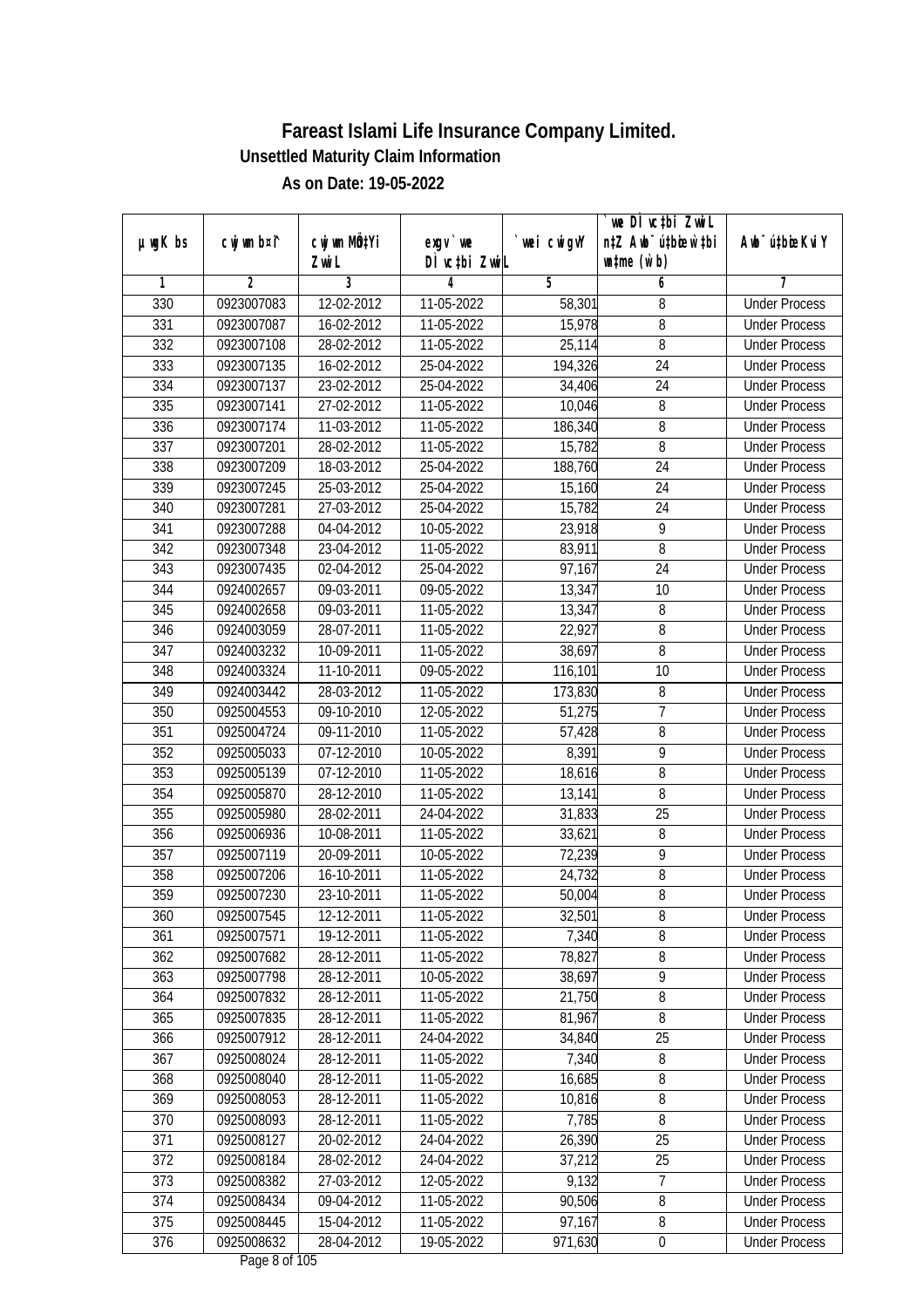# Fareast Islami Life Insurance Company Limited.

## Unsettled Maturity Claim Information

### As on Date: 19-05-2022

| µwgK bs | cwjwm bs¦ | cwjwm MÖn‡Yi ZvwiL | exgv` we DÌ vc‡bi ZvwiL | `vwei cwigvY | `we DÌ vc‡bi ZvwiL n‡Z Awb¯ú‡bœi w`‡bi msL¨v (w`b) | Awb¯ú‡bœi KviY |
|---|---|---|---|---|---|---|
| 1 | 2 | 3 | 4 | 5 | 6 | 7 |
| 330 | 0923007083 | 12-02-2012 | 11-05-2022 | 58,301 | 8 | Under Process |
| 331 | 0923007087 | 16-02-2012 | 11-05-2022 | 15,978 | 8 | Under Process |
| 332 | 0923007108 | 28-02-2012 | 11-05-2022 | 25,114 | 8 | Under Process |
| 333 | 0923007135 | 16-02-2012 | 25-04-2022 | 194,326 | 24 | Under Process |
| 334 | 0923007137 | 23-02-2012 | 25-04-2022 | 34,406 | 24 | Under Process |
| 335 | 0923007141 | 27-02-2012 | 11-05-2022 | 10,046 | 8 | Under Process |
| 336 | 0923007174 | 11-03-2012 | 11-05-2022 | 186,340 | 8 | Under Process |
| 337 | 0923007201 | 28-02-2012 | 11-05-2022 | 15,782 | 8 | Under Process |
| 338 | 0923007209 | 18-03-2012 | 25-04-2022 | 188,760 | 24 | Under Process |
| 339 | 0923007245 | 25-03-2012 | 25-04-2022 | 15,160 | 24 | Under Process |
| 340 | 0923007281 | 27-03-2012 | 25-04-2022 | 15,782 | 24 | Under Process |
| 341 | 0923007288 | 04-04-2012 | 10-05-2022 | 23,918 | 9 | Under Process |
| 342 | 0923007348 | 23-04-2012 | 11-05-2022 | 83,911 | 8 | Under Process |
| 343 | 0923007435 | 02-04-2012 | 25-04-2022 | 97,167 | 24 | Under Process |
| 344 | 0924002657 | 09-03-2011 | 09-05-2022 | 13,347 | 10 | Under Process |
| 345 | 0924002658 | 09-03-2011 | 11-05-2022 | 13,347 | 8 | Under Process |
| 346 | 0924003059 | 28-07-2011 | 11-05-2022 | 22,927 | 8 | Under Process |
| 347 | 0924003232 | 10-09-2011 | 11-05-2022 | 38,697 | 8 | Under Process |
| 348 | 0924003324 | 11-10-2011 | 09-05-2022 | 116,101 | 10 | Under Process |
| 349 | 0924003442 | 28-03-2012 | 11-05-2022 | 173,830 | 8 | Under Process |
| 350 | 0925004553 | 09-10-2010 | 12-05-2022 | 51,275 | 7 | Under Process |
| 351 | 0925004724 | 09-11-2010 | 11-05-2022 | 57,428 | 8 | Under Process |
| 352 | 0925005033 | 07-12-2010 | 10-05-2022 | 8,391 | 9 | Under Process |
| 353 | 0925005139 | 07-12-2010 | 11-05-2022 | 18,616 | 8 | Under Process |
| 354 | 0925005870 | 28-12-2010 | 11-05-2022 | 13,141 | 8 | Under Process |
| 355 | 0925005980 | 28-02-2011 | 24-04-2022 | 31,833 | 25 | Under Process |
| 356 | 0925006936 | 10-08-2011 | 11-05-2022 | 33,621 | 8 | Under Process |
| 357 | 0925007119 | 20-09-2011 | 10-05-2022 | 72,239 | 9 | Under Process |
| 358 | 0925007206 | 16-10-2011 | 11-05-2022 | 24,732 | 8 | Under Process |
| 359 | 0925007230 | 23-10-2011 | 11-05-2022 | 50,004 | 8 | Under Process |
| 360 | 0925007545 | 12-12-2011 | 11-05-2022 | 32,501 | 8 | Under Process |
| 361 | 0925007571 | 19-12-2011 | 11-05-2022 | 7,340 | 8 | Under Process |
| 362 | 0925007682 | 28-12-2011 | 11-05-2022 | 78,827 | 8 | Under Process |
| 363 | 0925007798 | 28-12-2011 | 10-05-2022 | 38,697 | 9 | Under Process |
| 364 | 0925007832 | 28-12-2011 | 11-05-2022 | 21,750 | 8 | Under Process |
| 365 | 0925007835 | 28-12-2011 | 11-05-2022 | 81,967 | 8 | Under Process |
| 366 | 0925007912 | 28-12-2011 | 24-04-2022 | 34,840 | 25 | Under Process |
| 367 | 0925008024 | 28-12-2011 | 11-05-2022 | 7,340 | 8 | Under Process |
| 368 | 0925008040 | 28-12-2011 | 11-05-2022 | 16,685 | 8 | Under Process |
| 369 | 0925008053 | 28-12-2011 | 11-05-2022 | 10,816 | 8 | Under Process |
| 370 | 0925008093 | 28-12-2011 | 11-05-2022 | 7,785 | 8 | Under Process |
| 371 | 0925008127 | 20-02-2012 | 24-04-2022 | 26,390 | 25 | Under Process |
| 372 | 0925008184 | 28-02-2012 | 24-04-2022 | 37,212 | 25 | Under Process |
| 373 | 0925008382 | 27-03-2012 | 12-05-2022 | 9,132 | 7 | Under Process |
| 374 | 0925008434 | 09-04-2012 | 11-05-2022 | 90,506 | 8 | Under Process |
| 375 | 0925008445 | 15-04-2012 | 11-05-2022 | 97,167 | 8 | Under Process |
| 376 | 0925008632 | 28-04-2012 | 19-05-2022 | 971,630 | 0 | Under Process |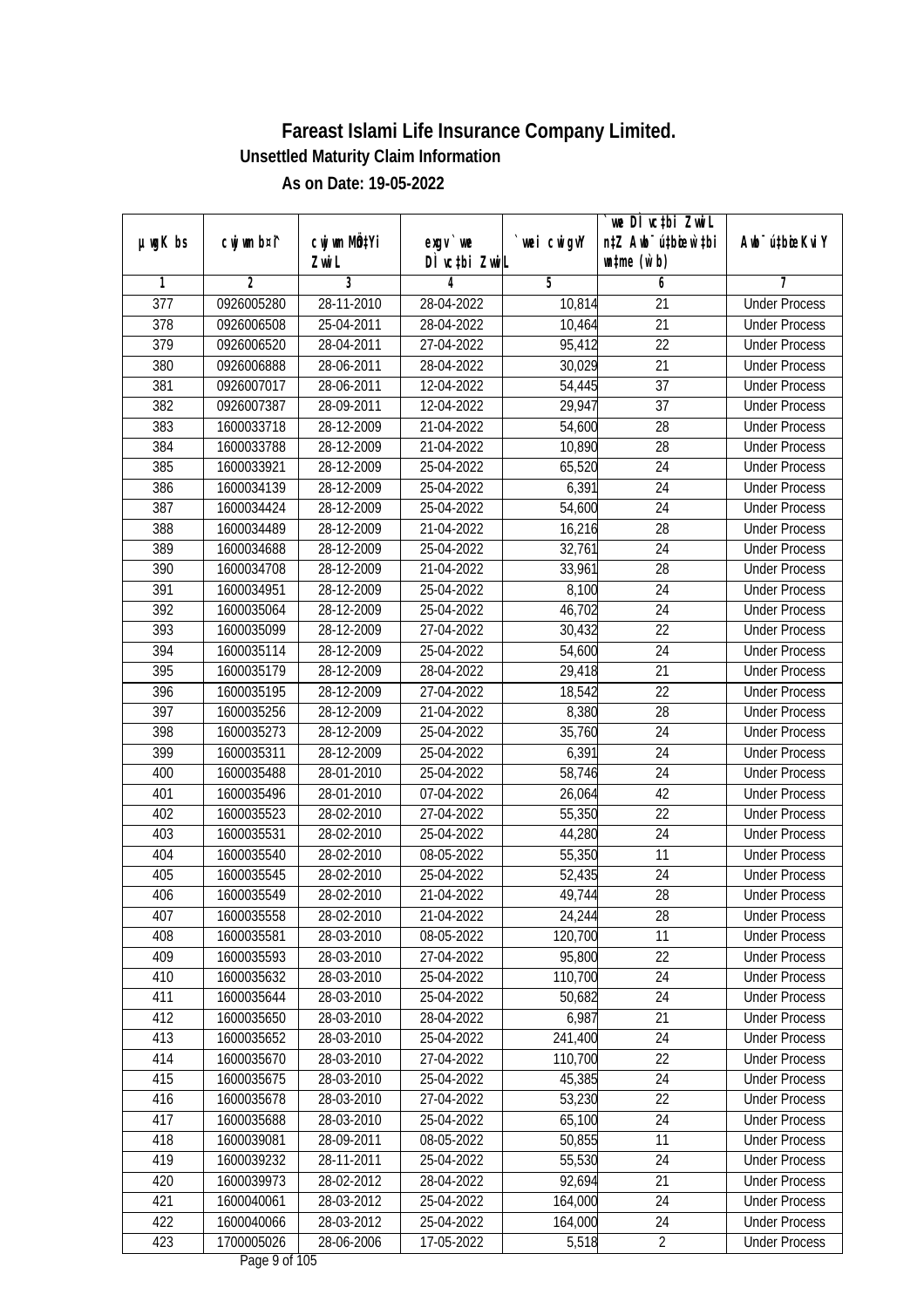# Fareast Islami Life Insurance Company Limited.

## Unsettled Maturity Claim Information

### As on Date: 19-05-2022

| µwgK bs | cwjwm bs¦ | cwjwm MÖ‡Yi ZwiL | exgv` we DÌ vc‡bi ZwiL | `vwei cwigvY | `ve DÌ vc‡bi ZwiL n‡Z Awb¯ú‡bœ w‡bi wnme (w`b) | Awb¯ú‡bœ KviY |
|---|---|---|---|---|---|---|
| 1 | 2 | 3 | 4 | 5 | 6 | 7 |
| 377 | 0926005280 | 28-11-2010 | 28-04-2022 | 10,814 | 21 | Under Process |
| 378 | 0926006508 | 25-04-2011 | 28-04-2022 | 10,464 | 21 | Under Process |
| 379 | 0926006520 | 28-04-2011 | 27-04-2022 | 95,412 | 22 | Under Process |
| 380 | 0926006888 | 28-06-2011 | 28-04-2022 | 30,029 | 21 | Under Process |
| 381 | 0926007017 | 28-06-2011 | 12-04-2022 | 54,445 | 37 | Under Process |
| 382 | 0926007387 | 28-09-2011 | 12-04-2022 | 29,947 | 37 | Under Process |
| 383 | 1600033718 | 28-12-2009 | 21-04-2022 | 54,600 | 28 | Under Process |
| 384 | 1600033788 | 28-12-2009 | 21-04-2022 | 10,890 | 28 | Under Process |
| 385 | 1600033921 | 28-12-2009 | 25-04-2022 | 65,520 | 24 | Under Process |
| 386 | 1600034139 | 28-12-2009 | 25-04-2022 | 6,391 | 24 | Under Process |
| 387 | 1600034424 | 28-12-2009 | 25-04-2022 | 54,600 | 24 | Under Process |
| 388 | 1600034489 | 28-12-2009 | 21-04-2022 | 16,216 | 28 | Under Process |
| 389 | 1600034688 | 28-12-2009 | 25-04-2022 | 32,761 | 24 | Under Process |
| 390 | 1600034708 | 28-12-2009 | 21-04-2022 | 33,961 | 28 | Under Process |
| 391 | 1600034951 | 28-12-2009 | 25-04-2022 | 8,100 | 24 | Under Process |
| 392 | 1600035064 | 28-12-2009 | 25-04-2022 | 46,702 | 24 | Under Process |
| 393 | 1600035099 | 28-12-2009 | 27-04-2022 | 30,432 | 22 | Under Process |
| 394 | 1600035114 | 28-12-2009 | 25-04-2022 | 54,600 | 24 | Under Process |
| 395 | 1600035179 | 28-12-2009 | 28-04-2022 | 29,418 | 21 | Under Process |
| 396 | 1600035195 | 28-12-2009 | 27-04-2022 | 18,542 | 22 | Under Process |
| 397 | 1600035256 | 28-12-2009 | 21-04-2022 | 8,380 | 28 | Under Process |
| 398 | 1600035273 | 28-12-2009 | 25-04-2022 | 35,760 | 24 | Under Process |
| 399 | 1600035311 | 28-12-2009 | 25-04-2022 | 6,391 | 24 | Under Process |
| 400 | 1600035488 | 28-01-2010 | 25-04-2022 | 58,746 | 24 | Under Process |
| 401 | 1600035496 | 28-01-2010 | 07-04-2022 | 26,064 | 42 | Under Process |
| 402 | 1600035523 | 28-02-2010 | 27-04-2022 | 55,350 | 22 | Under Process |
| 403 | 1600035531 | 28-02-2010 | 25-04-2022 | 44,280 | 24 | Under Process |
| 404 | 1600035540 | 28-02-2010 | 08-05-2022 | 55,350 | 11 | Under Process |
| 405 | 1600035545 | 28-02-2010 | 25-04-2022 | 52,435 | 24 | Under Process |
| 406 | 1600035549 | 28-02-2010 | 21-04-2022 | 49,744 | 28 | Under Process |
| 407 | 1600035558 | 28-02-2010 | 21-04-2022 | 24,244 | 28 | Under Process |
| 408 | 1600035581 | 28-03-2010 | 08-05-2022 | 120,700 | 11 | Under Process |
| 409 | 1600035593 | 28-03-2010 | 27-04-2022 | 95,800 | 22 | Under Process |
| 410 | 1600035632 | 28-03-2010 | 25-04-2022 | 110,700 | 24 | Under Process |
| 411 | 1600035644 | 28-03-2010 | 25-04-2022 | 50,682 | 24 | Under Process |
| 412 | 1600035650 | 28-03-2010 | 28-04-2022 | 6,987 | 21 | Under Process |
| 413 | 1600035652 | 28-03-2010 | 25-04-2022 | 241,400 | 24 | Under Process |
| 414 | 1600035670 | 28-03-2010 | 27-04-2022 | 110,700 | 22 | Under Process |
| 415 | 1600035675 | 28-03-2010 | 25-04-2022 | 45,385 | 24 | Under Process |
| 416 | 1600035678 | 28-03-2010 | 27-04-2022 | 53,230 | 22 | Under Process |
| 417 | 1600035688 | 28-03-2010 | 25-04-2022 | 65,100 | 24 | Under Process |
| 418 | 1600039081 | 28-09-2011 | 08-05-2022 | 50,855 | 11 | Under Process |
| 419 | 1600039232 | 28-11-2011 | 25-04-2022 | 55,530 | 24 | Under Process |
| 420 | 1600039973 | 28-02-2012 | 28-04-2022 | 92,694 | 21 | Under Process |
| 421 | 1600040061 | 28-03-2012 | 25-04-2022 | 164,000 | 24 | Under Process |
| 422 | 1600040066 | 28-03-2012 | 25-04-2022 | 164,000 | 24 | Under Process |
| 423 | 1700005026 | 28-06-2006 | 17-05-2022 | 5,518 | 2 | Under Process |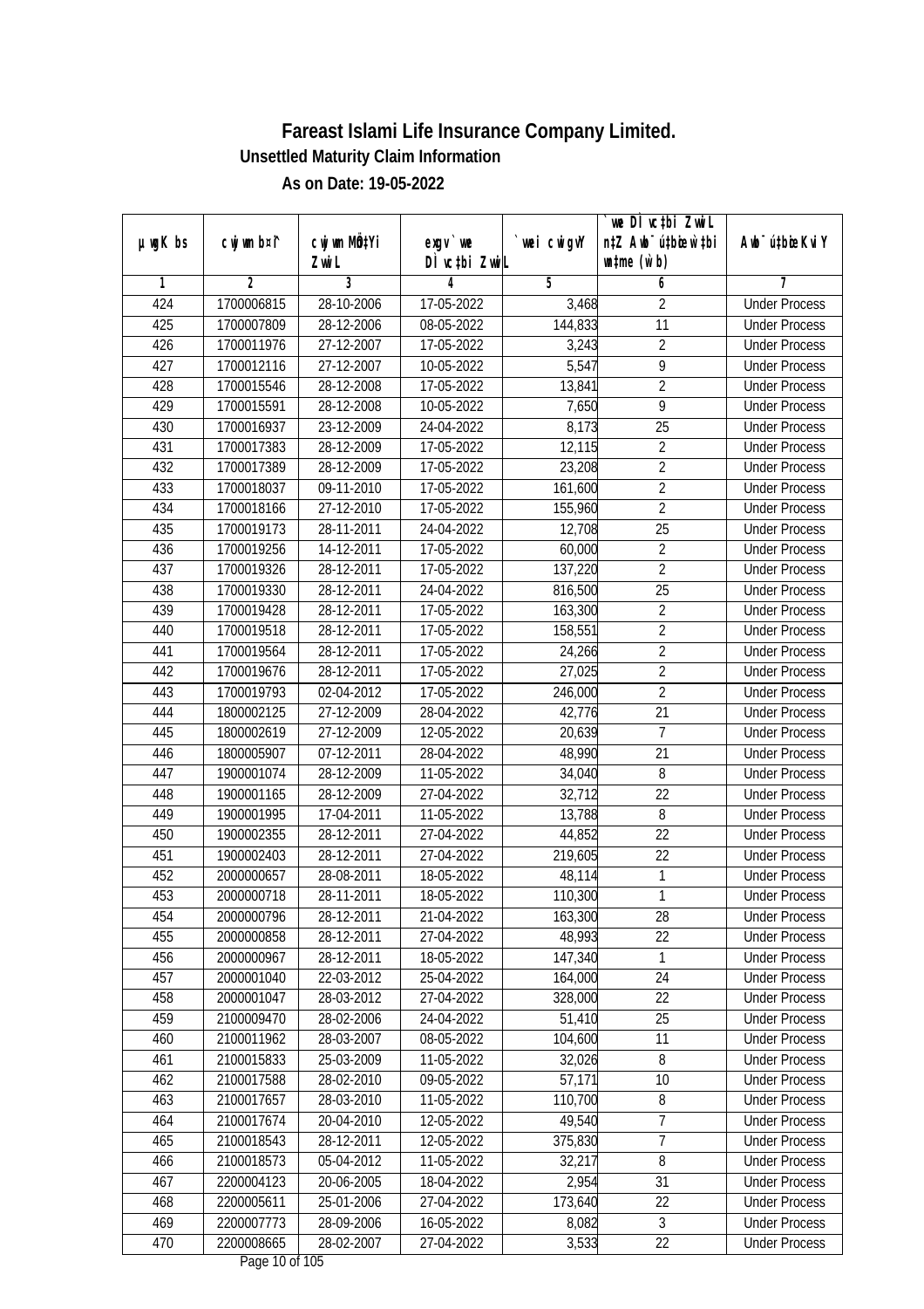# Fareast Islami Life Insurance Company Limited.

**Unsettled Maturity Claim Information**

**As on Date: 19-05-2022**

| µwgK bs | cwjwm bs¤^i | cwjwm MÖn‡Yi ZvwiL | exgv` we DÌ vc‡bi ZvwiL | `vwei cwigvY | `we DÌ vc‡bi ZvwiL n‡Z Awb¯ú‡bœi w`‡bi msL¨v (w`b) | Awb¯ú‡bœi KviY |
|---|---|---|---|---|---|---|
| 1 | 2 | 3 | 4 | 5 | 6 | 7 |
| 424 | 1700006815 | 28-10-2006 | 17-05-2022 | 3,468 | 2 | Under Process |
| 425 | 1700007809 | 28-12-2006 | 08-05-2022 | 144,833 | 11 | Under Process |
| 426 | 1700011976 | 27-12-2007 | 17-05-2022 | 3,243 | 2 | Under Process |
| 427 | 1700012116 | 27-12-2007 | 10-05-2022 | 5,547 | 9 | Under Process |
| 428 | 1700015546 | 28-12-2008 | 17-05-2022 | 13,841 | 2 | Under Process |
| 429 | 1700015591 | 28-12-2008 | 10-05-2022 | 7,650 | 9 | Under Process |
| 430 | 1700016937 | 23-12-2009 | 24-04-2022 | 8,173 | 25 | Under Process |
| 431 | 1700017383 | 28-12-2009 | 17-05-2022 | 12,115 | 2 | Under Process |
| 432 | 1700017389 | 28-12-2009 | 17-05-2022 | 23,208 | 2 | Under Process |
| 433 | 1700018037 | 09-11-2010 | 17-05-2022 | 161,600 | 2 | Under Process |
| 434 | 1700018166 | 27-12-2010 | 17-05-2022 | 155,960 | 2 | Under Process |
| 435 | 1700019173 | 28-11-2011 | 24-04-2022 | 12,708 | 25 | Under Process |
| 436 | 1700019256 | 14-12-2011 | 17-05-2022 | 60,000 | 2 | Under Process |
| 437 | 1700019326 | 28-12-2011 | 17-05-2022 | 137,220 | 2 | Under Process |
| 438 | 1700019330 | 28-12-2011 | 24-04-2022 | 816,500 | 25 | Under Process |
| 439 | 1700019428 | 28-12-2011 | 17-05-2022 | 163,300 | 2 | Under Process |
| 440 | 1700019518 | 28-12-2011 | 17-05-2022 | 158,551 | 2 | Under Process |
| 441 | 1700019564 | 28-12-2011 | 17-05-2022 | 24,266 | 2 | Under Process |
| 442 | 1700019676 | 28-12-2011 | 17-05-2022 | 27,025 | 2 | Under Process |
| 443 | 1700019793 | 02-04-2012 | 17-05-2022 | 246,000 | 2 | Under Process |
| 444 | 1800002125 | 27-12-2009 | 28-04-2022 | 42,776 | 21 | Under Process |
| 445 | 1800002619 | 27-12-2009 | 12-05-2022 | 20,639 | 7 | Under Process |
| 446 | 1800005907 | 07-12-2011 | 28-04-2022 | 48,990 | 21 | Under Process |
| 447 | 1900001074 | 28-12-2009 | 11-05-2022 | 34,040 | 8 | Under Process |
| 448 | 1900001165 | 28-12-2009 | 27-04-2022 | 32,712 | 22 | Under Process |
| 449 | 1900001995 | 17-04-2011 | 11-05-2022 | 13,788 | 8 | Under Process |
| 450 | 1900002355 | 28-12-2011 | 27-04-2022 | 44,852 | 22 | Under Process |
| 451 | 1900002403 | 28-12-2011 | 27-04-2022 | 219,605 | 22 | Under Process |
| 452 | 2000000657 | 28-08-2011 | 18-05-2022 | 48,114 | 1 | Under Process |
| 453 | 2000000718 | 28-11-2011 | 18-05-2022 | 110,300 | 1 | Under Process |
| 454 | 2000000796 | 28-12-2011 | 21-04-2022 | 163,300 | 28 | Under Process |
| 455 | 2000000858 | 28-12-2011 | 27-04-2022 | 48,993 | 22 | Under Process |
| 456 | 2000000967 | 28-12-2011 | 18-05-2022 | 147,340 | 1 | Under Process |
| 457 | 2000001040 | 22-03-2012 | 25-04-2022 | 164,000 | 24 | Under Process |
| 458 | 2000001047 | 28-03-2012 | 27-04-2022 | 328,000 | 22 | Under Process |
| 459 | 2100009470 | 28-02-2006 | 24-04-2022 | 51,410 | 25 | Under Process |
| 460 | 2100011962 | 28-03-2007 | 08-05-2022 | 104,600 | 11 | Under Process |
| 461 | 2100015833 | 25-03-2009 | 11-05-2022 | 32,026 | 8 | Under Process |
| 462 | 2100017588 | 28-02-2010 | 09-05-2022 | 57,171 | 10 | Under Process |
| 463 | 2100017657 | 28-03-2010 | 11-05-2022 | 110,700 | 8 | Under Process |
| 464 | 2100017674 | 20-04-2010 | 12-05-2022 | 49,540 | 7 | Under Process |
| 465 | 2100018543 | 28-12-2011 | 12-05-2022 | 375,830 | 7 | Under Process |
| 466 | 2100018573 | 05-04-2012 | 11-05-2022 | 32,217 | 8 | Under Process |
| 467 | 2200004123 | 20-06-2005 | 18-04-2022 | 2,954 | 31 | Under Process |
| 468 | 2200005611 | 25-01-2006 | 27-04-2022 | 173,640 | 22 | Under Process |
| 469 | 2200007773 | 28-09-2006 | 16-05-2022 | 8,082 | 3 | Under Process |
| 470 | 2200008665 | 28-02-2007 | 27-04-2022 | 3,533 | 22 | Under Process |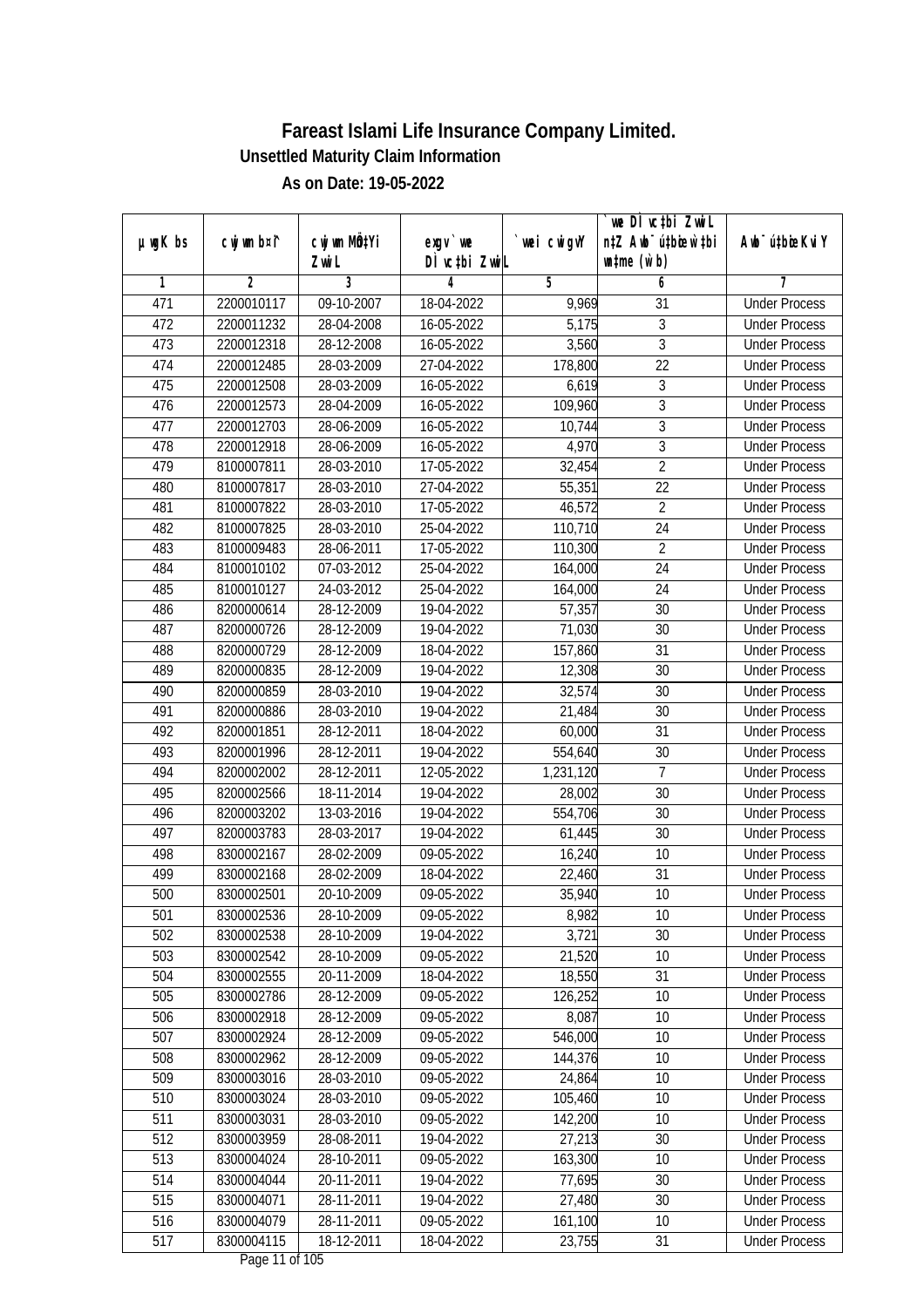# Fareast Islami Life Insurance Company Limited.

**Unsettled Maturity Claim Information**

**As on Date: 19-05-2022**

| µwgK bs | cwjwm bs¤^ | cwjwm MÖn‡Yi ZvwiL | exgv`vwe DÌvc‡bi ZvwiL | `vwei cwigvY | `vwe DÌvc‡bi ZvwiL n‡Z Awb¯úbœ `vwei wÌme (w`b) | Awb¯úbœ `vwei KviY |
|---|---|---|---|---|---|---|
| 1 | 2 | 3 | 4 | 5 | 6 | 7 |
| 471 | 2200010117 | 09-10-2007 | 18-04-2022 | 9,969 | 31 | Under Process |
| 472 | 2200011232 | 28-04-2008 | 16-05-2022 | 5,175 | 3 | Under Process |
| 473 | 2200012318 | 28-12-2008 | 16-05-2022 | 3,560 | 3 | Under Process |
| 474 | 2200012485 | 28-03-2009 | 27-04-2022 | 178,800 | 22 | Under Process |
| 475 | 2200012508 | 28-03-2009 | 16-05-2022 | 6,619 | 3 | Under Process |
| 476 | 2200012573 | 28-04-2009 | 16-05-2022 | 109,960 | 3 | Under Process |
| 477 | 2200012703 | 28-06-2009 | 16-05-2022 | 10,744 | 3 | Under Process |
| 478 | 2200012918 | 28-06-2009 | 16-05-2022 | 4,970 | 3 | Under Process |
| 479 | 8100007811 | 28-03-2010 | 17-05-2022 | 32,454 | 2 | Under Process |
| 480 | 8100007817 | 28-03-2010 | 27-04-2022 | 55,351 | 22 | Under Process |
| 481 | 8100007822 | 28-03-2010 | 17-05-2022 | 46,572 | 2 | Under Process |
| 482 | 8100007825 | 28-03-2010 | 25-04-2022 | 110,710 | 24 | Under Process |
| 483 | 8100009483 | 28-06-2011 | 17-05-2022 | 110,300 | 2 | Under Process |
| 484 | 8100010102 | 07-03-2012 | 25-04-2022 | 164,000 | 24 | Under Process |
| 485 | 8100010127 | 24-03-2012 | 25-04-2022 | 164,000 | 24 | Under Process |
| 486 | 8200000614 | 28-12-2009 | 19-04-2022 | 57,357 | 30 | Under Process |
| 487 | 8200000726 | 28-12-2009 | 19-04-2022 | 71,030 | 30 | Under Process |
| 488 | 8200000729 | 28-12-2009 | 18-04-2022 | 157,860 | 31 | Under Process |
| 489 | 8200000835 | 28-12-2009 | 19-04-2022 | 12,308 | 30 | Under Process |
| 490 | 8200000859 | 28-03-2010 | 19-04-2022 | 32,574 | 30 | Under Process |
| 491 | 8200000886 | 28-03-2010 | 19-04-2022 | 21,484 | 30 | Under Process |
| 492 | 8200001851 | 28-12-2011 | 18-04-2022 | 60,000 | 31 | Under Process |
| 493 | 8200001996 | 28-12-2011 | 19-04-2022 | 554,640 | 30 | Under Process |
| 494 | 8200002002 | 28-12-2011 | 12-05-2022 | 1,231,120 | 7 | Under Process |
| 495 | 8200002566 | 18-11-2014 | 19-04-2022 | 28,002 | 30 | Under Process |
| 496 | 8200003202 | 13-03-2016 | 19-04-2022 | 554,706 | 30 | Under Process |
| 497 | 8200003783 | 28-03-2017 | 19-04-2022 | 61,445 | 30 | Under Process |
| 498 | 8300002167 | 28-02-2009 | 09-05-2022 | 16,240 | 10 | Under Process |
| 499 | 8300002168 | 28-02-2009 | 18-04-2022 | 22,460 | 31 | Under Process |
| 500 | 8300002501 | 20-10-2009 | 09-05-2022 | 35,940 | 10 | Under Process |
| 501 | 8300002536 | 28-10-2009 | 09-05-2022 | 8,982 | 10 | Under Process |
| 502 | 8300002538 | 28-10-2009 | 19-04-2022 | 3,721 | 30 | Under Process |
| 503 | 8300002542 | 28-10-2009 | 09-05-2022 | 21,520 | 10 | Under Process |
| 504 | 8300002555 | 20-11-2009 | 18-04-2022 | 18,550 | 31 | Under Process |
| 505 | 8300002786 | 28-12-2009 | 09-05-2022 | 126,252 | 10 | Under Process |
| 506 | 8300002918 | 28-12-2009 | 09-05-2022 | 8,087 | 10 | Under Process |
| 507 | 8300002924 | 28-12-2009 | 09-05-2022 | 546,000 | 10 | Under Process |
| 508 | 8300002962 | 28-12-2009 | 09-05-2022 | 144,376 | 10 | Under Process |
| 509 | 8300003016 | 28-03-2010 | 09-05-2022 | 24,864 | 10 | Under Process |
| 510 | 8300003024 | 28-03-2010 | 09-05-2022 | 105,460 | 10 | Under Process |
| 511 | 8300003031 | 28-03-2010 | 09-05-2022 | 142,200 | 10 | Under Process |
| 512 | 8300003959 | 28-08-2011 | 19-04-2022 | 27,213 | 30 | Under Process |
| 513 | 8300004024 | 28-10-2011 | 09-05-2022 | 163,300 | 10 | Under Process |
| 514 | 8300004044 | 20-11-2011 | 19-04-2022 | 77,695 | 30 | Under Process |
| 515 | 8300004071 | 28-11-2011 | 19-04-2022 | 27,480 | 30 | Under Process |
| 516 | 8300004079 | 28-11-2011 | 09-05-2022 | 161,100 | 10 | Under Process |
| 517 | 8300004115 | 18-12-2011 | 18-04-2022 | 23,755 | 31 | Under Process |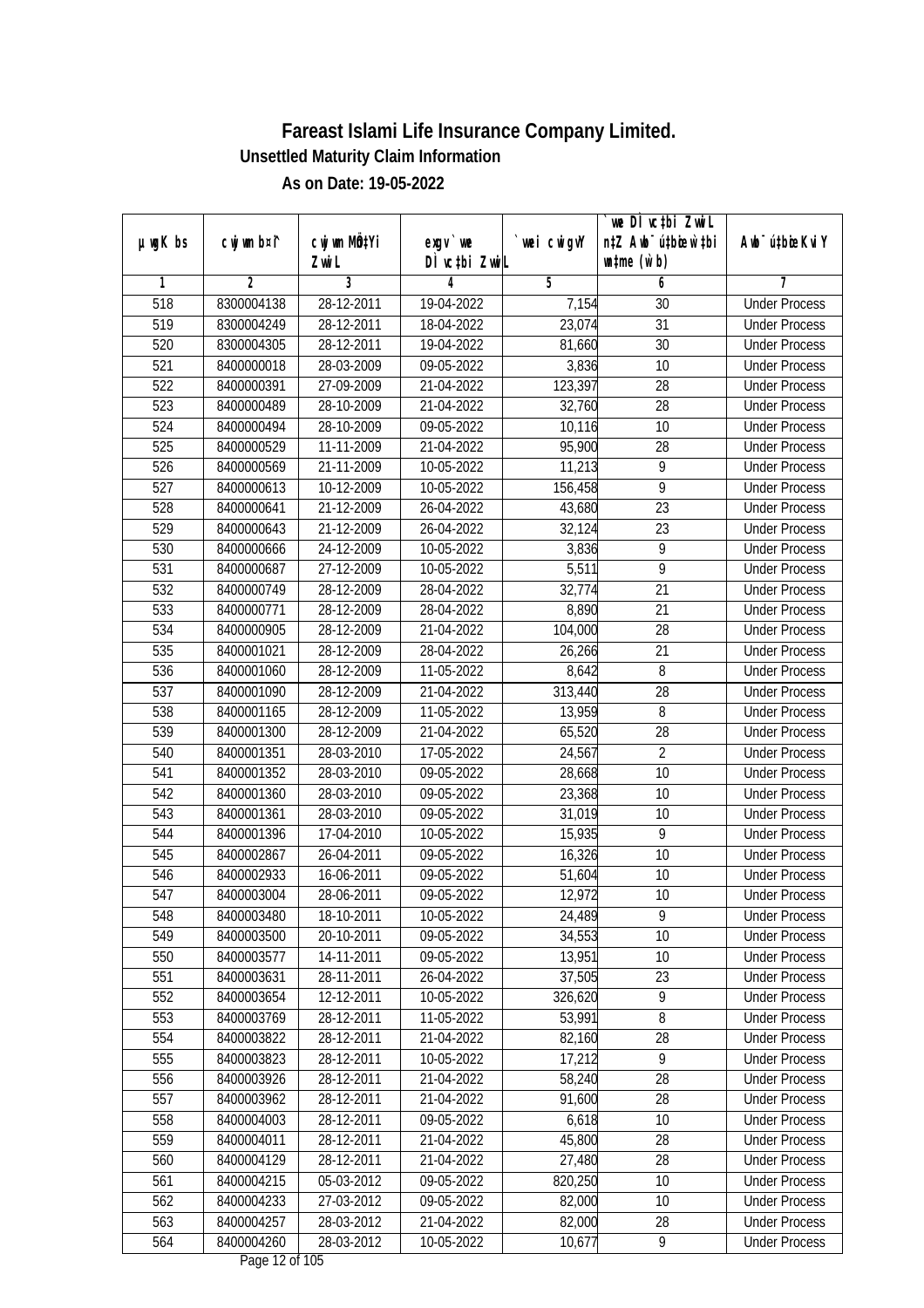# Fareast Islami Life Insurance Company Limited.

**Unsettled Maturity Claim Information**

**As on Date: 19-05-2022**

| µwgK bs | cwjwm b¤^i | cwjwm MÖn‡Yi ZvwiL | exgv`vwe DÌvc‡bi ZvwiL | `vwei cwigvY | `vwe DÌvc‡bi ZvwiL n‡Z Awb¯ú‡bœi w`‡bi msL¨v (w`b) | Awb¯ú‡bœi KviY |
|---|---|---|---|---|---|---|
| 1 | 2 | 3 | 4 | 5 | 6 | 7 |
| 518 | 8300004138 | 28-12-2011 | 19-04-2022 | 7,154 | 30 | Under Process |
| 519 | 8300004249 | 28-12-2011 | 18-04-2022 | 23,074 | 31 | Under Process |
| 520 | 8300004305 | 28-12-2011 | 19-04-2022 | 81,660 | 30 | Under Process |
| 521 | 8400000018 | 28-03-2009 | 09-05-2022 | 3,836 | 10 | Under Process |
| 522 | 8400000391 | 27-09-2009 | 21-04-2022 | 123,397 | 28 | Under Process |
| 523 | 8400000489 | 28-10-2009 | 21-04-2022 | 32,760 | 28 | Under Process |
| 524 | 8400000494 | 28-10-2009 | 09-05-2022 | 10,116 | 10 | Under Process |
| 525 | 8400000529 | 11-11-2009 | 21-04-2022 | 95,900 | 28 | Under Process |
| 526 | 8400000569 | 21-11-2009 | 10-05-2022 | 11,213 | 9 | Under Process |
| 527 | 8400000613 | 10-12-2009 | 10-05-2022 | 156,458 | 9 | Under Process |
| 528 | 8400000641 | 21-12-2009 | 26-04-2022 | 43,680 | 23 | Under Process |
| 529 | 8400000643 | 21-12-2009 | 26-04-2022 | 32,124 | 23 | Under Process |
| 530 | 8400000666 | 24-12-2009 | 10-05-2022 | 3,836 | 9 | Under Process |
| 531 | 8400000687 | 27-12-2009 | 10-05-2022 | 5,511 | 9 | Under Process |
| 532 | 8400000749 | 28-12-2009 | 28-04-2022 | 32,774 | 21 | Under Process |
| 533 | 8400000771 | 28-12-2009 | 28-04-2022 | 8,890 | 21 | Under Process |
| 534 | 8400000905 | 28-12-2009 | 21-04-2022 | 104,000 | 28 | Under Process |
| 535 | 8400001021 | 28-12-2009 | 28-04-2022 | 26,266 | 21 | Under Process |
| 536 | 8400001060 | 28-12-2009 | 11-05-2022 | 8,642 | 8 | Under Process |
| 537 | 8400001090 | 28-12-2009 | 21-04-2022 | 313,440 | 28 | Under Process |
| 538 | 8400001165 | 28-12-2009 | 11-05-2022 | 13,959 | 8 | Under Process |
| 539 | 8400001300 | 28-12-2009 | 21-04-2022 | 65,520 | 28 | Under Process |
| 540 | 8400001351 | 28-03-2010 | 17-05-2022 | 24,567 | 2 | Under Process |
| 541 | 8400001352 | 28-03-2010 | 09-05-2022 | 28,668 | 10 | Under Process |
| 542 | 8400001360 | 28-03-2010 | 09-05-2022 | 23,368 | 10 | Under Process |
| 543 | 8400001361 | 28-03-2010 | 09-05-2022 | 31,019 | 10 | Under Process |
| 544 | 8400001396 | 17-04-2010 | 10-05-2022 | 15,935 | 9 | Under Process |
| 545 | 8400002867 | 26-04-2011 | 09-05-2022 | 16,326 | 10 | Under Process |
| 546 | 8400002933 | 16-06-2011 | 09-05-2022 | 51,604 | 10 | Under Process |
| 547 | 8400003004 | 28-06-2011 | 09-05-2022 | 12,972 | 10 | Under Process |
| 548 | 8400003480 | 18-10-2011 | 10-05-2022 | 24,489 | 9 | Under Process |
| 549 | 8400003500 | 20-10-2011 | 09-05-2022 | 34,553 | 10 | Under Process |
| 550 | 8400003577 | 14-11-2011 | 09-05-2022 | 13,951 | 10 | Under Process |
| 551 | 8400003631 | 28-11-2011 | 26-04-2022 | 37,505 | 23 | Under Process |
| 552 | 8400003654 | 12-12-2011 | 10-05-2022 | 326,620 | 9 | Under Process |
| 553 | 8400003769 | 28-12-2011 | 11-05-2022 | 53,991 | 8 | Under Process |
| 554 | 8400003822 | 28-12-2011 | 21-04-2022 | 82,160 | 28 | Under Process |
| 555 | 8400003823 | 28-12-2011 | 10-05-2022 | 17,212 | 9 | Under Process |
| 556 | 8400003926 | 28-12-2011 | 21-04-2022 | 58,240 | 28 | Under Process |
| 557 | 8400003962 | 28-12-2011 | 21-04-2022 | 91,600 | 28 | Under Process |
| 558 | 8400004003 | 28-12-2011 | 09-05-2022 | 6,618 | 10 | Under Process |
| 559 | 8400004011 | 28-12-2011 | 21-04-2022 | 45,800 | 28 | Under Process |
| 560 | 8400004129 | 28-12-2011 | 21-04-2022 | 27,480 | 28 | Under Process |
| 561 | 8400004215 | 05-03-2012 | 09-05-2022 | 820,250 | 10 | Under Process |
| 562 | 8400004233 | 27-03-2012 | 09-05-2022 | 82,000 | 10 | Under Process |
| 563 | 8400004257 | 28-03-2012 | 21-04-2022 | 82,000 | 28 | Under Process |
| 564 | 8400004260 | 28-03-2012 | 10-05-2022 | 10,677 | 9 | Under Process |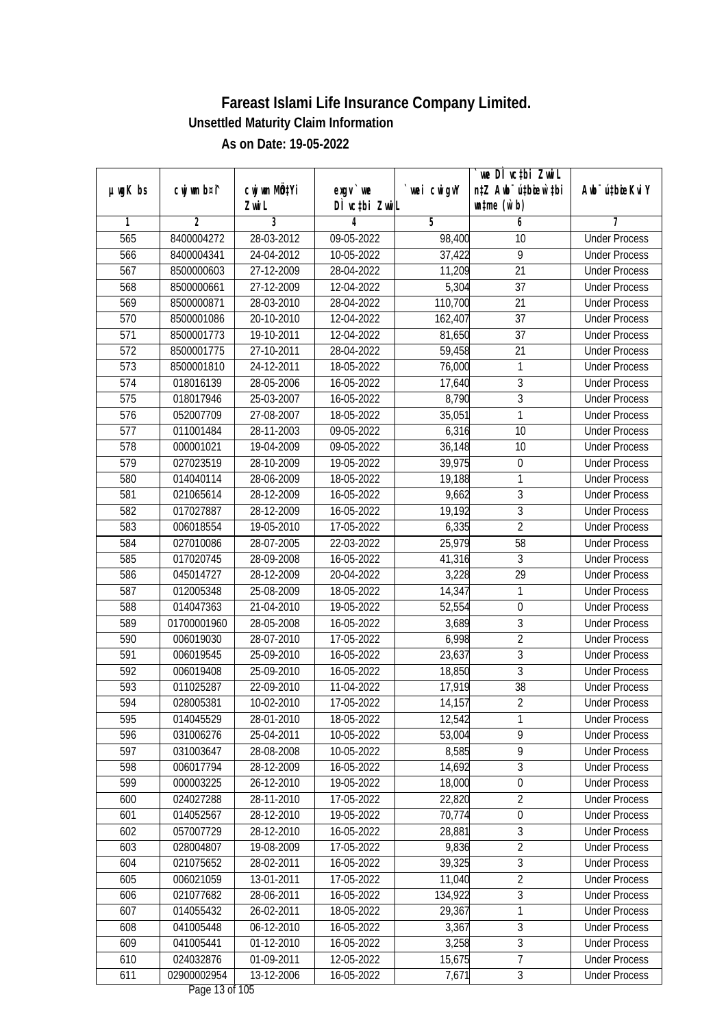# Fareast Islami Life Insurance Company Limited.

## Unsettled Maturity Claim Information

### As on Date: 19-05-2022

| µwgK bs | cwjwm b¤^i | cwjwm MÖn‡Yi ZwiL | exgv`we DÌvc‡bi ZwiL | `vwei cwigvY | `vwe DÌvc‡bi ZwiL n‡Z AvR ch©šÍ w`‡bi msL¨v (w`b) | Aew¯'v‡bi KviY |
|---|---|---|---|---|---|---|
| 1 | 2 | 3 | 4 | 5 | 6 | 7 |
| 565 | 8400004272 | 28-03-2012 | 09-05-2022 | 98,400 | 10 | Under Process |
| 566 | 8400004341 | 24-04-2012 | 10-05-2022 | 37,422 | 9 | Under Process |
| 567 | 8500000603 | 27-12-2009 | 28-04-2022 | 11,209 | 21 | Under Process |
| 568 | 8500000661 | 27-12-2009 | 12-04-2022 | 5,304 | 37 | Under Process |
| 569 | 8500000871 | 28-03-2010 | 28-04-2022 | 110,700 | 21 | Under Process |
| 570 | 8500001086 | 20-10-2010 | 12-04-2022 | 162,407 | 37 | Under Process |
| 571 | 8500001773 | 19-10-2011 | 12-04-2022 | 81,650 | 37 | Under Process |
| 572 | 8500001775 | 27-10-2011 | 28-04-2022 | 59,458 | 21 | Under Process |
| 573 | 8500001810 | 24-12-2011 | 18-05-2022 | 76,000 | 1 | Under Process |
| 574 | 018016139 | 28-05-2006 | 16-05-2022 | 17,640 | 3 | Under Process |
| 575 | 018017946 | 25-03-2007 | 16-05-2022 | 8,790 | 3 | Under Process |
| 576 | 052007709 | 27-08-2007 | 18-05-2022 | 35,051 | 1 | Under Process |
| 577 | 011001484 | 28-11-2003 | 09-05-2022 | 6,316 | 10 | Under Process |
| 578 | 000001021 | 19-04-2009 | 09-05-2022 | 36,148 | 10 | Under Process |
| 579 | 027023519 | 28-10-2009 | 19-05-2022 | 39,975 | 0 | Under Process |
| 580 | 014040114 | 28-06-2009 | 18-05-2022 | 19,188 | 1 | Under Process |
| 581 | 021065614 | 28-12-2009 | 16-05-2022 | 9,662 | 3 | Under Process |
| 582 | 017027887 | 28-12-2009 | 16-05-2022 | 19,192 | 3 | Under Process |
| 583 | 006018554 | 19-05-2010 | 17-05-2022 | 6,335 | 2 | Under Process |
| 584 | 027010086 | 28-07-2005 | 22-03-2022 | 25,979 | 58 | Under Process |
| 585 | 017020745 | 28-09-2008 | 16-05-2022 | 41,316 | 3 | Under Process |
| 586 | 045014727 | 28-12-2009 | 20-04-2022 | 3,228 | 29 | Under Process |
| 587 | 012005348 | 25-08-2009 | 18-05-2022 | 14,347 | 1 | Under Process |
| 588 | 014047363 | 21-04-2010 | 19-05-2022 | 52,554 | 0 | Under Process |
| 589 | 01700001960 | 28-05-2008 | 16-05-2022 | 3,689 | 3 | Under Process |
| 590 | 006019030 | 28-07-2010 | 17-05-2022 | 6,998 | 2 | Under Process |
| 591 | 006019545 | 25-09-2010 | 16-05-2022 | 23,637 | 3 | Under Process |
| 592 | 006019408 | 25-09-2010 | 16-05-2022 | 18,850 | 3 | Under Process |
| 593 | 011025287 | 22-09-2010 | 11-04-2022 | 17,919 | 38 | Under Process |
| 594 | 028005381 | 10-02-2010 | 17-05-2022 | 14,157 | 2 | Under Process |
| 595 | 014045529 | 28-01-2010 | 18-05-2022 | 12,542 | 1 | Under Process |
| 596 | 031006276 | 25-04-2011 | 10-05-2022 | 53,004 | 9 | Under Process |
| 597 | 031003647 | 28-08-2008 | 10-05-2022 | 8,585 | 9 | Under Process |
| 598 | 006017794 | 28-12-2009 | 16-05-2022 | 14,692 | 3 | Under Process |
| 599 | 000003225 | 26-12-2010 | 19-05-2022 | 18,000 | 0 | Under Process |
| 600 | 024027288 | 28-11-2010 | 17-05-2022 | 22,820 | 2 | Under Process |
| 601 | 014052567 | 28-12-2010 | 19-05-2022 | 70,774 | 0 | Under Process |
| 602 | 057007729 | 28-12-2010 | 16-05-2022 | 28,881 | 3 | Under Process |
| 603 | 028004807 | 19-08-2009 | 17-05-2022 | 9,836 | 2 | Under Process |
| 604 | 021075652 | 28-02-2011 | 16-05-2022 | 39,325 | 3 | Under Process |
| 605 | 006021059 | 13-01-2011 | 17-05-2022 | 11,040 | 2 | Under Process |
| 606 | 021077682 | 28-06-2011 | 16-05-2022 | 134,922 | 3 | Under Process |
| 607 | 014055432 | 26-02-2011 | 18-05-2022 | 29,367 | 1 | Under Process |
| 608 | 041005448 | 06-12-2010 | 16-05-2022 | 3,367 | 3 | Under Process |
| 609 | 041005441 | 01-12-2010 | 16-05-2022 | 3,258 | 3 | Under Process |
| 610 | 024032876 | 01-09-2011 | 12-05-2022 | 15,675 | 7 | Under Process |
| 611 | 02900002954 | 13-12-2006 | 16-05-2022 | 7,671 | 3 | Under Process |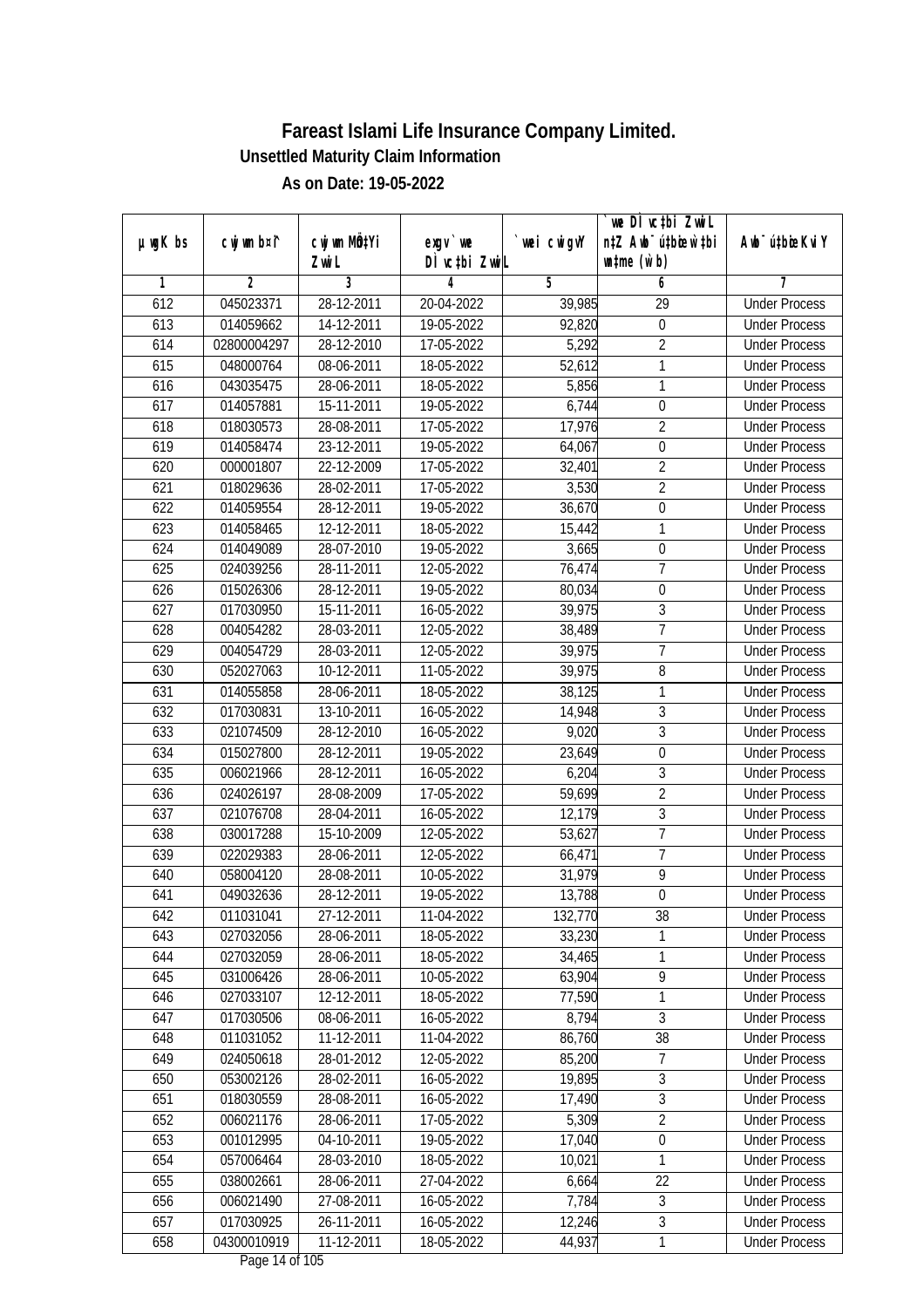# Fareast Islami Life Insurance Company Limited.

## Unsettled Maturity Claim Information

### As on Date: 19-05-2022

| µwgK bs | cwjwm b¤^i | cwjwm MÖn‡Yi ZvwiL | exgv`vwe DÌvc‡bi ZvwiL | `vwei cwigvY | `vwe DÌvc‡bi ZvwiL n‡Z Awb¯úbœ‡hvM¨ w`‡bi msL¨v (w`b) | Awb¯ú‡bœi KviY |
|---|---|---|---|---|---|---|
| 1 | 2 | 3 | 4 | 5 | 6 | 7 |
| 612 | 045023371 | 28-12-2011 | 20-04-2022 | 39,985 | 29 | Under Process |
| 613 | 014059662 | 14-12-2011 | 19-05-2022 | 92,820 | 0 | Under Process |
| 614 | 02800004297 | 28-12-2010 | 17-05-2022 | 5,292 | 2 | Under Process |
| 615 | 048000764 | 08-06-2011 | 18-05-2022 | 52,612 | 1 | Under Process |
| 616 | 043035475 | 28-06-2011 | 18-05-2022 | 5,856 | 1 | Under Process |
| 617 | 014057881 | 15-11-2011 | 19-05-2022 | 6,744 | 0 | Under Process |
| 618 | 018030573 | 28-08-2011 | 17-05-2022 | 17,976 | 2 | Under Process |
| 619 | 014058474 | 23-12-2011 | 19-05-2022 | 64,067 | 0 | Under Process |
| 620 | 000001807 | 22-12-2009 | 17-05-2022 | 32,401 | 2 | Under Process |
| 621 | 018029636 | 28-02-2011 | 17-05-2022 | 3,530 | 2 | Under Process |
| 622 | 014059554 | 28-12-2011 | 19-05-2022 | 36,670 | 0 | Under Process |
| 623 | 014058465 | 12-12-2011 | 18-05-2022 | 15,442 | 1 | Under Process |
| 624 | 014049089 | 28-07-2010 | 19-05-2022 | 3,665 | 0 | Under Process |
| 625 | 024039256 | 28-11-2011 | 12-05-2022 | 76,474 | 7 | Under Process |
| 626 | 015026306 | 28-12-2011 | 19-05-2022 | 80,034 | 0 | Under Process |
| 627 | 017030950 | 15-11-2011 | 16-05-2022 | 39,975 | 3 | Under Process |
| 628 | 004054282 | 28-03-2011 | 12-05-2022 | 38,489 | 7 | Under Process |
| 629 | 004054729 | 28-03-2011 | 12-05-2022 | 39,975 | 7 | Under Process |
| 630 | 052027063 | 10-12-2011 | 11-05-2022 | 39,975 | 8 | Under Process |
| 631 | 014055858 | 28-06-2011 | 18-05-2022 | 38,125 | 1 | Under Process |
| 632 | 017030831 | 13-10-2011 | 16-05-2022 | 14,948 | 3 | Under Process |
| 633 | 021074509 | 28-12-2010 | 16-05-2022 | 9,020 | 3 | Under Process |
| 634 | 015027800 | 28-12-2011 | 19-05-2022 | 23,649 | 0 | Under Process |
| 635 | 006021966 | 28-12-2011 | 16-05-2022 | 6,204 | 3 | Under Process |
| 636 | 024026197 | 28-08-2009 | 17-05-2022 | 59,699 | 2 | Under Process |
| 637 | 021076708 | 28-04-2011 | 16-05-2022 | 12,179 | 3 | Under Process |
| 638 | 030017288 | 15-10-2009 | 12-05-2022 | 53,627 | 7 | Under Process |
| 639 | 022029383 | 28-06-2011 | 12-05-2022 | 66,471 | 7 | Under Process |
| 640 | 058004120 | 28-08-2011 | 10-05-2022 | 31,979 | 9 | Under Process |
| 641 | 049032636 | 28-12-2011 | 19-05-2022 | 13,788 | 0 | Under Process |
| 642 | 011031041 | 27-12-2011 | 11-04-2022 | 132,770 | 38 | Under Process |
| 643 | 027032056 | 28-06-2011 | 18-05-2022 | 33,230 | 1 | Under Process |
| 644 | 027032059 | 28-06-2011 | 18-05-2022 | 34,465 | 1 | Under Process |
| 645 | 031006426 | 28-06-2011 | 10-05-2022 | 63,904 | 9 | Under Process |
| 646 | 027033107 | 12-12-2011 | 18-05-2022 | 77,590 | 1 | Under Process |
| 647 | 017030506 | 08-06-2011 | 16-05-2022 | 8,794 | 3 | Under Process |
| 648 | 011031052 | 11-12-2011 | 11-04-2022 | 86,760 | 38 | Under Process |
| 649 | 024050618 | 28-01-2012 | 12-05-2022 | 85,200 | 7 | Under Process |
| 650 | 053002126 | 28-02-2011 | 16-05-2022 | 19,895 | 3 | Under Process |
| 651 | 018030559 | 28-08-2011 | 16-05-2022 | 17,490 | 3 | Under Process |
| 652 | 006021176 | 28-06-2011 | 17-05-2022 | 5,309 | 2 | Under Process |
| 653 | 001012995 | 04-10-2011 | 19-05-2022 | 17,040 | 0 | Under Process |
| 654 | 057006464 | 28-03-2010 | 18-05-2022 | 10,021 | 1 | Under Process |
| 655 | 038002661 | 28-06-2011 | 27-04-2022 | 6,664 | 22 | Under Process |
| 656 | 006021490 | 27-08-2011 | 16-05-2022 | 7,784 | 3 | Under Process |
| 657 | 017030925 | 26-11-2011 | 16-05-2022 | 12,246 | 3 | Under Process |
| 658 | 04300010919 | 11-12-2011 | 18-05-2022 | 44,937 | 1 | Under Process |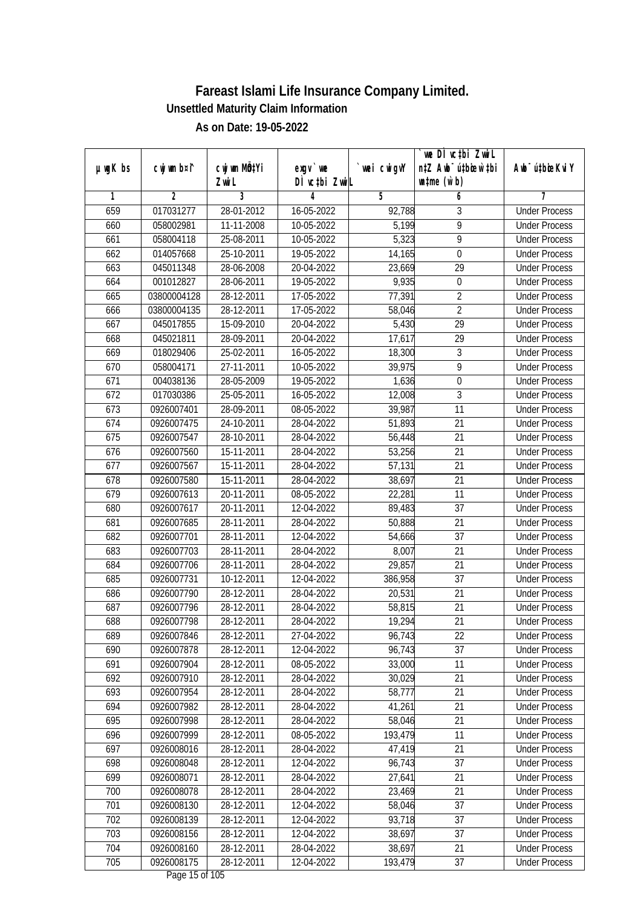# Fareast Islami Life Insurance Company Limited.

### Unsettled Maturity Claim Information

### As on Date: 19-05-2022

| µwgK bs | cwjwm bs¦ | cwjwm MÖn‡Yi ZwiL | exgv `we DÌvc‡bi ZwiL | `vwei cwigvY | `we DÌvc‡bi ZwiL n‡Z Awb¯ú‡bœi w`‡bi msL¨v (w`b) | Awb¯ú‡bœi KviY |
|---|---|---|---|---|---|---|
| 1 | 2 | 3 | 4 | 5 | 6 | 7 |
| 659 | 017031277 | 28-01-2012 | 16-05-2022 | 92,788 | 3 | Under Process |
| 660 | 058002981 | 11-11-2008 | 10-05-2022 | 5,199 | 9 | Under Process |
| 661 | 058004118 | 25-08-2011 | 10-05-2022 | 5,323 | 9 | Under Process |
| 662 | 014057668 | 25-10-2011 | 19-05-2022 | 14,165 | 0 | Under Process |
| 663 | 045011348 | 28-06-2008 | 20-04-2022 | 23,669 | 29 | Under Process |
| 664 | 001012827 | 28-06-2011 | 19-05-2022 | 9,935 | 0 | Under Process |
| 665 | 03800004128 | 28-12-2011 | 17-05-2022 | 77,391 | 2 | Under Process |
| 666 | 03800004135 | 28-12-2011 | 17-05-2022 | 58,046 | 2 | Under Process |
| 667 | 045017855 | 15-09-2010 | 20-04-2022 | 5,430 | 29 | Under Process |
| 668 | 045021811 | 28-09-2011 | 20-04-2022 | 17,617 | 29 | Under Process |
| 669 | 018029406 | 25-02-2011 | 16-05-2022 | 18,300 | 3 | Under Process |
| 670 | 058004171 | 27-11-2011 | 10-05-2022 | 39,975 | 9 | Under Process |
| 671 | 004038136 | 28-05-2009 | 19-05-2022 | 1,636 | 0 | Under Process |
| 672 | 017030386 | 25-05-2011 | 16-05-2022 | 12,008 | 3 | Under Process |
| 673 | 0926007401 | 28-09-2011 | 08-05-2022 | 39,987 | 11 | Under Process |
| 674 | 0926007475 | 24-10-2011 | 28-04-2022 | 51,893 | 21 | Under Process |
| 675 | 0926007547 | 28-10-2011 | 28-04-2022 | 56,448 | 21 | Under Process |
| 676 | 0926007560 | 15-11-2011 | 28-04-2022 | 53,256 | 21 | Under Process |
| 677 | 0926007567 | 15-11-2011 | 28-04-2022 | 57,131 | 21 | Under Process |
| 678 | 0926007580 | 15-11-2011 | 28-04-2022 | 38,697 | 21 | Under Process |
| 679 | 0926007613 | 20-11-2011 | 08-05-2022 | 22,281 | 11 | Under Process |
| 680 | 0926007617 | 20-11-2011 | 12-04-2022 | 89,483 | 37 | Under Process |
| 681 | 0926007685 | 28-11-2011 | 28-04-2022 | 50,888 | 21 | Under Process |
| 682 | 0926007701 | 28-11-2011 | 12-04-2022 | 54,666 | 37 | Under Process |
| 683 | 0926007703 | 28-11-2011 | 28-04-2022 | 8,007 | 21 | Under Process |
| 684 | 0926007706 | 28-11-2011 | 28-04-2022 | 29,857 | 21 | Under Process |
| 685 | 0926007731 | 10-12-2011 | 12-04-2022 | 386,958 | 37 | Under Process |
| 686 | 0926007790 | 28-12-2011 | 28-04-2022 | 20,531 | 21 | Under Process |
| 687 | 0926007796 | 28-12-2011 | 28-04-2022 | 58,815 | 21 | Under Process |
| 688 | 0926007798 | 28-12-2011 | 28-04-2022 | 19,294 | 21 | Under Process |
| 689 | 0926007846 | 28-12-2011 | 27-04-2022 | 96,743 | 22 | Under Process |
| 690 | 0926007878 | 28-12-2011 | 12-04-2022 | 96,743 | 37 | Under Process |
| 691 | 0926007904 | 28-12-2011 | 08-05-2022 | 33,000 | 11 | Under Process |
| 692 | 0926007910 | 28-12-2011 | 28-04-2022 | 30,029 | 21 | Under Process |
| 693 | 0926007954 | 28-12-2011 | 28-04-2022 | 58,777 | 21 | Under Process |
| 694 | 0926007982 | 28-12-2011 | 28-04-2022 | 41,261 | 21 | Under Process |
| 695 | 0926007998 | 28-12-2011 | 28-04-2022 | 58,046 | 21 | Under Process |
| 696 | 0926007999 | 28-12-2011 | 08-05-2022 | 193,479 | 11 | Under Process |
| 697 | 0926008016 | 28-12-2011 | 28-04-2022 | 47,419 | 21 | Under Process |
| 698 | 0926008048 | 28-12-2011 | 12-04-2022 | 96,743 | 37 | Under Process |
| 699 | 0926008071 | 28-12-2011 | 28-04-2022 | 27,641 | 21 | Under Process |
| 700 | 0926008078 | 28-12-2011 | 28-04-2022 | 23,469 | 21 | Under Process |
| 701 | 0926008130 | 28-12-2011 | 12-04-2022 | 58,046 | 37 | Under Process |
| 702 | 0926008139 | 28-12-2011 | 12-04-2022 | 93,718 | 37 | Under Process |
| 703 | 0926008156 | 28-12-2011 | 12-04-2022 | 38,697 | 37 | Under Process |
| 704 | 0926008160 | 28-12-2011 | 28-04-2022 | 38,697 | 21 | Under Process |
| 705 | 0926008175 | 28-12-2011 | 12-04-2022 | 193,479 | 37 | Under Process |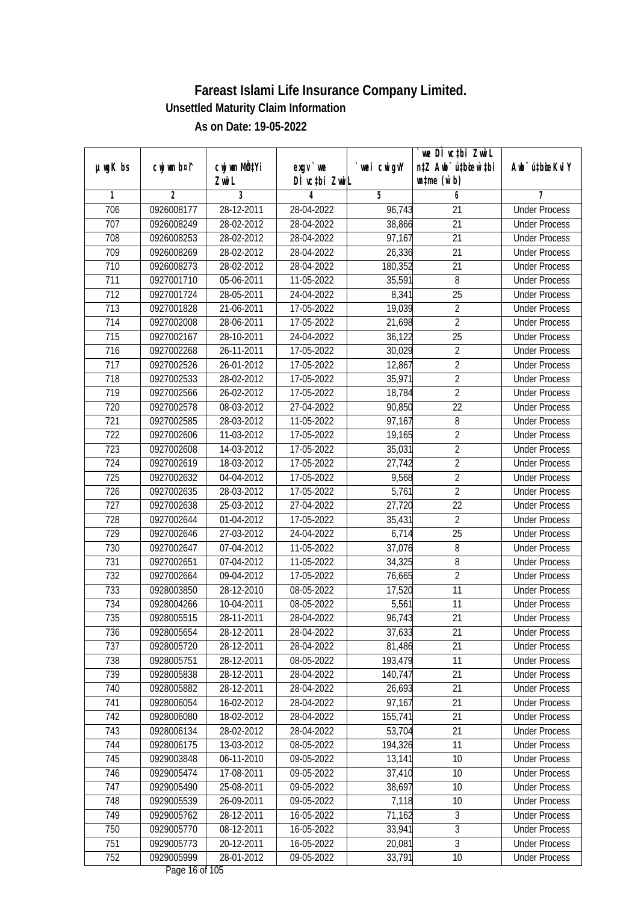# Fareast Islami Life Insurance Company Limited.

## Unsettled Maturity Claim Information

### As on Date: 19-05-2022

| µwgK bs | cwjwm b¤^i | cwjwm MÖn‡Yi ZwiL | exgv`we DÌvc‡bi ZwiL | `vwei cwigvY | `vwe DÌvc‡bi ZwiL n‡Z Awb¯úbœ `v‡bi wmtme (w`b) | Awb¯ú‡bœi KviY |
|---|---|---|---|---|---|---|
| 1 | 2 | 3 | 4 | 5 | 6 | 7 |
| 706 | 0926008177 | 28-12-2011 | 28-04-2022 | 96,743 | 21 | Under Process |
| 707 | 0926008249 | 28-02-2012 | 28-04-2022 | 38,866 | 21 | Under Process |
| 708 | 0926008253 | 28-02-2012 | 28-04-2022 | 97,167 | 21 | Under Process |
| 709 | 0926008269 | 28-02-2012 | 28-04-2022 | 26,336 | 21 | Under Process |
| 710 | 0926008273 | 28-02-2012 | 28-04-2022 | 180,352 | 21 | Under Process |
| 711 | 0927001710 | 05-06-2011 | 11-05-2022 | 35,591 | 8 | Under Process |
| 712 | 0927001724 | 28-05-2011 | 24-04-2022 | 8,341 | 25 | Under Process |
| 713 | 0927001828 | 21-06-2011 | 17-05-2022 | 19,039 | 2 | Under Process |
| 714 | 0927002008 | 28-06-2011 | 17-05-2022 | 21,698 | 2 | Under Process |
| 715 | 0927002167 | 28-10-2011 | 24-04-2022 | 36,122 | 25 | Under Process |
| 716 | 0927002268 | 26-11-2011 | 17-05-2022 | 30,029 | 2 | Under Process |
| 717 | 0927002526 | 26-01-2012 | 17-05-2022 | 12,867 | 2 | Under Process |
| 718 | 0927002533 | 28-02-2012 | 17-05-2022 | 35,971 | 2 | Under Process |
| 719 | 0927002566 | 26-02-2012 | 17-05-2022 | 18,784 | 2 | Under Process |
| 720 | 0927002578 | 08-03-2012 | 27-04-2022 | 90,850 | 22 | Under Process |
| 721 | 0927002585 | 28-03-2012 | 11-05-2022 | 97,167 | 8 | Under Process |
| 722 | 0927002606 | 11-03-2012 | 17-05-2022 | 19,165 | 2 | Under Process |
| 723 | 0927002608 | 14-03-2012 | 17-05-2022 | 35,031 | 2 | Under Process |
| 724 | 0927002619 | 18-03-2012 | 17-05-2022 | 27,742 | 2 | Under Process |
| 725 | 0927002632 | 04-04-2012 | 17-05-2022 | 9,568 | 2 | Under Process |
| 726 | 0927002635 | 28-03-2012 | 17-05-2022 | 5,761 | 2 | Under Process |
| 727 | 0927002638 | 25-03-2012 | 27-04-2022 | 27,720 | 22 | Under Process |
| 728 | 0927002644 | 01-04-2012 | 17-05-2022 | 35,431 | 2 | Under Process |
| 729 | 0927002646 | 27-03-2012 | 24-04-2022 | 6,714 | 25 | Under Process |
| 730 | 0927002647 | 07-04-2012 | 11-05-2022 | 37,076 | 8 | Under Process |
| 731 | 0927002651 | 07-04-2012 | 11-05-2022 | 34,325 | 8 | Under Process |
| 732 | 0927002664 | 09-04-2012 | 17-05-2022 | 76,665 | 2 | Under Process |
| 733 | 0928003850 | 28-12-2010 | 08-05-2022 | 17,520 | 11 | Under Process |
| 734 | 0928004266 | 10-04-2011 | 08-05-2022 | 5,561 | 11 | Under Process |
| 735 | 0928005515 | 28-11-2011 | 28-04-2022 | 96,743 | 21 | Under Process |
| 736 | 0928005654 | 28-12-2011 | 28-04-2022 | 37,633 | 21 | Under Process |
| 737 | 0928005720 | 28-12-2011 | 28-04-2022 | 81,486 | 21 | Under Process |
| 738 | 0928005751 | 28-12-2011 | 08-05-2022 | 193,479 | 11 | Under Process |
| 739 | 0928005838 | 28-12-2011 | 28-04-2022 | 140,747 | 21 | Under Process |
| 740 | 0928005882 | 28-12-2011 | 28-04-2022 | 26,693 | 21 | Under Process |
| 741 | 0928006054 | 16-02-2012 | 28-04-2022 | 97,167 | 21 | Under Process |
| 742 | 0928006080 | 18-02-2012 | 28-04-2022 | 155,741 | 21 | Under Process |
| 743 | 0928006134 | 28-02-2012 | 28-04-2022 | 53,704 | 21 | Under Process |
| 744 | 0928006175 | 13-03-2012 | 08-05-2022 | 194,326 | 11 | Under Process |
| 745 | 0929003848 | 06-11-2010 | 09-05-2022 | 13,141 | 10 | Under Process |
| 746 | 0929005474 | 17-08-2011 | 09-05-2022 | 37,410 | 10 | Under Process |
| 747 | 0929005490 | 25-08-2011 | 09-05-2022 | 38,697 | 10 | Under Process |
| 748 | 0929005539 | 26-09-2011 | 09-05-2022 | 7,118 | 10 | Under Process |
| 749 | 0929005762 | 28-12-2011 | 16-05-2022 | 71,162 | 3 | Under Process |
| 750 | 0929005770 | 08-12-2011 | 16-05-2022 | 33,941 | 3 | Under Process |
| 751 | 0929005773 | 20-12-2011 | 16-05-2022 | 20,081 | 3 | Under Process |
| 752 | 0929005999 | 28-01-2012 | 09-05-2022 | 33,791 | 10 | Under Process |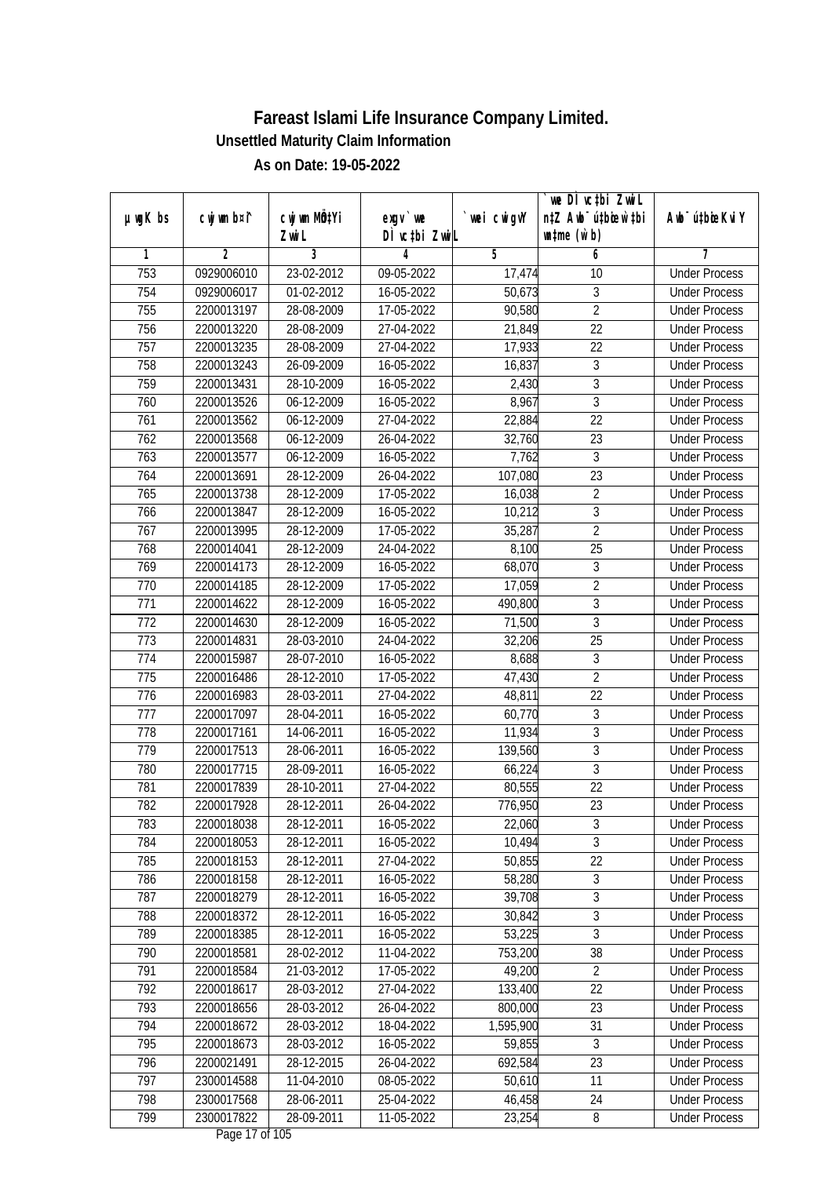# Fareast Islami Life Insurance Company Limited.

**Unsettled Maturity Claim Information**

**As on Date: 19-05-2022**

| µwgK bs | cwjwm b¤^i | cwjwm MÖn‡Yi ZvwiL | exgv `vwe DÌvc‡bi ZvwiL | `vwei cwigvY | `vwe DÌvc‡bi ZvwiL n‡Z Awb¯úbœ ‡`i w`‡bi msL¨v (w`b) | Awb¯ú‡bœi KviY |
|---|---|---|---|---|---|---|
| 1 | 2 | 3 | 4 | 5 | 6 | 7 |
| 753 | 0929006010 | 23-02-2012 | 09-05-2022 | 17,474 | 10 | Under Process |
| 754 | 0929006017 | 01-02-2012 | 16-05-2022 | 50,673 | 3 | Under Process |
| 755 | 2200013197 | 28-08-2009 | 17-05-2022 | 90,580 | 2 | Under Process |
| 756 | 2200013220 | 28-08-2009 | 27-04-2022 | 21,849 | 22 | Under Process |
| 757 | 2200013235 | 28-08-2009 | 27-04-2022 | 17,933 | 22 | Under Process |
| 758 | 2200013243 | 26-09-2009 | 16-05-2022 | 16,837 | 3 | Under Process |
| 759 | 2200013431 | 28-10-2009 | 16-05-2022 | 2,430 | 3 | Under Process |
| 760 | 2200013526 | 06-12-2009 | 16-05-2022 | 8,967 | 3 | Under Process |
| 761 | 2200013562 | 06-12-2009 | 27-04-2022 | 22,884 | 22 | Under Process |
| 762 | 2200013568 | 06-12-2009 | 26-04-2022 | 32,760 | 23 | Under Process |
| 763 | 2200013577 | 06-12-2009 | 16-05-2022 | 7,762 | 3 | Under Process |
| 764 | 2200013691 | 28-12-2009 | 26-04-2022 | 107,080 | 23 | Under Process |
| 765 | 2200013738 | 28-12-2009 | 17-05-2022 | 16,038 | 2 | Under Process |
| 766 | 2200013847 | 28-12-2009 | 16-05-2022 | 10,212 | 3 | Under Process |
| 767 | 2200013995 | 28-12-2009 | 17-05-2022 | 35,287 | 2 | Under Process |
| 768 | 2200014041 | 28-12-2009 | 24-04-2022 | 8,100 | 25 | Under Process |
| 769 | 2200014173 | 28-12-2009 | 16-05-2022 | 68,070 | 3 | Under Process |
| 770 | 2200014185 | 28-12-2009 | 17-05-2022 | 17,059 | 2 | Under Process |
| 771 | 2200014622 | 28-12-2009 | 16-05-2022 | 490,800 | 3 | Under Process |
| 772 | 2200014630 | 28-12-2009 | 16-05-2022 | 71,500 | 3 | Under Process |
| 773 | 2200014831 | 28-03-2010 | 24-04-2022 | 32,206 | 25 | Under Process |
| 774 | 2200015987 | 28-07-2010 | 16-05-2022 | 8,688 | 3 | Under Process |
| 775 | 2200016486 | 28-12-2010 | 17-05-2022 | 47,430 | 2 | Under Process |
| 776 | 2200016983 | 28-03-2011 | 27-04-2022 | 48,811 | 22 | Under Process |
| 777 | 2200017097 | 28-04-2011 | 16-05-2022 | 60,770 | 3 | Under Process |
| 778 | 2200017161 | 14-06-2011 | 16-05-2022 | 11,934 | 3 | Under Process |
| 779 | 2200017513 | 28-06-2011 | 16-05-2022 | 139,560 | 3 | Under Process |
| 780 | 2200017715 | 28-09-2011 | 16-05-2022 | 66,224 | 3 | Under Process |
| 781 | 2200017839 | 28-10-2011 | 27-04-2022 | 80,555 | 22 | Under Process |
| 782 | 2200017928 | 28-12-2011 | 26-04-2022 | 776,950 | 23 | Under Process |
| 783 | 2200018038 | 28-12-2011 | 16-05-2022 | 22,060 | 3 | Under Process |
| 784 | 2200018053 | 28-12-2011 | 16-05-2022 | 10,494 | 3 | Under Process |
| 785 | 2200018153 | 28-12-2011 | 27-04-2022 | 50,855 | 22 | Under Process |
| 786 | 2200018158 | 28-12-2011 | 16-05-2022 | 58,280 | 3 | Under Process |
| 787 | 2200018279 | 28-12-2011 | 16-05-2022 | 39,708 | 3 | Under Process |
| 788 | 2200018372 | 28-12-2011 | 16-05-2022 | 30,842 | 3 | Under Process |
| 789 | 2200018385 | 28-12-2011 | 16-05-2022 | 53,225 | 3 | Under Process |
| 790 | 2200018581 | 28-02-2012 | 11-04-2022 | 753,200 | 38 | Under Process |
| 791 | 2200018584 | 21-03-2012 | 17-05-2022 | 49,200 | 2 | Under Process |
| 792 | 2200018617 | 28-03-2012 | 27-04-2022 | 133,400 | 22 | Under Process |
| 793 | 2200018656 | 28-03-2012 | 26-04-2022 | 800,000 | 23 | Under Process |
| 794 | 2200018672 | 28-03-2012 | 18-04-2022 | 1,595,900 | 31 | Under Process |
| 795 | 2200018673 | 28-03-2012 | 16-05-2022 | 59,855 | 3 | Under Process |
| 796 | 2200021491 | 28-12-2015 | 26-04-2022 | 692,584 | 23 | Under Process |
| 797 | 2300014588 | 11-04-2010 | 08-05-2022 | 50,610 | 11 | Under Process |
| 798 | 2300017568 | 28-06-2011 | 25-04-2022 | 46,458 | 24 | Under Process |
| 799 | 2300017822 | 28-09-2011 | 11-05-2022 | 23,254 | 8 | Under Process |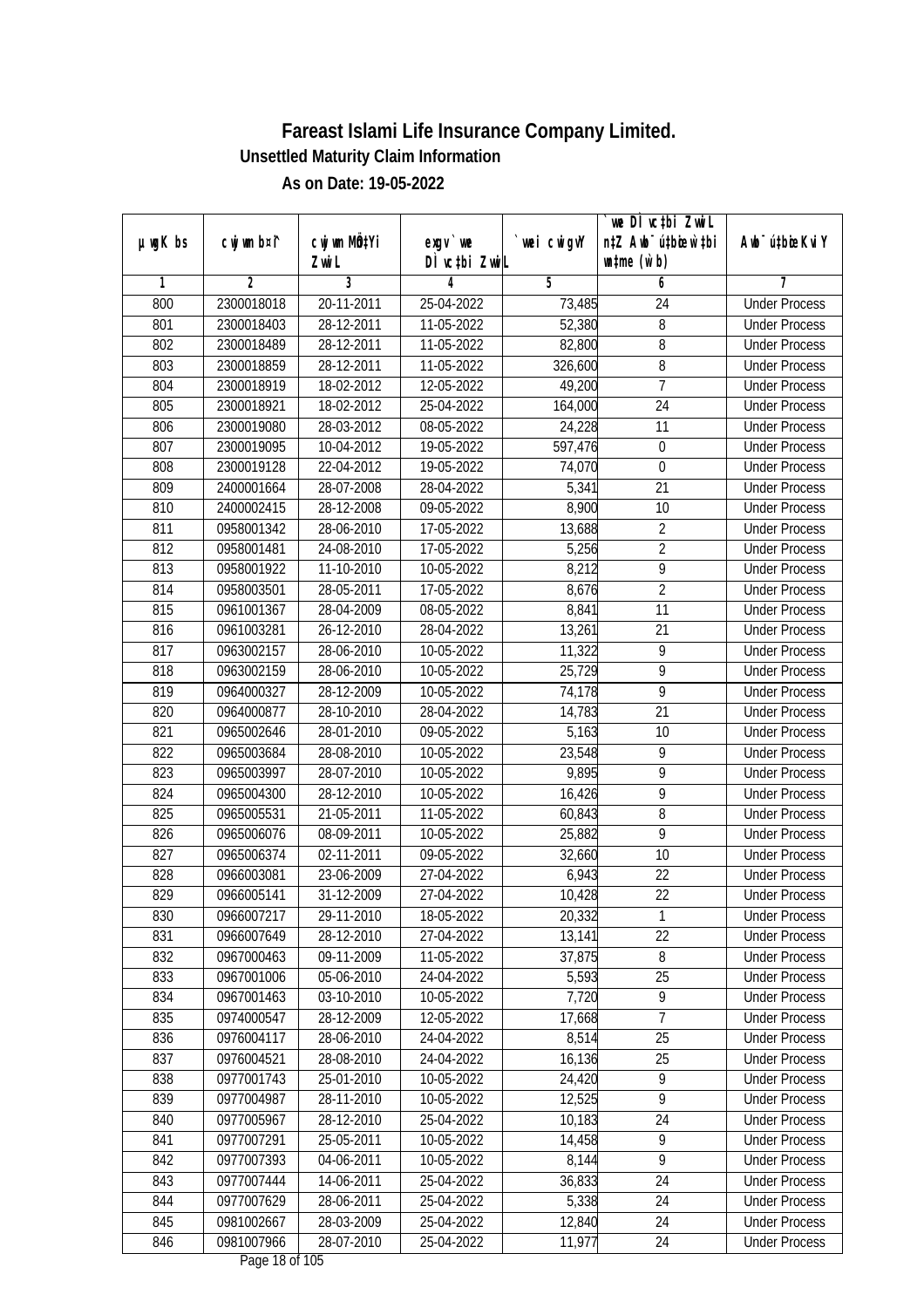# Fareast Islami Life Insurance Company Limited.

**Unsettled Maturity Claim Information**

**As on Date: 19-05-2022**

| µwgK bs | cwjwm b¤^i | cwjwm MÖn‡Yi ZvwiL | exgv`vwe DÌvc‡bi ZvwiL | `vwei cwigvY | `vwe DÌvc‡bi ZvwiL n‡Z Avby‡ôvwbK fv‡e wb®úwËi mgq (w`b) | Avbylvw½K KviY |
|---|---|---|---|---|---|---|
| 1 | 2 | 3 | 4 | 5 | 6 | 7 |
| 800 | 2300018018 | 20-11-2011 | 25-04-2022 | 73,485 | 24 | Under Process |
| 801 | 2300018403 | 28-12-2011 | 11-05-2022 | 52,380 | 8 | Under Process |
| 802 | 2300018489 | 28-12-2011 | 11-05-2022 | 82,800 | 8 | Under Process |
| 803 | 2300018859 | 28-12-2011 | 11-05-2022 | 326,600 | 8 | Under Process |
| 804 | 2300018919 | 18-02-2012 | 12-05-2022 | 49,200 | 7 | Under Process |
| 805 | 2300018921 | 18-02-2012 | 25-04-2022 | 164,000 | 24 | Under Process |
| 806 | 2300019080 | 28-03-2012 | 08-05-2022 | 24,228 | 11 | Under Process |
| 807 | 2300019095 | 10-04-2012 | 19-05-2022 | 597,476 | 0 | Under Process |
| 808 | 2300019128 | 22-04-2012 | 19-05-2022 | 74,070 | 0 | Under Process |
| 809 | 2400001664 | 28-07-2008 | 28-04-2022 | 5,341 | 21 | Under Process |
| 810 | 2400002415 | 28-12-2008 | 09-05-2022 | 8,900 | 10 | Under Process |
| 811 | 0958001342 | 28-06-2010 | 17-05-2022 | 13,688 | 2 | Under Process |
| 812 | 0958001481 | 24-08-2010 | 17-05-2022 | 5,256 | 2 | Under Process |
| 813 | 0958001922 | 11-10-2010 | 10-05-2022 | 8,212 | 9 | Under Process |
| 814 | 0958003501 | 28-05-2011 | 17-05-2022 | 8,676 | 2 | Under Process |
| 815 | 0961001367 | 28-04-2009 | 08-05-2022 | 8,841 | 11 | Under Process |
| 816 | 0961003281 | 26-12-2010 | 28-04-2022 | 13,261 | 21 | Under Process |
| 817 | 0963002157 | 28-06-2010 | 10-05-2022 | 11,322 | 9 | Under Process |
| 818 | 0963002159 | 28-06-2010 | 10-05-2022 | 25,729 | 9 | Under Process |
| 819 | 0964000327 | 28-12-2009 | 10-05-2022 | 74,178 | 9 | Under Process |
| 820 | 0964000877 | 28-10-2010 | 28-04-2022 | 14,783 | 21 | Under Process |
| 821 | 0965002646 | 28-01-2010 | 09-05-2022 | 5,163 | 10 | Under Process |
| 822 | 0965003684 | 28-08-2010 | 10-05-2022 | 23,548 | 9 | Under Process |
| 823 | 0965003997 | 28-07-2010 | 10-05-2022 | 9,895 | 9 | Under Process |
| 824 | 0965004300 | 28-12-2010 | 10-05-2022 | 16,426 | 9 | Under Process |
| 825 | 0965005531 | 21-05-2011 | 11-05-2022 | 60,843 | 8 | Under Process |
| 826 | 0965006076 | 08-09-2011 | 10-05-2022 | 25,882 | 9 | Under Process |
| 827 | 0965006374 | 02-11-2011 | 09-05-2022 | 32,660 | 10 | Under Process |
| 828 | 0966003081 | 23-06-2009 | 27-04-2022 | 6,943 | 22 | Under Process |
| 829 | 0966005141 | 31-12-2009 | 27-04-2022 | 10,428 | 22 | Under Process |
| 830 | 0966007217 | 29-11-2010 | 18-05-2022 | 20,332 | 1 | Under Process |
| 831 | 0966007649 | 28-12-2010 | 27-04-2022 | 13,141 | 22 | Under Process |
| 832 | 0967000463 | 09-11-2009 | 11-05-2022 | 37,875 | 8 | Under Process |
| 833 | 0967001006 | 05-06-2010 | 24-04-2022 | 5,593 | 25 | Under Process |
| 834 | 0967001463 | 03-10-2010 | 10-05-2022 | 7,720 | 9 | Under Process |
| 835 | 0974000547 | 28-12-2009 | 12-05-2022 | 17,668 | 7 | Under Process |
| 836 | 0976004117 | 28-06-2010 | 24-04-2022 | 8,514 | 25 | Under Process |
| 837 | 0976004521 | 28-08-2010 | 24-04-2022 | 16,136 | 25 | Under Process |
| 838 | 0977001743 | 25-01-2010 | 10-05-2022 | 24,420 | 9 | Under Process |
| 839 | 0977004987 | 28-11-2010 | 10-05-2022 | 12,525 | 9 | Under Process |
| 840 | 0977005967 | 28-12-2010 | 25-04-2022 | 10,183 | 24 | Under Process |
| 841 | 0977007291 | 25-05-2011 | 10-05-2022 | 14,458 | 9 | Under Process |
| 842 | 0977007393 | 04-06-2011 | 10-05-2022 | 8,144 | 9 | Under Process |
| 843 | 0977007444 | 14-06-2011 | 25-04-2022 | 36,833 | 24 | Under Process |
| 844 | 0977007629 | 28-06-2011 | 25-04-2022 | 5,338 | 24 | Under Process |
| 845 | 0981002667 | 28-03-2009 | 25-04-2022 | 12,840 | 24 | Under Process |
| 846 | 0981007966 | 28-07-2010 | 25-04-2022 | 11,977 | 24 | Under Process |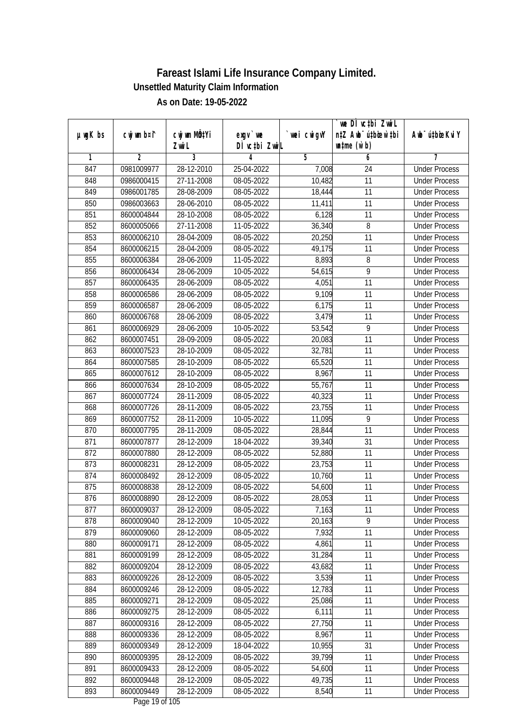# Fareast Islami Life Insurance Company Limited.

## Unsettled Maturity Claim Information

### As on Date: 19-05-2022

| µwgK bs | cwjwm b¤^i | cwjwm MÖn‡Yi ZvwiL | exgv `vwe Dc¯'vc‡bi ZvwiL | `vwei cwigvY | `vwe Dc¯'vc‡bi ZvwiL n‡Z Awb¯úbœ `vwei mgqKvj (w`b) | Awb¯úbœ `vwei KviY |
|---|---|---|---|---|---|---|
| 1 | 2 | 3 | 4 | 5 | 6 | 7 |
| 847 | 0981009977 | 28-12-2010 | 25-04-2022 | 7,008 | 24 | Under Process |
| 848 | 0986000415 | 27-11-2008 | 08-05-2022 | 10,482 | 11 | Under Process |
| 849 | 0986001785 | 28-08-2009 | 08-05-2022 | 18,444 | 11 | Under Process |
| 850 | 0986003663 | 28-06-2010 | 08-05-2022 | 11,411 | 11 | Under Process |
| 851 | 8600004844 | 28-10-2008 | 08-05-2022 | 6,128 | 11 | Under Process |
| 852 | 8600005066 | 27-11-2008 | 11-05-2022 | 36,340 | 8 | Under Process |
| 853 | 8600006210 | 28-04-2009 | 08-05-2022 | 20,250 | 11 | Under Process |
| 854 | 8600006215 | 28-04-2009 | 08-05-2022 | 49,175 | 11 | Under Process |
| 855 | 8600006384 | 28-06-2009 | 11-05-2022 | 8,893 | 8 | Under Process |
| 856 | 8600006434 | 28-06-2009 | 10-05-2022 | 54,615 | 9 | Under Process |
| 857 | 8600006435 | 28-06-2009 | 08-05-2022 | 4,051 | 11 | Under Process |
| 858 | 8600006586 | 28-06-2009 | 08-05-2022 | 9,109 | 11 | Under Process |
| 859 | 8600006587 | 28-06-2009 | 08-05-2022 | 6,175 | 11 | Under Process |
| 860 | 8600006768 | 28-06-2009 | 08-05-2022 | 3,479 | 11 | Under Process |
| 861 | 8600006929 | 28-06-2009 | 10-05-2022 | 53,542 | 9 | Under Process |
| 862 | 8600007451 | 28-09-2009 | 08-05-2022 | 20,083 | 11 | Under Process |
| 863 | 8600007523 | 28-10-2009 | 08-05-2022 | 32,781 | 11 | Under Process |
| 864 | 8600007585 | 28-10-2009 | 08-05-2022 | 65,520 | 11 | Under Process |
| 865 | 8600007612 | 28-10-2009 | 08-05-2022 | 8,967 | 11 | Under Process |
| 866 | 8600007634 | 28-10-2009 | 08-05-2022 | 55,767 | 11 | Under Process |
| 867 | 8600007724 | 28-11-2009 | 08-05-2022 | 40,323 | 11 | Under Process |
| 868 | 8600007726 | 28-11-2009 | 08-05-2022 | 23,755 | 11 | Under Process |
| 869 | 8600007752 | 28-11-2009 | 10-05-2022 | 11,095 | 9 | Under Process |
| 870 | 8600007795 | 28-11-2009 | 08-05-2022 | 28,844 | 11 | Under Process |
| 871 | 8600007877 | 28-12-2009 | 18-04-2022 | 39,340 | 31 | Under Process |
| 872 | 8600007880 | 28-12-2009 | 08-05-2022 | 52,880 | 11 | Under Process |
| 873 | 8600008231 | 28-12-2009 | 08-05-2022 | 23,753 | 11 | Under Process |
| 874 | 8600008492 | 28-12-2009 | 08-05-2022 | 10,760 | 11 | Under Process |
| 875 | 8600008838 | 28-12-2009 | 08-05-2022 | 54,600 | 11 | Under Process |
| 876 | 8600008890 | 28-12-2009 | 08-05-2022 | 28,053 | 11 | Under Process |
| 877 | 8600009037 | 28-12-2009 | 08-05-2022 | 7,163 | 11 | Under Process |
| 878 | 8600009040 | 28-12-2009 | 10-05-2022 | 20,163 | 9 | Under Process |
| 879 | 8600009060 | 28-12-2009 | 08-05-2022 | 7,932 | 11 | Under Process |
| 880 | 8600009171 | 28-12-2009 | 08-05-2022 | 4,861 | 11 | Under Process |
| 881 | 8600009199 | 28-12-2009 | 08-05-2022 | 31,284 | 11 | Under Process |
| 882 | 8600009204 | 28-12-2009 | 08-05-2022 | 43,682 | 11 | Under Process |
| 883 | 8600009226 | 28-12-2009 | 08-05-2022 | 3,539 | 11 | Under Process |
| 884 | 8600009246 | 28-12-2009 | 08-05-2022 | 12,783 | 11 | Under Process |
| 885 | 8600009271 | 28-12-2009 | 08-05-2022 | 25,086 | 11 | Under Process |
| 886 | 8600009275 | 28-12-2009 | 08-05-2022 | 6,111 | 11 | Under Process |
| 887 | 8600009316 | 28-12-2009 | 08-05-2022 | 27,750 | 11 | Under Process |
| 888 | 8600009336 | 28-12-2009 | 08-05-2022 | 8,967 | 11 | Under Process |
| 889 | 8600009349 | 28-12-2009 | 18-04-2022 | 10,955 | 31 | Under Process |
| 890 | 8600009395 | 28-12-2009 | 08-05-2022 | 39,799 | 11 | Under Process |
| 891 | 8600009433 | 28-12-2009 | 08-05-2022 | 54,600 | 11 | Under Process |
| 892 | 8600009448 | 28-12-2009 | 08-05-2022 | 49,735 | 11 | Under Process |
| 893 | 8600009449 | 28-12-2009 | 08-05-2022 | 8,540 | 11 | Under Process |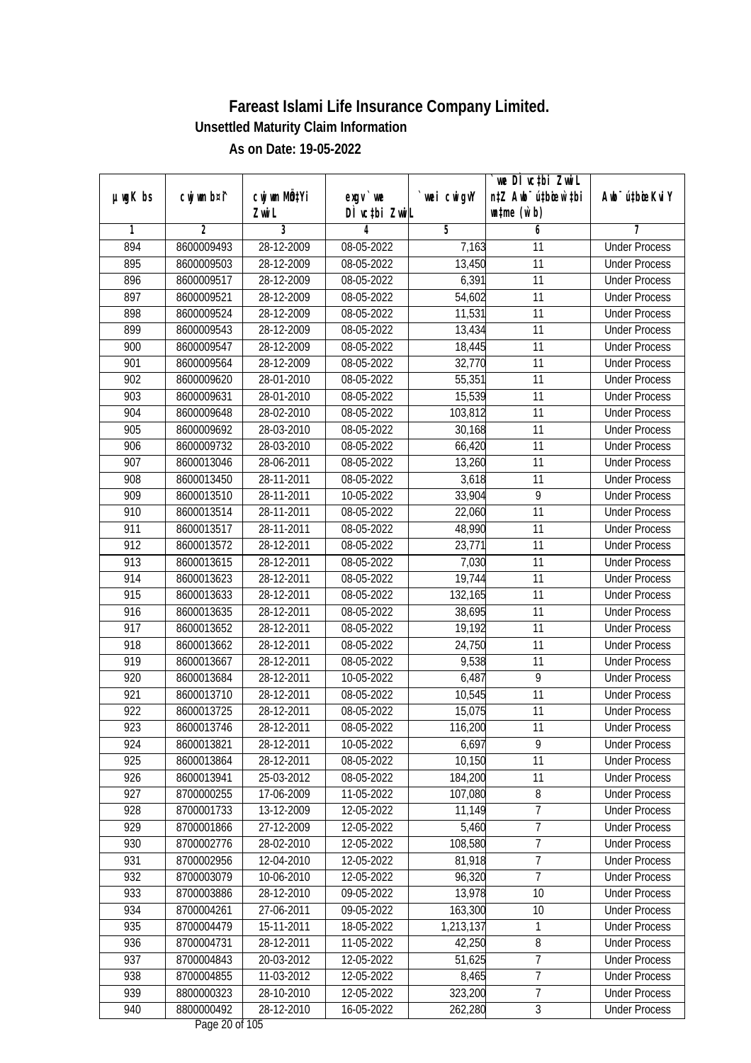# Fareast Islami Life Insurance Company Limited.

## Unsettled Maturity Claim Information

### As on Date: 19-05-2022

| µwgK bs | cwjwm bs¨ | cwjwm MÖn‡Yi ZvwiL | exgv` we DÌ vc‡bi ZvwiL | `vwei cwigvY | `vwe DÌ vc‡bi ZvwiL n‡Z Awb¯ú‡bœi w`‡bi mshL¨v (w`b) | Awb¯úbœi KviY |
|---|---|---|---|---|---|---|
| 1 | 2 | 3 | 4 | 5 | 6 | 7 |
| 894 | 8600009493 | 28-12-2009 | 08-05-2022 | 7,163 | 11 | Under Process |
| 895 | 8600009503 | 28-12-2009 | 08-05-2022 | 13,450 | 11 | Under Process |
| 896 | 8600009517 | 28-12-2009 | 08-05-2022 | 6,391 | 11 | Under Process |
| 897 | 8600009521 | 28-12-2009 | 08-05-2022 | 54,602 | 11 | Under Process |
| 898 | 8600009524 | 28-12-2009 | 08-05-2022 | 11,531 | 11 | Under Process |
| 899 | 8600009543 | 28-12-2009 | 08-05-2022 | 13,434 | 11 | Under Process |
| 900 | 8600009547 | 28-12-2009 | 08-05-2022 | 18,445 | 11 | Under Process |
| 901 | 8600009564 | 28-12-2009 | 08-05-2022 | 32,770 | 11 | Under Process |
| 902 | 8600009620 | 28-01-2010 | 08-05-2022 | 55,351 | 11 | Under Process |
| 903 | 8600009631 | 28-01-2010 | 08-05-2022 | 15,539 | 11 | Under Process |
| 904 | 8600009648 | 28-02-2010 | 08-05-2022 | 103,812 | 11 | Under Process |
| 905 | 8600009692 | 28-03-2010 | 08-05-2022 | 30,168 | 11 | Under Process |
| 906 | 8600009732 | 28-03-2010 | 08-05-2022 | 66,420 | 11 | Under Process |
| 907 | 8600013046 | 28-06-2011 | 08-05-2022 | 13,260 | 11 | Under Process |
| 908 | 8600013450 | 28-11-2011 | 08-05-2022 | 3,618 | 11 | Under Process |
| 909 | 8600013510 | 28-11-2011 | 10-05-2022 | 33,904 | 9 | Under Process |
| 910 | 8600013514 | 28-11-2011 | 08-05-2022 | 22,060 | 11 | Under Process |
| 911 | 8600013517 | 28-11-2011 | 08-05-2022 | 48,990 | 11 | Under Process |
| 912 | 8600013572 | 28-12-2011 | 08-05-2022 | 23,771 | 11 | Under Process |
| 913 | 8600013615 | 28-12-2011 | 08-05-2022 | 7,030 | 11 | Under Process |
| 914 | 8600013623 | 28-12-2011 | 08-05-2022 | 19,744 | 11 | Under Process |
| 915 | 8600013633 | 28-12-2011 | 08-05-2022 | 132,165 | 11 | Under Process |
| 916 | 8600013635 | 28-12-2011 | 08-05-2022 | 38,695 | 11 | Under Process |
| 917 | 8600013652 | 28-12-2011 | 08-05-2022 | 19,192 | 11 | Under Process |
| 918 | 8600013662 | 28-12-2011 | 08-05-2022 | 24,750 | 11 | Under Process |
| 919 | 8600013667 | 28-12-2011 | 08-05-2022 | 9,538 | 11 | Under Process |
| 920 | 8600013684 | 28-12-2011 | 10-05-2022 | 6,487 | 9 | Under Process |
| 921 | 8600013710 | 28-12-2011 | 08-05-2022 | 10,545 | 11 | Under Process |
| 922 | 8600013725 | 28-12-2011 | 08-05-2022 | 15,075 | 11 | Under Process |
| 923 | 8600013746 | 28-12-2011 | 08-05-2022 | 116,200 | 11 | Under Process |
| 924 | 8600013821 | 28-12-2011 | 10-05-2022 | 6,697 | 9 | Under Process |
| 925 | 8600013864 | 28-12-2011 | 08-05-2022 | 10,150 | 11 | Under Process |
| 926 | 8600013941 | 25-03-2012 | 08-05-2022 | 184,200 | 11 | Under Process |
| 927 | 8700000255 | 17-06-2009 | 11-05-2022 | 107,080 | 8 | Under Process |
| 928 | 8700001733 | 13-12-2009 | 12-05-2022 | 11,149 | 7 | Under Process |
| 929 | 8700001866 | 27-12-2009 | 12-05-2022 | 5,460 | 7 | Under Process |
| 930 | 8700002776 | 28-02-2010 | 12-05-2022 | 108,580 | 7 | Under Process |
| 931 | 8700002956 | 12-04-2010 | 12-05-2022 | 81,918 | 7 | Under Process |
| 932 | 8700003079 | 10-06-2010 | 12-05-2022 | 96,320 | 7 | Under Process |
| 933 | 8700003886 | 28-12-2010 | 09-05-2022 | 13,978 | 10 | Under Process |
| 934 | 8700004261 | 27-06-2011 | 09-05-2022 | 163,300 | 10 | Under Process |
| 935 | 8700004479 | 15-11-2011 | 18-05-2022 | 1,213,137 | 1 | Under Process |
| 936 | 8700004731 | 28-12-2011 | 11-05-2022 | 42,250 | 8 | Under Process |
| 937 | 8700004843 | 20-03-2012 | 12-05-2022 | 51,625 | 7 | Under Process |
| 938 | 8700004855 | 11-03-2012 | 12-05-2022 | 8,465 | 7 | Under Process |
| 939 | 8800000323 | 28-10-2010 | 12-05-2022 | 323,200 | 7 | Under Process |
| 940 | 8800000492 | 28-12-2010 | 16-05-2022 | 262,280 | 3 | Under Process |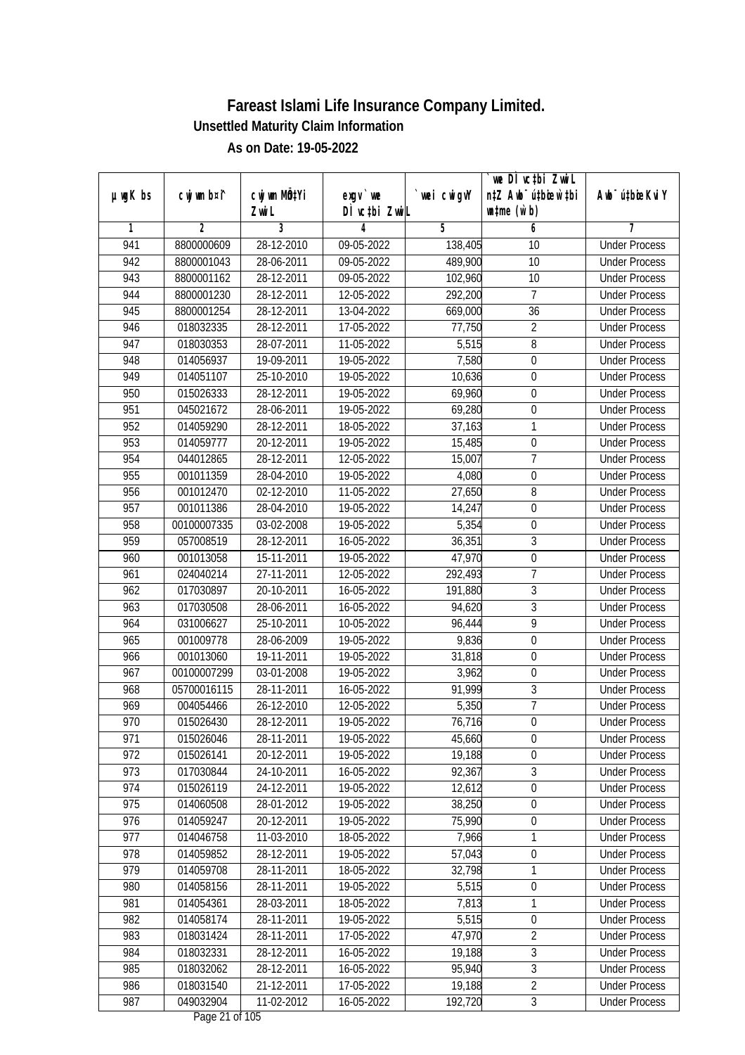# Fareast Islami Life Insurance Company Limited.

**Unsettled Maturity Claim Information**

**As on Date: 19-05-2022**

| µwgK bs | cwjwm b¤^i | cwjwm MÖn‡Yi ZvwiL | exgv`vwe DÌvc‡bi ZvwiL | `vwei cwigvY | `vwe DÌvc‡bi ZvwiL n‡Z Awb¯úbœ w`‡bi wnmve (w`b) | Awb¯ú‡bœi KviY |
|---|---|---|---|---|---|---|
| 1 | 2 | 3 | 4 | 5 | 6 | 7 |
| 941 | 8800000609 | 28-12-2010 | 09-05-2022 | 138,405 | 10 | Under Process |
| 942 | 8800001043 | 28-06-2011 | 09-05-2022 | 489,900 | 10 | Under Process |
| 943 | 8800001162 | 28-12-2011 | 09-05-2022 | 102,960 | 10 | Under Process |
| 944 | 8800001230 | 28-12-2011 | 12-05-2022 | 292,200 | 7 | Under Process |
| 945 | 8800001254 | 28-12-2011 | 13-04-2022 | 669,000 | 36 | Under Process |
| 946 | 018032335 | 28-12-2011 | 17-05-2022 | 77,750 | 2 | Under Process |
| 947 | 018030353 | 28-07-2011 | 11-05-2022 | 5,515 | 8 | Under Process |
| 948 | 014056937 | 19-09-2011 | 19-05-2022 | 7,580 | 0 | Under Process |
| 949 | 014051107 | 25-10-2010 | 19-05-2022 | 10,636 | 0 | Under Process |
| 950 | 015026333 | 28-12-2011 | 19-05-2022 | 69,960 | 0 | Under Process |
| 951 | 045021672 | 28-06-2011 | 19-05-2022 | 69,280 | 0 | Under Process |
| 952 | 014059290 | 28-12-2011 | 18-05-2022 | 37,163 | 1 | Under Process |
| 953 | 014059777 | 20-12-2011 | 19-05-2022 | 15,485 | 0 | Under Process |
| 954 | 044012865 | 28-12-2011 | 12-05-2022 | 15,007 | 7 | Under Process |
| 955 | 001011359 | 28-04-2010 | 19-05-2022 | 4,080 | 0 | Under Process |
| 956 | 001012470 | 02-12-2010 | 11-05-2022 | 27,650 | 8 | Under Process |
| 957 | 001011386 | 28-04-2010 | 19-05-2022 | 14,247 | 0 | Under Process |
| 958 | 00100007335 | 03-02-2008 | 19-05-2022 | 5,354 | 0 | Under Process |
| 959 | 057008519 | 28-12-2011 | 16-05-2022 | 36,351 | 3 | Under Process |
| 960 | 001013058 | 15-11-2011 | 19-05-2022 | 47,970 | 0 | Under Process |
| 961 | 024040214 | 27-11-2011 | 12-05-2022 | 292,493 | 7 | Under Process |
| 962 | 017030897 | 20-10-2011 | 16-05-2022 | 191,880 | 3 | Under Process |
| 963 | 017030508 | 28-06-2011 | 16-05-2022 | 94,620 | 3 | Under Process |
| 964 | 031006627 | 25-10-2011 | 10-05-2022 | 96,444 | 9 | Under Process |
| 965 | 001009778 | 28-06-2009 | 19-05-2022 | 9,836 | 0 | Under Process |
| 966 | 001013060 | 19-11-2011 | 19-05-2022 | 31,818 | 0 | Under Process |
| 967 | 00100007299 | 03-01-2008 | 19-05-2022 | 3,962 | 0 | Under Process |
| 968 | 05700016115 | 28-11-2011 | 16-05-2022 | 91,999 | 3 | Under Process |
| 969 | 004054466 | 26-12-2010 | 12-05-2022 | 5,350 | 7 | Under Process |
| 970 | 015026430 | 28-12-2011 | 19-05-2022 | 76,716 | 0 | Under Process |
| 971 | 015026046 | 28-11-2011 | 19-05-2022 | 45,660 | 0 | Under Process |
| 972 | 015026141 | 20-12-2011 | 19-05-2022 | 19,188 | 0 | Under Process |
| 973 | 017030844 | 24-10-2011 | 16-05-2022 | 92,367 | 3 | Under Process |
| 974 | 015026119 | 24-12-2011 | 19-05-2022 | 12,612 | 0 | Under Process |
| 975 | 014060508 | 28-01-2012 | 19-05-2022 | 38,250 | 0 | Under Process |
| 976 | 014059247 | 20-12-2011 | 19-05-2022 | 75,990 | 0 | Under Process |
| 977 | 014046758 | 11-03-2010 | 18-05-2022 | 7,966 | 1 | Under Process |
| 978 | 014059852 | 28-12-2011 | 19-05-2022 | 57,043 | 0 | Under Process |
| 979 | 014059708 | 28-11-2011 | 18-05-2022 | 32,798 | 1 | Under Process |
| 980 | 014058156 | 28-11-2011 | 19-05-2022 | 5,515 | 0 | Under Process |
| 981 | 014054361 | 28-03-2011 | 18-05-2022 | 7,813 | 1 | Under Process |
| 982 | 014058174 | 28-11-2011 | 19-05-2022 | 5,515 | 0 | Under Process |
| 983 | 018031424 | 28-11-2011 | 17-05-2022 | 47,970 | 2 | Under Process |
| 984 | 018032331 | 28-12-2011 | 16-05-2022 | 19,188 | 3 | Under Process |
| 985 | 018032062 | 28-12-2011 | 16-05-2022 | 95,940 | 3 | Under Process |
| 986 | 018031540 | 21-12-2011 | 17-05-2022 | 19,188 | 2 | Under Process |
| 987 | 049032904 | 11-02-2012 | 16-05-2022 | 192,720 | 3 | Under Process |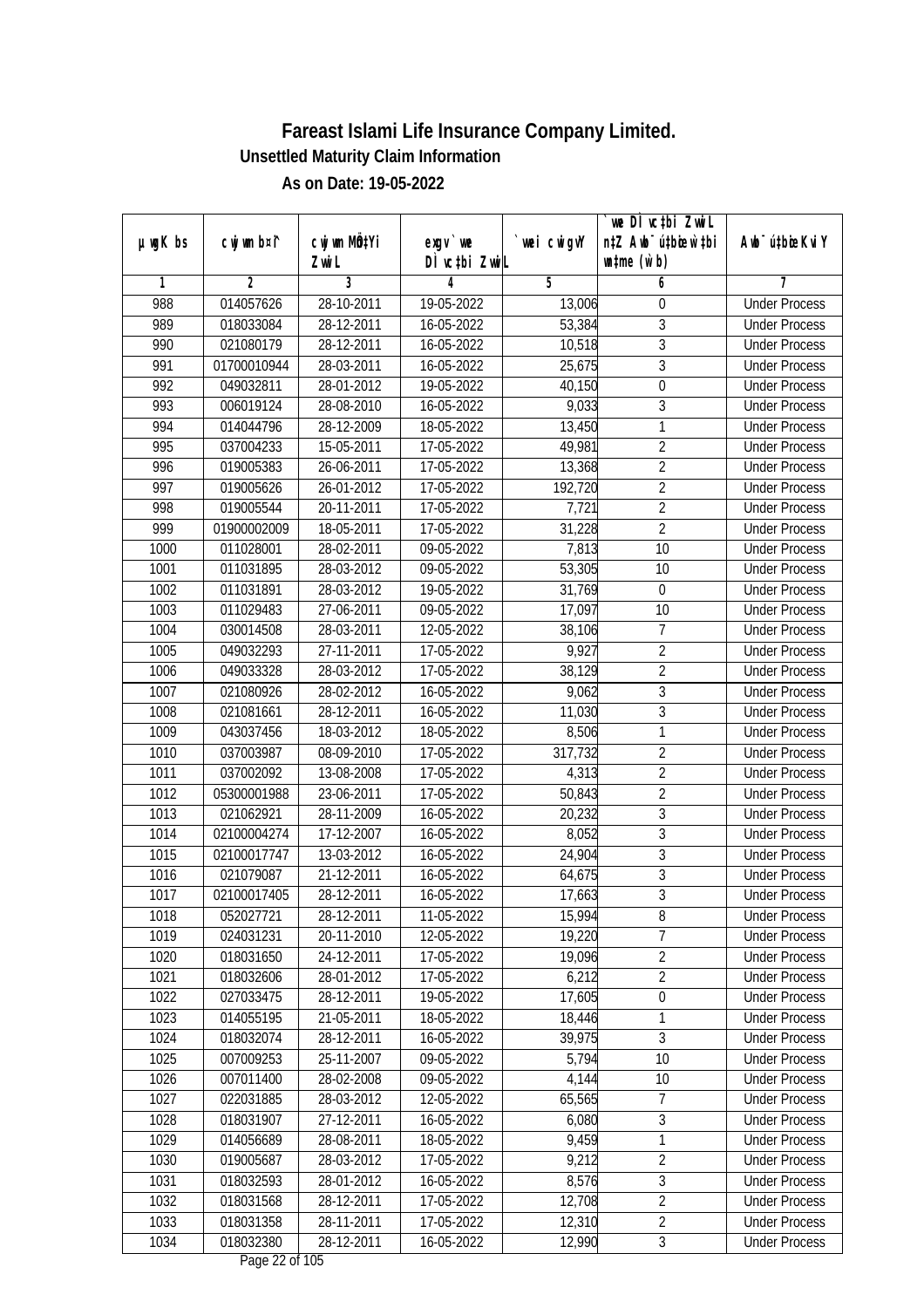# Fareast Islami Life Insurance Company Limited.

**Unsettled Maturity Claim Information**

**As on Date: 19-05-2022**

| µwgK bs | cwjwm b¤^i | cwjwm MÖn‡Yi ZwiL | exgv`we DÌvc‡bi ZwiL | `wei cwigvY | `we DÌvc‡bi ZwiL n‡Z Awb¯úbœ `v‡ei mgqKvj (w`b) | Awb¯ú‡bœi KviY |
|---|---|---|---|---|---|---|
| 1 | 2 | 3 | 4 | 5 | 6 | 7 |
| 988 | 014057626 | 28-10-2011 | 19-05-2022 | 13,006 | 0 | Under Process |
| 989 | 018033084 | 28-12-2011 | 16-05-2022 | 53,384 | 3 | Under Process |
| 990 | 021080179 | 28-12-2011 | 16-05-2022 | 10,518 | 3 | Under Process |
| 991 | 01700010944 | 28-03-2011 | 16-05-2022 | 25,675 | 3 | Under Process |
| 992 | 049032811 | 28-01-2012 | 19-05-2022 | 40,150 | 0 | Under Process |
| 993 | 006019124 | 28-08-2010 | 16-05-2022 | 9,033 | 3 | Under Process |
| 994 | 014044796 | 28-12-2009 | 18-05-2022 | 13,450 | 1 | Under Process |
| 995 | 037004233 | 15-05-2011 | 17-05-2022 | 49,981 | 2 | Under Process |
| 996 | 019005383 | 26-06-2011 | 17-05-2022 | 13,368 | 2 | Under Process |
| 997 | 019005626 | 26-01-2012 | 17-05-2022 | 192,720 | 2 | Under Process |
| 998 | 019005544 | 20-11-2011 | 17-05-2022 | 7,721 | 2 | Under Process |
| 999 | 01900002009 | 18-05-2011 | 17-05-2022 | 31,228 | 2 | Under Process |
| 1000 | 011028001 | 28-02-2011 | 09-05-2022 | 7,813 | 10 | Under Process |
| 1001 | 011031895 | 28-03-2012 | 09-05-2022 | 53,305 | 10 | Under Process |
| 1002 | 011031891 | 28-03-2012 | 19-05-2022 | 31,769 | 0 | Under Process |
| 1003 | 011029483 | 27-06-2011 | 09-05-2022 | 17,097 | 10 | Under Process |
| 1004 | 030014508 | 28-03-2011 | 12-05-2022 | 38,106 | 7 | Under Process |
| 1005 | 049032293 | 27-11-2011 | 17-05-2022 | 9,927 | 2 | Under Process |
| 1006 | 049033328 | 28-03-2012 | 17-05-2022 | 38,129 | 2 | Under Process |
| 1007 | 021080926 | 28-02-2012 | 16-05-2022 | 9,062 | 3 | Under Process |
| 1008 | 021081661 | 28-12-2011 | 16-05-2022 | 11,030 | 3 | Under Process |
| 1009 | 043037456 | 18-03-2012 | 18-05-2022 | 8,506 | 1 | Under Process |
| 1010 | 037003987 | 08-09-2010 | 17-05-2022 | 317,732 | 2 | Under Process |
| 1011 | 037002092 | 13-08-2008 | 17-05-2022 | 4,313 | 2 | Under Process |
| 1012 | 05300001988 | 23-06-2011 | 17-05-2022 | 50,843 | 2 | Under Process |
| 1013 | 021062921 | 28-11-2009 | 16-05-2022 | 20,232 | 3 | Under Process |
| 1014 | 02100004274 | 17-12-2007 | 16-05-2022 | 8,052 | 3 | Under Process |
| 1015 | 02100017747 | 13-03-2012 | 16-05-2022 | 24,904 | 3 | Under Process |
| 1016 | 021079087 | 21-12-2011 | 16-05-2022 | 64,675 | 3 | Under Process |
| 1017 | 02100017405 | 28-12-2011 | 16-05-2022 | 17,663 | 3 | Under Process |
| 1018 | 052027721 | 28-12-2011 | 11-05-2022 | 15,994 | 8 | Under Process |
| 1019 | 024031231 | 20-11-2010 | 12-05-2022 | 19,220 | 7 | Under Process |
| 1020 | 018031650 | 24-12-2011 | 17-05-2022 | 19,096 | 2 | Under Process |
| 1021 | 018032606 | 28-01-2012 | 17-05-2022 | 6,212 | 2 | Under Process |
| 1022 | 027033475 | 28-12-2011 | 19-05-2022 | 17,605 | 0 | Under Process |
| 1023 | 014055195 | 21-05-2011 | 18-05-2022 | 18,446 | 1 | Under Process |
| 1024 | 018032074 | 28-12-2011 | 16-05-2022 | 39,975 | 3 | Under Process |
| 1025 | 007009253 | 25-11-2007 | 09-05-2022 | 5,794 | 10 | Under Process |
| 1026 | 007011400 | 28-02-2008 | 09-05-2022 | 4,144 | 10 | Under Process |
| 1027 | 022031885 | 28-03-2012 | 12-05-2022 | 65,565 | 7 | Under Process |
| 1028 | 018031907 | 27-12-2011 | 16-05-2022 | 6,080 | 3 | Under Process |
| 1029 | 014056689 | 28-08-2011 | 18-05-2022 | 9,459 | 1 | Under Process |
| 1030 | 019005687 | 28-03-2012 | 17-05-2022 | 9,212 | 2 | Under Process |
| 1031 | 018032593 | 28-01-2012 | 16-05-2022 | 8,576 | 3 | Under Process |
| 1032 | 018031568 | 28-12-2011 | 17-05-2022 | 12,708 | 2 | Under Process |
| 1033 | 018031358 | 28-11-2011 | 17-05-2022 | 12,310 | 2 | Under Process |
| 1034 | 018032380 | 28-12-2011 | 16-05-2022 | 12,990 | 3 | Under Process |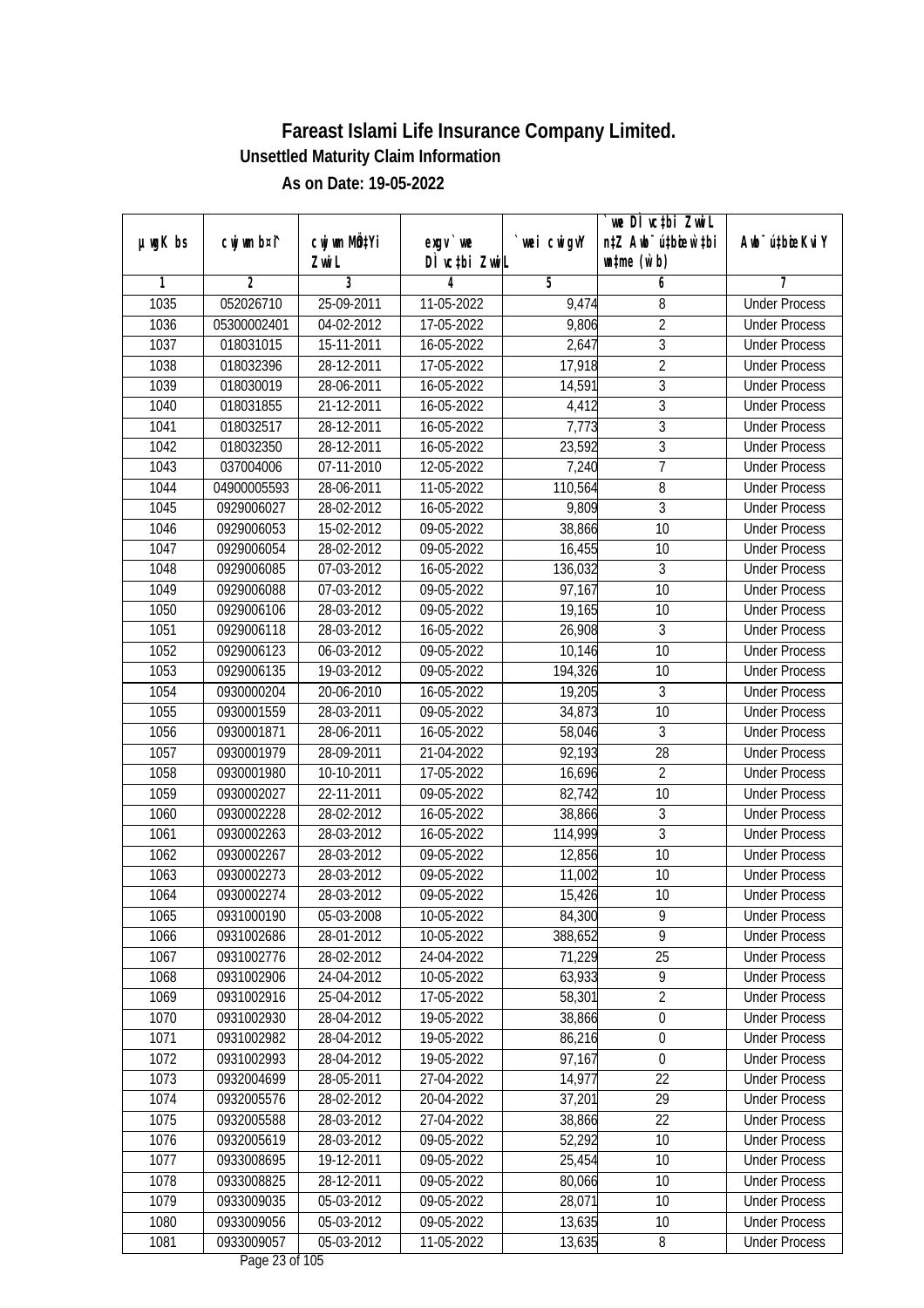# Fareast Islami Life Insurance Company Limited.

## Unsettled Maturity Claim Information

### As on Date: 19-05-2022

| µwgK bs | cwjwm bs¤^ | cwjwm MÖn‡Yi ZvwiL | exgv`we DÌvc‡bi ZvwiL | `vwei cwigvY | `vwe DÌvc‡bi ZvwiL n‡Z Awb¯úbœ w`‡bi ms¨v (w`b) | Awb¯ú‡bœi KviY |
|---|---|---|---|---|---|---|
| 1 | 2 | 3 | 4 | 5 | 6 | 7 |
| 1035 | 052026710 | 25-09-2011 | 11-05-2022 | 9,474 | 8 | Under Process |
| 1036 | 05300002401 | 04-02-2012 | 17-05-2022 | 9,806 | 2 | Under Process |
| 1037 | 018031015 | 15-11-2011 | 16-05-2022 | 2,647 | 3 | Under Process |
| 1038 | 018032396 | 28-12-2011 | 17-05-2022 | 17,918 | 2 | Under Process |
| 1039 | 018030019 | 28-06-2011 | 16-05-2022 | 14,591 | 3 | Under Process |
| 1040 | 018031855 | 21-12-2011 | 16-05-2022 | 4,412 | 3 | Under Process |
| 1041 | 018032517 | 28-12-2011 | 16-05-2022 | 7,773 | 3 | Under Process |
| 1042 | 018032350 | 28-12-2011 | 16-05-2022 | 23,592 | 3 | Under Process |
| 1043 | 037004006 | 07-11-2010 | 12-05-2022 | 7,240 | 7 | Under Process |
| 1044 | 04900005593 | 28-06-2011 | 11-05-2022 | 110,564 | 8 | Under Process |
| 1045 | 0929006027 | 28-02-2012 | 16-05-2022 | 9,809 | 3 | Under Process |
| 1046 | 0929006053 | 15-02-2012 | 09-05-2022 | 38,866 | 10 | Under Process |
| 1047 | 0929006054 | 28-02-2012 | 09-05-2022 | 16,455 | 10 | Under Process |
| 1048 | 0929006085 | 07-03-2012 | 16-05-2022 | 136,032 | 3 | Under Process |
| 1049 | 0929006088 | 07-03-2012 | 09-05-2022 | 97,167 | 10 | Under Process |
| 1050 | 0929006106 | 28-03-2012 | 09-05-2022 | 19,165 | 10 | Under Process |
| 1051 | 0929006118 | 28-03-2012 | 16-05-2022 | 26,908 | 3 | Under Process |
| 1052 | 0929006123 | 06-03-2012 | 09-05-2022 | 10,146 | 10 | Under Process |
| 1053 | 0929006135 | 19-03-2012 | 09-05-2022 | 194,326 | 10 | Under Process |
| 1054 | 0930000204 | 20-06-2010 | 16-05-2022 | 19,205 | 3 | Under Process |
| 1055 | 0930001559 | 28-03-2011 | 09-05-2022 | 34,873 | 10 | Under Process |
| 1056 | 0930001871 | 28-06-2011 | 16-05-2022 | 58,046 | 3 | Under Process |
| 1057 | 0930001979 | 28-09-2011 | 21-04-2022 | 92,193 | 28 | Under Process |
| 1058 | 0930001980 | 10-10-2011 | 17-05-2022 | 16,696 | 2 | Under Process |
| 1059 | 0930002027 | 22-11-2011 | 09-05-2022 | 82,742 | 10 | Under Process |
| 1060 | 0930002228 | 28-02-2012 | 16-05-2022 | 38,866 | 3 | Under Process |
| 1061 | 0930002263 | 28-03-2012 | 16-05-2022 | 114,999 | 3 | Under Process |
| 1062 | 0930002267 | 28-03-2012 | 09-05-2022 | 12,856 | 10 | Under Process |
| 1063 | 0930002273 | 28-03-2012 | 09-05-2022 | 11,002 | 10 | Under Process |
| 1064 | 0930002274 | 28-03-2012 | 09-05-2022 | 15,426 | 10 | Under Process |
| 1065 | 0931000190 | 05-03-2008 | 10-05-2022 | 84,300 | 9 | Under Process |
| 1066 | 0931002686 | 28-01-2012 | 10-05-2022 | 388,652 | 9 | Under Process |
| 1067 | 0931002776 | 28-02-2012 | 24-04-2022 | 71,229 | 25 | Under Process |
| 1068 | 0931002906 | 24-04-2012 | 10-05-2022 | 63,933 | 9 | Under Process |
| 1069 | 0931002916 | 25-04-2012 | 17-05-2022 | 58,301 | 2 | Under Process |
| 1070 | 0931002930 | 28-04-2012 | 19-05-2022 | 38,866 | 0 | Under Process |
| 1071 | 0931002982 | 28-04-2012 | 19-05-2022 | 86,216 | 0 | Under Process |
| 1072 | 0931002993 | 28-04-2012 | 19-05-2022 | 97,167 | 0 | Under Process |
| 1073 | 0932004699 | 28-05-2011 | 27-04-2022 | 14,977 | 22 | Under Process |
| 1074 | 0932005576 | 28-02-2012 | 20-04-2022 | 37,201 | 29 | Under Process |
| 1075 | 0932005588 | 28-03-2012 | 27-04-2022 | 38,866 | 22 | Under Process |
| 1076 | 0932005619 | 28-03-2012 | 09-05-2022 | 52,292 | 10 | Under Process |
| 1077 | 0933008695 | 19-12-2011 | 09-05-2022 | 25,454 | 10 | Under Process |
| 1078 | 0933008825 | 28-12-2011 | 09-05-2022 | 80,066 | 10 | Under Process |
| 1079 | 0933009035 | 05-03-2012 | 09-05-2022 | 28,071 | 10 | Under Process |
| 1080 | 0933009056 | 05-03-2012 | 09-05-2022 | 13,635 | 10 | Under Process |
| 1081 | 0933009057 | 05-03-2012 | 11-05-2022 | 13,635 | 8 | Under Process |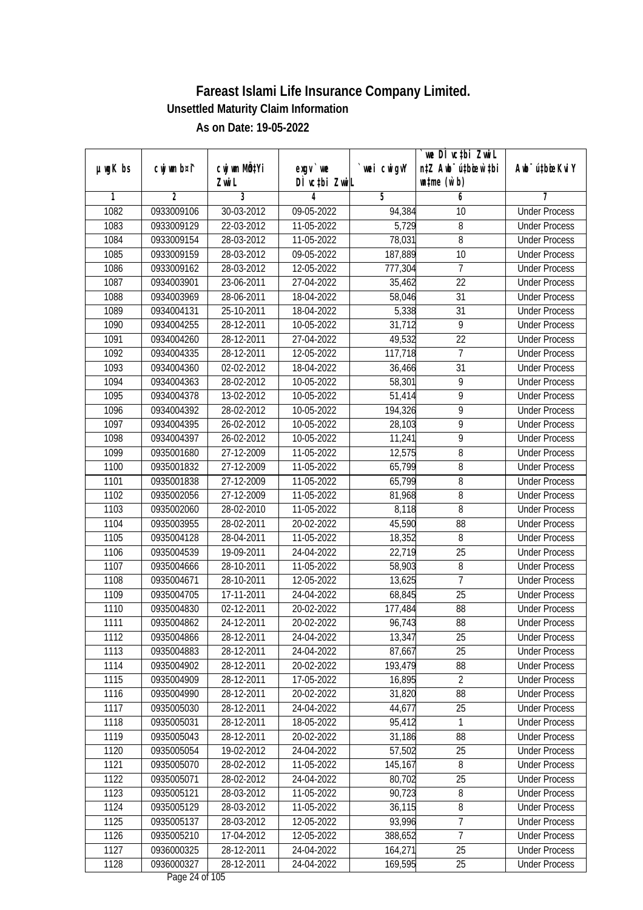# Fareast Islami Life Insurance Company Limited.

**Unsettled Maturity Claim Information**

**As on Date: 19-05-2022**

| µwgK bs | cwjwm bs¦ | cwjwm MÖn‡Yi ZvwiL | exgv` we DÌvc‡bi ZvwiL | `vwei cwigvY | `vwe DÌvc‡bi ZvwiL n‡Z Awb¯úbœ nIqvi mgq (w`b) | Awb¯ú‡bœi KviY |
|---|---|---|---|---|---|---|
| 1 | 2 | 3 | 4 | 5 | 6 | 7 |
| 1082 | 0933009106 | 30-03-2012 | 09-05-2022 | 94,384 | 10 | Under Process |
| 1083 | 0933009129 | 22-03-2012 | 11-05-2022 | 5,729 | 8 | Under Process |
| 1084 | 0933009154 | 28-03-2012 | 11-05-2022 | 78,031 | 8 | Under Process |
| 1085 | 0933009159 | 28-03-2012 | 09-05-2022 | 187,889 | 10 | Under Process |
| 1086 | 0933009162 | 28-03-2012 | 12-05-2022 | 777,304 | 7 | Under Process |
| 1087 | 0934003901 | 23-06-2011 | 27-04-2022 | 35,462 | 22 | Under Process |
| 1088 | 0934003969 | 28-06-2011 | 18-04-2022 | 58,046 | 31 | Under Process |
| 1089 | 0934004131 | 25-10-2011 | 18-04-2022 | 5,338 | 31 | Under Process |
| 1090 | 0934004255 | 28-12-2011 | 10-05-2022 | 31,712 | 9 | Under Process |
| 1091 | 0934004260 | 28-12-2011 | 27-04-2022 | 49,532 | 22 | Under Process |
| 1092 | 0934004335 | 28-12-2011 | 12-05-2022 | 117,718 | 7 | Under Process |
| 1093 | 0934004360 | 02-02-2012 | 18-04-2022 | 36,466 | 31 | Under Process |
| 1094 | 0934004363 | 28-02-2012 | 10-05-2022 | 58,301 | 9 | Under Process |
| 1095 | 0934004378 | 13-02-2012 | 10-05-2022 | 51,414 | 9 | Under Process |
| 1096 | 0934004392 | 28-02-2012 | 10-05-2022 | 194,326 | 9 | Under Process |
| 1097 | 0934004395 | 26-02-2012 | 10-05-2022 | 28,103 | 9 | Under Process |
| 1098 | 0934004397 | 26-02-2012 | 10-05-2022 | 11,241 | 9 | Under Process |
| 1099 | 0935001680 | 27-12-2009 | 11-05-2022 | 12,575 | 8 | Under Process |
| 1100 | 0935001832 | 27-12-2009 | 11-05-2022 | 65,799 | 8 | Under Process |
| 1101 | 0935001838 | 27-12-2009 | 11-05-2022 | 65,799 | 8 | Under Process |
| 1102 | 0935002056 | 27-12-2009 | 11-05-2022 | 81,968 | 8 | Under Process |
| 1103 | 0935002060 | 28-02-2010 | 11-05-2022 | 8,118 | 8 | Under Process |
| 1104 | 0935003955 | 28-02-2011 | 20-02-2022 | 45,590 | 88 | Under Process |
| 1105 | 0935004128 | 28-04-2011 | 11-05-2022 | 18,352 | 8 | Under Process |
| 1106 | 0935004539 | 19-09-2011 | 24-04-2022 | 22,719 | 25 | Under Process |
| 1107 | 0935004666 | 28-10-2011 | 11-05-2022 | 58,903 | 8 | Under Process |
| 1108 | 0935004671 | 28-10-2011 | 12-05-2022 | 13,625 | 7 | Under Process |
| 1109 | 0935004705 | 17-11-2011 | 24-04-2022 | 68,845 | 25 | Under Process |
| 1110 | 0935004830 | 02-12-2011 | 20-02-2022 | 177,484 | 88 | Under Process |
| 1111 | 0935004862 | 24-12-2011 | 20-02-2022 | 96,743 | 88 | Under Process |
| 1112 | 0935004866 | 28-12-2011 | 24-04-2022 | 13,347 | 25 | Under Process |
| 1113 | 0935004883 | 28-12-2011 | 24-04-2022 | 87,667 | 25 | Under Process |
| 1114 | 0935004902 | 28-12-2011 | 20-02-2022 | 193,479 | 88 | Under Process |
| 1115 | 0935004909 | 28-12-2011 | 17-05-2022 | 16,895 | 2 | Under Process |
| 1116 | 0935004990 | 28-12-2011 | 20-02-2022 | 31,820 | 88 | Under Process |
| 1117 | 0935005030 | 28-12-2011 | 24-04-2022 | 44,677 | 25 | Under Process |
| 1118 | 0935005031 | 28-12-2011 | 18-05-2022 | 95,412 | 1 | Under Process |
| 1119 | 0935005043 | 28-12-2011 | 20-02-2022 | 31,186 | 88 | Under Process |
| 1120 | 0935005054 | 19-02-2012 | 24-04-2022 | 57,502 | 25 | Under Process |
| 1121 | 0935005070 | 28-02-2012 | 11-05-2022 | 145,167 | 8 | Under Process |
| 1122 | 0935005071 | 28-02-2012 | 24-04-2022 | 80,702 | 25 | Under Process |
| 1123 | 0935005121 | 28-03-2012 | 11-05-2022 | 90,723 | 8 | Under Process |
| 1124 | 0935005129 | 28-03-2012 | 11-05-2022 | 36,115 | 8 | Under Process |
| 1125 | 0935005137 | 28-03-2012 | 12-05-2022 | 93,996 | 7 | Under Process |
| 1126 | 0935005210 | 17-04-2012 | 12-05-2022 | 388,652 | 7 | Under Process |
| 1127 | 0936000325 | 28-12-2011 | 24-04-2022 | 164,271 | 25 | Under Process |
| 1128 | 0936000327 | 28-12-2011 | 24-04-2022 | 169,595 | 25 | Under Process |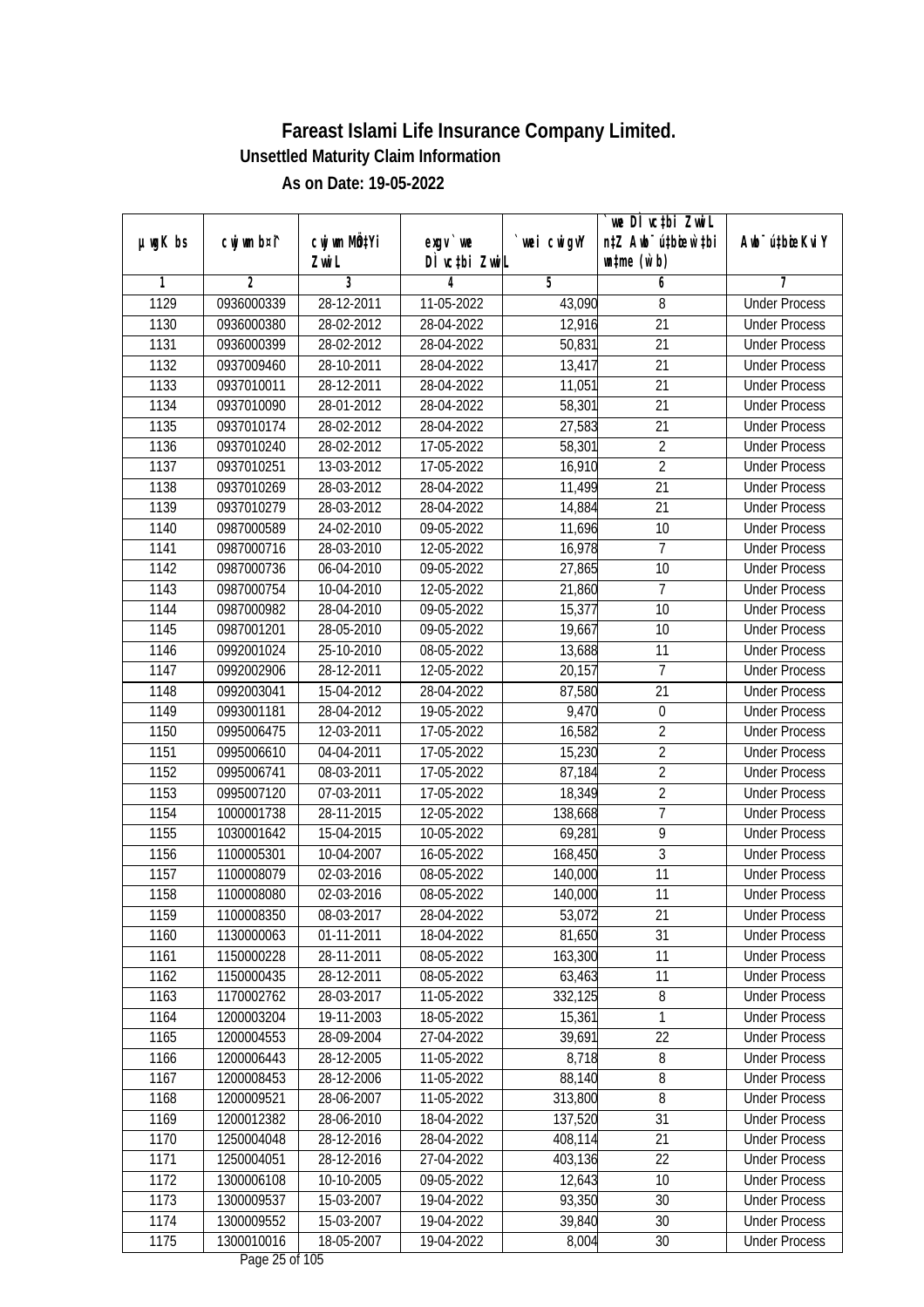# Fareast Islami Life Insurance Company Limited.

**Unsettled Maturity Claim Information**

**As on Date: 19-05-2022**

| µwgK bs | cwjwm b¤^i | cwjwm MÖn‡Yi ZvwiL | exgv`vwe DÌvc‡bi ZvwiL | `vwei cwigvY | `vwe DÌvc‡bi ZvwiL n‡Z Awb¯úbœ w`‡bi sL¨v (w`b) | Awb¯úbœ Kvi Y |
|---|---|---|---|---|---|---|
| 1 | 2 | 3 | 4 | 5 | 6 | 7 |
| 1129 | 0936000339 | 28-12-2011 | 11-05-2022 | 43,090 | 8 | Under Process |
| 1130 | 0936000380 | 28-02-2012 | 28-04-2022 | 12,916 | 21 | Under Process |
| 1131 | 0936000399 | 28-02-2012 | 28-04-2022 | 50,831 | 21 | Under Process |
| 1132 | 0937009460 | 28-10-2011 | 28-04-2022 | 13,417 | 21 | Under Process |
| 1133 | 0937010011 | 28-12-2011 | 28-04-2022 | 11,051 | 21 | Under Process |
| 1134 | 0937010090 | 28-01-2012 | 28-04-2022 | 58,301 | 21 | Under Process |
| 1135 | 0937010174 | 28-02-2012 | 28-04-2022 | 27,583 | 21 | Under Process |
| 1136 | 0937010240 | 28-02-2012 | 17-05-2022 | 58,301 | 2 | Under Process |
| 1137 | 0937010251 | 13-03-2012 | 17-05-2022 | 16,910 | 2 | Under Process |
| 1138 | 0937010269 | 28-03-2012 | 28-04-2022 | 11,499 | 21 | Under Process |
| 1139 | 0937010279 | 28-03-2012 | 28-04-2022 | 14,884 | 21 | Under Process |
| 1140 | 0987000589 | 24-02-2010 | 09-05-2022 | 11,696 | 10 | Under Process |
| 1141 | 0987000716 | 28-03-2010 | 12-05-2022 | 16,978 | 7 | Under Process |
| 1142 | 0987000736 | 06-04-2010 | 09-05-2022 | 27,865 | 10 | Under Process |
| 1143 | 0987000754 | 10-04-2010 | 12-05-2022 | 21,860 | 7 | Under Process |
| 1144 | 0987000982 | 28-04-2010 | 09-05-2022 | 15,377 | 10 | Under Process |
| 1145 | 0987001201 | 28-05-2010 | 09-05-2022 | 19,667 | 10 | Under Process |
| 1146 | 0992001024 | 25-10-2010 | 08-05-2022 | 13,688 | 11 | Under Process |
| 1147 | 0992002906 | 28-12-2011 | 12-05-2022 | 20,157 | 7 | Under Process |
| 1148 | 0992003041 | 15-04-2012 | 28-04-2022 | 87,580 | 21 | Under Process |
| 1149 | 0993001181 | 28-04-2012 | 19-05-2022 | 9,470 | 0 | Under Process |
| 1150 | 0995006475 | 12-03-2011 | 17-05-2022 | 16,582 | 2 | Under Process |
| 1151 | 0995006610 | 04-04-2011 | 17-05-2022 | 15,230 | 2 | Under Process |
| 1152 | 0995006741 | 08-03-2011 | 17-05-2022 | 87,184 | 2 | Under Process |
| 1153 | 0995007120 | 07-03-2011 | 17-05-2022 | 18,349 | 2 | Under Process |
| 1154 | 1000001738 | 28-11-2015 | 12-05-2022 | 138,668 | 7 | Under Process |
| 1155 | 1030001642 | 15-04-2015 | 10-05-2022 | 69,281 | 9 | Under Process |
| 1156 | 1100005301 | 10-04-2007 | 16-05-2022 | 168,450 | 3 | Under Process |
| 1157 | 1100008079 | 02-03-2016 | 08-05-2022 | 140,000 | 11 | Under Process |
| 1158 | 1100008080 | 02-03-2016 | 08-05-2022 | 140,000 | 11 | Under Process |
| 1159 | 1100008350 | 08-03-2017 | 28-04-2022 | 53,072 | 21 | Under Process |
| 1160 | 1130000063 | 01-11-2011 | 18-04-2022 | 81,650 | 31 | Under Process |
| 1161 | 1150000228 | 28-11-2011 | 08-05-2022 | 163,300 | 11 | Under Process |
| 1162 | 1150000435 | 28-12-2011 | 08-05-2022 | 63,463 | 11 | Under Process |
| 1163 | 1170002762 | 28-03-2017 | 11-05-2022 | 332,125 | 8 | Under Process |
| 1164 | 1200003204 | 19-11-2003 | 18-05-2022 | 15,361 | 1 | Under Process |
| 1165 | 1200004553 | 28-09-2004 | 27-04-2022 | 39,691 | 22 | Under Process |
| 1166 | 1200006443 | 28-12-2005 | 11-05-2022 | 8,718 | 8 | Under Process |
| 1167 | 1200008453 | 28-12-2006 | 11-05-2022 | 88,140 | 8 | Under Process |
| 1168 | 1200009521 | 28-06-2007 | 11-05-2022 | 313,800 | 8 | Under Process |
| 1169 | 1200012382 | 28-06-2010 | 18-04-2022 | 137,520 | 31 | Under Process |
| 1170 | 1250004048 | 28-12-2016 | 28-04-2022 | 408,114 | 21 | Under Process |
| 1171 | 1250004051 | 28-12-2016 | 27-04-2022 | 403,136 | 22 | Under Process |
| 1172 | 1300006108 | 10-10-2005 | 09-05-2022 | 12,643 | 10 | Under Process |
| 1173 | 1300009537 | 15-03-2007 | 19-04-2022 | 93,350 | 30 | Under Process |
| 1174 | 1300009552 | 15-03-2007 | 19-04-2022 | 39,840 | 30 | Under Process |
| 1175 | 1300010016 | 18-05-2007 | 19-04-2022 | 8,004 | 30 | Under Process |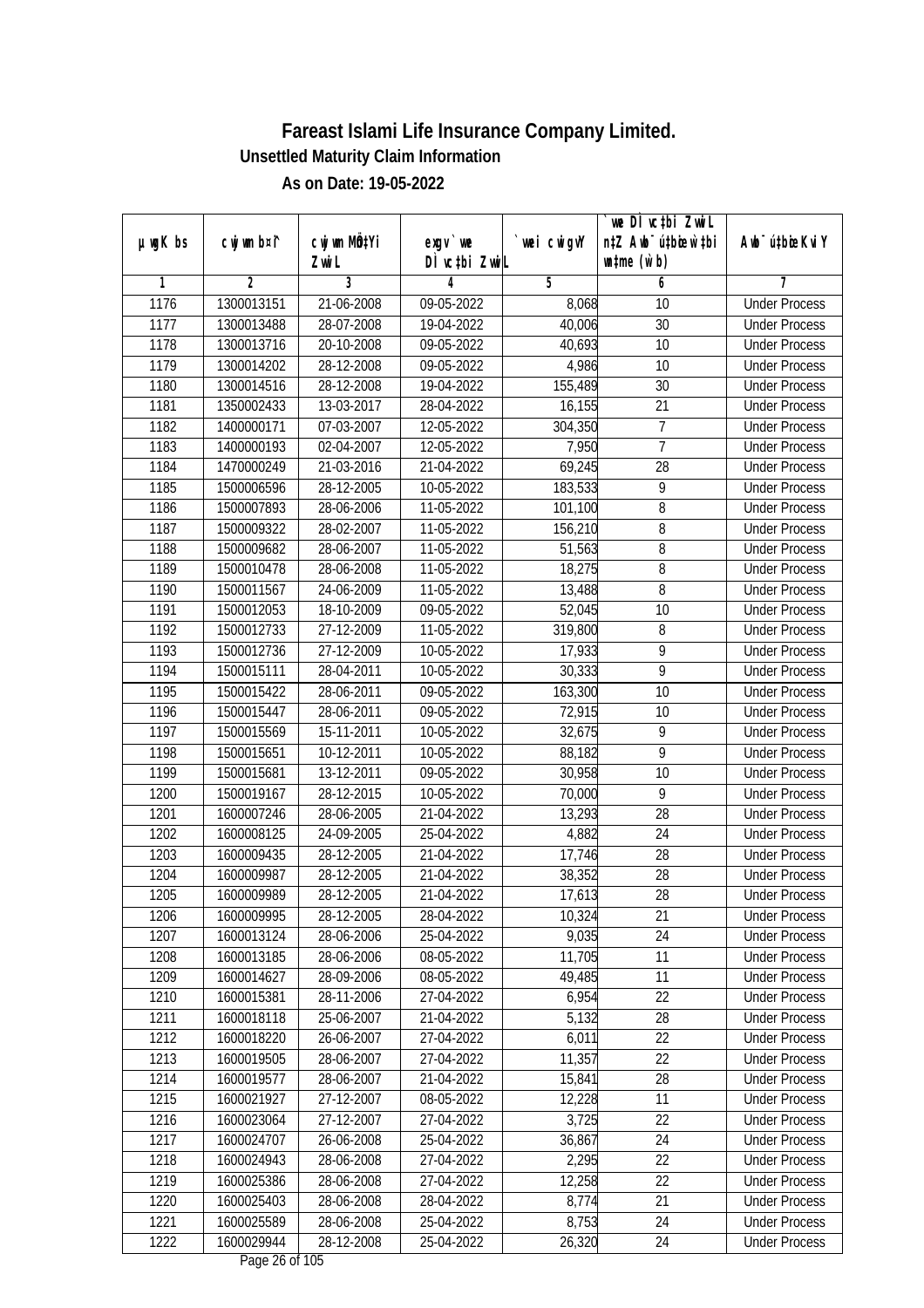# Fareast Islami Life Insurance Company Limited.

**Unsettled Maturity Claim Information**

**As on Date: 19-05-2022**

| µwgK bs | cwjwm b¤î | cwjwm MÖn‡Yi ZvwiL | exgv`we DÌvc‡bi ZvwiL | `vwei cwigvY | `vwe DÌvc‡bi ZvwiL n‡Z Awb¯úbœK…Z wb¯úbœ `vwe (w`b) | Awb¯ú‡bœi KviY |
|---|---|---|---|---|---|---|
| 1 | 2 | 3 | 4 | 5 | 6 | 7 |
| 1176 | 1300013151 | 21-06-2008 | 09-05-2022 | 8,068 | 10 | Under Process |
| 1177 | 1300013488 | 28-07-2008 | 19-04-2022 | 40,006 | 30 | Under Process |
| 1178 | 1300013716 | 20-10-2008 | 09-05-2022 | 40,693 | 10 | Under Process |
| 1179 | 1300014202 | 28-12-2008 | 09-05-2022 | 4,986 | 10 | Under Process |
| 1180 | 1300014516 | 28-12-2008 | 19-04-2022 | 155,489 | 30 | Under Process |
| 1181 | 1350002433 | 13-03-2017 | 28-04-2022 | 16,155 | 21 | Under Process |
| 1182 | 1400000171 | 07-03-2007 | 12-05-2022 | 304,350 | 7 | Under Process |
| 1183 | 1400000193 | 02-04-2007 | 12-05-2022 | 7,950 | 7 | Under Process |
| 1184 | 1470000249 | 21-03-2016 | 21-04-2022 | 69,245 | 28 | Under Process |
| 1185 | 1500006596 | 28-12-2005 | 10-05-2022 | 183,533 | 9 | Under Process |
| 1186 | 1500007893 | 28-06-2006 | 11-05-2022 | 101,100 | 8 | Under Process |
| 1187 | 1500009322 | 28-02-2007 | 11-05-2022 | 156,210 | 8 | Under Process |
| 1188 | 1500009682 | 28-06-2007 | 11-05-2022 | 51,563 | 8 | Under Process |
| 1189 | 1500010478 | 28-06-2008 | 11-05-2022 | 18,275 | 8 | Under Process |
| 1190 | 1500011567 | 24-06-2009 | 11-05-2022 | 13,488 | 8 | Under Process |
| 1191 | 1500012053 | 18-10-2009 | 09-05-2022 | 52,045 | 10 | Under Process |
| 1192 | 1500012733 | 27-12-2009 | 11-05-2022 | 319,800 | 8 | Under Process |
| 1193 | 1500012736 | 27-12-2009 | 10-05-2022 | 17,933 | 9 | Under Process |
| 1194 | 1500015111 | 28-04-2011 | 10-05-2022 | 30,333 | 9 | Under Process |
| 1195 | 1500015422 | 28-06-2011 | 09-05-2022 | 163,300 | 10 | Under Process |
| 1196 | 1500015447 | 28-06-2011 | 09-05-2022 | 72,915 | 10 | Under Process |
| 1197 | 1500015569 | 15-11-2011 | 10-05-2022 | 32,675 | 9 | Under Process |
| 1198 | 1500015651 | 10-12-2011 | 10-05-2022 | 88,182 | 9 | Under Process |
| 1199 | 1500015681 | 13-12-2011 | 09-05-2022 | 30,958 | 10 | Under Process |
| 1200 | 1500019167 | 28-12-2015 | 10-05-2022 | 70,000 | 9 | Under Process |
| 1201 | 1600007246 | 28-06-2005 | 21-04-2022 | 13,293 | 28 | Under Process |
| 1202 | 1600008125 | 24-09-2005 | 25-04-2022 | 4,882 | 24 | Under Process |
| 1203 | 1600009435 | 28-12-2005 | 21-04-2022 | 17,746 | 28 | Under Process |
| 1204 | 1600009987 | 28-12-2005 | 21-04-2022 | 38,352 | 28 | Under Process |
| 1205 | 1600009989 | 28-12-2005 | 21-04-2022 | 17,613 | 28 | Under Process |
| 1206 | 1600009995 | 28-12-2005 | 28-04-2022 | 10,324 | 21 | Under Process |
| 1207 | 1600013124 | 28-06-2006 | 25-04-2022 | 9,035 | 24 | Under Process |
| 1208 | 1600013185 | 28-06-2006 | 08-05-2022 | 11,705 | 11 | Under Process |
| 1209 | 1600014627 | 28-09-2006 | 08-05-2022 | 49,485 | 11 | Under Process |
| 1210 | 1600015381 | 28-11-2006 | 27-04-2022 | 6,954 | 22 | Under Process |
| 1211 | 1600018118 | 25-06-2007 | 21-04-2022 | 5,132 | 28 | Under Process |
| 1212 | 1600018220 | 26-06-2007 | 27-04-2022 | 6,011 | 22 | Under Process |
| 1213 | 1600019505 | 28-06-2007 | 27-04-2022 | 11,357 | 22 | Under Process |
| 1214 | 1600019577 | 28-06-2007 | 21-04-2022 | 15,841 | 28 | Under Process |
| 1215 | 1600021927 | 27-12-2007 | 08-05-2022 | 12,228 | 11 | Under Process |
| 1216 | 1600023064 | 27-12-2007 | 27-04-2022 | 3,725 | 22 | Under Process |
| 1217 | 1600024707 | 26-06-2008 | 25-04-2022 | 36,867 | 24 | Under Process |
| 1218 | 1600024943 | 28-06-2008 | 27-04-2022 | 2,295 | 22 | Under Process |
| 1219 | 1600025386 | 28-06-2008 | 27-04-2022 | 12,258 | 22 | Under Process |
| 1220 | 1600025403 | 28-06-2008 | 28-04-2022 | 8,774 | 21 | Under Process |
| 1221 | 1600025589 | 28-06-2008 | 25-04-2022 | 8,753 | 24 | Under Process |
| 1222 | 1600029944 | 28-12-2008 | 25-04-2022 | 26,320 | 24 | Under Process |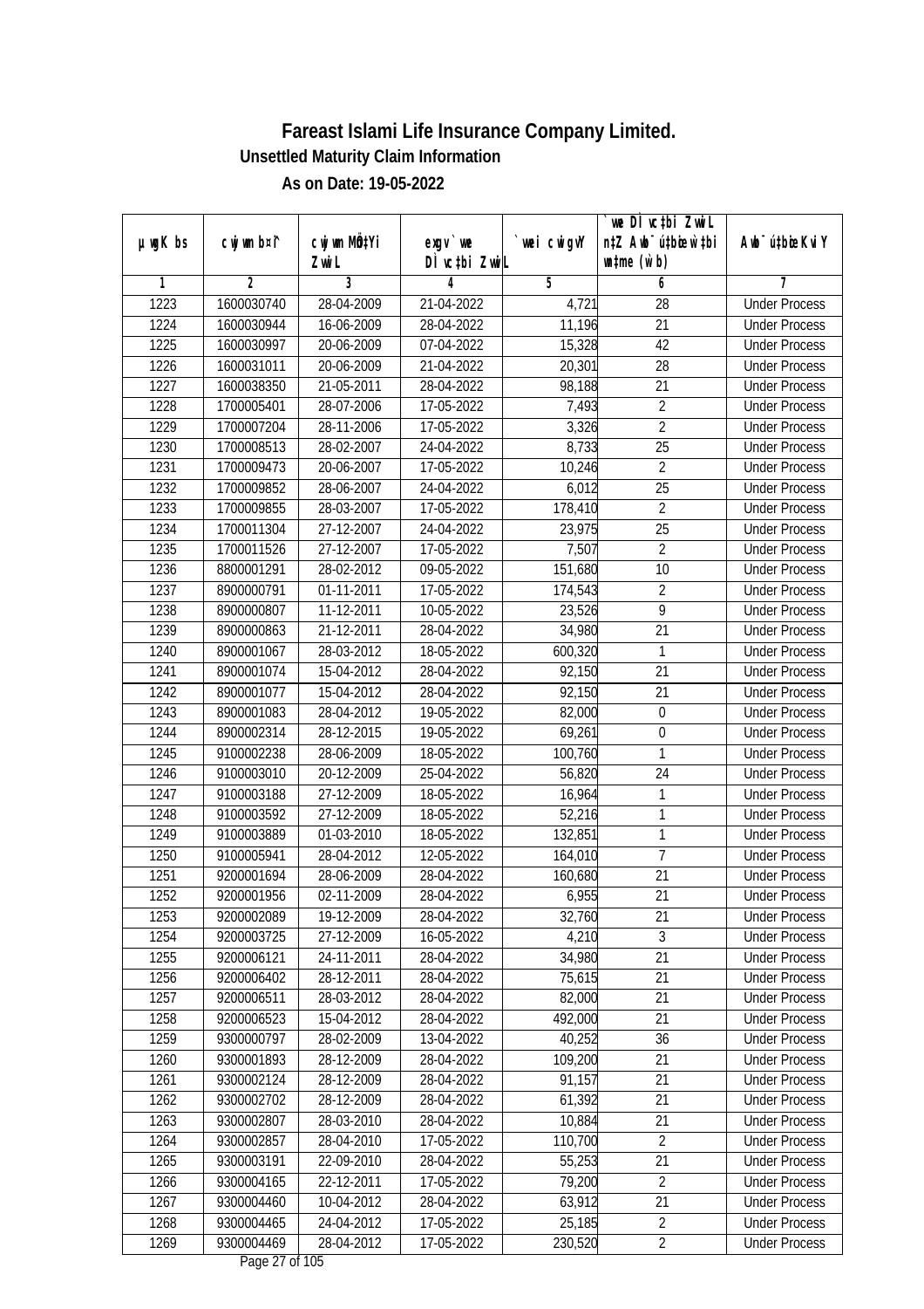# Fareast Islami Life Insurance Company Limited.

### Unsettled Maturity Claim Information

### As on Date: 19-05-2022

| µwgK bs | cwjwm bs¤^ | cwjwm MÖ‡Yi ZvwiL | exgv` we DÌvc‡bi ZvwiL | `vwei cwigvY | `vwe DÌvc‡bi ZvwiL n‡Z Awb¯úwËi w`‡bi msL¨v (w`b) | Awb¯úwËi KviY |
|---|---|---|---|---|---|---|
| 1 | 2 | 3 | 4 | 5 | 6 | 7 |
| 1223 | 1600030740 | 28-04-2009 | 21-04-2022 | 4,721 | 28 | Under Process |
| 1224 | 1600030944 | 16-06-2009 | 28-04-2022 | 11,196 | 21 | Under Process |
| 1225 | 1600030997 | 20-06-2009 | 07-04-2022 | 15,328 | 42 | Under Process |
| 1226 | 1600031011 | 20-06-2009 | 21-04-2022 | 20,301 | 28 | Under Process |
| 1227 | 1600038350 | 21-05-2011 | 28-04-2022 | 98,188 | 21 | Under Process |
| 1228 | 1700005401 | 28-07-2006 | 17-05-2022 | 7,493 | 2 | Under Process |
| 1229 | 1700007204 | 28-11-2006 | 17-05-2022 | 3,326 | 2 | Under Process |
| 1230 | 1700008513 | 28-02-2007 | 24-04-2022 | 8,733 | 25 | Under Process |
| 1231 | 1700009473 | 20-06-2007 | 17-05-2022 | 10,246 | 2 | Under Process |
| 1232 | 1700009852 | 28-06-2007 | 24-04-2022 | 6,012 | 25 | Under Process |
| 1233 | 1700009855 | 28-03-2007 | 17-05-2022 | 178,410 | 2 | Under Process |
| 1234 | 1700011304 | 27-12-2007 | 24-04-2022 | 23,975 | 25 | Under Process |
| 1235 | 1700011526 | 27-12-2007 | 17-05-2022 | 7,507 | 2 | Under Process |
| 1236 | 8800001291 | 28-02-2012 | 09-05-2022 | 151,680 | 10 | Under Process |
| 1237 | 8900000791 | 01-11-2011 | 17-05-2022 | 174,543 | 2 | Under Process |
| 1238 | 8900000807 | 11-12-2011 | 10-05-2022 | 23,526 | 9 | Under Process |
| 1239 | 8900000863 | 21-12-2011 | 28-04-2022 | 34,980 | 21 | Under Process |
| 1240 | 8900001067 | 28-03-2012 | 18-05-2022 | 600,320 | 1 | Under Process |
| 1241 | 8900001074 | 15-04-2012 | 28-04-2022 | 92,150 | 21 | Under Process |
| 1242 | 8900001077 | 15-04-2012 | 28-04-2022 | 92,150 | 21 | Under Process |
| 1243 | 8900001083 | 28-04-2012 | 19-05-2022 | 82,000 | 0 | Under Process |
| 1244 | 8900002314 | 28-12-2015 | 19-05-2022 | 69,261 | 0 | Under Process |
| 1245 | 9100002238 | 28-06-2009 | 18-05-2022 | 100,760 | 1 | Under Process |
| 1246 | 9100003010 | 20-12-2009 | 25-04-2022 | 56,820 | 24 | Under Process |
| 1247 | 9100003188 | 27-12-2009 | 18-05-2022 | 16,964 | 1 | Under Process |
| 1248 | 9100003592 | 27-12-2009 | 18-05-2022 | 52,216 | 1 | Under Process |
| 1249 | 9100003889 | 01-03-2010 | 18-05-2022 | 132,851 | 1 | Under Process |
| 1250 | 9100005941 | 28-04-2012 | 12-05-2022 | 164,010 | 7 | Under Process |
| 1251 | 9200001694 | 28-06-2009 | 28-04-2022 | 160,680 | 21 | Under Process |
| 1252 | 9200001956 | 02-11-2009 | 28-04-2022 | 6,955 | 21 | Under Process |
| 1253 | 9200002089 | 19-12-2009 | 28-04-2022 | 32,760 | 21 | Under Process |
| 1254 | 9200003725 | 27-12-2009 | 16-05-2022 | 4,210 | 3 | Under Process |
| 1255 | 9200006121 | 24-11-2011 | 28-04-2022 | 34,980 | 21 | Under Process |
| 1256 | 9200006402 | 28-12-2011 | 28-04-2022 | 75,615 | 21 | Under Process |
| 1257 | 9200006511 | 28-03-2012 | 28-04-2022 | 82,000 | 21 | Under Process |
| 1258 | 9200006523 | 15-04-2012 | 28-04-2022 | 492,000 | 21 | Under Process |
| 1259 | 9300000797 | 28-02-2009 | 13-04-2022 | 40,252 | 36 | Under Process |
| 1260 | 9300001893 | 28-12-2009 | 28-04-2022 | 109,200 | 21 | Under Process |
| 1261 | 9300002124 | 28-12-2009 | 28-04-2022 | 91,157 | 21 | Under Process |
| 1262 | 9300002702 | 28-12-2009 | 28-04-2022 | 61,392 | 21 | Under Process |
| 1263 | 9300002807 | 28-03-2010 | 28-04-2022 | 10,884 | 21 | Under Process |
| 1264 | 9300002857 | 28-04-2010 | 17-05-2022 | 110,700 | 2 | Under Process |
| 1265 | 9300003191 | 22-09-2010 | 28-04-2022 | 55,253 | 21 | Under Process |
| 1266 | 9300004165 | 22-12-2011 | 17-05-2022 | 79,200 | 2 | Under Process |
| 1267 | 9300004460 | 10-04-2012 | 28-04-2022 | 63,912 | 21 | Under Process |
| 1268 | 9300004465 | 24-04-2012 | 17-05-2022 | 25,185 | 2 | Under Process |
| 1269 | 9300004469 | 28-04-2012 | 17-05-2022 | 230,520 | 2 | Under Process |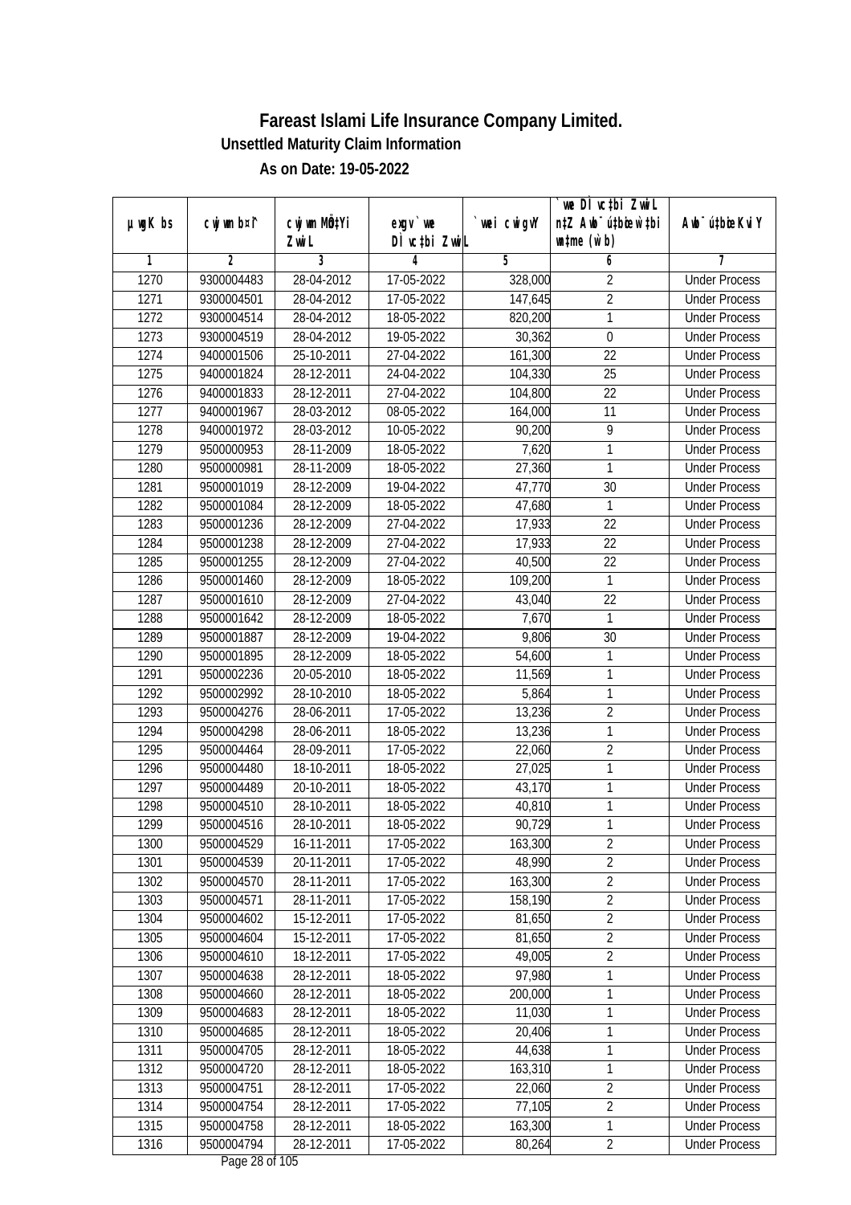# Fareast Islami Life Insurance Company Limited.

## Unsettled Maturity Claim Information

### As on Date: 19-05-2022

| µwgK bs | cwjwm b¤^i | cwjwm MÖn‡Yi ZvwiL | exgv`we DÌvc‡bi ZvwiL | `vwei cwigvY | `vwe DÌvc‡bi ZvwiL n‡Z Awb¯úbœ `vwei mgqmxgv (w`b) | Awb¯ú‡bœi KviY |
|---|---|---|---|---|---|---|
| 1 | 2 | 3 | 4 | 5 | 6 | 7 |
| 1270 | 9300004483 | 28-04-2012 | 17-05-2022 | 328,000 | 2 | Under Process |
| 1271 | 9300004501 | 28-04-2012 | 17-05-2022 | 147,645 | 2 | Under Process |
| 1272 | 9300004514 | 28-04-2012 | 18-05-2022 | 820,200 | 1 | Under Process |
| 1273 | 9300004519 | 28-04-2012 | 19-05-2022 | 30,362 | 0 | Under Process |
| 1274 | 9400001506 | 25-10-2011 | 27-04-2022 | 161,300 | 22 | Under Process |
| 1275 | 9400001824 | 28-12-2011 | 24-04-2022 | 104,330 | 25 | Under Process |
| 1276 | 9400001833 | 28-12-2011 | 27-04-2022 | 104,800 | 22 | Under Process |
| 1277 | 9400001967 | 28-03-2012 | 08-05-2022 | 164,000 | 11 | Under Process |
| 1278 | 9400001972 | 28-03-2012 | 10-05-2022 | 90,200 | 9 | Under Process |
| 1279 | 9500000953 | 28-11-2009 | 18-05-2022 | 7,620 | 1 | Under Process |
| 1280 | 9500000981 | 28-11-2009 | 18-05-2022 | 27,360 | 1 | Under Process |
| 1281 | 9500001019 | 28-12-2009 | 19-04-2022 | 47,770 | 30 | Under Process |
| 1282 | 9500001084 | 28-12-2009 | 18-05-2022 | 47,680 | 1 | Under Process |
| 1283 | 9500001236 | 28-12-2009 | 27-04-2022 | 17,933 | 22 | Under Process |
| 1284 | 9500001238 | 28-12-2009 | 27-04-2022 | 17,933 | 22 | Under Process |
| 1285 | 9500001255 | 28-12-2009 | 27-04-2022 | 40,500 | 22 | Under Process |
| 1286 | 9500001460 | 28-12-2009 | 18-05-2022 | 109,200 | 1 | Under Process |
| 1287 | 9500001610 | 28-12-2009 | 27-04-2022 | 43,040 | 22 | Under Process |
| 1288 | 9500001642 | 28-12-2009 | 18-05-2022 | 7,670 | 1 | Under Process |
| 1289 | 9500001887 | 28-12-2009 | 19-04-2022 | 9,806 | 30 | Under Process |
| 1290 | 9500001895 | 28-12-2009 | 18-05-2022 | 54,600 | 1 | Under Process |
| 1291 | 9500002236 | 20-05-2010 | 18-05-2022 | 11,569 | 1 | Under Process |
| 1292 | 9500002992 | 28-10-2010 | 18-05-2022 | 5,864 | 1 | Under Process |
| 1293 | 9500004276 | 28-06-2011 | 17-05-2022 | 13,236 | 2 | Under Process |
| 1294 | 9500004298 | 28-06-2011 | 18-05-2022 | 13,236 | 1 | Under Process |
| 1295 | 9500004464 | 28-09-2011 | 17-05-2022 | 22,060 | 2 | Under Process |
| 1296 | 9500004480 | 18-10-2011 | 18-05-2022 | 27,025 | 1 | Under Process |
| 1297 | 9500004489 | 20-10-2011 | 18-05-2022 | 43,170 | 1 | Under Process |
| 1298 | 9500004510 | 28-10-2011 | 18-05-2022 | 40,810 | 1 | Under Process |
| 1299 | 9500004516 | 28-10-2011 | 18-05-2022 | 90,729 | 1 | Under Process |
| 1300 | 9500004529 | 16-11-2011 | 17-05-2022 | 163,300 | 2 | Under Process |
| 1301 | 9500004539 | 20-11-2011 | 17-05-2022 | 48,990 | 2 | Under Process |
| 1302 | 9500004570 | 28-11-2011 | 17-05-2022 | 163,300 | 2 | Under Process |
| 1303 | 9500004571 | 28-11-2011 | 17-05-2022 | 158,190 | 2 | Under Process |
| 1304 | 9500004602 | 15-12-2011 | 17-05-2022 | 81,650 | 2 | Under Process |
| 1305 | 9500004604 | 15-12-2011 | 17-05-2022 | 81,650 | 2 | Under Process |
| 1306 | 9500004610 | 18-12-2011 | 17-05-2022 | 49,005 | 2 | Under Process |
| 1307 | 9500004638 | 28-12-2011 | 18-05-2022 | 97,980 | 1 | Under Process |
| 1308 | 9500004660 | 28-12-2011 | 18-05-2022 | 200,000 | 1 | Under Process |
| 1309 | 9500004683 | 28-12-2011 | 18-05-2022 | 11,030 | 1 | Under Process |
| 1310 | 9500004685 | 28-12-2011 | 18-05-2022 | 20,406 | 1 | Under Process |
| 1311 | 9500004705 | 28-12-2011 | 18-05-2022 | 44,638 | 1 | Under Process |
| 1312 | 9500004720 | 28-12-2011 | 18-05-2022 | 163,310 | 1 | Under Process |
| 1313 | 9500004751 | 28-12-2011 | 17-05-2022 | 22,060 | 2 | Under Process |
| 1314 | 9500004754 | 28-12-2011 | 17-05-2022 | 77,105 | 2 | Under Process |
| 1315 | 9500004758 | 28-12-2011 | 18-05-2022 | 163,300 | 1 | Under Process |
| 1316 | 9500004794 | 28-12-2011 | 17-05-2022 | 80,264 | 2 | Under Process |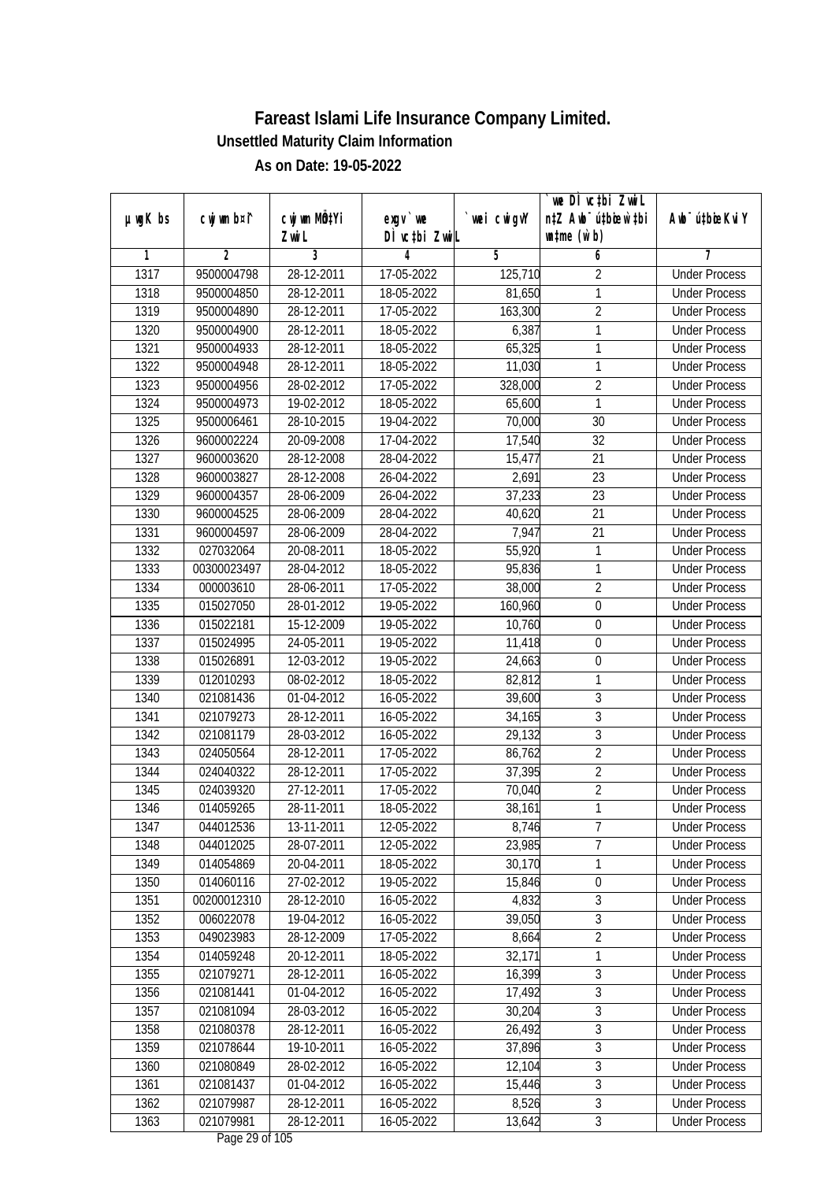# Fareast Islami Life Insurance Company Limited.

## Unsettled Maturity Claim Information

### As on Date: 19-05-2022

| µwgK bs | cwjwm bs¨ | cwjwm MÖn‡Yi ZwiL | exgv`vwe DÌvc‡bi ZwiL | `vwei cwigvY | `vwe DÌvc‡bi ZwiL n‡Z Awb¯úbœ `v‡qi mgq (w`b) | Awb¯úbœ KviY |
|---|---|---|---|---|---|---|
| 1 | 2 | 3 | 4 | 5 | 6 | 7 |
| 1317 | 9500004798 | 28-12-2011 | 17-05-2022 | 125,710 | 2 | Under Process |
| 1318 | 9500004850 | 28-12-2011 | 18-05-2022 | 81,650 | 1 | Under Process |
| 1319 | 9500004890 | 28-12-2011 | 17-05-2022 | 163,300 | 2 | Under Process |
| 1320 | 9500004900 | 28-12-2011 | 18-05-2022 | 6,387 | 1 | Under Process |
| 1321 | 9500004933 | 28-12-2011 | 18-05-2022 | 65,325 | 1 | Under Process |
| 1322 | 9500004948 | 28-12-2011 | 18-05-2022 | 11,030 | 1 | Under Process |
| 1323 | 9500004956 | 28-02-2012 | 17-05-2022 | 328,000 | 2 | Under Process |
| 1324 | 9500004973 | 19-02-2012 | 18-05-2022 | 65,600 | 1 | Under Process |
| 1325 | 9500006461 | 28-10-2015 | 19-04-2022 | 70,000 | 30 | Under Process |
| 1326 | 9600002224 | 20-09-2008 | 17-04-2022 | 17,540 | 32 | Under Process |
| 1327 | 9600003620 | 28-12-2008 | 28-04-2022 | 15,477 | 21 | Under Process |
| 1328 | 9600003827 | 28-12-2008 | 26-04-2022 | 2,691 | 23 | Under Process |
| 1329 | 9600004357 | 28-06-2009 | 26-04-2022 | 37,233 | 23 | Under Process |
| 1330 | 9600004525 | 28-06-2009 | 28-04-2022 | 40,620 | 21 | Under Process |
| 1331 | 9600004597 | 28-06-2009 | 28-04-2022 | 7,947 | 21 | Under Process |
| 1332 | 027032064 | 20-08-2011 | 18-05-2022 | 55,920 | 1 | Under Process |
| 1333 | 00300023497 | 28-04-2012 | 18-05-2022 | 95,836 | 1 | Under Process |
| 1334 | 000003610 | 28-06-2011 | 17-05-2022 | 38,000 | 2 | Under Process |
| 1335 | 015027050 | 28-01-2012 | 19-05-2022 | 160,960 | 0 | Under Process |
| 1336 | 015022181 | 15-12-2009 | 19-05-2022 | 10,760 | 0 | Under Process |
| 1337 | 015024995 | 24-05-2011 | 19-05-2022 | 11,418 | 0 | Under Process |
| 1338 | 015026891 | 12-03-2012 | 19-05-2022 | 24,663 | 0 | Under Process |
| 1339 | 012010293 | 08-02-2012 | 18-05-2022 | 82,812 | 1 | Under Process |
| 1340 | 021081436 | 01-04-2012 | 16-05-2022 | 39,600 | 3 | Under Process |
| 1341 | 021079273 | 28-12-2011 | 16-05-2022 | 34,165 | 3 | Under Process |
| 1342 | 021081179 | 28-03-2012 | 16-05-2022 | 29,132 | 3 | Under Process |
| 1343 | 024050564 | 28-12-2011 | 17-05-2022 | 86,762 | 2 | Under Process |
| 1344 | 024040322 | 28-12-2011 | 17-05-2022 | 37,395 | 2 | Under Process |
| 1345 | 024039320 | 27-12-2011 | 17-05-2022 | 70,040 | 2 | Under Process |
| 1346 | 014059265 | 28-11-2011 | 18-05-2022 | 38,161 | 1 | Under Process |
| 1347 | 044012536 | 13-11-2011 | 12-05-2022 | 8,746 | 7 | Under Process |
| 1348 | 044012025 | 28-07-2011 | 12-05-2022 | 23,985 | 7 | Under Process |
| 1349 | 014054869 | 20-04-2011 | 18-05-2022 | 30,170 | 1 | Under Process |
| 1350 | 014060116 | 27-02-2012 | 19-05-2022 | 15,846 | 0 | Under Process |
| 1351 | 00200012310 | 28-12-2010 | 16-05-2022 | 4,832 | 3 | Under Process |
| 1352 | 006022078 | 19-04-2012 | 16-05-2022 | 39,050 | 3 | Under Process |
| 1353 | 049023983 | 28-12-2009 | 17-05-2022 | 8,664 | 2 | Under Process |
| 1354 | 014059248 | 20-12-2011 | 18-05-2022 | 32,171 | 1 | Under Process |
| 1355 | 021079271 | 28-12-2011 | 16-05-2022 | 16,399 | 3 | Under Process |
| 1356 | 021081441 | 01-04-2012 | 16-05-2022 | 17,492 | 3 | Under Process |
| 1357 | 021081094 | 28-03-2012 | 16-05-2022 | 30,204 | 3 | Under Process |
| 1358 | 021080378 | 28-12-2011 | 16-05-2022 | 26,492 | 3 | Under Process |
| 1359 | 021078644 | 19-10-2011 | 16-05-2022 | 37,896 | 3 | Under Process |
| 1360 | 021080849 | 28-02-2012 | 16-05-2022 | 12,104 | 3 | Under Process |
| 1361 | 021081437 | 01-04-2012 | 16-05-2022 | 15,446 | 3 | Under Process |
| 1362 | 021079987 | 28-12-2011 | 16-05-2022 | 8,526 | 3 | Under Process |
| 1363 | 021079981 | 28-12-2011 | 16-05-2022 | 13,642 | 3 | Under Process |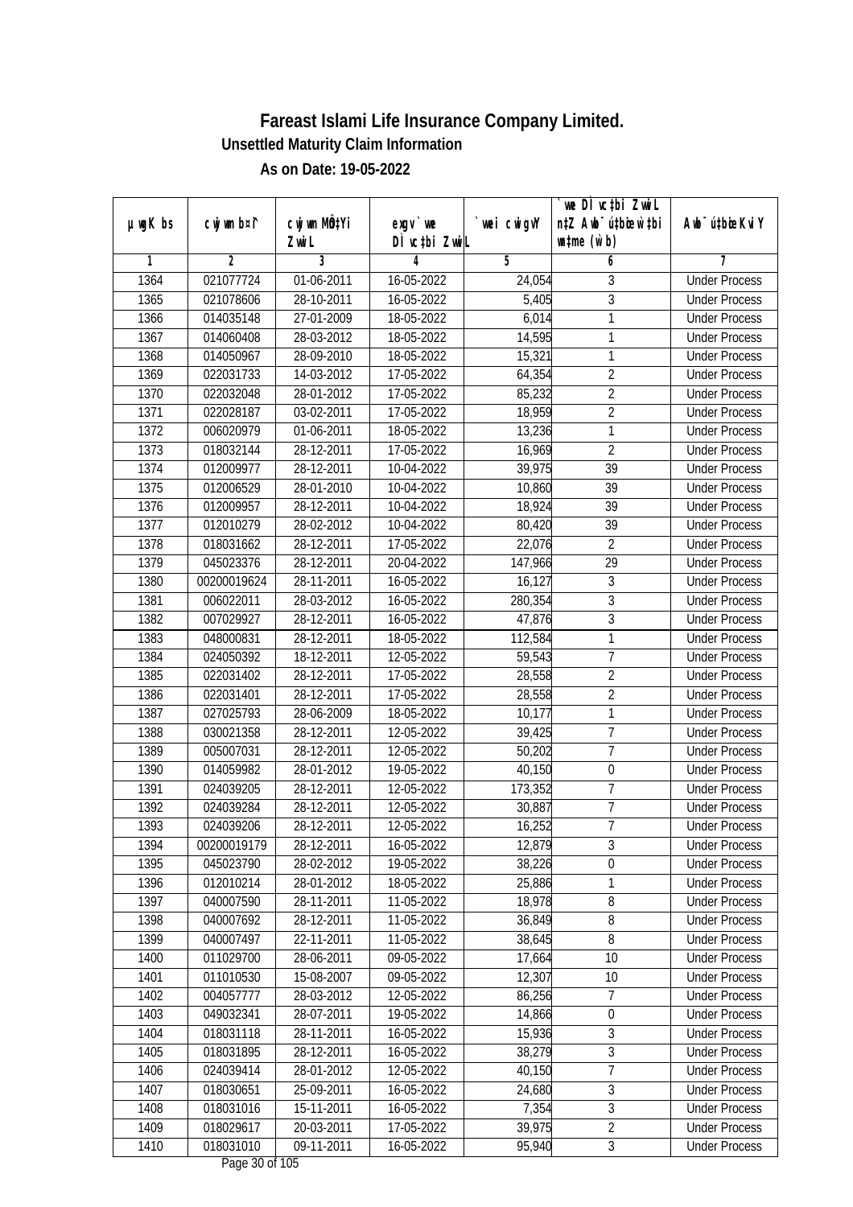# Fareast Islami Life Insurance Company Limited.

## Unsettled Maturity Claim Information

### As on Date: 19-05-2022

| µwgK bs | cwjwm b¤^i | cwjwm MÖn‡Yi ZvwiL | exgv` we DÌvc‡bi ZvwiL | `vwei cwigvY | `vwe DÌvc‡bi ZvwiL n‡Z Awb¯úbœ `v‡qi w`b msL¨v (w`b) | Awb¯ú‡bœi KviY |
|---|---|---|---|---|---|---|
| 1 | 2 | 3 | 4 | 5 | 6 | 7 |
| 1364 | 021077724 | 01-06-2011 | 16-05-2022 | 24,054 | 3 | Under Process |
| 1365 | 021078606 | 28-10-2011 | 16-05-2022 | 5,405 | 3 | Under Process |
| 1366 | 014035148 | 27-01-2009 | 18-05-2022 | 6,014 | 1 | Under Process |
| 1367 | 014060408 | 28-03-2012 | 18-05-2022 | 14,595 | 1 | Under Process |
| 1368 | 014050967 | 28-09-2010 | 18-05-2022 | 15,321 | 1 | Under Process |
| 1369 | 022031733 | 14-03-2012 | 17-05-2022 | 64,354 | 2 | Under Process |
| 1370 | 022032048 | 28-01-2012 | 17-05-2022 | 85,232 | 2 | Under Process |
| 1371 | 022028187 | 03-02-2011 | 17-05-2022 | 18,959 | 2 | Under Process |
| 1372 | 006020979 | 01-06-2011 | 18-05-2022 | 13,236 | 1 | Under Process |
| 1373 | 018032144 | 28-12-2011 | 17-05-2022 | 16,969 | 2 | Under Process |
| 1374 | 012009977 | 28-12-2011 | 10-04-2022 | 39,975 | 39 | Under Process |
| 1375 | 012006529 | 28-01-2010 | 10-04-2022 | 10,860 | 39 | Under Process |
| 1376 | 012009957 | 28-12-2011 | 10-04-2022 | 18,924 | 39 | Under Process |
| 1377 | 012010279 | 28-02-2012 | 10-04-2022 | 80,420 | 39 | Under Process |
| 1378 | 018031662 | 28-12-2011 | 17-05-2022 | 22,076 | 2 | Under Process |
| 1379 | 045023376 | 28-12-2011 | 20-04-2022 | 147,966 | 29 | Under Process |
| 1380 | 00200019624 | 28-11-2011 | 16-05-2022 | 16,127 | 3 | Under Process |
| 1381 | 006022011 | 28-03-2012 | 16-05-2022 | 280,354 | 3 | Under Process |
| 1382 | 007029927 | 28-12-2011 | 16-05-2022 | 47,876 | 3 | Under Process |
| 1383 | 048000831 | 28-12-2011 | 18-05-2022 | 112,584 | 1 | Under Process |
| 1384 | 024050392 | 18-12-2011 | 12-05-2022 | 59,543 | 7 | Under Process |
| 1385 | 022031402 | 28-12-2011 | 17-05-2022 | 28,558 | 2 | Under Process |
| 1386 | 022031401 | 28-12-2011 | 17-05-2022 | 28,558 | 2 | Under Process |
| 1387 | 027025793 | 28-06-2009 | 18-05-2022 | 10,177 | 1 | Under Process |
| 1388 | 030021358 | 28-12-2011 | 12-05-2022 | 39,425 | 7 | Under Process |
| 1389 | 005007031 | 28-12-2011 | 12-05-2022 | 50,202 | 7 | Under Process |
| 1390 | 014059982 | 28-01-2012 | 19-05-2022 | 40,150 | 0 | Under Process |
| 1391 | 024039205 | 28-12-2011 | 12-05-2022 | 173,352 | 7 | Under Process |
| 1392 | 024039284 | 28-12-2011 | 12-05-2022 | 30,887 | 7 | Under Process |
| 1393 | 024039206 | 28-12-2011 | 12-05-2022 | 16,252 | 7 | Under Process |
| 1394 | 00200019179 | 28-12-2011 | 16-05-2022 | 12,879 | 3 | Under Process |
| 1395 | 045023790 | 28-02-2012 | 19-05-2022 | 38,226 | 0 | Under Process |
| 1396 | 012010214 | 28-01-2012 | 18-05-2022 | 25,886 | 1 | Under Process |
| 1397 | 040007590 | 28-11-2011 | 11-05-2022 | 18,978 | 8 | Under Process |
| 1398 | 040007692 | 28-12-2011 | 11-05-2022 | 36,849 | 8 | Under Process |
| 1399 | 040007497 | 22-11-2011 | 11-05-2022 | 38,645 | 8 | Under Process |
| 1400 | 011029700 | 28-06-2011 | 09-05-2022 | 17,664 | 10 | Under Process |
| 1401 | 011010530 | 15-08-2007 | 09-05-2022 | 12,307 | 10 | Under Process |
| 1402 | 004057777 | 28-03-2012 | 12-05-2022 | 86,256 | 7 | Under Process |
| 1403 | 049032341 | 28-07-2011 | 19-05-2022 | 14,866 | 0 | Under Process |
| 1404 | 018031118 | 28-11-2011 | 16-05-2022 | 15,936 | 3 | Under Process |
| 1405 | 018031895 | 28-12-2011 | 16-05-2022 | 38,279 | 3 | Under Process |
| 1406 | 024039414 | 28-01-2012 | 12-05-2022 | 40,150 | 7 | Under Process |
| 1407 | 018030651 | 25-09-2011 | 16-05-2022 | 24,680 | 3 | Under Process |
| 1408 | 018031016 | 15-11-2011 | 16-05-2022 | 7,354 | 3 | Under Process |
| 1409 | 018029617 | 20-03-2011 | 17-05-2022 | 39,975 | 2 | Under Process |
| 1410 | 018031010 | 09-11-2011 | 16-05-2022 | 95,940 | 3 | Under Process |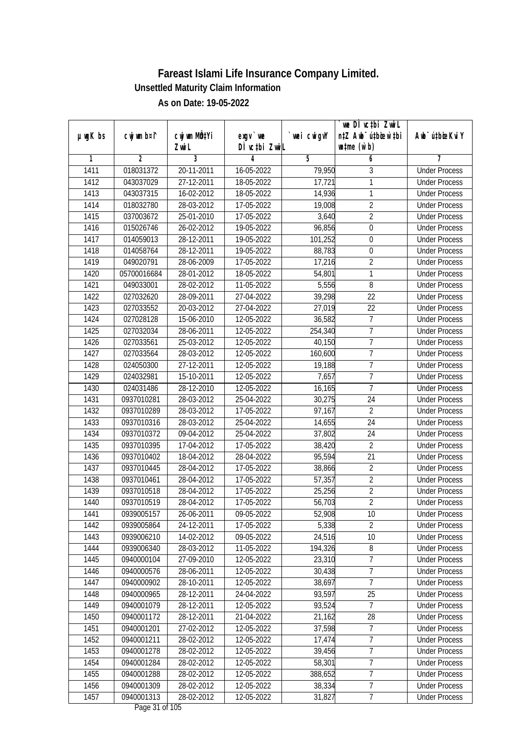# Fareast Islami Life Insurance Company Limited.

## Unsettled Maturity Claim Information

### As on Date: 19-05-2022

| µwgK bs | cwjwm bs¤^i | cwjwm MÖn‡Yi ZvwiL | exgv`we DÌvc‡bi ZvwiL | `vwei cwigvY | `vwe DÌvc‡bi ZvwiL n‡Z Awb¯úbœ w`‡bi msL¨v (w`b) | Awb¯úbœi KviY |
|---|---|---|---|---|---|---|
| 1 | 2 | 3 | 4 | 5 | 6 | 7 |
| 1411 | 018031372 | 20-11-2011 | 16-05-2022 | 79,950 | 3 | Under Process |
| 1412 | 043037029 | 27-12-2011 | 18-05-2022 | 17,721 | 1 | Under Process |
| 1413 | 043037315 | 16-02-2012 | 18-05-2022 | 14,936 | 1 | Under Process |
| 1414 | 018032780 | 28-03-2012 | 17-05-2022 | 19,008 | 2 | Under Process |
| 1415 | 037003672 | 25-01-2010 | 17-05-2022 | 3,640 | 2 | Under Process |
| 1416 | 015026746 | 26-02-2012 | 19-05-2022 | 96,856 | 0 | Under Process |
| 1417 | 014059013 | 28-12-2011 | 19-05-2022 | 101,252 | 0 | Under Process |
| 1418 | 014058764 | 28-12-2011 | 19-05-2022 | 88,783 | 0 | Under Process |
| 1419 | 049020791 | 28-06-2009 | 17-05-2022 | 17,216 | 2 | Under Process |
| 1420 | 05700016684 | 28-01-2012 | 18-05-2022 | 54,801 | 1 | Under Process |
| 1421 | 049033001 | 28-02-2012 | 11-05-2022 | 5,556 | 8 | Under Process |
| 1422 | 027032620 | 28-09-2011 | 27-04-2022 | 39,298 | 22 | Under Process |
| 1423 | 027033552 | 20-03-2012 | 27-04-2022 | 27,019 | 22 | Under Process |
| 1424 | 027028128 | 15-06-2010 | 12-05-2022 | 36,582 | 7 | Under Process |
| 1425 | 027032034 | 28-06-2011 | 12-05-2022 | 254,340 | 7 | Under Process |
| 1426 | 027033561 | 25-03-2012 | 12-05-2022 | 40,150 | 7 | Under Process |
| 1427 | 027033564 | 28-03-2012 | 12-05-2022 | 160,600 | 7 | Under Process |
| 1428 | 024050300 | 27-12-2011 | 12-05-2022 | 19,188 | 7 | Under Process |
| 1429 | 024032981 | 15-10-2011 | 12-05-2022 | 7,657 | 7 | Under Process |
| 1430 | 024031486 | 28-12-2010 | 12-05-2022 | 16,165 | 7 | Under Process |
| 1431 | 0937010281 | 28-03-2012 | 25-04-2022 | 30,275 | 24 | Under Process |
| 1432 | 0937010289 | 28-03-2012 | 17-05-2022 | 97,167 | 2 | Under Process |
| 1433 | 0937010316 | 28-03-2012 | 25-04-2022 | 14,655 | 24 | Under Process |
| 1434 | 0937010372 | 09-04-2012 | 25-04-2022 | 37,802 | 24 | Under Process |
| 1435 | 0937010395 | 17-04-2012 | 17-05-2022 | 38,420 | 2 | Under Process |
| 1436 | 0937010402 | 18-04-2012 | 28-04-2022 | 95,594 | 21 | Under Process |
| 1437 | 0937010445 | 28-04-2012 | 17-05-2022 | 38,866 | 2 | Under Process |
| 1438 | 0937010461 | 28-04-2012 | 17-05-2022 | 57,357 | 2 | Under Process |
| 1439 | 0937010518 | 28-04-2012 | 17-05-2022 | 25,256 | 2 | Under Process |
| 1440 | 0937010519 | 28-04-2012 | 17-05-2022 | 56,703 | 2 | Under Process |
| 1441 | 0939005157 | 26-06-2011 | 09-05-2022 | 52,908 | 10 | Under Process |
| 1442 | 0939005864 | 24-12-2011 | 17-05-2022 | 5,338 | 2 | Under Process |
| 1443 | 0939006210 | 14-02-2012 | 09-05-2022 | 24,516 | 10 | Under Process |
| 1444 | 0939006340 | 28-03-2012 | 11-05-2022 | 194,326 | 8 | Under Process |
| 1445 | 0940000104 | 27-09-2010 | 12-05-2022 | 23,310 | 7 | Under Process |
| 1446 | 0940000576 | 28-06-2011 | 12-05-2022 | 30,438 | 7 | Under Process |
| 1447 | 0940000902 | 28-10-2011 | 12-05-2022 | 38,697 | 7 | Under Process |
| 1448 | 0940000965 | 28-12-2011 | 24-04-2022 | 93,597 | 25 | Under Process |
| 1449 | 0940001079 | 28-12-2011 | 12-05-2022 | 93,524 | 7 | Under Process |
| 1450 | 0940001172 | 28-12-2011 | 21-04-2022 | 21,162 | 28 | Under Process |
| 1451 | 0940001201 | 27-02-2012 | 12-05-2022 | 37,598 | 7 | Under Process |
| 1452 | 0940001211 | 28-02-2012 | 12-05-2022 | 17,474 | 7 | Under Process |
| 1453 | 0940001278 | 28-02-2012 | 12-05-2022 | 39,456 | 7 | Under Process |
| 1454 | 0940001284 | 28-02-2012 | 12-05-2022 | 58,301 | 7 | Under Process |
| 1455 | 0940001288 | 28-02-2012 | 12-05-2022 | 388,652 | 7 | Under Process |
| 1456 | 0940001309 | 28-02-2012 | 12-05-2022 | 38,334 | 7 | Under Process |
| 1457 | 0940001313 | 28-02-2012 | 12-05-2022 | 31,827 | 7 | Under Process |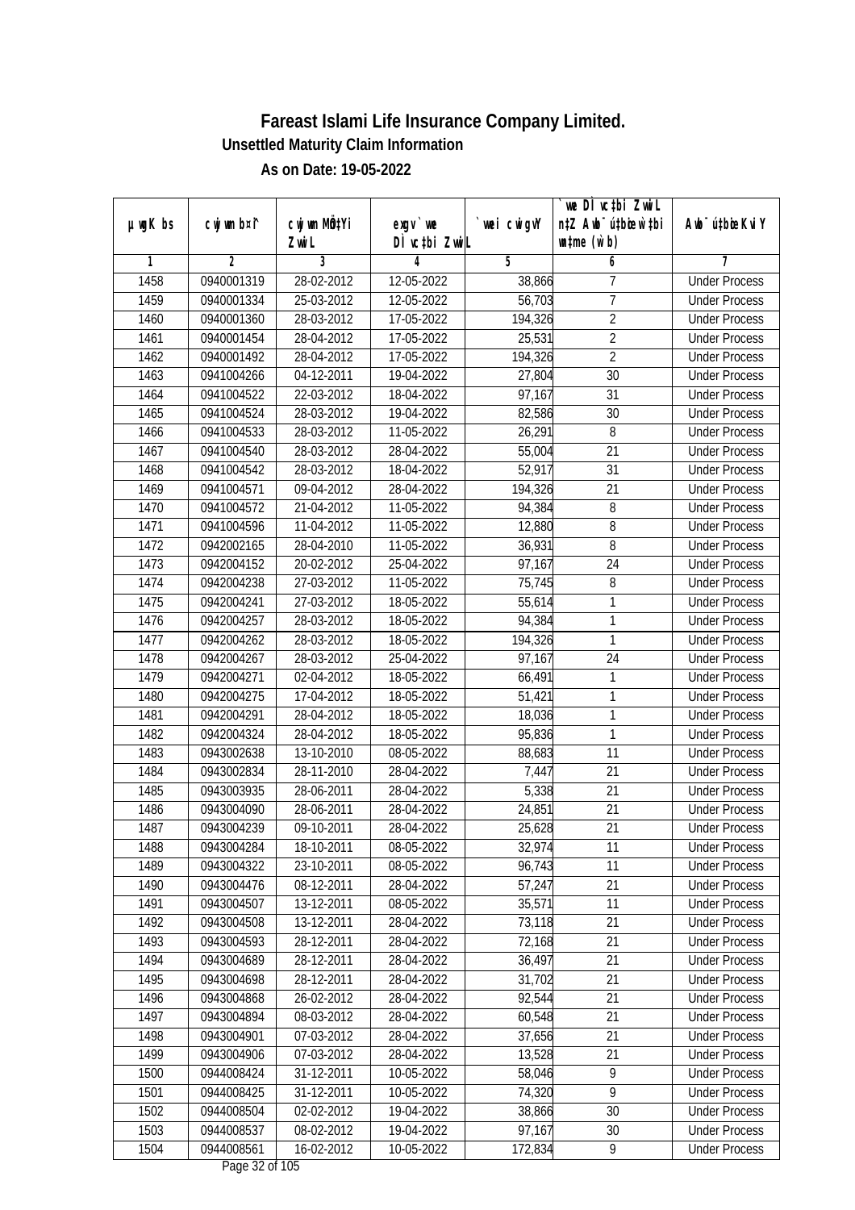# Fareast Islami Life Insurance Company Limited.

## Unsettled Maturity Claim Information

### As on Date: 19-05-2022

| µwgK bs | cwjwm b¤^i | cwjwm MÖn‡Yi ZvwiL | exgv`vwe DÌvc‡bi ZvwiL | `vwei cwigvY | `vwe DÌvc‡bi ZvwiL n‡Z Awb¯úbœ `vwei w`‡bi msL¨v (w`b) | Awb¯úbœ `vwei KviY |
|---|---|---|---|---|---|---|
| 1 | 2 | 3 | 4 | 5 | 6 | 7 |
| 1458 | 0940001319 | 28-02-2012 | 12-05-2022 | 38,866 | 7 | Under Process |
| 1459 | 0940001334 | 25-03-2012 | 12-05-2022 | 56,703 | 7 | Under Process |
| 1460 | 0940001360 | 28-03-2012 | 17-05-2022 | 194,326 | 2 | Under Process |
| 1461 | 0940001454 | 28-04-2012 | 17-05-2022 | 25,531 | 2 | Under Process |
| 1462 | 0940001492 | 28-04-2012 | 17-05-2022 | 194,326 | 2 | Under Process |
| 1463 | 0941004266 | 04-12-2011 | 19-04-2022 | 27,804 | 30 | Under Process |
| 1464 | 0941004522 | 22-03-2012 | 18-04-2022 | 97,167 | 31 | Under Process |
| 1465 | 0941004524 | 28-03-2012 | 19-04-2022 | 82,586 | 30 | Under Process |
| 1466 | 0941004533 | 28-03-2012 | 11-05-2022 | 26,291 | 8 | Under Process |
| 1467 | 0941004540 | 28-03-2012 | 28-04-2022 | 55,004 | 21 | Under Process |
| 1468 | 0941004542 | 28-03-2012 | 18-04-2022 | 52,917 | 31 | Under Process |
| 1469 | 0941004571 | 09-04-2012 | 28-04-2022 | 194,326 | 21 | Under Process |
| 1470 | 0941004572 | 21-04-2012 | 11-05-2022 | 94,384 | 8 | Under Process |
| 1471 | 0941004596 | 11-04-2012 | 11-05-2022 | 12,880 | 8 | Under Process |
| 1472 | 0942002165 | 28-04-2010 | 11-05-2022 | 36,931 | 8 | Under Process |
| 1473 | 0942004152 | 20-02-2012 | 25-04-2022 | 97,167 | 24 | Under Process |
| 1474 | 0942004238 | 27-03-2012 | 11-05-2022 | 75,745 | 8 | Under Process |
| 1475 | 0942004241 | 27-03-2012 | 18-05-2022 | 55,614 | 1 | Under Process |
| 1476 | 0942004257 | 28-03-2012 | 18-05-2022 | 94,384 | 1 | Under Process |
| 1477 | 0942004262 | 28-03-2012 | 18-05-2022 | 194,326 | 1 | Under Process |
| 1478 | 0942004267 | 28-03-2012 | 25-04-2022 | 97,167 | 24 | Under Process |
| 1479 | 0942004271 | 02-04-2012 | 18-05-2022 | 66,491 | 1 | Under Process |
| 1480 | 0942004275 | 17-04-2012 | 18-05-2022 | 51,421 | 1 | Under Process |
| 1481 | 0942004291 | 28-04-2012 | 18-05-2022 | 18,036 | 1 | Under Process |
| 1482 | 0942004324 | 28-04-2012 | 18-05-2022 | 95,836 | 1 | Under Process |
| 1483 | 0943002638 | 13-10-2010 | 08-05-2022 | 88,683 | 11 | Under Process |
| 1484 | 0943002834 | 28-11-2010 | 28-04-2022 | 7,447 | 21 | Under Process |
| 1485 | 0943003935 | 28-06-2011 | 28-04-2022 | 5,338 | 21 | Under Process |
| 1486 | 0943004090 | 28-06-2011 | 28-04-2022 | 24,851 | 21 | Under Process |
| 1487 | 0943004239 | 09-10-2011 | 28-04-2022 | 25,628 | 21 | Under Process |
| 1488 | 0943004284 | 18-10-2011 | 08-05-2022 | 32,974 | 11 | Under Process |
| 1489 | 0943004322 | 23-10-2011 | 08-05-2022 | 96,743 | 11 | Under Process |
| 1490 | 0943004476 | 08-12-2011 | 28-04-2022 | 57,247 | 21 | Under Process |
| 1491 | 0943004507 | 13-12-2011 | 08-05-2022 | 35,571 | 11 | Under Process |
| 1492 | 0943004508 | 13-12-2011 | 28-04-2022 | 73,118 | 21 | Under Process |
| 1493 | 0943004593 | 28-12-2011 | 28-04-2022 | 72,168 | 21 | Under Process |
| 1494 | 0943004689 | 28-12-2011 | 28-04-2022 | 36,497 | 21 | Under Process |
| 1495 | 0943004698 | 28-12-2011 | 28-04-2022 | 31,702 | 21 | Under Process |
| 1496 | 0943004868 | 26-02-2012 | 28-04-2022 | 92,544 | 21 | Under Process |
| 1497 | 0943004894 | 08-03-2012 | 28-04-2022 | 60,548 | 21 | Under Process |
| 1498 | 0943004901 | 07-03-2012 | 28-04-2022 | 37,656 | 21 | Under Process |
| 1499 | 0943004906 | 07-03-2012 | 28-04-2022 | 13,528 | 21 | Under Process |
| 1500 | 0944008424 | 31-12-2011 | 10-05-2022 | 58,046 | 9 | Under Process |
| 1501 | 0944008425 | 31-12-2011 | 10-05-2022 | 74,320 | 9 | Under Process |
| 1502 | 0944008504 | 02-02-2012 | 19-04-2022 | 38,866 | 30 | Under Process |
| 1503 | 0944008537 | 08-02-2012 | 19-04-2022 | 97,167 | 30 | Under Process |
| 1504 | 0944008561 | 16-02-2012 | 10-05-2022 | 172,834 | 9 | Under Process |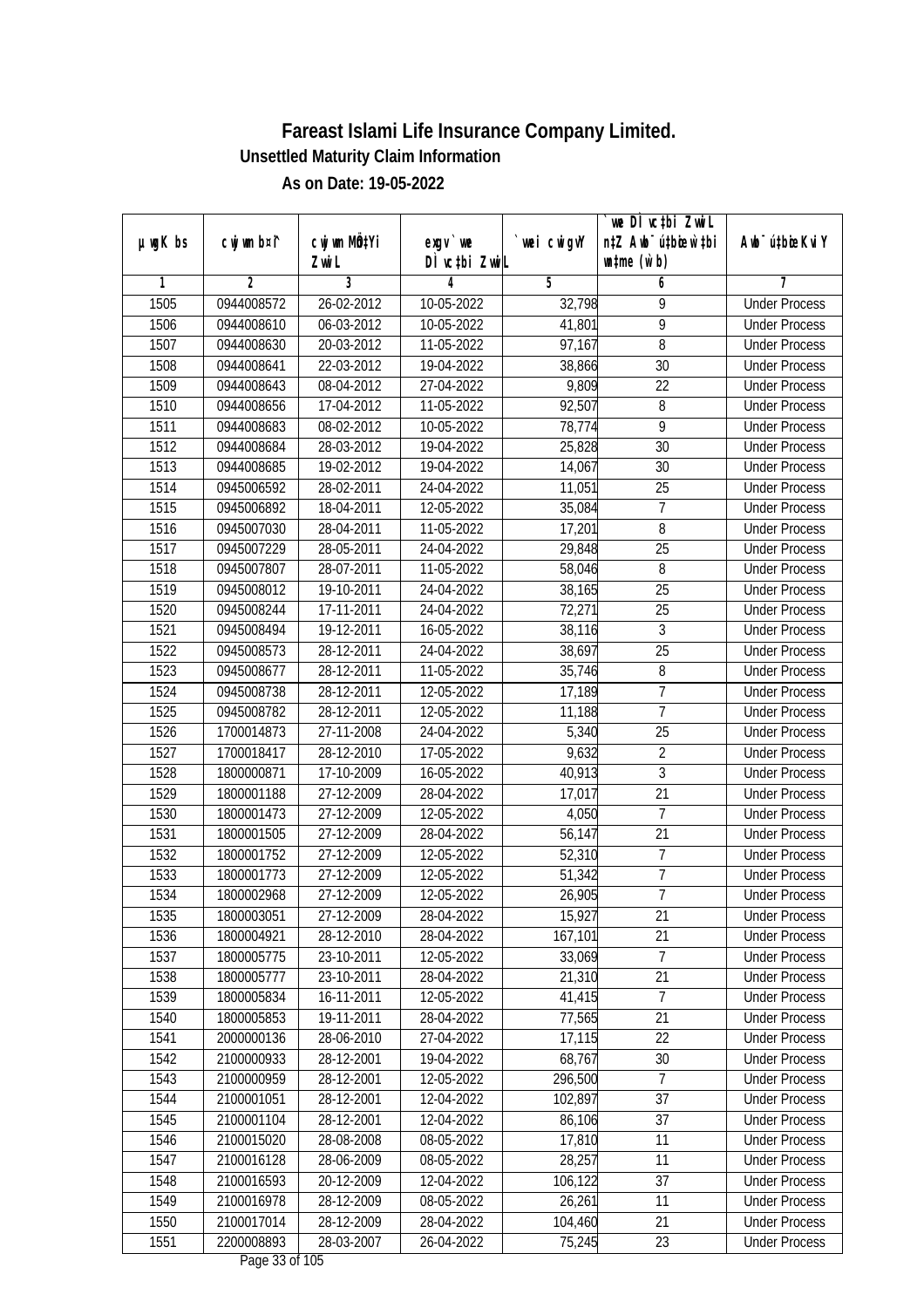# Fareast Islami Life Insurance Company Limited.

**Unsettled Maturity Claim Information**

**As on Date: 19-05-2022**

| µwgK bs | cwjwm b¤^i | cwjwm MÖn‡Yi ZwiL | exgv` we DÌvc‡bi ZwiL | `vwei cwigvY | `vwe DÌvc‡bi ZwiL n‡Z Awb¯úbœ w`‡bi msL¨v (w`b) | Awb¯ú‡bœi KviY |
|---|---|---|---|---|---|---|
| 1 | 2 | 3 | 4 | 5 | 6 | 7 |
| 1505 | 0944008572 | 26-02-2012 | 10-05-2022 | 32,798 | 9 | Under Process |
| 1506 | 0944008610 | 06-03-2012 | 10-05-2022 | 41,801 | 9 | Under Process |
| 1507 | 0944008630 | 20-03-2012 | 11-05-2022 | 97,167 | 8 | Under Process |
| 1508 | 0944008641 | 22-03-2012 | 19-04-2022 | 38,866 | 30 | Under Process |
| 1509 | 0944008643 | 08-04-2012 | 27-04-2022 | 9,809 | 22 | Under Process |
| 1510 | 0944008656 | 17-04-2012 | 11-05-2022 | 92,507 | 8 | Under Process |
| 1511 | 0944008683 | 08-02-2012 | 10-05-2022 | 78,774 | 9 | Under Process |
| 1512 | 0944008684 | 28-03-2012 | 19-04-2022 | 25,828 | 30 | Under Process |
| 1513 | 0944008685 | 19-02-2012 | 19-04-2022 | 14,067 | 30 | Under Process |
| 1514 | 0945006592 | 28-02-2011 | 24-04-2022 | 11,051 | 25 | Under Process |
| 1515 | 0945006892 | 18-04-2011 | 12-05-2022 | 35,084 | 7 | Under Process |
| 1516 | 0945007030 | 28-04-2011 | 11-05-2022 | 17,201 | 8 | Under Process |
| 1517 | 0945007229 | 28-05-2011 | 24-04-2022 | 29,848 | 25 | Under Process |
| 1518 | 0945007807 | 28-07-2011 | 11-05-2022 | 58,046 | 8 | Under Process |
| 1519 | 0945008012 | 19-10-2011 | 24-04-2022 | 38,165 | 25 | Under Process |
| 1520 | 0945008244 | 17-11-2011 | 24-04-2022 | 72,271 | 25 | Under Process |
| 1521 | 0945008494 | 19-12-2011 | 16-05-2022 | 38,116 | 3 | Under Process |
| 1522 | 0945008573 | 28-12-2011 | 24-04-2022 | 38,697 | 25 | Under Process |
| 1523 | 0945008677 | 28-12-2011 | 11-05-2022 | 35,746 | 8 | Under Process |
| 1524 | 0945008738 | 28-12-2011 | 12-05-2022 | 17,189 | 7 | Under Process |
| 1525 | 0945008782 | 28-12-2011 | 12-05-2022 | 11,188 | 7 | Under Process |
| 1526 | 1700014873 | 27-11-2008 | 24-04-2022 | 5,340 | 25 | Under Process |
| 1527 | 1700018417 | 28-12-2010 | 17-05-2022 | 9,632 | 2 | Under Process |
| 1528 | 1800000871 | 17-10-2009 | 16-05-2022 | 40,913 | 3 | Under Process |
| 1529 | 1800001188 | 27-12-2009 | 28-04-2022 | 17,017 | 21 | Under Process |
| 1530 | 1800001473 | 27-12-2009 | 12-05-2022 | 4,050 | 7 | Under Process |
| 1531 | 1800001505 | 27-12-2009 | 28-04-2022 | 56,147 | 21 | Under Process |
| 1532 | 1800001752 | 27-12-2009 | 12-05-2022 | 52,310 | 7 | Under Process |
| 1533 | 1800001773 | 27-12-2009 | 12-05-2022 | 51,342 | 7 | Under Process |
| 1534 | 1800002968 | 27-12-2009 | 12-05-2022 | 26,905 | 7 | Under Process |
| 1535 | 1800003051 | 27-12-2009 | 28-04-2022 | 15,927 | 21 | Under Process |
| 1536 | 1800004921 | 28-12-2010 | 28-04-2022 | 167,101 | 21 | Under Process |
| 1537 | 1800005775 | 23-10-2011 | 12-05-2022 | 33,069 | 7 | Under Process |
| 1538 | 1800005777 | 23-10-2011 | 28-04-2022 | 21,310 | 21 | Under Process |
| 1539 | 1800005834 | 16-11-2011 | 12-05-2022 | 41,415 | 7 | Under Process |
| 1540 | 1800005853 | 19-11-2011 | 28-04-2022 | 77,565 | 21 | Under Process |
| 1541 | 2000000136 | 28-06-2010 | 27-04-2022 | 17,115 | 22 | Under Process |
| 1542 | 2100000933 | 28-12-2001 | 19-04-2022 | 68,767 | 30 | Under Process |
| 1543 | 2100000959 | 28-12-2001 | 12-05-2022 | 296,500 | 7 | Under Process |
| 1544 | 2100001051 | 28-12-2001 | 12-04-2022 | 102,897 | 37 | Under Process |
| 1545 | 2100001104 | 28-12-2001 | 12-04-2022 | 86,106 | 37 | Under Process |
| 1546 | 2100015020 | 28-08-2008 | 08-05-2022 | 17,810 | 11 | Under Process |
| 1547 | 2100016128 | 28-06-2009 | 08-05-2022 | 28,257 | 11 | Under Process |
| 1548 | 2100016593 | 20-12-2009 | 12-04-2022 | 106,122 | 37 | Under Process |
| 1549 | 2100016978 | 28-12-2009 | 08-05-2022 | 26,261 | 11 | Under Process |
| 1550 | 2100017014 | 28-12-2009 | 28-04-2022 | 104,460 | 21 | Under Process |
| 1551 | 2200008893 | 28-03-2007 | 26-04-2022 | 75,245 | 23 | Under Process |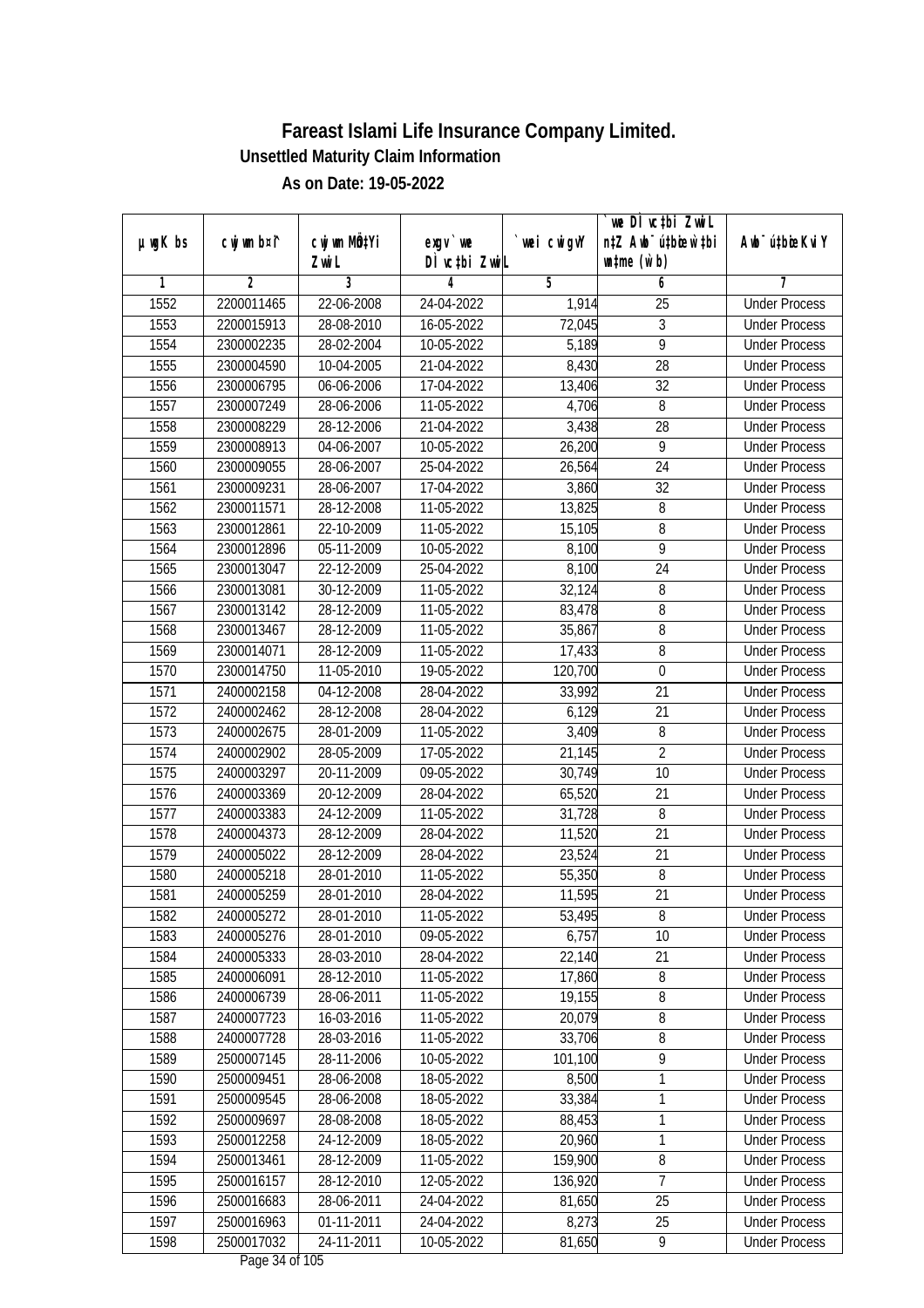# Fareast Islami Life Insurance Company Limited.

**Unsettled Maturity Claim Information**

**As on Date: 19-05-2022**

| µwgK bs | cwjwm b¤î | cwjwm MÖn‡Yi ZvwiL | exgv`vwe DÌvc‡bi ZvwiL | `vwei cwigvY | `vwe DÌvc‡bi ZvwiL n‡Z Awb¯úbœ `vwei mgqKvj (w`b) | Awb¯ú‡bœi KviY |
|---|---|---|---|---|---|---|
| 1 | 2 | 3 | 4 | 5 | 6 | 7 |
| 1552 | 2200011465 | 22-06-2008 | 24-04-2022 | 1,914 | 25 | Under Process |
| 1553 | 2200015913 | 28-08-2010 | 16-05-2022 | 72,045 | 3 | Under Process |
| 1554 | 2300002235 | 28-02-2004 | 10-05-2022 | 5,189 | 9 | Under Process |
| 1555 | 2300004590 | 10-04-2005 | 21-04-2022 | 8,430 | 28 | Under Process |
| 1556 | 2300006795 | 06-06-2006 | 17-04-2022 | 13,406 | 32 | Under Process |
| 1557 | 2300007249 | 28-06-2006 | 11-05-2022 | 4,706 | 8 | Under Process |
| 1558 | 2300008229 | 28-12-2006 | 21-04-2022 | 3,438 | 28 | Under Process |
| 1559 | 2300008913 | 04-06-2007 | 10-05-2022 | 26,200 | 9 | Under Process |
| 1560 | 2300009055 | 28-06-2007 | 25-04-2022 | 26,564 | 24 | Under Process |
| 1561 | 2300009231 | 28-06-2007 | 17-04-2022 | 3,860 | 32 | Under Process |
| 1562 | 2300011571 | 28-12-2008 | 11-05-2022 | 13,825 | 8 | Under Process |
| 1563 | 2300012861 | 22-10-2009 | 11-05-2022 | 15,105 | 8 | Under Process |
| 1564 | 2300012896 | 05-11-2009 | 10-05-2022 | 8,100 | 9 | Under Process |
| 1565 | 2300013047 | 22-12-2009 | 25-04-2022 | 8,100 | 24 | Under Process |
| 1566 | 2300013081 | 30-12-2009 | 11-05-2022 | 32,124 | 8 | Under Process |
| 1567 | 2300013142 | 28-12-2009 | 11-05-2022 | 83,478 | 8 | Under Process |
| 1568 | 2300013467 | 28-12-2009 | 11-05-2022 | 35,867 | 8 | Under Process |
| 1569 | 2300014071 | 28-12-2009 | 11-05-2022 | 17,433 | 8 | Under Process |
| 1570 | 2300014750 | 11-05-2010 | 19-05-2022 | 120,700 | 0 | Under Process |
| 1571 | 2400002158 | 04-12-2008 | 28-04-2022 | 33,992 | 21 | Under Process |
| 1572 | 2400002462 | 28-12-2008 | 28-04-2022 | 6,129 | 21 | Under Process |
| 1573 | 2400002675 | 28-01-2009 | 11-05-2022 | 3,409 | 8 | Under Process |
| 1574 | 2400002902 | 28-05-2009 | 17-05-2022 | 21,145 | 2 | Under Process |
| 1575 | 2400003297 | 20-11-2009 | 09-05-2022 | 30,749 | 10 | Under Process |
| 1576 | 2400003369 | 20-12-2009 | 28-04-2022 | 65,520 | 21 | Under Process |
| 1577 | 2400003383 | 24-12-2009 | 11-05-2022 | 31,728 | 8 | Under Process |
| 1578 | 2400004373 | 28-12-2009 | 28-04-2022 | 11,520 | 21 | Under Process |
| 1579 | 2400005022 | 28-12-2009 | 28-04-2022 | 23,524 | 21 | Under Process |
| 1580 | 2400005218 | 28-01-2010 | 11-05-2022 | 55,350 | 8 | Under Process |
| 1581 | 2400005259 | 28-01-2010 | 28-04-2022 | 11,595 | 21 | Under Process |
| 1582 | 2400005272 | 28-01-2010 | 11-05-2022 | 53,495 | 8 | Under Process |
| 1583 | 2400005276 | 28-01-2010 | 09-05-2022 | 6,757 | 10 | Under Process |
| 1584 | 2400005333 | 28-03-2010 | 28-04-2022 | 22,140 | 21 | Under Process |
| 1585 | 2400006091 | 28-12-2010 | 11-05-2022 | 17,860 | 8 | Under Process |
| 1586 | 2400006739 | 28-06-2011 | 11-05-2022 | 19,155 | 8 | Under Process |
| 1587 | 2400007723 | 16-03-2016 | 11-05-2022 | 20,079 | 8 | Under Process |
| 1588 | 2400007728 | 28-03-2016 | 11-05-2022 | 33,706 | 8 | Under Process |
| 1589 | 2500007145 | 28-11-2006 | 10-05-2022 | 101,100 | 9 | Under Process |
| 1590 | 2500009451 | 28-06-2008 | 18-05-2022 | 8,500 | 1 | Under Process |
| 1591 | 2500009545 | 28-06-2008 | 18-05-2022 | 33,384 | 1 | Under Process |
| 1592 | 2500009697 | 28-08-2008 | 18-05-2022 | 88,453 | 1 | Under Process |
| 1593 | 2500012258 | 24-12-2009 | 18-05-2022 | 20,960 | 1 | Under Process |
| 1594 | 2500013461 | 28-12-2009 | 11-05-2022 | 159,900 | 8 | Under Process |
| 1595 | 2500016157 | 28-12-2010 | 12-05-2022 | 136,920 | 7 | Under Process |
| 1596 | 2500016683 | 28-06-2011 | 24-04-2022 | 81,650 | 25 | Under Process |
| 1597 | 2500016963 | 01-11-2011 | 24-04-2022 | 8,273 | 25 | Under Process |
| 1598 | 2500017032 | 24-11-2011 | 10-05-2022 | 81,650 | 9 | Under Process |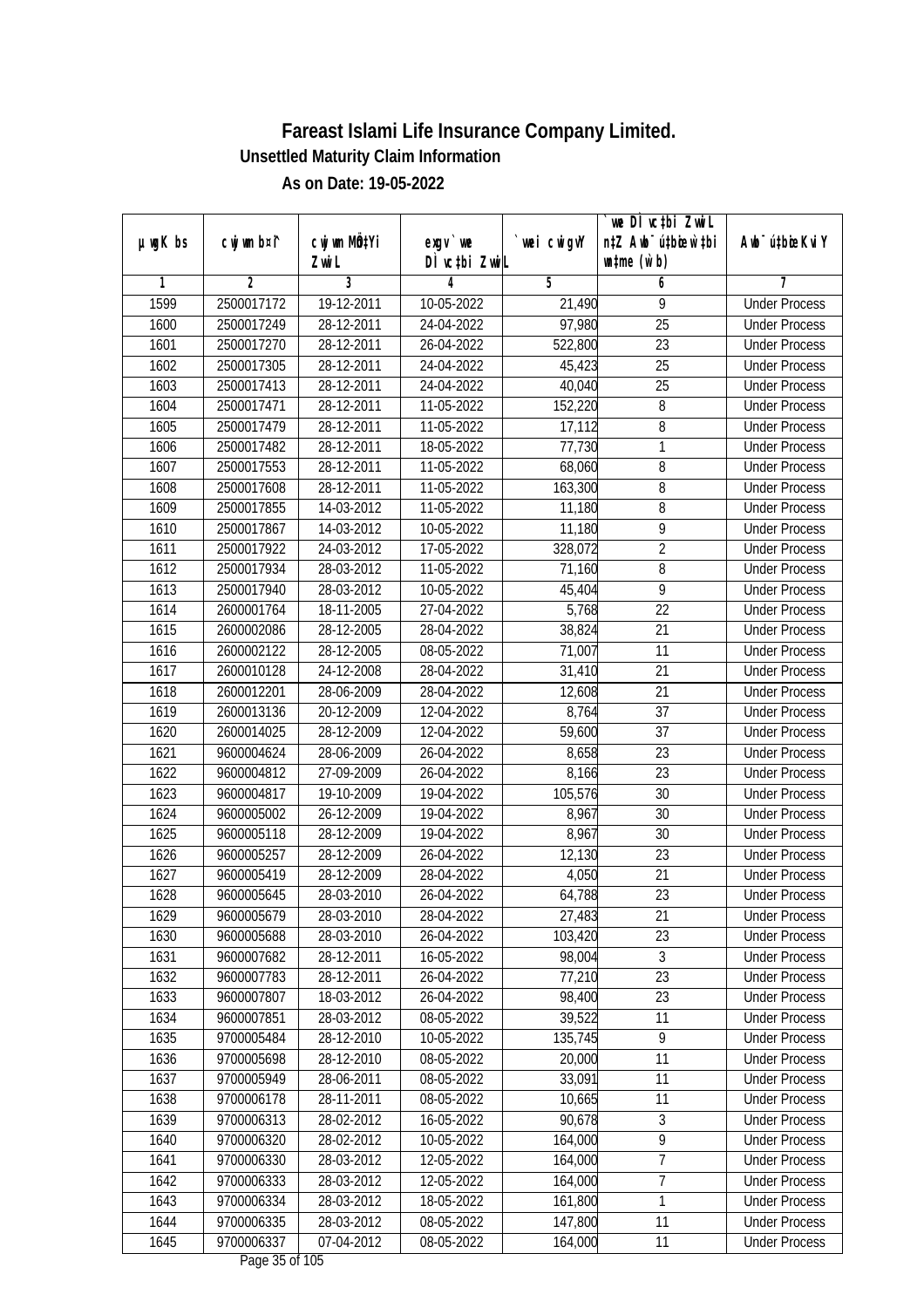# Fareast Islami Life Insurance Company Limited.

## Unsettled Maturity Claim Information

### As on Date: 19-05-2022

| µwgK bs | cwjwm b¤^i | cwjwm MÖn‡Yi ZvwiL | exgv` we DÌvc‡bi ZvwiL | `vwei cwigvY | `we DÌvc‡bi ZvwiL n‡Z Awb¯ú‡bœi w`‡bi wnmve (w`b) | Awb¯ú‡bœi KviY |
|---|---|---|---|---|---|---|
| 1 | 2 | 3 | 4 | 5 | 6 | 7 |
| 1599 | 2500017172 | 19-12-2011 | 10-05-2022 | 21,490 | 9 | Under Process |
| 1600 | 2500017249 | 28-12-2011 | 24-04-2022 | 97,980 | 25 | Under Process |
| 1601 | 2500017270 | 28-12-2011 | 26-04-2022 | 522,800 | 23 | Under Process |
| 1602 | 2500017305 | 28-12-2011 | 24-04-2022 | 45,423 | 25 | Under Process |
| 1603 | 2500017413 | 28-12-2011 | 24-04-2022 | 40,040 | 25 | Under Process |
| 1604 | 2500017471 | 28-12-2011 | 11-05-2022 | 152,220 | 8 | Under Process |
| 1605 | 2500017479 | 28-12-2011 | 11-05-2022 | 17,112 | 8 | Under Process |
| 1606 | 2500017482 | 28-12-2011 | 18-05-2022 | 77,730 | 1 | Under Process |
| 1607 | 2500017553 | 28-12-2011 | 11-05-2022 | 68,060 | 8 | Under Process |
| 1608 | 2500017608 | 28-12-2011 | 11-05-2022 | 163,300 | 8 | Under Process |
| 1609 | 2500017855 | 14-03-2012 | 11-05-2022 | 11,180 | 8 | Under Process |
| 1610 | 2500017867 | 14-03-2012 | 10-05-2022 | 11,180 | 9 | Under Process |
| 1611 | 2500017922 | 24-03-2012 | 17-05-2022 | 328,072 | 2 | Under Process |
| 1612 | 2500017934 | 28-03-2012 | 11-05-2022 | 71,160 | 8 | Under Process |
| 1613 | 2500017940 | 28-03-2012 | 10-05-2022 | 45,404 | 9 | Under Process |
| 1614 | 2600001764 | 18-11-2005 | 27-04-2022 | 5,768 | 22 | Under Process |
| 1615 | 2600002086 | 28-12-2005 | 28-04-2022 | 38,824 | 21 | Under Process |
| 1616 | 2600002122 | 28-12-2005 | 08-05-2022 | 71,007 | 11 | Under Process |
| 1617 | 2600010128 | 24-12-2008 | 28-04-2022 | 31,410 | 21 | Under Process |
| 1618 | 2600012201 | 28-06-2009 | 28-04-2022 | 12,608 | 21 | Under Process |
| 1619 | 2600013136 | 20-12-2009 | 12-04-2022 | 8,764 | 37 | Under Process |
| 1620 | 2600014025 | 28-12-2009 | 12-04-2022 | 59,600 | 37 | Under Process |
| 1621 | 9600004624 | 28-06-2009 | 26-04-2022 | 8,658 | 23 | Under Process |
| 1622 | 9600004812 | 27-09-2009 | 26-04-2022 | 8,166 | 23 | Under Process |
| 1623 | 9600004817 | 19-10-2009 | 19-04-2022 | 105,576 | 30 | Under Process |
| 1624 | 9600005002 | 26-12-2009 | 19-04-2022 | 8,967 | 30 | Under Process |
| 1625 | 9600005118 | 28-12-2009 | 19-04-2022 | 8,967 | 30 | Under Process |
| 1626 | 9600005257 | 28-12-2009 | 26-04-2022 | 12,130 | 23 | Under Process |
| 1627 | 9600005419 | 28-12-2009 | 28-04-2022 | 4,050 | 21 | Under Process |
| 1628 | 9600005645 | 28-03-2010 | 26-04-2022 | 64,788 | 23 | Under Process |
| 1629 | 9600005679 | 28-03-2010 | 28-04-2022 | 27,483 | 21 | Under Process |
| 1630 | 9600005688 | 28-03-2010 | 26-04-2022 | 103,420 | 23 | Under Process |
| 1631 | 9600007682 | 28-12-2011 | 16-05-2022 | 98,004 | 3 | Under Process |
| 1632 | 9600007783 | 28-12-2011 | 26-04-2022 | 77,210 | 23 | Under Process |
| 1633 | 9600007807 | 18-03-2012 | 26-04-2022 | 98,400 | 23 | Under Process |
| 1634 | 9600007851 | 28-03-2012 | 08-05-2022 | 39,522 | 11 | Under Process |
| 1635 | 9700005484 | 28-12-2010 | 10-05-2022 | 135,745 | 9 | Under Process |
| 1636 | 9700005698 | 28-12-2010 | 08-05-2022 | 20,000 | 11 | Under Process |
| 1637 | 9700005949 | 28-06-2011 | 08-05-2022 | 33,091 | 11 | Under Process |
| 1638 | 9700006178 | 28-11-2011 | 08-05-2022 | 10,665 | 11 | Under Process |
| 1639 | 9700006313 | 28-02-2012 | 16-05-2022 | 90,678 | 3 | Under Process |
| 1640 | 9700006320 | 28-02-2012 | 10-05-2022 | 164,000 | 9 | Under Process |
| 1641 | 9700006330 | 28-03-2012 | 12-05-2022 | 164,000 | 7 | Under Process |
| 1642 | 9700006333 | 28-03-2012 | 12-05-2022 | 164,000 | 7 | Under Process |
| 1643 | 9700006334 | 28-03-2012 | 18-05-2022 | 161,800 | 1 | Under Process |
| 1644 | 9700006335 | 28-03-2012 | 08-05-2022 | 147,800 | 11 | Under Process |
| 1645 | 9700006337 | 07-04-2012 | 08-05-2022 | 164,000 | 11 | Under Process |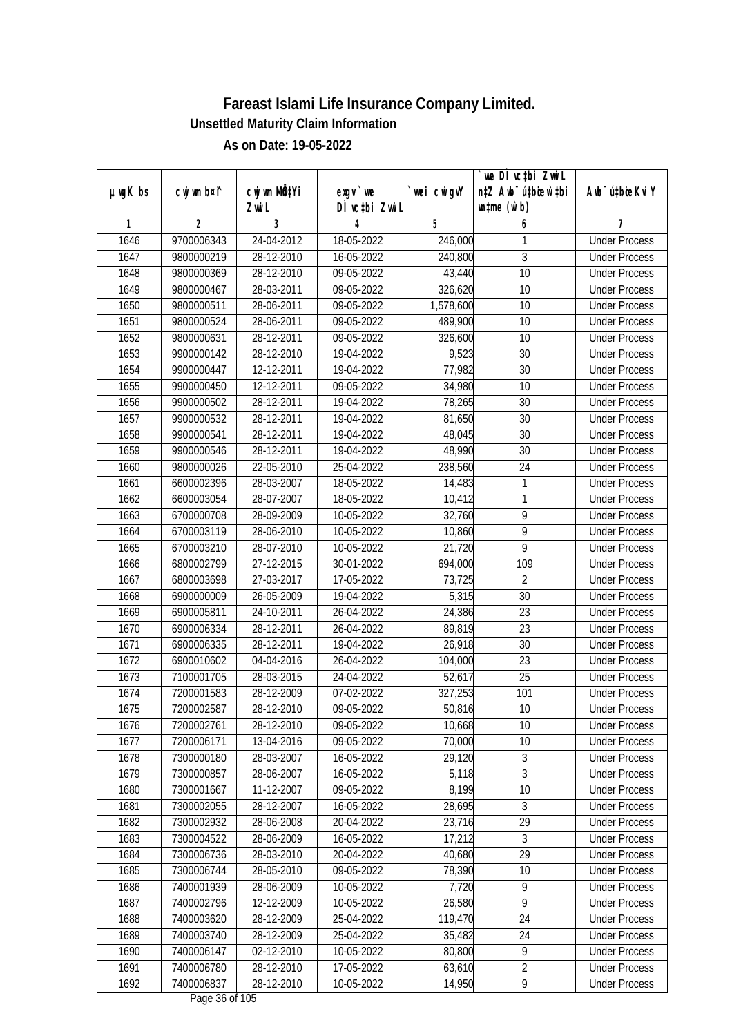# Fareast Islami Life Insurance Company Limited.

### Unsettled Maturity Claim Information

### As on Date: 19-05-2022

| µwgK bs | cwjwm bs¤^i | cwjwm MÖnY Zvwi L | exgv `we DÌvc‡bi ZvwiL | `vwei cwigvY | `we DÌvc‡bi ZvwiL n‡Z Awb¯ú‡bœi w`‡bi wnmve (w`b) | Awb¯ú‡bœi KviY |
|---|---|---|---|---|---|---|
| 1 | 2 | 3 | 4 | 5 | 6 | 7 |
| 1646 | 9700006343 | 24-04-2012 | 18-05-2022 | 246,000 | 1 | Under Process |
| 1647 | 9800000219 | 28-12-2010 | 16-05-2022 | 240,800 | 3 | Under Process |
| 1648 | 9800000369 | 28-12-2010 | 09-05-2022 | 43,440 | 10 | Under Process |
| 1649 | 9800000467 | 28-03-2011 | 09-05-2022 | 326,620 | 10 | Under Process |
| 1650 | 9800000511 | 28-06-2011 | 09-05-2022 | 1,578,600 | 10 | Under Process |
| 1651 | 9800000524 | 28-06-2011 | 09-05-2022 | 489,900 | 10 | Under Process |
| 1652 | 9800000631 | 28-12-2011 | 09-05-2022 | 326,600 | 10 | Under Process |
| 1653 | 9900000142 | 28-12-2010 | 19-04-2022 | 9,523 | 30 | Under Process |
| 1654 | 9900000447 | 12-12-2011 | 19-04-2022 | 77,982 | 30 | Under Process |
| 1655 | 9900000450 | 12-12-2011 | 09-05-2022 | 34,980 | 10 | Under Process |
| 1656 | 9900000502 | 28-12-2011 | 19-04-2022 | 78,265 | 30 | Under Process |
| 1657 | 9900000532 | 28-12-2011 | 19-04-2022 | 81,650 | 30 | Under Process |
| 1658 | 9900000541 | 28-12-2011 | 19-04-2022 | 48,045 | 30 | Under Process |
| 1659 | 9900000546 | 28-12-2011 | 19-04-2022 | 48,990 | 30 | Under Process |
| 1660 | 9800000026 | 22-05-2010 | 25-04-2022 | 238,560 | 24 | Under Process |
| 1661 | 6600002396 | 28-03-2007 | 18-05-2022 | 14,483 | 1 | Under Process |
| 1662 | 6600003054 | 28-07-2007 | 18-05-2022 | 10,412 | 1 | Under Process |
| 1663 | 6700000708 | 28-09-2009 | 10-05-2022 | 32,760 | 9 | Under Process |
| 1664 | 6700003119 | 28-06-2010 | 10-05-2022 | 10,860 | 9 | Under Process |
| 1665 | 6700003210 | 28-07-2010 | 10-05-2022 | 21,720 | 9 | Under Process |
| 1666 | 6800002799 | 27-12-2015 | 30-01-2022 | 694,000 | 109 | Under Process |
| 1667 | 6800003698 | 27-03-2017 | 17-05-2022 | 73,725 | 2 | Under Process |
| 1668 | 6900000009 | 26-05-2009 | 19-04-2022 | 5,315 | 30 | Under Process |
| 1669 | 6900005811 | 24-10-2011 | 26-04-2022 | 24,386 | 23 | Under Process |
| 1670 | 6900006334 | 28-12-2011 | 26-04-2022 | 89,819 | 23 | Under Process |
| 1671 | 6900006335 | 28-12-2011 | 19-04-2022 | 26,918 | 30 | Under Process |
| 1672 | 6900010602 | 04-04-2016 | 26-04-2022 | 104,000 | 23 | Under Process |
| 1673 | 7100001705 | 28-03-2015 | 24-04-2022 | 52,617 | 25 | Under Process |
| 1674 | 7200001583 | 28-12-2009 | 07-02-2022 | 327,253 | 101 | Under Process |
| 1675 | 7200002587 | 28-12-2010 | 09-05-2022 | 50,816 | 10 | Under Process |
| 1676 | 7200002761 | 28-12-2010 | 09-05-2022 | 10,668 | 10 | Under Process |
| 1677 | 7200006171 | 13-04-2016 | 09-05-2022 | 70,000 | 10 | Under Process |
| 1678 | 7300000180 | 28-03-2007 | 16-05-2022 | 29,120 | 3 | Under Process |
| 1679 | 7300000857 | 28-06-2007 | 16-05-2022 | 5,118 | 3 | Under Process |
| 1680 | 7300001667 | 11-12-2007 | 09-05-2022 | 8,199 | 10 | Under Process |
| 1681 | 7300002055 | 28-12-2007 | 16-05-2022 | 28,695 | 3 | Under Process |
| 1682 | 7300002932 | 28-06-2008 | 20-04-2022 | 23,716 | 29 | Under Process |
| 1683 | 7300004522 | 28-06-2009 | 16-05-2022 | 17,212 | 3 | Under Process |
| 1684 | 7300006736 | 28-03-2010 | 20-04-2022 | 40,680 | 29 | Under Process |
| 1685 | 7300006744 | 28-05-2010 | 09-05-2022 | 78,390 | 10 | Under Process |
| 1686 | 7400001939 | 28-06-2009 | 10-05-2022 | 7,720 | 9 | Under Process |
| 1687 | 7400002796 | 12-12-2009 | 10-05-2022 | 26,580 | 9 | Under Process |
| 1688 | 7400003620 | 28-12-2009 | 25-04-2022 | 119,470 | 24 | Under Process |
| 1689 | 7400003740 | 28-12-2009 | 25-04-2022 | 35,482 | 24 | Under Process |
| 1690 | 7400006147 | 02-12-2010 | 10-05-2022 | 80,800 | 9 | Under Process |
| 1691 | 7400006780 | 28-12-2010 | 17-05-2022 | 63,610 | 2 | Under Process |
| 1692 | 7400006837 | 28-12-2010 | 10-05-2022 | 14,950 | 9 | Under Process |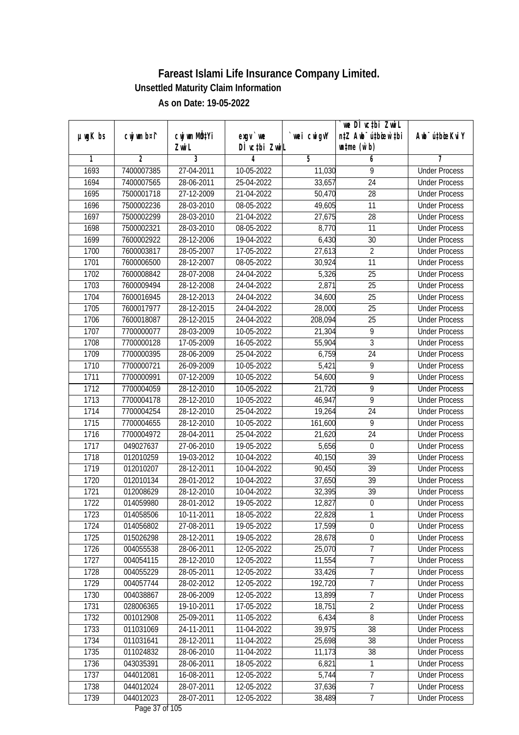# Fareast Islami Life Insurance Company Limited.

### Unsettled Maturity Claim Information

### As on Date: 19-05-2022

| µwgK bs | cwjwm b¤^i | cwjwm MÖn‡Yi ZvwiL | exgv`vwe DÌvc‡bi ZvwiL | `vwei cwigvY | `vwe DÌvc‡bi ZvwiL n‡Z Awb¯úwËi w`‡bi wnmve (w`b) | Awb¯úwËi KviY |
|---|---|---|---|---|---|---|
| 1 | 2 | 3 | 4 | 5 | 6 | 7 |
| 1693 | 7400007385 | 27-04-2011 | 10-05-2022 | 11,030 | 9 | Under Process |
| 1694 | 7400007565 | 28-06-2011 | 25-04-2022 | 33,657 | 24 | Under Process |
| 1695 | 7500001718 | 27-12-2009 | 21-04-2022 | 50,470 | 28 | Under Process |
| 1696 | 7500002236 | 28-03-2010 | 08-05-2022 | 49,605 | 11 | Under Process |
| 1697 | 7500002299 | 28-03-2010 | 21-04-2022 | 27,675 | 28 | Under Process |
| 1698 | 7500002321 | 28-03-2010 | 08-05-2022 | 8,770 | 11 | Under Process |
| 1699 | 7600002922 | 28-12-2006 | 19-04-2022 | 6,430 | 30 | Under Process |
| 1700 | 7600003817 | 28-05-2007 | 17-05-2022 | 27,613 | 2 | Under Process |
| 1701 | 7600006500 | 28-12-2007 | 08-05-2022 | 30,924 | 11 | Under Process |
| 1702 | 7600008842 | 28-07-2008 | 24-04-2022 | 5,326 | 25 | Under Process |
| 1703 | 7600009494 | 28-12-2008 | 24-04-2022 | 2,871 | 25 | Under Process |
| 1704 | 7600016945 | 28-12-2013 | 24-04-2022 | 34,600 | 25 | Under Process |
| 1705 | 7600017977 | 28-12-2015 | 24-04-2022 | 28,000 | 25 | Under Process |
| 1706 | 7600018087 | 28-12-2015 | 24-04-2022 | 208,094 | 25 | Under Process |
| 1707 | 7700000077 | 28-03-2009 | 10-05-2022 | 21,304 | 9 | Under Process |
| 1708 | 7700000128 | 17-05-2009 | 16-05-2022 | 55,904 | 3 | Under Process |
| 1709 | 7700000395 | 28-06-2009 | 25-04-2022 | 6,759 | 24 | Under Process |
| 1710 | 7700000721 | 26-09-2009 | 10-05-2022 | 5,421 | 9 | Under Process |
| 1711 | 7700000991 | 07-12-2009 | 10-05-2022 | 54,600 | 9 | Under Process |
| 1712 | 7700004059 | 28-12-2010 | 10-05-2022 | 21,720 | 9 | Under Process |
| 1713 | 7700004178 | 28-12-2010 | 10-05-2022 | 46,947 | 9 | Under Process |
| 1714 | 7700004254 | 28-12-2010 | 25-04-2022 | 19,264 | 24 | Under Process |
| 1715 | 7700004655 | 28-12-2010 | 10-05-2022 | 161,600 | 9 | Under Process |
| 1716 | 7700004972 | 28-04-2011 | 25-04-2022 | 21,620 | 24 | Under Process |
| 1717 | 049027637 | 27-06-2010 | 19-05-2022 | 5,656 | 0 | Under Process |
| 1718 | 012010259 | 19-03-2012 | 10-04-2022 | 40,150 | 39 | Under Process |
| 1719 | 012010207 | 28-12-2011 | 10-04-2022 | 90,450 | 39 | Under Process |
| 1720 | 012010134 | 28-01-2012 | 10-04-2022 | 37,650 | 39 | Under Process |
| 1721 | 012008629 | 28-12-2010 | 10-04-2022 | 32,395 | 39 | Under Process |
| 1722 | 014059980 | 28-01-2012 | 19-05-2022 | 12,827 | 0 | Under Process |
| 1723 | 014058506 | 10-11-2011 | 18-05-2022 | 22,828 | 1 | Under Process |
| 1724 | 014056802 | 27-08-2011 | 19-05-2022 | 17,599 | 0 | Under Process |
| 1725 | 015026298 | 28-12-2011 | 19-05-2022 | 28,678 | 0 | Under Process |
| 1726 | 004055538 | 28-06-2011 | 12-05-2022 | 25,070 | 7 | Under Process |
| 1727 | 004054115 | 28-12-2010 | 12-05-2022 | 11,554 | 7 | Under Process |
| 1728 | 004055229 | 28-05-2011 | 12-05-2022 | 33,426 | 7 | Under Process |
| 1729 | 004057744 | 28-02-2012 | 12-05-2022 | 192,720 | 7 | Under Process |
| 1730 | 004038867 | 28-06-2009 | 12-05-2022 | 13,899 | 7 | Under Process |
| 1731 | 028006365 | 19-10-2011 | 17-05-2022 | 18,751 | 2 | Under Process |
| 1732 | 001012908 | 25-09-2011 | 11-05-2022 | 6,434 | 8 | Under Process |
| 1733 | 011031069 | 24-11-2011 | 11-04-2022 | 39,975 | 38 | Under Process |
| 1734 | 011031641 | 28-12-2011 | 11-04-2022 | 25,698 | 38 | Under Process |
| 1735 | 011024832 | 28-06-2010 | 11-04-2022 | 11,173 | 38 | Under Process |
| 1736 | 043035391 | 28-06-2011 | 18-05-2022 | 6,821 | 1 | Under Process |
| 1737 | 044012081 | 16-08-2011 | 12-05-2022 | 5,744 | 7 | Under Process |
| 1738 | 044012024 | 28-07-2011 | 12-05-2022 | 37,636 | 7 | Under Process |
| 1739 | 044012023 | 28-07-2011 | 12-05-2022 | 38,489 | 7 | Under Process |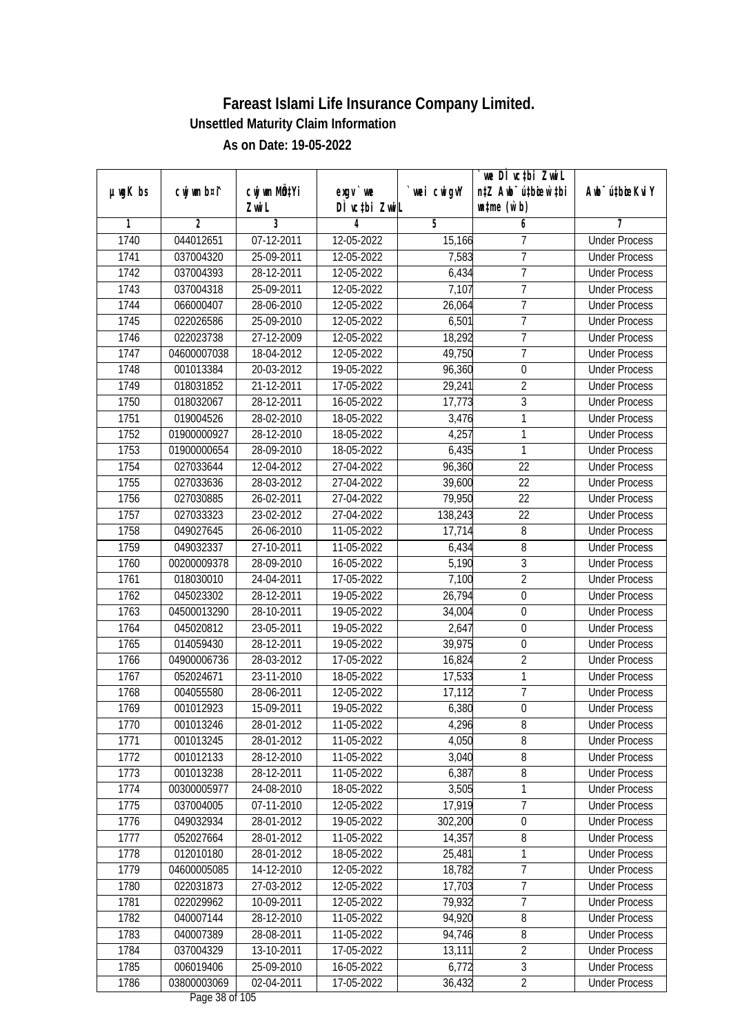# Fareast Islami Life Insurance Company Limited.

**Unsettled Maturity Claim Information**

**As on Date: 19-05-2022**

| µwgK bs | cwjwm b¤^i | cwjwm MÖn‡Yi ZvwiL | exgv` we DÌvc‡bi ZvwiL | `vwei cwigvY | `we DÌvc‡bi ZvwiL n‡Z Awb¯úwËi w`‡bi msL¨v (w`b) | Awb¯ú‡bœi KviY |
|---|---|---|---|---|---|---|
| 1 | 2 | 3 | 4 | 5 | 6 | 7 |
| 1740 | 044012651 | 07-12-2011 | 12-05-2022 | 15,166 | 7 | Under Process |
| 1741 | 037004320 | 25-09-2011 | 12-05-2022 | 7,583 | 7 | Under Process |
| 1742 | 037004393 | 28-12-2011 | 12-05-2022 | 6,434 | 7 | Under Process |
| 1743 | 037004318 | 25-09-2011 | 12-05-2022 | 7,107 | 7 | Under Process |
| 1744 | 066000407 | 28-06-2010 | 12-05-2022 | 26,064 | 7 | Under Process |
| 1745 | 022026586 | 25-09-2010 | 12-05-2022 | 6,501 | 7 | Under Process |
| 1746 | 022023738 | 27-12-2009 | 12-05-2022 | 18,292 | 7 | Under Process |
| 1747 | 04600007038 | 18-04-2012 | 12-05-2022 | 49,750 | 7 | Under Process |
| 1748 | 001013384 | 20-03-2012 | 19-05-2022 | 96,360 | 0 | Under Process |
| 1749 | 018031852 | 21-12-2011 | 17-05-2022 | 29,241 | 2 | Under Process |
| 1750 | 018032067 | 28-12-2011 | 16-05-2022 | 17,773 | 3 | Under Process |
| 1751 | 019004526 | 28-02-2010 | 18-05-2022 | 3,476 | 1 | Under Process |
| 1752 | 01900000927 | 28-12-2010 | 18-05-2022 | 4,257 | 1 | Under Process |
| 1753 | 01900000654 | 28-09-2010 | 18-05-2022 | 6,435 | 1 | Under Process |
| 1754 | 027033644 | 12-04-2012 | 27-04-2022 | 96,360 | 22 | Under Process |
| 1755 | 027033636 | 28-03-2012 | 27-04-2022 | 39,600 | 22 | Under Process |
| 1756 | 027030885 | 26-02-2011 | 27-04-2022 | 79,950 | 22 | Under Process |
| 1757 | 027033323 | 23-02-2012 | 27-04-2022 | 138,243 | 22 | Under Process |
| 1758 | 049027645 | 26-06-2010 | 11-05-2022 | 17,714 | 8 | Under Process |
| 1759 | 049032337 | 27-10-2011 | 11-05-2022 | 6,434 | 8 | Under Process |
| 1760 | 00200009378 | 28-09-2010 | 16-05-2022 | 5,190 | 3 | Under Process |
| 1761 | 018030010 | 24-04-2011 | 17-05-2022 | 7,100 | 2 | Under Process |
| 1762 | 045023302 | 28-12-2011 | 19-05-2022 | 26,794 | 0 | Under Process |
| 1763 | 04500013290 | 28-10-2011 | 19-05-2022 | 34,004 | 0 | Under Process |
| 1764 | 045020812 | 23-05-2011 | 19-05-2022 | 2,647 | 0 | Under Process |
| 1765 | 014059430 | 28-12-2011 | 19-05-2022 | 39,975 | 0 | Under Process |
| 1766 | 04900006736 | 28-03-2012 | 17-05-2022 | 16,824 | 2 | Under Process |
| 1767 | 052024671 | 23-11-2010 | 18-05-2022 | 17,533 | 1 | Under Process |
| 1768 | 004055580 | 28-06-2011 | 12-05-2022 | 17,112 | 7 | Under Process |
| 1769 | 001012923 | 15-09-2011 | 19-05-2022 | 6,380 | 0 | Under Process |
| 1770 | 001013246 | 28-01-2012 | 11-05-2022 | 4,296 | 8 | Under Process |
| 1771 | 001013245 | 28-01-2012 | 11-05-2022 | 4,050 | 8 | Under Process |
| 1772 | 001012133 | 28-12-2010 | 11-05-2022 | 3,040 | 8 | Under Process |
| 1773 | 001013238 | 28-12-2011 | 11-05-2022 | 6,387 | 8 | Under Process |
| 1774 | 00300005977 | 24-08-2010 | 18-05-2022 | 3,505 | 1 | Under Process |
| 1775 | 037004005 | 07-11-2010 | 12-05-2022 | 17,919 | 7 | Under Process |
| 1776 | 049032934 | 28-01-2012 | 19-05-2022 | 302,200 | 0 | Under Process |
| 1777 | 052027664 | 28-01-2012 | 11-05-2022 | 14,357 | 8 | Under Process |
| 1778 | 012010180 | 28-01-2012 | 18-05-2022 | 25,481 | 1 | Under Process |
| 1779 | 04600005085 | 14-12-2010 | 12-05-2022 | 18,782 | 7 | Under Process |
| 1780 | 022031873 | 27-03-2012 | 12-05-2022 | 17,703 | 7 | Under Process |
| 1781 | 022029962 | 10-09-2011 | 12-05-2022 | 79,932 | 7 | Under Process |
| 1782 | 040007144 | 28-12-2010 | 11-05-2022 | 94,920 | 8 | Under Process |
| 1783 | 040007389 | 28-08-2011 | 11-05-2022 | 94,746 | 8 | Under Process |
| 1784 | 037004329 | 13-10-2011 | 17-05-2022 | 13,111 | 2 | Under Process |
| 1785 | 006019406 | 25-09-2010 | 16-05-2022 | 6,772 | 3 | Under Process |
| 1786 | 03800003069 | 02-04-2011 | 17-05-2022 | 36,432 | 2 | Under Process |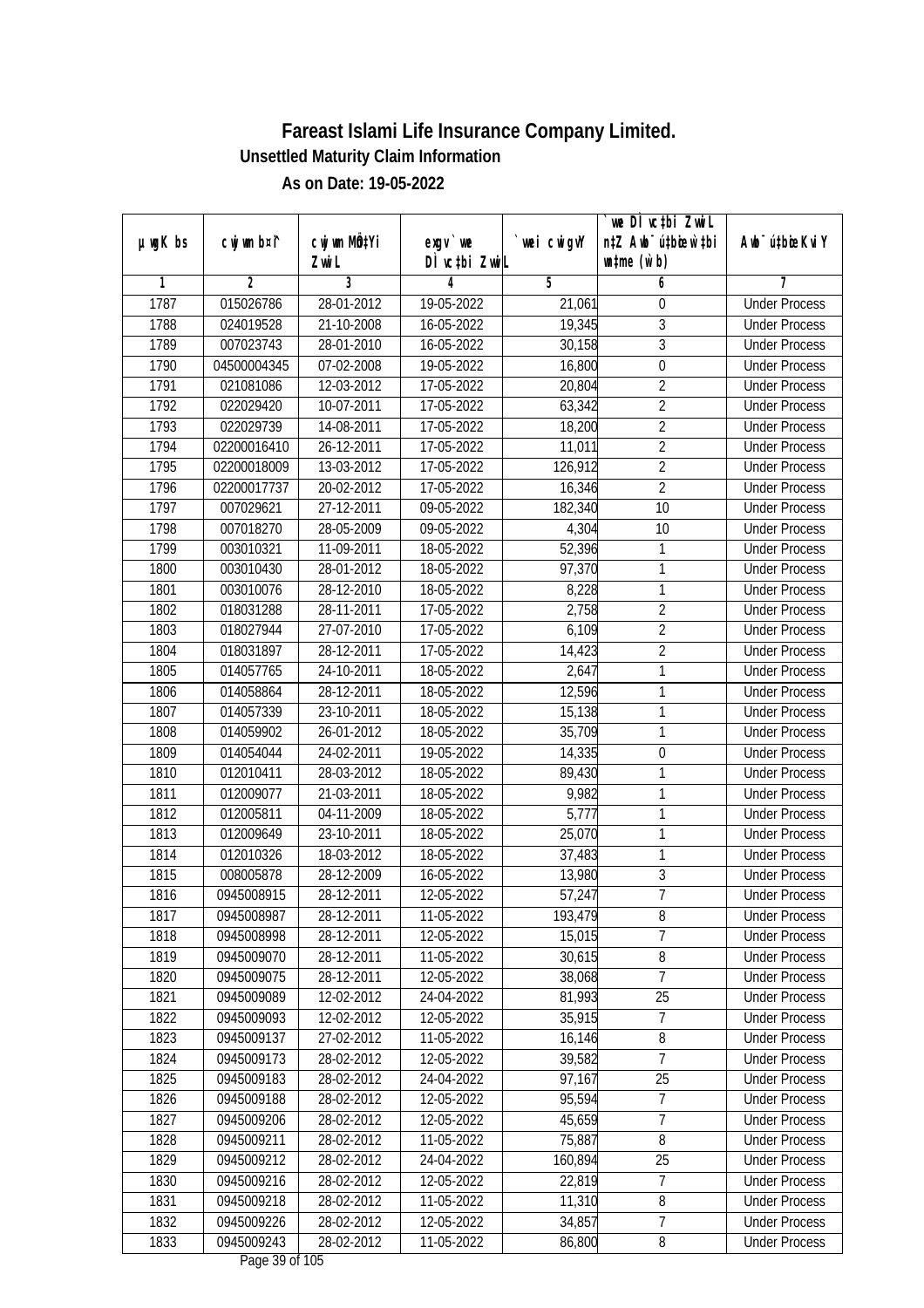# Fareast Islami Life Insurance Company Limited.

## Unsettled Maturity Claim Information

### As on Date: 19-05-2022

| µ¤gK bs | cwjwm b¤^i | cwjwm MÖn‡Yi ZvwiL | exgv `we DÌvc‡bi ZvwiL | `vwei cwigvY | `we DÌvc‡bi ZvwiL n‡Z Avbyôvwb‡Kfv‡e wbb©qKvj (w`b) | Awb¯úbœi KviY |
|---|---|---|---|---|---|---|
| 1 | 2 | 3 | 4 | 5 | 6 | 7 |
| 1787 | 015026786 | 28-01-2012 | 19-05-2022 | 21,061 | 0 | Under Process |
| 1788 | 024019528 | 21-10-2008 | 16-05-2022 | 19,345 | 3 | Under Process |
| 1789 | 007023743 | 28-01-2010 | 16-05-2022 | 30,158 | 3 | Under Process |
| 1790 | 04500004345 | 07-02-2008 | 19-05-2022 | 16,800 | 0 | Under Process |
| 1791 | 021081086 | 12-03-2012 | 17-05-2022 | 20,804 | 2 | Under Process |
| 1792 | 022029420 | 10-07-2011 | 17-05-2022 | 63,342 | 2 | Under Process |
| 1793 | 022029739 | 14-08-2011 | 17-05-2022 | 18,200 | 2 | Under Process |
| 1794 | 02200016410 | 26-12-2011 | 17-05-2022 | 11,011 | 2 | Under Process |
| 1795 | 02200018009 | 13-03-2012 | 17-05-2022 | 126,912 | 2 | Under Process |
| 1796 | 02200017737 | 20-02-2012 | 17-05-2022 | 16,346 | 2 | Under Process |
| 1797 | 007029621 | 27-12-2011 | 09-05-2022 | 182,340 | 10 | Under Process |
| 1798 | 007018270 | 28-05-2009 | 09-05-2022 | 4,304 | 10 | Under Process |
| 1799 | 003010321 | 11-09-2011 | 18-05-2022 | 52,396 | 1 | Under Process |
| 1800 | 003010430 | 28-01-2012 | 18-05-2022 | 97,370 | 1 | Under Process |
| 1801 | 003010076 | 28-12-2010 | 18-05-2022 | 8,228 | 1 | Under Process |
| 1802 | 018031288 | 28-11-2011 | 17-05-2022 | 2,758 | 2 | Under Process |
| 1803 | 018027944 | 27-07-2010 | 17-05-2022 | 6,109 | 2 | Under Process |
| 1804 | 018031897 | 28-12-2011 | 17-05-2022 | 14,423 | 2 | Under Process |
| 1805 | 014057765 | 24-10-2011 | 18-05-2022 | 2,647 | 1 | Under Process |
| 1806 | 014058864 | 28-12-2011 | 18-05-2022 | 12,596 | 1 | Under Process |
| 1807 | 014057339 | 23-10-2011 | 18-05-2022 | 15,138 | 1 | Under Process |
| 1808 | 014059902 | 26-01-2012 | 18-05-2022 | 35,709 | 1 | Under Process |
| 1809 | 014054044 | 24-02-2011 | 19-05-2022 | 14,335 | 0 | Under Process |
| 1810 | 012010411 | 28-03-2012 | 18-05-2022 | 89,430 | 1 | Under Process |
| 1811 | 012009077 | 21-03-2011 | 18-05-2022 | 9,982 | 1 | Under Process |
| 1812 | 012005811 | 04-11-2009 | 18-05-2022 | 5,777 | 1 | Under Process |
| 1813 | 012009649 | 23-10-2011 | 18-05-2022 | 25,070 | 1 | Under Process |
| 1814 | 012010326 | 18-03-2012 | 18-05-2022 | 37,483 | 1 | Under Process |
| 1815 | 008005878 | 28-12-2009 | 16-05-2022 | 13,980 | 3 | Under Process |
| 1816 | 0945008915 | 28-12-2011 | 12-05-2022 | 57,247 | 7 | Under Process |
| 1817 | 0945008987 | 28-12-2011 | 11-05-2022 | 193,479 | 8 | Under Process |
| 1818 | 0945008998 | 28-12-2011 | 12-05-2022 | 15,015 | 7 | Under Process |
| 1819 | 0945009070 | 28-12-2011 | 11-05-2022 | 30,615 | 8 | Under Process |
| 1820 | 0945009075 | 28-12-2011 | 12-05-2022 | 38,068 | 7 | Under Process |
| 1821 | 0945009089 | 12-02-2012 | 24-04-2022 | 81,993 | 25 | Under Process |
| 1822 | 0945009093 | 12-02-2012 | 12-05-2022 | 35,915 | 7 | Under Process |
| 1823 | 0945009137 | 27-02-2012 | 11-05-2022 | 16,146 | 8 | Under Process |
| 1824 | 0945009173 | 28-02-2012 | 12-05-2022 | 39,582 | 7 | Under Process |
| 1825 | 0945009183 | 28-02-2012 | 24-04-2022 | 97,167 | 25 | Under Process |
| 1826 | 0945009188 | 28-02-2012 | 12-05-2022 | 95,594 | 7 | Under Process |
| 1827 | 0945009206 | 28-02-2012 | 12-05-2022 | 45,659 | 7 | Under Process |
| 1828 | 0945009211 | 28-02-2012 | 11-05-2022 | 75,887 | 8 | Under Process |
| 1829 | 0945009212 | 28-02-2012 | 24-04-2022 | 160,894 | 25 | Under Process |
| 1830 | 0945009216 | 28-02-2012 | 12-05-2022 | 22,819 | 7 | Under Process |
| 1831 | 0945009218 | 28-02-2012 | 11-05-2022 | 11,310 | 8 | Under Process |
| 1832 | 0945009226 | 28-02-2012 | 12-05-2022 | 34,857 | 7 | Under Process |
| 1833 | 0945009243 | 28-02-2012 | 11-05-2022 | 86,800 | 8 | Under Process |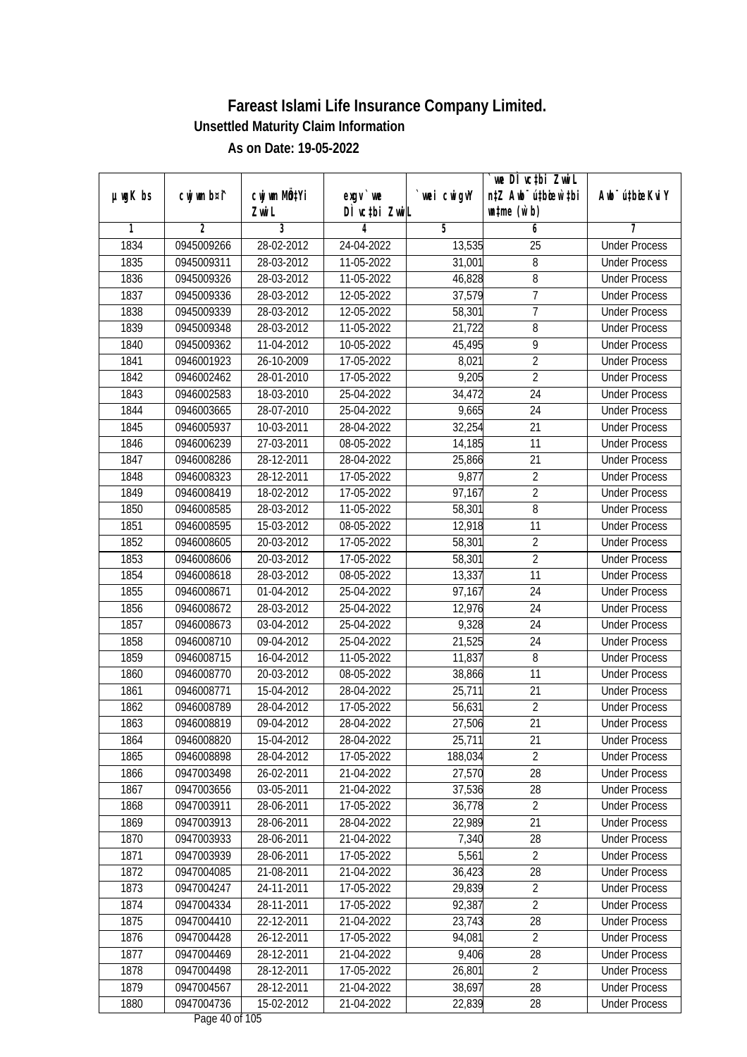# Fareast Islami Life Insurance Company Limited.

## Unsettled Maturity Claim Information

### As on Date: 19-05-2022

| µwgK bs | cwjwm b¤^i | cwjwm MÖnYi ZwiL | exgv `we DÌvc‡bi ZwiL | `wei cwigvY | `we DÌvc‡bi ZwiL n‡Z Awb¯úwËi w`‡bi wnmve (w`b) | Awb¯úwËi KviY |
|---|---|---|---|---|---|---|
| 1 | 2 | 3 | 4 | 5 | 6 | 7 |
| 1834 | 0945009266 | 28-02-2012 | 24-04-2022 | 13,535 | 25 | Under Process |
| 1835 | 0945009311 | 28-03-2012 | 11-05-2022 | 31,001 | 8 | Under Process |
| 1836 | 0945009326 | 28-03-2012 | 11-05-2022 | 46,828 | 8 | Under Process |
| 1837 | 0945009336 | 28-03-2012 | 12-05-2022 | 37,579 | 7 | Under Process |
| 1838 | 0945009339 | 28-03-2012 | 12-05-2022 | 58,301 | 7 | Under Process |
| 1839 | 0945009348 | 28-03-2012 | 11-05-2022 | 21,722 | 8 | Under Process |
| 1840 | 0945009362 | 11-04-2012 | 10-05-2022 | 45,495 | 9 | Under Process |
| 1841 | 0946001923 | 26-10-2009 | 17-05-2022 | 8,021 | 2 | Under Process |
| 1842 | 0946002462 | 28-01-2010 | 17-05-2022 | 9,205 | 2 | Under Process |
| 1843 | 0946002583 | 18-03-2010 | 25-04-2022 | 34,472 | 24 | Under Process |
| 1844 | 0946003665 | 28-07-2010 | 25-04-2022 | 9,665 | 24 | Under Process |
| 1845 | 0946005937 | 10-03-2011 | 28-04-2022 | 32,254 | 21 | Under Process |
| 1846 | 0946006239 | 27-03-2011 | 08-05-2022 | 14,185 | 11 | Under Process |
| 1847 | 0946008286 | 28-12-2011 | 28-04-2022 | 25,866 | 21 | Under Process |
| 1848 | 0946008323 | 28-12-2011 | 17-05-2022 | 9,877 | 2 | Under Process |
| 1849 | 0946008419 | 18-02-2012 | 17-05-2022 | 97,167 | 2 | Under Process |
| 1850 | 0946008585 | 28-03-2012 | 11-05-2022 | 58,301 | 8 | Under Process |
| 1851 | 0946008595 | 15-03-2012 | 08-05-2022 | 12,918 | 11 | Under Process |
| 1852 | 0946008605 | 20-03-2012 | 17-05-2022 | 58,301 | 2 | Under Process |
| 1853 | 0946008606 | 20-03-2012 | 17-05-2022 | 58,301 | 2 | Under Process |
| 1854 | 0946008618 | 28-03-2012 | 08-05-2022 | 13,337 | 11 | Under Process |
| 1855 | 0946008671 | 01-04-2012 | 25-04-2022 | 97,167 | 24 | Under Process |
| 1856 | 0946008672 | 28-03-2012 | 25-04-2022 | 12,976 | 24 | Under Process |
| 1857 | 0946008673 | 03-04-2012 | 25-04-2022 | 9,328 | 24 | Under Process |
| 1858 | 0946008710 | 09-04-2012 | 25-04-2022 | 21,525 | 24 | Under Process |
| 1859 | 0946008715 | 16-04-2012 | 11-05-2022 | 11,837 | 8 | Under Process |
| 1860 | 0946008770 | 20-03-2012 | 08-05-2022 | 38,866 | 11 | Under Process |
| 1861 | 0946008771 | 15-04-2012 | 28-04-2022 | 25,711 | 21 | Under Process |
| 1862 | 0946008789 | 28-04-2012 | 17-05-2022 | 56,631 | 2 | Under Process |
| 1863 | 0946008819 | 09-04-2012 | 28-04-2022 | 27,506 | 21 | Under Process |
| 1864 | 0946008820 | 15-04-2012 | 28-04-2022 | 25,711 | 21 | Under Process |
| 1865 | 0946008898 | 28-04-2012 | 17-05-2022 | 188,034 | 2 | Under Process |
| 1866 | 0947003498 | 26-02-2011 | 21-04-2022 | 27,570 | 28 | Under Process |
| 1867 | 0947003656 | 03-05-2011 | 21-04-2022 | 37,536 | 28 | Under Process |
| 1868 | 0947003911 | 28-06-2011 | 17-05-2022 | 36,778 | 2 | Under Process |
| 1869 | 0947003913 | 28-06-2011 | 28-04-2022 | 22,989 | 21 | Under Process |
| 1870 | 0947003933 | 28-06-2011 | 21-04-2022 | 7,340 | 28 | Under Process |
| 1871 | 0947003939 | 28-06-2011 | 17-05-2022 | 5,561 | 2 | Under Process |
| 1872 | 0947004085 | 21-08-2011 | 21-04-2022 | 36,423 | 28 | Under Process |
| 1873 | 0947004247 | 24-11-2011 | 17-05-2022 | 29,839 | 2 | Under Process |
| 1874 | 0947004334 | 28-11-2011 | 17-05-2022 | 92,387 | 2 | Under Process |
| 1875 | 0947004410 | 22-12-2011 | 21-04-2022 | 23,743 | 28 | Under Process |
| 1876 | 0947004428 | 26-12-2011 | 17-05-2022 | 94,081 | 2 | Under Process |
| 1877 | 0947004469 | 28-12-2011 | 21-04-2022 | 9,406 | 28 | Under Process |
| 1878 | 0947004498 | 28-12-2011 | 17-05-2022 | 26,801 | 2 | Under Process |
| 1879 | 0947004567 | 28-12-2011 | 21-04-2022 | 38,697 | 28 | Under Process |
| 1880 | 0947004736 | 15-02-2012 | 21-04-2022 | 22,839 | 28 | Under Process |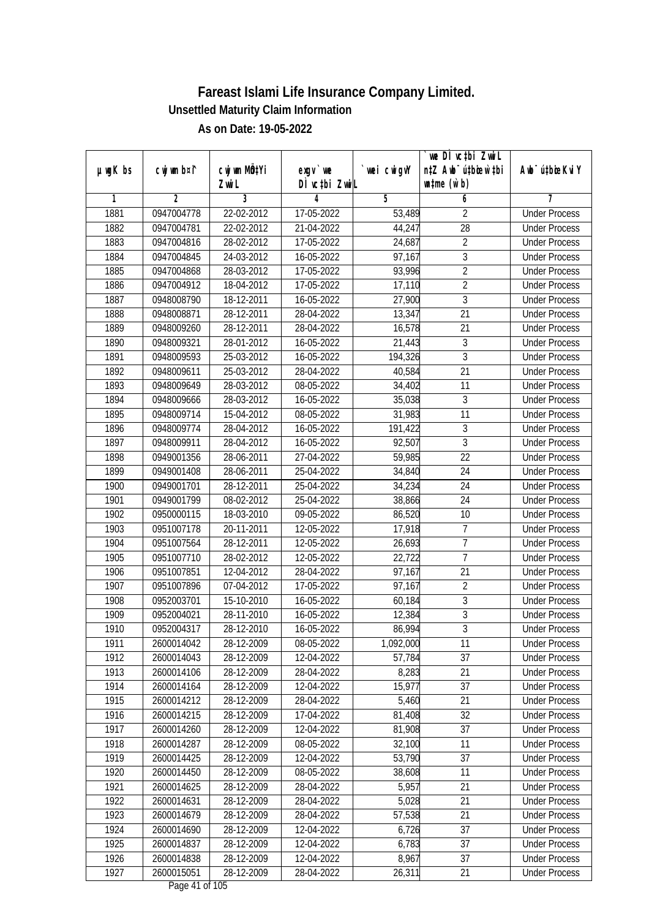# Fareast Islami Life Insurance Company Limited.

**Unsettled Maturity Claim Information**

**As on Date: 19-05-2022**

| µwgK bs | cwjwm b¤^i | cwjwm MÖn‡Yi ZvwiL | exgv`vwe DÌvc‡bi ZvwiL | `vwei cwigvY | `vwe DÌvc‡bi ZvwiL n‡Z Awb¯úbœ `vwei w`‡bi msL¨v (w`b) | Awb¯ú‡bœi KviY |
|---|---|---|---|---|---|---|
| 1 | 2 | 3 | 4 | 5 | 6 | 7 |
| 1881 | 0947004778 | 22-02-2012 | 17-05-2022 | 53,489 | 2 | Under Process |
| 1882 | 0947004781 | 22-02-2012 | 21-04-2022 | 44,247 | 28 | Under Process |
| 1883 | 0947004816 | 28-02-2012 | 17-05-2022 | 24,687 | 2 | Under Process |
| 1884 | 0947004845 | 24-03-2012 | 16-05-2022 | 97,167 | 3 | Under Process |
| 1885 | 0947004868 | 28-03-2012 | 17-05-2022 | 93,996 | 2 | Under Process |
| 1886 | 0947004912 | 18-04-2012 | 17-05-2022 | 17,110 | 2 | Under Process |
| 1887 | 0948008790 | 18-12-2011 | 16-05-2022 | 27,900 | 3 | Under Process |
| 1888 | 0948008871 | 28-12-2011 | 28-04-2022 | 13,347 | 21 | Under Process |
| 1889 | 0948009260 | 28-12-2011 | 28-04-2022 | 16,578 | 21 | Under Process |
| 1890 | 0948009321 | 28-01-2012 | 16-05-2022 | 21,443 | 3 | Under Process |
| 1891 | 0948009593 | 25-03-2012 | 16-05-2022 | 194,326 | 3 | Under Process |
| 1892 | 0948009611 | 25-03-2012 | 28-04-2022 | 40,584 | 21 | Under Process |
| 1893 | 0948009649 | 28-03-2012 | 08-05-2022 | 34,402 | 11 | Under Process |
| 1894 | 0948009666 | 28-03-2012 | 16-05-2022 | 35,038 | 3 | Under Process |
| 1895 | 0948009714 | 15-04-2012 | 08-05-2022 | 31,983 | 11 | Under Process |
| 1896 | 0948009774 | 28-04-2012 | 16-05-2022 | 191,422 | 3 | Under Process |
| 1897 | 0948009911 | 28-04-2012 | 16-05-2022 | 92,507 | 3 | Under Process |
| 1898 | 0949001356 | 28-06-2011 | 27-04-2022 | 59,985 | 22 | Under Process |
| 1899 | 0949001408 | 28-06-2011 | 25-04-2022 | 34,840 | 24 | Under Process |
| 1900 | 0949001701 | 28-12-2011 | 25-04-2022 | 34,234 | 24 | Under Process |
| 1901 | 0949001799 | 08-02-2012 | 25-04-2022 | 38,866 | 24 | Under Process |
| 1902 | 0950000115 | 18-03-2010 | 09-05-2022 | 86,520 | 10 | Under Process |
| 1903 | 0951007178 | 20-11-2011 | 12-05-2022 | 17,918 | 7 | Under Process |
| 1904 | 0951007564 | 28-12-2011 | 12-05-2022 | 26,693 | 7 | Under Process |
| 1905 | 0951007710 | 28-02-2012 | 12-05-2022 | 22,722 | 7 | Under Process |
| 1906 | 0951007851 | 12-04-2012 | 28-04-2022 | 97,167 | 21 | Under Process |
| 1907 | 0951007896 | 07-04-2012 | 17-05-2022 | 97,167 | 2 | Under Process |
| 1908 | 0952003701 | 15-10-2010 | 16-05-2022 | 60,184 | 3 | Under Process |
| 1909 | 0952004021 | 28-11-2010 | 16-05-2022 | 12,384 | 3 | Under Process |
| 1910 | 0952004317 | 28-12-2010 | 16-05-2022 | 86,994 | 3 | Under Process |
| 1911 | 2600014042 | 28-12-2009 | 08-05-2022 | 1,092,000 | 11 | Under Process |
| 1912 | 2600014043 | 28-12-2009 | 12-04-2022 | 57,784 | 37 | Under Process |
| 1913 | 2600014106 | 28-12-2009 | 28-04-2022 | 8,283 | 21 | Under Process |
| 1914 | 2600014164 | 28-12-2009 | 12-04-2022 | 15,977 | 37 | Under Process |
| 1915 | 2600014212 | 28-12-2009 | 28-04-2022 | 5,460 | 21 | Under Process |
| 1916 | 2600014215 | 28-12-2009 | 17-04-2022 | 81,408 | 32 | Under Process |
| 1917 | 2600014260 | 28-12-2009 | 12-04-2022 | 81,908 | 37 | Under Process |
| 1918 | 2600014287 | 28-12-2009 | 08-05-2022 | 32,100 | 11 | Under Process |
| 1919 | 2600014425 | 28-12-2009 | 12-04-2022 | 53,790 | 37 | Under Process |
| 1920 | 2600014450 | 28-12-2009 | 08-05-2022 | 38,608 | 11 | Under Process |
| 1921 | 2600014625 | 28-12-2009 | 28-04-2022 | 5,957 | 21 | Under Process |
| 1922 | 2600014631 | 28-12-2009 | 28-04-2022 | 5,028 | 21 | Under Process |
| 1923 | 2600014679 | 28-12-2009 | 28-04-2022 | 57,538 | 21 | Under Process |
| 1924 | 2600014690 | 28-12-2009 | 12-04-2022 | 6,726 | 37 | Under Process |
| 1925 | 2600014837 | 28-12-2009 | 12-04-2022 | 6,783 | 37 | Under Process |
| 1926 | 2600014838 | 28-12-2009 | 12-04-2022 | 8,967 | 37 | Under Process |
| 1927 | 2600015051 | 28-12-2009 | 28-04-2022 | 26,311 | 21 | Under Process |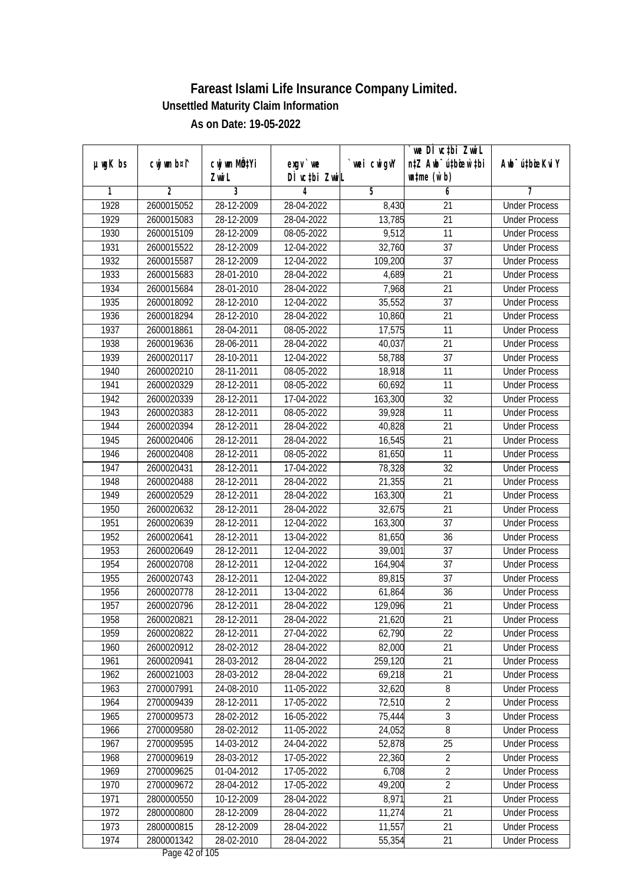# Fareast Islami Life Insurance Company Limited.

## Unsettled Maturity Claim Information

### As on Date: 19-05-2022

| µwgK bs | cwjwm b¤^i | cwjwm MÖn‡Yi ZvwiL | exgv`vwe DÌvc‡bi ZvwiL | `vwei cwigvY | `vwe DÌvc‡bi ZvwiL n‡Z Awb¯úbœ `vwei w`‡bi msL¨v (w`b) | Awb¯ú‡bœi KviY |
|---|---|---|---|---|---|---|
| 1 | 2 | 3 | 4 | 5 | 6 | 7 |
| 1928 | 2600015052 | 28-12-2009 | 28-04-2022 | 8,430 | 21 | Under Process |
| 1929 | 2600015083 | 28-12-2009 | 28-04-2022 | 13,785 | 21 | Under Process |
| 1930 | 2600015109 | 28-12-2009 | 08-05-2022 | 9,512 | 11 | Under Process |
| 1931 | 2600015522 | 28-12-2009 | 12-04-2022 | 32,760 | 37 | Under Process |
| 1932 | 2600015587 | 28-12-2009 | 12-04-2022 | 109,200 | 37 | Under Process |
| 1933 | 2600015683 | 28-01-2010 | 28-04-2022 | 4,689 | 21 | Under Process |
| 1934 | 2600015684 | 28-01-2010 | 28-04-2022 | 7,968 | 21 | Under Process |
| 1935 | 2600018092 | 28-12-2010 | 12-04-2022 | 35,552 | 37 | Under Process |
| 1936 | 2600018294 | 28-12-2010 | 28-04-2022 | 10,860 | 21 | Under Process |
| 1937 | 2600018861 | 28-04-2011 | 08-05-2022 | 17,575 | 11 | Under Process |
| 1938 | 2600019636 | 28-06-2011 | 28-04-2022 | 40,037 | 21 | Under Process |
| 1939 | 2600020117 | 28-10-2011 | 12-04-2022 | 58,788 | 37 | Under Process |
| 1940 | 2600020210 | 28-11-2011 | 08-05-2022 | 18,918 | 11 | Under Process |
| 1941 | 2600020329 | 28-12-2011 | 08-05-2022 | 60,692 | 11 | Under Process |
| 1942 | 2600020339 | 28-12-2011 | 17-04-2022 | 163,300 | 32 | Under Process |
| 1943 | 2600020383 | 28-12-2011 | 08-05-2022 | 39,928 | 11 | Under Process |
| 1944 | 2600020394 | 28-12-2011 | 28-04-2022 | 40,828 | 21 | Under Process |
| 1945 | 2600020406 | 28-12-2011 | 28-04-2022 | 16,545 | 21 | Under Process |
| 1946 | 2600020408 | 28-12-2011 | 08-05-2022 | 81,650 | 11 | Under Process |
| 1947 | 2600020431 | 28-12-2011 | 17-04-2022 | 78,328 | 32 | Under Process |
| 1948 | 2600020488 | 28-12-2011 | 28-04-2022 | 21,355 | 21 | Under Process |
| 1949 | 2600020529 | 28-12-2011 | 28-04-2022 | 163,300 | 21 | Under Process |
| 1950 | 2600020632 | 28-12-2011 | 28-04-2022 | 32,675 | 21 | Under Process |
| 1951 | 2600020639 | 28-12-2011 | 12-04-2022 | 163,300 | 37 | Under Process |
| 1952 | 2600020641 | 28-12-2011 | 13-04-2022 | 81,650 | 36 | Under Process |
| 1953 | 2600020649 | 28-12-2011 | 12-04-2022 | 39,001 | 37 | Under Process |
| 1954 | 2600020708 | 28-12-2011 | 12-04-2022 | 164,904 | 37 | Under Process |
| 1955 | 2600020743 | 28-12-2011 | 12-04-2022 | 89,815 | 37 | Under Process |
| 1956 | 2600020778 | 28-12-2011 | 13-04-2022 | 61,864 | 36 | Under Process |
| 1957 | 2600020796 | 28-12-2011 | 28-04-2022 | 129,096 | 21 | Under Process |
| 1958 | 2600020821 | 28-12-2011 | 28-04-2022 | 21,620 | 21 | Under Process |
| 1959 | 2600020822 | 28-12-2011 | 27-04-2022 | 62,790 | 22 | Under Process |
| 1960 | 2600020912 | 28-02-2012 | 28-04-2022 | 82,000 | 21 | Under Process |
| 1961 | 2600020941 | 28-03-2012 | 28-04-2022 | 259,120 | 21 | Under Process |
| 1962 | 2600021003 | 28-03-2012 | 28-04-2022 | 69,218 | 21 | Under Process |
| 1963 | 2700007991 | 24-08-2010 | 11-05-2022 | 32,620 | 8 | Under Process |
| 1964 | 2700009439 | 28-12-2011 | 17-05-2022 | 72,510 | 2 | Under Process |
| 1965 | 2700009573 | 28-02-2012 | 16-05-2022 | 75,444 | 3 | Under Process |
| 1966 | 2700009580 | 28-02-2012 | 11-05-2022 | 24,052 | 8 | Under Process |
| 1967 | 2700009595 | 14-03-2012 | 24-04-2022 | 52,878 | 25 | Under Process |
| 1968 | 2700009619 | 28-03-2012 | 17-05-2022 | 22,360 | 2 | Under Process |
| 1969 | 2700009625 | 01-04-2012 | 17-05-2022 | 6,708 | 2 | Under Process |
| 1970 | 2700009672 | 28-04-2012 | 17-05-2022 | 49,200 | 2 | Under Process |
| 1971 | 2800000550 | 10-12-2009 | 28-04-2022 | 8,971 | 21 | Under Process |
| 1972 | 2800000800 | 28-12-2009 | 28-04-2022 | 11,274 | 21 | Under Process |
| 1973 | 2800000815 | 28-12-2009 | 28-04-2022 | 11,557 | 21 | Under Process |
| 1974 | 2800001342 | 28-02-2010 | 28-04-2022 | 55,354 | 21 | Under Process |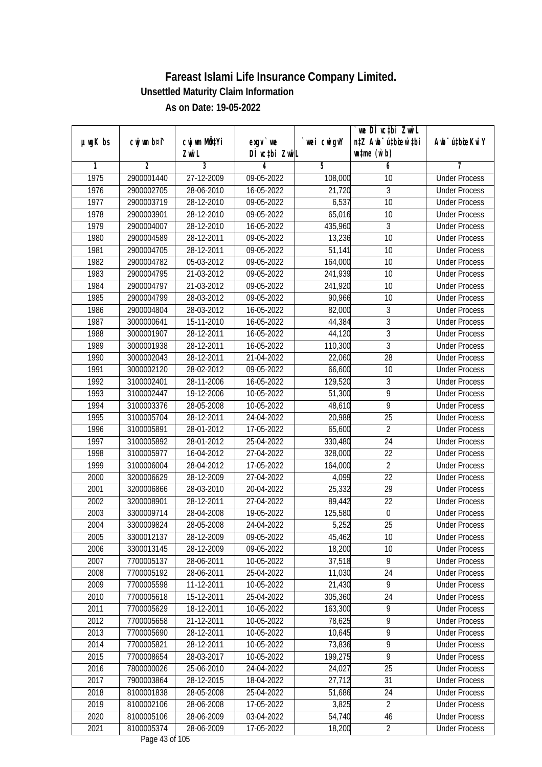# Fareast Islami Life Insurance Company Limited.

**Unsettled Maturity Claim Information**

**As on Date: 19-05-2022**

| µwgK bs | cwjwm b¤^i | cwjwm MÖnYi ZwiL | exgv `we DÌvc‡bi ZwiL | `wei cwigvY | `we DÌvc‡bi ZwiL n‡Z Awb¯úbœ `v‡bi w`‡bi msL¨v (w`b) | Awb¯ú‡bœi KviY |
|---|---|---|---|---|---|---|
| 1 | 2 | 3 | 4 | 5 | 6 | 7 |
| 1975 | 2900001440 | 27-12-2009 | 09-05-2022 | 108,000 | 10 | Under Process |
| 1976 | 2900002705 | 28-06-2010 | 16-05-2022 | 21,720 | 3 | Under Process |
| 1977 | 2900003719 | 28-12-2010 | 09-05-2022 | 6,537 | 10 | Under Process |
| 1978 | 2900003901 | 28-12-2010 | 09-05-2022 | 65,016 | 10 | Under Process |
| 1979 | 2900004007 | 28-12-2010 | 16-05-2022 | 435,960 | 3 | Under Process |
| 1980 | 2900004589 | 28-12-2011 | 09-05-2022 | 13,236 | 10 | Under Process |
| 1981 | 2900004705 | 28-12-2011 | 09-05-2022 | 51,141 | 10 | Under Process |
| 1982 | 2900004782 | 05-03-2012 | 09-05-2022 | 164,000 | 10 | Under Process |
| 1983 | 2900004795 | 21-03-2012 | 09-05-2022 | 241,939 | 10 | Under Process |
| 1984 | 2900004797 | 21-03-2012 | 09-05-2022 | 241,920 | 10 | Under Process |
| 1985 | 2900004799 | 28-03-2012 | 09-05-2022 | 90,966 | 10 | Under Process |
| 1986 | 2900004804 | 28-03-2012 | 16-05-2022 | 82,000 | 3 | Under Process |
| 1987 | 3000000641 | 15-11-2010 | 16-05-2022 | 44,384 | 3 | Under Process |
| 1988 | 3000001907 | 28-12-2011 | 16-05-2022 | 44,120 | 3 | Under Process |
| 1989 | 3000001938 | 28-12-2011 | 16-05-2022 | 110,300 | 3 | Under Process |
| 1990 | 3000002043 | 28-12-2011 | 21-04-2022 | 22,060 | 28 | Under Process |
| 1991 | 3000002120 | 28-02-2012 | 09-05-2022 | 66,600 | 10 | Under Process |
| 1992 | 3100002401 | 28-11-2006 | 16-05-2022 | 129,520 | 3 | Under Process |
| 1993 | 3100002447 | 19-12-2006 | 10-05-2022 | 51,300 | 9 | Under Process |
| 1994 | 3100003376 | 28-05-2008 | 10-05-2022 | 48,610 | 9 | Under Process |
| 1995 | 3100005704 | 28-12-2011 | 24-04-2022 | 20,988 | 25 | Under Process |
| 1996 | 3100005891 | 28-01-2012 | 17-05-2022 | 65,600 | 2 | Under Process |
| 1997 | 3100005892 | 28-01-2012 | 25-04-2022 | 330,480 | 24 | Under Process |
| 1998 | 3100005977 | 16-04-2012 | 27-04-2022 | 328,000 | 22 | Under Process |
| 1999 | 3100006004 | 28-04-2012 | 17-05-2022 | 164,000 | 2 | Under Process |
| 2000 | 3200006629 | 28-12-2009 | 27-04-2022 | 4,099 | 22 | Under Process |
| 2001 | 3200006866 | 28-03-2010 | 20-04-2022 | 25,332 | 29 | Under Process |
| 2002 | 3200008901 | 28-12-2011 | 27-04-2022 | 89,442 | 22 | Under Process |
| 2003 | 3300009714 | 28-04-2008 | 19-05-2022 | 125,580 | 0 | Under Process |
| 2004 | 3300009824 | 28-05-2008 | 24-04-2022 | 5,252 | 25 | Under Process |
| 2005 | 3300012137 | 28-12-2009 | 09-05-2022 | 45,462 | 10 | Under Process |
| 2006 | 3300013145 | 28-12-2009 | 09-05-2022 | 18,200 | 10 | Under Process |
| 2007 | 7700005137 | 28-06-2011 | 10-05-2022 | 37,518 | 9 | Under Process |
| 2008 | 7700005192 | 28-06-2011 | 25-04-2022 | 11,030 | 24 | Under Process |
| 2009 | 7700005598 | 11-12-2011 | 10-05-2022 | 21,430 | 9 | Under Process |
| 2010 | 7700005618 | 15-12-2011 | 25-04-2022 | 305,360 | 24 | Under Process |
| 2011 | 7700005629 | 18-12-2011 | 10-05-2022 | 163,300 | 9 | Under Process |
| 2012 | 7700005658 | 21-12-2011 | 10-05-2022 | 78,625 | 9 | Under Process |
| 2013 | 7700005690 | 28-12-2011 | 10-05-2022 | 10,645 | 9 | Under Process |
| 2014 | 7700005821 | 28-12-2011 | 10-05-2022 | 73,836 | 9 | Under Process |
| 2015 | 7700008654 | 28-03-2017 | 10-05-2022 | 199,275 | 9 | Under Process |
| 2016 | 7800000026 | 25-06-2010 | 24-04-2022 | 24,027 | 25 | Under Process |
| 2017 | 7900003864 | 28-12-2015 | 18-04-2022 | 27,712 | 31 | Under Process |
| 2018 | 8100001838 | 28-05-2008 | 25-04-2022 | 51,686 | 24 | Under Process |
| 2019 | 8100002106 | 28-06-2008 | 17-05-2022 | 3,825 | 2 | Under Process |
| 2020 | 8100005106 | 28-06-2009 | 03-04-2022 | 54,740 | 46 | Under Process |
| 2021 | 8100005374 | 28-06-2009 | 17-05-2022 | 18,200 | 2 | Under Process |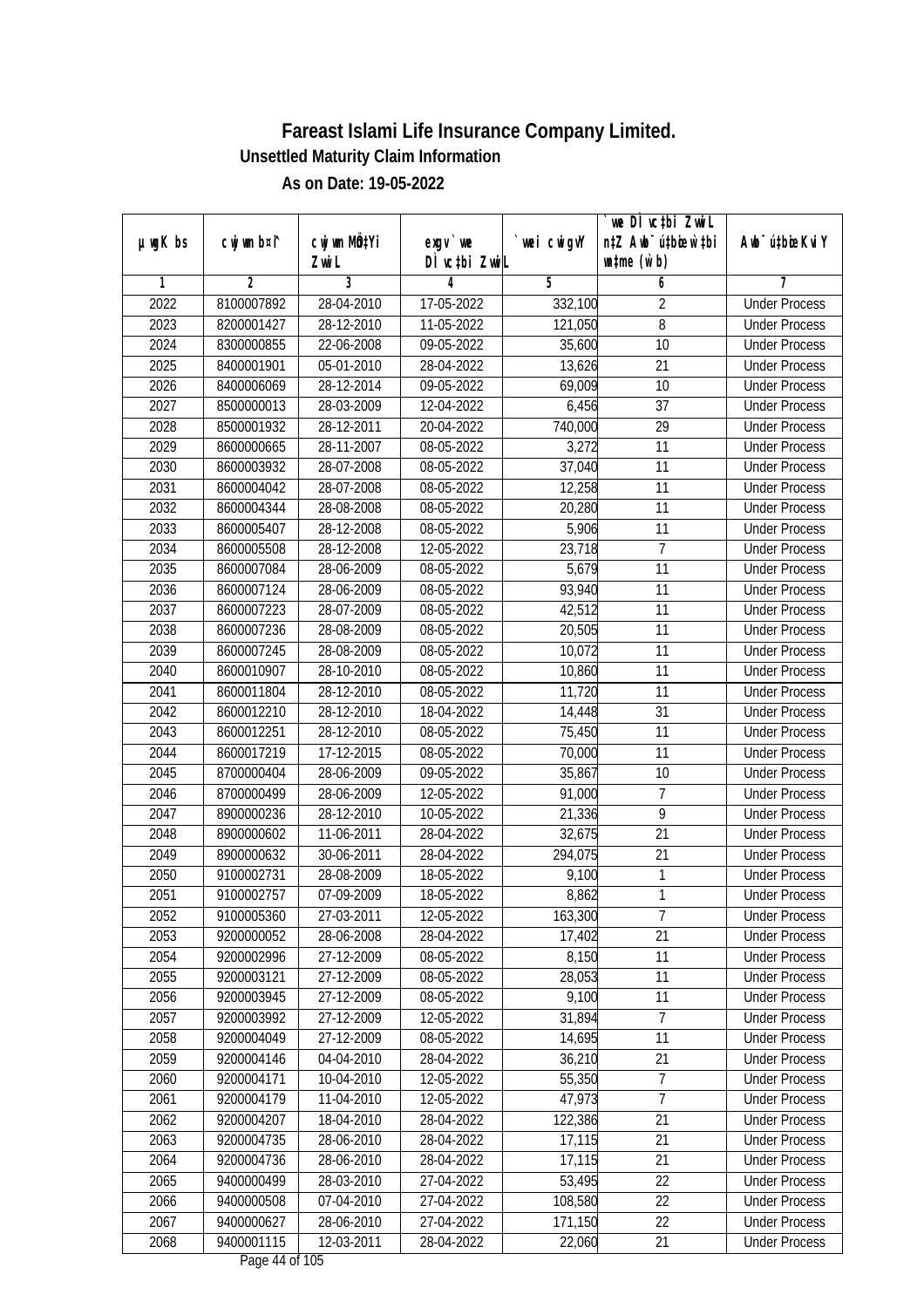# Fareast Islami Life Insurance Company Limited.

**Unsettled Maturity Claim Information**

**As on Date: 19-05-2022**

| µwgK bs | cwjwm b¤^i | cwjwm MÖn‡Yi ZvwiL | exgv` we D³ vc‡bi ZvwiL | `vwei cwigvY | `vwe D¤ vc‡bi ZvwiL n‡Z Awb¯úbœ w`‡bi msL¨v (w`b) | Awb¯úbœ KviY |
|---|---|---|---|---|---|---|
| 1 | 2 | 3 | 4 | 5 | 6 | 7 |
| 2022 | 8100007892 | 28-04-2010 | 17-05-2022 | 332,100 | 2 | Under Process |
| 2023 | 8200001427 | 28-12-2010 | 11-05-2022 | 121,050 | 8 | Under Process |
| 2024 | 8300000855 | 22-06-2008 | 09-05-2022 | 35,600 | 10 | Under Process |
| 2025 | 8400001901 | 05-01-2010 | 28-04-2022 | 13,626 | 21 | Under Process |
| 2026 | 8400006069 | 28-12-2014 | 09-05-2022 | 69,009 | 10 | Under Process |
| 2027 | 8500000013 | 28-03-2009 | 12-04-2022 | 6,456 | 37 | Under Process |
| 2028 | 8500001932 | 28-12-2011 | 20-04-2022 | 740,000 | 29 | Under Process |
| 2029 | 8600000665 | 28-11-2007 | 08-05-2022 | 3,272 | 11 | Under Process |
| 2030 | 8600003932 | 28-07-2008 | 08-05-2022 | 37,040 | 11 | Under Process |
| 2031 | 8600004042 | 28-07-2008 | 08-05-2022 | 12,258 | 11 | Under Process |
| 2032 | 8600004344 | 28-08-2008 | 08-05-2022 | 20,280 | 11 | Under Process |
| 2033 | 8600005407 | 28-12-2008 | 08-05-2022 | 5,906 | 11 | Under Process |
| 2034 | 8600005508 | 28-12-2008 | 12-05-2022 | 23,718 | 7 | Under Process |
| 2035 | 8600007084 | 28-06-2009 | 08-05-2022 | 5,679 | 11 | Under Process |
| 2036 | 8600007124 | 28-06-2009 | 08-05-2022 | 93,940 | 11 | Under Process |
| 2037 | 8600007223 | 28-07-2009 | 08-05-2022 | 42,512 | 11 | Under Process |
| 2038 | 8600007236 | 28-08-2009 | 08-05-2022 | 20,505 | 11 | Under Process |
| 2039 | 8600007245 | 28-08-2009 | 08-05-2022 | 10,072 | 11 | Under Process |
| 2040 | 8600010907 | 28-10-2010 | 08-05-2022 | 10,860 | 11 | Under Process |
| 2041 | 8600011804 | 28-12-2010 | 08-05-2022 | 11,720 | 11 | Under Process |
| 2042 | 8600012210 | 28-12-2010 | 18-04-2022 | 14,448 | 31 | Under Process |
| 2043 | 8600012251 | 28-12-2010 | 08-05-2022 | 75,450 | 11 | Under Process |
| 2044 | 8600017219 | 17-12-2015 | 08-05-2022 | 70,000 | 11 | Under Process |
| 2045 | 8700000404 | 28-06-2009 | 09-05-2022 | 35,867 | 10 | Under Process |
| 2046 | 8700000499 | 28-06-2009 | 12-05-2022 | 91,000 | 7 | Under Process |
| 2047 | 8900000236 | 28-12-2010 | 10-05-2022 | 21,336 | 9 | Under Process |
| 2048 | 8900000602 | 11-06-2011 | 28-04-2022 | 32,675 | 21 | Under Process |
| 2049 | 8900000632 | 30-06-2011 | 28-04-2022 | 294,075 | 21 | Under Process |
| 2050 | 9100002731 | 28-08-2009 | 18-05-2022 | 9,100 | 1 | Under Process |
| 2051 | 9100002757 | 07-09-2009 | 18-05-2022 | 8,862 | 1 | Under Process |
| 2052 | 9100005360 | 27-03-2011 | 12-05-2022 | 163,300 | 7 | Under Process |
| 2053 | 9200000052 | 28-06-2008 | 28-04-2022 | 17,402 | 21 | Under Process |
| 2054 | 9200002996 | 27-12-2009 | 08-05-2022 | 8,150 | 11 | Under Process |
| 2055 | 9200003121 | 27-12-2009 | 08-05-2022 | 28,053 | 11 | Under Process |
| 2056 | 9200003945 | 27-12-2009 | 08-05-2022 | 9,100 | 11 | Under Process |
| 2057 | 9200003992 | 27-12-2009 | 12-05-2022 | 31,894 | 7 | Under Process |
| 2058 | 9200004049 | 27-12-2009 | 08-05-2022 | 14,695 | 11 | Under Process |
| 2059 | 9200004146 | 04-04-2010 | 28-04-2022 | 36,210 | 21 | Under Process |
| 2060 | 9200004171 | 10-04-2010 | 12-05-2022 | 55,350 | 7 | Under Process |
| 2061 | 9200004179 | 11-04-2010 | 12-05-2022 | 47,973 | 7 | Under Process |
| 2062 | 9200004207 | 18-04-2010 | 28-04-2022 | 122,386 | 21 | Under Process |
| 2063 | 9200004735 | 28-06-2010 | 28-04-2022 | 17,115 | 21 | Under Process |
| 2064 | 9200004736 | 28-06-2010 | 28-04-2022 | 17,115 | 21 | Under Process |
| 2065 | 9400000499 | 28-03-2010 | 27-04-2022 | 53,495 | 22 | Under Process |
| 2066 | 9400000508 | 07-04-2010 | 27-04-2022 | 108,580 | 22 | Under Process |
| 2067 | 9400000627 | 28-06-2010 | 27-04-2022 | 171,150 | 22 | Under Process |
| 2068 | 9400001115 | 12-03-2011 | 28-04-2022 | 22,060 | 21 | Under Process |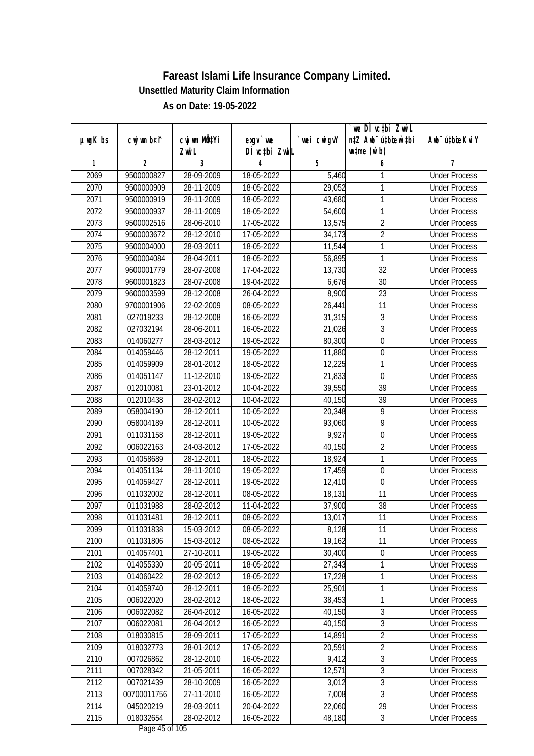# Fareast Islami Life Insurance Company Limited.

**Unsettled Maturity Claim Information**

**As on Date: 19-05-2022**

| µwgK bs | cwjwm b¤^i | cwjwm MÖn‡Yi ZvwiL | exgv`vwe DÌvc‡bi ZvwiL | `vwei cwigvY | `vwe DÌvc‡bi ZvwiL n‡Z Awb¯úbœ `v‡bi ÷vme (w`b) | Awb¯ú‡bœi KviY |
|---|---|---|---|---|---|---|
| 1 | 2 | 3 | 4 | 5 | 6 | 7 |
| 2069 | 9500000827 | 28-09-2009 | 18-05-2022 | 5,460 | 1 | Under Process |
| 2070 | 9500000909 | 28-11-2009 | 18-05-2022 | 29,052 | 1 | Under Process |
| 2071 | 9500000919 | 28-11-2009 | 18-05-2022 | 43,680 | 1 | Under Process |
| 2072 | 9500000937 | 28-11-2009 | 18-05-2022 | 54,600 | 1 | Under Process |
| 2073 | 9500002516 | 28-06-2010 | 17-05-2022 | 13,575 | 2 | Under Process |
| 2074 | 9500003672 | 28-12-2010 | 17-05-2022 | 34,173 | 2 | Under Process |
| 2075 | 9500004000 | 28-03-2011 | 18-05-2022 | 11,544 | 1 | Under Process |
| 2076 | 9500004084 | 28-04-2011 | 18-05-2022 | 56,895 | 1 | Under Process |
| 2077 | 9600001779 | 28-07-2008 | 17-04-2022 | 13,730 | 32 | Under Process |
| 2078 | 9600001823 | 28-07-2008 | 19-04-2022 | 6,676 | 30 | Under Process |
| 2079 | 9600003599 | 28-12-2008 | 26-04-2022 | 8,900 | 23 | Under Process |
| 2080 | 9700001906 | 22-02-2009 | 08-05-2022 | 26,441 | 11 | Under Process |
| 2081 | 027019233 | 28-12-2008 | 16-05-2022 | 31,315 | 3 | Under Process |
| 2082 | 027032194 | 28-06-2011 | 16-05-2022 | 21,026 | 3 | Under Process |
| 2083 | 014060277 | 28-03-2012 | 19-05-2022 | 80,300 | 0 | Under Process |
| 2084 | 014059446 | 28-12-2011 | 19-05-2022 | 11,880 | 0 | Under Process |
| 2085 | 014059909 | 28-01-2012 | 18-05-2022 | 12,225 | 1 | Under Process |
| 2086 | 014051147 | 11-12-2010 | 19-05-2022 | 21,833 | 0 | Under Process |
| 2087 | 012010081 | 23-01-2012 | 10-04-2022 | 39,550 | 39 | Under Process |
| 2088 | 012010438 | 28-02-2012 | 10-04-2022 | 40,150 | 39 | Under Process |
| 2089 | 058004190 | 28-12-2011 | 10-05-2022 | 20,348 | 9 | Under Process |
| 2090 | 058004189 | 28-12-2011 | 10-05-2022 | 93,060 | 9 | Under Process |
| 2091 | 011031158 | 28-12-2011 | 19-05-2022 | 9,927 | 0 | Under Process |
| 2092 | 006022163 | 24-03-2012 | 17-05-2022 | 40,150 | 2 | Under Process |
| 2093 | 014058689 | 28-12-2011 | 18-05-2022 | 18,924 | 1 | Under Process |
| 2094 | 014051134 | 28-11-2010 | 19-05-2022 | 17,459 | 0 | Under Process |
| 2095 | 014059427 | 28-12-2011 | 19-05-2022 | 12,410 | 0 | Under Process |
| 2096 | 011032002 | 28-12-2011 | 08-05-2022 | 18,131 | 11 | Under Process |
| 2097 | 011031988 | 28-02-2012 | 11-04-2022 | 37,900 | 38 | Under Process |
| 2098 | 011031481 | 28-12-2011 | 08-05-2022 | 13,017 | 11 | Under Process |
| 2099 | 011031838 | 15-03-2012 | 08-05-2022 | 8,128 | 11 | Under Process |
| 2100 | 011031806 | 15-03-2012 | 08-05-2022 | 19,162 | 11 | Under Process |
| 2101 | 014057401 | 27-10-2011 | 19-05-2022 | 30,400 | 0 | Under Process |
| 2102 | 014055330 | 20-05-2011 | 18-05-2022 | 27,343 | 1 | Under Process |
| 2103 | 014060422 | 28-02-2012 | 18-05-2022 | 17,228 | 1 | Under Process |
| 2104 | 014059740 | 28-12-2011 | 18-05-2022 | 25,901 | 1 | Under Process |
| 2105 | 006022020 | 28-02-2012 | 18-05-2022 | 38,453 | 1 | Under Process |
| 2106 | 006022082 | 26-04-2012 | 16-05-2022 | 40,150 | 3 | Under Process |
| 2107 | 006022081 | 26-04-2012 | 16-05-2022 | 40,150 | 3 | Under Process |
| 2108 | 018030815 | 28-09-2011 | 17-05-2022 | 14,891 | 2 | Under Process |
| 2109 | 018032773 | 28-01-2012 | 17-05-2022 | 20,591 | 2 | Under Process |
| 2110 | 007026862 | 28-12-2010 | 16-05-2022 | 9,412 | 3 | Under Process |
| 2111 | 007028342 | 21-05-2011 | 16-05-2022 | 12,571 | 3 | Under Process |
| 2112 | 007021439 | 28-10-2009 | 16-05-2022 | 3,012 | 3 | Under Process |
| 2113 | 00700011756 | 27-11-2010 | 16-05-2022 | 7,008 | 3 | Under Process |
| 2114 | 045020219 | 28-03-2011 | 20-04-2022 | 22,060 | 29 | Under Process |
| 2115 | 018032654 | 28-02-2012 | 16-05-2022 | 48,180 | 3 | Under Process |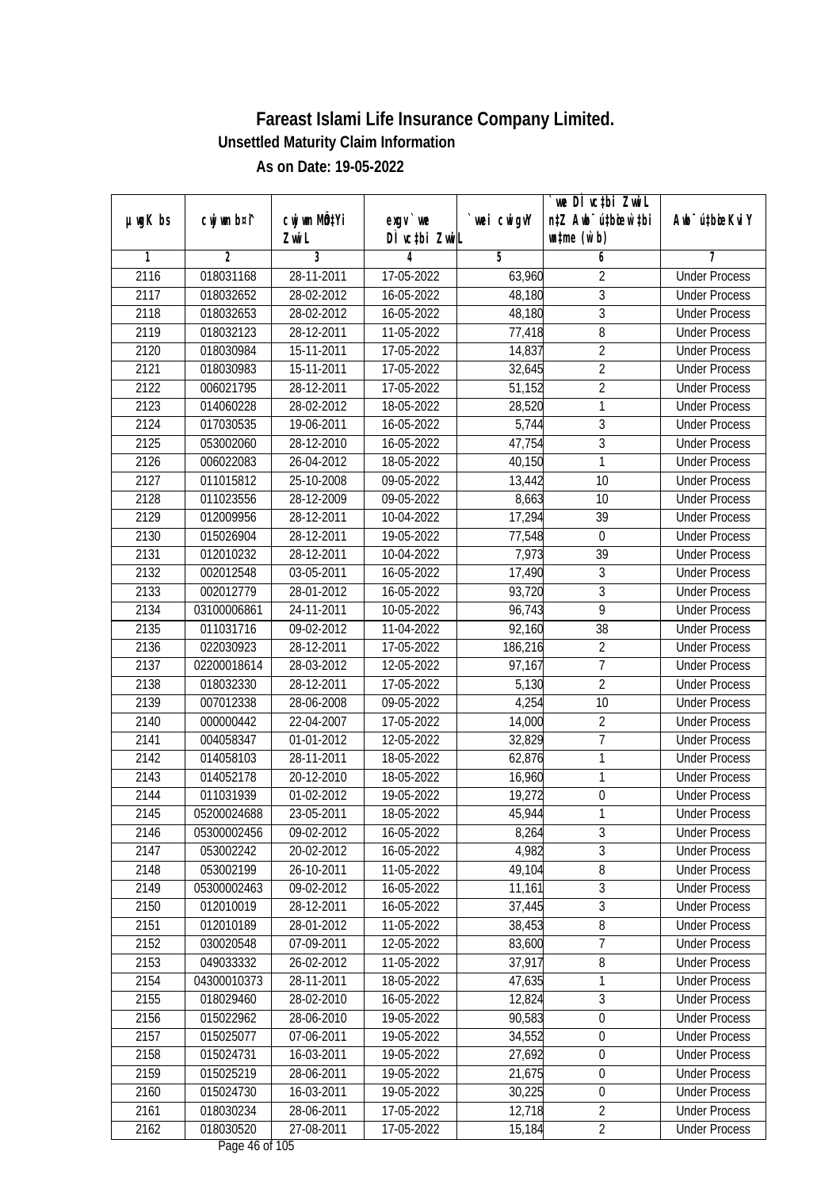# Fareast Islami Life Insurance Company Limited.

**Unsettled Maturity Claim Information**

**As on Date: 19-05-2022**

| µwgK bs | cwjwm b¤^i | cwjwm MÖn‡Yi ZwiL | exgv`we DÌvc‡bi ZwiL | `vwei cwigvY | `we DÌvc‡bi ZwiL n‡Z Awb¯úbœ `w‡bi msL¨v (w`b) | Awb¯ú‡bœi KviY |
|---|---|---|---|---|---|---|
| 1 | 2 | 3 | 4 | 5 | 6 | 7 |
| 2116 | 018031168 | 28-11-2011 | 17-05-2022 | 63,960 | 2 | Under Process |
| 2117 | 018032652 | 28-02-2012 | 16-05-2022 | 48,180 | 3 | Under Process |
| 2118 | 018032653 | 28-02-2012 | 16-05-2022 | 48,180 | 3 | Under Process |
| 2119 | 018032123 | 28-12-2011 | 11-05-2022 | 77,418 | 8 | Under Process |
| 2120 | 018030984 | 15-11-2011 | 17-05-2022 | 14,837 | 2 | Under Process |
| 2121 | 018030983 | 15-11-2011 | 17-05-2022 | 32,645 | 2 | Under Process |
| 2122 | 006021795 | 28-12-2011 | 17-05-2022 | 51,152 | 2 | Under Process |
| 2123 | 014060228 | 28-02-2012 | 18-05-2022 | 28,520 | 1 | Under Process |
| 2124 | 017030535 | 19-06-2011 | 16-05-2022 | 5,744 | 3 | Under Process |
| 2125 | 053002060 | 28-12-2010 | 16-05-2022 | 47,754 | 3 | Under Process |
| 2126 | 006022083 | 26-04-2012 | 18-05-2022 | 40,150 | 1 | Under Process |
| 2127 | 011015812 | 25-10-2008 | 09-05-2022 | 13,442 | 10 | Under Process |
| 2128 | 011023556 | 28-12-2009 | 09-05-2022 | 8,663 | 10 | Under Process |
| 2129 | 012009956 | 28-12-2011 | 10-04-2022 | 17,294 | 39 | Under Process |
| 2130 | 015026904 | 28-12-2011 | 19-05-2022 | 77,548 | 0 | Under Process |
| 2131 | 012010232 | 28-12-2011 | 10-04-2022 | 7,973 | 39 | Under Process |
| 2132 | 002012548 | 03-05-2011 | 16-05-2022 | 17,490 | 3 | Under Process |
| 2133 | 002012779 | 28-01-2012 | 16-05-2022 | 93,720 | 3 | Under Process |
| 2134 | 03100006861 | 24-11-2011 | 10-05-2022 | 96,743 | 9 | Under Process |
| 2135 | 011031716 | 09-02-2012 | 11-04-2022 | 92,160 | 38 | Under Process |
| 2136 | 022030923 | 28-12-2011 | 17-05-2022 | 186,216 | 2 | Under Process |
| 2137 | 02200018614 | 28-03-2012 | 12-05-2022 | 97,167 | 7 | Under Process |
| 2138 | 018032330 | 28-12-2011 | 17-05-2022 | 5,130 | 2 | Under Process |
| 2139 | 007012338 | 28-06-2008 | 09-05-2022 | 4,254 | 10 | Under Process |
| 2140 | 000000442 | 22-04-2007 | 17-05-2022 | 14,000 | 2 | Under Process |
| 2141 | 004058347 | 01-01-2012 | 12-05-2022 | 32,829 | 7 | Under Process |
| 2142 | 014058103 | 28-11-2011 | 18-05-2022 | 62,876 | 1 | Under Process |
| 2143 | 014052178 | 20-12-2010 | 18-05-2022 | 16,960 | 1 | Under Process |
| 2144 | 011031939 | 01-02-2012 | 19-05-2022 | 19,272 | 0 | Under Process |
| 2145 | 05200024688 | 23-05-2011 | 18-05-2022 | 45,944 | 1 | Under Process |
| 2146 | 05300002456 | 09-02-2012 | 16-05-2022 | 8,264 | 3 | Under Process |
| 2147 | 053002242 | 20-02-2012 | 16-05-2022 | 4,982 | 3 | Under Process |
| 2148 | 053002199 | 26-10-2011 | 11-05-2022 | 49,104 | 8 | Under Process |
| 2149 | 05300002463 | 09-02-2012 | 16-05-2022 | 11,161 | 3 | Under Process |
| 2150 | 012010019 | 28-12-2011 | 16-05-2022 | 37,445 | 3 | Under Process |
| 2151 | 012010189 | 28-01-2012 | 11-05-2022 | 38,453 | 8 | Under Process |
| 2152 | 030020548 | 07-09-2011 | 12-05-2022 | 83,600 | 7 | Under Process |
| 2153 | 049033332 | 26-02-2012 | 11-05-2022 | 37,917 | 8 | Under Process |
| 2154 | 04300010373 | 28-11-2011 | 18-05-2022 | 47,635 | 1 | Under Process |
| 2155 | 018029460 | 28-02-2010 | 16-05-2022 | 12,824 | 3 | Under Process |
| 2156 | 015022962 | 28-06-2010 | 19-05-2022 | 90,583 | 0 | Under Process |
| 2157 | 015025077 | 07-06-2011 | 19-05-2022 | 34,552 | 0 | Under Process |
| 2158 | 015024731 | 16-03-2011 | 19-05-2022 | 27,692 | 0 | Under Process |
| 2159 | 015025219 | 28-06-2011 | 19-05-2022 | 21,675 | 0 | Under Process |
| 2160 | 015024730 | 16-03-2011 | 19-05-2022 | 30,225 | 0 | Under Process |
| 2161 | 018030234 | 28-06-2011 | 17-05-2022 | 12,718 | 2 | Under Process |
| 2162 | 018030520 | 27-08-2011 | 17-05-2022 | 15,184 | 2 | Under Process |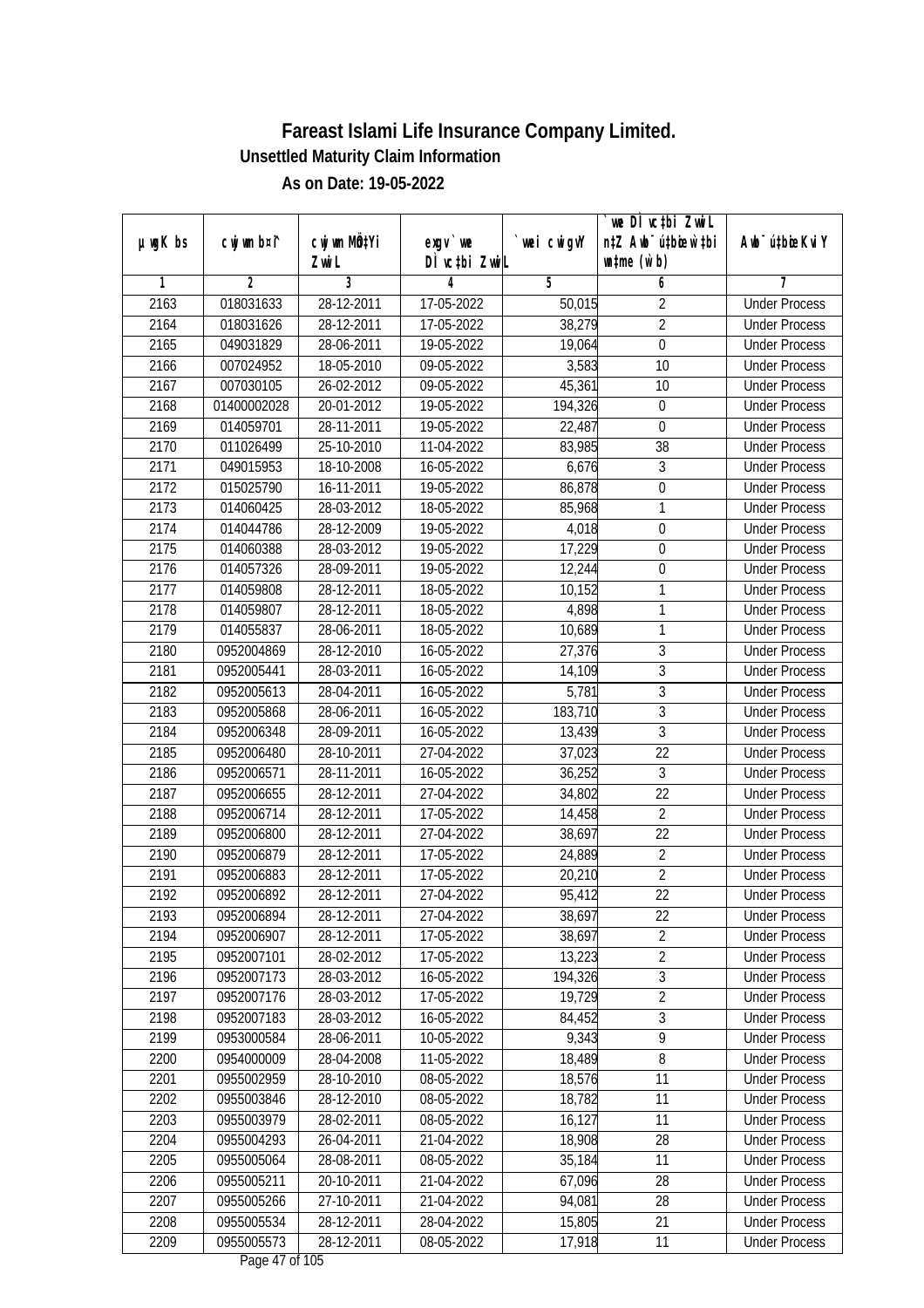# Fareast Islami Life Insurance Company Limited.

**Unsettled Maturity Claim Information**

**As on Date: 19-05-2022**

| µwgK bs | cwjwm b¤î | cwjwm MÖn‡Yi ZvwiL | exgv`we DÌvc‡bi ZvwiL | `vwei cwigvY | `vwe DÌvc‡bi ZvwiL n‡Z Awb¯úwËi w`b msL¨v (w`b) | Awb¯úwËi KviY |
|---|---|---|---|---|---|---|
| 1 | 2 | 3 | 4 | 5 | 6 | 7 |
| 2163 | 018031633 | 28-12-2011 | 17-05-2022 | 50,015 | 2 | Under Process |
| 2164 | 018031626 | 28-12-2011 | 17-05-2022 | 38,279 | 2 | Under Process |
| 2165 | 049031829 | 28-06-2011 | 19-05-2022 | 19,064 | 0 | Under Process |
| 2166 | 007024952 | 18-05-2010 | 09-05-2022 | 3,583 | 10 | Under Process |
| 2167 | 007030105 | 26-02-2012 | 09-05-2022 | 45,361 | 10 | Under Process |
| 2168 | 01400002028 | 20-01-2012 | 19-05-2022 | 194,326 | 0 | Under Process |
| 2169 | 014059701 | 28-11-2011 | 19-05-2022 | 22,487 | 0 | Under Process |
| 2170 | 011026499 | 25-10-2010 | 11-04-2022 | 83,985 | 38 | Under Process |
| 2171 | 049015953 | 18-10-2008 | 16-05-2022 | 6,676 | 3 | Under Process |
| 2172 | 015025790 | 16-11-2011 | 19-05-2022 | 86,878 | 0 | Under Process |
| 2173 | 014060425 | 28-03-2012 | 18-05-2022 | 85,968 | 1 | Under Process |
| 2174 | 014044786 | 28-12-2009 | 19-05-2022 | 4,018 | 0 | Under Process |
| 2175 | 014060388 | 28-03-2012 | 19-05-2022 | 17,229 | 0 | Under Process |
| 2176 | 014057326 | 28-09-2011 | 19-05-2022 | 12,244 | 0 | Under Process |
| 2177 | 014059808 | 28-12-2011 | 18-05-2022 | 10,152 | 1 | Under Process |
| 2178 | 014059807 | 28-12-2011 | 18-05-2022 | 4,898 | 1 | Under Process |
| 2179 | 014055837 | 28-06-2011 | 18-05-2022 | 10,689 | 1 | Under Process |
| 2180 | 0952004869 | 28-12-2010 | 16-05-2022 | 27,376 | 3 | Under Process |
| 2181 | 0952005441 | 28-03-2011 | 16-05-2022 | 14,109 | 3 | Under Process |
| 2182 | 0952005613 | 28-04-2011 | 16-05-2022 | 5,781 | 3 | Under Process |
| 2183 | 0952005868 | 28-06-2011 | 16-05-2022 | 183,710 | 3 | Under Process |
| 2184 | 0952006348 | 28-09-2011 | 16-05-2022 | 13,439 | 3 | Under Process |
| 2185 | 0952006480 | 28-10-2011 | 27-04-2022 | 37,023 | 22 | Under Process |
| 2186 | 0952006571 | 28-11-2011 | 16-05-2022 | 36,252 | 3 | Under Process |
| 2187 | 0952006655 | 28-12-2011 | 27-04-2022 | 34,802 | 22 | Under Process |
| 2188 | 0952006714 | 28-12-2011 | 17-05-2022 | 14,458 | 2 | Under Process |
| 2189 | 0952006800 | 28-12-2011 | 27-04-2022 | 38,697 | 22 | Under Process |
| 2190 | 0952006879 | 28-12-2011 | 17-05-2022 | 24,889 | 2 | Under Process |
| 2191 | 0952006883 | 28-12-2011 | 17-05-2022 | 20,210 | 2 | Under Process |
| 2192 | 0952006892 | 28-12-2011 | 27-04-2022 | 95,412 | 22 | Under Process |
| 2193 | 0952006894 | 28-12-2011 | 27-04-2022 | 38,697 | 22 | Under Process |
| 2194 | 0952006907 | 28-12-2011 | 17-05-2022 | 38,697 | 2 | Under Process |
| 2195 | 0952007101 | 28-02-2012 | 17-05-2022 | 13,223 | 2 | Under Process |
| 2196 | 0952007173 | 28-03-2012 | 16-05-2022 | 194,326 | 3 | Under Process |
| 2197 | 0952007176 | 28-03-2012 | 17-05-2022 | 19,729 | 2 | Under Process |
| 2198 | 0952007183 | 28-03-2012 | 16-05-2022 | 84,452 | 3 | Under Process |
| 2199 | 0953000584 | 28-06-2011 | 10-05-2022 | 9,343 | 9 | Under Process |
| 2200 | 0954000009 | 28-04-2008 | 11-05-2022 | 18,489 | 8 | Under Process |
| 2201 | 0955002959 | 28-10-2010 | 08-05-2022 | 18,576 | 11 | Under Process |
| 2202 | 0955003846 | 28-12-2010 | 08-05-2022 | 18,782 | 11 | Under Process |
| 2203 | 0955003979 | 28-02-2011 | 08-05-2022 | 16,127 | 11 | Under Process |
| 2204 | 0955004293 | 26-04-2011 | 21-04-2022 | 18,908 | 28 | Under Process |
| 2205 | 0955005064 | 28-08-2011 | 08-05-2022 | 35,184 | 11 | Under Process |
| 2206 | 0955005211 | 20-10-2011 | 21-04-2022 | 67,096 | 28 | Under Process |
| 2207 | 0955005266 | 27-10-2011 | 21-04-2022 | 94,081 | 28 | Under Process |
| 2208 | 0955005534 | 28-12-2011 | 28-04-2022 | 15,805 | 21 | Under Process |
| 2209 | 0955005573 | 28-12-2011 | 08-05-2022 | 17,918 | 11 | Under Process |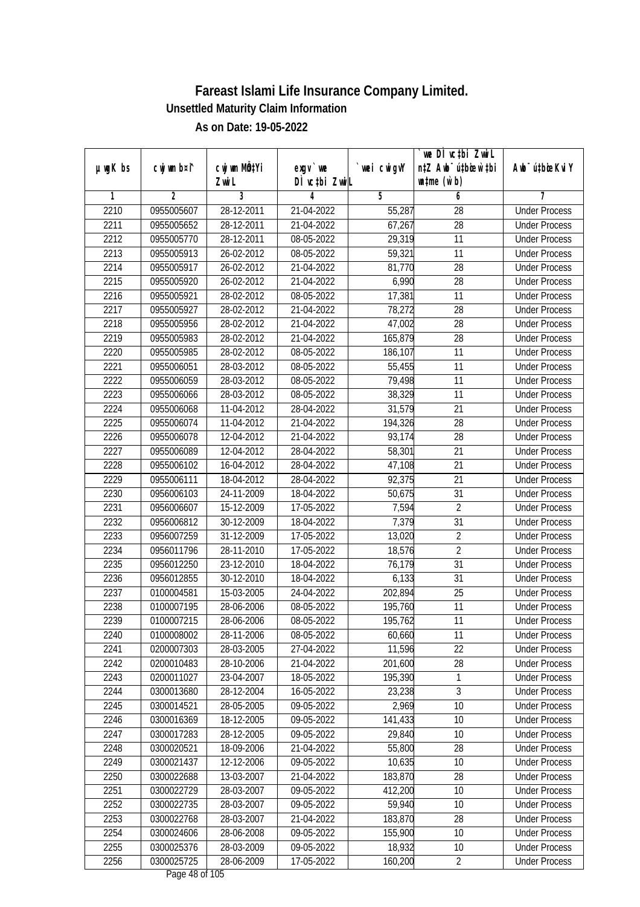# Fareast Islami Life Insurance Company Limited.

**Unsettled Maturity Claim Information**

**As on Date: 19-05-2022**

| µwgK bs | cwjwm b¤^i | cwjwm MÖn‡Yi ZvwiL | exgv`vwe DÌvc‡bi ZvwiL | `vwei cwigvY | `vwe DÌvc‡bi ZvwiL n‡Z Awb¯úbœ `vwei w`‡bi msL¨v (w`b) | Awb¯ú‡bœi KviY |
|---|---|---|---|---|---|---|
| 1 | 2 | 3 | 4 | 5 | 6 | 7 |
| 2210 | 0955005607 | 28-12-2011 | 21-04-2022 | 55,287 | 28 | Under Process |
| 2211 | 0955005652 | 28-12-2011 | 21-04-2022 | 67,267 | 28 | Under Process |
| 2212 | 0955005770 | 28-12-2011 | 08-05-2022 | 29,319 | 11 | Under Process |
| 2213 | 0955005913 | 26-02-2012 | 08-05-2022 | 59,321 | 11 | Under Process |
| 2214 | 0955005917 | 26-02-2012 | 21-04-2022 | 81,770 | 28 | Under Process |
| 2215 | 0955005920 | 26-02-2012 | 21-04-2022 | 6,990 | 28 | Under Process |
| 2216 | 0955005921 | 28-02-2012 | 08-05-2022 | 17,381 | 11 | Under Process |
| 2217 | 0955005927 | 28-02-2012 | 21-04-2022 | 78,272 | 28 | Under Process |
| 2218 | 0955005956 | 28-02-2012 | 21-04-2022 | 47,002 | 28 | Under Process |
| 2219 | 0955005983 | 28-02-2012 | 21-04-2022 | 165,879 | 28 | Under Process |
| 2220 | 0955005985 | 28-02-2012 | 08-05-2022 | 186,107 | 11 | Under Process |
| 2221 | 0955006051 | 28-03-2012 | 08-05-2022 | 55,455 | 11 | Under Process |
| 2222 | 0955006059 | 28-03-2012 | 08-05-2022 | 79,498 | 11 | Under Process |
| 2223 | 0955006066 | 28-03-2012 | 08-05-2022 | 38,329 | 11 | Under Process |
| 2224 | 0955006068 | 11-04-2012 | 28-04-2022 | 31,579 | 21 | Under Process |
| 2225 | 0955006074 | 11-04-2012 | 21-04-2022 | 194,326 | 28 | Under Process |
| 2226 | 0955006078 | 12-04-2012 | 21-04-2022 | 93,174 | 28 | Under Process |
| 2227 | 0955006089 | 12-04-2012 | 28-04-2022 | 58,301 | 21 | Under Process |
| 2228 | 0955006102 | 16-04-2012 | 28-04-2022 | 47,108 | 21 | Under Process |
| 2229 | 0955006111 | 18-04-2012 | 28-04-2022 | 92,375 | 21 | Under Process |
| 2230 | 0956006103 | 24-11-2009 | 18-04-2022 | 50,675 | 31 | Under Process |
| 2231 | 0956006607 | 15-12-2009 | 17-05-2022 | 7,594 | 2 | Under Process |
| 2232 | 0956006812 | 30-12-2009 | 18-04-2022 | 7,379 | 31 | Under Process |
| 2233 | 0956007259 | 31-12-2009 | 17-05-2022 | 13,020 | 2 | Under Process |
| 2234 | 0956011796 | 28-11-2010 | 17-05-2022 | 18,576 | 2 | Under Process |
| 2235 | 0956012250 | 23-12-2010 | 18-04-2022 | 76,179 | 31 | Under Process |
| 2236 | 0956012855 | 30-12-2010 | 18-04-2022 | 6,133 | 31 | Under Process |
| 2237 | 0100004581 | 15-03-2005 | 24-04-2022 | 202,894 | 25 | Under Process |
| 2238 | 0100007195 | 28-06-2006 | 08-05-2022 | 195,760 | 11 | Under Process |
| 2239 | 0100007215 | 28-06-2006 | 08-05-2022 | 195,762 | 11 | Under Process |
| 2240 | 0100008002 | 28-11-2006 | 08-05-2022 | 60,660 | 11 | Under Process |
| 2241 | 0200007303 | 28-03-2005 | 27-04-2022 | 11,596 | 22 | Under Process |
| 2242 | 0200010483 | 28-10-2006 | 21-04-2022 | 201,600 | 28 | Under Process |
| 2243 | 0200011027 | 23-04-2007 | 18-05-2022 | 195,390 | 1 | Under Process |
| 2244 | 0300013680 | 28-12-2004 | 16-05-2022 | 23,238 | 3 | Under Process |
| 2245 | 0300014521 | 28-05-2005 | 09-05-2022 | 2,969 | 10 | Under Process |
| 2246 | 0300016369 | 18-12-2005 | 09-05-2022 | 141,433 | 10 | Under Process |
| 2247 | 0300017283 | 28-12-2005 | 09-05-2022 | 29,840 | 10 | Under Process |
| 2248 | 0300020521 | 18-09-2006 | 21-04-2022 | 55,800 | 28 | Under Process |
| 2249 | 0300021437 | 12-12-2006 | 09-05-2022 | 10,635 | 10 | Under Process |
| 2250 | 0300022688 | 13-03-2007 | 21-04-2022 | 183,870 | 28 | Under Process |
| 2251 | 0300022729 | 28-03-2007 | 09-05-2022 | 412,200 | 10 | Under Process |
| 2252 | 0300022735 | 28-03-2007 | 09-05-2022 | 59,940 | 10 | Under Process |
| 2253 | 0300022768 | 28-03-2007 | 21-04-2022 | 183,870 | 28 | Under Process |
| 2254 | 0300024606 | 28-06-2008 | 09-05-2022 | 155,900 | 10 | Under Process |
| 2255 | 0300025376 | 28-03-2009 | 09-05-2022 | 18,932 | 10 | Under Process |
| 2256 | 0300025725 | 28-06-2009 | 17-05-2022 | 160,200 | 2 | Under Process |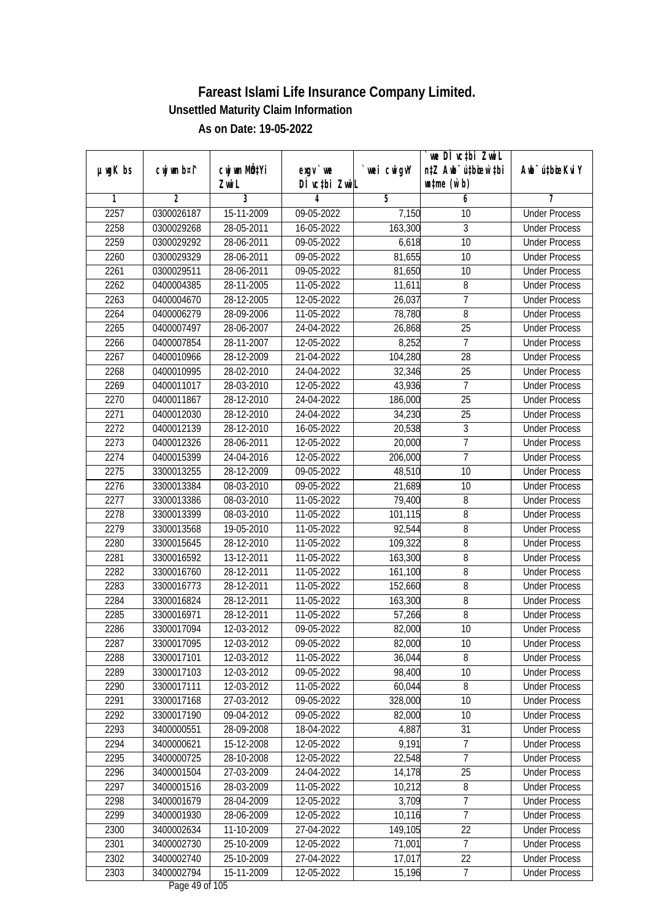# Fareast Islami Life Insurance Company Limited.

**Unsettled Maturity Claim Information**

**As on Date: 19-05-2022**

| µwgK bs | cwjwm b¤^i | cwjwm MÖn‡Yi ZvwiL | exgv` we DÌ vc‡bi ZvwiL | `vwei cwigvY | `we DÌ vc‡bi ZvwiL n‡Z Awb¯ú‡bœi w`‡bi msL¨v (w`b) | Awb¯úbœi KviY |
|---|---|---|---|---|---|---|
| 1 | 2 | 3 | 4 | 5 | 6 | 7 |
| 2257 | 0300026187 | 15-11-2009 | 09-05-2022 | 7,150 | 10 | Under Process |
| 2258 | 0300029268 | 28-05-2011 | 16-05-2022 | 163,300 | 3 | Under Process |
| 2259 | 0300029292 | 28-06-2011 | 09-05-2022 | 6,618 | 10 | Under Process |
| 2260 | 0300029329 | 28-06-2011 | 09-05-2022 | 81,655 | 10 | Under Process |
| 2261 | 0300029511 | 28-06-2011 | 09-05-2022 | 81,650 | 10 | Under Process |
| 2262 | 0400004385 | 28-11-2005 | 11-05-2022 | 11,611 | 8 | Under Process |
| 2263 | 0400004670 | 28-12-2005 | 12-05-2022 | 26,037 | 7 | Under Process |
| 2264 | 0400006279 | 28-09-2006 | 11-05-2022 | 78,780 | 8 | Under Process |
| 2265 | 0400007497 | 28-06-2007 | 24-04-2022 | 26,868 | 25 | Under Process |
| 2266 | 0400007854 | 28-11-2007 | 12-05-2022 | 8,252 | 7 | Under Process |
| 2267 | 0400010966 | 28-12-2009 | 21-04-2022 | 104,280 | 28 | Under Process |
| 2268 | 0400010995 | 28-02-2010 | 24-04-2022 | 32,346 | 25 | Under Process |
| 2269 | 0400011017 | 28-03-2010 | 12-05-2022 | 43,936 | 7 | Under Process |
| 2270 | 0400011867 | 28-12-2010 | 24-04-2022 | 186,000 | 25 | Under Process |
| 2271 | 0400012030 | 28-12-2010 | 24-04-2022 | 34,230 | 25 | Under Process |
| 2272 | 0400012139 | 28-12-2010 | 16-05-2022 | 20,538 | 3 | Under Process |
| 2273 | 0400012326 | 28-06-2011 | 12-05-2022 | 20,000 | 7 | Under Process |
| 2274 | 0400015399 | 24-04-2016 | 12-05-2022 | 206,000 | 7 | Under Process |
| 2275 | 3300013255 | 28-12-2009 | 09-05-2022 | 48,510 | 10 | Under Process |
| 2276 | 3300013384 | 08-03-2010 | 09-05-2022 | 21,689 | 10 | Under Process |
| 2277 | 3300013386 | 08-03-2010 | 11-05-2022 | 79,400 | 8 | Under Process |
| 2278 | 3300013399 | 08-03-2010 | 11-05-2022 | 101,115 | 8 | Under Process |
| 2279 | 3300013568 | 19-05-2010 | 11-05-2022 | 92,544 | 8 | Under Process |
| 2280 | 3300015645 | 28-12-2010 | 11-05-2022 | 109,322 | 8 | Under Process |
| 2281 | 3300016592 | 13-12-2011 | 11-05-2022 | 163,300 | 8 | Under Process |
| 2282 | 3300016760 | 28-12-2011 | 11-05-2022 | 161,100 | 8 | Under Process |
| 2283 | 3300016773 | 28-12-2011 | 11-05-2022 | 152,660 | 8 | Under Process |
| 2284 | 3300016824 | 28-12-2011 | 11-05-2022 | 163,300 | 8 | Under Process |
| 2285 | 3300016971 | 28-12-2011 | 11-05-2022 | 57,266 | 8 | Under Process |
| 2286 | 3300017094 | 12-03-2012 | 09-05-2022 | 82,000 | 10 | Under Process |
| 2287 | 3300017095 | 12-03-2012 | 09-05-2022 | 82,000 | 10 | Under Process |
| 2288 | 3300017101 | 12-03-2012 | 11-05-2022 | 36,044 | 8 | Under Process |
| 2289 | 3300017103 | 12-03-2012 | 09-05-2022 | 98,400 | 10 | Under Process |
| 2290 | 3300017111 | 12-03-2012 | 11-05-2022 | 60,044 | 8 | Under Process |
| 2291 | 3300017168 | 27-03-2012 | 09-05-2022 | 328,000 | 10 | Under Process |
| 2292 | 3300017190 | 09-04-2012 | 09-05-2022 | 82,000 | 10 | Under Process |
| 2293 | 3400000551 | 28-09-2008 | 18-04-2022 | 4,887 | 31 | Under Process |
| 2294 | 3400000621 | 15-12-2008 | 12-05-2022 | 9,191 | 7 | Under Process |
| 2295 | 3400000725 | 28-10-2008 | 12-05-2022 | 22,548 | 7 | Under Process |
| 2296 | 3400001504 | 27-03-2009 | 24-04-2022 | 14,178 | 25 | Under Process |
| 2297 | 3400001516 | 28-03-2009 | 11-05-2022 | 10,212 | 8 | Under Process |
| 2298 | 3400001679 | 28-04-2009 | 12-05-2022 | 3,709 | 7 | Under Process |
| 2299 | 3400001930 | 28-06-2009 | 12-05-2022 | 10,116 | 7 | Under Process |
| 2300 | 3400002634 | 11-10-2009 | 27-04-2022 | 149,105 | 22 | Under Process |
| 2301 | 3400002730 | 25-10-2009 | 12-05-2022 | 71,001 | 7 | Under Process |
| 2302 | 3400002740 | 25-10-2009 | 27-04-2022 | 17,017 | 22 | Under Process |
| 2303 | 3400002794 | 15-11-2009 | 12-05-2022 | 15,196 | 7 | Under Process |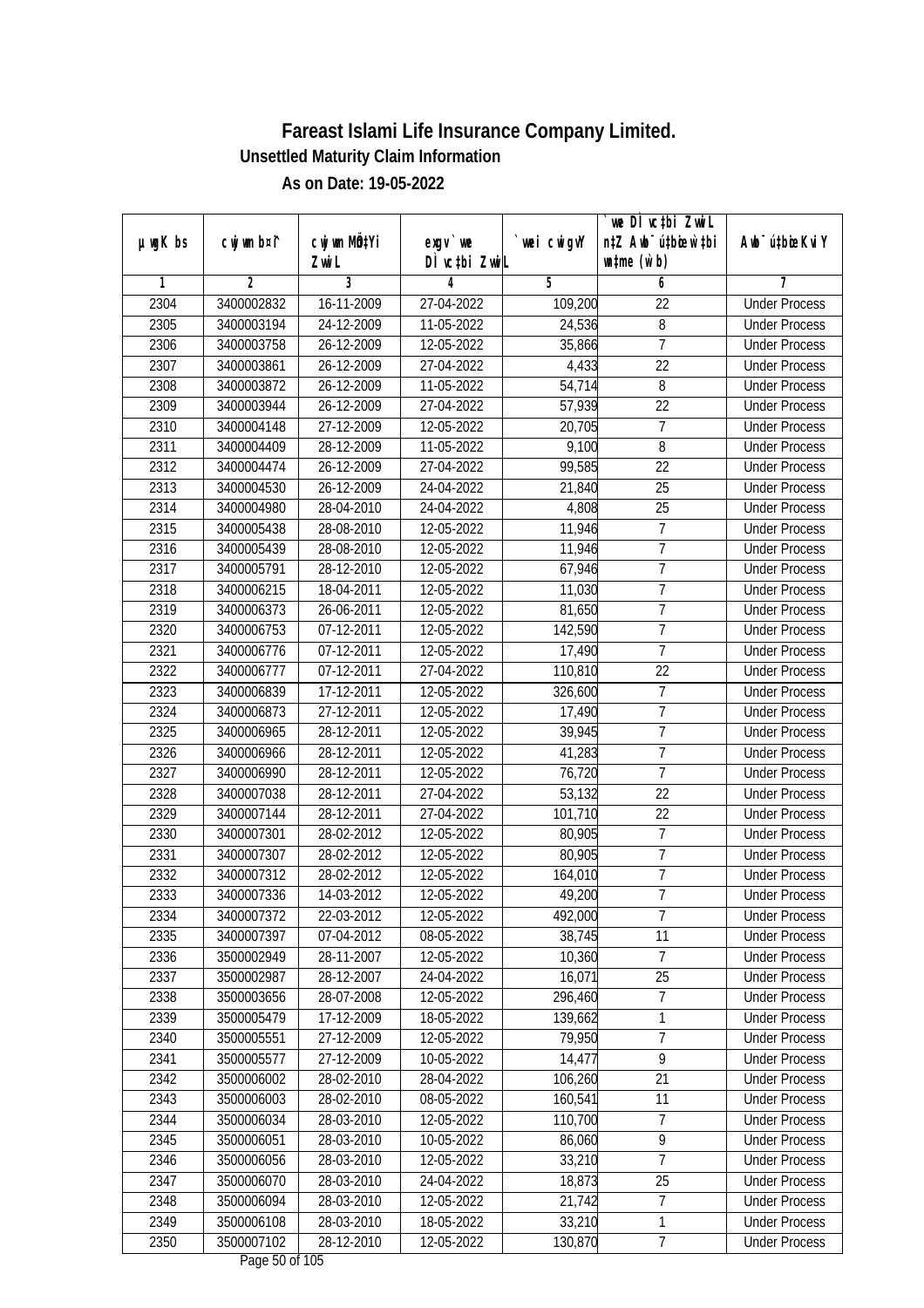# Fareast Islami Life Insurance Company Limited.

**Unsettled Maturity Claim Information**

**As on Date: 19-05-2022**

| µwgK bs | cwjwm bs¦ | cwjwm MÖn‡Yi ZvwiL | exgv `vwe DÌvc‡bi ZvwiL | `vwei cwigvY | `vwe DÌvc‡bi ZvwiL n‡Z Aby¯'vc‡bi w`‡bi msL¨v (w`b) | Aby¯'vc‡bi KviY |
|---|---|---|---|---|---|---|
| 1 | 2 | 3 | 4 | 5 | 6 | 7 |
| 2304 | 3400002832 | 16-11-2009 | 27-04-2022 | 109,200 | 22 | Under Process |
| 2305 | 3400003194 | 24-12-2009 | 11-05-2022 | 24,536 | 8 | Under Process |
| 2306 | 3400003758 | 26-12-2009 | 12-05-2022 | 35,866 | 7 | Under Process |
| 2307 | 3400003861 | 26-12-2009 | 27-04-2022 | 4,433 | 22 | Under Process |
| 2308 | 3400003872 | 26-12-2009 | 11-05-2022 | 54,714 | 8 | Under Process |
| 2309 | 3400003944 | 26-12-2009 | 27-04-2022 | 57,939 | 22 | Under Process |
| 2310 | 3400004148 | 27-12-2009 | 12-05-2022 | 20,705 | 7 | Under Process |
| 2311 | 3400004409 | 28-12-2009 | 11-05-2022 | 9,100 | 8 | Under Process |
| 2312 | 3400004474 | 26-12-2009 | 27-04-2022 | 99,585 | 22 | Under Process |
| 2313 | 3400004530 | 26-12-2009 | 24-04-2022 | 21,840 | 25 | Under Process |
| 2314 | 3400004980 | 28-04-2010 | 24-04-2022 | 4,808 | 25 | Under Process |
| 2315 | 3400005438 | 28-08-2010 | 12-05-2022 | 11,946 | 7 | Under Process |
| 2316 | 3400005439 | 28-08-2010 | 12-05-2022 | 11,946 | 7 | Under Process |
| 2317 | 3400005791 | 28-12-2010 | 12-05-2022 | 67,946 | 7 | Under Process |
| 2318 | 3400006215 | 18-04-2011 | 12-05-2022 | 11,030 | 7 | Under Process |
| 2319 | 3400006373 | 26-06-2011 | 12-05-2022 | 81,650 | 7 | Under Process |
| 2320 | 3400006753 | 07-12-2011 | 12-05-2022 | 142,590 | 7 | Under Process |
| 2321 | 3400006776 | 07-12-2011 | 12-05-2022 | 17,490 | 7 | Under Process |
| 2322 | 3400006777 | 07-12-2011 | 27-04-2022 | 110,810 | 22 | Under Process |
| 2323 | 3400006839 | 17-12-2011 | 12-05-2022 | 326,600 | 7 | Under Process |
| 2324 | 3400006873 | 27-12-2011 | 12-05-2022 | 17,490 | 7 | Under Process |
| 2325 | 3400006965 | 28-12-2011 | 12-05-2022 | 39,945 | 7 | Under Process |
| 2326 | 3400006966 | 28-12-2011 | 12-05-2022 | 41,283 | 7 | Under Process |
| 2327 | 3400006990 | 28-12-2011 | 12-05-2022 | 76,720 | 7 | Under Process |
| 2328 | 3400007038 | 28-12-2011 | 27-04-2022 | 53,132 | 22 | Under Process |
| 2329 | 3400007144 | 28-12-2011 | 27-04-2022 | 101,710 | 22 | Under Process |
| 2330 | 3400007301 | 28-02-2012 | 12-05-2022 | 80,905 | 7 | Under Process |
| 2331 | 3400007307 | 28-02-2012 | 12-05-2022 | 80,905 | 7 | Under Process |
| 2332 | 3400007312 | 28-02-2012 | 12-05-2022 | 164,010 | 7 | Under Process |
| 2333 | 3400007336 | 14-03-2012 | 12-05-2022 | 49,200 | 7 | Under Process |
| 2334 | 3400007372 | 22-03-2012 | 12-05-2022 | 492,000 | 7 | Under Process |
| 2335 | 3400007397 | 07-04-2012 | 08-05-2022 | 38,745 | 11 | Under Process |
| 2336 | 3500002949 | 28-11-2007 | 12-05-2022 | 10,360 | 7 | Under Process |
| 2337 | 3500002987 | 28-12-2007 | 24-04-2022 | 16,071 | 25 | Under Process |
| 2338 | 3500003656 | 28-07-2008 | 12-05-2022 | 296,460 | 7 | Under Process |
| 2339 | 3500005479 | 17-12-2009 | 18-05-2022 | 139,662 | 1 | Under Process |
| 2340 | 3500005551 | 27-12-2009 | 12-05-2022 | 79,950 | 7 | Under Process |
| 2341 | 3500005577 | 27-12-2009 | 10-05-2022 | 14,477 | 9 | Under Process |
| 2342 | 3500006002 | 28-02-2010 | 28-04-2022 | 106,260 | 21 | Under Process |
| 2343 | 3500006003 | 28-02-2010 | 08-05-2022 | 160,541 | 11 | Under Process |
| 2344 | 3500006034 | 28-03-2010 | 12-05-2022 | 110,700 | 7 | Under Process |
| 2345 | 3500006051 | 28-03-2010 | 10-05-2022 | 86,060 | 9 | Under Process |
| 2346 | 3500006056 | 28-03-2010 | 12-05-2022 | 33,210 | 7 | Under Process |
| 2347 | 3500006070 | 28-03-2010 | 24-04-2022 | 18,873 | 25 | Under Process |
| 2348 | 3500006094 | 28-03-2010 | 12-05-2022 | 21,742 | 7 | Under Process |
| 2349 | 3500006108 | 28-03-2010 | 18-05-2022 | 33,210 | 1 | Under Process |
| 2350 | 3500007102 | 28-12-2010 | 12-05-2022 | 130,870 | 7 | Under Process |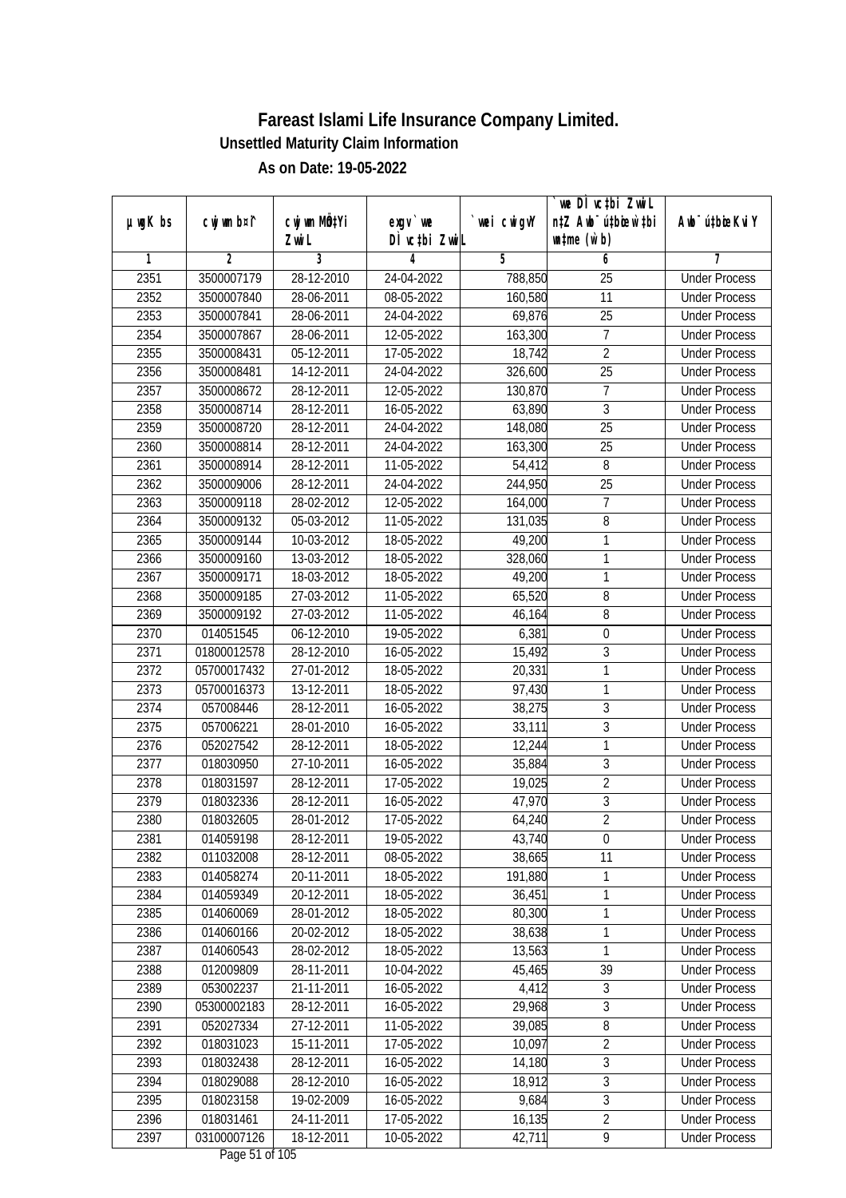# Fareast Islami Life Insurance Company Limited.

## Unsettled Maturity Claim Information

### As on Date: 19-05-2022

| µwgK bs | cwjwm b¤^i | cwjwm MÖn‡Yi ZvwiL | exgv`vwe DÌvc‡bi ZvwiL | `vwei cwigvY | `vwe DÌvc‡bi ZvwiL n‡Z Awb¯úwËi w`‡bi msL¨v (w`b) | Awb¯ú‡bœi KviY |
|---|---|---|---|---|---|---|
| 1 | 2 | 3 | 4 | 5 | 6 | 7 |
| 2351 | 3500007179 | 28-12-2010 | 24-04-2022 | 788,850 | 25 | Under Process |
| 2352 | 3500007840 | 28-06-2011 | 08-05-2022 | 160,580 | 11 | Under Process |
| 2353 | 3500007841 | 28-06-2011 | 24-04-2022 | 69,876 | 25 | Under Process |
| 2354 | 3500007867 | 28-06-2011 | 12-05-2022 | 163,300 | 7 | Under Process |
| 2355 | 3500008431 | 05-12-2011 | 17-05-2022 | 18,742 | 2 | Under Process |
| 2356 | 3500008481 | 14-12-2011 | 24-04-2022 | 326,600 | 25 | Under Process |
| 2357 | 3500008672 | 28-12-2011 | 12-05-2022 | 130,870 | 7 | Under Process |
| 2358 | 3500008714 | 28-12-2011 | 16-05-2022 | 63,890 | 3 | Under Process |
| 2359 | 3500008720 | 28-12-2011 | 24-04-2022 | 148,080 | 25 | Under Process |
| 2360 | 3500008814 | 28-12-2011 | 24-04-2022 | 163,300 | 25 | Under Process |
| 2361 | 3500008914 | 28-12-2011 | 11-05-2022 | 54,412 | 8 | Under Process |
| 2362 | 3500009006 | 28-12-2011 | 24-04-2022 | 244,950 | 25 | Under Process |
| 2363 | 3500009118 | 28-02-2012 | 12-05-2022 | 164,000 | 7 | Under Process |
| 2364 | 3500009132 | 05-03-2012 | 11-05-2022 | 131,035 | 8 | Under Process |
| 2365 | 3500009144 | 10-03-2012 | 18-05-2022 | 49,200 | 1 | Under Process |
| 2366 | 3500009160 | 13-03-2012 | 18-05-2022 | 328,060 | 1 | Under Process |
| 2367 | 3500009171 | 18-03-2012 | 18-05-2022 | 49,200 | 1 | Under Process |
| 2368 | 3500009185 | 27-03-2012 | 11-05-2022 | 65,520 | 8 | Under Process |
| 2369 | 3500009192 | 27-03-2012 | 11-05-2022 | 46,164 | 8 | Under Process |
| 2370 | 014051545 | 06-12-2010 | 19-05-2022 | 6,381 | 0 | Under Process |
| 2371 | 01800012578 | 28-12-2010 | 16-05-2022 | 15,492 | 3 | Under Process |
| 2372 | 05700017432 | 27-01-2012 | 18-05-2022 | 20,331 | 1 | Under Process |
| 2373 | 05700016373 | 13-12-2011 | 18-05-2022 | 97,430 | 1 | Under Process |
| 2374 | 057008446 | 28-12-2011 | 16-05-2022 | 38,275 | 3 | Under Process |
| 2375 | 057006221 | 28-01-2010 | 16-05-2022 | 33,111 | 3 | Under Process |
| 2376 | 052027542 | 28-12-2011 | 18-05-2022 | 12,244 | 1 | Under Process |
| 2377 | 018030950 | 27-10-2011 | 16-05-2022 | 35,884 | 3 | Under Process |
| 2378 | 018031597 | 28-12-2011 | 17-05-2022 | 19,025 | 2 | Under Process |
| 2379 | 018032336 | 28-12-2011 | 16-05-2022 | 47,970 | 3 | Under Process |
| 2380 | 018032605 | 28-01-2012 | 17-05-2022 | 64,240 | 2 | Under Process |
| 2381 | 014059198 | 28-12-2011 | 19-05-2022 | 43,740 | 0 | Under Process |
| 2382 | 011032008 | 28-12-2011 | 08-05-2022 | 38,665 | 11 | Under Process |
| 2383 | 014058274 | 20-11-2011 | 18-05-2022 | 191,880 | 1 | Under Process |
| 2384 | 014059349 | 20-12-2011 | 18-05-2022 | 36,451 | 1 | Under Process |
| 2385 | 014060069 | 28-01-2012 | 18-05-2022 | 80,300 | 1 | Under Process |
| 2386 | 014060166 | 20-02-2012 | 18-05-2022 | 38,638 | 1 | Under Process |
| 2387 | 014060543 | 28-02-2012 | 18-05-2022 | 13,563 | 1 | Under Process |
| 2388 | 012009809 | 28-11-2011 | 10-04-2022 | 45,465 | 39 | Under Process |
| 2389 | 053002237 | 21-11-2011 | 16-05-2022 | 4,412 | 3 | Under Process |
| 2390 | 05300002183 | 28-12-2011 | 16-05-2022 | 29,968 | 3 | Under Process |
| 2391 | 052027334 | 27-12-2011 | 11-05-2022 | 39,085 | 8 | Under Process |
| 2392 | 018031023 | 15-11-2011 | 17-05-2022 | 10,097 | 2 | Under Process |
| 2393 | 018032438 | 28-12-2011 | 16-05-2022 | 14,180 | 3 | Under Process |
| 2394 | 018029088 | 28-12-2010 | 16-05-2022 | 18,912 | 3 | Under Process |
| 2395 | 018023158 | 19-02-2009 | 16-05-2022 | 9,684 | 3 | Under Process |
| 2396 | 018031461 | 24-11-2011 | 17-05-2022 | 16,135 | 2 | Under Process |
| 2397 | 03100007126 | 18-12-2011 | 10-05-2022 | 42,711 | 9 | Under Process |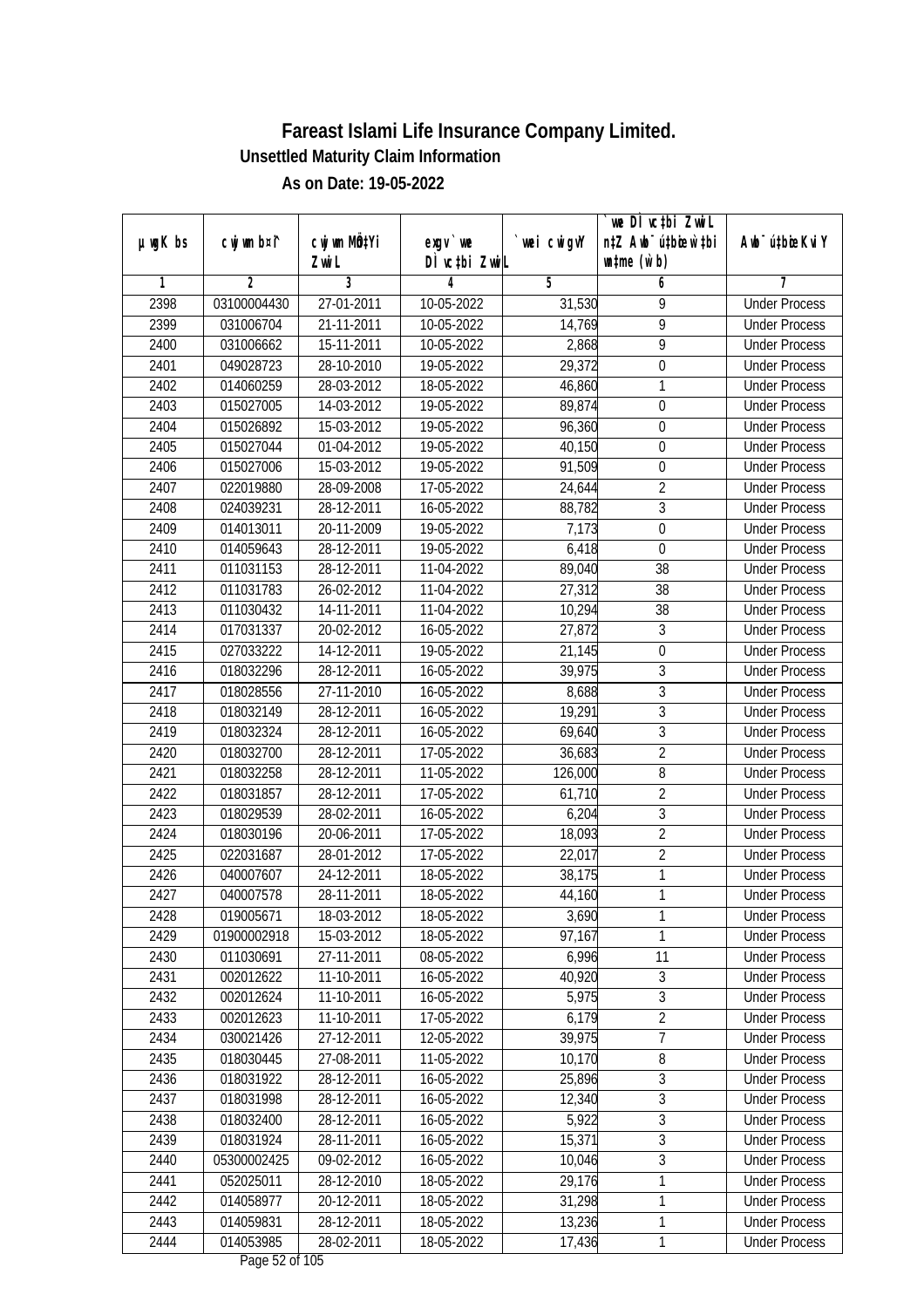# Fareast Islami Life Insurance Company Limited.

### Unsettled Maturity Claim Information

### As on Date: 19-05-2022

| µwgK bs | cwjwm b¤î | cwjwm MÖ‡Yi ZvwiL | exgv`we DÌvc‡bi ZvwiL | `vwei cwigvY | `we DÌvc‡bi ZvwiL n‡Z Awb®úbœ w`‡bi msL¨v (w`b) | Awb®úbœi KviY |
|---|---|---|---|---|---|---|
| 1 | 2 | 3 | 4 | 5 | 6 | 7 |
| 2398 | 03100004430 | 27-01-2011 | 10-05-2022 | 31,530 | 9 | Under Process |
| 2399 | 031006704 | 21-11-2011 | 10-05-2022 | 14,769 | 9 | Under Process |
| 2400 | 031006662 | 15-11-2011 | 10-05-2022 | 2,868 | 9 | Under Process |
| 2401 | 049028723 | 28-10-2010 | 19-05-2022 | 29,372 | 0 | Under Process |
| 2402 | 014060259 | 28-03-2012 | 18-05-2022 | 46,860 | 1 | Under Process |
| 2403 | 015027005 | 14-03-2012 | 19-05-2022 | 89,874 | 0 | Under Process |
| 2404 | 015026892 | 15-03-2012 | 19-05-2022 | 96,360 | 0 | Under Process |
| 2405 | 015027044 | 01-04-2012 | 19-05-2022 | 40,150 | 0 | Under Process |
| 2406 | 015027006 | 15-03-2012 | 19-05-2022 | 91,509 | 0 | Under Process |
| 2407 | 022019880 | 28-09-2008 | 17-05-2022 | 24,644 | 2 | Under Process |
| 2408 | 024039231 | 28-12-2011 | 16-05-2022 | 88,782 | 3 | Under Process |
| 2409 | 014013011 | 20-11-2009 | 19-05-2022 | 7,173 | 0 | Under Process |
| 2410 | 014059643 | 28-12-2011 | 19-05-2022 | 6,418 | 0 | Under Process |
| 2411 | 011031153 | 28-12-2011 | 11-04-2022 | 89,040 | 38 | Under Process |
| 2412 | 011031783 | 26-02-2012 | 11-04-2022 | 27,312 | 38 | Under Process |
| 2413 | 011030432 | 14-11-2011 | 11-04-2022 | 10,294 | 38 | Under Process |
| 2414 | 017031337 | 20-02-2012 | 16-05-2022 | 27,872 | 3 | Under Process |
| 2415 | 027033222 | 14-12-2011 | 19-05-2022 | 21,145 | 0 | Under Process |
| 2416 | 018032296 | 28-12-2011 | 16-05-2022 | 39,975 | 3 | Under Process |
| 2417 | 018028556 | 27-11-2010 | 16-05-2022 | 8,688 | 3 | Under Process |
| 2418 | 018032149 | 28-12-2011 | 16-05-2022 | 19,291 | 3 | Under Process |
| 2419 | 018032324 | 28-12-2011 | 16-05-2022 | 69,640 | 3 | Under Process |
| 2420 | 018032700 | 28-12-2011 | 17-05-2022 | 36,683 | 2 | Under Process |
| 2421 | 018032258 | 28-12-2011 | 11-05-2022 | 126,000 | 8 | Under Process |
| 2422 | 018031857 | 28-12-2011 | 17-05-2022 | 61,710 | 2 | Under Process |
| 2423 | 018029539 | 28-02-2011 | 16-05-2022 | 6,204 | 3 | Under Process |
| 2424 | 018030196 | 20-06-2011 | 17-05-2022 | 18,093 | 2 | Under Process |
| 2425 | 022031687 | 28-01-2012 | 17-05-2022 | 22,017 | 2 | Under Process |
| 2426 | 040007607 | 24-12-2011 | 18-05-2022 | 38,175 | 1 | Under Process |
| 2427 | 040007578 | 28-11-2011 | 18-05-2022 | 44,160 | 1 | Under Process |
| 2428 | 019005671 | 18-03-2012 | 18-05-2022 | 3,690 | 1 | Under Process |
| 2429 | 01900002918 | 15-03-2012 | 18-05-2022 | 97,167 | 1 | Under Process |
| 2430 | 011030691 | 27-11-2011 | 08-05-2022 | 6,996 | 11 | Under Process |
| 2431 | 002012622 | 11-10-2011 | 16-05-2022 | 40,920 | 3 | Under Process |
| 2432 | 002012624 | 11-10-2011 | 16-05-2022 | 5,975 | 3 | Under Process |
| 2433 | 002012623 | 11-10-2011 | 17-05-2022 | 6,179 | 2 | Under Process |
| 2434 | 030021426 | 27-12-2011 | 12-05-2022 | 39,975 | 7 | Under Process |
| 2435 | 018030445 | 27-08-2011 | 11-05-2022 | 10,170 | 8 | Under Process |
| 2436 | 018031922 | 28-12-2011 | 16-05-2022 | 25,896 | 3 | Under Process |
| 2437 | 018031998 | 28-12-2011 | 16-05-2022 | 12,340 | 3 | Under Process |
| 2438 | 018032400 | 28-12-2011 | 16-05-2022 | 5,922 | 3 | Under Process |
| 2439 | 018031924 | 28-11-2011 | 16-05-2022 | 15,371 | 3 | Under Process |
| 2440 | 05300002425 | 09-02-2012 | 16-05-2022 | 10,046 | 3 | Under Process |
| 2441 | 052025011 | 28-12-2010 | 18-05-2022 | 29,176 | 1 | Under Process |
| 2442 | 014058977 | 20-12-2011 | 18-05-2022 | 31,298 | 1 | Under Process |
| 2443 | 014059831 | 28-12-2011 | 18-05-2022 | 13,236 | 1 | Under Process |
| 2444 | 014053985 | 28-02-2011 | 18-05-2022 | 17,436 | 1 | Under Process |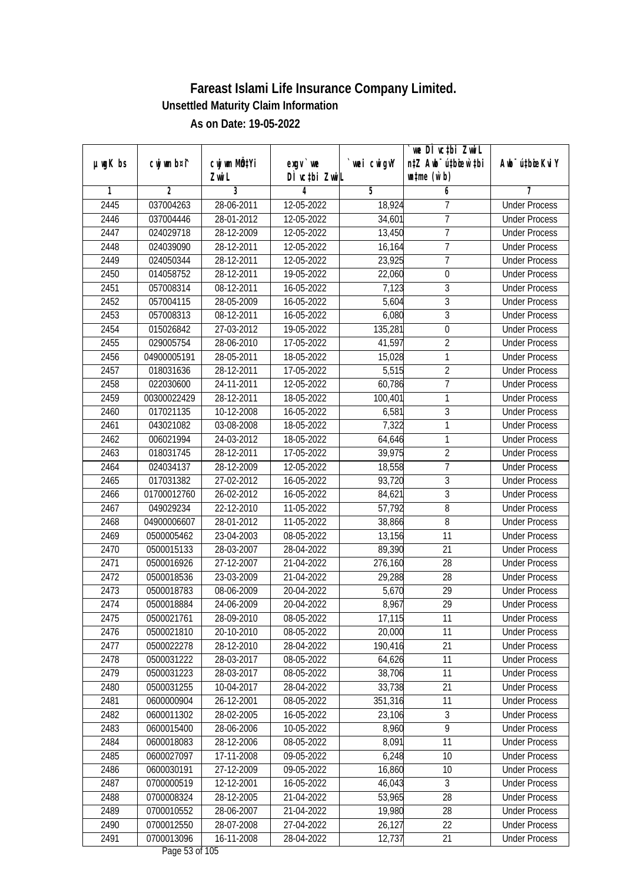# Fareast Islami Life Insurance Company Limited.

**Unsettled Maturity Claim Information**

**As on Date: 19-05-2022**

| µwgK bs | cwjwm bs¦ | cwjwm MÖn‡Yi ZvwiL | exgv`vwe DÌvc‡bi ZvwiL | `vwei cwigvY | `vwe DÌvc‡bi ZvwiL n‡Z AvR ch©šÍ w`‡bi msL¨v (w`b) | Ab¨vb¨ KviY |
|---|---|---|---|---|---|---|
| 1 | 2 | 3 | 4 | 5 | 6 | 7 |
| 2445 | 037004263 | 28-06-2011 | 12-05-2022 | 18,924 | 7 | Under Process |
| 2446 | 037004446 | 28-01-2012 | 12-05-2022 | 34,601 | 7 | Under Process |
| 2447 | 024029718 | 28-12-2009 | 12-05-2022 | 13,450 | 7 | Under Process |
| 2448 | 024039090 | 28-12-2011 | 12-05-2022 | 16,164 | 7 | Under Process |
| 2449 | 024050344 | 28-12-2011 | 12-05-2022 | 23,925 | 7 | Under Process |
| 2450 | 014058752 | 28-12-2011 | 19-05-2022 | 22,060 | 0 | Under Process |
| 2451 | 057008314 | 08-12-2011 | 16-05-2022 | 7,123 | 3 | Under Process |
| 2452 | 057004115 | 28-05-2009 | 16-05-2022 | 5,604 | 3 | Under Process |
| 2453 | 057008313 | 08-12-2011 | 16-05-2022 | 6,080 | 3 | Under Process |
| 2454 | 015026842 | 27-03-2012 | 19-05-2022 | 135,281 | 0 | Under Process |
| 2455 | 029005754 | 28-06-2010 | 17-05-2022 | 41,597 | 2 | Under Process |
| 2456 | 04900005191 | 28-05-2011 | 18-05-2022 | 15,028 | 1 | Under Process |
| 2457 | 018031636 | 28-12-2011 | 17-05-2022 | 5,515 | 2 | Under Process |
| 2458 | 022030600 | 24-11-2011 | 12-05-2022 | 60,786 | 7 | Under Process |
| 2459 | 00300022429 | 28-12-2011 | 18-05-2022 | 100,401 | 1 | Under Process |
| 2460 | 017021135 | 10-12-2008 | 16-05-2022 | 6,581 | 3 | Under Process |
| 2461 | 043021082 | 03-08-2008 | 18-05-2022 | 7,322 | 1 | Under Process |
| 2462 | 006021994 | 24-03-2012 | 18-05-2022 | 64,646 | 1 | Under Process |
| 2463 | 018031745 | 28-12-2011 | 17-05-2022 | 39,975 | 2 | Under Process |
| 2464 | 024034137 | 28-12-2009 | 12-05-2022 | 18,558 | 7 | Under Process |
| 2465 | 017031382 | 27-02-2012 | 16-05-2022 | 93,720 | 3 | Under Process |
| 2466 | 01700012760 | 26-02-2012 | 16-05-2022 | 84,621 | 3 | Under Process |
| 2467 | 049029234 | 22-12-2010 | 11-05-2022 | 57,792 | 8 | Under Process |
| 2468 | 04900006607 | 28-01-2012 | 11-05-2022 | 38,866 | 8 | Under Process |
| 2469 | 0500005462 | 23-04-2003 | 08-05-2022 | 13,156 | 11 | Under Process |
| 2470 | 0500015133 | 28-03-2007 | 28-04-2022 | 89,390 | 21 | Under Process |
| 2471 | 0500016926 | 27-12-2007 | 21-04-2022 | 276,160 | 28 | Under Process |
| 2472 | 0500018536 | 23-03-2009 | 21-04-2022 | 29,288 | 28 | Under Process |
| 2473 | 0500018783 | 08-06-2009 | 20-04-2022 | 5,670 | 29 | Under Process |
| 2474 | 0500018884 | 24-06-2009 | 20-04-2022 | 8,967 | 29 | Under Process |
| 2475 | 0500021761 | 28-09-2010 | 08-05-2022 | 17,115 | 11 | Under Process |
| 2476 | 0500021810 | 20-10-2010 | 08-05-2022 | 20,000 | 11 | Under Process |
| 2477 | 0500022278 | 28-12-2010 | 28-04-2022 | 190,416 | 21 | Under Process |
| 2478 | 0500031222 | 28-03-2017 | 08-05-2022 | 64,626 | 11 | Under Process |
| 2479 | 0500031223 | 28-03-2017 | 08-05-2022 | 38,706 | 11 | Under Process |
| 2480 | 0500031255 | 10-04-2017 | 28-04-2022 | 33,738 | 21 | Under Process |
| 2481 | 0600000904 | 26-12-2001 | 08-05-2022 | 351,316 | 11 | Under Process |
| 2482 | 0600011302 | 28-02-2005 | 16-05-2022 | 23,106 | 3 | Under Process |
| 2483 | 0600015400 | 28-06-2006 | 10-05-2022 | 8,960 | 9 | Under Process |
| 2484 | 0600018083 | 28-12-2006 | 08-05-2022 | 8,091 | 11 | Under Process |
| 2485 | 0600027097 | 17-11-2008 | 09-05-2022 | 6,248 | 10 | Under Process |
| 2486 | 0600030191 | 27-12-2009 | 09-05-2022 | 16,860 | 10 | Under Process |
| 2487 | 0700000519 | 12-12-2001 | 16-05-2022 | 46,043 | 3 | Under Process |
| 2488 | 0700008324 | 28-12-2005 | 21-04-2022 | 53,965 | 28 | Under Process |
| 2489 | 0700010552 | 28-06-2007 | 21-04-2022 | 19,980 | 28 | Under Process |
| 2490 | 0700012550 | 28-07-2008 | 27-04-2022 | 26,127 | 22 | Under Process |
| 2491 | 0700013096 | 16-11-2008 | 28-04-2022 | 12,737 | 21 | Under Process |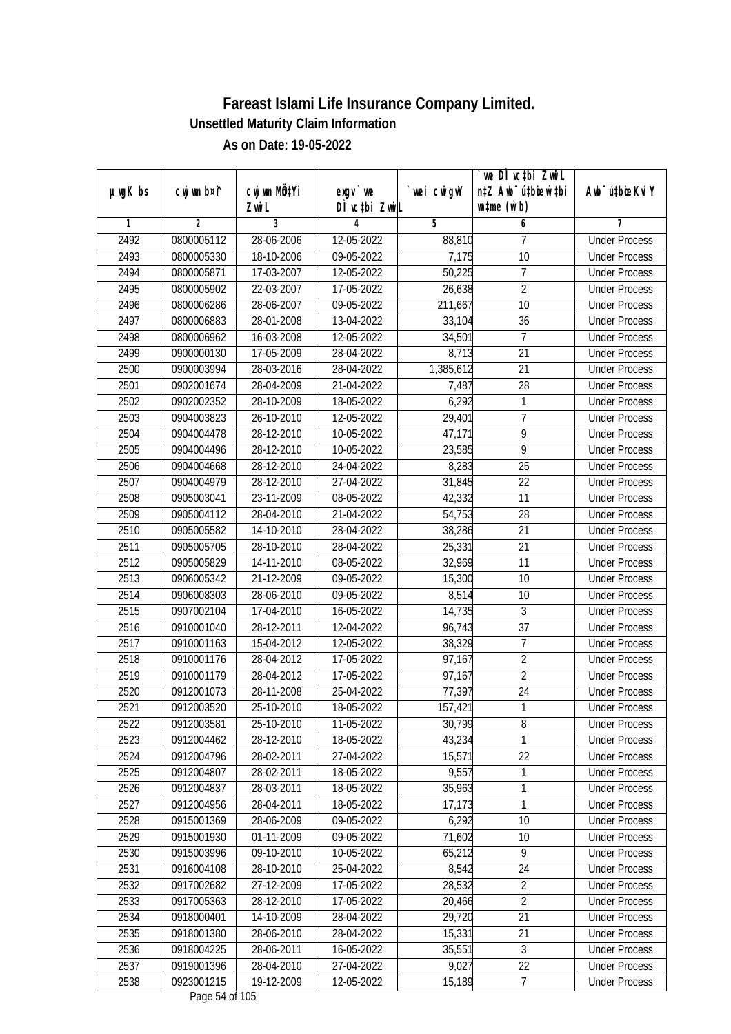# Fareast Islami Life Insurance Company Limited.

### Unsettled Maturity Claim Information

### As on Date: 19-05-2022

| µwgK bs | cwjwm b¤^i | cwjwm MÖn‡Yi ZvwiL | exgv `vwe DÌvc‡bi ZvwiL | `vwei cwigvY | `vwe DÌvc‡bi ZvwiL n‡Z Awb¯úbœ `v‡bi w`bmsL¨v (w`b) | Awb¯ú‡bœi KviY |
|---|---|---|---|---|---|---|
| 1 | 2 | 3 | 4 | 5 | 6 | 7 |
| 2492 | 0800005112 | 28-06-2006 | 12-05-2022 | 88,810 | 7 | Under Process |
| 2493 | 0800005330 | 18-10-2006 | 09-05-2022 | 7,175 | 10 | Under Process |
| 2494 | 0800005871 | 17-03-2007 | 12-05-2022 | 50,225 | 7 | Under Process |
| 2495 | 0800005902 | 22-03-2007 | 17-05-2022 | 26,638 | 2 | Under Process |
| 2496 | 0800006286 | 28-06-2007 | 09-05-2022 | 211,667 | 10 | Under Process |
| 2497 | 0800006883 | 28-01-2008 | 13-04-2022 | 33,104 | 36 | Under Process |
| 2498 | 0800006962 | 16-03-2008 | 12-05-2022 | 34,501 | 7 | Under Process |
| 2499 | 0900000130 | 17-05-2009 | 28-04-2022 | 8,713 | 21 | Under Process |
| 2500 | 0900003994 | 28-03-2016 | 28-04-2022 | 1,385,612 | 21 | Under Process |
| 2501 | 0902001674 | 28-04-2009 | 21-04-2022 | 7,487 | 28 | Under Process |
| 2502 | 0902002352 | 28-10-2009 | 18-05-2022 | 6,292 | 1 | Under Process |
| 2503 | 0904003823 | 26-10-2010 | 12-05-2022 | 29,401 | 7 | Under Process |
| 2504 | 0904004478 | 28-12-2010 | 10-05-2022 | 47,171 | 9 | Under Process |
| 2505 | 0904004496 | 28-12-2010 | 10-05-2022 | 23,585 | 9 | Under Process |
| 2506 | 0904004668 | 28-12-2010 | 24-04-2022 | 8,283 | 25 | Under Process |
| 2507 | 0904004979 | 28-12-2010 | 27-04-2022 | 31,845 | 22 | Under Process |
| 2508 | 0905003041 | 23-11-2009 | 08-05-2022 | 42,332 | 11 | Under Process |
| 2509 | 0905004112 | 28-04-2010 | 21-04-2022 | 54,753 | 28 | Under Process |
| 2510 | 0905005582 | 14-10-2010 | 28-04-2022 | 38,286 | 21 | Under Process |
| 2511 | 0905005705 | 28-10-2010 | 28-04-2022 | 25,331 | 21 | Under Process |
| 2512 | 0905005829 | 14-11-2010 | 08-05-2022 | 32,969 | 11 | Under Process |
| 2513 | 0906005342 | 21-12-2009 | 09-05-2022 | 15,300 | 10 | Under Process |
| 2514 | 0906008303 | 28-06-2010 | 09-05-2022 | 8,514 | 10 | Under Process |
| 2515 | 0907002104 | 17-04-2010 | 16-05-2022 | 14,735 | 3 | Under Process |
| 2516 | 0910001040 | 28-12-2011 | 12-04-2022 | 96,743 | 37 | Under Process |
| 2517 | 0910001163 | 15-04-2012 | 12-05-2022 | 38,329 | 7 | Under Process |
| 2518 | 0910001176 | 28-04-2012 | 17-05-2022 | 97,167 | 2 | Under Process |
| 2519 | 0910001179 | 28-04-2012 | 17-05-2022 | 97,167 | 2 | Under Process |
| 2520 | 0912001073 | 28-11-2008 | 25-04-2022 | 77,397 | 24 | Under Process |
| 2521 | 0912003520 | 25-10-2010 | 18-05-2022 | 157,421 | 1 | Under Process |
| 2522 | 0912003581 | 25-10-2010 | 11-05-2022 | 30,799 | 8 | Under Process |
| 2523 | 0912004462 | 28-12-2010 | 18-05-2022 | 43,234 | 1 | Under Process |
| 2524 | 0912004796 | 28-02-2011 | 27-04-2022 | 15,571 | 22 | Under Process |
| 2525 | 0912004807 | 28-02-2011 | 18-05-2022 | 9,557 | 1 | Under Process |
| 2526 | 0912004837 | 28-03-2011 | 18-05-2022 | 35,963 | 1 | Under Process |
| 2527 | 0912004956 | 28-04-2011 | 18-05-2022 | 17,173 | 1 | Under Process |
| 2528 | 0915001369 | 28-06-2009 | 09-05-2022 | 6,292 | 10 | Under Process |
| 2529 | 0915001930 | 01-11-2009 | 09-05-2022 | 71,602 | 10 | Under Process |
| 2530 | 0915003996 | 09-10-2010 | 10-05-2022 | 65,212 | 9 | Under Process |
| 2531 | 0916004108 | 28-10-2010 | 25-04-2022 | 8,542 | 24 | Under Process |
| 2532 | 0917002682 | 27-12-2009 | 17-05-2022 | 28,532 | 2 | Under Process |
| 2533 | 0917005363 | 28-12-2010 | 17-05-2022 | 20,466 | 2 | Under Process |
| 2534 | 0918000401 | 14-10-2009 | 28-04-2022 | 29,720 | 21 | Under Process |
| 2535 | 0918001380 | 28-06-2010 | 28-04-2022 | 15,331 | 21 | Under Process |
| 2536 | 0918004225 | 28-06-2011 | 16-05-2022 | 35,551 | 3 | Under Process |
| 2537 | 0919001396 | 28-04-2010 | 27-04-2022 | 9,027 | 22 | Under Process |
| 2538 | 0923001215 | 19-12-2009 | 12-05-2022 | 15,189 | 7 | Under Process |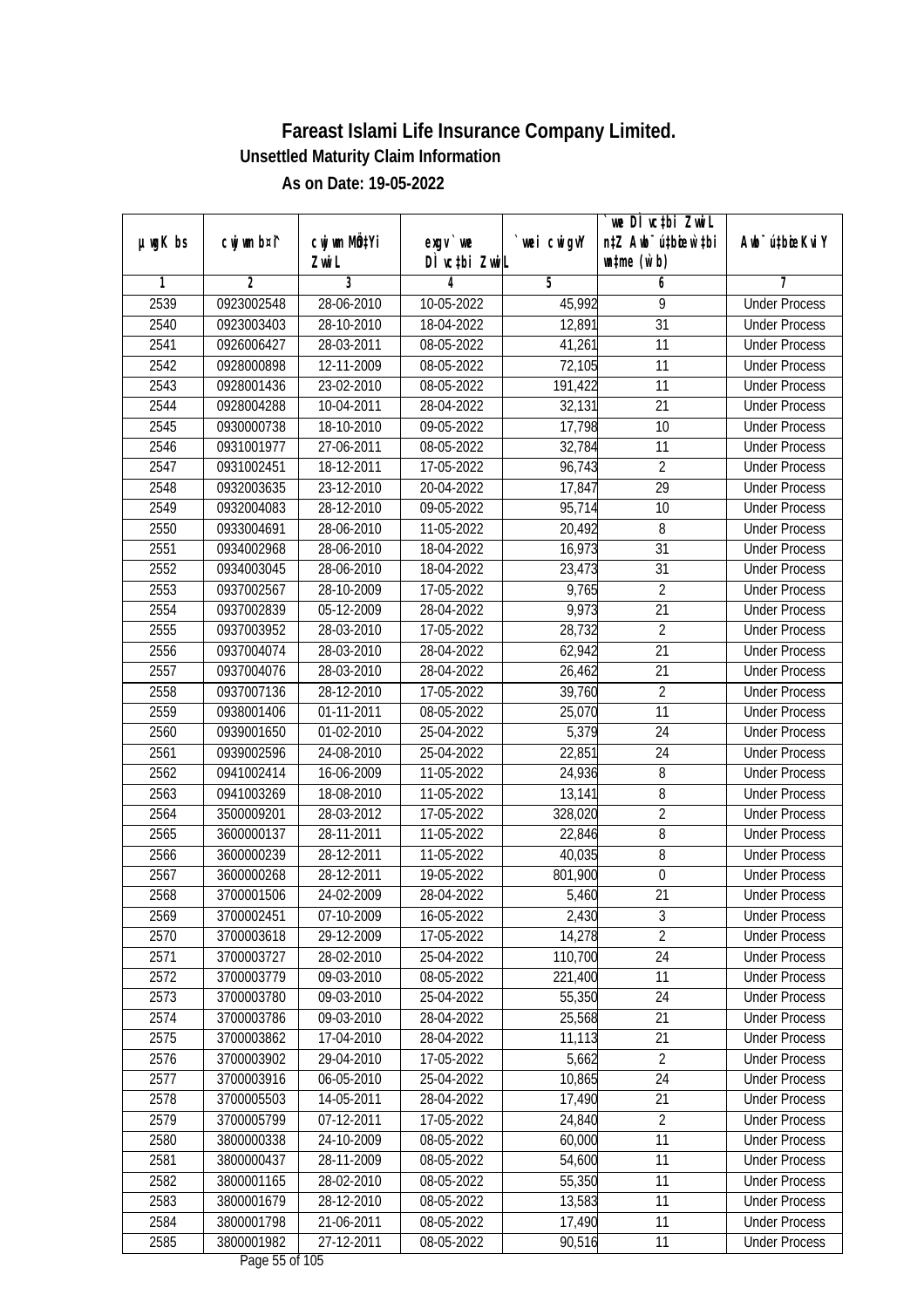# Fareast Islami Life Insurance Company Limited.

**Unsettled Maturity Claim Information**

**As on Date: 19-05-2022**

| µwgK bs | cwjwm b¤^i | cwjwm MÖn‡Yi ZvwiL | exgv`vwe DÌvc‡bi ZvwiL | `vwei cwigvY | `vwe DÌvc‡bi ZvwiL n‡Z Awb¯ú‡bœi w`‡bi msL¨v (w`b) | Awb¯úbœ nIqvi KviY |
|---|---|---|---|---|---|---|
| 1 | 2 | 3 | 4 | 5 | 6 | 7 |
| 2539 | 0923002548 | 28-06-2010 | 10-05-2022 | 45,992 | 9 | Under Process |
| 2540 | 0923003403 | 28-10-2010 | 18-04-2022 | 12,891 | 31 | Under Process |
| 2541 | 0926006427 | 28-03-2011 | 08-05-2022 | 41,261 | 11 | Under Process |
| 2542 | 0928000898 | 12-11-2009 | 08-05-2022 | 72,105 | 11 | Under Process |
| 2543 | 0928001436 | 23-02-2010 | 08-05-2022 | 191,422 | 11 | Under Process |
| 2544 | 0928004288 | 10-04-2011 | 28-04-2022 | 32,131 | 21 | Under Process |
| 2545 | 0930000738 | 18-10-2010 | 09-05-2022 | 17,798 | 10 | Under Process |
| 2546 | 0931001977 | 27-06-2011 | 08-05-2022 | 32,784 | 11 | Under Process |
| 2547 | 0931002451 | 18-12-2011 | 17-05-2022 | 96,743 | 2 | Under Process |
| 2548 | 0932003635 | 23-12-2010 | 20-04-2022 | 17,847 | 29 | Under Process |
| 2549 | 0932004083 | 28-12-2010 | 09-05-2022 | 95,714 | 10 | Under Process |
| 2550 | 0933004691 | 28-06-2010 | 11-05-2022 | 20,492 | 8 | Under Process |
| 2551 | 0934002968 | 28-06-2010 | 18-04-2022 | 16,973 | 31 | Under Process |
| 2552 | 0934003045 | 28-06-2010 | 18-04-2022 | 23,473 | 31 | Under Process |
| 2553 | 0937002567 | 28-10-2009 | 17-05-2022 | 9,765 | 2 | Under Process |
| 2554 | 0937002839 | 05-12-2009 | 28-04-2022 | 9,973 | 21 | Under Process |
| 2555 | 0937003952 | 28-03-2010 | 17-05-2022 | 28,732 | 2 | Under Process |
| 2556 | 0937004074 | 28-03-2010 | 28-04-2022 | 62,942 | 21 | Under Process |
| 2557 | 0937004076 | 28-03-2010 | 28-04-2022 | 26,462 | 21 | Under Process |
| 2558 | 0937007136 | 28-12-2010 | 17-05-2022 | 39,760 | 2 | Under Process |
| 2559 | 0938001406 | 01-11-2011 | 08-05-2022 | 25,070 | 11 | Under Process |
| 2560 | 0939001650 | 01-02-2010 | 25-04-2022 | 5,379 | 24 | Under Process |
| 2561 | 0939002596 | 24-08-2010 | 25-04-2022 | 22,851 | 24 | Under Process |
| 2562 | 0941002414 | 16-06-2009 | 11-05-2022 | 24,936 | 8 | Under Process |
| 2563 | 0941003269 | 18-08-2010 | 11-05-2022 | 13,141 | 8 | Under Process |
| 2564 | 3500009201 | 28-03-2012 | 17-05-2022 | 328,020 | 2 | Under Process |
| 2565 | 3600000137 | 28-11-2011 | 11-05-2022 | 22,846 | 8 | Under Process |
| 2566 | 3600000239 | 28-12-2011 | 11-05-2022 | 40,035 | 8 | Under Process |
| 2567 | 3600000268 | 28-12-2011 | 19-05-2022 | 801,900 | 0 | Under Process |
| 2568 | 3700001506 | 24-02-2009 | 28-04-2022 | 5,460 | 21 | Under Process |
| 2569 | 3700002451 | 07-10-2009 | 16-05-2022 | 2,430 | 3 | Under Process |
| 2570 | 3700003618 | 29-12-2009 | 17-05-2022 | 14,278 | 2 | Under Process |
| 2571 | 3700003727 | 28-02-2010 | 25-04-2022 | 110,700 | 24 | Under Process |
| 2572 | 3700003779 | 09-03-2010 | 08-05-2022 | 221,400 | 11 | Under Process |
| 2573 | 3700003780 | 09-03-2010 | 25-04-2022 | 55,350 | 24 | Under Process |
| 2574 | 3700003786 | 09-03-2010 | 28-04-2022 | 25,568 | 21 | Under Process |
| 2575 | 3700003862 | 17-04-2010 | 28-04-2022 | 11,113 | 21 | Under Process |
| 2576 | 3700003902 | 29-04-2010 | 17-05-2022 | 5,662 | 2 | Under Process |
| 2577 | 3700003916 | 06-05-2010 | 25-04-2022 | 10,865 | 24 | Under Process |
| 2578 | 3700005503 | 14-05-2011 | 28-04-2022 | 17,490 | 21 | Under Process |
| 2579 | 3700005799 | 07-12-2011 | 17-05-2022 | 24,840 | 2 | Under Process |
| 2580 | 3800000338 | 24-10-2009 | 08-05-2022 | 60,000 | 11 | Under Process |
| 2581 | 3800000437 | 28-11-2009 | 08-05-2022 | 54,600 | 11 | Under Process |
| 2582 | 3800001165 | 28-02-2010 | 08-05-2022 | 55,350 | 11 | Under Process |
| 2583 | 3800001679 | 28-12-2010 | 08-05-2022 | 13,583 | 11 | Under Process |
| 2584 | 3800001798 | 21-06-2011 | 08-05-2022 | 17,490 | 11 | Under Process |
| 2585 | 3800001982 | 27-12-2011 | 08-05-2022 | 90,516 | 11 | Under Process |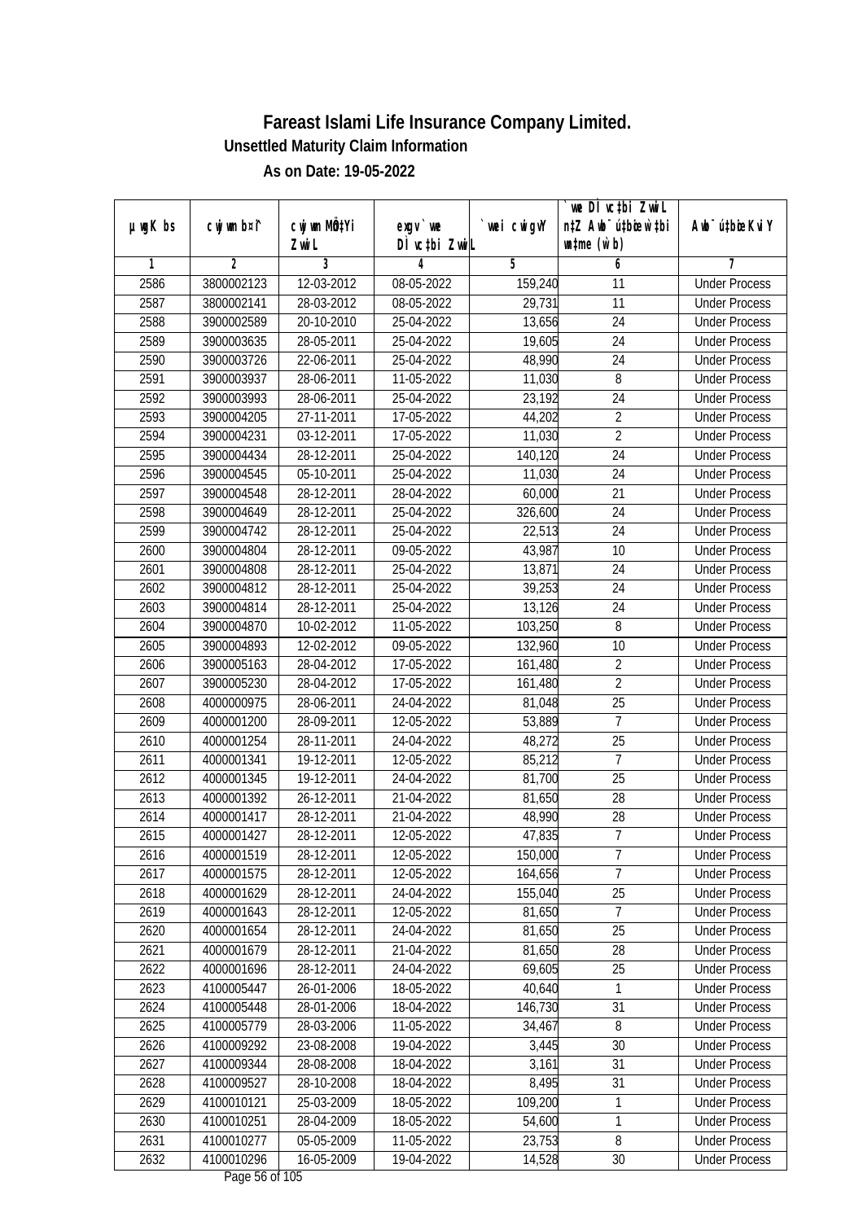# Fareast Islami Life Insurance Company Limited.

**Unsettled Maturity Claim Information**

**As on Date: 19-05-2022**

| µwgK bs | cwjwm b¤î | cwjwm MÖn‡Yi ZvwiL | exgv`we DÌvc‡bi ZvwiL | `vwei cwigvY | `vwe DÌvc‡bi ZvwiL n‡Z Awb¯úbœ‡hvM¨ w`‡bi msL¨v (w`b) | Awb¯úbœ Kvi Y |
|---|---|---|---|---|---|---|
| 1 | 2 | 3 | 4 | 5 | 6 | 7 |
| 2586 | 3800002123 | 12-03-2012 | 08-05-2022 | 159,240 | 11 | Under Process |
| 2587 | 3800002141 | 28-03-2012 | 08-05-2022 | 29,731 | 11 | Under Process |
| 2588 | 3900002589 | 20-10-2010 | 25-04-2022 | 13,656 | 24 | Under Process |
| 2589 | 3900003635 | 28-05-2011 | 25-04-2022 | 19,605 | 24 | Under Process |
| 2590 | 3900003726 | 22-06-2011 | 25-04-2022 | 48,990 | 24 | Under Process |
| 2591 | 3900003937 | 28-06-2011 | 11-05-2022 | 11,030 | 8 | Under Process |
| 2592 | 3900003993 | 28-06-2011 | 25-04-2022 | 23,192 | 24 | Under Process |
| 2593 | 3900004205 | 27-11-2011 | 17-05-2022 | 44,202 | 2 | Under Process |
| 2594 | 3900004231 | 03-12-2011 | 17-05-2022 | 11,030 | 2 | Under Process |
| 2595 | 3900004434 | 28-12-2011 | 25-04-2022 | 140,120 | 24 | Under Process |
| 2596 | 3900004545 | 05-10-2011 | 25-04-2022 | 11,030 | 24 | Under Process |
| 2597 | 3900004548 | 28-12-2011 | 28-04-2022 | 60,000 | 21 | Under Process |
| 2598 | 3900004649 | 28-12-2011 | 25-04-2022 | 326,600 | 24 | Under Process |
| 2599 | 3900004742 | 28-12-2011 | 25-04-2022 | 22,513 | 24 | Under Process |
| 2600 | 3900004804 | 28-12-2011 | 09-05-2022 | 43,987 | 10 | Under Process |
| 2601 | 3900004808 | 28-12-2011 | 25-04-2022 | 13,871 | 24 | Under Process |
| 2602 | 3900004812 | 28-12-2011 | 25-04-2022 | 39,253 | 24 | Under Process |
| 2603 | 3900004814 | 28-12-2011 | 25-04-2022 | 13,126 | 24 | Under Process |
| 2604 | 3900004870 | 10-02-2012 | 11-05-2022 | 103,250 | 8 | Under Process |
| 2605 | 3900004893 | 12-02-2012 | 09-05-2022 | 132,960 | 10 | Under Process |
| 2606 | 3900005163 | 28-04-2012 | 17-05-2022 | 161,480 | 2 | Under Process |
| 2607 | 3900005230 | 28-04-2012 | 17-05-2022 | 161,480 | 2 | Under Process |
| 2608 | 4000000975 | 28-06-2011 | 24-04-2022 | 81,048 | 25 | Under Process |
| 2609 | 4000001200 | 28-09-2011 | 12-05-2022 | 53,889 | 7 | Under Process |
| 2610 | 4000001254 | 28-11-2011 | 24-04-2022 | 48,272 | 25 | Under Process |
| 2611 | 4000001341 | 19-12-2011 | 12-05-2022 | 85,212 | 7 | Under Process |
| 2612 | 4000001345 | 19-12-2011 | 24-04-2022 | 81,700 | 25 | Under Process |
| 2613 | 4000001392 | 26-12-2011 | 21-04-2022 | 81,650 | 28 | Under Process |
| 2614 | 4000001417 | 28-12-2011 | 21-04-2022 | 48,990 | 28 | Under Process |
| 2615 | 4000001427 | 28-12-2011 | 12-05-2022 | 47,835 | 7 | Under Process |
| 2616 | 4000001519 | 28-12-2011 | 12-05-2022 | 150,000 | 7 | Under Process |
| 2617 | 4000001575 | 28-12-2011 | 12-05-2022 | 164,656 | 7 | Under Process |
| 2618 | 4000001629 | 28-12-2011 | 24-04-2022 | 155,040 | 25 | Under Process |
| 2619 | 4000001643 | 28-12-2011 | 12-05-2022 | 81,650 | 7 | Under Process |
| 2620 | 4000001654 | 28-12-2011 | 24-04-2022 | 81,650 | 25 | Under Process |
| 2621 | 4000001679 | 28-12-2011 | 21-04-2022 | 81,650 | 28 | Under Process |
| 2622 | 4000001696 | 28-12-2011 | 24-04-2022 | 69,605 | 25 | Under Process |
| 2623 | 4100005447 | 26-01-2006 | 18-05-2022 | 40,640 | 1 | Under Process |
| 2624 | 4100005448 | 28-01-2006 | 18-04-2022 | 146,730 | 31 | Under Process |
| 2625 | 4100005779 | 28-03-2006 | 11-05-2022 | 34,467 | 8 | Under Process |
| 2626 | 4100009292 | 23-08-2008 | 19-04-2022 | 3,445 | 30 | Under Process |
| 2627 | 4100009344 | 28-08-2008 | 18-04-2022 | 3,161 | 31 | Under Process |
| 2628 | 4100009527 | 28-10-2008 | 18-04-2022 | 8,495 | 31 | Under Process |
| 2629 | 4100010121 | 25-03-2009 | 18-05-2022 | 109,200 | 1 | Under Process |
| 2630 | 4100010251 | 28-04-2009 | 18-05-2022 | 54,600 | 1 | Under Process |
| 2631 | 4100010277 | 05-05-2009 | 11-05-2022 | 23,753 | 8 | Under Process |
| 2632 | 4100010296 | 16-05-2009 | 19-04-2022 | 14,528 | 30 | Under Process |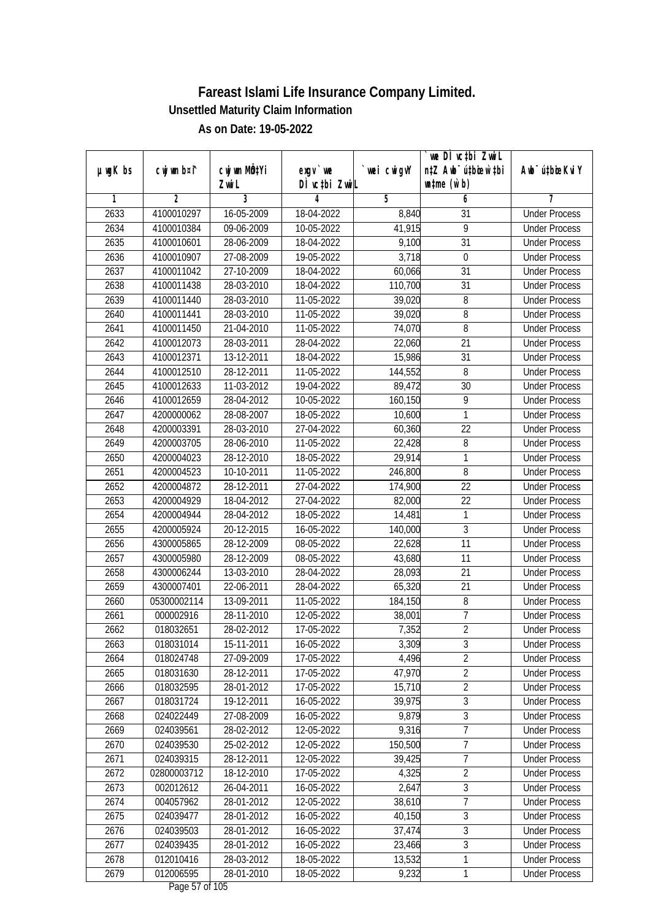# Fareast Islami Life Insurance Company Limited.

**Unsettled Maturity Claim Information**

**As on Date: 19-05-2022**

| µwgK bs | cwjwm b¤^i | cwjwm MÖn‡Yi ZvwiL | exgv` we DÌ vc‡bi ZvwiL | `vwei cwigvY | `we DÌ vc‡bi ZvwiL n‡Z Awb¯ú‡bœi w`‡bi msL¨v (w`b) | Awb¯ú‡bœi KviY |
|---|---|---|---|---|---|---|
| 1 | 2 | 3 | 4 | 5 | 6 | 7 |
| 2633 | 4100010297 | 16-05-2009 | 18-04-2022 | 8,840 | 31 | Under Process |
| 2634 | 4100010384 | 09-06-2009 | 10-05-2022 | 41,915 | 9 | Under Process |
| 2635 | 4100010601 | 28-06-2009 | 18-04-2022 | 9,100 | 31 | Under Process |
| 2636 | 4100010907 | 27-08-2009 | 19-05-2022 | 3,718 | 0 | Under Process |
| 2637 | 4100011042 | 27-10-2009 | 18-04-2022 | 60,066 | 31 | Under Process |
| 2638 | 4100011438 | 28-03-2010 | 18-04-2022 | 110,700 | 31 | Under Process |
| 2639 | 4100011440 | 28-03-2010 | 11-05-2022 | 39,020 | 8 | Under Process |
| 2640 | 4100011441 | 28-03-2010 | 11-05-2022 | 39,020 | 8 | Under Process |
| 2641 | 4100011450 | 21-04-2010 | 11-05-2022 | 74,070 | 8 | Under Process |
| 2642 | 4100012073 | 28-03-2011 | 28-04-2022 | 22,060 | 21 | Under Process |
| 2643 | 4100012371 | 13-12-2011 | 18-04-2022 | 15,986 | 31 | Under Process |
| 2644 | 4100012510 | 28-12-2011 | 11-05-2022 | 144,552 | 8 | Under Process |
| 2645 | 4100012633 | 11-03-2012 | 19-04-2022 | 89,472 | 30 | Under Process |
| 2646 | 4100012659 | 28-04-2012 | 10-05-2022 | 160,150 | 9 | Under Process |
| 2647 | 4200000062 | 28-08-2007 | 18-05-2022 | 10,600 | 1 | Under Process |
| 2648 | 4200003391 | 28-03-2010 | 27-04-2022 | 60,360 | 22 | Under Process |
| 2649 | 4200003705 | 28-06-2010 | 11-05-2022 | 22,428 | 8 | Under Process |
| 2650 | 4200004023 | 28-12-2010 | 18-05-2022 | 29,914 | 1 | Under Process |
| 2651 | 4200004523 | 10-10-2011 | 11-05-2022 | 246,800 | 8 | Under Process |
| 2652 | 4200004872 | 28-12-2011 | 27-04-2022 | 174,900 | 22 | Under Process |
| 2653 | 4200004929 | 18-04-2012 | 27-04-2022 | 82,000 | 22 | Under Process |
| 2654 | 4200004944 | 28-04-2012 | 18-05-2022 | 14,481 | 1 | Under Process |
| 2655 | 4200005924 | 20-12-2015 | 16-05-2022 | 140,000 | 3 | Under Process |
| 2656 | 4300005865 | 28-12-2009 | 08-05-2022 | 22,628 | 11 | Under Process |
| 2657 | 4300005980 | 28-12-2009 | 08-05-2022 | 43,680 | 11 | Under Process |
| 2658 | 4300006244 | 13-03-2010 | 28-04-2022 | 28,093 | 21 | Under Process |
| 2659 | 4300007401 | 22-06-2011 | 28-04-2022 | 65,320 | 21 | Under Process |
| 2660 | 05300002114 | 13-09-2011 | 11-05-2022 | 184,150 | 8 | Under Process |
| 2661 | 000002916 | 28-11-2010 | 12-05-2022 | 38,001 | 7 | Under Process |
| 2662 | 018032651 | 28-02-2012 | 17-05-2022 | 7,352 | 2 | Under Process |
| 2663 | 018031014 | 15-11-2011 | 16-05-2022 | 3,309 | 3 | Under Process |
| 2664 | 018024748 | 27-09-2009 | 17-05-2022 | 4,496 | 2 | Under Process |
| 2665 | 018031630 | 28-12-2011 | 17-05-2022 | 47,970 | 2 | Under Process |
| 2666 | 018032595 | 28-01-2012 | 17-05-2022 | 15,710 | 2 | Under Process |
| 2667 | 018031724 | 19-12-2011 | 16-05-2022 | 39,975 | 3 | Under Process |
| 2668 | 024022449 | 27-08-2009 | 16-05-2022 | 9,879 | 3 | Under Process |
| 2669 | 024039561 | 28-02-2012 | 12-05-2022 | 9,316 | 7 | Under Process |
| 2670 | 024039530 | 25-02-2012 | 12-05-2022 | 150,500 | 7 | Under Process |
| 2671 | 024039315 | 28-12-2011 | 12-05-2022 | 39,425 | 7 | Under Process |
| 2672 | 02800003712 | 18-12-2010 | 17-05-2022 | 4,325 | 2 | Under Process |
| 2673 | 002012612 | 26-04-2011 | 16-05-2022 | 2,647 | 3 | Under Process |
| 2674 | 004057962 | 28-01-2012 | 12-05-2022 | 38,610 | 7 | Under Process |
| 2675 | 024039477 | 28-01-2012 | 16-05-2022 | 40,150 | 3 | Under Process |
| 2676 | 024039503 | 28-01-2012 | 16-05-2022 | 37,474 | 3 | Under Process |
| 2677 | 024039435 | 28-01-2012 | 16-05-2022 | 23,466 | 3 | Under Process |
| 2678 | 012010416 | 28-03-2012 | 18-05-2022 | 13,532 | 1 | Under Process |
| 2679 | 012006595 | 28-01-2010 | 18-05-2022 | 9,232 | 1 | Under Process |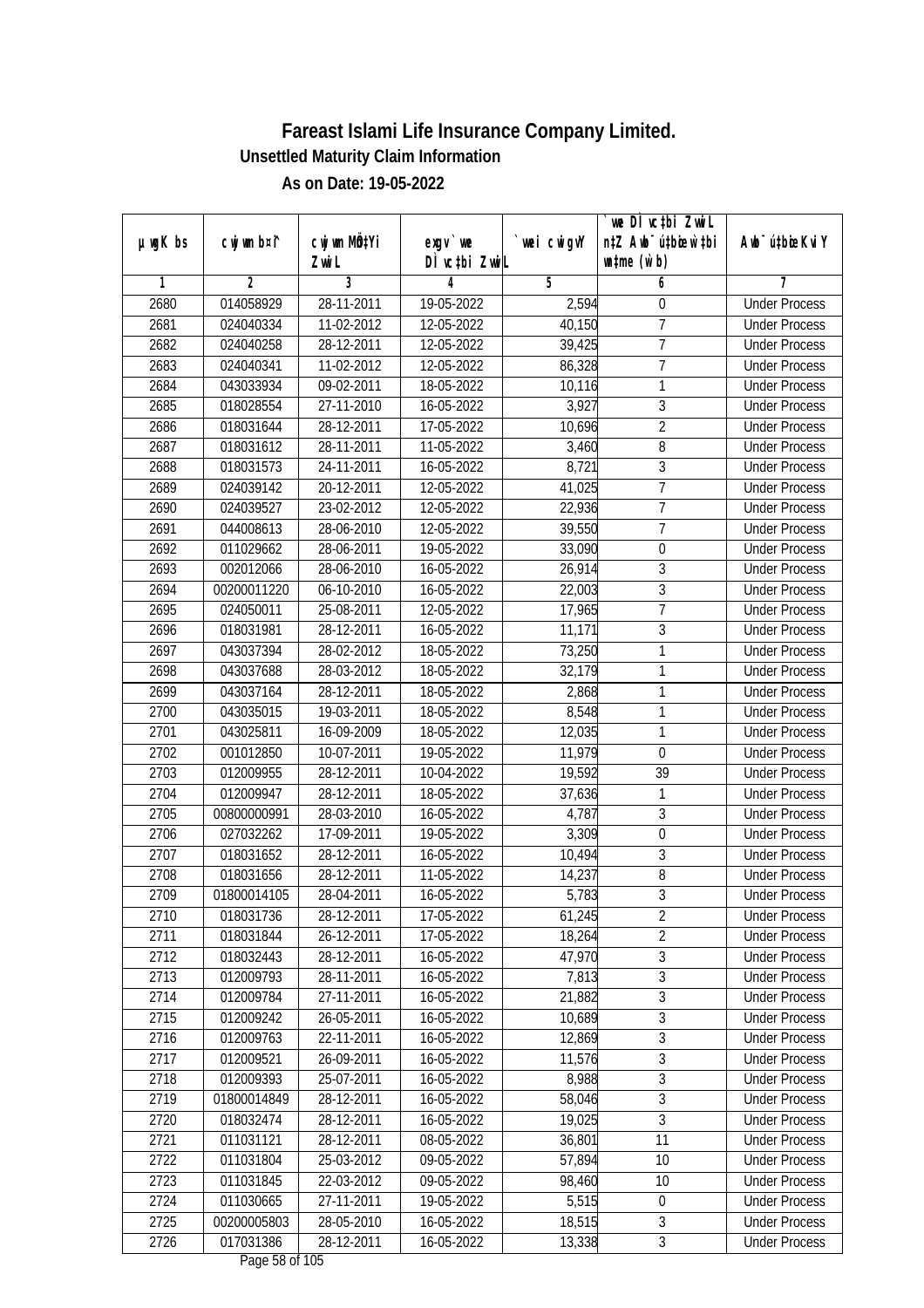# Fareast Islami Life Insurance Company Limited.

**Unsettled Maturity Claim Information**

**As on Date: 19-05-2022**

| µwgK bs | cwjwm bs¤^i | cwjwm MÖn‡Yi ZvwiL | exgv `ve Dì vc‡bi ZvwiL | `vwei cwigvY | `ve Dì vc‡bi ZvwiL n‡Z Avb¯ú‡bœi w‡bi mgq (w`b) | Avb¯ú‡bœi KviY |
|---|---|---|---|---|---|---|
| 1 | 2 | 3 | 4 | 5 | 6 | 7 |
| 2680 | 014058929 | 28-11-2011 | 19-05-2022 | 2,594 | 0 | Under Process |
| 2681 | 024040334 | 11-02-2012 | 12-05-2022 | 40,150 | 7 | Under Process |
| 2682 | 024040258 | 28-12-2011 | 12-05-2022 | 39,425 | 7 | Under Process |
| 2683 | 024040341 | 11-02-2012 | 12-05-2022 | 86,328 | 7 | Under Process |
| 2684 | 043033934 | 09-02-2011 | 18-05-2022 | 10,116 | 1 | Under Process |
| 2685 | 018028554 | 27-11-2010 | 16-05-2022 | 3,927 | 3 | Under Process |
| 2686 | 018031644 | 28-12-2011 | 17-05-2022 | 10,696 | 2 | Under Process |
| 2687 | 018031612 | 28-11-2011 | 11-05-2022 | 3,460 | 8 | Under Process |
| 2688 | 018031573 | 24-11-2011 | 16-05-2022 | 8,721 | 3 | Under Process |
| 2689 | 024039142 | 20-12-2011 | 12-05-2022 | 41,025 | 7 | Under Process |
| 2690 | 024039527 | 23-02-2012 | 12-05-2022 | 22,936 | 7 | Under Process |
| 2691 | 044008613 | 28-06-2010 | 12-05-2022 | 39,550 | 7 | Under Process |
| 2692 | 011029662 | 28-06-2011 | 19-05-2022 | 33,090 | 0 | Under Process |
| 2693 | 002012066 | 28-06-2010 | 16-05-2022 | 26,914 | 3 | Under Process |
| 2694 | 00200011220 | 06-10-2010 | 16-05-2022 | 22,003 | 3 | Under Process |
| 2695 | 024050011 | 25-08-2011 | 12-05-2022 | 17,965 | 7 | Under Process |
| 2696 | 018031981 | 28-12-2011 | 16-05-2022 | 11,171 | 3 | Under Process |
| 2697 | 043037394 | 28-02-2012 | 18-05-2022 | 73,250 | 1 | Under Process |
| 2698 | 043037688 | 28-03-2012 | 18-05-2022 | 32,179 | 1 | Under Process |
| 2699 | 043037164 | 28-12-2011 | 18-05-2022 | 2,868 | 1 | Under Process |
| 2700 | 043035015 | 19-03-2011 | 18-05-2022 | 8,548 | 1 | Under Process |
| 2701 | 043025811 | 16-09-2009 | 18-05-2022 | 12,035 | 1 | Under Process |
| 2702 | 001012850 | 10-07-2011 | 19-05-2022 | 11,979 | 0 | Under Process |
| 2703 | 012009955 | 28-12-2011 | 10-04-2022 | 19,592 | 39 | Under Process |
| 2704 | 012009947 | 28-12-2011 | 18-05-2022 | 37,636 | 1 | Under Process |
| 2705 | 00800000991 | 28-03-2010 | 16-05-2022 | 4,787 | 3 | Under Process |
| 2706 | 027032262 | 17-09-2011 | 19-05-2022 | 3,309 | 0 | Under Process |
| 2707 | 018031652 | 28-12-2011 | 16-05-2022 | 10,494 | 3 | Under Process |
| 2708 | 018031656 | 28-12-2011 | 11-05-2022 | 14,237 | 8 | Under Process |
| 2709 | 01800014105 | 28-04-2011 | 16-05-2022 | 5,783 | 3 | Under Process |
| 2710 | 018031736 | 28-12-2011 | 17-05-2022 | 61,245 | 2 | Under Process |
| 2711 | 018031844 | 26-12-2011 | 17-05-2022 | 18,264 | 2 | Under Process |
| 2712 | 018032443 | 28-12-2011 | 16-05-2022 | 47,970 | 3 | Under Process |
| 2713 | 012009793 | 28-11-2011 | 16-05-2022 | 7,813 | 3 | Under Process |
| 2714 | 012009784 | 27-11-2011 | 16-05-2022 | 21,882 | 3 | Under Process |
| 2715 | 012009242 | 26-05-2011 | 16-05-2022 | 10,689 | 3 | Under Process |
| 2716 | 012009763 | 22-11-2011 | 16-05-2022 | 12,869 | 3 | Under Process |
| 2717 | 012009521 | 26-09-2011 | 16-05-2022 | 11,576 | 3 | Under Process |
| 2718 | 012009393 | 25-07-2011 | 16-05-2022 | 8,988 | 3 | Under Process |
| 2719 | 01800014849 | 28-12-2011 | 16-05-2022 | 58,046 | 3 | Under Process |
| 2720 | 018032474 | 28-12-2011 | 16-05-2022 | 19,025 | 3 | Under Process |
| 2721 | 011031121 | 28-12-2011 | 08-05-2022 | 36,801 | 11 | Under Process |
| 2722 | 011031804 | 25-03-2012 | 09-05-2022 | 57,894 | 10 | Under Process |
| 2723 | 011031845 | 22-03-2012 | 09-05-2022 | 98,460 | 10 | Under Process |
| 2724 | 011030665 | 27-11-2011 | 19-05-2022 | 5,515 | 0 | Under Process |
| 2725 | 00200005803 | 28-05-2010 | 16-05-2022 | 18,515 | 3 | Under Process |
| 2726 | 017031386 | 28-12-2011 | 16-05-2022 | 13,338 | 3 | Under Process |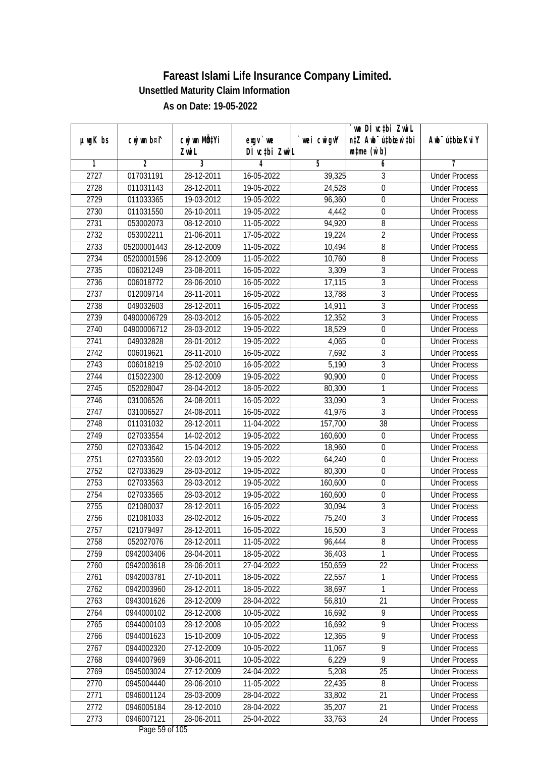# Fareast Islami Life Insurance Company Limited.

**Unsettled Maturity Claim Information**

**As on Date: 19-05-2022**

| µwgK bs | cwjwm b¤^i | cwjwm MÖn‡Yi ZvwiL | exgv`we DÌvc‡bi ZvwiL | `vwei cwigvY | `vwe DÌvc‡bi ZvwiL n‡Z Awb¯úwËi w`‡bi msL¨v (w`b) | Awb¯úwËi KviY |
|---|---|---|---|---|---|---|
| 1 | 2 | 3 | 4 | 5 | 6 | 7 |
| 2727 | 017031191 | 28-12-2011 | 16-05-2022 | 39,325 | 3 | Under Process |
| 2728 | 011031143 | 28-12-2011 | 19-05-2022 | 24,528 | 0 | Under Process |
| 2729 | 011033365 | 19-03-2012 | 19-05-2022 | 96,360 | 0 | Under Process |
| 2730 | 011031550 | 26-10-2011 | 19-05-2022 | 4,442 | 0 | Under Process |
| 2731 | 053002073 | 08-12-2010 | 11-05-2022 | 94,920 | 8 | Under Process |
| 2732 | 053002211 | 21-06-2011 | 17-05-2022 | 19,224 | 2 | Under Process |
| 2733 | 05200001443 | 28-12-2009 | 11-05-2022 | 10,494 | 8 | Under Process |
| 2734 | 05200001596 | 28-12-2009 | 11-05-2022 | 10,760 | 8 | Under Process |
| 2735 | 006021249 | 23-08-2011 | 16-05-2022 | 3,309 | 3 | Under Process |
| 2736 | 006018772 | 28-06-2010 | 16-05-2022 | 17,115 | 3 | Under Process |
| 2737 | 012009714 | 28-11-2011 | 16-05-2022 | 13,788 | 3 | Under Process |
| 2738 | 049032603 | 28-12-2011 | 16-05-2022 | 14,911 | 3 | Under Process |
| 2739 | 04900006729 | 28-03-2012 | 16-05-2022 | 12,352 | 3 | Under Process |
| 2740 | 04900006712 | 28-03-2012 | 19-05-2022 | 18,529 | 0 | Under Process |
| 2741 | 049032828 | 28-01-2012 | 19-05-2022 | 4,065 | 0 | Under Process |
| 2742 | 006019621 | 28-11-2010 | 16-05-2022 | 7,692 | 3 | Under Process |
| 2743 | 006018219 | 25-02-2010 | 16-05-2022 | 5,190 | 3 | Under Process |
| 2744 | 015022300 | 28-12-2009 | 19-05-2022 | 90,900 | 0 | Under Process |
| 2745 | 052028047 | 28-04-2012 | 18-05-2022 | 80,300 | 1 | Under Process |
| 2746 | 031006526 | 24-08-2011 | 16-05-2022 | 33,090 | 3 | Under Process |
| 2747 | 031006527 | 24-08-2011 | 16-05-2022 | 41,976 | 3 | Under Process |
| 2748 | 011031032 | 28-12-2011 | 11-04-2022 | 157,700 | 38 | Under Process |
| 2749 | 027033554 | 14-02-2012 | 19-05-2022 | 160,600 | 0 | Under Process |
| 2750 | 027033642 | 15-04-2012 | 19-05-2022 | 18,960 | 0 | Under Process |
| 2751 | 027033560 | 22-03-2012 | 19-05-2022 | 64,240 | 0 | Under Process |
| 2752 | 027033629 | 28-03-2012 | 19-05-2022 | 80,300 | 0 | Under Process |
| 2753 | 027033563 | 28-03-2012 | 19-05-2022 | 160,600 | 0 | Under Process |
| 2754 | 027033565 | 28-03-2012 | 19-05-2022 | 160,600 | 0 | Under Process |
| 2755 | 021080037 | 28-12-2011 | 16-05-2022 | 30,094 | 3 | Under Process |
| 2756 | 021081033 | 28-02-2012 | 16-05-2022 | 75,240 | 3 | Under Process |
| 2757 | 021079497 | 28-12-2011 | 16-05-2022 | 16,500 | 3 | Under Process |
| 2758 | 052027076 | 28-12-2011 | 11-05-2022 | 96,444 | 8 | Under Process |
| 2759 | 0942003406 | 28-04-2011 | 18-05-2022 | 36,403 | 1 | Under Process |
| 2760 | 0942003618 | 28-06-2011 | 27-04-2022 | 150,659 | 22 | Under Process |
| 2761 | 0942003781 | 27-10-2011 | 18-05-2022 | 22,557 | 1 | Under Process |
| 2762 | 0942003960 | 28-12-2011 | 18-05-2022 | 38,697 | 1 | Under Process |
| 2763 | 0943001626 | 28-12-2009 | 28-04-2022 | 56,810 | 21 | Under Process |
| 2764 | 0944000102 | 28-12-2008 | 10-05-2022 | 16,692 | 9 | Under Process |
| 2765 | 0944000103 | 28-12-2008 | 10-05-2022 | 16,692 | 9 | Under Process |
| 2766 | 0944001623 | 15-10-2009 | 10-05-2022 | 12,365 | 9 | Under Process |
| 2767 | 0944002320 | 27-12-2009 | 10-05-2022 | 11,067 | 9 | Under Process |
| 2768 | 0944007969 | 30-06-2011 | 10-05-2022 | 6,229 | 9 | Under Process |
| 2769 | 0945003024 | 27-12-2009 | 24-04-2022 | 5,208 | 25 | Under Process |
| 2770 | 0945004440 | 28-06-2010 | 11-05-2022 | 22,435 | 8 | Under Process |
| 2771 | 0946001124 | 28-03-2009 | 28-04-2022 | 33,802 | 21 | Under Process |
| 2772 | 0946005184 | 28-12-2010 | 28-04-2022 | 35,207 | 21 | Under Process |
| 2773 | 0946007121 | 28-06-2011 | 25-04-2022 | 33,763 | 24 | Under Process |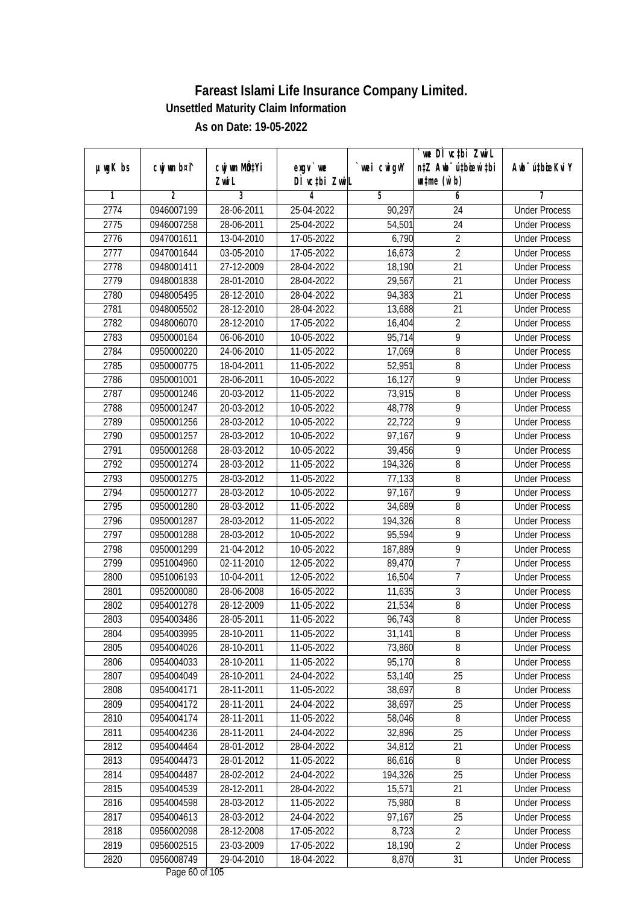# Fareast Islami Life Insurance Company Limited.

**Unsettled Maturity Claim Information**

**As on Date: 19-05-2022**

| µwgK bs | cwjwm b¤^i | cwjwm MÖn‡Yi ZvwiL | exgv` we`Ï c‡bi ZvwiL | `vwei cwigvY | `vwe DÌ vc‡bi ZvwiL n‡Z Awb¯ú‡bœi w`‡bi wn‡me (w`b) | Awb¯ú‡bœi KviY |
|---|---|---|---|---|---|---|
| 1 | 2 | 3 | 4 | 5 | 6 | 7 |
| 2774 | 0946007199 | 28-06-2011 | 25-04-2022 | 90,297 | 24 | Under Process |
| 2775 | 0946007258 | 28-06-2011 | 25-04-2022 | 54,501 | 24 | Under Process |
| 2776 | 0947001611 | 13-04-2010 | 17-05-2022 | 6,790 | 2 | Under Process |
| 2777 | 0947001644 | 03-05-2010 | 17-05-2022 | 16,673 | 2 | Under Process |
| 2778 | 0948001411 | 27-12-2009 | 28-04-2022 | 18,190 | 21 | Under Process |
| 2779 | 0948001838 | 28-01-2010 | 28-04-2022 | 29,567 | 21 | Under Process |
| 2780 | 0948005495 | 28-12-2010 | 28-04-2022 | 94,383 | 21 | Under Process |
| 2781 | 0948005502 | 28-12-2010 | 28-04-2022 | 13,688 | 21 | Under Process |
| 2782 | 0948006070 | 28-12-2010 | 17-05-2022 | 16,404 | 2 | Under Process |
| 2783 | 0950000164 | 06-06-2010 | 10-05-2022 | 95,714 | 9 | Under Process |
| 2784 | 0950000220 | 24-06-2010 | 11-05-2022 | 17,069 | 8 | Under Process |
| 2785 | 0950000775 | 18-04-2011 | 11-05-2022 | 52,951 | 8 | Under Process |
| 2786 | 0950001001 | 28-06-2011 | 10-05-2022 | 16,127 | 9 | Under Process |
| 2787 | 0950001246 | 20-03-2012 | 11-05-2022 | 73,915 | 8 | Under Process |
| 2788 | 0950001247 | 20-03-2012 | 10-05-2022 | 48,778 | 9 | Under Process |
| 2789 | 0950001256 | 28-03-2012 | 10-05-2022 | 22,722 | 9 | Under Process |
| 2790 | 0950001257 | 28-03-2012 | 10-05-2022 | 97,167 | 9 | Under Process |
| 2791 | 0950001268 | 28-03-2012 | 10-05-2022 | 39,456 | 9 | Under Process |
| 2792 | 0950001274 | 28-03-2012 | 11-05-2022 | 194,326 | 8 | Under Process |
| 2793 | 0950001275 | 28-03-2012 | 11-05-2022 | 77,133 | 8 | Under Process |
| 2794 | 0950001277 | 28-03-2012 | 10-05-2022 | 97,167 | 9 | Under Process |
| 2795 | 0950001280 | 28-03-2012 | 11-05-2022 | 34,689 | 8 | Under Process |
| 2796 | 0950001287 | 28-03-2012 | 11-05-2022 | 194,326 | 8 | Under Process |
| 2797 | 0950001288 | 28-03-2012 | 10-05-2022 | 95,594 | 9 | Under Process |
| 2798 | 0950001299 | 21-04-2012 | 10-05-2022 | 187,889 | 9 | Under Process |
| 2799 | 0951004960 | 02-11-2010 | 12-05-2022 | 89,470 | 7 | Under Process |
| 2800 | 0951006193 | 10-04-2011 | 12-05-2022 | 16,504 | 7 | Under Process |
| 2801 | 0952000080 | 28-06-2008 | 16-05-2022 | 11,635 | 3 | Under Process |
| 2802 | 0954001278 | 28-12-2009 | 11-05-2022 | 21,534 | 8 | Under Process |
| 2803 | 0954003486 | 28-05-2011 | 11-05-2022 | 96,743 | 8 | Under Process |
| 2804 | 0954003995 | 28-10-2011 | 11-05-2022 | 31,141 | 8 | Under Process |
| 2805 | 0954004026 | 28-10-2011 | 11-05-2022 | 73,860 | 8 | Under Process |
| 2806 | 0954004033 | 28-10-2011 | 11-05-2022 | 95,170 | 8 | Under Process |
| 2807 | 0954004049 | 28-10-2011 | 24-04-2022 | 53,140 | 25 | Under Process |
| 2808 | 0954004171 | 28-11-2011 | 11-05-2022 | 38,697 | 8 | Under Process |
| 2809 | 0954004172 | 28-11-2011 | 24-04-2022 | 38,697 | 25 | Under Process |
| 2810 | 0954004174 | 28-11-2011 | 11-05-2022 | 58,046 | 8 | Under Process |
| 2811 | 0954004236 | 28-11-2011 | 24-04-2022 | 32,896 | 25 | Under Process |
| 2812 | 0954004464 | 28-01-2012 | 28-04-2022 | 34,812 | 21 | Under Process |
| 2813 | 0954004473 | 28-01-2012 | 11-05-2022 | 86,616 | 8 | Under Process |
| 2814 | 0954004487 | 28-02-2012 | 24-04-2022 | 194,326 | 25 | Under Process |
| 2815 | 0954004539 | 28-12-2011 | 28-04-2022 | 15,571 | 21 | Under Process |
| 2816 | 0954004598 | 28-03-2012 | 11-05-2022 | 75,980 | 8 | Under Process |
| 2817 | 0954004613 | 28-03-2012 | 24-04-2022 | 97,167 | 25 | Under Process |
| 2818 | 0956002098 | 28-12-2008 | 17-05-2022 | 8,723 | 2 | Under Process |
| 2819 | 0956002515 | 23-03-2009 | 17-05-2022 | 18,190 | 2 | Under Process |
| 2820 | 0956008749 | 29-04-2010 | 18-04-2022 | 8,870 | 31 | Under Process |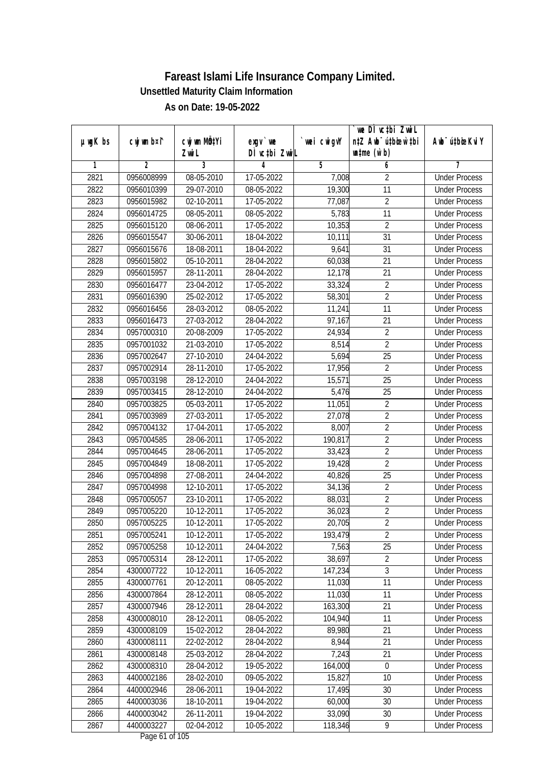# Fareast Islami Life Insurance Company Limited.

## Unsettled Maturity Claim Information

### As on Date: 19-05-2022

| µwgK bs | cwjwm b¤^i | cwjwm MÖn‡Yi ZvwiL | exgv`vwe D‡cÖi ZvwiL | `vwei cwigvY | `vwe D‡cÖi ZvwiL n‡Z Awb¯úwËi w`‡bi wnmve (w`b) | Awb¯úwËi KviY |
|---|---|---|---|---|---|---|
| 1 | 2 | 3 | 4 | 5 | 6 | 7 |
| 2821 | 0956008999 | 08-05-2010 | 17-05-2022 | 7,008 | 2 | Under Process |
| 2822 | 0956010399 | 29-07-2010 | 08-05-2022 | 19,300 | 11 | Under Process |
| 2823 | 0956015982 | 02-10-2011 | 17-05-2022 | 77,087 | 2 | Under Process |
| 2824 | 0956014725 | 08-05-2011 | 08-05-2022 | 5,783 | 11 | Under Process |
| 2825 | 0956015120 | 08-06-2011 | 17-05-2022 | 10,353 | 2 | Under Process |
| 2826 | 0956015547 | 30-06-2011 | 18-04-2022 | 10,111 | 31 | Under Process |
| 2827 | 0956015676 | 18-08-2011 | 18-04-2022 | 9,641 | 31 | Under Process |
| 2828 | 0956015802 | 05-10-2011 | 28-04-2022 | 60,038 | 21 | Under Process |
| 2829 | 0956015957 | 28-11-2011 | 28-04-2022 | 12,178 | 21 | Under Process |
| 2830 | 0956016477 | 23-04-2012 | 17-05-2022 | 33,324 | 2 | Under Process |
| 2831 | 0956016390 | 25-02-2012 | 17-05-2022 | 58,301 | 2 | Under Process |
| 2832 | 0956016456 | 28-03-2012 | 08-05-2022 | 11,241 | 11 | Under Process |
| 2833 | 0956016473 | 27-03-2012 | 28-04-2022 | 97,167 | 21 | Under Process |
| 2834 | 0957000310 | 20-08-2009 | 17-05-2022 | 24,934 | 2 | Under Process |
| 2835 | 0957001032 | 21-03-2010 | 17-05-2022 | 8,514 | 2 | Under Process |
| 2836 | 0957002647 | 27-10-2010 | 24-04-2022 | 5,694 | 25 | Under Process |
| 2837 | 0957002914 | 28-11-2010 | 17-05-2022 | 17,956 | 2 | Under Process |
| 2838 | 0957003198 | 28-12-2010 | 24-04-2022 | 15,571 | 25 | Under Process |
| 2839 | 0957003415 | 28-12-2010 | 24-04-2022 | 5,476 | 25 | Under Process |
| 2840 | 0957003825 | 05-03-2011 | 17-05-2022 | 11,051 | 2 | Under Process |
| 2841 | 0957003989 | 27-03-2011 | 17-05-2022 | 27,078 | 2 | Under Process |
| 2842 | 0957004132 | 17-04-2011 | 17-05-2022 | 8,007 | 2 | Under Process |
| 2843 | 0957004585 | 28-06-2011 | 17-05-2022 | 190,817 | 2 | Under Process |
| 2844 | 0957004645 | 28-06-2011 | 17-05-2022 | 33,423 | 2 | Under Process |
| 2845 | 0957004849 | 18-08-2011 | 17-05-2022 | 19,428 | 2 | Under Process |
| 2846 | 0957004898 | 27-08-2011 | 24-04-2022 | 40,826 | 25 | Under Process |
| 2847 | 0957004998 | 12-10-2011 | 17-05-2022 | 34,136 | 2 | Under Process |
| 2848 | 0957005057 | 23-10-2011 | 17-05-2022 | 88,031 | 2 | Under Process |
| 2849 | 0957005220 | 10-12-2011 | 17-05-2022 | 36,023 | 2 | Under Process |
| 2850 | 0957005225 | 10-12-2011 | 17-05-2022 | 20,705 | 2 | Under Process |
| 2851 | 0957005241 | 10-12-2011 | 17-05-2022 | 193,479 | 2 | Under Process |
| 2852 | 0957005258 | 10-12-2011 | 24-04-2022 | 7,563 | 25 | Under Process |
| 2853 | 0957005314 | 28-12-2011 | 17-05-2022 | 38,697 | 2 | Under Process |
| 2854 | 4300007722 | 10-12-2011 | 16-05-2022 | 147,234 | 3 | Under Process |
| 2855 | 4300007761 | 20-12-2011 | 08-05-2022 | 11,030 | 11 | Under Process |
| 2856 | 4300007864 | 28-12-2011 | 08-05-2022 | 11,030 | 11 | Under Process |
| 2857 | 4300007946 | 28-12-2011 | 28-04-2022 | 163,300 | 21 | Under Process |
| 2858 | 4300008010 | 28-12-2011 | 08-05-2022 | 104,940 | 11 | Under Process |
| 2859 | 4300008109 | 15-02-2012 | 28-04-2022 | 89,980 | 21 | Under Process |
| 2860 | 4300008111 | 22-02-2012 | 28-04-2022 | 8,944 | 21 | Under Process |
| 2861 | 4300008148 | 25-03-2012 | 28-04-2022 | 7,243 | 21 | Under Process |
| 2862 | 4300008310 | 28-04-2012 | 19-05-2022 | 164,000 | 0 | Under Process |
| 2863 | 4400002186 | 28-02-2010 | 09-05-2022 | 15,827 | 10 | Under Process |
| 2864 | 4400002946 | 28-06-2011 | 19-04-2022 | 17,495 | 30 | Under Process |
| 2865 | 4400003036 | 18-10-2011 | 19-04-2022 | 60,000 | 30 | Under Process |
| 2866 | 4400003042 | 26-11-2011 | 19-04-2022 | 33,090 | 30 | Under Process |
| 2867 | 4400003227 | 02-04-2012 | 10-05-2022 | 118,346 | 9 | Under Process |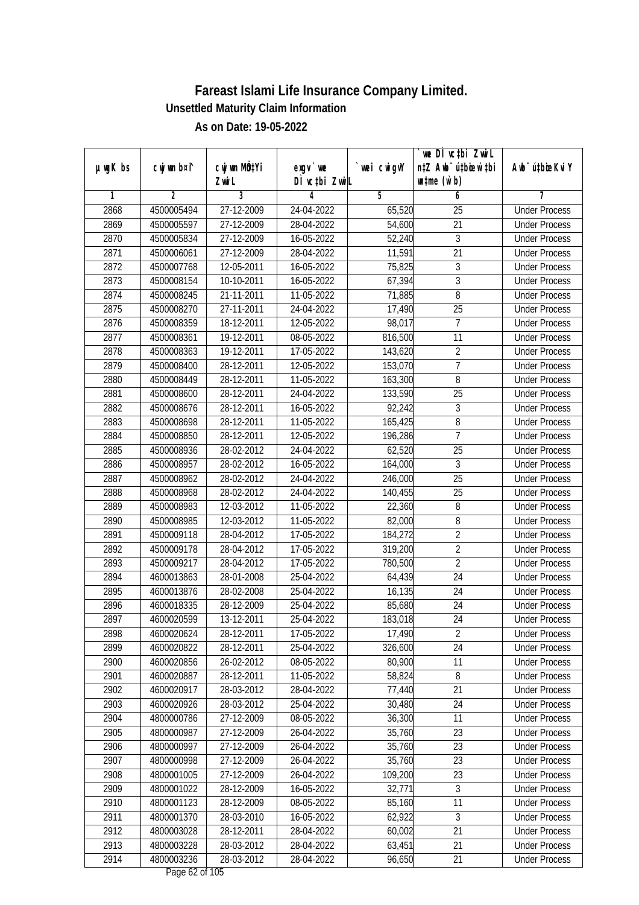# Fareast Islami Life Insurance Company Limited.

**Unsettled Maturity Claim Information**

**As on Date: 19-05-2022**

| µwgK bs | cwjwm b¤^i | cwjwm MÖn‡Yi ZvwiL | exgv`v‡ei `vwe DÌvc‡bi ZvwiL | `vwei cwigvY | `vwe DÌvc‡bi ZvwiL n‡Z Awb¯úbœ `v‡bi mgq (w`b) | Awb¯ú‡bœi KviY |
|---|---|---|---|---|---|---|
| 1 | 2 | 3 | 4 | 5 | 6 | 7 |
| 2868 | 4500005494 | 27-12-2009 | 24-04-2022 | 65,520 | 25 | Under Process |
| 2869 | 4500005597 | 27-12-2009 | 28-04-2022 | 54,600 | 21 | Under Process |
| 2870 | 4500005834 | 27-12-2009 | 16-05-2022 | 52,240 | 3 | Under Process |
| 2871 | 4500006061 | 27-12-2009 | 28-04-2022 | 11,591 | 21 | Under Process |
| 2872 | 4500007768 | 12-05-2011 | 16-05-2022 | 75,825 | 3 | Under Process |
| 2873 | 4500008154 | 10-10-2011 | 16-05-2022 | 67,394 | 3 | Under Process |
| 2874 | 4500008245 | 21-11-2011 | 11-05-2022 | 71,885 | 8 | Under Process |
| 2875 | 4500008270 | 27-11-2011 | 24-04-2022 | 17,490 | 25 | Under Process |
| 2876 | 4500008359 | 18-12-2011 | 12-05-2022 | 98,017 | 7 | Under Process |
| 2877 | 4500008361 | 19-12-2011 | 08-05-2022 | 816,500 | 11 | Under Process |
| 2878 | 4500008363 | 19-12-2011 | 17-05-2022 | 143,620 | 2 | Under Process |
| 2879 | 4500008400 | 28-12-2011 | 12-05-2022 | 153,070 | 7 | Under Process |
| 2880 | 4500008449 | 28-12-2011 | 11-05-2022 | 163,300 | 8 | Under Process |
| 2881 | 4500008600 | 28-12-2011 | 24-04-2022 | 133,590 | 25 | Under Process |
| 2882 | 4500008676 | 28-12-2011 | 16-05-2022 | 92,242 | 3 | Under Process |
| 2883 | 4500008698 | 28-12-2011 | 11-05-2022 | 165,425 | 8 | Under Process |
| 2884 | 4500008850 | 28-12-2011 | 12-05-2022 | 196,286 | 7 | Under Process |
| 2885 | 4500008936 | 28-02-2012 | 24-04-2022 | 62,520 | 25 | Under Process |
| 2886 | 4500008957 | 28-02-2012 | 16-05-2022 | 164,000 | 3 | Under Process |
| 2887 | 4500008962 | 28-02-2012 | 24-04-2022 | 246,000 | 25 | Under Process |
| 2888 | 4500008968 | 28-02-2012 | 24-04-2022 | 140,455 | 25 | Under Process |
| 2889 | 4500008983 | 12-03-2012 | 11-05-2022 | 22,360 | 8 | Under Process |
| 2890 | 4500008985 | 12-03-2012 | 11-05-2022 | 82,000 | 8 | Under Process |
| 2891 | 4500009118 | 28-04-2012 | 17-05-2022 | 184,272 | 2 | Under Process |
| 2892 | 4500009178 | 28-04-2012 | 17-05-2022 | 319,200 | 2 | Under Process |
| 2893 | 4500009217 | 28-04-2012 | 17-05-2022 | 780,500 | 2 | Under Process |
| 2894 | 4600013863 | 28-01-2008 | 25-04-2022 | 64,439 | 24 | Under Process |
| 2895 | 4600013876 | 28-02-2008 | 25-04-2022 | 16,135 | 24 | Under Process |
| 2896 | 4600018335 | 28-12-2009 | 25-04-2022 | 85,680 | 24 | Under Process |
| 2897 | 4600020599 | 13-12-2011 | 25-04-2022 | 183,018 | 24 | Under Process |
| 2898 | 4600020624 | 28-12-2011 | 17-05-2022 | 17,490 | 2 | Under Process |
| 2899 | 4600020822 | 28-12-2011 | 25-04-2022 | 326,600 | 24 | Under Process |
| 2900 | 4600020856 | 26-02-2012 | 08-05-2022 | 80,900 | 11 | Under Process |
| 2901 | 4600020887 | 28-12-2011 | 11-05-2022 | 58,824 | 8 | Under Process |
| 2902 | 4600020917 | 28-03-2012 | 28-04-2022 | 77,440 | 21 | Under Process |
| 2903 | 4600020926 | 28-03-2012 | 25-04-2022 | 30,480 | 24 | Under Process |
| 2904 | 4800000786 | 27-12-2009 | 08-05-2022 | 36,300 | 11 | Under Process |
| 2905 | 4800000987 | 27-12-2009 | 26-04-2022 | 35,760 | 23 | Under Process |
| 2906 | 4800000997 | 27-12-2009 | 26-04-2022 | 35,760 | 23 | Under Process |
| 2907 | 4800000998 | 27-12-2009 | 26-04-2022 | 35,760 | 23 | Under Process |
| 2908 | 4800001005 | 27-12-2009 | 26-04-2022 | 109,200 | 23 | Under Process |
| 2909 | 4800001022 | 28-12-2009 | 16-05-2022 | 32,771 | 3 | Under Process |
| 2910 | 4800001123 | 28-12-2009 | 08-05-2022 | 85,160 | 11 | Under Process |
| 2911 | 4800001370 | 28-03-2010 | 16-05-2022 | 62,922 | 3 | Under Process |
| 2912 | 4800003028 | 28-12-2011 | 28-04-2022 | 60,002 | 21 | Under Process |
| 2913 | 4800003228 | 28-03-2012 | 28-04-2022 | 63,451 | 21 | Under Process |
| 2914 | 4800003236 | 28-03-2012 | 28-04-2022 | 96,650 | 21 | Under Process |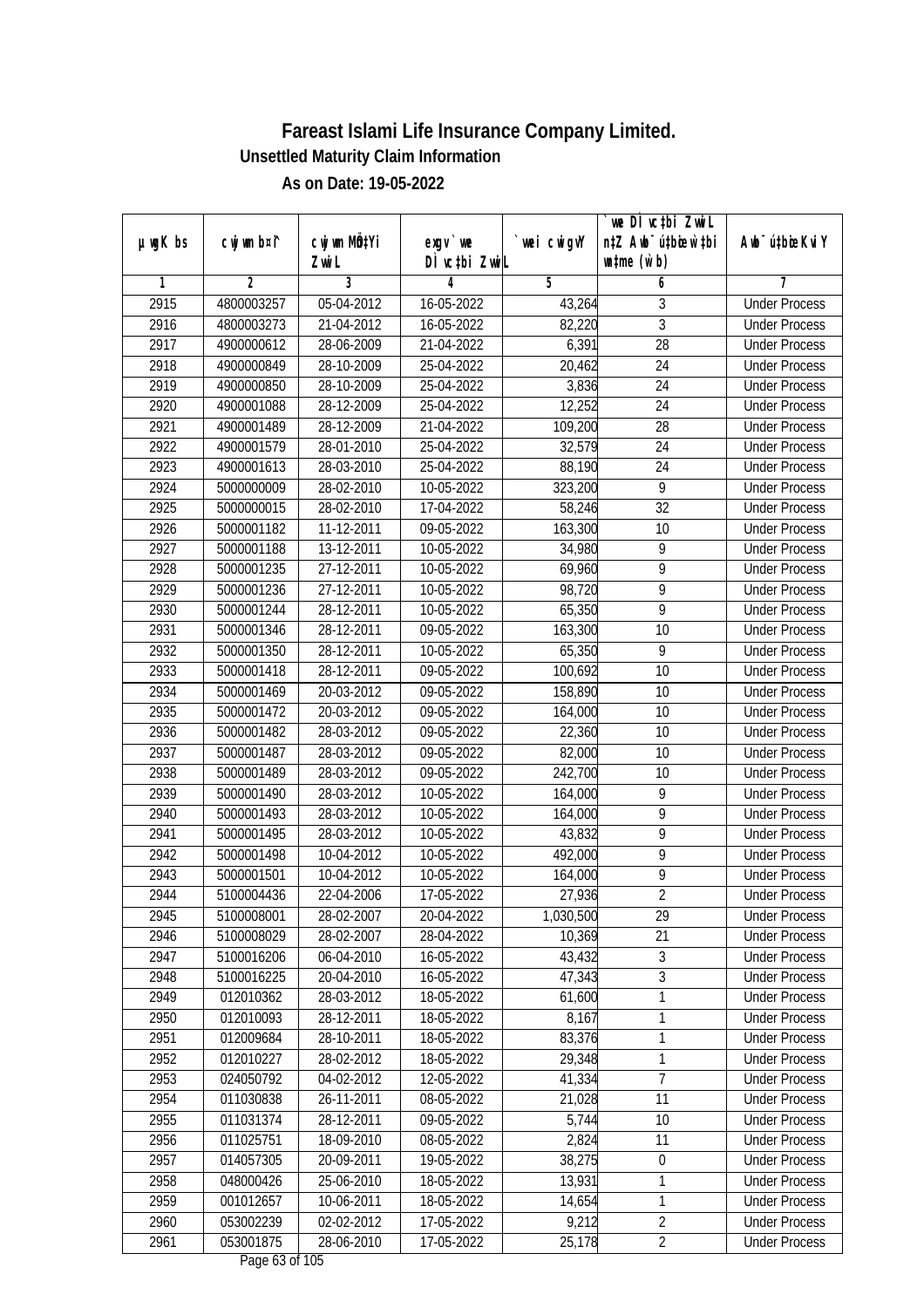# Fareast Islami Life Insurance Company Limited.

### Unsettled Maturity Claim Information

### As on Date: 19-05-2022

| µwgK bs | cwjwm b¤^i | cwjwm MÖn‡Yi ZvwiL | exgv` we DÌ vc‡bi ZvwiL | `vwei cwigvY | `vwe DÌvc‡bi ZvwiL n‡Z Awb¯úwËi w`‡bi wnmve (w`b) | Awb¯úwËi KviY |
|---|---|---|---|---|---|---|
| 1 | 2 | 3 | 4 | 5 | 6 | 7 |
| 2915 | 4800003257 | 05-04-2012 | 16-05-2022 | 43,264 | 3 | Under Process |
| 2916 | 4800003273 | 21-04-2012 | 16-05-2022 | 82,220 | 3 | Under Process |
| 2917 | 4900000612 | 28-06-2009 | 21-04-2022 | 6,391 | 28 | Under Process |
| 2918 | 4900000849 | 28-10-2009 | 25-04-2022 | 20,462 | 24 | Under Process |
| 2919 | 4900000850 | 28-10-2009 | 25-04-2022 | 3,836 | 24 | Under Process |
| 2920 | 4900001088 | 28-12-2009 | 25-04-2022 | 12,252 | 24 | Under Process |
| 2921 | 4900001489 | 28-12-2009 | 21-04-2022 | 109,200 | 28 | Under Process |
| 2922 | 4900001579 | 28-01-2010 | 25-04-2022 | 32,579 | 24 | Under Process |
| 2923 | 4900001613 | 28-03-2010 | 25-04-2022 | 88,190 | 24 | Under Process |
| 2924 | 5000000009 | 28-02-2010 | 10-05-2022 | 323,200 | 9 | Under Process |
| 2925 | 5000000015 | 28-02-2010 | 17-04-2022 | 58,246 | 32 | Under Process |
| 2926 | 5000001182 | 11-12-2011 | 09-05-2022 | 163,300 | 10 | Under Process |
| 2927 | 5000001188 | 13-12-2011 | 10-05-2022 | 34,980 | 9 | Under Process |
| 2928 | 5000001235 | 27-12-2011 | 10-05-2022 | 69,960 | 9 | Under Process |
| 2929 | 5000001236 | 27-12-2011 | 10-05-2022 | 98,720 | 9 | Under Process |
| 2930 | 5000001244 | 28-12-2011 | 10-05-2022 | 65,350 | 9 | Under Process |
| 2931 | 5000001346 | 28-12-2011 | 09-05-2022 | 163,300 | 10 | Under Process |
| 2932 | 5000001350 | 28-12-2011 | 10-05-2022 | 65,350 | 9 | Under Process |
| 2933 | 5000001418 | 28-12-2011 | 09-05-2022 | 100,692 | 10 | Under Process |
| 2934 | 5000001469 | 20-03-2012 | 09-05-2022 | 158,890 | 10 | Under Process |
| 2935 | 5000001472 | 20-03-2012 | 09-05-2022 | 164,000 | 10 | Under Process |
| 2936 | 5000001482 | 28-03-2012 | 09-05-2022 | 22,360 | 10 | Under Process |
| 2937 | 5000001487 | 28-03-2012 | 09-05-2022 | 82,000 | 10 | Under Process |
| 2938 | 5000001489 | 28-03-2012 | 09-05-2022 | 242,700 | 10 | Under Process |
| 2939 | 5000001490 | 28-03-2012 | 10-05-2022 | 164,000 | 9 | Under Process |
| 2940 | 5000001493 | 28-03-2012 | 10-05-2022 | 164,000 | 9 | Under Process |
| 2941 | 5000001495 | 28-03-2012 | 10-05-2022 | 43,832 | 9 | Under Process |
| 2942 | 5000001498 | 10-04-2012 | 10-05-2022 | 492,000 | 9 | Under Process |
| 2943 | 5000001501 | 10-04-2012 | 10-05-2022 | 164,000 | 9 | Under Process |
| 2944 | 5100004436 | 22-04-2006 | 17-05-2022 | 27,936 | 2 | Under Process |
| 2945 | 5100008001 | 28-02-2007 | 20-04-2022 | 1,030,500 | 29 | Under Process |
| 2946 | 5100008029 | 28-02-2007 | 28-04-2022 | 10,369 | 21 | Under Process |
| 2947 | 5100016206 | 06-04-2010 | 16-05-2022 | 43,432 | 3 | Under Process |
| 2948 | 5100016225 | 20-04-2010 | 16-05-2022 | 47,343 | 3 | Under Process |
| 2949 | 012010362 | 28-03-2012 | 18-05-2022 | 61,600 | 1 | Under Process |
| 2950 | 012010093 | 28-12-2011 | 18-05-2022 | 8,167 | 1 | Under Process |
| 2951 | 012009684 | 28-10-2011 | 18-05-2022 | 83,376 | 1 | Under Process |
| 2952 | 012010227 | 28-02-2012 | 18-05-2022 | 29,348 | 1 | Under Process |
| 2953 | 024050792 | 04-02-2012 | 12-05-2022 | 41,334 | 7 | Under Process |
| 2954 | 011030838 | 26-11-2011 | 08-05-2022 | 21,028 | 11 | Under Process |
| 2955 | 011031374 | 28-12-2011 | 09-05-2022 | 5,744 | 10 | Under Process |
| 2956 | 011025751 | 18-09-2010 | 08-05-2022 | 2,824 | 11 | Under Process |
| 2957 | 014057305 | 20-09-2011 | 19-05-2022 | 38,275 | 0 | Under Process |
| 2958 | 048000426 | 25-06-2010 | 18-05-2022 | 13,931 | 1 | Under Process |
| 2959 | 001012657 | 10-06-2011 | 18-05-2022 | 14,654 | 1 | Under Process |
| 2960 | 053002239 | 02-02-2012 | 17-05-2022 | 9,212 | 2 | Under Process |
| 2961 | 053001875 | 28-06-2010 | 17-05-2022 | 25,178 | 2 | Under Process |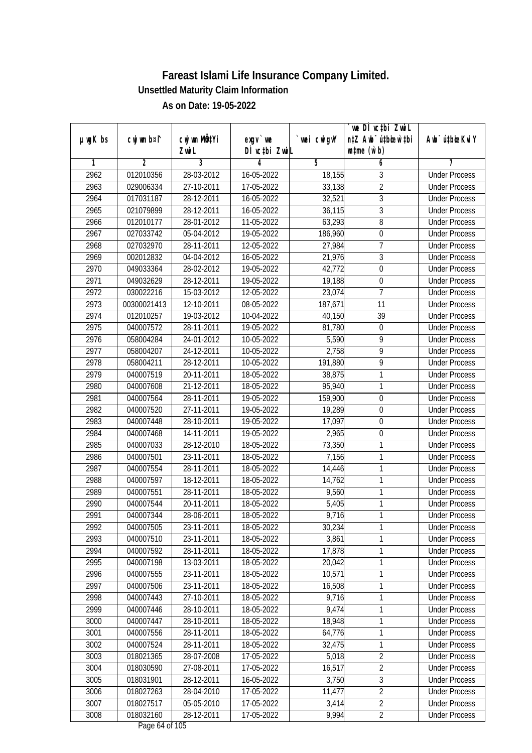# Fareast Islami Life Insurance Company Limited.

### Unsettled Maturity Claim Information

### As on Date: 19-05-2022

| µwgK bs | cwjwm b¤^i | cwjwm MÖn‡Yi ZvwiL | exgv`we DÌvc‡bi ZvwiL | `vwei cwigvY | `vwe DÌvc‡bi ZvwiL n‡Z Awb¯úbœ `vwei mgq (w`b) | Awb¯úbœ `vwei KviY |
|---|---|---|---|---|---|---|
| 1 | 2 | 3 | 4 | 5 | 6 | 7 |
| 2962 | 012010356 | 28-03-2012 | 16-05-2022 | 18,155 | 3 | Under Process |
| 2963 | 029006334 | 27-10-2011 | 17-05-2022 | 33,138 | 2 | Under Process |
| 2964 | 017031187 | 28-12-2011 | 16-05-2022 | 32,521 | 3 | Under Process |
| 2965 | 021079899 | 28-12-2011 | 16-05-2022 | 36,115 | 3 | Under Process |
| 2966 | 012010177 | 28-01-2012 | 11-05-2022 | 63,293 | 8 | Under Process |
| 2967 | 027033742 | 05-04-2012 | 19-05-2022 | 186,960 | 0 | Under Process |
| 2968 | 027032970 | 28-11-2011 | 12-05-2022 | 27,984 | 7 | Under Process |
| 2969 | 002012832 | 04-04-2012 | 16-05-2022 | 21,976 | 3 | Under Process |
| 2970 | 049033364 | 28-02-2012 | 19-05-2022 | 42,772 | 0 | Under Process |
| 2971 | 049032629 | 28-12-2011 | 19-05-2022 | 19,188 | 0 | Under Process |
| 2972 | 030022216 | 15-03-2012 | 12-05-2022 | 23,074 | 7 | Under Process |
| 2973 | 00300021413 | 12-10-2011 | 08-05-2022 | 187,671 | 11 | Under Process |
| 2974 | 012010257 | 19-03-2012 | 10-04-2022 | 40,150 | 39 | Under Process |
| 2975 | 040007572 | 28-11-2011 | 19-05-2022 | 81,780 | 0 | Under Process |
| 2976 | 058004284 | 24-01-2012 | 10-05-2022 | 5,590 | 9 | Under Process |
| 2977 | 058004207 | 24-12-2011 | 10-05-2022 | 2,758 | 9 | Under Process |
| 2978 | 058004211 | 28-12-2011 | 10-05-2022 | 191,880 | 9 | Under Process |
| 2979 | 040007519 | 20-11-2011 | 18-05-2022 | 38,875 | 1 | Under Process |
| 2980 | 040007608 | 21-12-2011 | 18-05-2022 | 95,940 | 1 | Under Process |
| 2981 | 040007564 | 28-11-2011 | 19-05-2022 | 159,900 | 0 | Under Process |
| 2982 | 040007520 | 27-11-2011 | 19-05-2022 | 19,289 | 0 | Under Process |
| 2983 | 040007448 | 28-10-2011 | 19-05-2022 | 17,097 | 0 | Under Process |
| 2984 | 040007468 | 14-11-2011 | 19-05-2022 | 2,965 | 0 | Under Process |
| 2985 | 040007033 | 28-12-2010 | 18-05-2022 | 73,350 | 1 | Under Process |
| 2986 | 040007501 | 23-11-2011 | 18-05-2022 | 7,156 | 1 | Under Process |
| 2987 | 040007554 | 28-11-2011 | 18-05-2022 | 14,446 | 1 | Under Process |
| 2988 | 040007597 | 18-12-2011 | 18-05-2022 | 14,762 | 1 | Under Process |
| 2989 | 040007551 | 28-11-2011 | 18-05-2022 | 9,560 | 1 | Under Process |
| 2990 | 040007544 | 20-11-2011 | 18-05-2022 | 5,405 | 1 | Under Process |
| 2991 | 040007344 | 28-06-2011 | 18-05-2022 | 9,716 | 1 | Under Process |
| 2992 | 040007505 | 23-11-2011 | 18-05-2022 | 30,234 | 1 | Under Process |
| 2993 | 040007510 | 23-11-2011 | 18-05-2022 | 3,861 | 1 | Under Process |
| 2994 | 040007592 | 28-11-2011 | 18-05-2022 | 17,878 | 1 | Under Process |
| 2995 | 040007198 | 13-03-2011 | 18-05-2022 | 20,042 | 1 | Under Process |
| 2996 | 040007555 | 23-11-2011 | 18-05-2022 | 10,571 | 1 | Under Process |
| 2997 | 040007506 | 23-11-2011 | 18-05-2022 | 16,508 | 1 | Under Process |
| 2998 | 040007443 | 27-10-2011 | 18-05-2022 | 9,716 | 1 | Under Process |
| 2999 | 040007446 | 28-10-2011 | 18-05-2022 | 9,474 | 1 | Under Process |
| 3000 | 040007447 | 28-10-2011 | 18-05-2022 | 18,948 | 1 | Under Process |
| 3001 | 040007556 | 28-11-2011 | 18-05-2022 | 64,776 | 1 | Under Process |
| 3002 | 040007524 | 28-11-2011 | 18-05-2022 | 32,475 | 1 | Under Process |
| 3003 | 018021365 | 28-07-2008 | 17-05-2022 | 5,018 | 2 | Under Process |
| 3004 | 018030590 | 27-08-2011 | 17-05-2022 | 16,517 | 2 | Under Process |
| 3005 | 018031901 | 28-12-2011 | 16-05-2022 | 3,750 | 3 | Under Process |
| 3006 | 018027263 | 28-04-2010 | 17-05-2022 | 11,477 | 2 | Under Process |
| 3007 | 018027517 | 05-05-2010 | 17-05-2022 | 3,414 | 2 | Under Process |
| 3008 | 018032160 | 28-12-2011 | 17-05-2022 | 9,994 | 2 | Under Process |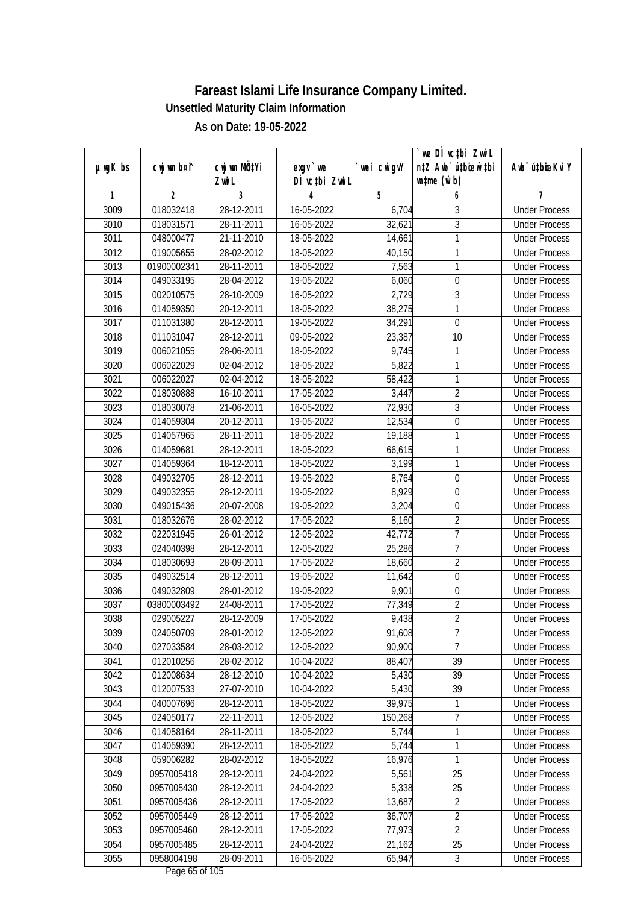# Fareast Islami Life Insurance Company Limited.

## Unsettled Maturity Claim Information

### As on Date: 19-05-2022

| µwgK bs | cwjwm b¤^i | cwjwm MÖn‡Yi ZvwiL | exgv`wei DÌvc‡bi ZvwiL | `vwei cwigvY | `vwe DÌvc‡bi ZvwiL n‡Z Awb¯úbœ `v‡qi mgq (w`b) | Awb¯ú‡bœi KviY |
|---|---|---|---|---|---|---|
| 1 | 2 | 3 | 4 | 5 | 6 | 7 |
| 3009 | 018032418 | 28-12-2011 | 16-05-2022 | 6,704 | 3 | Under Process |
| 3010 | 018031571 | 28-11-2011 | 16-05-2022 | 32,621 | 3 | Under Process |
| 3011 | 048000477 | 21-11-2010 | 18-05-2022 | 14,661 | 1 | Under Process |
| 3012 | 019005655 | 28-02-2012 | 18-05-2022 | 40,150 | 1 | Under Process |
| 3013 | 01900002341 | 28-11-2011 | 18-05-2022 | 7,563 | 1 | Under Process |
| 3014 | 049033195 | 28-04-2012 | 19-05-2022 | 6,060 | 0 | Under Process |
| 3015 | 002010575 | 28-10-2009 | 16-05-2022 | 2,729 | 3 | Under Process |
| 3016 | 014059350 | 20-12-2011 | 18-05-2022 | 38,275 | 1 | Under Process |
| 3017 | 011031380 | 28-12-2011 | 19-05-2022 | 34,291 | 0 | Under Process |
| 3018 | 011031047 | 28-12-2011 | 09-05-2022 | 23,387 | 10 | Under Process |
| 3019 | 006021055 | 28-06-2011 | 18-05-2022 | 9,745 | 1 | Under Process |
| 3020 | 006022029 | 02-04-2012 | 18-05-2022 | 5,822 | 1 | Under Process |
| 3021 | 006022027 | 02-04-2012 | 18-05-2022 | 58,422 | 1 | Under Process |
| 3022 | 018030888 | 16-10-2011 | 17-05-2022 | 3,447 | 2 | Under Process |
| 3023 | 018030078 | 21-06-2011 | 16-05-2022 | 72,930 | 3 | Under Process |
| 3024 | 014059304 | 20-12-2011 | 19-05-2022 | 12,534 | 0 | Under Process |
| 3025 | 014057965 | 28-11-2011 | 18-05-2022 | 19,188 | 1 | Under Process |
| 3026 | 014059681 | 28-12-2011 | 18-05-2022 | 66,615 | 1 | Under Process |
| 3027 | 014059364 | 18-12-2011 | 18-05-2022 | 3,199 | 1 | Under Process |
| 3028 | 049032705 | 28-12-2011 | 19-05-2022 | 8,764 | 0 | Under Process |
| 3029 | 049032355 | 28-12-2011 | 19-05-2022 | 8,929 | 0 | Under Process |
| 3030 | 049015436 | 20-07-2008 | 19-05-2022 | 3,204 | 0 | Under Process |
| 3031 | 018032676 | 28-02-2012 | 17-05-2022 | 8,160 | 2 | Under Process |
| 3032 | 022031945 | 26-01-2012 | 12-05-2022 | 42,772 | 7 | Under Process |
| 3033 | 024040398 | 28-12-2011 | 12-05-2022 | 25,286 | 7 | Under Process |
| 3034 | 018030693 | 28-09-2011 | 17-05-2022 | 18,660 | 2 | Under Process |
| 3035 | 049032514 | 28-12-2011 | 19-05-2022 | 11,642 | 0 | Under Process |
| 3036 | 049032809 | 28-01-2012 | 19-05-2022 | 9,901 | 0 | Under Process |
| 3037 | 03800003492 | 24-08-2011 | 17-05-2022 | 77,349 | 2 | Under Process |
| 3038 | 029005227 | 28-12-2009 | 17-05-2022 | 9,438 | 2 | Under Process |
| 3039 | 024050709 | 28-01-2012 | 12-05-2022 | 91,608 | 7 | Under Process |
| 3040 | 027033584 | 28-03-2012 | 12-05-2022 | 90,900 | 7 | Under Process |
| 3041 | 012010256 | 28-02-2012 | 10-04-2022 | 88,407 | 39 | Under Process |
| 3042 | 012008634 | 28-12-2010 | 10-04-2022 | 5,430 | 39 | Under Process |
| 3043 | 012007533 | 27-07-2010 | 10-04-2022 | 5,430 | 39 | Under Process |
| 3044 | 040007696 | 28-12-2011 | 18-05-2022 | 39,975 | 1 | Under Process |
| 3045 | 024050177 | 22-11-2011 | 12-05-2022 | 150,268 | 7 | Under Process |
| 3046 | 014058164 | 28-11-2011 | 18-05-2022 | 5,744 | 1 | Under Process |
| 3047 | 014059390 | 28-12-2011 | 18-05-2022 | 5,744 | 1 | Under Process |
| 3048 | 059006282 | 28-02-2012 | 18-05-2022 | 16,976 | 1 | Under Process |
| 3049 | 0957005418 | 28-12-2011 | 24-04-2022 | 5,561 | 25 | Under Process |
| 3050 | 0957005430 | 28-12-2011 | 24-04-2022 | 5,338 | 25 | Under Process |
| 3051 | 0957005436 | 28-12-2011 | 17-05-2022 | 13,687 | 2 | Under Process |
| 3052 | 0957005449 | 28-12-2011 | 17-05-2022 | 36,707 | 2 | Under Process |
| 3053 | 0957005460 | 28-12-2011 | 17-05-2022 | 77,973 | 2 | Under Process |
| 3054 | 0957005485 | 28-12-2011 | 24-04-2022 | 21,162 | 25 | Under Process |
| 3055 | 0958004198 | 28-09-2011 | 16-05-2022 | 65,947 | 3 | Under Process |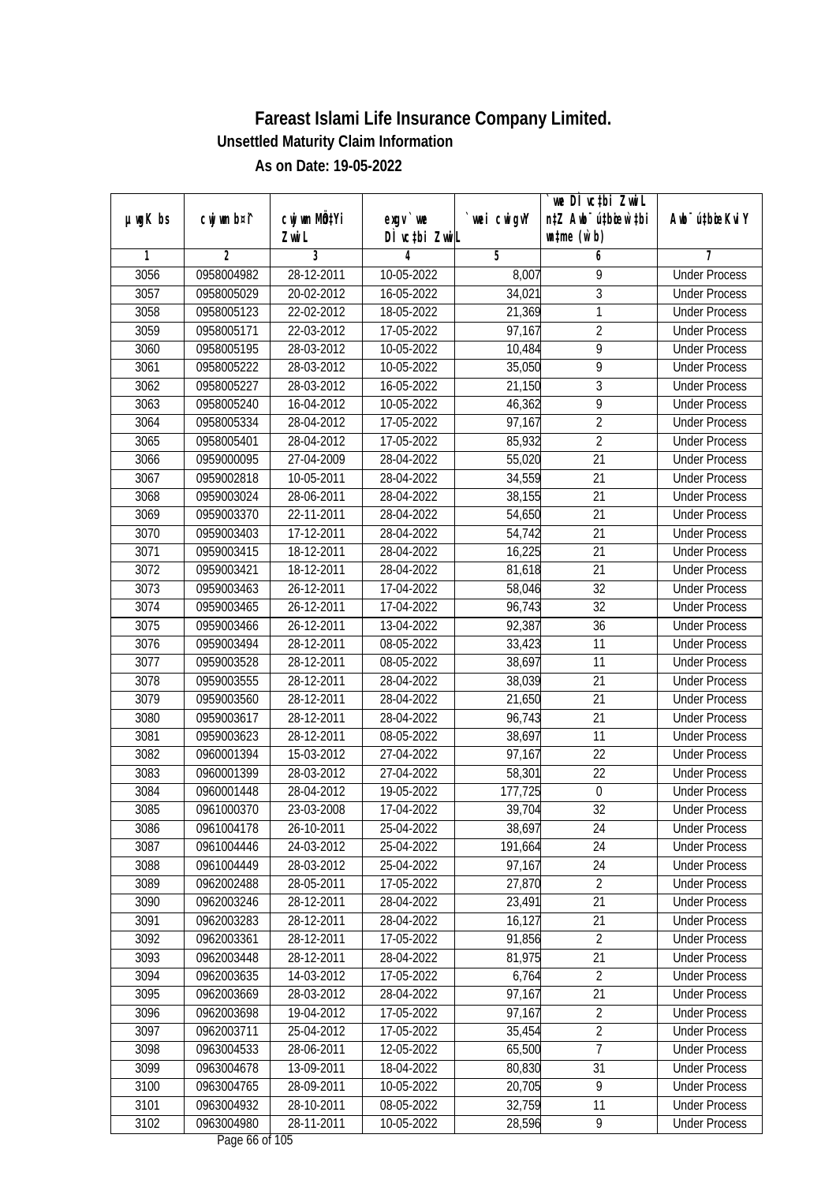# Fareast Islami Life Insurance Company Limited.

## Unsettled Maturity Claim Information

### As on Date: 19-05-2022

| µwgK bs | cwjwm b¤^i | cwjwm MÖn‡Yi ZvwiL | exgv`we DÌvc‡bi ZvwiL | `vwei cwigvY | `vwe DÌvc‡bi ZvwiL n‡Z Awb¯úbœ w`‡bi msL¨v (w`b) | Awb¯úbœ KviY |
|---|---|---|---|---|---|---|
| 1 | 2 | 3 | 4 | 5 | 6 | 7 |
| 3056 | 0958004982 | 28-12-2011 | 10-05-2022 | 8,007 | 9 | Under Process |
| 3057 | 0958005029 | 20-02-2012 | 16-05-2022 | 34,021 | 3 | Under Process |
| 3058 | 0958005123 | 22-02-2012 | 18-05-2022 | 21,369 | 1 | Under Process |
| 3059 | 0958005171 | 22-03-2012 | 17-05-2022 | 97,167 | 2 | Under Process |
| 3060 | 0958005195 | 28-03-2012 | 10-05-2022 | 10,484 | 9 | Under Process |
| 3061 | 0958005222 | 28-03-2012 | 10-05-2022 | 35,050 | 9 | Under Process |
| 3062 | 0958005227 | 28-03-2012 | 16-05-2022 | 21,150 | 3 | Under Process |
| 3063 | 0958005240 | 16-04-2012 | 10-05-2022 | 46,362 | 9 | Under Process |
| 3064 | 0958005334 | 28-04-2012 | 17-05-2022 | 97,167 | 2 | Under Process |
| 3065 | 0958005401 | 28-04-2012 | 17-05-2022 | 85,932 | 2 | Under Process |
| 3066 | 0959000095 | 27-04-2009 | 28-04-2022 | 55,020 | 21 | Under Process |
| 3067 | 0959002818 | 10-05-2011 | 28-04-2022 | 34,559 | 21 | Under Process |
| 3068 | 0959003024 | 28-06-2011 | 28-04-2022 | 38,155 | 21 | Under Process |
| 3069 | 0959003370 | 22-11-2011 | 28-04-2022 | 54,650 | 21 | Under Process |
| 3070 | 0959003403 | 17-12-2011 | 28-04-2022 | 54,742 | 21 | Under Process |
| 3071 | 0959003415 | 18-12-2011 | 28-04-2022 | 16,225 | 21 | Under Process |
| 3072 | 0959003421 | 18-12-2011 | 28-04-2022 | 81,618 | 21 | Under Process |
| 3073 | 0959003463 | 26-12-2011 | 17-04-2022 | 58,046 | 32 | Under Process |
| 3074 | 0959003465 | 26-12-2011 | 17-04-2022 | 96,743 | 32 | Under Process |
| 3075 | 0959003466 | 26-12-2011 | 13-04-2022 | 92,387 | 36 | Under Process |
| 3076 | 0959003494 | 28-12-2011 | 08-05-2022 | 33,423 | 11 | Under Process |
| 3077 | 0959003528 | 28-12-2011 | 08-05-2022 | 38,697 | 11 | Under Process |
| 3078 | 0959003555 | 28-12-2011 | 28-04-2022 | 38,039 | 21 | Under Process |
| 3079 | 0959003560 | 28-12-2011 | 28-04-2022 | 21,650 | 21 | Under Process |
| 3080 | 0959003617 | 28-12-2011 | 28-04-2022 | 96,743 | 21 | Under Process |
| 3081 | 0959003623 | 28-12-2011 | 08-05-2022 | 38,697 | 11 | Under Process |
| 3082 | 0960001394 | 15-03-2012 | 27-04-2022 | 97,167 | 22 | Under Process |
| 3083 | 0960001399 | 28-03-2012 | 27-04-2022 | 58,301 | 22 | Under Process |
| 3084 | 0960001448 | 28-04-2012 | 19-05-2022 | 177,725 | 0 | Under Process |
| 3085 | 0961000370 | 23-03-2008 | 17-04-2022 | 39,704 | 32 | Under Process |
| 3086 | 0961004178 | 26-10-2011 | 25-04-2022 | 38,697 | 24 | Under Process |
| 3087 | 0961004446 | 24-03-2012 | 25-04-2022 | 191,664 | 24 | Under Process |
| 3088 | 0961004449 | 28-03-2012 | 25-04-2022 | 97,167 | 24 | Under Process |
| 3089 | 0962002488 | 28-05-2011 | 17-05-2022 | 27,870 | 2 | Under Process |
| 3090 | 0962003246 | 28-12-2011 | 28-04-2022 | 23,491 | 21 | Under Process |
| 3091 | 0962003283 | 28-12-2011 | 28-04-2022 | 16,127 | 21 | Under Process |
| 3092 | 0962003361 | 28-12-2011 | 17-05-2022 | 91,856 | 2 | Under Process |
| 3093 | 0962003448 | 28-12-2011 | 28-04-2022 | 81,975 | 21 | Under Process |
| 3094 | 0962003635 | 14-03-2012 | 17-05-2022 | 6,764 | 2 | Under Process |
| 3095 | 0962003669 | 28-03-2012 | 28-04-2022 | 97,167 | 21 | Under Process |
| 3096 | 0962003698 | 19-04-2012 | 17-05-2022 | 97,167 | 2 | Under Process |
| 3097 | 0962003711 | 25-04-2012 | 17-05-2022 | 35,454 | 2 | Under Process |
| 3098 | 0963004533 | 28-06-2011 | 12-05-2022 | 65,500 | 7 | Under Process |
| 3099 | 0963004678 | 13-09-2011 | 18-04-2022 | 80,830 | 31 | Under Process |
| 3100 | 0963004765 | 28-09-2011 | 10-05-2022 | 20,705 | 9 | Under Process |
| 3101 | 0963004932 | 28-10-2011 | 08-05-2022 | 32,759 | 11 | Under Process |
| 3102 | 0963004980 | 28-11-2011 | 10-05-2022 | 28,596 | 9 | Under Process |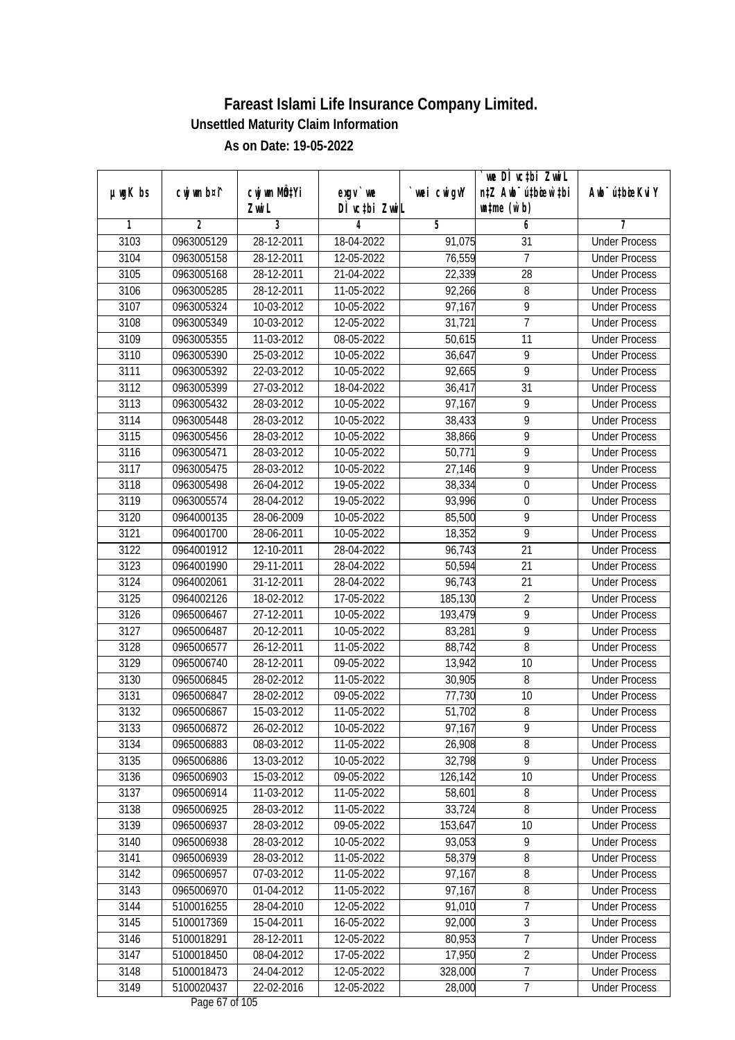# Fareast Islami Life Insurance Company Limited.

### Unsettled Maturity Claim Information

### As on Date: 19-05-2022

| µwgK bs | cwjwm b¤^i | cwjwm MÖn‡Yi ZwiL | exgv`we DÌvc‡bi ZwiL | `vwei cwigvY | `vwe DÌvc‡bi ZwiL n‡Z Awb¯úbœ `vwei mgq (w`b) | Awb¯úbœ Kvi Y |
|---|---|---|---|---|---|---|
| 1 | 2 | 3 | 4 | 5 | 6 | 7 |
| 3103 | 0963005129 | 28-12-2011 | 18-04-2022 | 91,075 | 31 | Under Process |
| 3104 | 0963005158 | 28-12-2011 | 12-05-2022 | 76,559 | 7 | Under Process |
| 3105 | 0963005168 | 28-12-2011 | 21-04-2022 | 22,339 | 28 | Under Process |
| 3106 | 0963005285 | 28-12-2011 | 11-05-2022 | 92,266 | 8 | Under Process |
| 3107 | 0963005324 | 10-03-2012 | 10-05-2022 | 97,167 | 9 | Under Process |
| 3108 | 0963005349 | 10-03-2012 | 12-05-2022 | 31,721 | 7 | Under Process |
| 3109 | 0963005355 | 11-03-2012 | 08-05-2022 | 50,615 | 11 | Under Process |
| 3110 | 0963005390 | 25-03-2012 | 10-05-2022 | 36,647 | 9 | Under Process |
| 3111 | 0963005392 | 22-03-2012 | 10-05-2022 | 92,665 | 9 | Under Process |
| 3112 | 0963005399 | 27-03-2012 | 18-04-2022 | 36,417 | 31 | Under Process |
| 3113 | 0963005432 | 28-03-2012 | 10-05-2022 | 97,167 | 9 | Under Process |
| 3114 | 0963005448 | 28-03-2012 | 10-05-2022 | 38,433 | 9 | Under Process |
| 3115 | 0963005456 | 28-03-2012 | 10-05-2022 | 38,866 | 9 | Under Process |
| 3116 | 0963005471 | 28-03-2012 | 10-05-2022 | 50,771 | 9 | Under Process |
| 3117 | 0963005475 | 28-03-2012 | 10-05-2022 | 27,146 | 9 | Under Process |
| 3118 | 0963005498 | 26-04-2012 | 19-05-2022 | 38,334 | 0 | Under Process |
| 3119 | 0963005574 | 28-04-2012 | 19-05-2022 | 93,996 | 0 | Under Process |
| 3120 | 0964000135 | 28-06-2009 | 10-05-2022 | 85,500 | 9 | Under Process |
| 3121 | 0964001700 | 28-06-2011 | 10-05-2022 | 18,352 | 9 | Under Process |
| 3122 | 0964001912 | 12-10-2011 | 28-04-2022 | 96,743 | 21 | Under Process |
| 3123 | 0964001990 | 29-11-2011 | 28-04-2022 | 50,594 | 21 | Under Process |
| 3124 | 0964002061 | 31-12-2011 | 28-04-2022 | 96,743 | 21 | Under Process |
| 3125 | 0964002126 | 18-02-2012 | 17-05-2022 | 185,130 | 2 | Under Process |
| 3126 | 0965006467 | 27-12-2011 | 10-05-2022 | 193,479 | 9 | Under Process |
| 3127 | 0965006487 | 20-12-2011 | 10-05-2022 | 83,281 | 9 | Under Process |
| 3128 | 0965006577 | 26-12-2011 | 11-05-2022 | 88,742 | 8 | Under Process |
| 3129 | 0965006740 | 28-12-2011 | 09-05-2022 | 13,942 | 10 | Under Process |
| 3130 | 0965006845 | 28-02-2012 | 11-05-2022 | 30,905 | 8 | Under Process |
| 3131 | 0965006847 | 28-02-2012 | 09-05-2022 | 77,730 | 10 | Under Process |
| 3132 | 0965006867 | 15-03-2012 | 11-05-2022 | 51,702 | 8 | Under Process |
| 3133 | 0965006872 | 26-02-2012 | 10-05-2022 | 97,167 | 9 | Under Process |
| 3134 | 0965006883 | 08-03-2012 | 11-05-2022 | 26,908 | 8 | Under Process |
| 3135 | 0965006886 | 13-03-2012 | 10-05-2022 | 32,798 | 9 | Under Process |
| 3136 | 0965006903 | 15-03-2012 | 09-05-2022 | 126,142 | 10 | Under Process |
| 3137 | 0965006914 | 11-03-2012 | 11-05-2022 | 58,601 | 8 | Under Process |
| 3138 | 0965006925 | 28-03-2012 | 11-05-2022 | 33,724 | 8 | Under Process |
| 3139 | 0965006937 | 28-03-2012 | 09-05-2022 | 153,647 | 10 | Under Process |
| 3140 | 0965006938 | 28-03-2012 | 10-05-2022 | 93,053 | 9 | Under Process |
| 3141 | 0965006939 | 28-03-2012 | 11-05-2022 | 58,379 | 8 | Under Process |
| 3142 | 0965006957 | 07-03-2012 | 11-05-2022 | 97,167 | 8 | Under Process |
| 3143 | 0965006970 | 01-04-2012 | 11-05-2022 | 97,167 | 8 | Under Process |
| 3144 | 5100016255 | 28-04-2010 | 12-05-2022 | 91,010 | 7 | Under Process |
| 3145 | 5100017369 | 15-04-2011 | 16-05-2022 | 92,000 | 3 | Under Process |
| 3146 | 5100018291 | 28-12-2011 | 12-05-2022 | 80,953 | 7 | Under Process |
| 3147 | 5100018450 | 08-04-2012 | 17-05-2022 | 17,950 | 2 | Under Process |
| 3148 | 5100018473 | 24-04-2012 | 12-05-2022 | 328,000 | 7 | Under Process |
| 3149 | 5100020437 | 22-02-2016 | 12-05-2022 | 28,000 | 7 | Under Process |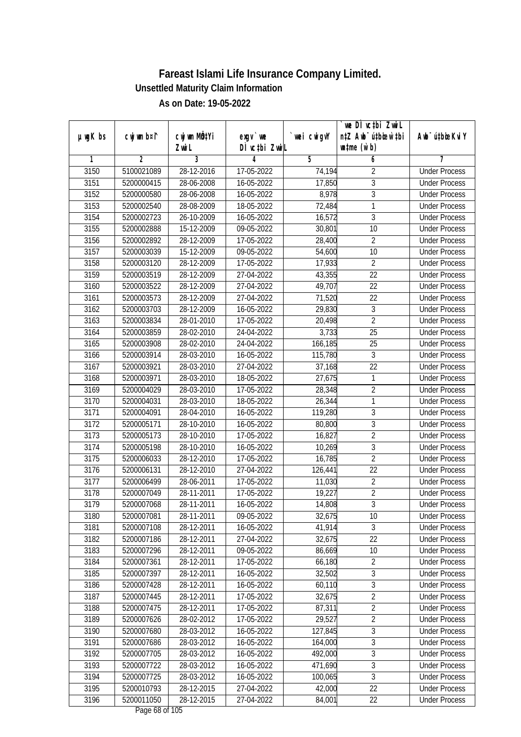# Fareast Islami Life Insurance Company Limited.

**Unsettled Maturity Claim Information**

**As on Date: 19-05-2022**

| µwgK bs | cwjwm bs¹ | cwjwm MÖ‡Yi ZvwiL | exgv`we DÌvc‡bi ZvwiL | `vwei cwigvY | `vwe DÌvc‡bi ZvwiL n‡Z Awb¯úwËi w`‡bi msL¨v (w`b) | Awb¯úwËi KviY |
|---|---|---|---|---|---|---|
| 1 | 2 | 3 | 4 | 5 | 6 | 7 |
| 3150 | 5100021089 | 28-12-2016 | 17-05-2022 | 74,194 | 2 | Under Process |
| 3151 | 5200000415 | 28-06-2008 | 16-05-2022 | 17,850 | 3 | Under Process |
| 3152 | 5200000580 | 28-06-2008 | 16-05-2022 | 8,978 | 3 | Under Process |
| 3153 | 5200002540 | 28-08-2009 | 18-05-2022 | 72,484 | 1 | Under Process |
| 3154 | 5200002723 | 26-10-2009 | 16-05-2022 | 16,572 | 3 | Under Process |
| 3155 | 5200002888 | 15-12-2009 | 09-05-2022 | 30,801 | 10 | Under Process |
| 3156 | 5200002892 | 28-12-2009 | 17-05-2022 | 28,400 | 2 | Under Process |
| 3157 | 5200003039 | 15-12-2009 | 09-05-2022 | 54,600 | 10 | Under Process |
| 3158 | 5200003120 | 28-12-2009 | 17-05-2022 | 17,933 | 2 | Under Process |
| 3159 | 5200003519 | 28-12-2009 | 27-04-2022 | 43,355 | 22 | Under Process |
| 3160 | 5200003522 | 28-12-2009 | 27-04-2022 | 49,707 | 22 | Under Process |
| 3161 | 5200003573 | 28-12-2009 | 27-04-2022 | 71,520 | 22 | Under Process |
| 3162 | 5200003703 | 28-12-2009 | 16-05-2022 | 29,830 | 3 | Under Process |
| 3163 | 5200003834 | 28-01-2010 | 17-05-2022 | 20,498 | 2 | Under Process |
| 3164 | 5200003859 | 28-02-2010 | 24-04-2022 | 3,733 | 25 | Under Process |
| 3165 | 5200003908 | 28-02-2010 | 24-04-2022 | 166,185 | 25 | Under Process |
| 3166 | 5200003914 | 28-03-2010 | 16-05-2022 | 115,780 | 3 | Under Process |
| 3167 | 5200003921 | 28-03-2010 | 27-04-2022 | 37,168 | 22 | Under Process |
| 3168 | 5200003971 | 28-03-2010 | 18-05-2022 | 27,675 | 1 | Under Process |
| 3169 | 5200004029 | 28-03-2010 | 17-05-2022 | 28,348 | 2 | Under Process |
| 3170 | 5200004031 | 28-03-2010 | 18-05-2022 | 26,344 | 1 | Under Process |
| 3171 | 5200004091 | 28-04-2010 | 16-05-2022 | 119,280 | 3 | Under Process |
| 3172 | 5200005171 | 28-10-2010 | 16-05-2022 | 80,800 | 3 | Under Process |
| 3173 | 5200005173 | 28-10-2010 | 17-05-2022 | 16,827 | 2 | Under Process |
| 3174 | 5200005198 | 28-10-2010 | 16-05-2022 | 10,269 | 3 | Under Process |
| 3175 | 5200006033 | 28-12-2010 | 17-05-2022 | 16,785 | 2 | Under Process |
| 3176 | 5200006131 | 28-12-2010 | 27-04-2022 | 126,441 | 22 | Under Process |
| 3177 | 5200006499 | 28-06-2011 | 17-05-2022 | 11,030 | 2 | Under Process |
| 3178 | 5200007049 | 28-11-2011 | 17-05-2022 | 19,227 | 2 | Under Process |
| 3179 | 5200007068 | 28-11-2011 | 16-05-2022 | 14,808 | 3 | Under Process |
| 3180 | 5200007081 | 28-11-2011 | 09-05-2022 | 32,675 | 10 | Under Process |
| 3181 | 5200007108 | 28-12-2011 | 16-05-2022 | 41,914 | 3 | Under Process |
| 3182 | 5200007186 | 28-12-2011 | 27-04-2022 | 32,675 | 22 | Under Process |
| 3183 | 5200007296 | 28-12-2011 | 09-05-2022 | 86,669 | 10 | Under Process |
| 3184 | 5200007361 | 28-12-2011 | 17-05-2022 | 66,180 | 2 | Under Process |
| 3185 | 5200007397 | 28-12-2011 | 16-05-2022 | 32,502 | 3 | Under Process |
| 3186 | 5200007428 | 28-12-2011 | 16-05-2022 | 60,110 | 3 | Under Process |
| 3187 | 5200007445 | 28-12-2011 | 17-05-2022 | 32,675 | 2 | Under Process |
| 3188 | 5200007475 | 28-12-2011 | 17-05-2022 | 87,311 | 2 | Under Process |
| 3189 | 5200007626 | 28-02-2012 | 17-05-2022 | 29,527 | 2 | Under Process |
| 3190 | 5200007680 | 28-03-2012 | 16-05-2022 | 127,845 | 3 | Under Process |
| 3191 | 5200007686 | 28-03-2012 | 16-05-2022 | 164,000 | 3 | Under Process |
| 3192 | 5200007705 | 28-03-2012 | 16-05-2022 | 492,000 | 3 | Under Process |
| 3193 | 5200007722 | 28-03-2012 | 16-05-2022 | 471,690 | 3 | Under Process |
| 3194 | 5200007725 | 28-03-2012 | 16-05-2022 | 100,065 | 3 | Under Process |
| 3195 | 5200010793 | 28-12-2015 | 27-04-2022 | 42,000 | 22 | Under Process |
| 3196 | 5200011050 | 28-12-2015 | 27-04-2022 | 84,001 | 22 | Under Process |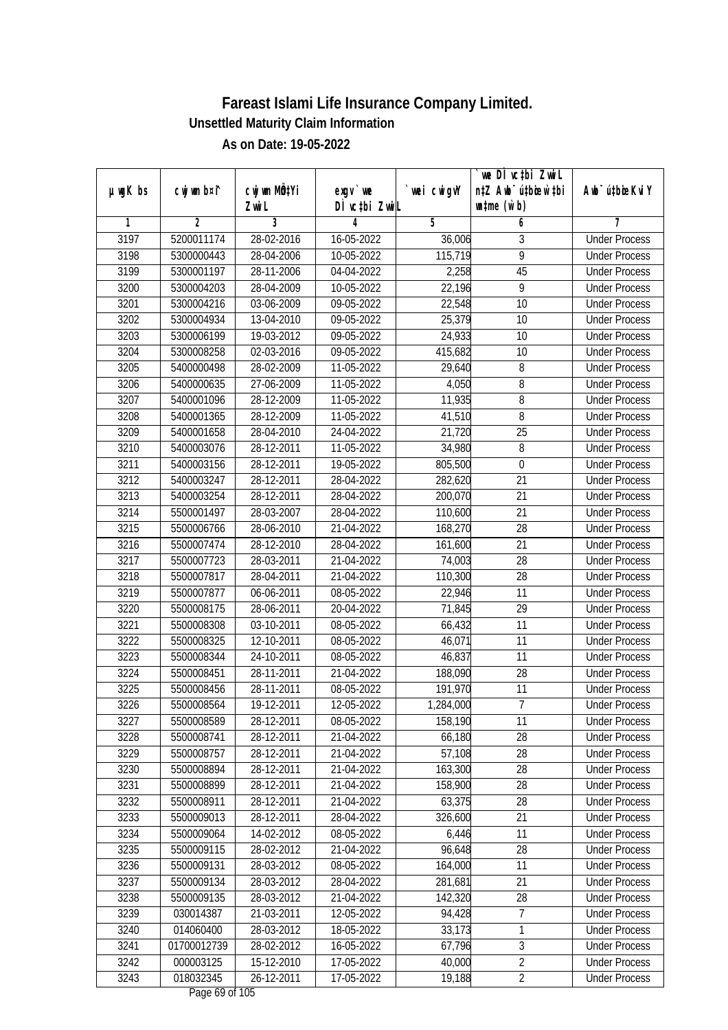# Fareast Islami Life Insurance Company Limited.

**Unsettled Maturity Claim Information**

**As on Date: 19-05-2022**

| µwgK bs | cwjwm b¤^i | cwjwm MÖn‡Yi ZvwiL | exgv`vwe DÌvc‡bi ZvwiL | `vwei cwigvY | `vwe DÌvc‡bi ZvwiL n‡Z Awb¯úbœ `v‡bi w`b (w`b) | Awb¯úbœi KviY |
|---|---|---|---|---|---|---|
| 1 | 2 | 3 | 4 | 5 | 6 | 7 |
| 3197 | 5200011174 | 28-02-2016 | 16-05-2022 | 36,006 | 3 | Under Process |
| 3198 | 5300000443 | 28-04-2006 | 10-05-2022 | 115,719 | 9 | Under Process |
| 3199 | 5300001197 | 28-11-2006 | 04-04-2022 | 2,258 | 45 | Under Process |
| 3200 | 5300004203 | 28-04-2009 | 10-05-2022 | 22,196 | 9 | Under Process |
| 3201 | 5300004216 | 03-06-2009 | 09-05-2022 | 22,548 | 10 | Under Process |
| 3202 | 5300004934 | 13-04-2010 | 09-05-2022 | 25,379 | 10 | Under Process |
| 3203 | 5300006199 | 19-03-2012 | 09-05-2022 | 24,933 | 10 | Under Process |
| 3204 | 5300008258 | 02-03-2016 | 09-05-2022 | 415,682 | 10 | Under Process |
| 3205 | 5400000498 | 28-02-2009 | 11-05-2022 | 29,640 | 8 | Under Process |
| 3206 | 5400000635 | 27-06-2009 | 11-05-2022 | 4,050 | 8 | Under Process |
| 3207 | 5400001096 | 28-12-2009 | 11-05-2022 | 11,935 | 8 | Under Process |
| 3208 | 5400001365 | 28-12-2009 | 11-05-2022 | 41,510 | 8 | Under Process |
| 3209 | 5400001658 | 28-04-2010 | 24-04-2022 | 21,720 | 25 | Under Process |
| 3210 | 5400003076 | 28-12-2011 | 11-05-2022 | 34,980 | 8 | Under Process |
| 3211 | 5400003156 | 28-12-2011 | 19-05-2022 | 805,500 | 0 | Under Process |
| 3212 | 5400003247 | 28-12-2011 | 28-04-2022 | 282,620 | 21 | Under Process |
| 3213 | 5400003254 | 28-12-2011 | 28-04-2022 | 200,070 | 21 | Under Process |
| 3214 | 5500001497 | 28-03-2007 | 28-04-2022 | 110,600 | 21 | Under Process |
| 3215 | 5500006766 | 28-06-2010 | 21-04-2022 | 168,270 | 28 | Under Process |
| 3216 | 5500007474 | 28-12-2010 | 28-04-2022 | 161,600 | 21 | Under Process |
| 3217 | 5500007723 | 28-03-2011 | 21-04-2022 | 74,003 | 28 | Under Process |
| 3218 | 5500007817 | 28-04-2011 | 21-04-2022 | 110,300 | 28 | Under Process |
| 3219 | 5500007877 | 06-06-2011 | 08-05-2022 | 22,946 | 11 | Under Process |
| 3220 | 5500008175 | 28-06-2011 | 20-04-2022 | 71,845 | 29 | Under Process |
| 3221 | 5500008308 | 03-10-2011 | 08-05-2022 | 66,432 | 11 | Under Process |
| 3222 | 5500008325 | 12-10-2011 | 08-05-2022 | 46,071 | 11 | Under Process |
| 3223 | 5500008344 | 24-10-2011 | 08-05-2022 | 46,837 | 11 | Under Process |
| 3224 | 5500008451 | 28-11-2011 | 21-04-2022 | 188,090 | 28 | Under Process |
| 3225 | 5500008456 | 28-11-2011 | 08-05-2022 | 191,970 | 11 | Under Process |
| 3226 | 5500008564 | 19-12-2011 | 12-05-2022 | 1,284,000 | 7 | Under Process |
| 3227 | 5500008589 | 28-12-2011 | 08-05-2022 | 158,190 | 11 | Under Process |
| 3228 | 5500008741 | 28-12-2011 | 21-04-2022 | 66,180 | 28 | Under Process |
| 3229 | 5500008757 | 28-12-2011 | 21-04-2022 | 57,108 | 28 | Under Process |
| 3230 | 5500008894 | 28-12-2011 | 21-04-2022 | 163,300 | 28 | Under Process |
| 3231 | 5500008899 | 28-12-2011 | 21-04-2022 | 158,900 | 28 | Under Process |
| 3232 | 5500008911 | 28-12-2011 | 21-04-2022 | 63,375 | 28 | Under Process |
| 3233 | 5500009013 | 28-12-2011 | 28-04-2022 | 326,600 | 21 | Under Process |
| 3234 | 5500009064 | 14-02-2012 | 08-05-2022 | 6,446 | 11 | Under Process |
| 3235 | 5500009115 | 28-02-2012 | 21-04-2022 | 96,648 | 28 | Under Process |
| 3236 | 5500009131 | 28-03-2012 | 08-05-2022 | 164,000 | 11 | Under Process |
| 3237 | 5500009134 | 28-03-2012 | 28-04-2022 | 281,681 | 21 | Under Process |
| 3238 | 5500009135 | 28-03-2012 | 21-04-2022 | 142,320 | 28 | Under Process |
| 3239 | 030014387 | 21-03-2011 | 12-05-2022 | 94,428 | 7 | Under Process |
| 3240 | 014060400 | 28-03-2012 | 18-05-2022 | 33,173 | 1 | Under Process |
| 3241 | 01700012739 | 28-02-2012 | 16-05-2022 | 67,796 | 3 | Under Process |
| 3242 | 000003125 | 15-12-2010 | 17-05-2022 | 40,000 | 2 | Under Process |
| 3243 | 018032345 | 26-12-2011 | 17-05-2022 | 19,188 | 2 | Under Process |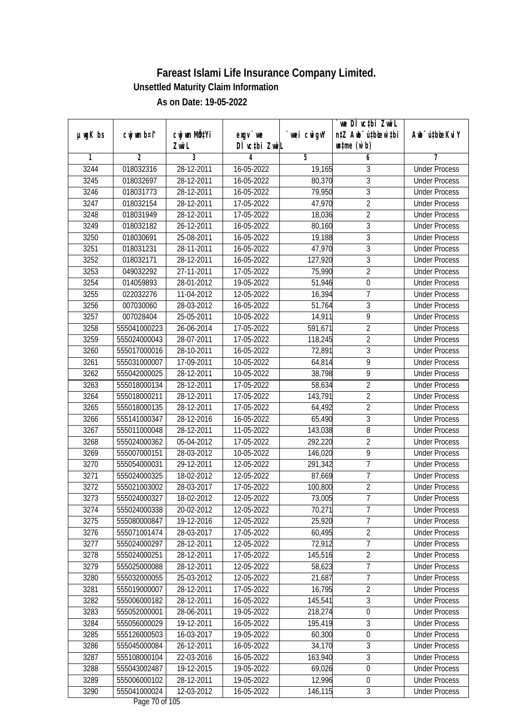# Fareast Islami Life Insurance Company Limited.

**Unsettled Maturity Claim Information**

**As on Date: 19-05-2022**

| µwgK bs | cwjwm b¤^i | cwjwm MÖn‡Yi ZvwiL | exgv`wei DÌvc‡bi ZvwiL | `vwei cwigvY | `vwe DÌvc‡bi ZvwiL n‡Z Awb¯úbœ `vwe wb®úwËi w`b | Awb¯úbœ `vwei KviY |
|---|---|---|---|---|---|---|
| 1 | 2 | 3 | 4 | 5 | 6 | 7 |
| 3244 | 018032316 | 28-12-2011 | 16-05-2022 | 19,165 | 3 | Under Process |
| 3245 | 018032697 | 28-12-2011 | 16-05-2022 | 80,370 | 3 | Under Process |
| 3246 | 018031773 | 28-12-2011 | 16-05-2022 | 79,950 | 3 | Under Process |
| 3247 | 018032154 | 28-12-2011 | 17-05-2022 | 47,970 | 2 | Under Process |
| 3248 | 018031949 | 28-12-2011 | 17-05-2022 | 18,036 | 2 | Under Process |
| 3249 | 018032182 | 26-12-2011 | 16-05-2022 | 80,160 | 3 | Under Process |
| 3250 | 018030691 | 25-08-2011 | 16-05-2022 | 19,188 | 3 | Under Process |
| 3251 | 018031231 | 28-11-2011 | 16-05-2022 | 47,970 | 3 | Under Process |
| 3252 | 018032171 | 28-12-2011 | 16-05-2022 | 127,920 | 3 | Under Process |
| 3253 | 049032292 | 27-11-2011 | 17-05-2022 | 75,990 | 2 | Under Process |
| 3254 | 014059893 | 28-01-2012 | 19-05-2022 | 51,946 | 0 | Under Process |
| 3255 | 022032276 | 11-04-2012 | 12-05-2022 | 16,394 | 7 | Under Process |
| 3256 | 007030060 | 28-03-2012 | 16-05-2022 | 51,764 | 3 | Under Process |
| 3257 | 007028404 | 25-05-2011 | 10-05-2022 | 14,911 | 9 | Under Process |
| 3258 | 555041000223 | 26-06-2014 | 17-05-2022 | 591,671 | 2 | Under Process |
| 3259 | 555024000043 | 28-07-2011 | 17-05-2022 | 118,245 | 2 | Under Process |
| 3260 | 555017000016 | 28-10-2011 | 16-05-2022 | 72,891 | 3 | Under Process |
| 3261 | 555031000007 | 17-09-2011 | 10-05-2022 | 64,814 | 9 | Under Process |
| 3262 | 555042000025 | 28-12-2011 | 10-05-2022 | 38,798 | 9 | Under Process |
| 3263 | 555018000134 | 28-12-2011 | 17-05-2022 | 58,634 | 2 | Under Process |
| 3264 | 555018000211 | 28-12-2011 | 17-05-2022 | 143,791 | 2 | Under Process |
| 3265 | 555018000135 | 28-12-2011 | 17-05-2022 | 64,492 | 2 | Under Process |
| 3266 | 555141000347 | 28-12-2016 | 16-05-2022 | 65,490 | 3 | Under Process |
| 3267 | 555011000048 | 28-12-2011 | 11-05-2022 | 143,038 | 8 | Under Process |
| 3268 | 555024000362 | 05-04-2012 | 17-05-2022 | 292,220 | 2 | Under Process |
| 3269 | 555007000151 | 28-03-2012 | 10-05-2022 | 146,020 | 9 | Under Process |
| 3270 | 555054000031 | 29-12-2011 | 12-05-2022 | 291,342 | 7 | Under Process |
| 3271 | 555024000325 | 18-02-2012 | 12-05-2022 | 87,669 | 7 | Under Process |
| 3272 | 555021003002 | 28-03-2017 | 17-05-2022 | 100,800 | 2 | Under Process |
| 3273 | 555024000327 | 18-02-2012 | 12-05-2022 | 73,005 | 7 | Under Process |
| 3274 | 555024000338 | 20-02-2012 | 12-05-2022 | 70,271 | 7 | Under Process |
| 3275 | 555080000847 | 19-12-2016 | 12-05-2022 | 25,920 | 7 | Under Process |
| 3276 | 555071001474 | 28-03-2017 | 17-05-2022 | 60,495 | 2 | Under Process |
| 3277 | 555024000297 | 28-12-2011 | 12-05-2022 | 72,912 | 7 | Under Process |
| 3278 | 555024000251 | 28-12-2011 | 17-05-2022 | 145,516 | 2 | Under Process |
| 3279 | 555025000088 | 28-12-2011 | 12-05-2022 | 58,623 | 7 | Under Process |
| 3280 | 555032000055 | 25-03-2012 | 12-05-2022 | 21,687 | 7 | Under Process |
| 3281 | 555019000007 | 28-12-2011 | 17-05-2022 | 16,795 | 2 | Under Process |
| 3282 | 555006000182 | 28-12-2011 | 16-05-2022 | 145,541 | 3 | Under Process |
| 3283 | 555052000001 | 28-06-2011 | 19-05-2022 | 218,274 | 0 | Under Process |
| 3284 | 555056000029 | 19-12-2011 | 16-05-2022 | 195,419 | 3 | Under Process |
| 3285 | 555126000503 | 16-03-2017 | 19-05-2022 | 60,300 | 0 | Under Process |
| 3286 | 555045000084 | 26-12-2011 | 16-05-2022 | 34,170 | 3 | Under Process |
| 3287 | 555108000104 | 22-03-2016 | 16-05-2022 | 163,940 | 3 | Under Process |
| 3288 | 555043002487 | 19-12-2015 | 19-05-2022 | 69,026 | 0 | Under Process |
| 3289 | 555006000102 | 28-12-2011 | 19-05-2022 | 12,996 | 0 | Under Process |
| 3290 | 555041000024 | 12-03-2012 | 16-05-2022 | 146,115 | 3 | Under Process |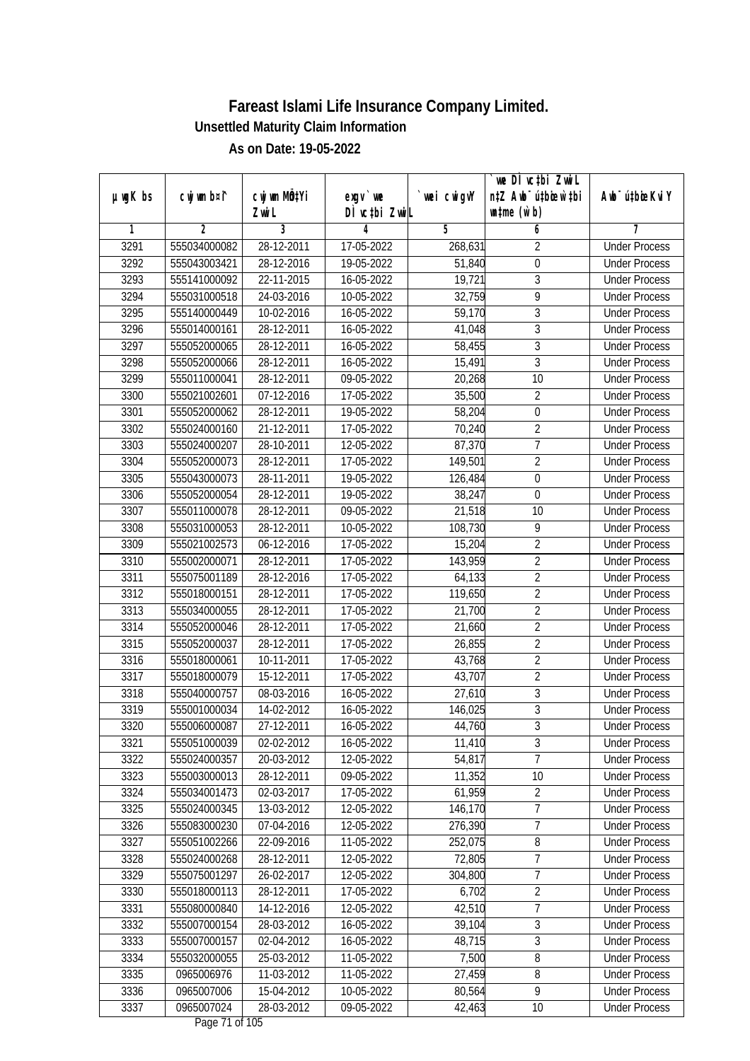# Fareast Islami Life Insurance Company Limited.

**Unsettled Maturity Claim Information**

**As on Date: 19-05-2022**

| µwgK bs | cwjwm b¤^i | cwjwm MÖnY Zvwi L | exgv` we DÌ vc‡bi ZvwiL | `vwe cwigvY | `we DÌ vc‡bi ZvwiL n‡Z Awb¯ú‡bœi w`‡bi msL¨v (w`b) | Awb¯ú‡bœi KviY |
|---|---|---|---|---|---|---|
| 1 | 2 | 3 | 4 | 5 | 6 | 7 |
| 3291 | 555034000082 | 28-12-2011 | 17-05-2022 | 268,631 | 2 | Under Process |
| 3292 | 555043003421 | 28-12-2016 | 19-05-2022 | 51,840 | 0 | Under Process |
| 3293 | 555141000092 | 22-11-2015 | 16-05-2022 | 19,721 | 3 | Under Process |
| 3294 | 555031000518 | 24-03-2016 | 10-05-2022 | 32,759 | 9 | Under Process |
| 3295 | 555140000449 | 10-02-2016 | 16-05-2022 | 59,170 | 3 | Under Process |
| 3296 | 555014000161 | 28-12-2011 | 16-05-2022 | 41,048 | 3 | Under Process |
| 3297 | 555052000065 | 28-12-2011 | 16-05-2022 | 58,455 | 3 | Under Process |
| 3298 | 555052000066 | 28-12-2011 | 16-05-2022 | 15,491 | 3 | Under Process |
| 3299 | 555011000041 | 28-12-2011 | 09-05-2022 | 20,268 | 10 | Under Process |
| 3300 | 555021002601 | 07-12-2016 | 17-05-2022 | 35,500 | 2 | Under Process |
| 3301 | 555052000062 | 28-12-2011 | 19-05-2022 | 58,204 | 0 | Under Process |
| 3302 | 555024000160 | 21-12-2011 | 17-05-2022 | 70,240 | 2 | Under Process |
| 3303 | 555024000207 | 28-10-2011 | 12-05-2022 | 87,370 | 7 | Under Process |
| 3304 | 555052000073 | 28-12-2011 | 17-05-2022 | 149,501 | 2 | Under Process |
| 3305 | 555043000073 | 28-11-2011 | 19-05-2022 | 126,484 | 0 | Under Process |
| 3306 | 555052000054 | 28-12-2011 | 19-05-2022 | 38,247 | 0 | Under Process |
| 3307 | 555011000078 | 28-12-2011 | 09-05-2022 | 21,518 | 10 | Under Process |
| 3308 | 555031000053 | 28-12-2011 | 10-05-2022 | 108,730 | 9 | Under Process |
| 3309 | 555021002573 | 06-12-2016 | 17-05-2022 | 15,204 | 2 | Under Process |
| 3310 | 555002000071 | 28-12-2011 | 17-05-2022 | 143,959 | 2 | Under Process |
| 3311 | 555075001189 | 28-12-2016 | 17-05-2022 | 64,133 | 2 | Under Process |
| 3312 | 555018000151 | 28-12-2011 | 17-05-2022 | 119,650 | 2 | Under Process |
| 3313 | 555034000055 | 28-12-2011 | 17-05-2022 | 21,700 | 2 | Under Process |
| 3314 | 555052000046 | 28-12-2011 | 17-05-2022 | 21,660 | 2 | Under Process |
| 3315 | 555052000037 | 28-12-2011 | 17-05-2022 | 26,855 | 2 | Under Process |
| 3316 | 555018000061 | 10-11-2011 | 17-05-2022 | 43,768 | 2 | Under Process |
| 3317 | 555018000079 | 15-12-2011 | 17-05-2022 | 43,707 | 2 | Under Process |
| 3318 | 555040000757 | 08-03-2016 | 16-05-2022 | 27,610 | 3 | Under Process |
| 3319 | 555001000034 | 14-02-2012 | 16-05-2022 | 146,025 | 3 | Under Process |
| 3320 | 555006000087 | 27-12-2011 | 16-05-2022 | 44,760 | 3 | Under Process |
| 3321 | 555051000039 | 02-02-2012 | 16-05-2022 | 11,410 | 3 | Under Process |
| 3322 | 555024000357 | 20-03-2012 | 12-05-2022 | 54,817 | 7 | Under Process |
| 3323 | 555003000013 | 28-12-2011 | 09-05-2022 | 11,352 | 10 | Under Process |
| 3324 | 555034001473 | 02-03-2017 | 17-05-2022 | 61,959 | 2 | Under Process |
| 3325 | 555024000345 | 13-03-2012 | 12-05-2022 | 146,170 | 7 | Under Process |
| 3326 | 555083000230 | 07-04-2016 | 12-05-2022 | 276,390 | 7 | Under Process |
| 3327 | 555051002266 | 22-09-2016 | 11-05-2022 | 252,075 | 8 | Under Process |
| 3328 | 555024000268 | 28-12-2011 | 12-05-2022 | 72,805 | 7 | Under Process |
| 3329 | 555075001297 | 26-02-2017 | 12-05-2022 | 304,800 | 7 | Under Process |
| 3330 | 555018000113 | 28-12-2011 | 17-05-2022 | 6,702 | 2 | Under Process |
| 3331 | 555080000840 | 14-12-2016 | 12-05-2022 | 42,510 | 7 | Under Process |
| 3332 | 555007000154 | 28-03-2012 | 16-05-2022 | 39,104 | 3 | Under Process |
| 3333 | 555007000157 | 02-04-2012 | 16-05-2022 | 48,715 | 3 | Under Process |
| 3334 | 555032000055 | 25-03-2012 | 11-05-2022 | 7,500 | 8 | Under Process |
| 3335 | 0965006976 | 11-03-2012 | 11-05-2022 | 27,459 | 8 | Under Process |
| 3336 | 0965007006 | 15-04-2012 | 10-05-2022 | 80,564 | 9 | Under Process |
| 3337 | 0965007024 | 28-03-2012 | 09-05-2022 | 42,463 | 10 | Under Process |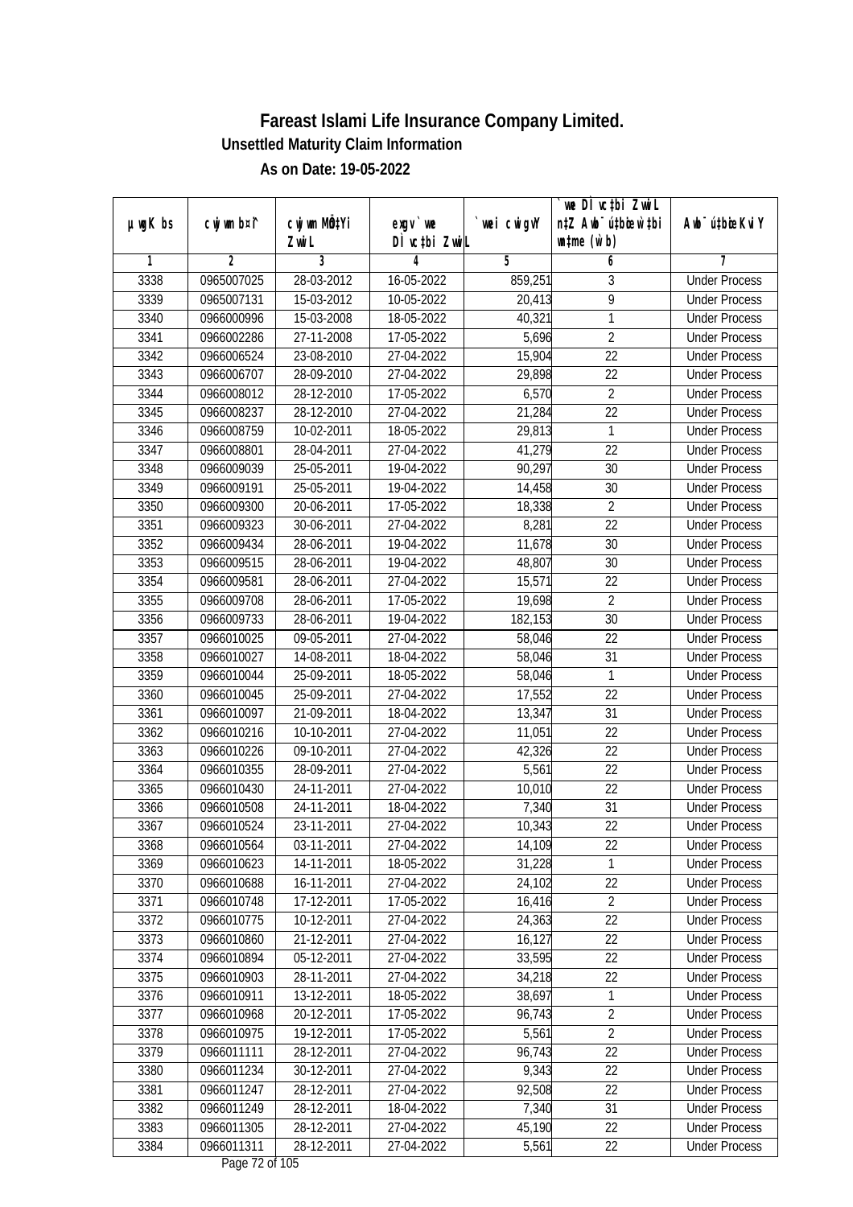# Fareast Islami Life Insurance Company Limited.

## Unsettled Maturity Claim Information

### As on Date: 19-05-2022

| µwgK bs | cwjwm b¤^i | cwjwm MÖn‡Yi ZvwiL | exgv`vwe DÌvc‡bi ZvwiL | `vwei cwigvY | `vwe DÌvc‡bi ZvwiL n‡Z Awb®úbœ `vwei w`b | Awb®ú‡bœi KviY |
|---|---|---|---|---|---|---|
| 1 | 2 | 3 | 4 | 5 | 6 | 7 |
| 3338 | 0965007025 | 28-03-2012 | 16-05-2022 | 859,251 | 3 | Under Process |
| 3339 | 0965007131 | 15-03-2012 | 10-05-2022 | 20,413 | 9 | Under Process |
| 3340 | 0966000996 | 15-03-2008 | 18-05-2022 | 40,321 | 1 | Under Process |
| 3341 | 0966002286 | 27-11-2008 | 17-05-2022 | 5,696 | 2 | Under Process |
| 3342 | 0966006524 | 23-08-2010 | 27-04-2022 | 15,904 | 22 | Under Process |
| 3343 | 0966006707 | 28-09-2010 | 27-04-2022 | 29,898 | 22 | Under Process |
| 3344 | 0966008012 | 28-12-2010 | 17-05-2022 | 6,570 | 2 | Under Process |
| 3345 | 0966008237 | 28-12-2010 | 27-04-2022 | 21,284 | 22 | Under Process |
| 3346 | 0966008759 | 10-02-2011 | 18-05-2022 | 29,813 | 1 | Under Process |
| 3347 | 0966008801 | 28-04-2011 | 27-04-2022 | 41,279 | 22 | Under Process |
| 3348 | 0966009039 | 25-05-2011 | 19-04-2022 | 90,297 | 30 | Under Process |
| 3349 | 0966009191 | 25-05-2011 | 19-04-2022 | 14,458 | 30 | Under Process |
| 3350 | 0966009300 | 20-06-2011 | 17-05-2022 | 18,338 | 2 | Under Process |
| 3351 | 0966009323 | 30-06-2011 | 27-04-2022 | 8,281 | 22 | Under Process |
| 3352 | 0966009434 | 28-06-2011 | 19-04-2022 | 11,678 | 30 | Under Process |
| 3353 | 0966009515 | 28-06-2011 | 19-04-2022 | 48,807 | 30 | Under Process |
| 3354 | 0966009581 | 28-06-2011 | 27-04-2022 | 15,571 | 22 | Under Process |
| 3355 | 0966009708 | 28-06-2011 | 17-05-2022 | 19,698 | 2 | Under Process |
| 3356 | 0966009733 | 28-06-2011 | 19-04-2022 | 182,153 | 30 | Under Process |
| 3357 | 0966010025 | 09-05-2011 | 27-04-2022 | 58,046 | 22 | Under Process |
| 3358 | 0966010027 | 14-08-2011 | 18-04-2022 | 58,046 | 31 | Under Process |
| 3359 | 0966010044 | 25-09-2011 | 18-05-2022 | 58,046 | 1 | Under Process |
| 3360 | 0966010045 | 25-09-2011 | 27-04-2022 | 17,552 | 22 | Under Process |
| 3361 | 0966010097 | 21-09-2011 | 18-04-2022 | 13,347 | 31 | Under Process |
| 3362 | 0966010216 | 10-10-2011 | 27-04-2022 | 11,051 | 22 | Under Process |
| 3363 | 0966010226 | 09-10-2011 | 27-04-2022 | 42,326 | 22 | Under Process |
| 3364 | 0966010355 | 28-09-2011 | 27-04-2022 | 5,561 | 22 | Under Process |
| 3365 | 0966010430 | 24-11-2011 | 27-04-2022 | 10,010 | 22 | Under Process |
| 3366 | 0966010508 | 24-11-2011 | 18-04-2022 | 7,340 | 31 | Under Process |
| 3367 | 0966010524 | 23-11-2011 | 27-04-2022 | 10,343 | 22 | Under Process |
| 3368 | 0966010564 | 03-11-2011 | 27-04-2022 | 14,109 | 22 | Under Process |
| 3369 | 0966010623 | 14-11-2011 | 18-05-2022 | 31,228 | 1 | Under Process |
| 3370 | 0966010688 | 16-11-2011 | 27-04-2022 | 24,102 | 22 | Under Process |
| 3371 | 0966010748 | 17-12-2011 | 17-05-2022 | 16,416 | 2 | Under Process |
| 3372 | 0966010775 | 10-12-2011 | 27-04-2022 | 24,363 | 22 | Under Process |
| 3373 | 0966010860 | 21-12-2011 | 27-04-2022 | 16,127 | 22 | Under Process |
| 3374 | 0966010894 | 05-12-2011 | 27-04-2022 | 33,595 | 22 | Under Process |
| 3375 | 0966010903 | 28-11-2011 | 27-04-2022 | 34,218 | 22 | Under Process |
| 3376 | 0966010911 | 13-12-2011 | 18-05-2022 | 38,697 | 1 | Under Process |
| 3377 | 0966010968 | 20-12-2011 | 17-05-2022 | 96,743 | 2 | Under Process |
| 3378 | 0966010975 | 19-12-2011 | 17-05-2022 | 5,561 | 2 | Under Process |
| 3379 | 0966011111 | 28-12-2011 | 27-04-2022 | 96,743 | 22 | Under Process |
| 3380 | 0966011234 | 30-12-2011 | 27-04-2022 | 9,343 | 22 | Under Process |
| 3381 | 0966011247 | 28-12-2011 | 27-04-2022 | 92,508 | 22 | Under Process |
| 3382 | 0966011249 | 28-12-2011 | 18-04-2022 | 7,340 | 31 | Under Process |
| 3383 | 0966011305 | 28-12-2011 | 27-04-2022 | 45,190 | 22 | Under Process |
| 3384 | 0966011311 | 28-12-2011 | 27-04-2022 | 5,561 | 22 | Under Process |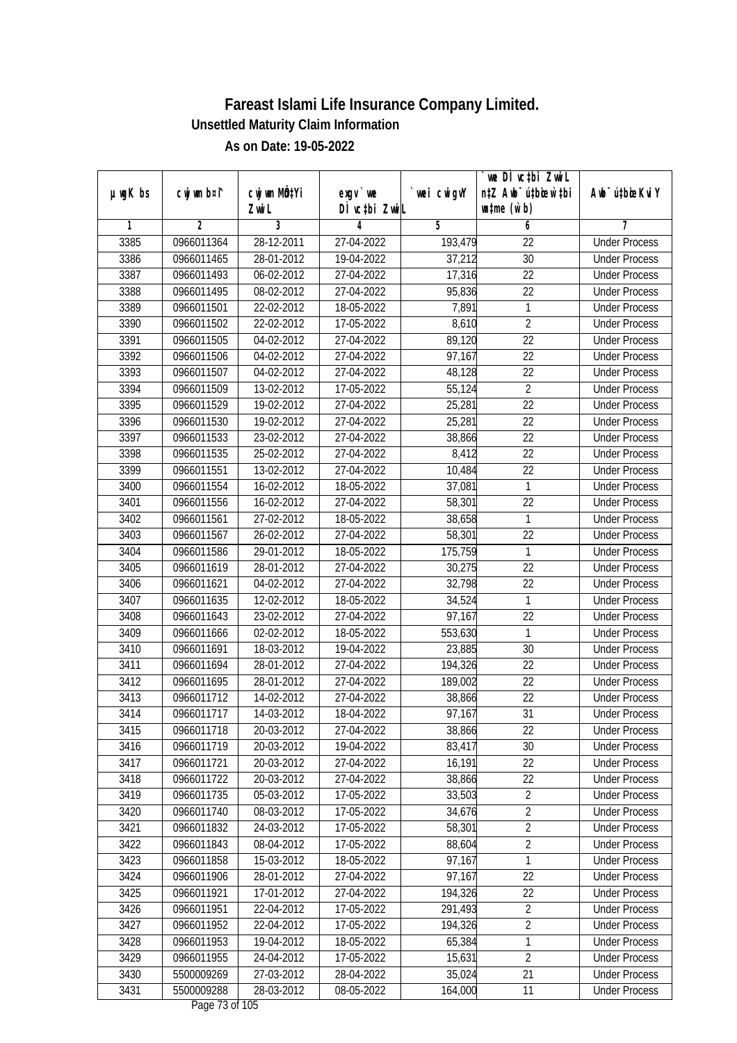# Fareast Islami Life Insurance Company Limited.

## Unsettled Maturity Claim Information

### As on Date: 19-05-2022

| µwgK bs | cwjwm b¤^i | cwjwm MÖn‡Yi ZvwiL | exgv` we DÌvc‡bi ZvwiL | `vwei cwigvY | `we DÌvc‡bi ZvwiL n‡Z Avbyôv‡bi ZvwiL ch©šÍ (w`b) | Avbyôv‡bi KviY |
|---|---|---|---|---|---|---|
| 1 | 2 | 3 | 4 | 5 | 6 | 7 |
| 3385 | 0966011364 | 28-12-2011 | 27-04-2022 | 193,479 | 22 | Under Process |
| 3386 | 0966011465 | 28-01-2012 | 19-04-2022 | 37,212 | 30 | Under Process |
| 3387 | 0966011493 | 06-02-2012 | 27-04-2022 | 17,316 | 22 | Under Process |
| 3388 | 0966011495 | 08-02-2012 | 27-04-2022 | 95,836 | 22 | Under Process |
| 3389 | 0966011501 | 22-02-2012 | 18-05-2022 | 7,891 | 1 | Under Process |
| 3390 | 0966011502 | 22-02-2012 | 17-05-2022 | 8,610 | 2 | Under Process |
| 3391 | 0966011505 | 04-02-2012 | 27-04-2022 | 89,120 | 22 | Under Process |
| 3392 | 0966011506 | 04-02-2012 | 27-04-2022 | 97,167 | 22 | Under Process |
| 3393 | 0966011507 | 04-02-2012 | 27-04-2022 | 48,128 | 22 | Under Process |
| 3394 | 0966011509 | 13-02-2012 | 17-05-2022 | 55,124 | 2 | Under Process |
| 3395 | 0966011529 | 19-02-2012 | 27-04-2022 | 25,281 | 22 | Under Process |
| 3396 | 0966011530 | 19-02-2012 | 27-04-2022 | 25,281 | 22 | Under Process |
| 3397 | 0966011533 | 23-02-2012 | 27-04-2022 | 38,866 | 22 | Under Process |
| 3398 | 0966011535 | 25-02-2012 | 27-04-2022 | 8,412 | 22 | Under Process |
| 3399 | 0966011551 | 13-02-2012 | 27-04-2022 | 10,484 | 22 | Under Process |
| 3400 | 0966011554 | 16-02-2012 | 18-05-2022 | 37,081 | 1 | Under Process |
| 3401 | 0966011556 | 16-02-2012 | 27-04-2022 | 58,301 | 22 | Under Process |
| 3402 | 0966011561 | 27-02-2012 | 18-05-2022 | 38,658 | 1 | Under Process |
| 3403 | 0966011567 | 26-02-2012 | 27-04-2022 | 58,301 | 22 | Under Process |
| 3404 | 0966011586 | 29-01-2012 | 18-05-2022 | 175,759 | 1 | Under Process |
| 3405 | 0966011619 | 28-01-2012 | 27-04-2022 | 30,275 | 22 | Under Process |
| 3406 | 0966011621 | 04-02-2012 | 27-04-2022 | 32,798 | 22 | Under Process |
| 3407 | 0966011635 | 12-02-2012 | 18-05-2022 | 34,524 | 1 | Under Process |
| 3408 | 0966011643 | 23-02-2012 | 27-04-2022 | 97,167 | 22 | Under Process |
| 3409 | 0966011666 | 02-02-2012 | 18-05-2022 | 553,630 | 1 | Under Process |
| 3410 | 0966011691 | 18-03-2012 | 19-04-2022 | 23,885 | 30 | Under Process |
| 3411 | 0966011694 | 28-01-2012 | 27-04-2022 | 194,326 | 22 | Under Process |
| 3412 | 0966011695 | 28-01-2012 | 27-04-2022 | 189,002 | 22 | Under Process |
| 3413 | 0966011712 | 14-02-2012 | 27-04-2022 | 38,866 | 22 | Under Process |
| 3414 | 0966011717 | 14-03-2012 | 18-04-2022 | 97,167 | 31 | Under Process |
| 3415 | 0966011718 | 20-03-2012 | 27-04-2022 | 38,866 | 22 | Under Process |
| 3416 | 0966011719 | 20-03-2012 | 19-04-2022 | 83,417 | 30 | Under Process |
| 3417 | 0966011721 | 20-03-2012 | 27-04-2022 | 16,191 | 22 | Under Process |
| 3418 | 0966011722 | 20-03-2012 | 27-04-2022 | 38,866 | 22 | Under Process |
| 3419 | 0966011735 | 05-03-2012 | 17-05-2022 | 33,503 | 2 | Under Process |
| 3420 | 0966011740 | 08-03-2012 | 17-05-2022 | 34,676 | 2 | Under Process |
| 3421 | 0966011832 | 24-03-2012 | 17-05-2022 | 58,301 | 2 | Under Process |
| 3422 | 0966011843 | 08-04-2012 | 17-05-2022 | 88,604 | 2 | Under Process |
| 3423 | 0966011858 | 15-03-2012 | 18-05-2022 | 97,167 | 1 | Under Process |
| 3424 | 0966011906 | 28-01-2012 | 27-04-2022 | 97,167 | 22 | Under Process |
| 3425 | 0966011921 | 17-01-2012 | 27-04-2022 | 194,326 | 22 | Under Process |
| 3426 | 0966011951 | 22-04-2012 | 17-05-2022 | 291,493 | 2 | Under Process |
| 3427 | 0966011952 | 22-04-2012 | 17-05-2022 | 194,326 | 2 | Under Process |
| 3428 | 0966011953 | 19-04-2012 | 18-05-2022 | 65,384 | 1 | Under Process |
| 3429 | 0966011955 | 24-04-2012 | 17-05-2022 | 15,631 | 2 | Under Process |
| 3430 | 5500009269 | 27-03-2012 | 28-04-2022 | 35,024 | 21 | Under Process |
| 3431 | 5500009288 | 28-03-2012 | 08-05-2022 | 164,000 | 11 | Under Process |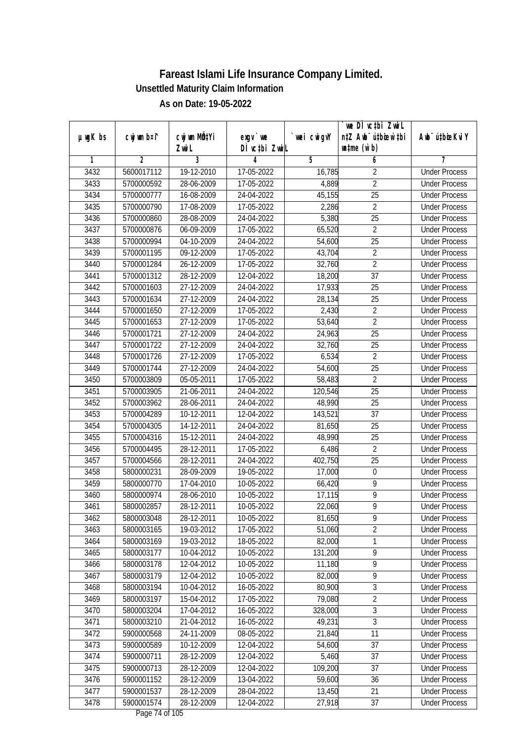# Fareast Islami Life Insurance Company Limited.

**Unsettled Maturity Claim Information**

**As on Date: 19-05-2022**

| µwgK bs | cwjwm b¤^i | cwjwm MÖn‡Yi ZvwiL | exgv`we DÌvc‡bi ZvwiL | `vwei cwigvY | `vwe DÌvc‡bi ZvwiL n‡Z Awb¯úbœ `v‡bi mgq (w`b) | Awb¯úbœ KviY |
|---|---|---|---|---|---|---|
| 1 | 2 | 3 | 4 | 5 | 6 | 7 |
| 3432 | 5600017112 | 19-12-2010 | 17-05-2022 | 16,785 | 2 | Under Process |
| 3433 | 5700000592 | 28-06-2009 | 17-05-2022 | 4,889 | 2 | Under Process |
| 3434 | 5700000777 | 16-08-2009 | 24-04-2022 | 45,155 | 25 | Under Process |
| 3435 | 5700000790 | 17-08-2009 | 17-05-2022 | 2,286 | 2 | Under Process |
| 3436 | 5700000860 | 28-08-2009 | 24-04-2022 | 5,380 | 25 | Under Process |
| 3437 | 5700000876 | 06-09-2009 | 17-05-2022 | 65,520 | 2 | Under Process |
| 3438 | 5700000994 | 04-10-2009 | 24-04-2022 | 54,600 | 25 | Under Process |
| 3439 | 5700001195 | 09-12-2009 | 17-05-2022 | 43,704 | 2 | Under Process |
| 3440 | 5700001284 | 26-12-2009 | 17-05-2022 | 32,760 | 2 | Under Process |
| 3441 | 5700001312 | 28-12-2009 | 12-04-2022 | 18,200 | 37 | Under Process |
| 3442 | 5700001603 | 27-12-2009 | 24-04-2022 | 17,933 | 25 | Under Process |
| 3443 | 5700001634 | 27-12-2009 | 24-04-2022 | 28,134 | 25 | Under Process |
| 3444 | 5700001650 | 27-12-2009 | 17-05-2022 | 2,430 | 2 | Under Process |
| 3445 | 5700001653 | 27-12-2009 | 17-05-2022 | 53,640 | 2 | Under Process |
| 3446 | 5700001721 | 27-12-2009 | 24-04-2022 | 24,963 | 25 | Under Process |
| 3447 | 5700001722 | 27-12-2009 | 24-04-2022 | 32,760 | 25 | Under Process |
| 3448 | 5700001726 | 27-12-2009 | 17-05-2022 | 6,534 | 2 | Under Process |
| 3449 | 5700001744 | 27-12-2009 | 24-04-2022 | 54,600 | 25 | Under Process |
| 3450 | 5700003809 | 05-05-2011 | 17-05-2022 | 58,483 | 2 | Under Process |
| 3451 | 5700003905 | 21-06-2011 | 24-04-2022 | 120,546 | 25 | Under Process |
| 3452 | 5700003962 | 28-06-2011 | 24-04-2022 | 48,990 | 25 | Under Process |
| 3453 | 5700004289 | 10-12-2011 | 12-04-2022 | 143,521 | 37 | Under Process |
| 3454 | 5700004305 | 14-12-2011 | 24-04-2022 | 81,650 | 25 | Under Process |
| 3455 | 5700004316 | 15-12-2011 | 24-04-2022 | 48,990 | 25 | Under Process |
| 3456 | 5700004495 | 28-12-2011 | 17-05-2022 | 6,486 | 2 | Under Process |
| 3457 | 5700004566 | 28-12-2011 | 24-04-2022 | 402,750 | 25 | Under Process |
| 3458 | 5800000231 | 28-09-2009 | 19-05-2022 | 17,000 | 0 | Under Process |
| 3459 | 5800000770 | 17-04-2010 | 10-05-2022 | 66,420 | 9 | Under Process |
| 3460 | 5800000974 | 28-06-2010 | 10-05-2022 | 17,115 | 9 | Under Process |
| 3461 | 5800002857 | 28-12-2011 | 10-05-2022 | 22,060 | 9 | Under Process |
| 3462 | 5800003048 | 28-12-2011 | 10-05-2022 | 81,650 | 9 | Under Process |
| 3463 | 5800003165 | 19-03-2012 | 17-05-2022 | 51,060 | 2 | Under Process |
| 3464 | 5800003169 | 19-03-2012 | 18-05-2022 | 82,000 | 1 | Under Process |
| 3465 | 5800003177 | 10-04-2012 | 10-05-2022 | 131,200 | 9 | Under Process |
| 3466 | 5800003178 | 12-04-2012 | 10-05-2022 | 11,180 | 9 | Under Process |
| 3467 | 5800003179 | 12-04-2012 | 10-05-2022 | 82,000 | 9 | Under Process |
| 3468 | 5800003194 | 10-04-2012 | 16-05-2022 | 80,900 | 3 | Under Process |
| 3469 | 5800003197 | 15-04-2012 | 17-05-2022 | 79,080 | 2 | Under Process |
| 3470 | 5800003204 | 17-04-2012 | 16-05-2022 | 328,000 | 3 | Under Process |
| 3471 | 5800003210 | 21-04-2012 | 16-05-2022 | 49,231 | 3 | Under Process |
| 3472 | 5900000568 | 24-11-2009 | 08-05-2022 | 21,840 | 11 | Under Process |
| 3473 | 5900000589 | 10-12-2009 | 12-04-2022 | 54,600 | 37 | Under Process |
| 3474 | 5900000711 | 28-12-2009 | 12-04-2022 | 5,460 | 37 | Under Process |
| 3475 | 5900000713 | 28-12-2009 | 12-04-2022 | 109,200 | 37 | Under Process |
| 3476 | 5900001152 | 28-12-2009 | 13-04-2022 | 59,600 | 36 | Under Process |
| 3477 | 5900001537 | 28-12-2009 | 28-04-2022 | 13,450 | 21 | Under Process |
| 3478 | 5900001574 | 28-12-2009 | 12-04-2022 | 27,918 | 37 | Under Process |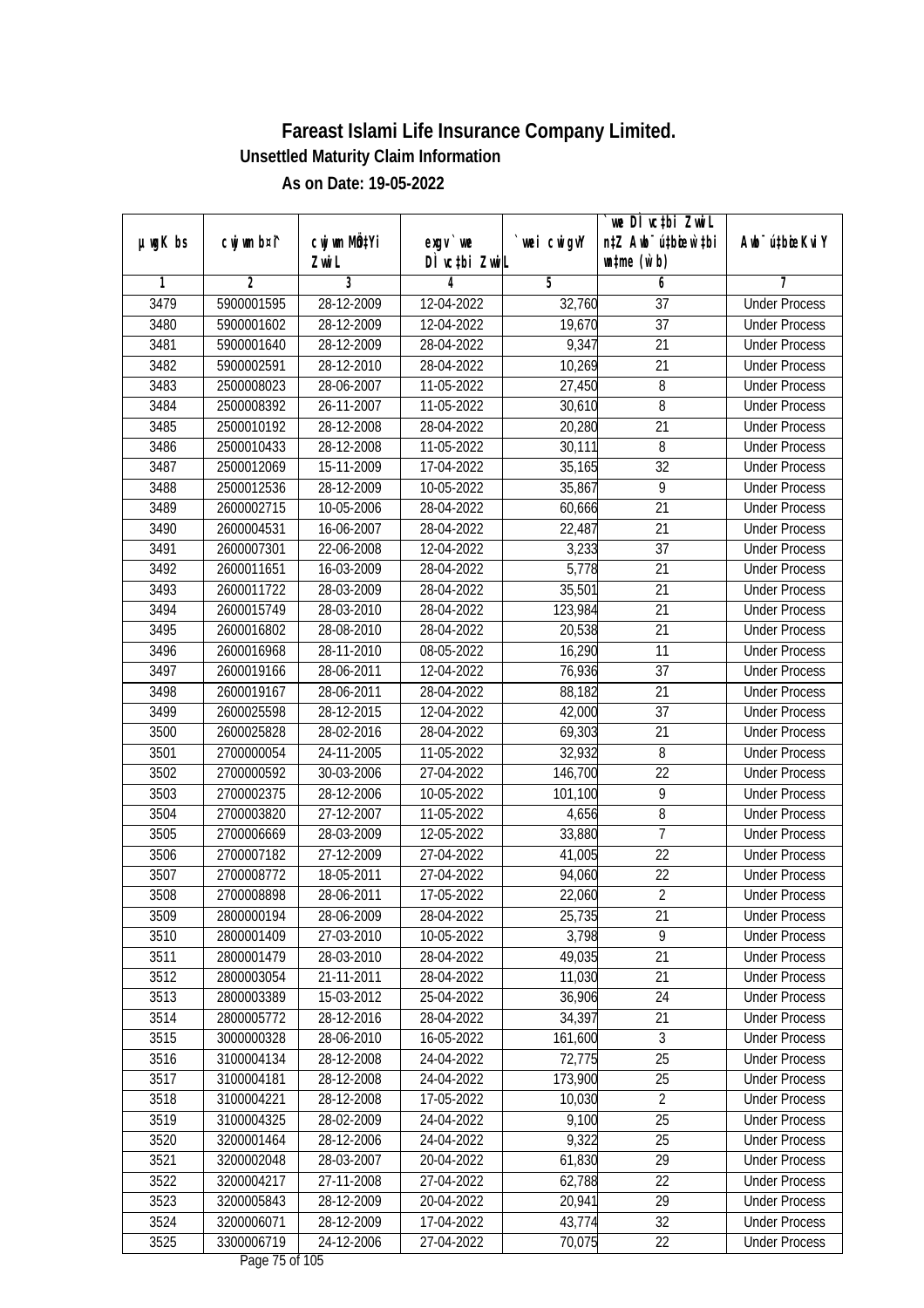# Fareast Islami Life Insurance Company Limited.

## Unsettled Maturity Claim Information

### As on Date: 19-05-2022

| µwgK bs | cwjwm b¤^i | cwjwm MÖnYi ZvwiL | exgv` we DÌ vc‡bi ZvwiL | `vwei cwigvY | `we DÌ vc‡bi ZvwiL n‡Z Awb¯úbœ w`‡bi msL¨v (w`b) | Awb¯ú‡bœi KviY |
|---|---|---|---|---|---|---|
| 1 | 2 | 3 | 4 | 5 | 6 | 7 |
| 3479 | 5900001595 | 28-12-2009 | 12-04-2022 | 32,760 | 37 | Under Process |
| 3480 | 5900001602 | 28-12-2009 | 12-04-2022 | 19,670 | 37 | Under Process |
| 3481 | 5900001640 | 28-12-2009 | 28-04-2022 | 9,347 | 21 | Under Process |
| 3482 | 5900002591 | 28-12-2010 | 28-04-2022 | 10,269 | 21 | Under Process |
| 3483 | 2500008023 | 28-06-2007 | 11-05-2022 | 27,450 | 8 | Under Process |
| 3484 | 2500008392 | 26-11-2007 | 11-05-2022 | 30,610 | 8 | Under Process |
| 3485 | 2500010192 | 28-12-2008 | 28-04-2022 | 20,280 | 21 | Under Process |
| 3486 | 2500010433 | 28-12-2008 | 11-05-2022 | 30,111 | 8 | Under Process |
| 3487 | 2500012069 | 15-11-2009 | 17-04-2022 | 35,165 | 32 | Under Process |
| 3488 | 2500012536 | 28-12-2009 | 10-05-2022 | 35,867 | 9 | Under Process |
| 3489 | 2600002715 | 10-05-2006 | 28-04-2022 | 60,666 | 21 | Under Process |
| 3490 | 2600004531 | 16-06-2007 | 28-04-2022 | 22,487 | 21 | Under Process |
| 3491 | 2600007301 | 22-06-2008 | 12-04-2022 | 3,233 | 37 | Under Process |
| 3492 | 2600011651 | 16-03-2009 | 28-04-2022 | 5,778 | 21 | Under Process |
| 3493 | 2600011722 | 28-03-2009 | 28-04-2022 | 35,501 | 21 | Under Process |
| 3494 | 2600015749 | 28-03-2010 | 28-04-2022 | 123,984 | 21 | Under Process |
| 3495 | 2600016802 | 28-08-2010 | 28-04-2022 | 20,538 | 21 | Under Process |
| 3496 | 2600016968 | 28-11-2010 | 08-05-2022 | 16,290 | 11 | Under Process |
| 3497 | 2600019166 | 28-06-2011 | 12-04-2022 | 76,936 | 37 | Under Process |
| 3498 | 2600019167 | 28-06-2011 | 28-04-2022 | 88,182 | 21 | Under Process |
| 3499 | 2600025598 | 28-12-2015 | 12-04-2022 | 42,000 | 37 | Under Process |
| 3500 | 2600025828 | 28-02-2016 | 28-04-2022 | 69,303 | 21 | Under Process |
| 3501 | 2700000054 | 24-11-2005 | 11-05-2022 | 32,932 | 8 | Under Process |
| 3502 | 2700000592 | 30-03-2006 | 27-04-2022 | 146,700 | 22 | Under Process |
| 3503 | 2700002375 | 28-12-2006 | 10-05-2022 | 101,100 | 9 | Under Process |
| 3504 | 2700003820 | 27-12-2007 | 11-05-2022 | 4,656 | 8 | Under Process |
| 3505 | 2700006669 | 28-03-2009 | 12-05-2022 | 33,880 | 7 | Under Process |
| 3506 | 2700007182 | 27-12-2009 | 27-04-2022 | 41,005 | 22 | Under Process |
| 3507 | 2700008772 | 18-05-2011 | 27-04-2022 | 94,060 | 22 | Under Process |
| 3508 | 2700008898 | 28-06-2011 | 17-05-2022 | 22,060 | 2 | Under Process |
| 3509 | 2800000194 | 28-06-2009 | 28-04-2022 | 25,735 | 21 | Under Process |
| 3510 | 2800001409 | 27-03-2010 | 10-05-2022 | 3,798 | 9 | Under Process |
| 3511 | 2800001479 | 28-03-2010 | 28-04-2022 | 49,035 | 21 | Under Process |
| 3512 | 2800003054 | 21-11-2011 | 28-04-2022 | 11,030 | 21 | Under Process |
| 3513 | 2800003389 | 15-03-2012 | 25-04-2022 | 36,906 | 24 | Under Process |
| 3514 | 2800005772 | 28-12-2016 | 28-04-2022 | 34,397 | 21 | Under Process |
| 3515 | 3000000328 | 28-06-2010 | 16-05-2022 | 161,600 | 3 | Under Process |
| 3516 | 3100004134 | 28-12-2008 | 24-04-2022 | 72,775 | 25 | Under Process |
| 3517 | 3100004181 | 28-12-2008 | 24-04-2022 | 173,900 | 25 | Under Process |
| 3518 | 3100004221 | 28-12-2008 | 17-05-2022 | 10,030 | 2 | Under Process |
| 3519 | 3100004325 | 28-02-2009 | 24-04-2022 | 9,100 | 25 | Under Process |
| 3520 | 3200001464 | 28-12-2006 | 24-04-2022 | 9,322 | 25 | Under Process |
| 3521 | 3200002048 | 28-03-2007 | 20-04-2022 | 61,830 | 29 | Under Process |
| 3522 | 3200004217 | 27-11-2008 | 27-04-2022 | 62,788 | 22 | Under Process |
| 3523 | 3200005843 | 28-12-2009 | 20-04-2022 | 20,941 | 29 | Under Process |
| 3524 | 3200006071 | 28-12-2009 | 17-04-2022 | 43,774 | 32 | Under Process |
| 3525 | 3300006719 | 24-12-2006 | 27-04-2022 | 70,075 | 22 | Under Process |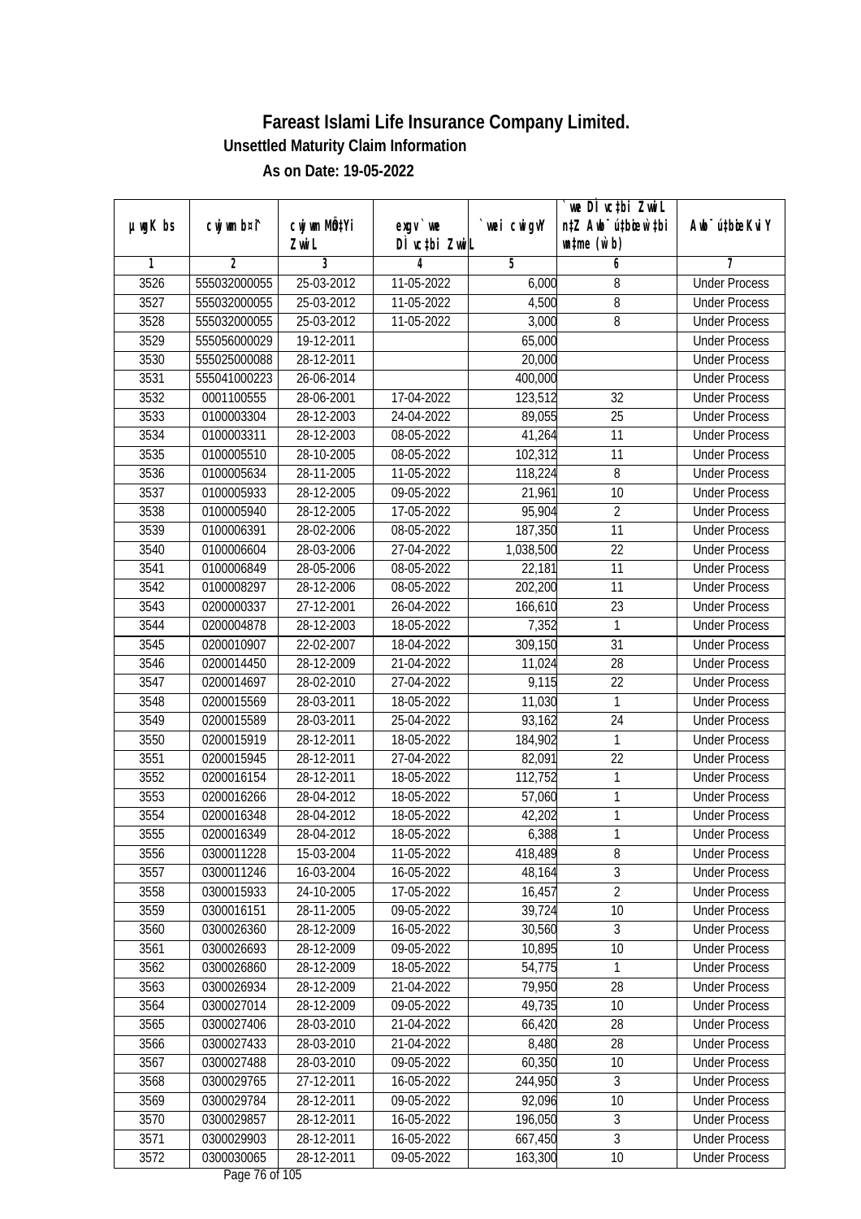# Fareast Islami Life Insurance Company Limited.

### Unsettled Maturity Claim Information

### As on Date: 19-05-2022

| µwgK bs | cwjwm b¤^i | cwjwm MÖn‡Yi ZvwiL | exgv` we DÌvc‡bi ZvwiL | `vwei cwigvY | `vwe DÌvc‡bi ZvwiL n‡Z Aw`¨ ch©šÍ w`‡bi msL¨v (w`b) | Aw`¨ ch©šÍ KviY |
|---|---|---|---|---|---|---|
| 1 | 2 | 3 | 4 | 5 | 6 | 7 |
| 3526 | 555032000055 | 25-03-2012 | 11-05-2022 | 6,000 | 8 | Under Process |
| 3527 | 555032000055 | 25-03-2012 | 11-05-2022 | 4,500 | 8 | Under Process |
| 3528 | 555032000055 | 25-03-2012 | 11-05-2022 | 3,000 | 8 | Under Process |
| 3529 | 555056000029 | 19-12-2011 | | 65,000 | | Under Process |
| 3530 | 555025000088 | 28-12-2011 | | 20,000 | | Under Process |
| 3531 | 555041000223 | 26-06-2014 | | 400,000 | | Under Process |
| 3532 | 0001100555 | 28-06-2001 | 17-04-2022 | 123,512 | 32 | Under Process |
| 3533 | 0100003304 | 28-12-2003 | 24-04-2022 | 89,055 | 25 | Under Process |
| 3534 | 0100003311 | 28-12-2003 | 08-05-2022 | 41,264 | 11 | Under Process |
| 3535 | 0100005510 | 28-10-2005 | 08-05-2022 | 102,312 | 11 | Under Process |
| 3536 | 0100005634 | 28-11-2005 | 11-05-2022 | 118,224 | 8 | Under Process |
| 3537 | 0100005933 | 28-12-2005 | 09-05-2022 | 21,961 | 10 | Under Process |
| 3538 | 0100005940 | 28-12-2005 | 17-05-2022 | 95,904 | 2 | Under Process |
| 3539 | 0100006391 | 28-02-2006 | 08-05-2022 | 187,350 | 11 | Under Process |
| 3540 | 0100006604 | 28-03-2006 | 27-04-2022 | 1,038,500 | 22 | Under Process |
| 3541 | 0100006849 | 28-05-2006 | 08-05-2022 | 22,181 | 11 | Under Process |
| 3542 | 0100008297 | 28-12-2006 | 08-05-2022 | 202,200 | 11 | Under Process |
| 3543 | 0200000337 | 27-12-2001 | 26-04-2022 | 166,610 | 23 | Under Process |
| 3544 | 0200004878 | 28-12-2003 | 18-05-2022 | 7,352 | 1 | Under Process |
| 3545 | 0200010907 | 22-02-2007 | 18-04-2022 | 309,150 | 31 | Under Process |
| 3546 | 0200014450 | 28-12-2009 | 21-04-2022 | 11,024 | 28 | Under Process |
| 3547 | 0200014697 | 28-02-2010 | 27-04-2022 | 9,115 | 22 | Under Process |
| 3548 | 0200015569 | 28-03-2011 | 18-05-2022 | 11,030 | 1 | Under Process |
| 3549 | 0200015589 | 28-03-2011 | 25-04-2022 | 93,162 | 24 | Under Process |
| 3550 | 0200015919 | 28-12-2011 | 18-05-2022 | 184,902 | 1 | Under Process |
| 3551 | 0200015945 | 28-12-2011 | 27-04-2022 | 82,091 | 22 | Under Process |
| 3552 | 0200016154 | 28-12-2011 | 18-05-2022 | 112,752 | 1 | Under Process |
| 3553 | 0200016266 | 28-04-2012 | 18-05-2022 | 57,060 | 1 | Under Process |
| 3554 | 0200016348 | 28-04-2012 | 18-05-2022 | 42,202 | 1 | Under Process |
| 3555 | 0200016349 | 28-04-2012 | 18-05-2022 | 6,388 | 1 | Under Process |
| 3556 | 0300011228 | 15-03-2004 | 11-05-2022 | 418,489 | 8 | Under Process |
| 3557 | 0300011246 | 16-03-2004 | 16-05-2022 | 48,164 | 3 | Under Process |
| 3558 | 0300015933 | 24-10-2005 | 17-05-2022 | 16,457 | 2 | Under Process |
| 3559 | 0300016151 | 28-11-2005 | 09-05-2022 | 39,724 | 10 | Under Process |
| 3560 | 0300026360 | 28-12-2009 | 16-05-2022 | 30,560 | 3 | Under Process |
| 3561 | 0300026693 | 28-12-2009 | 09-05-2022 | 10,895 | 10 | Under Process |
| 3562 | 0300026860 | 28-12-2009 | 18-05-2022 | 54,775 | 1 | Under Process |
| 3563 | 0300026934 | 28-12-2009 | 21-04-2022 | 79,950 | 28 | Under Process |
| 3564 | 0300027014 | 28-12-2009 | 09-05-2022 | 49,735 | 10 | Under Process |
| 3565 | 0300027406 | 28-03-2010 | 21-04-2022 | 66,420 | 28 | Under Process |
| 3566 | 0300027433 | 28-03-2010 | 21-04-2022 | 8,480 | 28 | Under Process |
| 3567 | 0300027488 | 28-03-2010 | 09-05-2022 | 60,350 | 10 | Under Process |
| 3568 | 0300029765 | 27-12-2011 | 16-05-2022 | 244,950 | 3 | Under Process |
| 3569 | 0300029784 | 28-12-2011 | 09-05-2022 | 92,096 | 10 | Under Process |
| 3570 | 0300029857 | 28-12-2011 | 16-05-2022 | 196,050 | 3 | Under Process |
| 3571 | 0300029903 | 28-12-2011 | 16-05-2022 | 667,450 | 3 | Under Process |
| 3572 | 0300030065 | 28-12-2011 | 09-05-2022 | 163,300 | 10 | Under Process |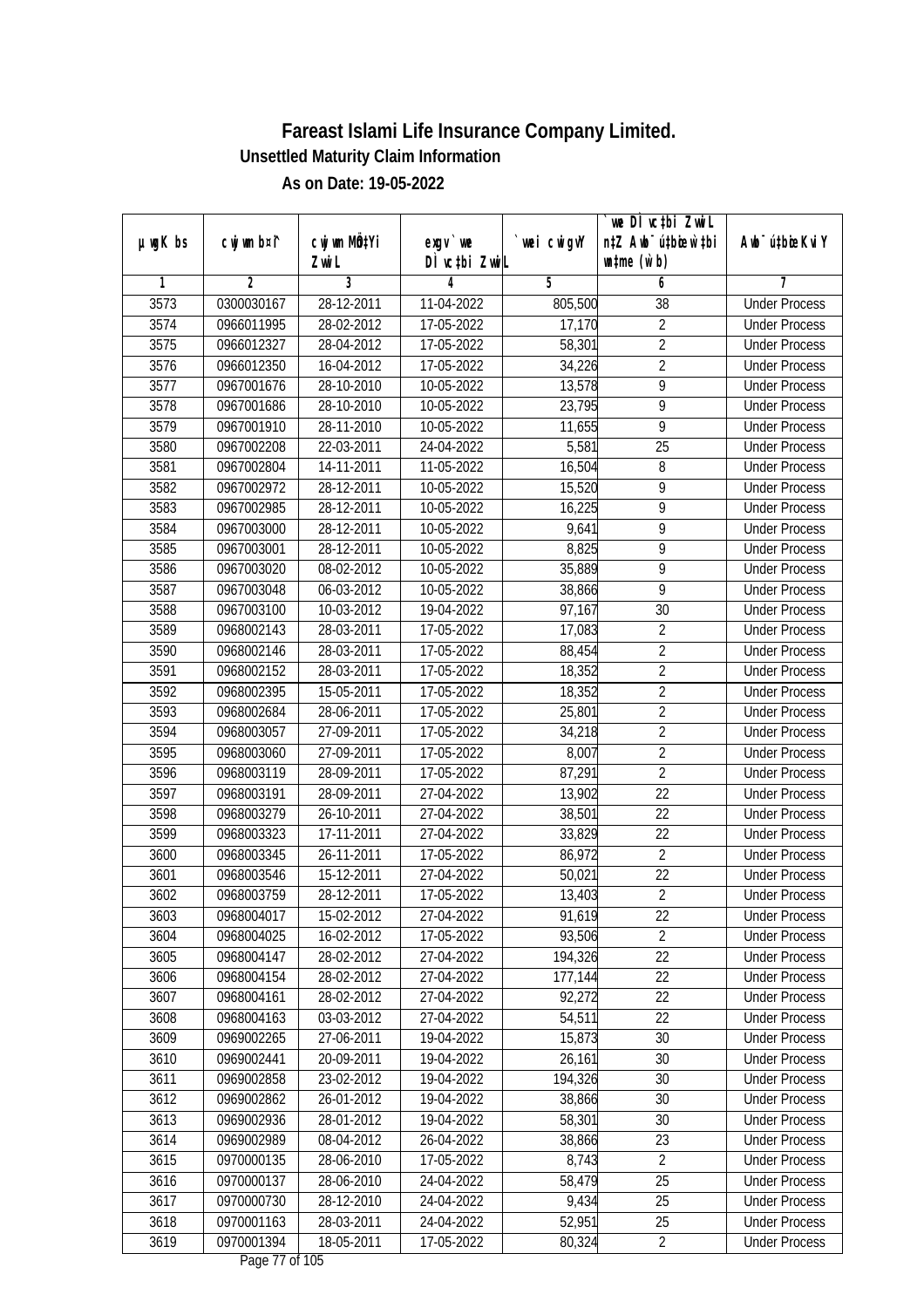# Fareast Islami Life Insurance Company Limited.

**Unsettled Maturity Claim Information**

**As on Date: 19-05-2022**

| µwgK bs | cwjwm b¤î | cwjwm MÖn‡Yi ZvwiL | exgv`we DÌvc‡bi ZvwiL | `vwei cwigvY | `vwe DÌvc‡bi ZvwiL n‡Z Awb¯úwËi w`‡bi msL¨v (w`b) | Awb¯úwËi KviY |
|---|---|---|---|---|---|---|
| 1 | 2 | 3 | 4 | 5 | 6 | 7 |
| 3573 | 0300030167 | 28-12-2011 | 11-04-2022 | 805,500 | 38 | Under Process |
| 3574 | 0966011995 | 28-02-2012 | 17-05-2022 | 17,170 | 2 | Under Process |
| 3575 | 0966012327 | 28-04-2012 | 17-05-2022 | 58,301 | 2 | Under Process |
| 3576 | 0966012350 | 16-04-2012 | 17-05-2022 | 34,226 | 2 | Under Process |
| 3577 | 0967001676 | 28-10-2010 | 10-05-2022 | 13,578 | 9 | Under Process |
| 3578 | 0967001686 | 28-10-2010 | 10-05-2022 | 23,795 | 9 | Under Process |
| 3579 | 0967001910 | 28-11-2010 | 10-05-2022 | 11,655 | 9 | Under Process |
| 3580 | 0967002208 | 22-03-2011 | 24-04-2022 | 5,581 | 25 | Under Process |
| 3581 | 0967002804 | 14-11-2011 | 11-05-2022 | 16,504 | 8 | Under Process |
| 3582 | 0967002972 | 28-12-2011 | 10-05-2022 | 15,520 | 9 | Under Process |
| 3583 | 0967002985 | 28-12-2011 | 10-05-2022 | 16,225 | 9 | Under Process |
| 3584 | 0967003000 | 28-12-2011 | 10-05-2022 | 9,641 | 9 | Under Process |
| 3585 | 0967003001 | 28-12-2011 | 10-05-2022 | 8,825 | 9 | Under Process |
| 3586 | 0967003020 | 08-02-2012 | 10-05-2022 | 35,889 | 9 | Under Process |
| 3587 | 0967003048 | 06-03-2012 | 10-05-2022 | 38,866 | 9 | Under Process |
| 3588 | 0967003100 | 10-03-2012 | 19-04-2022 | 97,167 | 30 | Under Process |
| 3589 | 0968002143 | 28-03-2011 | 17-05-2022 | 17,083 | 2 | Under Process |
| 3590 | 0968002146 | 28-03-2011 | 17-05-2022 | 88,454 | 2 | Under Process |
| 3591 | 0968002152 | 28-03-2011 | 17-05-2022 | 18,352 | 2 | Under Process |
| 3592 | 0968002395 | 15-05-2011 | 17-05-2022 | 18,352 | 2 | Under Process |
| 3593 | 0968002684 | 28-06-2011 | 17-05-2022 | 25,801 | 2 | Under Process |
| 3594 | 0968003057 | 27-09-2011 | 17-05-2022 | 34,218 | 2 | Under Process |
| 3595 | 0968003060 | 27-09-2011 | 17-05-2022 | 8,007 | 2 | Under Process |
| 3596 | 0968003119 | 28-09-2011 | 17-05-2022 | 87,291 | 2 | Under Process |
| 3597 | 0968003191 | 28-09-2011 | 27-04-2022 | 13,902 | 22 | Under Process |
| 3598 | 0968003279 | 26-10-2011 | 27-04-2022 | 38,501 | 22 | Under Process |
| 3599 | 0968003323 | 17-11-2011 | 27-04-2022 | 33,829 | 22 | Under Process |
| 3600 | 0968003345 | 26-11-2011 | 17-05-2022 | 86,972 | 2 | Under Process |
| 3601 | 0968003546 | 15-12-2011 | 27-04-2022 | 50,021 | 22 | Under Process |
| 3602 | 0968003759 | 28-12-2011 | 17-05-2022 | 13,403 | 2 | Under Process |
| 3603 | 0968004017 | 15-02-2012 | 27-04-2022 | 91,619 | 22 | Under Process |
| 3604 | 0968004025 | 16-02-2012 | 17-05-2022 | 93,506 | 2 | Under Process |
| 3605 | 0968004147 | 28-02-2012 | 27-04-2022 | 194,326 | 22 | Under Process |
| 3606 | 0968004154 | 28-02-2012 | 27-04-2022 | 177,144 | 22 | Under Process |
| 3607 | 0968004161 | 28-02-2012 | 27-04-2022 | 92,272 | 22 | Under Process |
| 3608 | 0968004163 | 03-03-2012 | 27-04-2022 | 54,511 | 22 | Under Process |
| 3609 | 0969002265 | 27-06-2011 | 19-04-2022 | 15,873 | 30 | Under Process |
| 3610 | 0969002441 | 20-09-2011 | 19-04-2022 | 26,161 | 30 | Under Process |
| 3611 | 0969002858 | 23-02-2012 | 19-04-2022 | 194,326 | 30 | Under Process |
| 3612 | 0969002862 | 26-01-2012 | 19-04-2022 | 38,866 | 30 | Under Process |
| 3613 | 0969002936 | 28-01-2012 | 19-04-2022 | 58,301 | 30 | Under Process |
| 3614 | 0969002989 | 08-04-2012 | 26-04-2022 | 38,866 | 23 | Under Process |
| 3615 | 0970000135 | 28-06-2010 | 17-05-2022 | 8,743 | 2 | Under Process |
| 3616 | 0970000137 | 28-06-2010 | 24-04-2022 | 58,479 | 25 | Under Process |
| 3617 | 0970000730 | 28-12-2010 | 24-04-2022 | 9,434 | 25 | Under Process |
| 3618 | 0970001163 | 28-03-2011 | 24-04-2022 | 52,951 | 25 | Under Process |
| 3619 | 0970001394 | 18-05-2011 | 17-05-2022 | 80,324 | 2 | Under Process |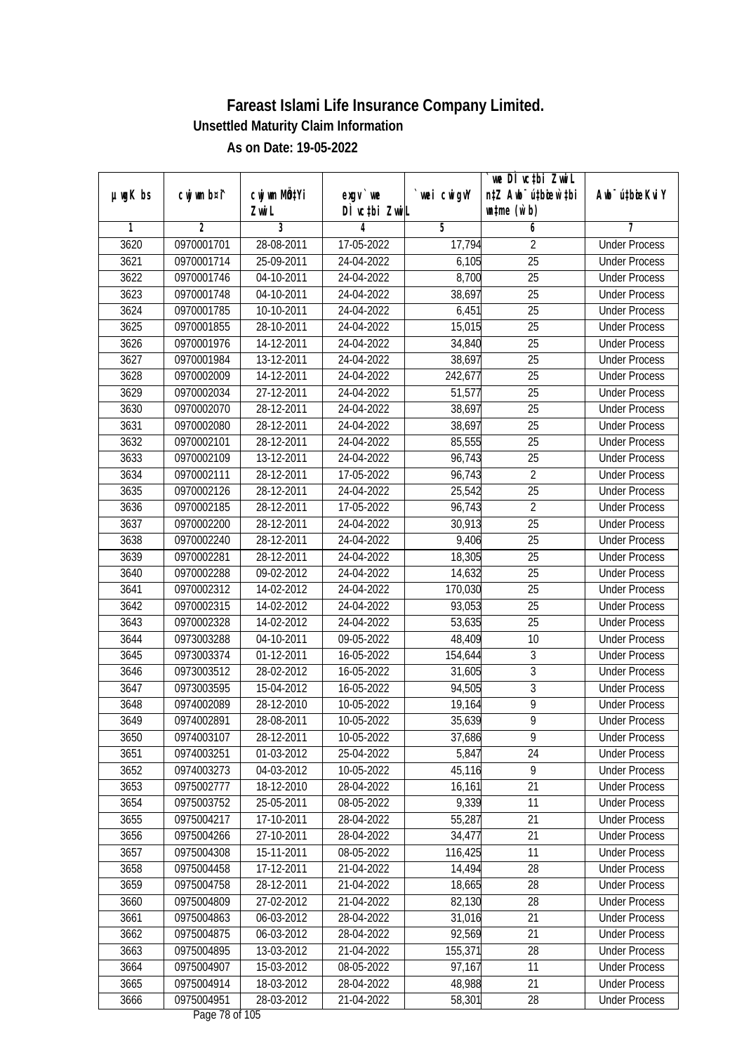# Fareast Islami Life Insurance Company Limited.

**Unsettled Maturity Claim Information**

**As on Date: 19-05-2022**

| µwgK bs | cwjwm b¤^i | cwjwm MÖn‡Yi ZwiL | exgv`we DÌvc‡bi ZwiL | `vwei cwigvY | `we DÌvc‡bi ZwiL n‡Z Awb¯úbœ w`‡bi msL¨v (w`b) | Awb¯ú‡bœi KviY |
|---|---|---|---|---|---|---|
| 1 | 2 | 3 | 4 | 5 | 6 | 7 |
| 3620 | 0970001701 | 28-08-2011 | 17-05-2022 | 17,794 | 2 | Under Process |
| 3621 | 0970001714 | 25-09-2011 | 24-04-2022 | 6,105 | 25 | Under Process |
| 3622 | 0970001746 | 04-10-2011 | 24-04-2022 | 8,700 | 25 | Under Process |
| 3623 | 0970001748 | 04-10-2011 | 24-04-2022 | 38,697 | 25 | Under Process |
| 3624 | 0970001785 | 10-10-2011 | 24-04-2022 | 6,451 | 25 | Under Process |
| 3625 | 0970001855 | 28-10-2011 | 24-04-2022 | 15,015 | 25 | Under Process |
| 3626 | 0970001976 | 14-12-2011 | 24-04-2022 | 34,840 | 25 | Under Process |
| 3627 | 0970001984 | 13-12-2011 | 24-04-2022 | 38,697 | 25 | Under Process |
| 3628 | 0970002009 | 14-12-2011 | 24-04-2022 | 242,677 | 25 | Under Process |
| 3629 | 0970002034 | 27-12-2011 | 24-04-2022 | 51,577 | 25 | Under Process |
| 3630 | 0970002070 | 28-12-2011 | 24-04-2022 | 38,697 | 25 | Under Process |
| 3631 | 0970002080 | 28-12-2011 | 24-04-2022 | 38,697 | 25 | Under Process |
| 3632 | 0970002101 | 28-12-2011 | 24-04-2022 | 85,555 | 25 | Under Process |
| 3633 | 0970002109 | 13-12-2011 | 24-04-2022 | 96,743 | 25 | Under Process |
| 3634 | 0970002111 | 28-12-2011 | 17-05-2022 | 96,743 | 2 | Under Process |
| 3635 | 0970002126 | 28-12-2011 | 24-04-2022 | 25,542 | 25 | Under Process |
| 3636 | 0970002185 | 28-12-2011 | 17-05-2022 | 96,743 | 2 | Under Process |
| 3637 | 0970002200 | 28-12-2011 | 24-04-2022 | 30,913 | 25 | Under Process |
| 3638 | 0970002240 | 28-12-2011 | 24-04-2022 | 9,406 | 25 | Under Process |
| 3639 | 0970002281 | 28-12-2011 | 24-04-2022 | 18,305 | 25 | Under Process |
| 3640 | 0970002288 | 09-02-2012 | 24-04-2022 | 14,632 | 25 | Under Process |
| 3641 | 0970002312 | 14-02-2012 | 24-04-2022 | 170,030 | 25 | Under Process |
| 3642 | 0970002315 | 14-02-2012 | 24-04-2022 | 93,053 | 25 | Under Process |
| 3643 | 0970002328 | 14-02-2012 | 24-04-2022 | 53,635 | 25 | Under Process |
| 3644 | 0973003288 | 04-10-2011 | 09-05-2022 | 48,409 | 10 | Under Process |
| 3645 | 0973003374 | 01-12-2011 | 16-05-2022 | 154,644 | 3 | Under Process |
| 3646 | 0973003512 | 28-02-2012 | 16-05-2022 | 31,605 | 3 | Under Process |
| 3647 | 0973003595 | 15-04-2012 | 16-05-2022 | 94,505 | 3 | Under Process |
| 3648 | 0974002089 | 28-12-2010 | 10-05-2022 | 19,164 | 9 | Under Process |
| 3649 | 0974002891 | 28-08-2011 | 10-05-2022 | 35,639 | 9 | Under Process |
| 3650 | 0974003107 | 28-12-2011 | 10-05-2022 | 37,686 | 9 | Under Process |
| 3651 | 0974003251 | 01-03-2012 | 25-04-2022 | 5,847 | 24 | Under Process |
| 3652 | 0974003273 | 04-03-2012 | 10-05-2022 | 45,116 | 9 | Under Process |
| 3653 | 0975002777 | 18-12-2010 | 28-04-2022 | 16,161 | 21 | Under Process |
| 3654 | 0975003752 | 25-05-2011 | 08-05-2022 | 9,339 | 11 | Under Process |
| 3655 | 0975004217 | 17-10-2011 | 28-04-2022 | 55,287 | 21 | Under Process |
| 3656 | 0975004266 | 27-10-2011 | 28-04-2022 | 34,477 | 21 | Under Process |
| 3657 | 0975004308 | 15-11-2011 | 08-05-2022 | 116,425 | 11 | Under Process |
| 3658 | 0975004458 | 17-12-2011 | 21-04-2022 | 14,494 | 28 | Under Process |
| 3659 | 0975004758 | 28-12-2011 | 21-04-2022 | 18,665 | 28 | Under Process |
| 3660 | 0975004809 | 27-02-2012 | 21-04-2022 | 82,130 | 28 | Under Process |
| 3661 | 0975004863 | 06-03-2012 | 28-04-2022 | 31,016 | 21 | Under Process |
| 3662 | 0975004875 | 06-03-2012 | 28-04-2022 | 92,569 | 21 | Under Process |
| 3663 | 0975004895 | 13-03-2012 | 21-04-2022 | 155,371 | 28 | Under Process |
| 3664 | 0975004907 | 15-03-2012 | 08-05-2022 | 97,167 | 11 | Under Process |
| 3665 | 0975004914 | 18-03-2012 | 28-04-2022 | 48,988 | 21 | Under Process |
| 3666 | 0975004951 | 28-03-2012 | 21-04-2022 | 58,301 | 28 | Under Process |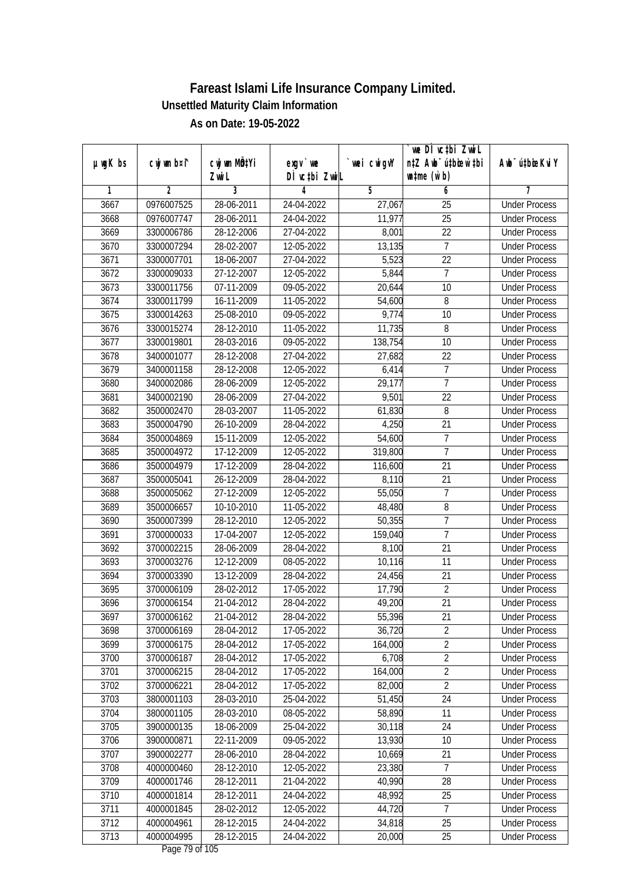# Fareast Islami Life Insurance Company Limited.

**Unsettled Maturity Claim Information**

**As on Date: 19-05-2022**

| µwgK bs | cwjwm b¤^i | cwjwm MÖn‡Yi ZvwiL | exgv `vwe DÌvc‡bi ZvwiL | `vwei cwigvY | `vwe DÌvc‡bi ZvwiL n‡Z Awb¯ú‡bœi w`‡bi msL¨v (w`b) | Awb¯ú‡bœi KviY |
|---|---|---|---|---|---|---|
| 1 | 2 | 3 | 4 | 5 | 6 | 7 |
| 3667 | 0976007525 | 28-06-2011 | 24-04-2022 | 27,067 | 25 | Under Process |
| 3668 | 0976007747 | 28-06-2011 | 24-04-2022 | 11,977 | 25 | Under Process |
| 3669 | 3300006786 | 28-12-2006 | 27-04-2022 | 8,001 | 22 | Under Process |
| 3670 | 3300007294 | 28-02-2007 | 12-05-2022 | 13,135 | 7 | Under Process |
| 3671 | 3300007701 | 18-06-2007 | 27-04-2022 | 5,523 | 22 | Under Process |
| 3672 | 3300009033 | 27-12-2007 | 12-05-2022 | 5,844 | 7 | Under Process |
| 3673 | 3300011756 | 07-11-2009 | 09-05-2022 | 20,644 | 10 | Under Process |
| 3674 | 3300011799 | 16-11-2009 | 11-05-2022 | 54,600 | 8 | Under Process |
| 3675 | 3300014263 | 25-08-2010 | 09-05-2022 | 9,774 | 10 | Under Process |
| 3676 | 3300015274 | 28-12-2010 | 11-05-2022 | 11,735 | 8 | Under Process |
| 3677 | 3300019801 | 28-03-2016 | 09-05-2022 | 138,754 | 10 | Under Process |
| 3678 | 3400001077 | 28-12-2008 | 27-04-2022 | 27,682 | 22 | Under Process |
| 3679 | 3400001158 | 28-12-2008 | 12-05-2022 | 6,414 | 7 | Under Process |
| 3680 | 3400002086 | 28-06-2009 | 12-05-2022 | 29,177 | 7 | Under Process |
| 3681 | 3400002190 | 28-06-2009 | 27-04-2022 | 9,501 | 22 | Under Process |
| 3682 | 3500002470 | 28-03-2007 | 11-05-2022 | 61,830 | 8 | Under Process |
| 3683 | 3500004790 | 26-10-2009 | 28-04-2022 | 4,250 | 21 | Under Process |
| 3684 | 3500004869 | 15-11-2009 | 12-05-2022 | 54,600 | 7 | Under Process |
| 3685 | 3500004972 | 17-12-2009 | 12-05-2022 | 319,800 | 7 | Under Process |
| 3686 | 3500004979 | 17-12-2009 | 28-04-2022 | 116,600 | 21 | Under Process |
| 3687 | 3500005041 | 26-12-2009 | 28-04-2022 | 8,110 | 21 | Under Process |
| 3688 | 3500005062 | 27-12-2009 | 12-05-2022 | 55,050 | 7 | Under Process |
| 3689 | 3500006657 | 10-10-2010 | 11-05-2022 | 48,480 | 8 | Under Process |
| 3690 | 3500007399 | 28-12-2010 | 12-05-2022 | 50,355 | 7 | Under Process |
| 3691 | 3700000033 | 17-04-2007 | 12-05-2022 | 159,040 | 7 | Under Process |
| 3692 | 3700002215 | 28-06-2009 | 28-04-2022 | 8,100 | 21 | Under Process |
| 3693 | 3700003276 | 12-12-2009 | 08-05-2022 | 10,116 | 11 | Under Process |
| 3694 | 3700003390 | 13-12-2009 | 28-04-2022 | 24,456 | 21 | Under Process |
| 3695 | 3700006109 | 28-02-2012 | 17-05-2022 | 17,790 | 2 | Under Process |
| 3696 | 3700006154 | 21-04-2012 | 28-04-2022 | 49,200 | 21 | Under Process |
| 3697 | 3700006162 | 21-04-2012 | 28-04-2022 | 55,396 | 21 | Under Process |
| 3698 | 3700006169 | 28-04-2012 | 17-05-2022 | 36,720 | 2 | Under Process |
| 3699 | 3700006175 | 28-04-2012 | 17-05-2022 | 164,000 | 2 | Under Process |
| 3700 | 3700006187 | 28-04-2012 | 17-05-2022 | 6,708 | 2 | Under Process |
| 3701 | 3700006215 | 28-04-2012 | 17-05-2022 | 164,000 | 2 | Under Process |
| 3702 | 3700006221 | 28-04-2012 | 17-05-2022 | 82,000 | 2 | Under Process |
| 3703 | 3800001103 | 28-03-2010 | 25-04-2022 | 51,450 | 24 | Under Process |
| 3704 | 3800001105 | 28-03-2010 | 08-05-2022 | 58,890 | 11 | Under Process |
| 3705 | 3900000135 | 18-06-2009 | 25-04-2022 | 30,118 | 24 | Under Process |
| 3706 | 3900000871 | 22-11-2009 | 09-05-2022 | 13,930 | 10 | Under Process |
| 3707 | 3900002277 | 28-06-2010 | 28-04-2022 | 10,669 | 21 | Under Process |
| 3708 | 4000000460 | 28-12-2010 | 12-05-2022 | 23,380 | 7 | Under Process |
| 3709 | 4000001746 | 28-12-2011 | 21-04-2022 | 40,990 | 28 | Under Process |
| 3710 | 4000001814 | 28-12-2011 | 24-04-2022 | 48,992 | 25 | Under Process |
| 3711 | 4000001845 | 28-02-2012 | 12-05-2022 | 44,720 | 7 | Under Process |
| 3712 | 4000004961 | 28-12-2015 | 24-04-2022 | 34,818 | 25 | Under Process |
| 3713 | 4000004995 | 28-12-2015 | 24-04-2022 | 20,000 | 25 | Under Process |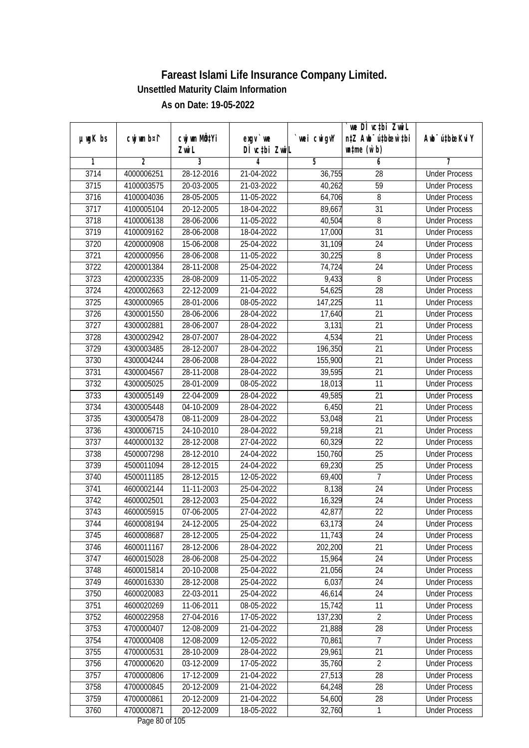# Fareast Islami Life Insurance Company Limited.

## Unsettled Maturity Claim Information

### As on Date: 19-05-2022

| µwgK bs | cwjwm b¤^i | cwjwm MÖn‡Yi ZvwiL | exgv`we DÌvc‡bi ZvwiL | `vwei cwigvY | `vwe DÌvc‡bi ZvwiL n‡Z Awb¯úbœ `vwei mgqKvj (w`b) | Awb¯ú‡bœi KviY |
|---|---|---|---|---|---|---|
| 1 | 2 | 3 | 4 | 5 | 6 | 7 |
| 3714 | 4000006251 | 28-12-2016 | 21-04-2022 | 36,755 | 28 | Under Process |
| 3715 | 4100003575 | 20-03-2005 | 21-03-2022 | 40,262 | 59 | Under Process |
| 3716 | 4100004036 | 28-05-2005 | 11-05-2022 | 64,706 | 8 | Under Process |
| 3717 | 4100005104 | 20-12-2005 | 18-04-2022 | 89,667 | 31 | Under Process |
| 3718 | 4100006138 | 28-06-2006 | 11-05-2022 | 40,504 | 8 | Under Process |
| 3719 | 4100009162 | 28-06-2008 | 18-04-2022 | 17,000 | 31 | Under Process |
| 3720 | 4200000908 | 15-06-2008 | 25-04-2022 | 31,109 | 24 | Under Process |
| 3721 | 4200000956 | 28-06-2008 | 11-05-2022 | 30,225 | 8 | Under Process |
| 3722 | 4200001384 | 28-11-2008 | 25-04-2022 | 74,724 | 24 | Under Process |
| 3723 | 4200002335 | 28-08-2009 | 11-05-2022 | 9,433 | 8 | Under Process |
| 3724 | 4200002663 | 22-12-2009 | 21-04-2022 | 54,625 | 28 | Under Process |
| 3725 | 4300000965 | 28-01-2006 | 08-05-2022 | 147,225 | 11 | Under Process |
| 3726 | 4300001550 | 28-06-2006 | 28-04-2022 | 17,640 | 21 | Under Process |
| 3727 | 4300002881 | 28-06-2007 | 28-04-2022 | 3,131 | 21 | Under Process |
| 3728 | 4300002942 | 28-07-2007 | 28-04-2022 | 4,534 | 21 | Under Process |
| 3729 | 4300003485 | 28-12-2007 | 28-04-2022 | 196,350 | 21 | Under Process |
| 3730 | 4300004244 | 28-06-2008 | 28-04-2022 | 155,900 | 21 | Under Process |
| 3731 | 4300004567 | 28-11-2008 | 28-04-2022 | 39,595 | 21 | Under Process |
| 3732 | 4300005025 | 28-01-2009 | 08-05-2022 | 18,013 | 11 | Under Process |
| 3733 | 4300005149 | 22-04-2009 | 28-04-2022 | 49,585 | 21 | Under Process |
| 3734 | 4300005448 | 04-10-2009 | 28-04-2022 | 6,450 | 21 | Under Process |
| 3735 | 4300005478 | 08-11-2009 | 28-04-2022 | 53,048 | 21 | Under Process |
| 3736 | 4300006715 | 24-10-2010 | 28-04-2022 | 59,218 | 21 | Under Process |
| 3737 | 4400000132 | 28-12-2008 | 27-04-2022 | 60,329 | 22 | Under Process |
| 3738 | 4500007298 | 28-12-2010 | 24-04-2022 | 150,760 | 25 | Under Process |
| 3739 | 4500011094 | 28-12-2015 | 24-04-2022 | 69,230 | 25 | Under Process |
| 3740 | 4500011185 | 28-12-2015 | 12-05-2022 | 69,400 | 7 | Under Process |
| 3741 | 4600002144 | 11-11-2003 | 25-04-2022 | 8,138 | 24 | Under Process |
| 3742 | 4600002501 | 28-12-2003 | 25-04-2022 | 16,329 | 24 | Under Process |
| 3743 | 4600005915 | 07-06-2005 | 27-04-2022 | 42,877 | 22 | Under Process |
| 3744 | 4600008194 | 24-12-2005 | 25-04-2022 | 63,173 | 24 | Under Process |
| 3745 | 4600008687 | 28-12-2005 | 25-04-2022 | 11,743 | 24 | Under Process |
| 3746 | 4600011167 | 28-12-2006 | 28-04-2022 | 202,200 | 21 | Under Process |
| 3747 | 4600015028 | 28-06-2008 | 25-04-2022 | 15,964 | 24 | Under Process |
| 3748 | 4600015814 | 20-10-2008 | 25-04-2022 | 21,056 | 24 | Under Process |
| 3749 | 4600016330 | 28-12-2008 | 25-04-2022 | 6,037 | 24 | Under Process |
| 3750 | 4600020083 | 22-03-2011 | 25-04-2022 | 46,614 | 24 | Under Process |
| 3751 | 4600020269 | 11-06-2011 | 08-05-2022 | 15,742 | 11 | Under Process |
| 3752 | 4600022958 | 27-04-2016 | 17-05-2022 | 137,230 | 2 | Under Process |
| 3753 | 4700000407 | 12-08-2009 | 21-04-2022 | 21,888 | 28 | Under Process |
| 3754 | 4700000408 | 12-08-2009 | 12-05-2022 | 70,861 | 7 | Under Process |
| 3755 | 4700000531 | 28-10-2009 | 28-04-2022 | 29,961 | 21 | Under Process |
| 3756 | 4700000620 | 03-12-2009 | 17-05-2022 | 35,760 | 2 | Under Process |
| 3757 | 4700000806 | 17-12-2009 | 21-04-2022 | 27,513 | 28 | Under Process |
| 3758 | 4700000845 | 20-12-2009 | 21-04-2022 | 64,248 | 28 | Under Process |
| 3759 | 4700000861 | 20-12-2009 | 21-04-2022 | 54,600 | 28 | Under Process |
| 3760 | 4700000871 | 20-12-2009 | 18-05-2022 | 32,760 | 1 | Under Process |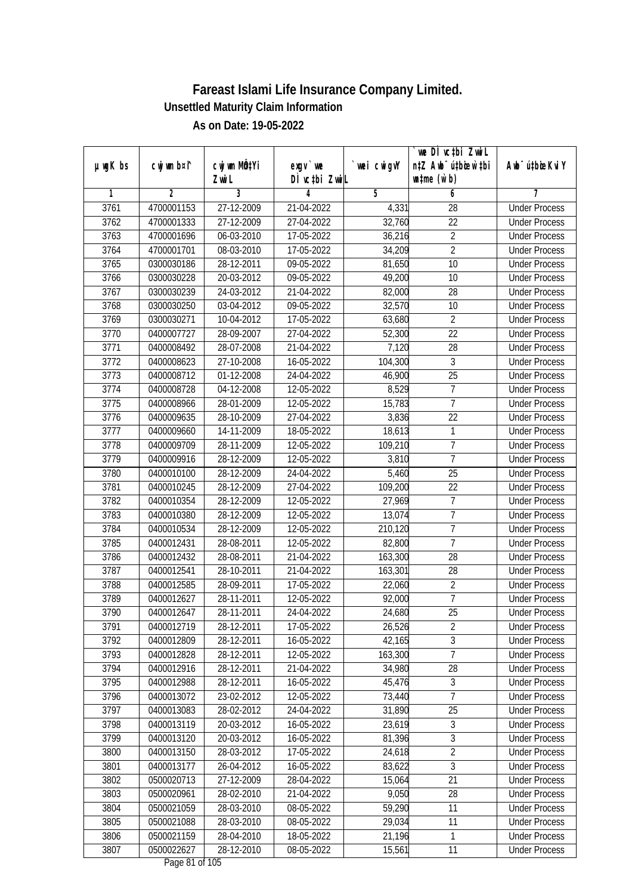# Fareast Islami Life Insurance Company Limited.

**Unsettled Maturity Claim Information**

**As on Date: 19-05-2022**

| µwgK bs | cwjwm bs¤^ | cwjwm MÖn‡Yi ZvwiL | exgv `ve Dí vc‡bi ZvwiL | `vwei cwigvY | `vwe Dí vc‡bi ZvwiL n‡Z Awb¯úbœ `vwei mgq (w`b) | Awb¯úbœ KviY |
|---|---|---|---|---|---|---|
| 1 | 2 | 3 | 4 | 5 | 6 | 7 |
| 3761 | 4700001153 | 27-12-2009 | 21-04-2022 | 4,331 | 28 | Under Process |
| 3762 | 4700001333 | 27-12-2009 | 27-04-2022 | 32,760 | 22 | Under Process |
| 3763 | 4700001696 | 06-03-2010 | 17-05-2022 | 36,216 | 2 | Under Process |
| 3764 | 4700001701 | 08-03-2010 | 17-05-2022 | 34,209 | 2 | Under Process |
| 3765 | 0300030186 | 28-12-2011 | 09-05-2022 | 81,650 | 10 | Under Process |
| 3766 | 0300030228 | 20-03-2012 | 09-05-2022 | 49,200 | 10 | Under Process |
| 3767 | 0300030239 | 24-03-2012 | 21-04-2022 | 82,000 | 28 | Under Process |
| 3768 | 0300030250 | 03-04-2012 | 09-05-2022 | 32,570 | 10 | Under Process |
| 3769 | 0300030271 | 10-04-2012 | 17-05-2022 | 63,680 | 2 | Under Process |
| 3770 | 0400007727 | 28-09-2007 | 27-04-2022 | 52,300 | 22 | Under Process |
| 3771 | 0400008492 | 28-07-2008 | 21-04-2022 | 7,120 | 28 | Under Process |
| 3772 | 0400008623 | 27-10-2008 | 16-05-2022 | 104,300 | 3 | Under Process |
| 3773 | 0400008712 | 01-12-2008 | 24-04-2022 | 46,900 | 25 | Under Process |
| 3774 | 0400008728 | 04-12-2008 | 12-05-2022 | 8,529 | 7 | Under Process |
| 3775 | 0400008966 | 28-01-2009 | 12-05-2022 | 15,783 | 7 | Under Process |
| 3776 | 0400009635 | 28-10-2009 | 27-04-2022 | 3,836 | 22 | Under Process |
| 3777 | 0400009660 | 14-11-2009 | 18-05-2022 | 18,613 | 1 | Under Process |
| 3778 | 0400009709 | 28-11-2009 | 12-05-2022 | 109,210 | 7 | Under Process |
| 3779 | 0400009916 | 28-12-2009 | 12-05-2022 | 3,810 | 7 | Under Process |
| 3780 | 0400010100 | 28-12-2009 | 24-04-2022 | 5,460 | 25 | Under Process |
| 3781 | 0400010245 | 28-12-2009 | 27-04-2022 | 109,200 | 22 | Under Process |
| 3782 | 0400010354 | 28-12-2009 | 12-05-2022 | 27,969 | 7 | Under Process |
| 3783 | 0400010380 | 28-12-2009 | 12-05-2022 | 13,074 | 7 | Under Process |
| 3784 | 0400010534 | 28-12-2009 | 12-05-2022 | 210,120 | 7 | Under Process |
| 3785 | 0400012431 | 28-08-2011 | 12-05-2022 | 82,800 | 7 | Under Process |
| 3786 | 0400012432 | 28-08-2011 | 21-04-2022 | 163,300 | 28 | Under Process |
| 3787 | 0400012541 | 28-10-2011 | 21-04-2022 | 163,301 | 28 | Under Process |
| 3788 | 0400012585 | 28-09-2011 | 17-05-2022 | 22,060 | 2 | Under Process |
| 3789 | 0400012627 | 28-11-2011 | 12-05-2022 | 92,000 | 7 | Under Process |
| 3790 | 0400012647 | 28-11-2011 | 24-04-2022 | 24,680 | 25 | Under Process |
| 3791 | 0400012719 | 28-12-2011 | 17-05-2022 | 26,526 | 2 | Under Process |
| 3792 | 0400012809 | 28-12-2011 | 16-05-2022 | 42,165 | 3 | Under Process |
| 3793 | 0400012828 | 28-12-2011 | 12-05-2022 | 163,300 | 7 | Under Process |
| 3794 | 0400012916 | 28-12-2011 | 21-04-2022 | 34,980 | 28 | Under Process |
| 3795 | 0400012988 | 28-12-2011 | 16-05-2022 | 45,476 | 3 | Under Process |
| 3796 | 0400013072 | 23-02-2012 | 12-05-2022 | 73,440 | 7 | Under Process |
| 3797 | 0400013083 | 28-02-2012 | 24-04-2022 | 31,890 | 25 | Under Process |
| 3798 | 0400013119 | 20-03-2012 | 16-05-2022 | 23,619 | 3 | Under Process |
| 3799 | 0400013120 | 20-03-2012 | 16-05-2022 | 81,396 | 3 | Under Process |
| 3800 | 0400013150 | 28-03-2012 | 17-05-2022 | 24,618 | 2 | Under Process |
| 3801 | 0400013177 | 26-04-2012 | 16-05-2022 | 83,622 | 3 | Under Process |
| 3802 | 0500020713 | 27-12-2009 | 28-04-2022 | 15,064 | 21 | Under Process |
| 3803 | 0500020961 | 28-02-2010 | 21-04-2022 | 9,050 | 28 | Under Process |
| 3804 | 0500021059 | 28-03-2010 | 08-05-2022 | 59,290 | 11 | Under Process |
| 3805 | 0500021088 | 28-03-2010 | 08-05-2022 | 29,034 | 11 | Under Process |
| 3806 | 0500021159 | 28-04-2010 | 18-05-2022 | 21,196 | 1 | Under Process |
| 3807 | 0500022627 | 28-12-2010 | 08-05-2022 | 15,561 | 11 | Under Process |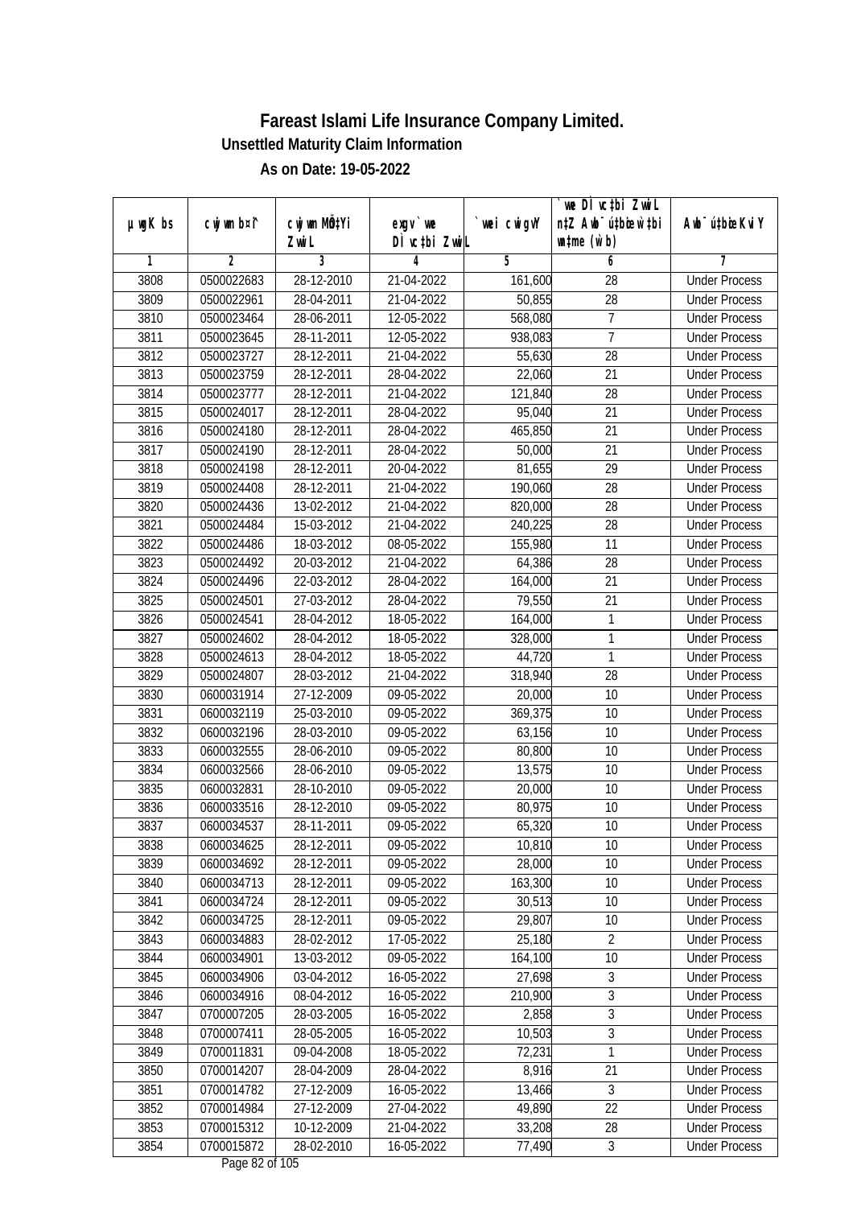# Fareast Islami Life Insurance Company Limited.

**Unsettled Maturity Claim Information**

**As on Date: 19-05-2022**

| µwgK bs | cwjwm b¤î | cwjwm MÖn‡Yi ZvwiL | exgv`vwe DÌvc‡bi ZvwiL | `vwei cwigvY | `vwe DÌvc‡bi ZvwiL n‡Z Awb¯úbœ `vwei mgqKvj (w`b) | Awb¯ú‡bœi KviY |
|---|---|---|---|---|---|---|
| 1 | 2 | 3 | 4 | 5 | 6 | 7 |
| 3808 | 0500022683 | 28-12-2010 | 21-04-2022 | 161,600 | 28 | Under Process |
| 3809 | 0500022961 | 28-04-2011 | 21-04-2022 | 50,855 | 28 | Under Process |
| 3810 | 0500023464 | 28-06-2011 | 12-05-2022 | 568,080 | 7 | Under Process |
| 3811 | 0500023645 | 28-11-2011 | 12-05-2022 | 938,083 | 7 | Under Process |
| 3812 | 0500023727 | 28-12-2011 | 21-04-2022 | 55,630 | 28 | Under Process |
| 3813 | 0500023759 | 28-12-2011 | 28-04-2022 | 22,060 | 21 | Under Process |
| 3814 | 0500023777 | 28-12-2011 | 21-04-2022 | 121,840 | 28 | Under Process |
| 3815 | 0500024017 | 28-12-2011 | 28-04-2022 | 95,040 | 21 | Under Process |
| 3816 | 0500024180 | 28-12-2011 | 28-04-2022 | 465,850 | 21 | Under Process |
| 3817 | 0500024190 | 28-12-2011 | 28-04-2022 | 50,000 | 21 | Under Process |
| 3818 | 0500024198 | 28-12-2011 | 20-04-2022 | 81,655 | 29 | Under Process |
| 3819 | 0500024408 | 28-12-2011 | 21-04-2022 | 190,060 | 28 | Under Process |
| 3820 | 0500024436 | 13-02-2012 | 21-04-2022 | 820,000 | 28 | Under Process |
| 3821 | 0500024484 | 15-03-2012 | 21-04-2022 | 240,225 | 28 | Under Process |
| 3822 | 0500024486 | 18-03-2012 | 08-05-2022 | 155,980 | 11 | Under Process |
| 3823 | 0500024492 | 20-03-2012 | 21-04-2022 | 64,386 | 28 | Under Process |
| 3824 | 0500024496 | 22-03-2012 | 28-04-2022 | 164,000 | 21 | Under Process |
| 3825 | 0500024501 | 27-03-2012 | 28-04-2022 | 79,550 | 21 | Under Process |
| 3826 | 0500024541 | 28-04-2012 | 18-05-2022 | 164,000 | 1 | Under Process |
| 3827 | 0500024602 | 28-04-2012 | 18-05-2022 | 328,000 | 1 | Under Process |
| 3828 | 0500024613 | 28-04-2012 | 18-05-2022 | 44,720 | 1 | Under Process |
| 3829 | 0500024807 | 28-03-2012 | 21-04-2022 | 318,940 | 28 | Under Process |
| 3830 | 0600031914 | 27-12-2009 | 09-05-2022 | 20,000 | 10 | Under Process |
| 3831 | 0600032119 | 25-03-2010 | 09-05-2022 | 369,375 | 10 | Under Process |
| 3832 | 0600032196 | 28-03-2010 | 09-05-2022 | 63,156 | 10 | Under Process |
| 3833 | 0600032555 | 28-06-2010 | 09-05-2022 | 80,800 | 10 | Under Process |
| 3834 | 0600032566 | 28-06-2010 | 09-05-2022 | 13,575 | 10 | Under Process |
| 3835 | 0600032831 | 28-10-2010 | 09-05-2022 | 20,000 | 10 | Under Process |
| 3836 | 0600033516 | 28-12-2010 | 09-05-2022 | 80,975 | 10 | Under Process |
| 3837 | 0600034537 | 28-11-2011 | 09-05-2022 | 65,320 | 10 | Under Process |
| 3838 | 0600034625 | 28-12-2011 | 09-05-2022 | 10,810 | 10 | Under Process |
| 3839 | 0600034692 | 28-12-2011 | 09-05-2022 | 28,000 | 10 | Under Process |
| 3840 | 0600034713 | 28-12-2011 | 09-05-2022 | 163,300 | 10 | Under Process |
| 3841 | 0600034724 | 28-12-2011 | 09-05-2022 | 30,513 | 10 | Under Process |
| 3842 | 0600034725 | 28-12-2011 | 09-05-2022 | 29,807 | 10 | Under Process |
| 3843 | 0600034883 | 28-02-2012 | 17-05-2022 | 25,180 | 2 | Under Process |
| 3844 | 0600034901 | 13-03-2012 | 09-05-2022 | 164,100 | 10 | Under Process |
| 3845 | 0600034906 | 03-04-2012 | 16-05-2022 | 27,698 | 3 | Under Process |
| 3846 | 0600034916 | 08-04-2012 | 16-05-2022 | 210,900 | 3 | Under Process |
| 3847 | 0700007205 | 28-03-2005 | 16-05-2022 | 2,858 | 3 | Under Process |
| 3848 | 0700007411 | 28-05-2005 | 16-05-2022 | 10,503 | 3 | Under Process |
| 3849 | 0700011831 | 09-04-2008 | 18-05-2022 | 72,231 | 1 | Under Process |
| 3850 | 0700014207 | 28-04-2009 | 28-04-2022 | 8,916 | 21 | Under Process |
| 3851 | 0700014782 | 27-12-2009 | 16-05-2022 | 13,466 | 3 | Under Process |
| 3852 | 0700014984 | 27-12-2009 | 27-04-2022 | 49,890 | 22 | Under Process |
| 3853 | 0700015312 | 10-12-2009 | 21-04-2022 | 33,208 | 28 | Under Process |
| 3854 | 0700015872 | 28-02-2010 | 16-05-2022 | 77,490 | 3 | Under Process |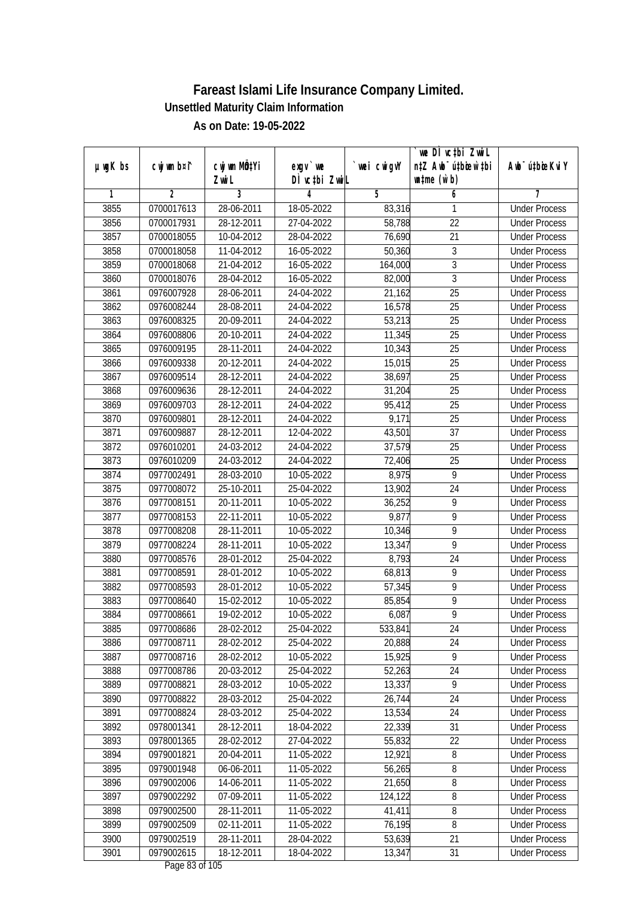# Fareast Islami Life Insurance Company Limited.

## Unsettled Maturity Claim Information

### As on Date: 19-05-2022

| µwgK bs | cwjwm b¤^i | cwjwm MÖnYi ZwiL | exgv`we DÌvc‡bi ZwiL | `vwei cwigvY | `vwe DÌvc‡bi ZwiL n‡Z Awb¯úbœ w`‡bi msL¨v (w`b) | Awb¯ú‡bœi KviY |
|---|---|---|---|---|---|---|
| 1 | 2 | 3 | 4 | 5 | 6 | 7 |
| 3855 | 0700017613 | 28-06-2011 | 18-05-2022 | 83,316 | 1 | Under Process |
| 3856 | 0700017931 | 28-12-2011 | 27-04-2022 | 58,788 | 22 | Under Process |
| 3857 | 0700018055 | 10-04-2012 | 28-04-2022 | 76,690 | 21 | Under Process |
| 3858 | 0700018058 | 11-04-2012 | 16-05-2022 | 50,360 | 3 | Under Process |
| 3859 | 0700018068 | 21-04-2012 | 16-05-2022 | 164,000 | 3 | Under Process |
| 3860 | 0700018076 | 28-04-2012 | 16-05-2022 | 82,000 | 3 | Under Process |
| 3861 | 0976007928 | 28-06-2011 | 24-04-2022 | 21,162 | 25 | Under Process |
| 3862 | 0976008244 | 28-08-2011 | 24-04-2022 | 16,578 | 25 | Under Process |
| 3863 | 0976008325 | 20-09-2011 | 24-04-2022 | 53,213 | 25 | Under Process |
| 3864 | 0976008806 | 20-10-2011 | 24-04-2022 | 11,345 | 25 | Under Process |
| 3865 | 0976009195 | 28-11-2011 | 24-04-2022 | 10,343 | 25 | Under Process |
| 3866 | 0976009338 | 20-12-2011 | 24-04-2022 | 15,015 | 25 | Under Process |
| 3867 | 0976009514 | 28-12-2011 | 24-04-2022 | 38,697 | 25 | Under Process |
| 3868 | 0976009636 | 28-12-2011 | 24-04-2022 | 31,204 | 25 | Under Process |
| 3869 | 0976009703 | 28-12-2011 | 24-04-2022 | 95,412 | 25 | Under Process |
| 3870 | 0976009801 | 28-12-2011 | 24-04-2022 | 9,171 | 25 | Under Process |
| 3871 | 0976009887 | 28-12-2011 | 12-04-2022 | 43,501 | 37 | Under Process |
| 3872 | 0976010201 | 24-03-2012 | 24-04-2022 | 37,579 | 25 | Under Process |
| 3873 | 0976010209 | 24-03-2012 | 24-04-2022 | 72,406 | 25 | Under Process |
| 3874 | 0977002491 | 28-03-2010 | 10-05-2022 | 8,975 | 9 | Under Process |
| 3875 | 0977008072 | 25-10-2011 | 25-04-2022 | 13,902 | 24 | Under Process |
| 3876 | 0977008151 | 20-11-2011 | 10-05-2022 | 36,252 | 9 | Under Process |
| 3877 | 0977008153 | 22-11-2011 | 10-05-2022 | 9,877 | 9 | Under Process |
| 3878 | 0977008208 | 28-11-2011 | 10-05-2022 | 10,346 | 9 | Under Process |
| 3879 | 0977008224 | 28-11-2011 | 10-05-2022 | 13,347 | 9 | Under Process |
| 3880 | 0977008576 | 28-01-2012 | 25-04-2022 | 8,793 | 24 | Under Process |
| 3881 | 0977008591 | 28-01-2012 | 10-05-2022 | 68,813 | 9 | Under Process |
| 3882 | 0977008593 | 28-01-2012 | 10-05-2022 | 57,345 | 9 | Under Process |
| 3883 | 0977008640 | 15-02-2012 | 10-05-2022 | 85,854 | 9 | Under Process |
| 3884 | 0977008661 | 19-02-2012 | 10-05-2022 | 6,087 | 9 | Under Process |
| 3885 | 0977008686 | 28-02-2012 | 25-04-2022 | 533,841 | 24 | Under Process |
| 3886 | 0977008711 | 28-02-2012 | 25-04-2022 | 20,888 | 24 | Under Process |
| 3887 | 0977008716 | 28-02-2012 | 10-05-2022 | 15,925 | 9 | Under Process |
| 3888 | 0977008786 | 20-03-2012 | 25-04-2022 | 52,263 | 24 | Under Process |
| 3889 | 0977008821 | 28-03-2012 | 10-05-2022 | 13,337 | 9 | Under Process |
| 3890 | 0977008822 | 28-03-2012 | 25-04-2022 | 26,744 | 24 | Under Process |
| 3891 | 0977008824 | 28-03-2012 | 25-04-2022 | 13,534 | 24 | Under Process |
| 3892 | 0978001341 | 28-12-2011 | 18-04-2022 | 22,339 | 31 | Under Process |
| 3893 | 0978001365 | 28-02-2012 | 27-04-2022 | 55,832 | 22 | Under Process |
| 3894 | 0979001821 | 20-04-2011 | 11-05-2022 | 12,921 | 8 | Under Process |
| 3895 | 0979001948 | 06-06-2011 | 11-05-2022 | 56,265 | 8 | Under Process |
| 3896 | 0979002006 | 14-06-2011 | 11-05-2022 | 21,650 | 8 | Under Process |
| 3897 | 0979002292 | 07-09-2011 | 11-05-2022 | 124,122 | 8 | Under Process |
| 3898 | 0979002500 | 28-11-2011 | 11-05-2022 | 41,411 | 8 | Under Process |
| 3899 | 0979002509 | 02-11-2011 | 11-05-2022 | 76,195 | 8 | Under Process |
| 3900 | 0979002519 | 28-11-2011 | 28-04-2022 | 53,639 | 21 | Under Process |
| 3901 | 0979002615 | 18-12-2011 | 18-04-2022 | 13,347 | 31 | Under Process |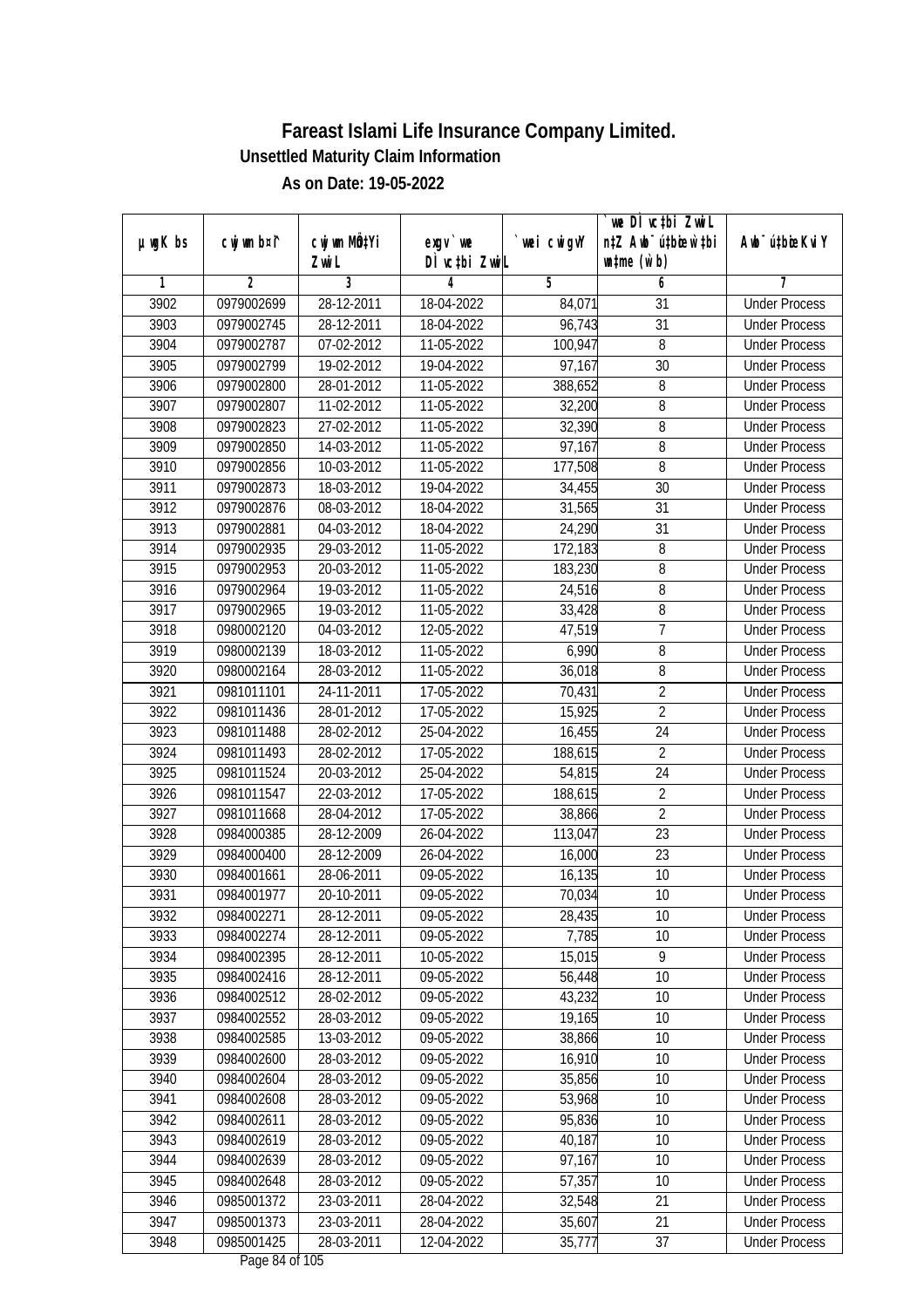# Fareast Islami Life Insurance Company Limited.

**Unsettled Maturity Claim Information**

**As on Date: 19-05-2022**

| µwgK bs | cwjwm bs¯î | cwjwm MÖn‡Yi ZvwiL | exgv`we DÌvc‡bi ZvwiL | `vwei cwigvY | `we DÌvc‡bi ZvwiL n‡Z Awb¯úbœ w`‡bi msL¨v (w`b) | Awb¯úbœ KviY |
|---|---|---|---|---|---|---|
| 1 | 2 | 3 | 4 | 5 | 6 | 7 |
| 3902 | 0979002699 | 28-12-2011 | 18-04-2022 | 84,071 | 31 | Under Process |
| 3903 | 0979002745 | 28-12-2011 | 18-04-2022 | 96,743 | 31 | Under Process |
| 3904 | 0979002787 | 07-02-2012 | 11-05-2022 | 100,947 | 8 | Under Process |
| 3905 | 0979002799 | 19-02-2012 | 19-04-2022 | 97,167 | 30 | Under Process |
| 3906 | 0979002800 | 28-01-2012 | 11-05-2022 | 388,652 | 8 | Under Process |
| 3907 | 0979002807 | 11-02-2012 | 11-05-2022 | 32,200 | 8 | Under Process |
| 3908 | 0979002823 | 27-02-2012 | 11-05-2022 | 32,390 | 8 | Under Process |
| 3909 | 0979002850 | 14-03-2012 | 11-05-2022 | 97,167 | 8 | Under Process |
| 3910 | 0979002856 | 10-03-2012 | 11-05-2022 | 177,508 | 8 | Under Process |
| 3911 | 0979002873 | 18-03-2012 | 19-04-2022 | 34,455 | 30 | Under Process |
| 3912 | 0979002876 | 08-03-2012 | 18-04-2022 | 31,565 | 31 | Under Process |
| 3913 | 0979002881 | 04-03-2012 | 18-04-2022 | 24,290 | 31 | Under Process |
| 3914 | 0979002935 | 29-03-2012 | 11-05-2022 | 172,183 | 8 | Under Process |
| 3915 | 0979002953 | 20-03-2012 | 11-05-2022 | 183,230 | 8 | Under Process |
| 3916 | 0979002964 | 19-03-2012 | 11-05-2022 | 24,516 | 8 | Under Process |
| 3917 | 0979002965 | 19-03-2012 | 11-05-2022 | 33,428 | 8 | Under Process |
| 3918 | 0980002120 | 04-03-2012 | 12-05-2022 | 47,519 | 7 | Under Process |
| 3919 | 0980002139 | 18-03-2012 | 11-05-2022 | 6,990 | 8 | Under Process |
| 3920 | 0980002164 | 28-03-2012 | 11-05-2022 | 36,018 | 8 | Under Process |
| 3921 | 0981011101 | 24-11-2011 | 17-05-2022 | 70,431 | 2 | Under Process |
| 3922 | 0981011436 | 28-01-2012 | 17-05-2022 | 15,925 | 2 | Under Process |
| 3923 | 0981011488 | 28-02-2012 | 25-04-2022 | 16,455 | 24 | Under Process |
| 3924 | 0981011493 | 28-02-2012 | 17-05-2022 | 188,615 | 2 | Under Process |
| 3925 | 0981011524 | 20-03-2012 | 25-04-2022 | 54,815 | 24 | Under Process |
| 3926 | 0981011547 | 22-03-2012 | 17-05-2022 | 188,615 | 2 | Under Process |
| 3927 | 0981011668 | 28-04-2012 | 17-05-2022 | 38,866 | 2 | Under Process |
| 3928 | 0984000385 | 28-12-2009 | 26-04-2022 | 113,047 | 23 | Under Process |
| 3929 | 0984000400 | 28-12-2009 | 26-04-2022 | 16,000 | 23 | Under Process |
| 3930 | 0984001661 | 28-06-2011 | 09-05-2022 | 16,135 | 10 | Under Process |
| 3931 | 0984001977 | 20-10-2011 | 09-05-2022 | 70,034 | 10 | Under Process |
| 3932 | 0984002271 | 28-12-2011 | 09-05-2022 | 28,435 | 10 | Under Process |
| 3933 | 0984002274 | 28-12-2011 | 09-05-2022 | 7,785 | 10 | Under Process |
| 3934 | 0984002395 | 28-12-2011 | 10-05-2022 | 15,015 | 9 | Under Process |
| 3935 | 0984002416 | 28-12-2011 | 09-05-2022 | 56,448 | 10 | Under Process |
| 3936 | 0984002512 | 28-02-2012 | 09-05-2022 | 43,232 | 10 | Under Process |
| 3937 | 0984002552 | 28-03-2012 | 09-05-2022 | 19,165 | 10 | Under Process |
| 3938 | 0984002585 | 13-03-2012 | 09-05-2022 | 38,866 | 10 | Under Process |
| 3939 | 0984002600 | 28-03-2012 | 09-05-2022 | 16,910 | 10 | Under Process |
| 3940 | 0984002604 | 28-03-2012 | 09-05-2022 | 35,856 | 10 | Under Process |
| 3941 | 0984002608 | 28-03-2012 | 09-05-2022 | 53,968 | 10 | Under Process |
| 3942 | 0984002611 | 28-03-2012 | 09-05-2022 | 95,836 | 10 | Under Process |
| 3943 | 0984002619 | 28-03-2012 | 09-05-2022 | 40,187 | 10 | Under Process |
| 3944 | 0984002639 | 28-03-2012 | 09-05-2022 | 97,167 | 10 | Under Process |
| 3945 | 0984002648 | 28-03-2012 | 09-05-2022 | 57,357 | 10 | Under Process |
| 3946 | 0985001372 | 23-03-2011 | 28-04-2022 | 32,548 | 21 | Under Process |
| 3947 | 0985001373 | 23-03-2011 | 28-04-2022 | 35,607 | 21 | Under Process |
| 3948 | 0985001425 | 28-03-2011 | 12-04-2022 | 35,777 | 37 | Under Process |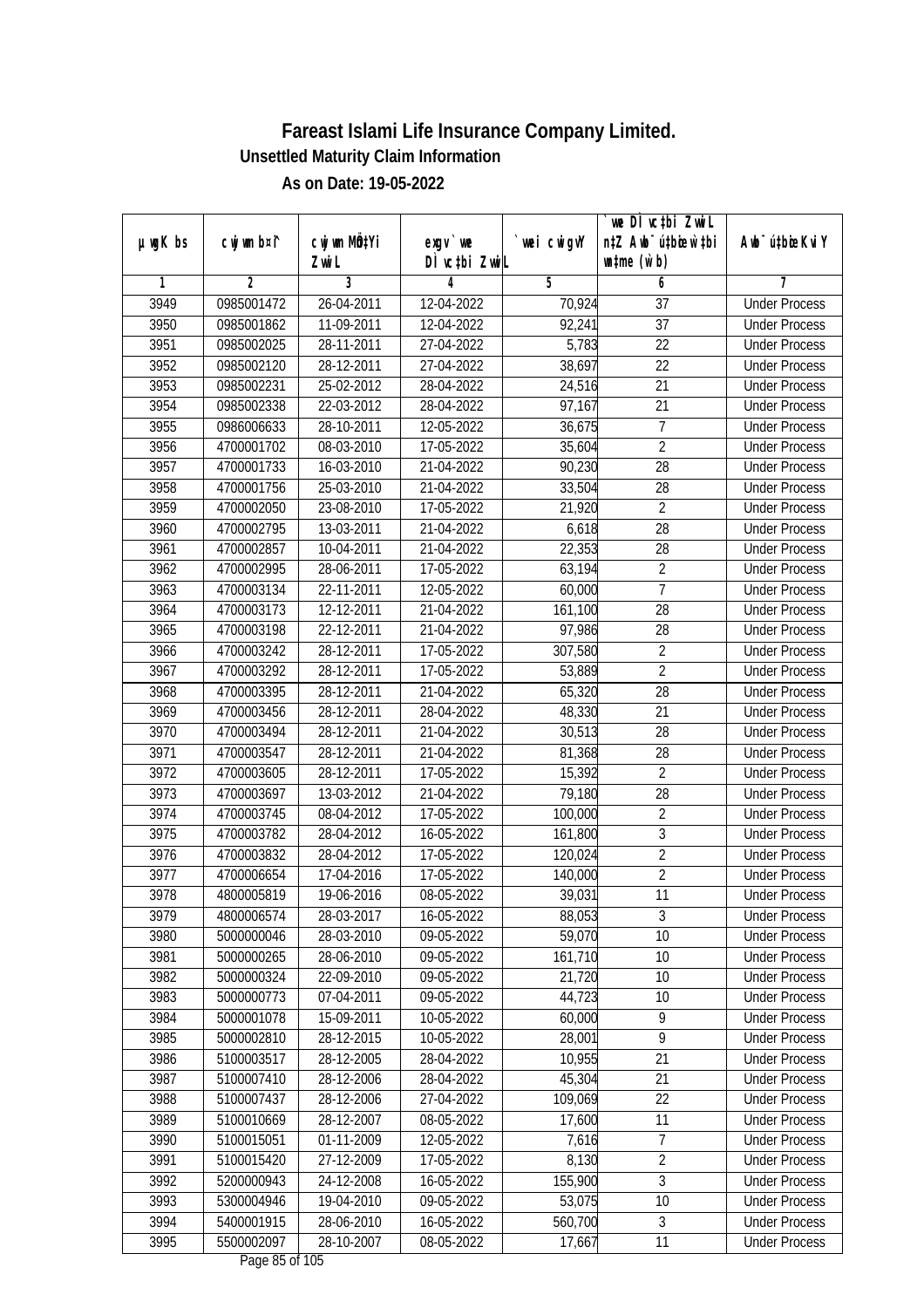# Fareast Islami Life Insurance Company Limited.

## Unsettled Maturity Claim Information

### As on Date: 19-05-2022

| µwgK bs | cwjwm b¤^i | cwjwm MÖn‡Yi ZvwiL | exgv` we DÌvc‡bi ZvwiL | `vwei cwigvY | `vwe DÌvc‡bi ZvwiL n‡Z Aw`¨ú‡bi w`‡bi e¨eavb (w`b) | Aw`¨ú‡bi KviY |
|---|---|---|---|---|---|---|
| 1 | 2 | 3 | 4 | 5 | 6 | 7 |
| 3949 | 0985001472 | 26-04-2011 | 12-04-2022 | 70,924 | 37 | Under Process |
| 3950 | 0985001862 | 11-09-2011 | 12-04-2022 | 92,241 | 37 | Under Process |
| 3951 | 0985002025 | 28-11-2011 | 27-04-2022 | 5,783 | 22 | Under Process |
| 3952 | 0985002120 | 28-12-2011 | 27-04-2022 | 38,697 | 22 | Under Process |
| 3953 | 0985002231 | 25-02-2012 | 28-04-2022 | 24,516 | 21 | Under Process |
| 3954 | 0985002338 | 22-03-2012 | 28-04-2022 | 97,167 | 21 | Under Process |
| 3955 | 0986006633 | 28-10-2011 | 12-05-2022 | 36,675 | 7 | Under Process |
| 3956 | 4700001702 | 08-03-2010 | 17-05-2022 | 35,604 | 2 | Under Process |
| 3957 | 4700001733 | 16-03-2010 | 21-04-2022 | 90,230 | 28 | Under Process |
| 3958 | 4700001756 | 25-03-2010 | 21-04-2022 | 33,504 | 28 | Under Process |
| 3959 | 4700002050 | 23-08-2010 | 17-05-2022 | 21,920 | 2 | Under Process |
| 3960 | 4700002795 | 13-03-2011 | 21-04-2022 | 6,618 | 28 | Under Process |
| 3961 | 4700002857 | 10-04-2011 | 21-04-2022 | 22,353 | 28 | Under Process |
| 3962 | 4700002995 | 28-06-2011 | 17-05-2022 | 63,194 | 2 | Under Process |
| 3963 | 4700003134 | 22-11-2011 | 12-05-2022 | 60,000 | 7 | Under Process |
| 3964 | 4700003173 | 12-12-2011 | 21-04-2022 | 161,100 | 28 | Under Process |
| 3965 | 4700003198 | 22-12-2011 | 21-04-2022 | 97,986 | 28 | Under Process |
| 3966 | 4700003242 | 28-12-2011 | 17-05-2022 | 307,580 | 2 | Under Process |
| 3967 | 4700003292 | 28-12-2011 | 17-05-2022 | 53,889 | 2 | Under Process |
| 3968 | 4700003395 | 28-12-2011 | 21-04-2022 | 65,320 | 28 | Under Process |
| 3969 | 4700003456 | 28-12-2011 | 28-04-2022 | 48,330 | 21 | Under Process |
| 3970 | 4700003494 | 28-12-2011 | 21-04-2022 | 30,513 | 28 | Under Process |
| 3971 | 4700003547 | 28-12-2011 | 21-04-2022 | 81,368 | 28 | Under Process |
| 3972 | 4700003605 | 28-12-2011 | 17-05-2022 | 15,392 | 2 | Under Process |
| 3973 | 4700003697 | 13-03-2012 | 21-04-2022 | 79,180 | 28 | Under Process |
| 3974 | 4700003745 | 08-04-2012 | 17-05-2022 | 100,000 | 2 | Under Process |
| 3975 | 4700003782 | 28-04-2012 | 16-05-2022 | 161,800 | 3 | Under Process |
| 3976 | 4700003832 | 28-04-2012 | 17-05-2022 | 120,024 | 2 | Under Process |
| 3977 | 4700006654 | 17-04-2016 | 17-05-2022 | 140,000 | 2 | Under Process |
| 3978 | 4800005819 | 19-06-2016 | 08-05-2022 | 39,031 | 11 | Under Process |
| 3979 | 4800006574 | 28-03-2017 | 16-05-2022 | 88,053 | 3 | Under Process |
| 3980 | 5000000046 | 28-03-2010 | 09-05-2022 | 59,070 | 10 | Under Process |
| 3981 | 5000000265 | 28-06-2010 | 09-05-2022 | 161,710 | 10 | Under Process |
| 3982 | 5000000324 | 22-09-2010 | 09-05-2022 | 21,720 | 10 | Under Process |
| 3983 | 5000000773 | 07-04-2011 | 09-05-2022 | 44,723 | 10 | Under Process |
| 3984 | 5000001078 | 15-09-2011 | 10-05-2022 | 60,000 | 9 | Under Process |
| 3985 | 5000002810 | 28-12-2015 | 10-05-2022 | 28,001 | 9 | Under Process |
| 3986 | 5100003517 | 28-12-2005 | 28-04-2022 | 10,955 | 21 | Under Process |
| 3987 | 5100007410 | 28-12-2006 | 28-04-2022 | 45,304 | 21 | Under Process |
| 3988 | 5100007437 | 28-12-2006 | 27-04-2022 | 109,069 | 22 | Under Process |
| 3989 | 5100010669 | 28-12-2007 | 08-05-2022 | 17,600 | 11 | Under Process |
| 3990 | 5100015051 | 01-11-2009 | 12-05-2022 | 7,616 | 7 | Under Process |
| 3991 | 5100015420 | 27-12-2009 | 17-05-2022 | 8,130 | 2 | Under Process |
| 3992 | 5200000943 | 24-12-2008 | 16-05-2022 | 155,900 | 3 | Under Process |
| 3993 | 5300004946 | 19-04-2010 | 09-05-2022 | 53,075 | 10 | Under Process |
| 3994 | 5400001915 | 28-06-2010 | 16-05-2022 | 560,700 | 3 | Under Process |
| 3995 | 5500002097 | 28-10-2007 | 08-05-2022 | 17,667 | 11 | Under Process |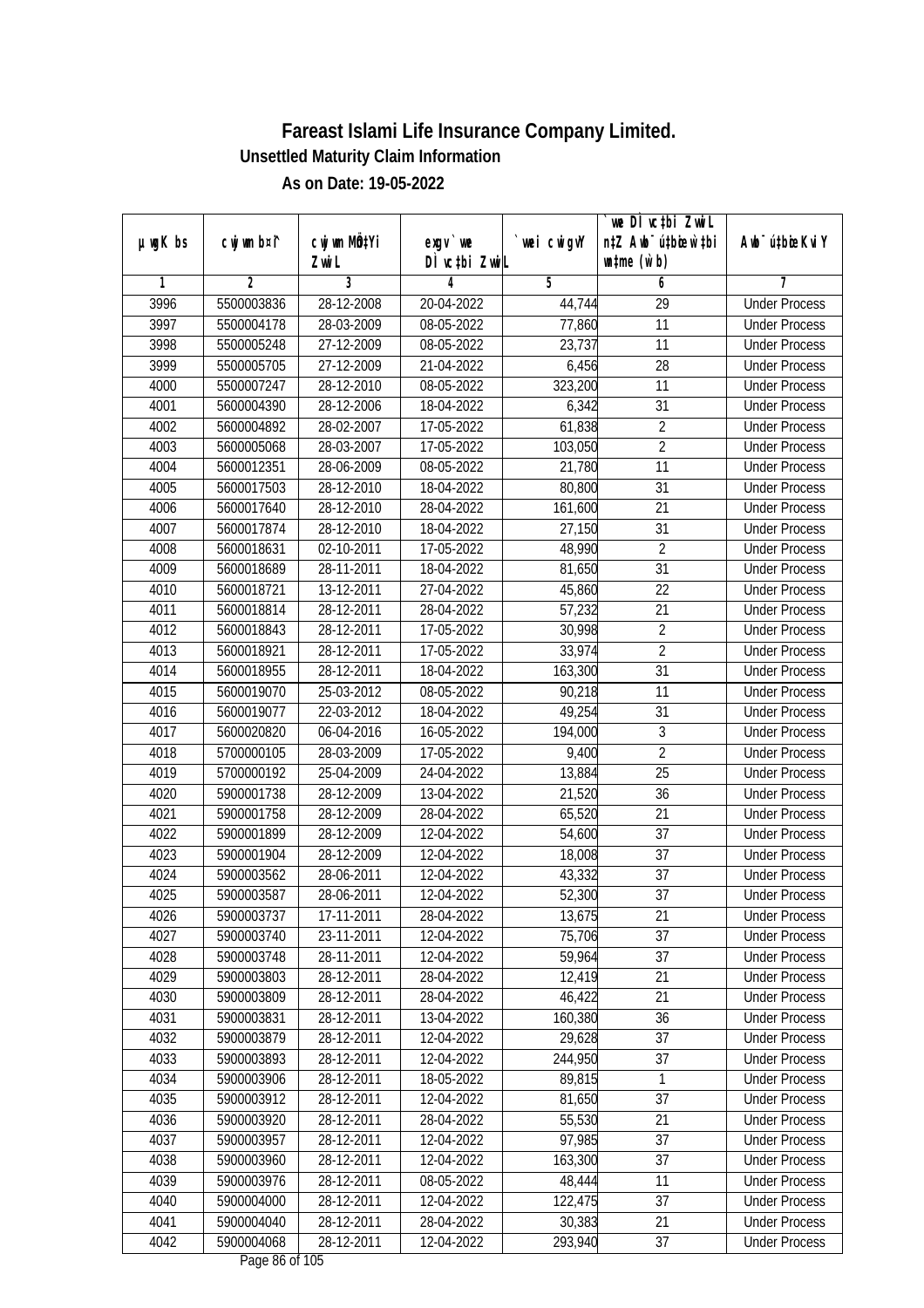# Fareast Islami Life Insurance Company Limited.

## Unsettled Maturity Claim Information

### As on Date: 19-05-2022

| µwgK bs | cwjwm bs¤^i | cwjwm MÖn‡Yi ZvwiL | exgv`vwe DÌvc‡bi ZvwiL | `vwei cwigvY | `vwe DÌvc‡bi ZvwiL n‡Z AvR ch©šÍ w`‡bi msL¨v (w`b) | Awb¯úwËi KviY |
|---|---|---|---|---|---|---|
| 1 | 2 | 3 | 4 | 5 | 6 | 7 |
| 3996 | 5500003836 | 28-12-2008 | 20-04-2022 | 44,744 | 29 | Under Process |
| 3997 | 5500004178 | 28-03-2009 | 08-05-2022 | 77,860 | 11 | Under Process |
| 3998 | 5500005248 | 27-12-2009 | 08-05-2022 | 23,737 | 11 | Under Process |
| 3999 | 5500005705 | 27-12-2009 | 21-04-2022 | 6,456 | 28 | Under Process |
| 4000 | 5500007247 | 28-12-2010 | 08-05-2022 | 323,200 | 11 | Under Process |
| 4001 | 5600004390 | 28-12-2006 | 18-04-2022 | 6,342 | 31 | Under Process |
| 4002 | 5600004892 | 28-02-2007 | 17-05-2022 | 61,838 | 2 | Under Process |
| 4003 | 5600005068 | 28-03-2007 | 17-05-2022 | 103,050 | 2 | Under Process |
| 4004 | 5600012351 | 28-06-2009 | 08-05-2022 | 21,780 | 11 | Under Process |
| 4005 | 5600017503 | 28-12-2010 | 18-04-2022 | 80,800 | 31 | Under Process |
| 4006 | 5600017640 | 28-12-2010 | 28-04-2022 | 161,600 | 21 | Under Process |
| 4007 | 5600017874 | 28-12-2010 | 18-04-2022 | 27,150 | 31 | Under Process |
| 4008 | 5600018631 | 02-10-2011 | 17-05-2022 | 48,990 | 2 | Under Process |
| 4009 | 5600018689 | 28-11-2011 | 18-04-2022 | 81,650 | 31 | Under Process |
| 4010 | 5600018721 | 13-12-2011 | 27-04-2022 | 45,860 | 22 | Under Process |
| 4011 | 5600018814 | 28-12-2011 | 28-04-2022 | 57,232 | 21 | Under Process |
| 4012 | 5600018843 | 28-12-2011 | 17-05-2022 | 30,998 | 2 | Under Process |
| 4013 | 5600018921 | 28-12-2011 | 17-05-2022 | 33,974 | 2 | Under Process |
| 4014 | 5600018955 | 28-12-2011 | 18-04-2022 | 163,300 | 31 | Under Process |
| 4015 | 5600019070 | 25-03-2012 | 08-05-2022 | 90,218 | 11 | Under Process |
| 4016 | 5600019077 | 22-03-2012 | 18-04-2022 | 49,254 | 31 | Under Process |
| 4017 | 5600020820 | 06-04-2016 | 16-05-2022 | 194,000 | 3 | Under Process |
| 4018 | 5700000105 | 28-03-2009 | 17-05-2022 | 9,400 | 2 | Under Process |
| 4019 | 5700000192 | 25-04-2009 | 24-04-2022 | 13,884 | 25 | Under Process |
| 4020 | 5900001738 | 28-12-2009 | 13-04-2022 | 21,520 | 36 | Under Process |
| 4021 | 5900001758 | 28-12-2009 | 28-04-2022 | 65,520 | 21 | Under Process |
| 4022 | 5900001899 | 28-12-2009 | 12-04-2022 | 54,600 | 37 | Under Process |
| 4023 | 5900001904 | 28-12-2009 | 12-04-2022 | 18,008 | 37 | Under Process |
| 4024 | 5900003562 | 28-06-2011 | 12-04-2022 | 43,332 | 37 | Under Process |
| 4025 | 5900003587 | 28-06-2011 | 12-04-2022 | 52,300 | 37 | Under Process |
| 4026 | 5900003737 | 17-11-2011 | 28-04-2022 | 13,675 | 21 | Under Process |
| 4027 | 5900003740 | 23-11-2011 | 12-04-2022 | 75,706 | 37 | Under Process |
| 4028 | 5900003748 | 28-11-2011 | 12-04-2022 | 59,964 | 37 | Under Process |
| 4029 | 5900003803 | 28-12-2011 | 28-04-2022 | 12,419 | 21 | Under Process |
| 4030 | 5900003809 | 28-12-2011 | 28-04-2022 | 46,422 | 21 | Under Process |
| 4031 | 5900003831 | 28-12-2011 | 13-04-2022 | 160,380 | 36 | Under Process |
| 4032 | 5900003879 | 28-12-2011 | 12-04-2022 | 29,628 | 37 | Under Process |
| 4033 | 5900003893 | 28-12-2011 | 12-04-2022 | 244,950 | 37 | Under Process |
| 4034 | 5900003906 | 28-12-2011 | 18-05-2022 | 89,815 | 1 | Under Process |
| 4035 | 5900003912 | 28-12-2011 | 12-04-2022 | 81,650 | 37 | Under Process |
| 4036 | 5900003920 | 28-12-2011 | 28-04-2022 | 55,530 | 21 | Under Process |
| 4037 | 5900003957 | 28-12-2011 | 12-04-2022 | 97,985 | 37 | Under Process |
| 4038 | 5900003960 | 28-12-2011 | 12-04-2022 | 163,300 | 37 | Under Process |
| 4039 | 5900003976 | 28-12-2011 | 08-05-2022 | 48,444 | 11 | Under Process |
| 4040 | 5900004000 | 28-12-2011 | 12-04-2022 | 122,475 | 37 | Under Process |
| 4041 | 5900004040 | 28-12-2011 | 28-04-2022 | 30,383 | 21 | Under Process |
| 4042 | 5900004068 | 28-12-2011 | 12-04-2022 | 293,940 | 37 | Under Process |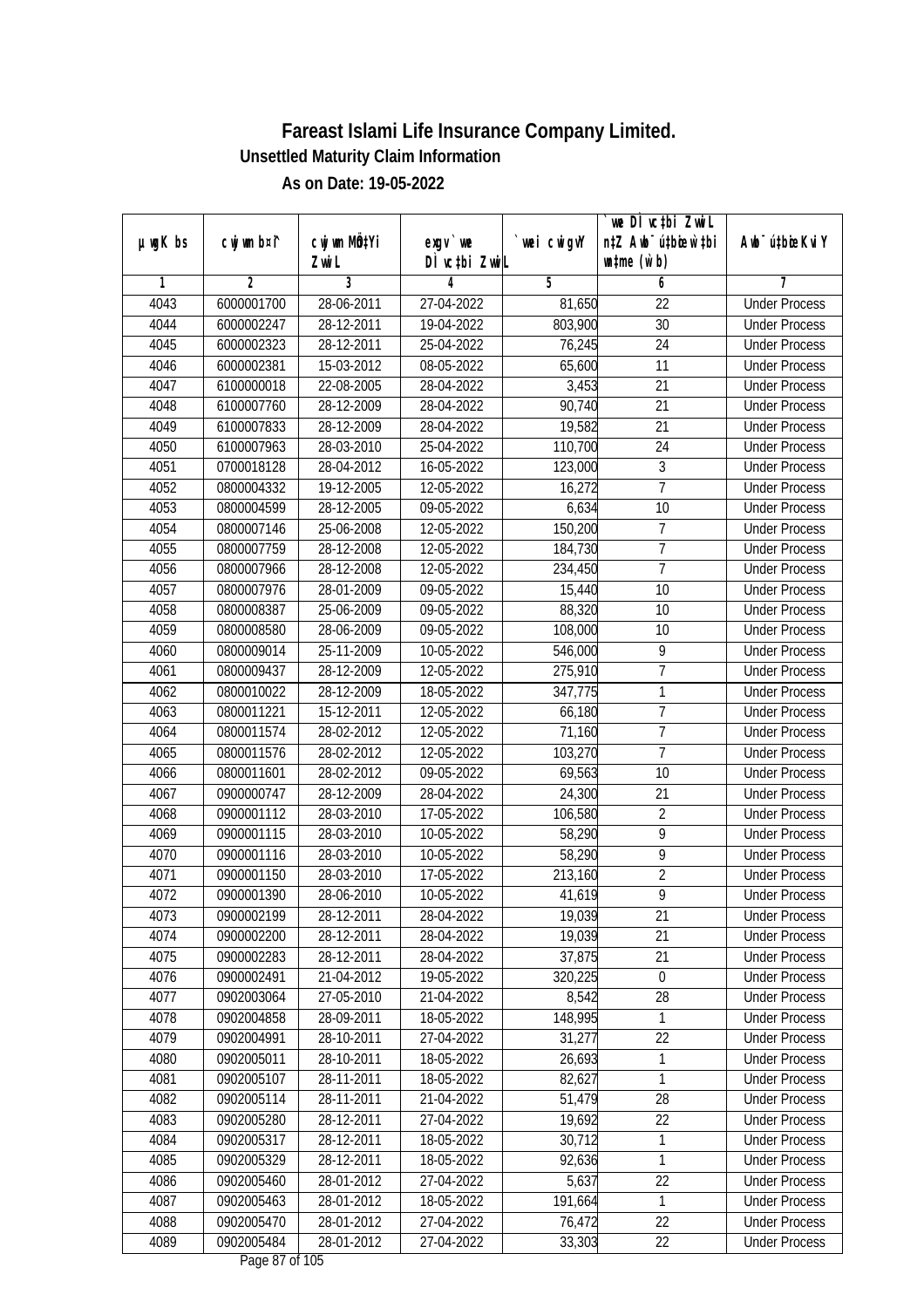# Fareast Islami Life Insurance Company Limited.

**Unsettled Maturity Claim Information**

**As on Date: 19-05-2022**

| µwgK bs | cwjwm bs¤^i | cwjwm MÖn‡Yi ZvwiL | exgv` we DÌvc‡bi ZvwiL | `vwei cwigvY | `vwe DÌvc‡bi ZvwiL n‡Z Avbym½xK KvMRcÎ wb®úwËi ZvwiL ch©šÍ w`b | Avbym½xK KvMRcÎ KviY |
|---|---|---|---|---|---|---|
| 1 | 2 | 3 | 4 | 5 | 6 | 7 |
| 4043 | 6000001700 | 28-06-2011 | 27-04-2022 | 81,650 | 22 | Under Process |
| 4044 | 6000002247 | 28-12-2011 | 19-04-2022 | 803,900 | 30 | Under Process |
| 4045 | 6000002323 | 28-12-2011 | 25-04-2022 | 76,245 | 24 | Under Process |
| 4046 | 6000002381 | 15-03-2012 | 08-05-2022 | 65,600 | 11 | Under Process |
| 4047 | 6100000018 | 22-08-2005 | 28-04-2022 | 3,453 | 21 | Under Process |
| 4048 | 6100007760 | 28-12-2009 | 28-04-2022 | 90,740 | 21 | Under Process |
| 4049 | 6100007833 | 28-12-2009 | 28-04-2022 | 19,582 | 21 | Under Process |
| 4050 | 6100007963 | 28-03-2010 | 25-04-2022 | 110,700 | 24 | Under Process |
| 4051 | 0700018128 | 28-04-2012 | 16-05-2022 | 123,000 | 3 | Under Process |
| 4052 | 0800004332 | 19-12-2005 | 12-05-2022 | 16,272 | 7 | Under Process |
| 4053 | 0800004599 | 28-12-2005 | 09-05-2022 | 6,634 | 10 | Under Process |
| 4054 | 0800007146 | 25-06-2008 | 12-05-2022 | 150,200 | 7 | Under Process |
| 4055 | 0800007759 | 28-12-2008 | 12-05-2022 | 184,730 | 7 | Under Process |
| 4056 | 0800007966 | 28-12-2008 | 12-05-2022 | 234,450 | 7 | Under Process |
| 4057 | 0800007976 | 28-01-2009 | 09-05-2022 | 15,440 | 10 | Under Process |
| 4058 | 0800008387 | 25-06-2009 | 09-05-2022 | 88,320 | 10 | Under Process |
| 4059 | 0800008580 | 28-06-2009 | 09-05-2022 | 108,000 | 10 | Under Process |
| 4060 | 0800009014 | 25-11-2009 | 10-05-2022 | 546,000 | 9 | Under Process |
| 4061 | 0800009437 | 28-12-2009 | 12-05-2022 | 275,910 | 7 | Under Process |
| 4062 | 0800010022 | 28-12-2009 | 18-05-2022 | 347,775 | 1 | Under Process |
| 4063 | 0800011221 | 15-12-2011 | 12-05-2022 | 66,180 | 7 | Under Process |
| 4064 | 0800011574 | 28-02-2012 | 12-05-2022 | 71,160 | 7 | Under Process |
| 4065 | 0800011576 | 28-02-2012 | 12-05-2022 | 103,270 | 7 | Under Process |
| 4066 | 0800011601 | 28-02-2012 | 09-05-2022 | 69,563 | 10 | Under Process |
| 4067 | 0900000747 | 28-12-2009 | 28-04-2022 | 24,300 | 21 | Under Process |
| 4068 | 0900001112 | 28-03-2010 | 17-05-2022 | 106,580 | 2 | Under Process |
| 4069 | 0900001115 | 28-03-2010 | 10-05-2022 | 58,290 | 9 | Under Process |
| 4070 | 0900001116 | 28-03-2010 | 10-05-2022 | 58,290 | 9 | Under Process |
| 4071 | 0900001150 | 28-03-2010 | 17-05-2022 | 213,160 | 2 | Under Process |
| 4072 | 0900001390 | 28-06-2010 | 10-05-2022 | 41,619 | 9 | Under Process |
| 4073 | 0900002199 | 28-12-2011 | 28-04-2022 | 19,039 | 21 | Under Process |
| 4074 | 0900002200 | 28-12-2011 | 28-04-2022 | 19,039 | 21 | Under Process |
| 4075 | 0900002283 | 28-12-2011 | 28-04-2022 | 37,875 | 21 | Under Process |
| 4076 | 0900002491 | 21-04-2012 | 19-05-2022 | 320,225 | 0 | Under Process |
| 4077 | 0902003064 | 27-05-2010 | 21-04-2022 | 8,542 | 28 | Under Process |
| 4078 | 0902004858 | 28-09-2011 | 18-05-2022 | 148,995 | 1 | Under Process |
| 4079 | 0902004991 | 28-10-2011 | 27-04-2022 | 31,277 | 22 | Under Process |
| 4080 | 0902005011 | 28-10-2011 | 18-05-2022 | 26,693 | 1 | Under Process |
| 4081 | 0902005107 | 28-11-2011 | 18-05-2022 | 82,627 | 1 | Under Process |
| 4082 | 0902005114 | 28-11-2011 | 21-04-2022 | 51,479 | 28 | Under Process |
| 4083 | 0902005280 | 28-12-2011 | 27-04-2022 | 19,692 | 22 | Under Process |
| 4084 | 0902005317 | 28-12-2011 | 18-05-2022 | 30,712 | 1 | Under Process |
| 4085 | 0902005329 | 28-12-2011 | 18-05-2022 | 92,636 | 1 | Under Process |
| 4086 | 0902005460 | 28-01-2012 | 27-04-2022 | 5,637 | 22 | Under Process |
| 4087 | 0902005463 | 28-01-2012 | 18-05-2022 | 191,664 | 1 | Under Process |
| 4088 | 0902005470 | 28-01-2012 | 27-04-2022 | 76,472 | 22 | Under Process |
| 4089 | 0902005484 | 28-01-2012 | 27-04-2022 | 33,303 | 22 | Under Process |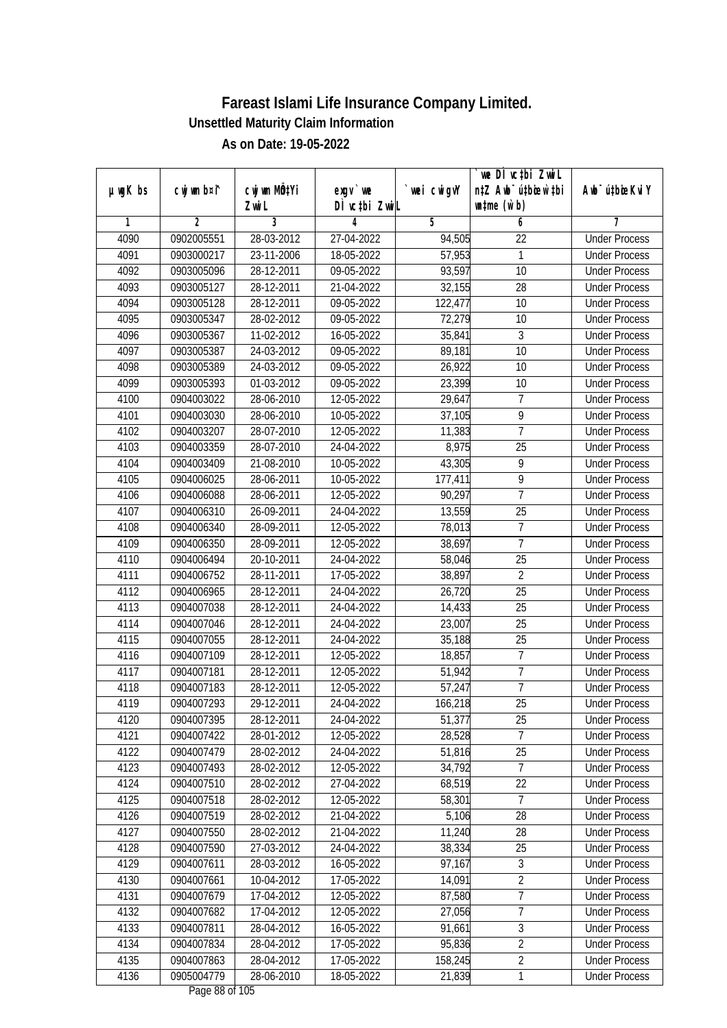# Fareast Islami Life Insurance Company Limited.

## Unsettled Maturity Claim Information

### As on Date: 19-05-2022

| µwgK bs | cwjwm b¤^i | cwjwm MÖn‡Yi ZvwiL | exgv` we DÌ vc‡bi ZvwiL | `vwei cwigvY | `we DÌ vc‡bi ZvwiL n‡Z Awb¯ú‡bœi w`‡bi msL¨v (w`b) | Awb¯ú‡bœi KviY |
|---|---|---|---|---|---|---|
| 1 | 2 | 3 | 4 | 5 | 6 | 7 |
| 4090 | 0902005551 | 28-03-2012 | 27-04-2022 | 94,505 | 22 | Under Process |
| 4091 | 0903000217 | 23-11-2006 | 18-05-2022 | 57,953 | 1 | Under Process |
| 4092 | 0903005096 | 28-12-2011 | 09-05-2022 | 93,597 | 10 | Under Process |
| 4093 | 0903005127 | 28-12-2011 | 21-04-2022 | 32,155 | 28 | Under Process |
| 4094 | 0903005128 | 28-12-2011 | 09-05-2022 | 122,477 | 10 | Under Process |
| 4095 | 0903005347 | 28-02-2012 | 09-05-2022 | 72,279 | 10 | Under Process |
| 4096 | 0903005367 | 11-02-2012 | 16-05-2022 | 35,841 | 3 | Under Process |
| 4097 | 0903005387 | 24-03-2012 | 09-05-2022 | 89,181 | 10 | Under Process |
| 4098 | 0903005389 | 24-03-2012 | 09-05-2022 | 26,922 | 10 | Under Process |
| 4099 | 0903005393 | 01-03-2012 | 09-05-2022 | 23,399 | 10 | Under Process |
| 4100 | 0904003022 | 28-06-2010 | 12-05-2022 | 29,647 | 7 | Under Process |
| 4101 | 0904003030 | 28-06-2010 | 10-05-2022 | 37,105 | 9 | Under Process |
| 4102 | 0904003207 | 28-07-2010 | 12-05-2022 | 11,383 | 7 | Under Process |
| 4103 | 0904003359 | 28-07-2010 | 24-04-2022 | 8,975 | 25 | Under Process |
| 4104 | 0904003409 | 21-08-2010 | 10-05-2022 | 43,305 | 9 | Under Process |
| 4105 | 0904006025 | 28-06-2011 | 10-05-2022 | 177,411 | 9 | Under Process |
| 4106 | 0904006088 | 28-06-2011 | 12-05-2022 | 90,297 | 7 | Under Process |
| 4107 | 0904006310 | 26-09-2011 | 24-04-2022 | 13,559 | 25 | Under Process |
| 4108 | 0904006340 | 28-09-2011 | 12-05-2022 | 78,013 | 7 | Under Process |
| 4109 | 0904006350 | 28-09-2011 | 12-05-2022 | 38,697 | 7 | Under Process |
| 4110 | 0904006494 | 20-10-2011 | 24-04-2022 | 58,046 | 25 | Under Process |
| 4111 | 0904006752 | 28-11-2011 | 17-05-2022 | 38,897 | 2 | Under Process |
| 4112 | 0904006965 | 28-12-2011 | 24-04-2022 | 26,720 | 25 | Under Process |
| 4113 | 0904007038 | 28-12-2011 | 24-04-2022 | 14,433 | 25 | Under Process |
| 4114 | 0904007046 | 28-12-2011 | 24-04-2022 | 23,007 | 25 | Under Process |
| 4115 | 0904007055 | 28-12-2011 | 24-04-2022 | 35,188 | 25 | Under Process |
| 4116 | 0904007109 | 28-12-2011 | 12-05-2022 | 18,857 | 7 | Under Process |
| 4117 | 0904007181 | 28-12-2011 | 12-05-2022 | 51,942 | 7 | Under Process |
| 4118 | 0904007183 | 28-12-2011 | 12-05-2022 | 57,247 | 7 | Under Process |
| 4119 | 0904007293 | 29-12-2011 | 24-04-2022 | 166,218 | 25 | Under Process |
| 4120 | 0904007395 | 28-12-2011 | 24-04-2022 | 51,377 | 25 | Under Process |
| 4121 | 0904007422 | 28-01-2012 | 12-05-2022 | 28,528 | 7 | Under Process |
| 4122 | 0904007479 | 28-02-2012 | 24-04-2022 | 51,816 | 25 | Under Process |
| 4123 | 0904007493 | 28-02-2012 | 12-05-2022 | 34,792 | 7 | Under Process |
| 4124 | 0904007510 | 28-02-2012 | 27-04-2022 | 68,519 | 22 | Under Process |
| 4125 | 0904007518 | 28-02-2012 | 12-05-2022 | 58,301 | 7 | Under Process |
| 4126 | 0904007519 | 28-02-2012 | 21-04-2022 | 5,106 | 28 | Under Process |
| 4127 | 0904007550 | 28-02-2012 | 21-04-2022 | 11,240 | 28 | Under Process |
| 4128 | 0904007590 | 27-03-2012 | 24-04-2022 | 38,334 | 25 | Under Process |
| 4129 | 0904007611 | 28-03-2012 | 16-05-2022 | 97,167 | 3 | Under Process |
| 4130 | 0904007661 | 10-04-2012 | 17-05-2022 | 14,091 | 2 | Under Process |
| 4131 | 0904007679 | 17-04-2012 | 12-05-2022 | 87,580 | 7 | Under Process |
| 4132 | 0904007682 | 17-04-2012 | 12-05-2022 | 27,056 | 7 | Under Process |
| 4133 | 0904007811 | 28-04-2012 | 16-05-2022 | 91,661 | 3 | Under Process |
| 4134 | 0904007834 | 28-04-2012 | 17-05-2022 | 95,836 | 2 | Under Process |
| 4135 | 0904007863 | 28-04-2012 | 17-05-2022 | 158,245 | 2 | Under Process |
| 4136 | 0905004779 | 28-06-2010 | 18-05-2022 | 21,839 | 1 | Under Process |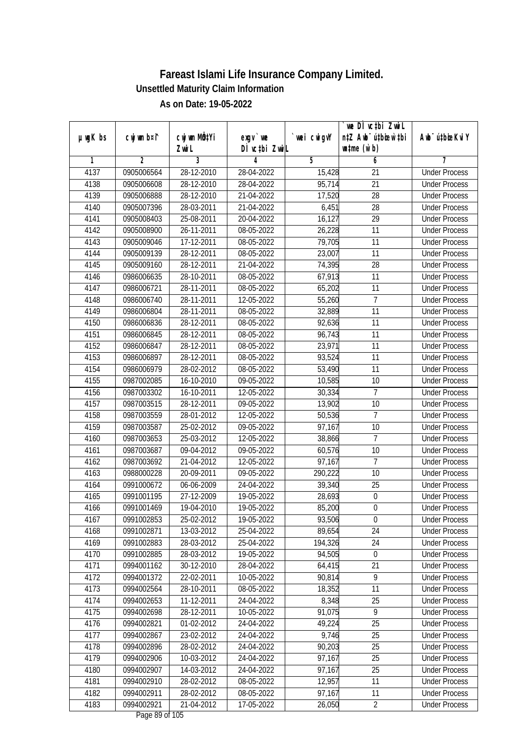# Fareast Islami Life Insurance Company Limited.

**Unsettled Maturity Claim Information**

**As on Date: 19-05-2022**

| µwgK bs | cwjwm b¤^i | cwjwm MÖn‡Yi ZvwiL | exgv` we DÌ vc‡bi ZvwiL | `vwei cwigvY | `we DÌ vc‡bi ZvwiL n‡Z Awb¯ú‡bœi w`‡bi msL¨v (w`b) | Awb¯ú‡bœi KviY |
|---|---|---|---|---|---|---|
| 1 | 2 | 3 | 4 | 5 | 6 | 7 |
| 4137 | 0905006564 | 28-12-2010 | 28-04-2022 | 15,428 | 21 | Under Process |
| 4138 | 0905006608 | 28-12-2010 | 28-04-2022 | 95,714 | 21 | Under Process |
| 4139 | 0905006888 | 28-12-2010 | 21-04-2022 | 17,520 | 28 | Under Process |
| 4140 | 0905007396 | 28-03-2011 | 21-04-2022 | 6,451 | 28 | Under Process |
| 4141 | 0905008403 | 25-08-2011 | 20-04-2022 | 16,127 | 29 | Under Process |
| 4142 | 0905008900 | 26-11-2011 | 08-05-2022 | 26,228 | 11 | Under Process |
| 4143 | 0905009046 | 17-12-2011 | 08-05-2022 | 79,705 | 11 | Under Process |
| 4144 | 0905009139 | 28-12-2011 | 08-05-2022 | 23,007 | 11 | Under Process |
| 4145 | 0905009160 | 28-12-2011 | 21-04-2022 | 74,395 | 28 | Under Process |
| 4146 | 0986006635 | 28-10-2011 | 08-05-2022 | 67,913 | 11 | Under Process |
| 4147 | 0986006721 | 28-11-2011 | 08-05-2022 | 65,202 | 11 | Under Process |
| 4148 | 0986006740 | 28-11-2011 | 12-05-2022 | 55,260 | 7 | Under Process |
| 4149 | 0986006804 | 28-11-2011 | 08-05-2022 | 32,889 | 11 | Under Process |
| 4150 | 0986006836 | 28-12-2011 | 08-05-2022 | 92,636 | 11 | Under Process |
| 4151 | 0986006845 | 28-12-2011 | 08-05-2022 | 96,743 | 11 | Under Process |
| 4152 | 0986006847 | 28-12-2011 | 08-05-2022 | 23,971 | 11 | Under Process |
| 4153 | 0986006897 | 28-12-2011 | 08-05-2022 | 93,524 | 11 | Under Process |
| 4154 | 0986006979 | 28-02-2012 | 08-05-2022 | 53,490 | 11 | Under Process |
| 4155 | 0987002085 | 16-10-2010 | 09-05-2022 | 10,585 | 10 | Under Process |
| 4156 | 0987003302 | 16-10-2011 | 12-05-2022 | 30,334 | 7 | Under Process |
| 4157 | 0987003515 | 28-12-2011 | 09-05-2022 | 13,902 | 10 | Under Process |
| 4158 | 0987003559 | 28-01-2012 | 12-05-2022 | 50,536 | 7 | Under Process |
| 4159 | 0987003587 | 25-02-2012 | 09-05-2022 | 97,167 | 10 | Under Process |
| 4160 | 0987003653 | 25-03-2012 | 12-05-2022 | 38,866 | 7 | Under Process |
| 4161 | 0987003687 | 09-04-2012 | 09-05-2022 | 60,576 | 10 | Under Process |
| 4162 | 0987003692 | 21-04-2012 | 12-05-2022 | 97,167 | 7 | Under Process |
| 4163 | 0988000228 | 20-09-2011 | 09-05-2022 | 290,222 | 10 | Under Process |
| 4164 | 0991000672 | 06-06-2009 | 24-04-2022 | 39,340 | 25 | Under Process |
| 4165 | 0991001195 | 27-12-2009 | 19-05-2022 | 28,693 | 0 | Under Process |
| 4166 | 0991001469 | 19-04-2010 | 19-05-2022 | 85,200 | 0 | Under Process |
| 4167 | 0991002853 | 25-02-2012 | 19-05-2022 | 93,506 | 0 | Under Process |
| 4168 | 0991002871 | 13-03-2012 | 25-04-2022 | 89,654 | 24 | Under Process |
| 4169 | 0991002883 | 28-03-2012 | 25-04-2022 | 194,326 | 24 | Under Process |
| 4170 | 0991002885 | 28-03-2012 | 19-05-2022 | 94,505 | 0 | Under Process |
| 4171 | 0994001162 | 30-12-2010 | 28-04-2022 | 64,415 | 21 | Under Process |
| 4172 | 0994001372 | 22-02-2011 | 10-05-2022 | 90,814 | 9 | Under Process |
| 4173 | 0994002564 | 28-10-2011 | 08-05-2022 | 18,352 | 11 | Under Process |
| 4174 | 0994002653 | 11-12-2011 | 24-04-2022 | 8,348 | 25 | Under Process |
| 4175 | 0994002698 | 28-12-2011 | 10-05-2022 | 91,075 | 9 | Under Process |
| 4176 | 0994002821 | 01-02-2012 | 24-04-2022 | 49,224 | 25 | Under Process |
| 4177 | 0994002867 | 23-02-2012 | 24-04-2022 | 9,746 | 25 | Under Process |
| 4178 | 0994002896 | 28-02-2012 | 24-04-2022 | 90,203 | 25 | Under Process |
| 4179 | 0994002906 | 10-03-2012 | 24-04-2022 | 97,167 | 25 | Under Process |
| 4180 | 0994002907 | 14-03-2012 | 24-04-2022 | 97,167 | 25 | Under Process |
| 4181 | 0994002910 | 28-02-2012 | 08-05-2022 | 12,957 | 11 | Under Process |
| 4182 | 0994002911 | 28-02-2012 | 08-05-2022 | 97,167 | 11 | Under Process |
| 4183 | 0994002921 | 21-04-2012 | 17-05-2022 | 26,050 | 2 | Under Process |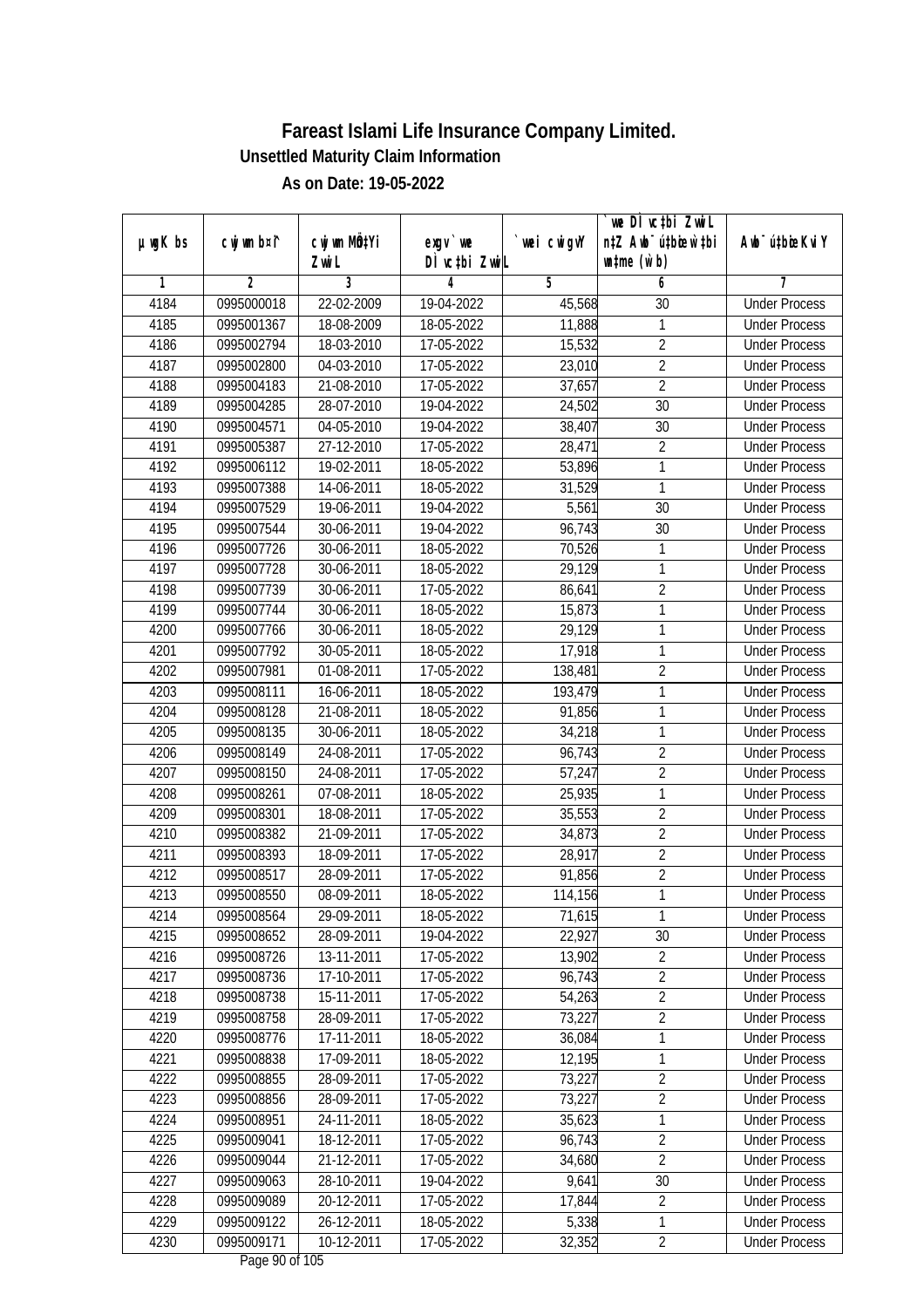# Fareast Islami Life Insurance Company Limited.

## Unsettled Maturity Claim Information

### As on Date: 19-05-2022

| µwgK bs | cwjwm b¤^i | cwjwm MÖn‡Yi ZwiL | exgv`we DÌvc‡bi ZwiL | `vwei cwigvY | `vwe DÌvc‡bi ZwiL n‡Z Awb¯úbœ _vKvi mgqKvj (w`b) | Awb¯úbœ _vKvi KviY |
|---|---|---|---|---|---|---|
| 1 | 2 | 3 | 4 | 5 | 6 | 7 |
| 4184 | 0995000018 | 22-02-2009 | 19-04-2022 | 45,568 | 30 | Under Process |
| 4185 | 0995001367 | 18-08-2009 | 18-05-2022 | 11,888 | 1 | Under Process |
| 4186 | 0995002794 | 18-03-2010 | 17-05-2022 | 15,532 | 2 | Under Process |
| 4187 | 0995002800 | 04-03-2010 | 17-05-2022 | 23,010 | 2 | Under Process |
| 4188 | 0995004183 | 21-08-2010 | 17-05-2022 | 37,657 | 2 | Under Process |
| 4189 | 0995004285 | 28-07-2010 | 19-04-2022 | 24,502 | 30 | Under Process |
| 4190 | 0995004571 | 04-05-2010 | 19-04-2022 | 38,407 | 30 | Under Process |
| 4191 | 0995005387 | 27-12-2010 | 17-05-2022 | 28,471 | 2 | Under Process |
| 4192 | 0995006112 | 19-02-2011 | 18-05-2022 | 53,896 | 1 | Under Process |
| 4193 | 0995007388 | 14-06-2011 | 18-05-2022 | 31,529 | 1 | Under Process |
| 4194 | 0995007529 | 19-06-2011 | 19-04-2022 | 5,561 | 30 | Under Process |
| 4195 | 0995007544 | 30-06-2011 | 19-04-2022 | 96,743 | 30 | Under Process |
| 4196 | 0995007726 | 30-06-2011 | 18-05-2022 | 70,526 | 1 | Under Process |
| 4197 | 0995007728 | 30-06-2011 | 18-05-2022 | 29,129 | 1 | Under Process |
| 4198 | 0995007739 | 30-06-2011 | 17-05-2022 | 86,641 | 2 | Under Process |
| 4199 | 0995007744 | 30-06-2011 | 18-05-2022 | 15,873 | 1 | Under Process |
| 4200 | 0995007766 | 30-06-2011 | 18-05-2022 | 29,129 | 1 | Under Process |
| 4201 | 0995007792 | 30-05-2011 | 18-05-2022 | 17,918 | 1 | Under Process |
| 4202 | 0995007981 | 01-08-2011 | 17-05-2022 | 138,481 | 2 | Under Process |
| 4203 | 0995008111 | 16-06-2011 | 18-05-2022 | 193,479 | 1 | Under Process |
| 4204 | 0995008128 | 21-08-2011 | 18-05-2022 | 91,856 | 1 | Under Process |
| 4205 | 0995008135 | 30-06-2011 | 18-05-2022 | 34,218 | 1 | Under Process |
| 4206 | 0995008149 | 24-08-2011 | 17-05-2022 | 96,743 | 2 | Under Process |
| 4207 | 0995008150 | 24-08-2011 | 17-05-2022 | 57,247 | 2 | Under Process |
| 4208 | 0995008261 | 07-08-2011 | 18-05-2022 | 25,935 | 1 | Under Process |
| 4209 | 0995008301 | 18-08-2011 | 17-05-2022 | 35,553 | 2 | Under Process |
| 4210 | 0995008382 | 21-09-2011 | 17-05-2022 | 34,873 | 2 | Under Process |
| 4211 | 0995008393 | 18-09-2011 | 17-05-2022 | 28,917 | 2 | Under Process |
| 4212 | 0995008517 | 28-09-2011 | 17-05-2022 | 91,856 | 2 | Under Process |
| 4213 | 0995008550 | 08-09-2011 | 18-05-2022 | 114,156 | 1 | Under Process |
| 4214 | 0995008564 | 29-09-2011 | 18-05-2022 | 71,615 | 1 | Under Process |
| 4215 | 0995008652 | 28-09-2011 | 19-04-2022 | 22,927 | 30 | Under Process |
| 4216 | 0995008726 | 13-11-2011 | 17-05-2022 | 13,902 | 2 | Under Process |
| 4217 | 0995008736 | 17-10-2011 | 17-05-2022 | 96,743 | 2 | Under Process |
| 4218 | 0995008738 | 15-11-2011 | 17-05-2022 | 54,263 | 2 | Under Process |
| 4219 | 0995008758 | 28-09-2011 | 17-05-2022 | 73,227 | 2 | Under Process |
| 4220 | 0995008776 | 17-11-2011 | 18-05-2022 | 36,084 | 1 | Under Process |
| 4221 | 0995008838 | 17-09-2011 | 18-05-2022 | 12,195 | 1 | Under Process |
| 4222 | 0995008855 | 28-09-2011 | 17-05-2022 | 73,227 | 2 | Under Process |
| 4223 | 0995008856 | 28-09-2011 | 17-05-2022 | 73,227 | 2 | Under Process |
| 4224 | 0995008951 | 24-11-2011 | 18-05-2022 | 35,623 | 1 | Under Process |
| 4225 | 0995009041 | 18-12-2011 | 17-05-2022 | 96,743 | 2 | Under Process |
| 4226 | 0995009044 | 21-12-2011 | 17-05-2022 | 34,680 | 2 | Under Process |
| 4227 | 0995009063 | 28-10-2011 | 19-04-2022 | 9,641 | 30 | Under Process |
| 4228 | 0995009089 | 20-12-2011 | 17-05-2022 | 17,844 | 2 | Under Process |
| 4229 | 0995009122 | 26-12-2011 | 18-05-2022 | 5,338 | 1 | Under Process |
| 4230 | 0995009171 | 10-12-2011 | 17-05-2022 | 32,352 | 2 | Under Process |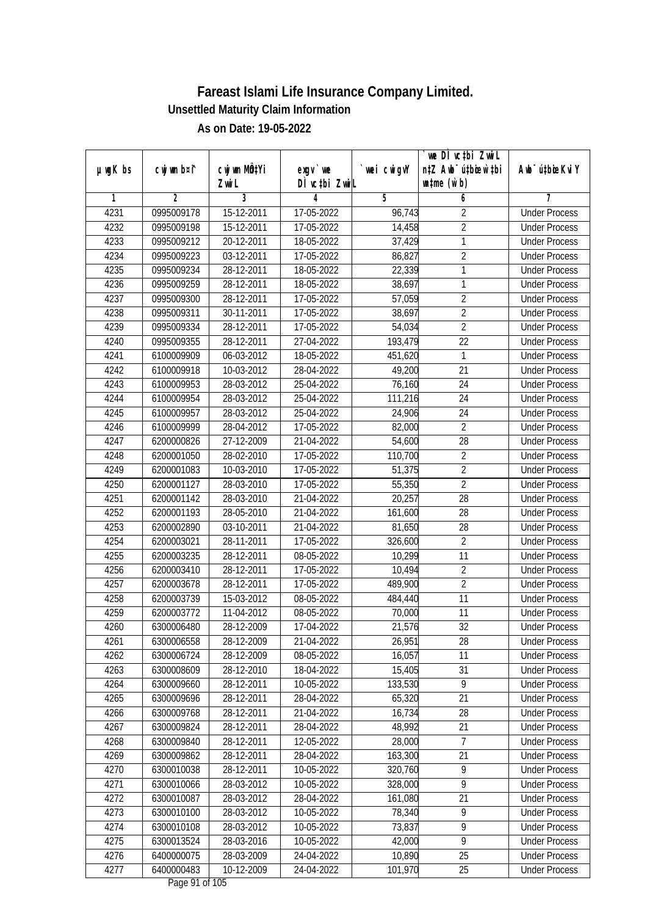# Fareast Islami Life Insurance Company Limited.

**Unsettled Maturity Claim Information**

**As on Date: 19-05-2022**

| µwgK bs | cwjwm b¤^i | cwjwm MÖn‡Yi ZvwiL | exgv` we DÌvc‡bi ZvwiL | `vwei cwigvY | `vwe DÌvc‡bi ZvwiL n‡Z Awb¯út‡bœi w`‡bi msL¨v (w`b) | Awb¯út‡bœi KviY |
|---|---|---|---|---|---|---|
| 1 | 2 | 3 | 4 | 5 | 6 | 7 |
| 4231 | 0995009178 | 15-12-2011 | 17-05-2022 | 96,743 | 2 | Under Process |
| 4232 | 0995009198 | 15-12-2011 | 17-05-2022 | 14,458 | 2 | Under Process |
| 4233 | 0995009212 | 20-12-2011 | 18-05-2022 | 37,429 | 1 | Under Process |
| 4234 | 0995009223 | 03-12-2011 | 17-05-2022 | 86,827 | 2 | Under Process |
| 4235 | 0995009234 | 28-12-2011 | 18-05-2022 | 22,339 | 1 | Under Process |
| 4236 | 0995009259 | 28-12-2011 | 18-05-2022 | 38,697 | 1 | Under Process |
| 4237 | 0995009300 | 28-12-2011 | 17-05-2022 | 57,059 | 2 | Under Process |
| 4238 | 0995009311 | 30-11-2011 | 17-05-2022 | 38,697 | 2 | Under Process |
| 4239 | 0995009334 | 28-12-2011 | 17-05-2022 | 54,034 | 2 | Under Process |
| 4240 | 0995009355 | 28-12-2011 | 27-04-2022 | 193,479 | 22 | Under Process |
| 4241 | 6100009909 | 06-03-2012 | 18-05-2022 | 451,620 | 1 | Under Process |
| 4242 | 6100009918 | 10-03-2012 | 28-04-2022 | 49,200 | 21 | Under Process |
| 4243 | 6100009953 | 28-03-2012 | 25-04-2022 | 76,160 | 24 | Under Process |
| 4244 | 6100009954 | 28-03-2012 | 25-04-2022 | 111,216 | 24 | Under Process |
| 4245 | 6100009957 | 28-03-2012 | 25-04-2022 | 24,906 | 24 | Under Process |
| 4246 | 6100009999 | 28-04-2012 | 17-05-2022 | 82,000 | 2 | Under Process |
| 4247 | 6200000826 | 27-12-2009 | 21-04-2022 | 54,600 | 28 | Under Process |
| 4248 | 6200001050 | 28-02-2010 | 17-05-2022 | 110,700 | 2 | Under Process |
| 4249 | 6200001083 | 10-03-2010 | 17-05-2022 | 51,375 | 2 | Under Process |
| 4250 | 6200001127 | 28-03-2010 | 17-05-2022 | 55,350 | 2 | Under Process |
| 4251 | 6200001142 | 28-03-2010 | 21-04-2022 | 20,257 | 28 | Under Process |
| 4252 | 6200001193 | 28-05-2010 | 21-04-2022 | 161,600 | 28 | Under Process |
| 4253 | 6200002890 | 03-10-2011 | 21-04-2022 | 81,650 | 28 | Under Process |
| 4254 | 6200003021 | 28-11-2011 | 17-05-2022 | 326,600 | 2 | Under Process |
| 4255 | 6200003235 | 28-12-2011 | 08-05-2022 | 10,299 | 11 | Under Process |
| 4256 | 6200003410 | 28-12-2011 | 17-05-2022 | 10,494 | 2 | Under Process |
| 4257 | 6200003678 | 28-12-2011 | 17-05-2022 | 489,900 | 2 | Under Process |
| 4258 | 6200003739 | 15-03-2012 | 08-05-2022 | 484,440 | 11 | Under Process |
| 4259 | 6200003772 | 11-04-2012 | 08-05-2022 | 70,000 | 11 | Under Process |
| 4260 | 6300006480 | 28-12-2009 | 17-04-2022 | 21,576 | 32 | Under Process |
| 4261 | 6300006558 | 28-12-2009 | 21-04-2022 | 26,951 | 28 | Under Process |
| 4262 | 6300006724 | 28-12-2009 | 08-05-2022 | 16,057 | 11 | Under Process |
| 4263 | 6300008609 | 28-12-2010 | 18-04-2022 | 15,405 | 31 | Under Process |
| 4264 | 6300009660 | 28-12-2011 | 10-05-2022 | 133,530 | 9 | Under Process |
| 4265 | 6300009696 | 28-12-2011 | 28-04-2022 | 65,320 | 21 | Under Process |
| 4266 | 6300009768 | 28-12-2011 | 21-04-2022 | 16,734 | 28 | Under Process |
| 4267 | 6300009824 | 28-12-2011 | 28-04-2022 | 48,992 | 21 | Under Process |
| 4268 | 6300009840 | 28-12-2011 | 12-05-2022 | 28,000 | 7 | Under Process |
| 4269 | 6300009862 | 28-12-2011 | 28-04-2022 | 163,300 | 21 | Under Process |
| 4270 | 6300010038 | 28-12-2011 | 10-05-2022 | 320,760 | 9 | Under Process |
| 4271 | 6300010066 | 28-03-2012 | 10-05-2022 | 328,000 | 9 | Under Process |
| 4272 | 6300010087 | 28-03-2012 | 28-04-2022 | 161,080 | 21 | Under Process |
| 4273 | 6300010100 | 28-03-2012 | 10-05-2022 | 78,340 | 9 | Under Process |
| 4274 | 6300010108 | 28-03-2012 | 10-05-2022 | 73,837 | 9 | Under Process |
| 4275 | 6300013524 | 28-03-2016 | 10-05-2022 | 42,000 | 9 | Under Process |
| 4276 | 6400000075 | 28-03-2009 | 24-04-2022 | 10,890 | 25 | Under Process |
| 4277 | 6400000483 | 10-12-2009 | 24-04-2022 | 101,970 | 25 | Under Process |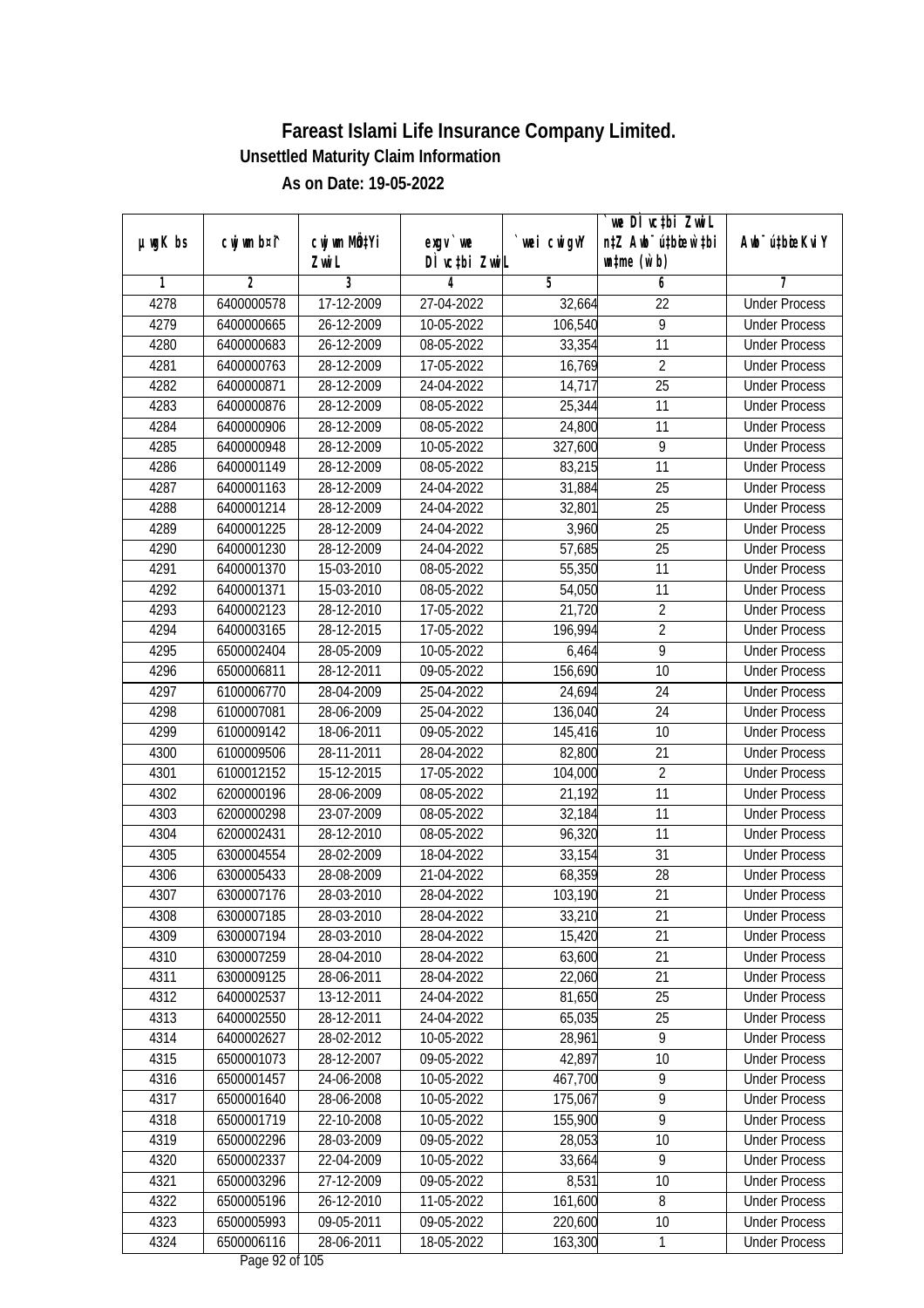# Fareast Islami Life Insurance Company Limited.

**Unsettled Maturity Claim Information**

**As on Date: 19-05-2022**

| µwgK bs | cwjwm b¤^i | cwjwm MÖnYi ZwiL | exgv`we DÌvc‡bi ZwiL | `vwei cwigvY | `vwe DÌvc‡bi ZwiL n‡Z Awb¯úbœ Kvi w`‡bi msL¨v (w`b) | Awb¯ú‡bœi KviY |
|---|---|---|---|---|---|---|
| 1 | 2 | 3 | 4 | 5 | 6 | 7 |
| 4278 | 6400000578 | 17-12-2009 | 27-04-2022 | 32,664 | 22 | Under Process |
| 4279 | 6400000665 | 26-12-2009 | 10-05-2022 | 106,540 | 9 | Under Process |
| 4280 | 6400000683 | 26-12-2009 | 08-05-2022 | 33,354 | 11 | Under Process |
| 4281 | 6400000763 | 28-12-2009 | 17-05-2022 | 16,769 | 2 | Under Process |
| 4282 | 6400000871 | 28-12-2009 | 24-04-2022 | 14,717 | 25 | Under Process |
| 4283 | 6400000876 | 28-12-2009 | 08-05-2022 | 25,344 | 11 | Under Process |
| 4284 | 6400000906 | 28-12-2009 | 08-05-2022 | 24,800 | 11 | Under Process |
| 4285 | 6400000948 | 28-12-2009 | 10-05-2022 | 327,600 | 9 | Under Process |
| 4286 | 6400001149 | 28-12-2009 | 08-05-2022 | 83,215 | 11 | Under Process |
| 4287 | 6400001163 | 28-12-2009 | 24-04-2022 | 31,884 | 25 | Under Process |
| 4288 | 6400001214 | 28-12-2009 | 24-04-2022 | 32,801 | 25 | Under Process |
| 4289 | 6400001225 | 28-12-2009 | 24-04-2022 | 3,960 | 25 | Under Process |
| 4290 | 6400001230 | 28-12-2009 | 24-04-2022 | 57,685 | 25 | Under Process |
| 4291 | 6400001370 | 15-03-2010 | 08-05-2022 | 55,350 | 11 | Under Process |
| 4292 | 6400001371 | 15-03-2010 | 08-05-2022 | 54,050 | 11 | Under Process |
| 4293 | 6400002123 | 28-12-2010 | 17-05-2022 | 21,720 | 2 | Under Process |
| 4294 | 6400003165 | 28-12-2015 | 17-05-2022 | 196,994 | 2 | Under Process |
| 4295 | 6500002404 | 28-05-2009 | 10-05-2022 | 6,464 | 9 | Under Process |
| 4296 | 6500006811 | 28-12-2011 | 09-05-2022 | 156,690 | 10 | Under Process |
| 4297 | 6100006770 | 28-04-2009 | 25-04-2022 | 24,694 | 24 | Under Process |
| 4298 | 6100007081 | 28-06-2009 | 25-04-2022 | 136,040 | 24 | Under Process |
| 4299 | 6100009142 | 18-06-2011 | 09-05-2022 | 145,416 | 10 | Under Process |
| 4300 | 6100009506 | 28-11-2011 | 28-04-2022 | 82,800 | 21 | Under Process |
| 4301 | 6100012152 | 15-12-2015 | 17-05-2022 | 104,000 | 2 | Under Process |
| 4302 | 6200000196 | 28-06-2009 | 08-05-2022 | 21,192 | 11 | Under Process |
| 4303 | 6200000298 | 23-07-2009 | 08-05-2022 | 32,184 | 11 | Under Process |
| 4304 | 6200002431 | 28-12-2010 | 08-05-2022 | 96,320 | 11 | Under Process |
| 4305 | 6300004554 | 28-02-2009 | 18-04-2022 | 33,154 | 31 | Under Process |
| 4306 | 6300005433 | 28-08-2009 | 21-04-2022 | 68,359 | 28 | Under Process |
| 4307 | 6300007176 | 28-03-2010 | 28-04-2022 | 103,190 | 21 | Under Process |
| 4308 | 6300007185 | 28-03-2010 | 28-04-2022 | 33,210 | 21 | Under Process |
| 4309 | 6300007194 | 28-03-2010 | 28-04-2022 | 15,420 | 21 | Under Process |
| 4310 | 6300007259 | 28-04-2010 | 28-04-2022 | 63,600 | 21 | Under Process |
| 4311 | 6300009125 | 28-06-2011 | 28-04-2022 | 22,060 | 21 | Under Process |
| 4312 | 6400002537 | 13-12-2011 | 24-04-2022 | 81,650 | 25 | Under Process |
| 4313 | 6400002550 | 28-12-2011 | 24-04-2022 | 65,035 | 25 | Under Process |
| 4314 | 6400002627 | 28-02-2012 | 10-05-2022 | 28,961 | 9 | Under Process |
| 4315 | 6500001073 | 28-12-2007 | 09-05-2022 | 42,897 | 10 | Under Process |
| 4316 | 6500001457 | 24-06-2008 | 10-05-2022 | 467,700 | 9 | Under Process |
| 4317 | 6500001640 | 28-06-2008 | 10-05-2022 | 175,067 | 9 | Under Process |
| 4318 | 6500001719 | 22-10-2008 | 10-05-2022 | 155,900 | 9 | Under Process |
| 4319 | 6500002296 | 28-03-2009 | 09-05-2022 | 28,053 | 10 | Under Process |
| 4320 | 6500002337 | 22-04-2009 | 10-05-2022 | 33,664 | 9 | Under Process |
| 4321 | 6500003296 | 27-12-2009 | 09-05-2022 | 8,531 | 10 | Under Process |
| 4322 | 6500005196 | 26-12-2010 | 11-05-2022 | 161,600 | 8 | Under Process |
| 4323 | 6500005993 | 09-05-2011 | 09-05-2022 | 220,600 | 10 | Under Process |
| 4324 | 6500006116 | 28-06-2011 | 18-05-2022 | 163,300 | 1 | Under Process |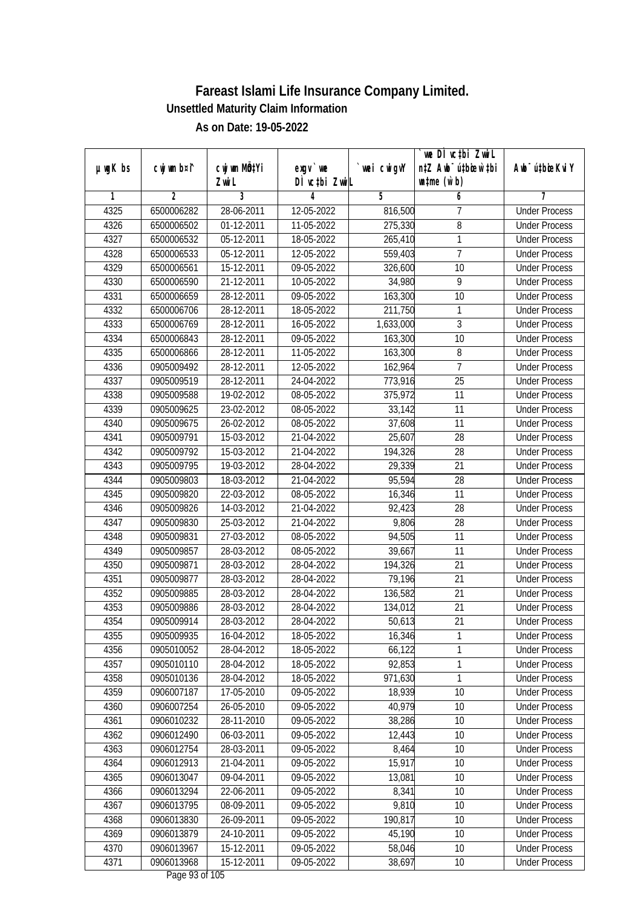# Fareast Islami Life Insurance Company Limited.

**Unsettled Maturity Claim Information**

**As on Date: 19-05-2022**

| µwgK bs | cwjwm b¤^i | cwjwm MÖn‡Yi ZvwiL | exgv`wé DÌvc‡bi ZvwiL | `vwei cwigvY | `vwe DÌvc‡bi ZvwiL n‡Z Awb¯úbœ `vwei wnmve (w`b) | Awb¯úbœ KviY |
|---|---|---|---|---|---|---|
| 1 | 2 | 3 | 4 | 5 | 6 | 7 |
| 4325 | 6500006282 | 28-06-2011 | 12-05-2022 | 816,500 | 7 | Under Process |
| 4326 | 6500006502 | 01-12-2011 | 11-05-2022 | 275,330 | 8 | Under Process |
| 4327 | 6500006532 | 05-12-2011 | 18-05-2022 | 265,410 | 1 | Under Process |
| 4328 | 6500006533 | 05-12-2011 | 12-05-2022 | 559,403 | 7 | Under Process |
| 4329 | 6500006561 | 15-12-2011 | 09-05-2022 | 326,600 | 10 | Under Process |
| 4330 | 6500006590 | 21-12-2011 | 10-05-2022 | 34,980 | 9 | Under Process |
| 4331 | 6500006659 | 28-12-2011 | 09-05-2022 | 163,300 | 10 | Under Process |
| 4332 | 6500006706 | 28-12-2011 | 18-05-2022 | 211,750 | 1 | Under Process |
| 4333 | 6500006769 | 28-12-2011 | 16-05-2022 | 1,633,000 | 3 | Under Process |
| 4334 | 6500006843 | 28-12-2011 | 09-05-2022 | 163,300 | 10 | Under Process |
| 4335 | 6500006866 | 28-12-2011 | 11-05-2022 | 163,300 | 8 | Under Process |
| 4336 | 0905009492 | 28-12-2011 | 12-05-2022 | 162,964 | 7 | Under Process |
| 4337 | 0905009519 | 28-12-2011 | 24-04-2022 | 773,916 | 25 | Under Process |
| 4338 | 0905009588 | 19-02-2012 | 08-05-2022 | 375,972 | 11 | Under Process |
| 4339 | 0905009625 | 23-02-2012 | 08-05-2022 | 33,142 | 11 | Under Process |
| 4340 | 0905009675 | 26-02-2012 | 08-05-2022 | 37,608 | 11 | Under Process |
| 4341 | 0905009791 | 15-03-2012 | 21-04-2022 | 25,607 | 28 | Under Process |
| 4342 | 0905009792 | 15-03-2012 | 21-04-2022 | 194,326 | 28 | Under Process |
| 4343 | 0905009795 | 19-03-2012 | 28-04-2022 | 29,339 | 21 | Under Process |
| 4344 | 0905009803 | 18-03-2012 | 21-04-2022 | 95,594 | 28 | Under Process |
| 4345 | 0905009820 | 22-03-2012 | 08-05-2022 | 16,346 | 11 | Under Process |
| 4346 | 0905009826 | 14-03-2012 | 21-04-2022 | 92,423 | 28 | Under Process |
| 4347 | 0905009830 | 25-03-2012 | 21-04-2022 | 9,806 | 28 | Under Process |
| 4348 | 0905009831 | 27-03-2012 | 08-05-2022 | 94,505 | 11 | Under Process |
| 4349 | 0905009857 | 28-03-2012 | 08-05-2022 | 39,667 | 11 | Under Process |
| 4350 | 0905009871 | 28-03-2012 | 28-04-2022 | 194,326 | 21 | Under Process |
| 4351 | 0905009877 | 28-03-2012 | 28-04-2022 | 79,196 | 21 | Under Process |
| 4352 | 0905009885 | 28-03-2012 | 28-04-2022 | 136,582 | 21 | Under Process |
| 4353 | 0905009886 | 28-03-2012 | 28-04-2022 | 134,012 | 21 | Under Process |
| 4354 | 0905009914 | 28-03-2012 | 28-04-2022 | 50,613 | 21 | Under Process |
| 4355 | 0905009935 | 16-04-2012 | 18-05-2022 | 16,346 | 1 | Under Process |
| 4356 | 0905010052 | 28-04-2012 | 18-05-2022 | 66,122 | 1 | Under Process |
| 4357 | 0905010110 | 28-04-2012 | 18-05-2022 | 92,853 | 1 | Under Process |
| 4358 | 0905010136 | 28-04-2012 | 18-05-2022 | 971,630 | 1 | Under Process |
| 4359 | 0906007187 | 17-05-2010 | 09-05-2022 | 18,939 | 10 | Under Process |
| 4360 | 0906007254 | 26-05-2010 | 09-05-2022 | 40,979 | 10 | Under Process |
| 4361 | 0906010232 | 28-11-2010 | 09-05-2022 | 38,286 | 10 | Under Process |
| 4362 | 0906012490 | 06-03-2011 | 09-05-2022 | 12,443 | 10 | Under Process |
| 4363 | 0906012754 | 28-03-2011 | 09-05-2022 | 8,464 | 10 | Under Process |
| 4364 | 0906012913 | 21-04-2011 | 09-05-2022 | 15,917 | 10 | Under Process |
| 4365 | 0906013047 | 09-04-2011 | 09-05-2022 | 13,081 | 10 | Under Process |
| 4366 | 0906013294 | 22-06-2011 | 09-05-2022 | 8,341 | 10 | Under Process |
| 4367 | 0906013795 | 08-09-2011 | 09-05-2022 | 9,810 | 10 | Under Process |
| 4368 | 0906013830 | 26-09-2011 | 09-05-2022 | 190,817 | 10 | Under Process |
| 4369 | 0906013879 | 24-10-2011 | 09-05-2022 | 45,190 | 10 | Under Process |
| 4370 | 0906013967 | 15-12-2011 | 09-05-2022 | 58,046 | 10 | Under Process |
| 4371 | 0906013968 | 15-12-2011 | 09-05-2022 | 38,697 | 10 | Under Process |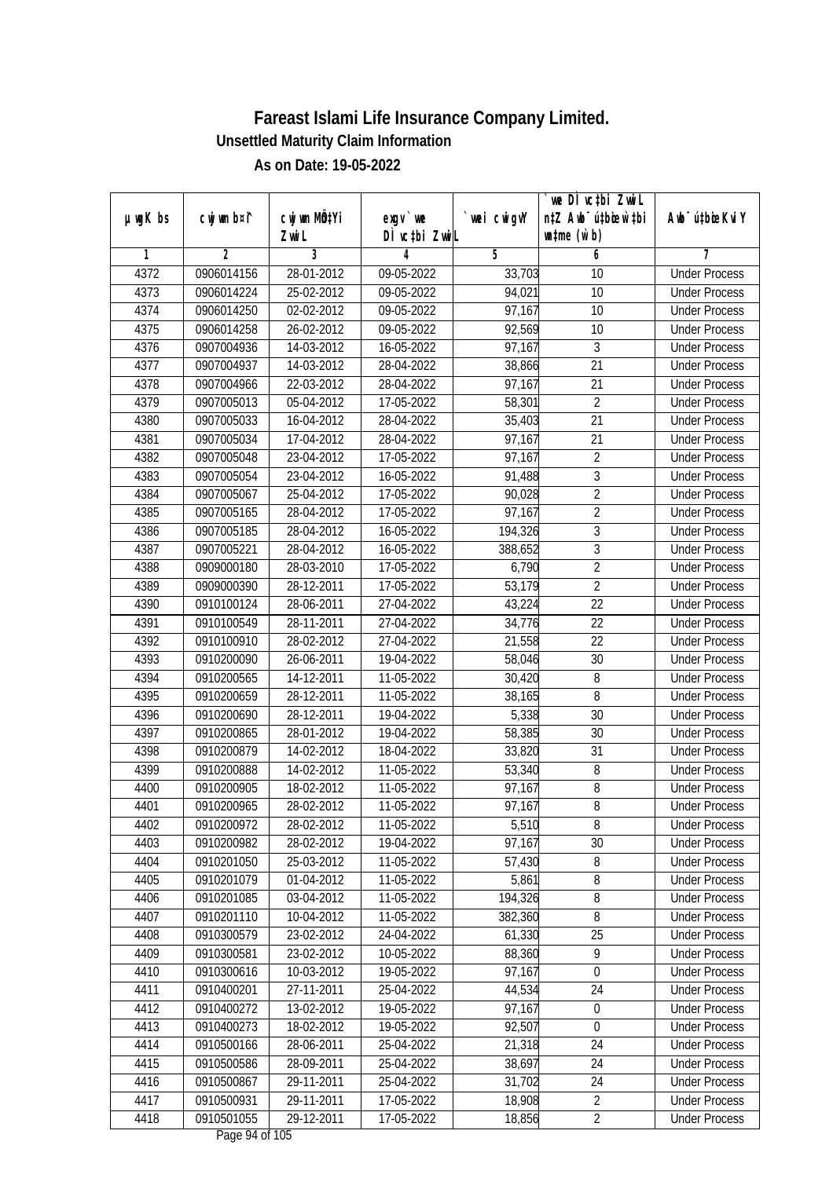# Fareast Islami Life Insurance Company Limited.

**Unsettled Maturity Claim Information**

**As on Date: 19-05-2022**

| µwgK bs | cwjwm b¤^i | cwjwm MÖn‡Yi ZvwiL | exgv `vwe DÌvc‡bi ZvwiL | `vwei cwigvY | `vwe DÌvc‡bi ZvwiL n‡Z Awb®úbœ `vwei w`‡bi msL¨v (w`b) | Awb®ú‡bœi KviY |
|---|---|---|---|---|---|---|
| 1 | 2 | 3 | 4 | 5 | 6 | 7 |
| 4372 | 0906014156 | 28-01-2012 | 09-05-2022 | 33,703 | 10 | Under Process |
| 4373 | 0906014224 | 25-02-2012 | 09-05-2022 | 94,021 | 10 | Under Process |
| 4374 | 0906014250 | 02-02-2012 | 09-05-2022 | 97,167 | 10 | Under Process |
| 4375 | 0906014258 | 26-02-2012 | 09-05-2022 | 92,569 | 10 | Under Process |
| 4376 | 0907004936 | 14-03-2012 | 16-05-2022 | 97,167 | 3 | Under Process |
| 4377 | 0907004937 | 14-03-2012 | 28-04-2022 | 38,866 | 21 | Under Process |
| 4378 | 0907004966 | 22-03-2012 | 28-04-2022 | 97,167 | 21 | Under Process |
| 4379 | 0907005013 | 05-04-2012 | 17-05-2022 | 58,301 | 2 | Under Process |
| 4380 | 0907005033 | 16-04-2012 | 28-04-2022 | 35,403 | 21 | Under Process |
| 4381 | 0907005034 | 17-04-2012 | 28-04-2022 | 97,167 | 21 | Under Process |
| 4382 | 0907005048 | 23-04-2012 | 17-05-2022 | 97,167 | 2 | Under Process |
| 4383 | 0907005054 | 23-04-2012 | 16-05-2022 | 91,488 | 3 | Under Process |
| 4384 | 0907005067 | 25-04-2012 | 17-05-2022 | 90,028 | 2 | Under Process |
| 4385 | 0907005165 | 28-04-2012 | 17-05-2022 | 97,167 | 2 | Under Process |
| 4386 | 0907005185 | 28-04-2012 | 16-05-2022 | 194,326 | 3 | Under Process |
| 4387 | 0907005221 | 28-04-2012 | 16-05-2022 | 388,652 | 3 | Under Process |
| 4388 | 0909000180 | 28-03-2010 | 17-05-2022 | 6,790 | 2 | Under Process |
| 4389 | 0909000390 | 28-12-2011 | 17-05-2022 | 53,179 | 2 | Under Process |
| 4390 | 0910100124 | 28-06-2011 | 27-04-2022 | 43,224 | 22 | Under Process |
| 4391 | 0910100549 | 28-11-2011 | 27-04-2022 | 34,776 | 22 | Under Process |
| 4392 | 0910100910 | 28-02-2012 | 27-04-2022 | 21,558 | 22 | Under Process |
| 4393 | 0910200090 | 26-06-2011 | 19-04-2022 | 58,046 | 30 | Under Process |
| 4394 | 0910200565 | 14-12-2011 | 11-05-2022 | 30,420 | 8 | Under Process |
| 4395 | 0910200659 | 28-12-2011 | 11-05-2022 | 38,165 | 8 | Under Process |
| 4396 | 0910200690 | 28-12-2011 | 19-04-2022 | 5,338 | 30 | Under Process |
| 4397 | 0910200865 | 28-01-2012 | 19-04-2022 | 58,385 | 30 | Under Process |
| 4398 | 0910200879 | 14-02-2012 | 18-04-2022 | 33,820 | 31 | Under Process |
| 4399 | 0910200888 | 14-02-2012 | 11-05-2022 | 53,340 | 8 | Under Process |
| 4400 | 0910200905 | 18-02-2012 | 11-05-2022 | 97,167 | 8 | Under Process |
| 4401 | 0910200965 | 28-02-2012 | 11-05-2022 | 97,167 | 8 | Under Process |
| 4402 | 0910200972 | 28-02-2012 | 11-05-2022 | 5,510 | 8 | Under Process |
| 4403 | 0910200982 | 28-02-2012 | 19-04-2022 | 97,167 | 30 | Under Process |
| 4404 | 0910201050 | 25-03-2012 | 11-05-2022 | 57,430 | 8 | Under Process |
| 4405 | 0910201079 | 01-04-2012 | 11-05-2022 | 5,861 | 8 | Under Process |
| 4406 | 0910201085 | 03-04-2012 | 11-05-2022 | 194,326 | 8 | Under Process |
| 4407 | 0910201110 | 10-04-2012 | 11-05-2022 | 382,360 | 8 | Under Process |
| 4408 | 0910300579 | 23-02-2012 | 24-04-2022 | 61,330 | 25 | Under Process |
| 4409 | 0910300581 | 23-02-2012 | 10-05-2022 | 88,360 | 9 | Under Process |
| 4410 | 0910300616 | 10-03-2012 | 19-05-2022 | 97,167 | 0 | Under Process |
| 4411 | 0910400201 | 27-11-2011 | 25-04-2022 | 44,534 | 24 | Under Process |
| 4412 | 0910400272 | 13-02-2012 | 19-05-2022 | 97,167 | 0 | Under Process |
| 4413 | 0910400273 | 18-02-2012 | 19-05-2022 | 92,507 | 0 | Under Process |
| 4414 | 0910500166 | 28-06-2011 | 25-04-2022 | 21,318 | 24 | Under Process |
| 4415 | 0910500586 | 28-09-2011 | 25-04-2022 | 38,697 | 24 | Under Process |
| 4416 | 0910500867 | 29-11-2011 | 25-04-2022 | 31,702 | 24 | Under Process |
| 4417 | 0910500931 | 29-11-2011 | 17-05-2022 | 18,908 | 2 | Under Process |
| 4418 | 0910501055 | 29-12-2011 | 17-05-2022 | 18,856 | 2 | Under Process |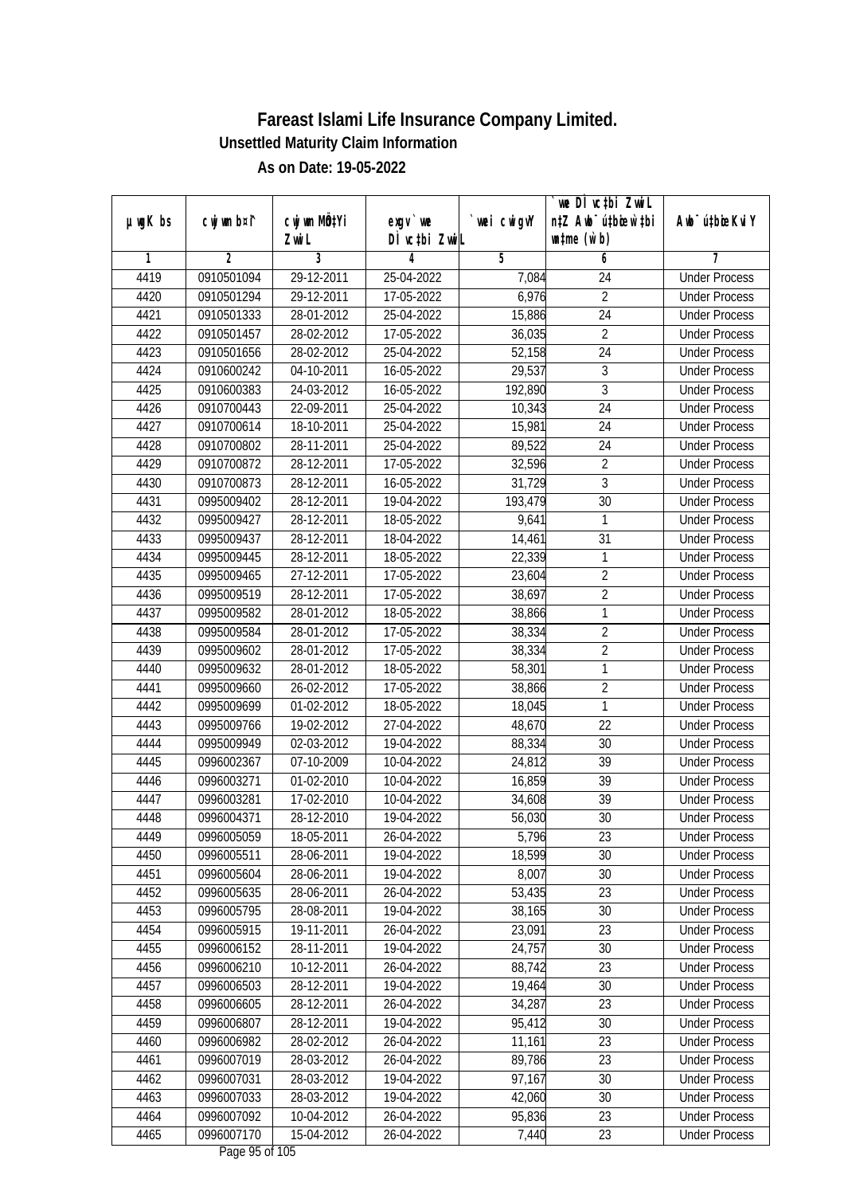# Fareast Islami Life Insurance Company Limited.

**Unsettled Maturity Claim Information**

**As on Date: 19-05-2022**

| µwgK bs | cwjwm bs¤^ | cwjwm MÖn‡Yi ZvwiL | exgv `vwe DÌvc‡bi ZvwiL | `vwei cwigvY | `vwe DÌvc‡bi ZvwiL n‡Z Awb¯úbœ `v‡bi w`‡bi msL¨v (w`b) | Awb¯úbœ `v‡bi KviY |
|---|---|---|---|---|---|---|
| 1 | 2 | 3 | 4 | 5 | 6 | 7 |
| 4419 | 0910501094 | 29-12-2011 | 25-04-2022 | 7,084 | 24 | Under Process |
| 4420 | 0910501294 | 29-12-2011 | 17-05-2022 | 6,976 | 2 | Under Process |
| 4421 | 0910501333 | 28-01-2012 | 25-04-2022 | 15,886 | 24 | Under Process |
| 4422 | 0910501457 | 28-02-2012 | 17-05-2022 | 36,035 | 2 | Under Process |
| 4423 | 0910501656 | 28-02-2012 | 25-04-2022 | 52,158 | 24 | Under Process |
| 4424 | 0910600242 | 04-10-2011 | 16-05-2022 | 29,537 | 3 | Under Process |
| 4425 | 0910600383 | 24-03-2012 | 16-05-2022 | 192,890 | 3 | Under Process |
| 4426 | 0910700443 | 22-09-2011 | 25-04-2022 | 10,343 | 24 | Under Process |
| 4427 | 0910700614 | 18-10-2011 | 25-04-2022 | 15,981 | 24 | Under Process |
| 4428 | 0910700802 | 28-11-2011 | 25-04-2022 | 89,522 | 24 | Under Process |
| 4429 | 0910700872 | 28-12-2011 | 17-05-2022 | 32,596 | 2 | Under Process |
| 4430 | 0910700873 | 28-12-2011 | 16-05-2022 | 31,729 | 3 | Under Process |
| 4431 | 0995009402 | 28-12-2011 | 19-04-2022 | 193,479 | 30 | Under Process |
| 4432 | 0995009427 | 28-12-2011 | 18-05-2022 | 9,641 | 1 | Under Process |
| 4433 | 0995009437 | 28-12-2011 | 18-04-2022 | 14,461 | 31 | Under Process |
| 4434 | 0995009445 | 28-12-2011 | 18-05-2022 | 22,339 | 1 | Under Process |
| 4435 | 0995009465 | 27-12-2011 | 17-05-2022 | 23,604 | 2 | Under Process |
| 4436 | 0995009519 | 28-12-2011 | 17-05-2022 | 38,697 | 2 | Under Process |
| 4437 | 0995009582 | 28-01-2012 | 18-05-2022 | 38,866 | 1 | Under Process |
| 4438 | 0995009584 | 28-01-2012 | 17-05-2022 | 38,334 | 2 | Under Process |
| 4439 | 0995009602 | 28-01-2012 | 17-05-2022 | 38,334 | 2 | Under Process |
| 4440 | 0995009632 | 28-01-2012 | 18-05-2022 | 58,301 | 1 | Under Process |
| 4441 | 0995009660 | 26-02-2012 | 17-05-2022 | 38,866 | 2 | Under Process |
| 4442 | 0995009699 | 01-02-2012 | 18-05-2022 | 18,045 | 1 | Under Process |
| 4443 | 0995009766 | 19-02-2012 | 27-04-2022 | 48,670 | 22 | Under Process |
| 4444 | 0995009949 | 02-03-2012 | 19-04-2022 | 88,334 | 30 | Under Process |
| 4445 | 0996002367 | 07-10-2009 | 10-04-2022 | 24,812 | 39 | Under Process |
| 4446 | 0996003271 | 01-02-2010 | 10-04-2022 | 16,859 | 39 | Under Process |
| 4447 | 0996003281 | 17-02-2010 | 10-04-2022 | 34,608 | 39 | Under Process |
| 4448 | 0996004371 | 28-12-2010 | 19-04-2022 | 56,030 | 30 | Under Process |
| 4449 | 0996005059 | 18-05-2011 | 26-04-2022 | 5,796 | 23 | Under Process |
| 4450 | 0996005511 | 28-06-2011 | 19-04-2022 | 18,599 | 30 | Under Process |
| 4451 | 0996005604 | 28-06-2011 | 19-04-2022 | 8,007 | 30 | Under Process |
| 4452 | 0996005635 | 28-06-2011 | 26-04-2022 | 53,435 | 23 | Under Process |
| 4453 | 0996005795 | 28-08-2011 | 19-04-2022 | 38,165 | 30 | Under Process |
| 4454 | 0996005915 | 19-11-2011 | 26-04-2022 | 23,091 | 23 | Under Process |
| 4455 | 0996006152 | 28-11-2011 | 19-04-2022 | 24,757 | 30 | Under Process |
| 4456 | 0996006210 | 10-12-2011 | 26-04-2022 | 88,742 | 23 | Under Process |
| 4457 | 0996006503 | 28-12-2011 | 19-04-2022 | 19,464 | 30 | Under Process |
| 4458 | 0996006605 | 28-12-2011 | 26-04-2022 | 34,287 | 23 | Under Process |
| 4459 | 0996006807 | 28-12-2011 | 19-04-2022 | 95,412 | 30 | Under Process |
| 4460 | 0996006982 | 28-02-2012 | 26-04-2022 | 11,161 | 23 | Under Process |
| 4461 | 0996007019 | 28-03-2012 | 26-04-2022 | 89,786 | 23 | Under Process |
| 4462 | 0996007031 | 28-03-2012 | 19-04-2022 | 97,167 | 30 | Under Process |
| 4463 | 0996007033 | 28-03-2012 | 19-04-2022 | 42,060 | 30 | Under Process |
| 4464 | 0996007092 | 10-04-2012 | 26-04-2022 | 95,836 | 23 | Under Process |
| 4465 | 0996007170 | 15-04-2012 | 26-04-2022 | 7,440 | 23 | Under Process |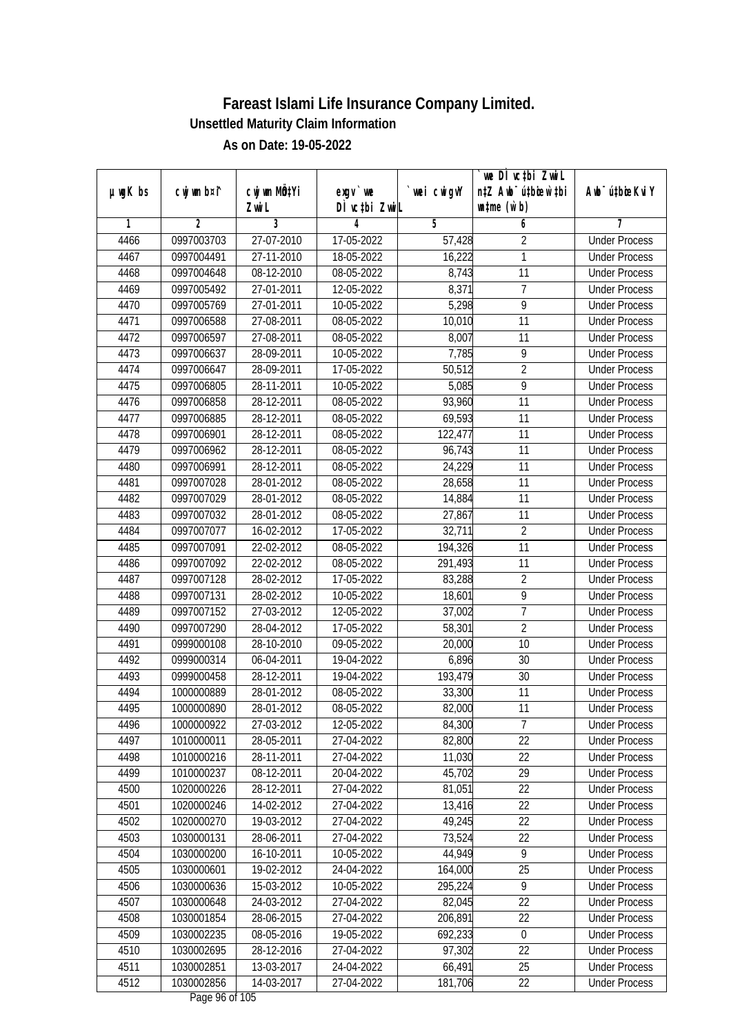# Fareast Islami Life Insurance Company Limited.

**Unsettled Maturity Claim Information**

**As on Date: 19-05-2022**

| µwgK bs | cwjwm b¤^i | cwjwm MÖn‡Yi ZwiL | exgv`we DÌvc‡bi ZwiL | `vwei cwigvY | `vwe DÌvc‡bi ZwiL n‡Z Awb¯úbœ w`‡bi msL¨v (w`b) | Awb¯úbœ Kvi Y |
|---|---|---|---|---|---|---|
| 1 | 2 | 3 | 4 | 5 | 6 | 7 |
| 4466 | 0997003703 | 27-07-2010 | 17-05-2022 | 57,428 | 2 | Under Process |
| 4467 | 0997004491 | 27-11-2010 | 18-05-2022 | 16,222 | 1 | Under Process |
| 4468 | 0997004648 | 08-12-2010 | 08-05-2022 | 8,743 | 11 | Under Process |
| 4469 | 0997005492 | 27-01-2011 | 12-05-2022 | 8,371 | 7 | Under Process |
| 4470 | 0997005769 | 27-01-2011 | 10-05-2022 | 5,298 | 9 | Under Process |
| 4471 | 0997006588 | 27-08-2011 | 08-05-2022 | 10,010 | 11 | Under Process |
| 4472 | 0997006597 | 27-08-2011 | 08-05-2022 | 8,007 | 11 | Under Process |
| 4473 | 0997006637 | 28-09-2011 | 10-05-2022 | 7,785 | 9 | Under Process |
| 4474 | 0997006647 | 28-09-2011 | 17-05-2022 | 50,512 | 2 | Under Process |
| 4475 | 0997006805 | 28-11-2011 | 10-05-2022 | 5,085 | 9 | Under Process |
| 4476 | 0997006858 | 28-12-2011 | 08-05-2022 | 93,960 | 11 | Under Process |
| 4477 | 0997006885 | 28-12-2011 | 08-05-2022 | 69,593 | 11 | Under Process |
| 4478 | 0997006901 | 28-12-2011 | 08-05-2022 | 122,477 | 11 | Under Process |
| 4479 | 0997006962 | 28-12-2011 | 08-05-2022 | 96,743 | 11 | Under Process |
| 4480 | 0997006991 | 28-12-2011 | 08-05-2022 | 24,229 | 11 | Under Process |
| 4481 | 0997007028 | 28-01-2012 | 08-05-2022 | 28,658 | 11 | Under Process |
| 4482 | 0997007029 | 28-01-2012 | 08-05-2022 | 14,884 | 11 | Under Process |
| 4483 | 0997007032 | 28-01-2012 | 08-05-2022 | 27,867 | 11 | Under Process |
| 4484 | 0997007077 | 16-02-2012 | 17-05-2022 | 32,711 | 2 | Under Process |
| 4485 | 0997007091 | 22-02-2012 | 08-05-2022 | 194,326 | 11 | Under Process |
| 4486 | 0997007092 | 22-02-2012 | 08-05-2022 | 291,493 | 11 | Under Process |
| 4487 | 0997007128 | 28-02-2012 | 17-05-2022 | 83,288 | 2 | Under Process |
| 4488 | 0997007131 | 28-02-2012 | 10-05-2022 | 18,601 | 9 | Under Process |
| 4489 | 0997007152 | 27-03-2012 | 12-05-2022 | 37,002 | 7 | Under Process |
| 4490 | 0997007290 | 28-04-2012 | 17-05-2022 | 58,301 | 2 | Under Process |
| 4491 | 0999000108 | 28-10-2010 | 09-05-2022 | 20,000 | 10 | Under Process |
| 4492 | 0999000314 | 06-04-2011 | 19-04-2022 | 6,896 | 30 | Under Process |
| 4493 | 0999000458 | 28-12-2011 | 19-04-2022 | 193,479 | 30 | Under Process |
| 4494 | 1000000889 | 28-01-2012 | 08-05-2022 | 33,300 | 11 | Under Process |
| 4495 | 1000000890 | 28-01-2012 | 08-05-2022 | 82,000 | 11 | Under Process |
| 4496 | 1000000922 | 27-03-2012 | 12-05-2022 | 84,300 | 7 | Under Process |
| 4497 | 1010000011 | 28-05-2011 | 27-04-2022 | 82,800 | 22 | Under Process |
| 4498 | 1010000216 | 28-11-2011 | 27-04-2022 | 11,030 | 22 | Under Process |
| 4499 | 1010000237 | 08-12-2011 | 20-04-2022 | 45,702 | 29 | Under Process |
| 4500 | 1020000226 | 28-12-2011 | 27-04-2022 | 81,051 | 22 | Under Process |
| 4501 | 1020000246 | 14-02-2012 | 27-04-2022 | 13,416 | 22 | Under Process |
| 4502 | 1020000270 | 19-03-2012 | 27-04-2022 | 49,245 | 22 | Under Process |
| 4503 | 1030000131 | 28-06-2011 | 27-04-2022 | 73,524 | 22 | Under Process |
| 4504 | 1030000200 | 16-10-2011 | 10-05-2022 | 44,949 | 9 | Under Process |
| 4505 | 1030000601 | 19-02-2012 | 24-04-2022 | 164,000 | 25 | Under Process |
| 4506 | 1030000636 | 15-03-2012 | 10-05-2022 | 295,224 | 9 | Under Process |
| 4507 | 1030000648 | 24-03-2012 | 27-04-2022 | 82,045 | 22 | Under Process |
| 4508 | 1030001854 | 28-06-2015 | 27-04-2022 | 206,891 | 22 | Under Process |
| 4509 | 1030002235 | 08-05-2016 | 19-05-2022 | 692,233 | 0 | Under Process |
| 4510 | 1030002695 | 28-12-2016 | 27-04-2022 | 97,302 | 22 | Under Process |
| 4511 | 1030002851 | 13-03-2017 | 24-04-2022 | 66,491 | 25 | Under Process |
| 4512 | 1030002856 | 14-03-2017 | 27-04-2022 | 181,706 | 22 | Under Process |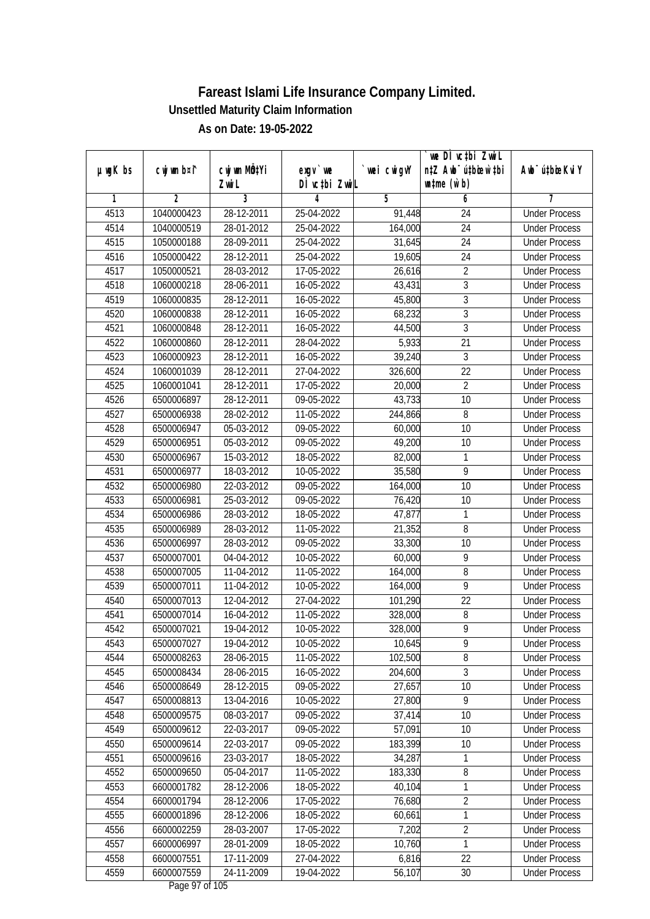# Fareast Islami Life Insurance Company Limited.

## Unsettled Maturity Claim Information

### As on Date: 19-05-2022

| µ¤wgK bs | cwjwm b¤^i | cwjwm MÖn‡Yi ZvwiL | exgv `vwe DÌvc‡bi ZvwiL | `vwei cwigvY | `vwe DÌvc‡bi ZvwiL n‡Z Awb¯úbœ `vwei eqm (w`b) | Awb¯úbœ `vwei KviY |
|---|---|---|---|---|---|---|
| 1 | 2 | 3 | 4 | 5 | 6 | 7 |
| 4513 | 1040000423 | 28-12-2011 | 25-04-2022 | 91,448 | 24 | Under Process |
| 4514 | 1040000519 | 28-01-2012 | 25-04-2022 | 164,000 | 24 | Under Process |
| 4515 | 1050000188 | 28-09-2011 | 25-04-2022 | 31,645 | 24 | Under Process |
| 4516 | 1050000422 | 28-12-2011 | 25-04-2022 | 19,605 | 24 | Under Process |
| 4517 | 1050000521 | 28-03-2012 | 17-05-2022 | 26,616 | 2 | Under Process |
| 4518 | 1060000218 | 28-06-2011 | 16-05-2022 | 43,431 | 3 | Under Process |
| 4519 | 1060000835 | 28-12-2011 | 16-05-2022 | 45,800 | 3 | Under Process |
| 4520 | 1060000838 | 28-12-2011 | 16-05-2022 | 68,232 | 3 | Under Process |
| 4521 | 1060000848 | 28-12-2011 | 16-05-2022 | 44,500 | 3 | Under Process |
| 4522 | 1060000860 | 28-12-2011 | 28-04-2022 | 5,933 | 21 | Under Process |
| 4523 | 1060000923 | 28-12-2011 | 16-05-2022 | 39,240 | 3 | Under Process |
| 4524 | 1060001039 | 28-12-2011 | 27-04-2022 | 326,600 | 22 | Under Process |
| 4525 | 1060001041 | 28-12-2011 | 17-05-2022 | 20,000 | 2 | Under Process |
| 4526 | 6500006897 | 28-12-2011 | 09-05-2022 | 43,733 | 10 | Under Process |
| 4527 | 6500006938 | 28-02-2012 | 11-05-2022 | 244,866 | 8 | Under Process |
| 4528 | 6500006947 | 05-03-2012 | 09-05-2022 | 60,000 | 10 | Under Process |
| 4529 | 6500006951 | 05-03-2012 | 09-05-2022 | 49,200 | 10 | Under Process |
| 4530 | 6500006967 | 15-03-2012 | 18-05-2022 | 82,000 | 1 | Under Process |
| 4531 | 6500006977 | 18-03-2012 | 10-05-2022 | 35,580 | 9 | Under Process |
| 4532 | 6500006980 | 22-03-2012 | 09-05-2022 | 164,000 | 10 | Under Process |
| 4533 | 6500006981 | 25-03-2012 | 09-05-2022 | 76,420 | 10 | Under Process |
| 4534 | 6500006986 | 28-03-2012 | 18-05-2022 | 47,877 | 1 | Under Process |
| 4535 | 6500006989 | 28-03-2012 | 11-05-2022 | 21,352 | 8 | Under Process |
| 4536 | 6500006997 | 28-03-2012 | 09-05-2022 | 33,300 | 10 | Under Process |
| 4537 | 6500007001 | 04-04-2012 | 10-05-2022 | 60,000 | 9 | Under Process |
| 4538 | 6500007005 | 11-04-2012 | 11-05-2022 | 164,000 | 8 | Under Process |
| 4539 | 6500007011 | 11-04-2012 | 10-05-2022 | 164,000 | 9 | Under Process |
| 4540 | 6500007013 | 12-04-2012 | 27-04-2022 | 101,290 | 22 | Under Process |
| 4541 | 6500007014 | 16-04-2012 | 11-05-2022 | 328,000 | 8 | Under Process |
| 4542 | 6500007021 | 19-04-2012 | 10-05-2022 | 328,000 | 9 | Under Process |
| 4543 | 6500007027 | 19-04-2012 | 10-05-2022 | 10,645 | 9 | Under Process |
| 4544 | 6500008263 | 28-06-2015 | 11-05-2022 | 102,500 | 8 | Under Process |
| 4545 | 6500008434 | 28-06-2015 | 16-05-2022 | 204,600 | 3 | Under Process |
| 4546 | 6500008649 | 28-12-2015 | 09-05-2022 | 27,657 | 10 | Under Process |
| 4547 | 6500008813 | 13-04-2016 | 10-05-2022 | 27,800 | 9 | Under Process |
| 4548 | 6500009575 | 08-03-2017 | 09-05-2022 | 37,414 | 10 | Under Process |
| 4549 | 6500009612 | 22-03-2017 | 09-05-2022 | 57,091 | 10 | Under Process |
| 4550 | 6500009614 | 22-03-2017 | 09-05-2022 | 183,399 | 10 | Under Process |
| 4551 | 6500009616 | 23-03-2017 | 18-05-2022 | 34,287 | 1 | Under Process |
| 4552 | 6500009650 | 05-04-2017 | 11-05-2022 | 183,330 | 8 | Under Process |
| 4553 | 6600001782 | 28-12-2006 | 18-05-2022 | 40,104 | 1 | Under Process |
| 4554 | 6600001794 | 28-12-2006 | 17-05-2022 | 76,680 | 2 | Under Process |
| 4555 | 6600001896 | 28-12-2006 | 18-05-2022 | 60,661 | 1 | Under Process |
| 4556 | 6600002259 | 28-03-2007 | 17-05-2022 | 7,202 | 2 | Under Process |
| 4557 | 6600006997 | 28-01-2009 | 18-05-2022 | 10,760 | 1 | Under Process |
| 4558 | 6600007551 | 17-11-2009 | 27-04-2022 | 6,816 | 22 | Under Process |
| 4559 | 6600007559 | 24-11-2009 | 19-04-2022 | 56,107 | 30 | Under Process |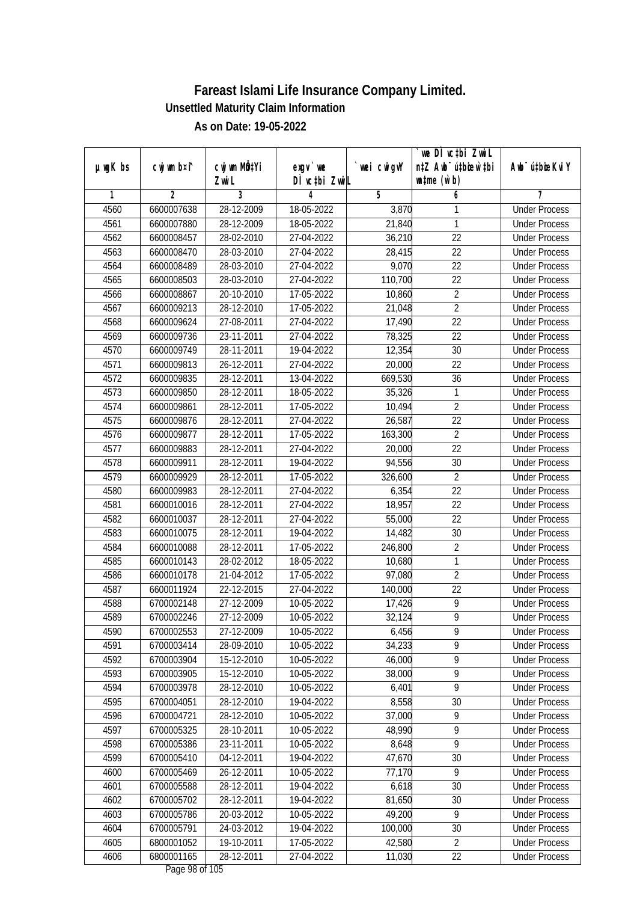# Fareast Islami Life Insurance Company Limited.

**Unsettled Maturity Claim Information**

**As on Date: 19-05-2022**

| µwgK bs | cwjwm b¤î | cwjwm MÖn‡Yi ZvwiL | exgv` we DÌ vc‡bi ZvwiL | `vwei cwigvY | `we DÌ vc‡bi ZvwiL n‡Z Awb¯ú‡bœi w‡bi wnme (w`b) | Awb¯ú‡bœi KviY |
|---|---|---|---|---|---|---|
| 1 | 2 | 3 | 4 | 5 | 6 | 7 |
| 4560 | 6600007638 | 28-12-2009 | 18-05-2022 | 3,870 | 1 | Under Process |
| 4561 | 6600007880 | 28-12-2009 | 18-05-2022 | 21,840 | 1 | Under Process |
| 4562 | 6600008457 | 28-02-2010 | 27-04-2022 | 36,210 | 22 | Under Process |
| 4563 | 6600008470 | 28-03-2010 | 27-04-2022 | 28,415 | 22 | Under Process |
| 4564 | 6600008489 | 28-03-2010 | 27-04-2022 | 9,070 | 22 | Under Process |
| 4565 | 6600008503 | 28-03-2010 | 27-04-2022 | 110,700 | 22 | Under Process |
| 4566 | 6600008867 | 20-10-2010 | 17-05-2022 | 10,860 | 2 | Under Process |
| 4567 | 6600009213 | 28-12-2010 | 17-05-2022 | 21,048 | 2 | Under Process |
| 4568 | 6600009624 | 27-08-2011 | 27-04-2022 | 17,490 | 22 | Under Process |
| 4569 | 6600009736 | 23-11-2011 | 27-04-2022 | 78,325 | 22 | Under Process |
| 4570 | 6600009749 | 28-11-2011 | 19-04-2022 | 12,354 | 30 | Under Process |
| 4571 | 6600009813 | 26-12-2011 | 27-04-2022 | 20,000 | 22 | Under Process |
| 4572 | 6600009835 | 28-12-2011 | 13-04-2022 | 669,530 | 36 | Under Process |
| 4573 | 6600009850 | 28-12-2011 | 18-05-2022 | 35,326 | 1 | Under Process |
| 4574 | 6600009861 | 28-12-2011 | 17-05-2022 | 10,494 | 2 | Under Process |
| 4575 | 6600009876 | 28-12-2011 | 27-04-2022 | 26,587 | 22 | Under Process |
| 4576 | 6600009877 | 28-12-2011 | 17-05-2022 | 163,300 | 2 | Under Process |
| 4577 | 6600009883 | 28-12-2011 | 27-04-2022 | 20,000 | 22 | Under Process |
| 4578 | 6600009911 | 28-12-2011 | 19-04-2022 | 94,556 | 30 | Under Process |
| 4579 | 6600009929 | 28-12-2011 | 17-05-2022 | 326,600 | 2 | Under Process |
| 4580 | 6600009983 | 28-12-2011 | 27-04-2022 | 6,354 | 22 | Under Process |
| 4581 | 6600010016 | 28-12-2011 | 27-04-2022 | 18,957 | 22 | Under Process |
| 4582 | 6600010037 | 28-12-2011 | 27-04-2022 | 55,000 | 22 | Under Process |
| 4583 | 6600010075 | 28-12-2011 | 19-04-2022 | 14,482 | 30 | Under Process |
| 4584 | 6600010088 | 28-12-2011 | 17-05-2022 | 246,800 | 2 | Under Process |
| 4585 | 6600010143 | 28-02-2012 | 18-05-2022 | 10,680 | 1 | Under Process |
| 4586 | 6600010178 | 21-04-2012 | 17-05-2022 | 97,080 | 2 | Under Process |
| 4587 | 6600011924 | 22-12-2015 | 27-04-2022 | 140,000 | 22 | Under Process |
| 4588 | 6700002148 | 27-12-2009 | 10-05-2022 | 17,426 | 9 | Under Process |
| 4589 | 6700002246 | 27-12-2009 | 10-05-2022 | 32,124 | 9 | Under Process |
| 4590 | 6700002553 | 27-12-2009 | 10-05-2022 | 6,456 | 9 | Under Process |
| 4591 | 6700003414 | 28-09-2010 | 10-05-2022 | 34,233 | 9 | Under Process |
| 4592 | 6700003904 | 15-12-2010 | 10-05-2022 | 46,000 | 9 | Under Process |
| 4593 | 6700003905 | 15-12-2010 | 10-05-2022 | 38,000 | 9 | Under Process |
| 4594 | 6700003978 | 28-12-2010 | 10-05-2022 | 6,401 | 9 | Under Process |
| 4595 | 6700004051 | 28-12-2010 | 19-04-2022 | 8,558 | 30 | Under Process |
| 4596 | 6700004721 | 28-12-2010 | 10-05-2022 | 37,000 | 9 | Under Process |
| 4597 | 6700005325 | 28-10-2011 | 10-05-2022 | 48,990 | 9 | Under Process |
| 4598 | 6700005386 | 23-11-2011 | 10-05-2022 | 8,648 | 9 | Under Process |
| 4599 | 6700005410 | 04-12-2011 | 19-04-2022 | 47,670 | 30 | Under Process |
| 4600 | 6700005469 | 26-12-2011 | 10-05-2022 | 77,170 | 9 | Under Process |
| 4601 | 6700005588 | 28-12-2011 | 19-04-2022 | 6,618 | 30 | Under Process |
| 4602 | 6700005702 | 28-12-2011 | 19-04-2022 | 81,650 | 30 | Under Process |
| 4603 | 6700005786 | 20-03-2012 | 10-05-2022 | 49,200 | 9 | Under Process |
| 4604 | 6700005791 | 24-03-2012 | 19-04-2022 | 100,000 | 30 | Under Process |
| 4605 | 6800001052 | 19-10-2011 | 17-05-2022 | 42,580 | 2 | Under Process |
| 4606 | 6800001165 | 28-12-2011 | 27-04-2022 | 11,030 | 22 | Under Process |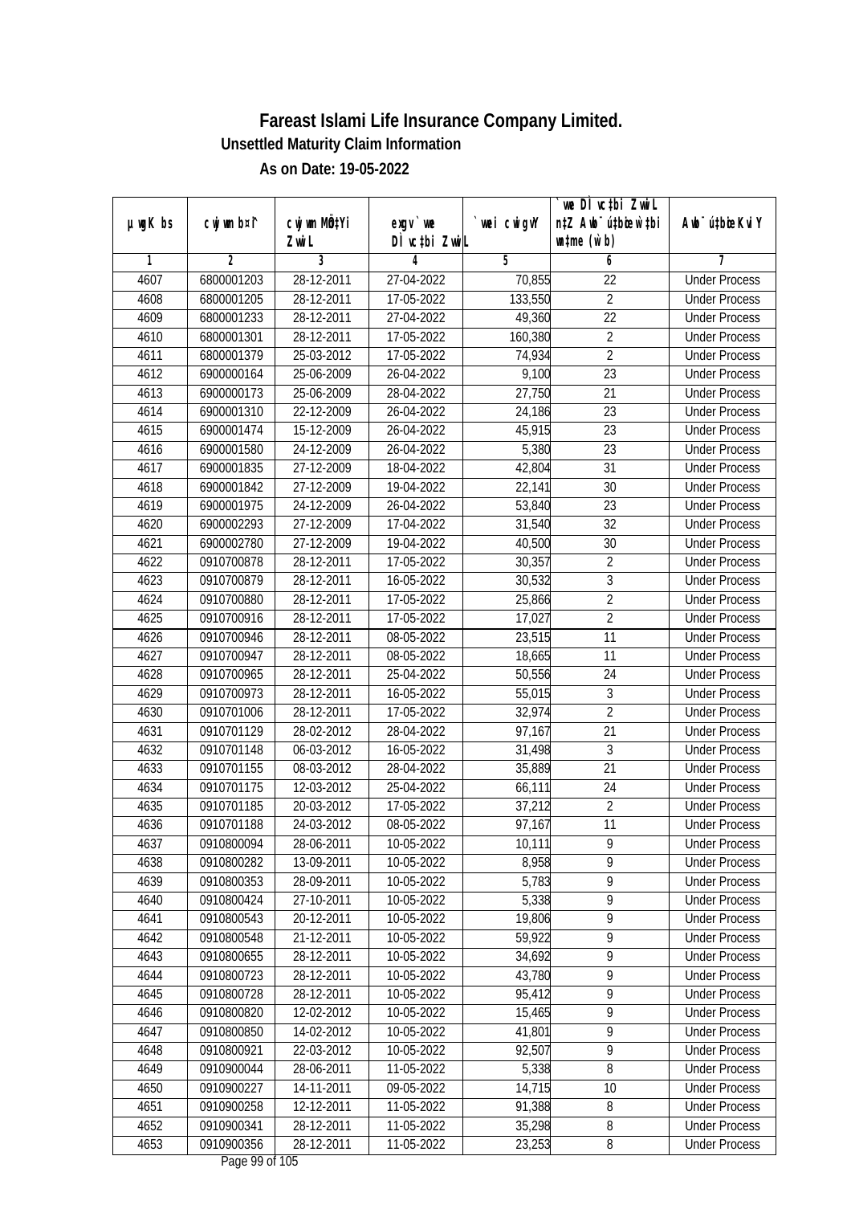# Fareast Islami Life Insurance Company Limited.

**Unsettled Maturity Claim Information**

**As on Date: 19-05-2022**

| µwgK bs | cwjwm b¤^i | cwjwm MÖn‡Yi ZvwiL | exgv` we DÌ vc‡bi ZvwiL | `vwei cwigvY | `we DÌ vc‡bi ZvwiL n‡Z Awb¯ú‡bœi w`‡bi msL¨v (w`b) | Awb¯ú‡bœi KviY |
|---|---|---|---|---|---|---|
| 1 | 2 | 3 | 4 | 5 | 6 | 7 |
| 4607 | 6800001203 | 28-12-2011 | 27-04-2022 | 70,855 | 22 | Under Process |
| 4608 | 6800001205 | 28-12-2011 | 17-05-2022 | 133,550 | 2 | Under Process |
| 4609 | 6800001233 | 28-12-2011 | 27-04-2022 | 49,360 | 22 | Under Process |
| 4610 | 6800001301 | 28-12-2011 | 17-05-2022 | 160,380 | 2 | Under Process |
| 4611 | 6800001379 | 25-03-2012 | 17-05-2022 | 74,934 | 2 | Under Process |
| 4612 | 6900000164 | 25-06-2009 | 26-04-2022 | 9,100 | 23 | Under Process |
| 4613 | 6900000173 | 25-06-2009 | 28-04-2022 | 27,750 | 21 | Under Process |
| 4614 | 6900001310 | 22-12-2009 | 26-04-2022 | 24,186 | 23 | Under Process |
| 4615 | 6900001474 | 15-12-2009 | 26-04-2022 | 45,915 | 23 | Under Process |
| 4616 | 6900001580 | 24-12-2009 | 26-04-2022 | 5,380 | 23 | Under Process |
| 4617 | 6900001835 | 27-12-2009 | 18-04-2022 | 42,804 | 31 | Under Process |
| 4618 | 6900001842 | 27-12-2009 | 19-04-2022 | 22,141 | 30 | Under Process |
| 4619 | 6900001975 | 24-12-2009 | 26-04-2022 | 53,840 | 23 | Under Process |
| 4620 | 6900002293 | 27-12-2009 | 17-04-2022 | 31,540 | 32 | Under Process |
| 4621 | 6900002780 | 27-12-2009 | 19-04-2022 | 40,500 | 30 | Under Process |
| 4622 | 0910700878 | 28-12-2011 | 17-05-2022 | 30,357 | 2 | Under Process |
| 4623 | 0910700879 | 28-12-2011 | 16-05-2022 | 30,532 | 3 | Under Process |
| 4624 | 0910700880 | 28-12-2011 | 17-05-2022 | 25,866 | 2 | Under Process |
| 4625 | 0910700916 | 28-12-2011 | 17-05-2022 | 17,027 | 2 | Under Process |
| 4626 | 0910700946 | 28-12-2011 | 08-05-2022 | 23,515 | 11 | Under Process |
| 4627 | 0910700947 | 28-12-2011 | 08-05-2022 | 18,665 | 11 | Under Process |
| 4628 | 0910700965 | 28-12-2011 | 25-04-2022 | 50,556 | 24 | Under Process |
| 4629 | 0910700973 | 28-12-2011 | 16-05-2022 | 55,015 | 3 | Under Process |
| 4630 | 0910701006 | 28-12-2011 | 17-05-2022 | 32,974 | 2 | Under Process |
| 4631 | 0910701129 | 28-02-2012 | 28-04-2022 | 97,167 | 21 | Under Process |
| 4632 | 0910701148 | 06-03-2012 | 16-05-2022 | 31,498 | 3 | Under Process |
| 4633 | 0910701155 | 08-03-2012 | 28-04-2022 | 35,889 | 21 | Under Process |
| 4634 | 0910701175 | 12-03-2012 | 25-04-2022 | 66,111 | 24 | Under Process |
| 4635 | 0910701185 | 20-03-2012 | 17-05-2022 | 37,212 | 2 | Under Process |
| 4636 | 0910701188 | 24-03-2012 | 08-05-2022 | 97,167 | 11 | Under Process |
| 4637 | 0910800094 | 28-06-2011 | 10-05-2022 | 10,111 | 9 | Under Process |
| 4638 | 0910800282 | 13-09-2011 | 10-05-2022 | 8,958 | 9 | Under Process |
| 4639 | 0910800353 | 28-09-2011 | 10-05-2022 | 5,783 | 9 | Under Process |
| 4640 | 0910800424 | 27-10-2011 | 10-05-2022 | 5,338 | 9 | Under Process |
| 4641 | 0910800543 | 20-12-2011 | 10-05-2022 | 19,806 | 9 | Under Process |
| 4642 | 0910800548 | 21-12-2011 | 10-05-2022 | 59,922 | 9 | Under Process |
| 4643 | 0910800655 | 28-12-2011 | 10-05-2022 | 34,692 | 9 | Under Process |
| 4644 | 0910800723 | 28-12-2011 | 10-05-2022 | 43,780 | 9 | Under Process |
| 4645 | 0910800728 | 28-12-2011 | 10-05-2022 | 95,412 | 9 | Under Process |
| 4646 | 0910800820 | 12-02-2012 | 10-05-2022 | 15,465 | 9 | Under Process |
| 4647 | 0910800850 | 14-02-2012 | 10-05-2022 | 41,801 | 9 | Under Process |
| 4648 | 0910800921 | 22-03-2012 | 10-05-2022 | 92,507 | 9 | Under Process |
| 4649 | 0910900044 | 28-06-2011 | 11-05-2022 | 5,338 | 8 | Under Process |
| 4650 | 0910900227 | 14-11-2011 | 09-05-2022 | 14,715 | 10 | Under Process |
| 4651 | 0910900258 | 12-12-2011 | 11-05-2022 | 91,388 | 8 | Under Process |
| 4652 | 0910900341 | 28-12-2011 | 11-05-2022 | 35,298 | 8 | Under Process |
| 4653 | 0910900356 | 28-12-2011 | 11-05-2022 | 23,253 | 8 | Under Process |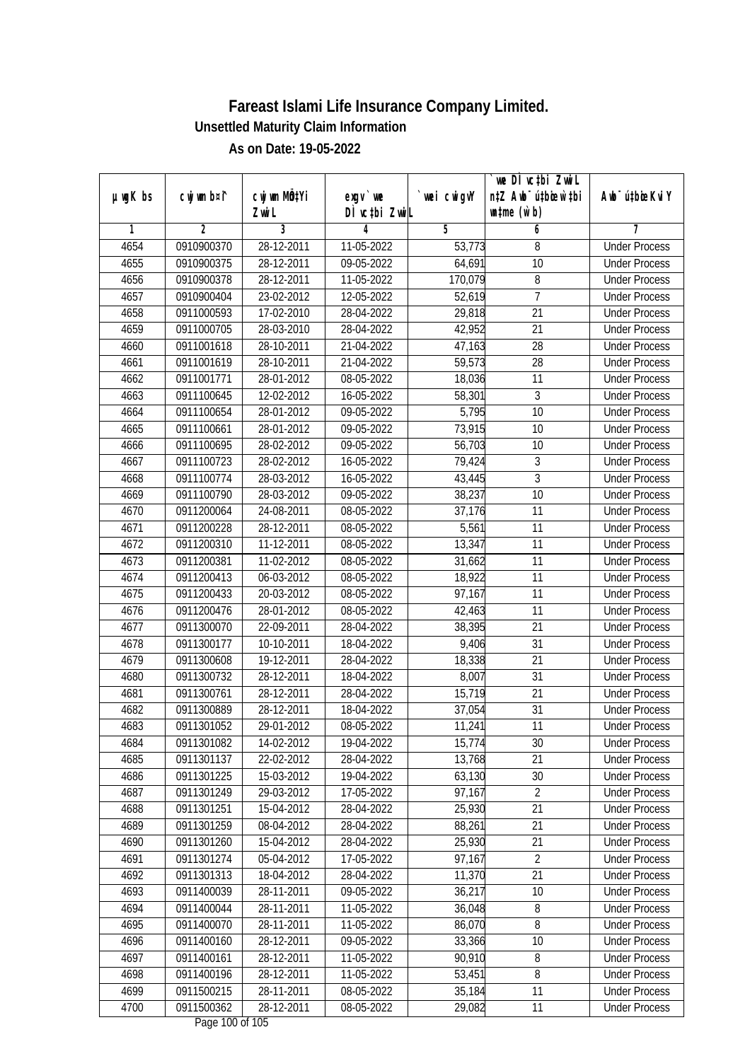# Fareast Islami Life Insurance Company Limited.

**Unsettled Maturity Claim Information**

**As on Date: 19-05-2022**

| µwgK bs | cwjwm b¤^i | cwjwm MÖnY Zvwil | exgv `we DÌvc‡bi Zvwil | `vwei cwigvY | `we DÌvc‡bi ZvwiL n‡Z Awb¯ú‡bœi w`‡bi wnmve (w`b) | Awb¯úbœi KviY |
|---|---|---|---|---|---|---|
| 1 | 2 | 3 | 4 | 5 | 6 | 7 |
| 4654 | 0910900370 | 28-12-2011 | 11-05-2022 | 53,773 | 8 | Under Process |
| 4655 | 0910900375 | 28-12-2011 | 09-05-2022 | 64,691 | 10 | Under Process |
| 4656 | 0910900378 | 28-12-2011 | 11-05-2022 | 170,079 | 8 | Under Process |
| 4657 | 0910900404 | 23-02-2012 | 12-05-2022 | 52,619 | 7 | Under Process |
| 4658 | 0911000593 | 17-02-2010 | 28-04-2022 | 29,818 | 21 | Under Process |
| 4659 | 0911000705 | 28-03-2010 | 28-04-2022 | 42,952 | 21 | Under Process |
| 4660 | 0911001618 | 28-10-2011 | 21-04-2022 | 47,163 | 28 | Under Process |
| 4661 | 0911001619 | 28-10-2011 | 21-04-2022 | 59,573 | 28 | Under Process |
| 4662 | 0911001771 | 28-01-2012 | 08-05-2022 | 18,036 | 11 | Under Process |
| 4663 | 0911100645 | 12-02-2012 | 16-05-2022 | 58,301 | 3 | Under Process |
| 4664 | 0911100654 | 28-01-2012 | 09-05-2022 | 5,795 | 10 | Under Process |
| 4665 | 0911100661 | 28-01-2012 | 09-05-2022 | 73,915 | 10 | Under Process |
| 4666 | 0911100695 | 28-02-2012 | 09-05-2022 | 56,703 | 10 | Under Process |
| 4667 | 0911100723 | 28-02-2012 | 16-05-2022 | 79,424 | 3 | Under Process |
| 4668 | 0911100774 | 28-03-2012 | 16-05-2022 | 43,445 | 3 | Under Process |
| 4669 | 0911100790 | 28-03-2012 | 09-05-2022 | 38,237 | 10 | Under Process |
| 4670 | 0911200064 | 24-08-2011 | 08-05-2022 | 37,176 | 11 | Under Process |
| 4671 | 0911200228 | 28-12-2011 | 08-05-2022 | 5,561 | 11 | Under Process |
| 4672 | 0911200310 | 11-12-2011 | 08-05-2022 | 13,347 | 11 | Under Process |
| 4673 | 0911200381 | 11-02-2012 | 08-05-2022 | 31,662 | 11 | Under Process |
| 4674 | 0911200413 | 06-03-2012 | 08-05-2022 | 18,922 | 11 | Under Process |
| 4675 | 0911200433 | 20-03-2012 | 08-05-2022 | 97,167 | 11 | Under Process |
| 4676 | 0911200476 | 28-01-2012 | 08-05-2022 | 42,463 | 11 | Under Process |
| 4677 | 0911300070 | 22-09-2011 | 28-04-2022 | 38,395 | 21 | Under Process |
| 4678 | 0911300177 | 10-10-2011 | 18-04-2022 | 9,406 | 31 | Under Process |
| 4679 | 0911300608 | 19-12-2011 | 28-04-2022 | 18,338 | 21 | Under Process |
| 4680 | 0911300732 | 28-12-2011 | 18-04-2022 | 8,007 | 31 | Under Process |
| 4681 | 0911300761 | 28-12-2011 | 28-04-2022 | 15,719 | 21 | Under Process |
| 4682 | 0911300889 | 28-12-2011 | 18-04-2022 | 37,054 | 31 | Under Process |
| 4683 | 0911301052 | 29-01-2012 | 08-05-2022 | 11,241 | 11 | Under Process |
| 4684 | 0911301082 | 14-02-2012 | 19-04-2022 | 15,774 | 30 | Under Process |
| 4685 | 0911301137 | 22-02-2012 | 28-04-2022 | 13,768 | 21 | Under Process |
| 4686 | 0911301225 | 15-03-2012 | 19-04-2022 | 63,130 | 30 | Under Process |
| 4687 | 0911301249 | 29-03-2012 | 17-05-2022 | 97,167 | 2 | Under Process |
| 4688 | 0911301251 | 15-04-2012 | 28-04-2022 | 25,930 | 21 | Under Process |
| 4689 | 0911301259 | 08-04-2012 | 28-04-2022 | 88,261 | 21 | Under Process |
| 4690 | 0911301260 | 15-04-2012 | 28-04-2022 | 25,930 | 21 | Under Process |
| 4691 | 0911301274 | 05-04-2012 | 17-05-2022 | 97,167 | 2 | Under Process |
| 4692 | 0911301313 | 18-04-2012 | 28-04-2022 | 11,370 | 21 | Under Process |
| 4693 | 0911400039 | 28-11-2011 | 09-05-2022 | 36,217 | 10 | Under Process |
| 4694 | 0911400044 | 28-11-2011 | 11-05-2022 | 36,048 | 8 | Under Process |
| 4695 | 0911400070 | 28-11-2011 | 11-05-2022 | 86,070 | 8 | Under Process |
| 4696 | 0911400160 | 28-12-2011 | 09-05-2022 | 33,366 | 10 | Under Process |
| 4697 | 0911400161 | 28-12-2011 | 11-05-2022 | 90,910 | 8 | Under Process |
| 4698 | 0911400196 | 28-12-2011 | 11-05-2022 | 53,451 | 8 | Under Process |
| 4699 | 0911500215 | 28-11-2011 | 08-05-2022 | 35,184 | 11 | Under Process |
| 4700 | 0911500362 | 28-12-2011 | 08-05-2022 | 29,082 | 11 | Under Process |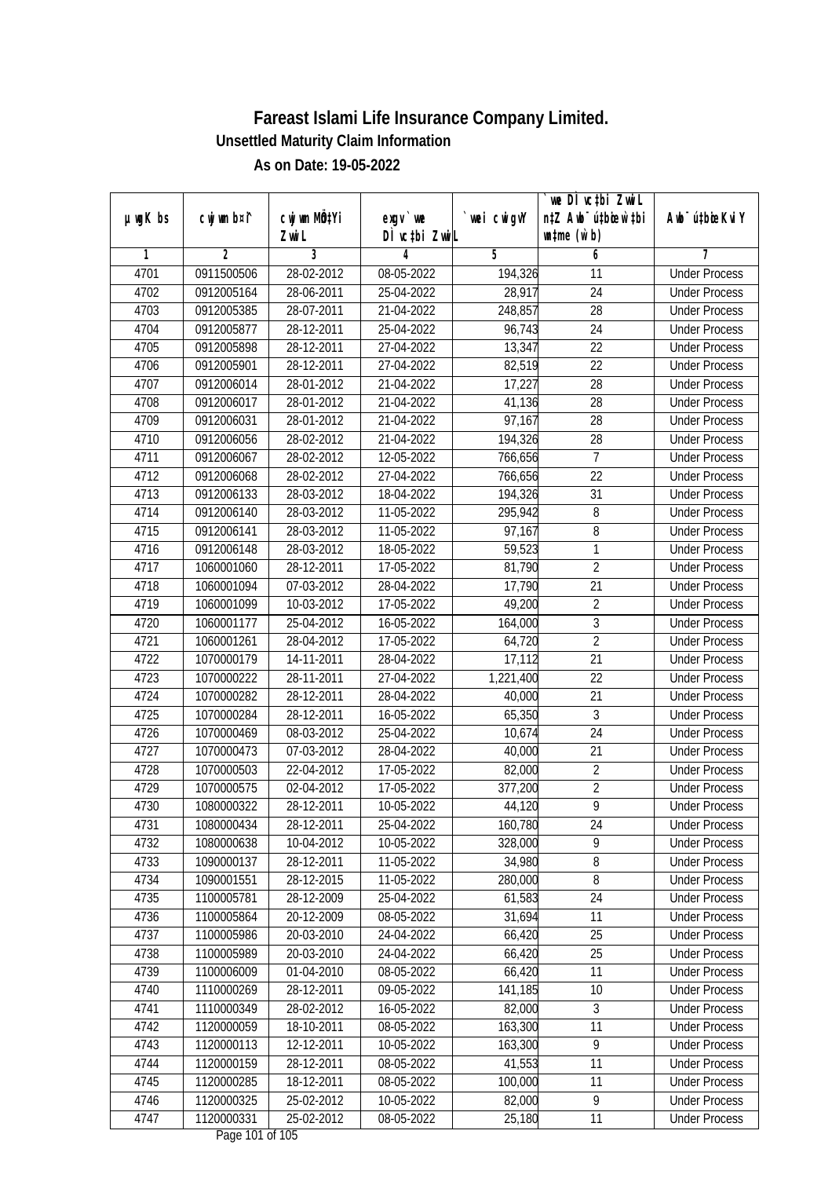# Fareast Islami Life Insurance Company Limited.

## Unsettled Maturity Claim Information

### As on Date: 19-05-2022

| µwgK bs | cwjwm b¤^i | cwjwm MÖn‡Yi ZvwiL | exgv`vwe DÌvc‡bi ZvwiL | `vwei cwigvY | `vwe DÌvc‡bi ZvwiL n‡Z Aby¯'vb‡bi w`b (w`b) | Aby¯'vb‡bi KviY |
|---|---|---|---|---|---|---|
| 1 | 2 | 3 | 4 | 5 | 6 | 7 |
| 4701 | 0911500506 | 28-02-2012 | 08-05-2022 | 194,326 | 11 | Under Process |
| 4702 | 0912005164 | 28-06-2011 | 25-04-2022 | 28,917 | 24 | Under Process |
| 4703 | 0912005385 | 28-07-2011 | 21-04-2022 | 248,857 | 28 | Under Process |
| 4704 | 0912005877 | 28-12-2011 | 25-04-2022 | 96,743 | 24 | Under Process |
| 4705 | 0912005898 | 28-12-2011 | 27-04-2022 | 13,347 | 22 | Under Process |
| 4706 | 0912005901 | 28-12-2011 | 27-04-2022 | 82,519 | 22 | Under Process |
| 4707 | 0912006014 | 28-01-2012 | 21-04-2022 | 17,227 | 28 | Under Process |
| 4708 | 0912006017 | 28-01-2012 | 21-04-2022 | 41,136 | 28 | Under Process |
| 4709 | 0912006031 | 28-01-2012 | 21-04-2022 | 97,167 | 28 | Under Process |
| 4710 | 0912006056 | 28-02-2012 | 21-04-2022 | 194,326 | 28 | Under Process |
| 4711 | 0912006067 | 28-02-2012 | 12-05-2022 | 766,656 | 7 | Under Process |
| 4712 | 0912006068 | 28-02-2012 | 27-04-2022 | 766,656 | 22 | Under Process |
| 4713 | 0912006133 | 28-03-2012 | 18-04-2022 | 194,326 | 31 | Under Process |
| 4714 | 0912006140 | 28-03-2012 | 11-05-2022 | 295,942 | 8 | Under Process |
| 4715 | 0912006141 | 28-03-2012 | 11-05-2022 | 97,167 | 8 | Under Process |
| 4716 | 0912006148 | 28-03-2012 | 18-05-2022 | 59,523 | 1 | Under Process |
| 4717 | 1060001060 | 28-12-2011 | 17-05-2022 | 81,790 | 2 | Under Process |
| 4718 | 1060001094 | 07-03-2012 | 28-04-2022 | 17,790 | 21 | Under Process |
| 4719 | 1060001099 | 10-03-2012 | 17-05-2022 | 49,200 | 2 | Under Process |
| 4720 | 1060001177 | 25-04-2012 | 16-05-2022 | 164,000 | 3 | Under Process |
| 4721 | 1060001261 | 28-04-2012 | 17-05-2022 | 64,720 | 2 | Under Process |
| 4722 | 1070000179 | 14-11-2011 | 28-04-2022 | 17,112 | 21 | Under Process |
| 4723 | 1070000222 | 28-11-2011 | 27-04-2022 | 1,221,400 | 22 | Under Process |
| 4724 | 1070000282 | 28-12-2011 | 28-04-2022 | 40,000 | 21 | Under Process |
| 4725 | 1070000284 | 28-12-2011 | 16-05-2022 | 65,350 | 3 | Under Process |
| 4726 | 1070000469 | 08-03-2012 | 25-04-2022 | 10,674 | 24 | Under Process |
| 4727 | 1070000473 | 07-03-2012 | 28-04-2022 | 40,000 | 21 | Under Process |
| 4728 | 1070000503 | 22-04-2012 | 17-05-2022 | 82,000 | 2 | Under Process |
| 4729 | 1070000575 | 02-04-2012 | 17-05-2022 | 377,200 | 2 | Under Process |
| 4730 | 1080000322 | 28-12-2011 | 10-05-2022 | 44,120 | 9 | Under Process |
| 4731 | 1080000434 | 28-12-2011 | 25-04-2022 | 160,780 | 24 | Under Process |
| 4732 | 1080000638 | 10-04-2012 | 10-05-2022 | 328,000 | 9 | Under Process |
| 4733 | 1090000137 | 28-12-2011 | 11-05-2022 | 34,980 | 8 | Under Process |
| 4734 | 1090001551 | 28-12-2015 | 11-05-2022 | 280,000 | 8 | Under Process |
| 4735 | 1100005781 | 28-12-2009 | 25-04-2022 | 61,583 | 24 | Under Process |
| 4736 | 1100005864 | 20-12-2009 | 08-05-2022 | 31,694 | 11 | Under Process |
| 4737 | 1100005986 | 20-03-2010 | 24-04-2022 | 66,420 | 25 | Under Process |
| 4738 | 1100005989 | 20-03-2010 | 24-04-2022 | 66,420 | 25 | Under Process |
| 4739 | 1100006009 | 01-04-2010 | 08-05-2022 | 66,420 | 11 | Under Process |
| 4740 | 1110000269 | 28-12-2011 | 09-05-2022 | 141,185 | 10 | Under Process |
| 4741 | 1110000349 | 28-02-2012 | 16-05-2022 | 82,000 | 3 | Under Process |
| 4742 | 1120000059 | 18-10-2011 | 08-05-2022 | 163,300 | 11 | Under Process |
| 4743 | 1120000113 | 12-12-2011 | 10-05-2022 | 163,300 | 9 | Under Process |
| 4744 | 1120000159 | 28-12-2011 | 08-05-2022 | 41,553 | 11 | Under Process |
| 4745 | 1120000285 | 18-12-2011 | 08-05-2022 | 100,000 | 11 | Under Process |
| 4746 | 1120000325 | 25-02-2012 | 10-05-2022 | 82,000 | 9 | Under Process |
| 4747 | 1120000331 | 25-02-2012 | 08-05-2022 | 25,180 | 11 | Under Process |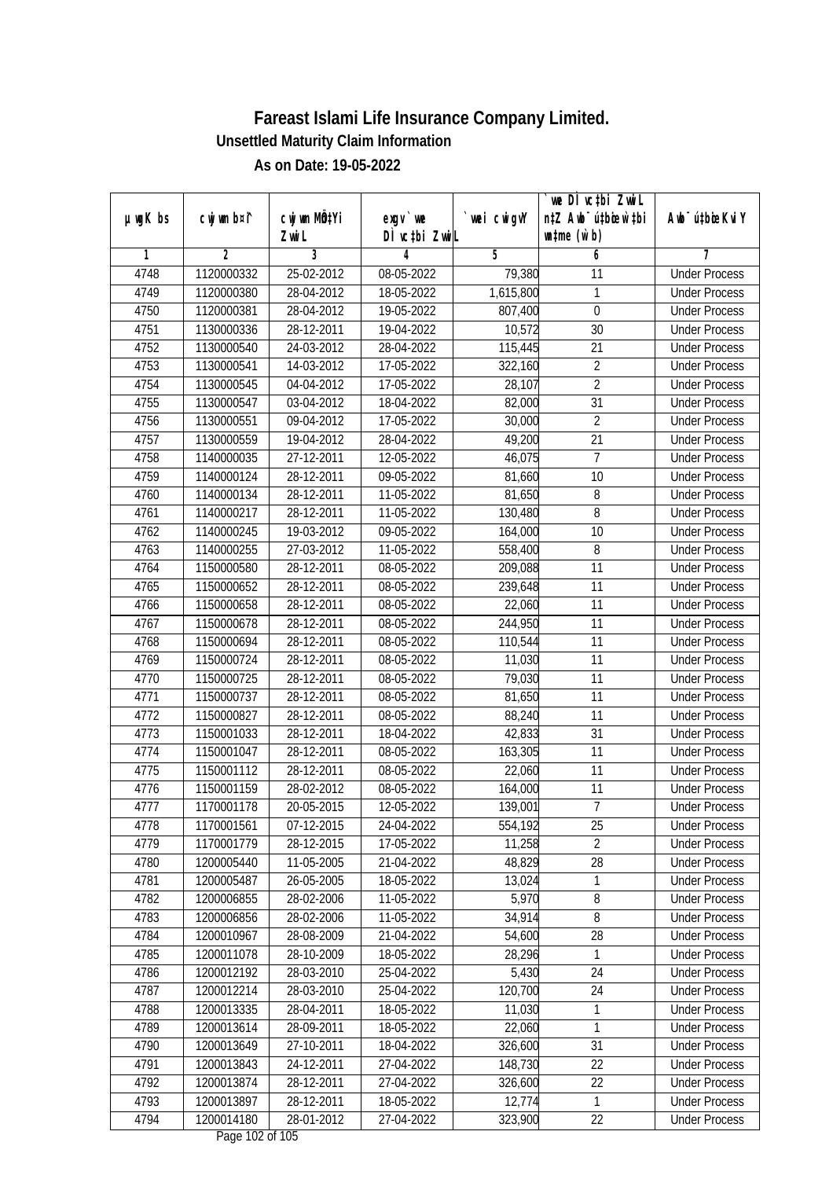# Fareast Islami Life Insurance Company Limited.

## Unsettled Maturity Claim Information

### As on Date: 19-05-2022

| µwgK bs | cwjwm bs¤^i | cwjwm MÖn‡Yi ZvwiL | exgv` we DÌvc‡bi ZvwiL | `vwei cwigvY | `vwe DÌvc‡bi ZvwiL n‡Z Avb¯ú‡bi w`‡bi wnmve (w`b) | Avb¯ú‡bi KviY |
|---|---|---|---|---|---|---|
| 1 | 2 | 3 | 4 | 5 | 6 | 7 |
| 4748 | 1120000332 | 25-02-2012 | 08-05-2022 | 79,380 | 11 | Under Process |
| 4749 | 1120000380 | 28-04-2012 | 18-05-2022 | 1,615,800 | 1 | Under Process |
| 4750 | 1120000381 | 28-04-2012 | 19-05-2022 | 807,400 | 0 | Under Process |
| 4751 | 1130000336 | 28-12-2011 | 19-04-2022 | 10,572 | 30 | Under Process |
| 4752 | 1130000540 | 24-03-2012 | 28-04-2022 | 115,445 | 21 | Under Process |
| 4753 | 1130000541 | 14-03-2012 | 17-05-2022 | 322,160 | 2 | Under Process |
| 4754 | 1130000545 | 04-04-2012 | 17-05-2022 | 28,107 | 2 | Under Process |
| 4755 | 1130000547 | 03-04-2012 | 18-04-2022 | 82,000 | 31 | Under Process |
| 4756 | 1130000551 | 09-04-2012 | 17-05-2022 | 30,000 | 2 | Under Process |
| 4757 | 1130000559 | 19-04-2012 | 28-04-2022 | 49,200 | 21 | Under Process |
| 4758 | 1140000035 | 27-12-2011 | 12-05-2022 | 46,075 | 7 | Under Process |
| 4759 | 1140000124 | 28-12-2011 | 09-05-2022 | 81,660 | 10 | Under Process |
| 4760 | 1140000134 | 28-12-2011 | 11-05-2022 | 81,650 | 8 | Under Process |
| 4761 | 1140000217 | 28-12-2011 | 11-05-2022 | 130,480 | 8 | Under Process |
| 4762 | 1140000245 | 19-03-2012 | 09-05-2022 | 164,000 | 10 | Under Process |
| 4763 | 1140000255 | 27-03-2012 | 11-05-2022 | 558,400 | 8 | Under Process |
| 4764 | 1150000580 | 28-12-2011 | 08-05-2022 | 209,088 | 11 | Under Process |
| 4765 | 1150000652 | 28-12-2011 | 08-05-2022 | 239,648 | 11 | Under Process |
| 4766 | 1150000658 | 28-12-2011 | 08-05-2022 | 22,060 | 11 | Under Process |
| 4767 | 1150000678 | 28-12-2011 | 08-05-2022 | 244,950 | 11 | Under Process |
| 4768 | 1150000694 | 28-12-2011 | 08-05-2022 | 110,544 | 11 | Under Process |
| 4769 | 1150000724 | 28-12-2011 | 08-05-2022 | 11,030 | 11 | Under Process |
| 4770 | 1150000725 | 28-12-2011 | 08-05-2022 | 79,030 | 11 | Under Process |
| 4771 | 1150000737 | 28-12-2011 | 08-05-2022 | 81,650 | 11 | Under Process |
| 4772 | 1150000827 | 28-12-2011 | 08-05-2022 | 88,240 | 11 | Under Process |
| 4773 | 1150001033 | 28-12-2011 | 18-04-2022 | 42,833 | 31 | Under Process |
| 4774 | 1150001047 | 28-12-2011 | 08-05-2022 | 163,305 | 11 | Under Process |
| 4775 | 1150001112 | 28-12-2011 | 08-05-2022 | 22,060 | 11 | Under Process |
| 4776 | 1150001159 | 28-02-2012 | 08-05-2022 | 164,000 | 11 | Under Process |
| 4777 | 1170001178 | 20-05-2015 | 12-05-2022 | 139,001 | 7 | Under Process |
| 4778 | 1170001561 | 07-12-2015 | 24-04-2022 | 554,192 | 25 | Under Process |
| 4779 | 1170001779 | 28-12-2015 | 17-05-2022 | 11,258 | 2 | Under Process |
| 4780 | 1200005440 | 11-05-2005 | 21-04-2022 | 48,829 | 28 | Under Process |
| 4781 | 1200005487 | 26-05-2005 | 18-05-2022 | 13,024 | 1 | Under Process |
| 4782 | 1200006855 | 28-02-2006 | 11-05-2022 | 5,970 | 8 | Under Process |
| 4783 | 1200006856 | 28-02-2006 | 11-05-2022 | 34,914 | 8 | Under Process |
| 4784 | 1200010967 | 28-08-2009 | 21-04-2022 | 54,600 | 28 | Under Process |
| 4785 | 1200011078 | 28-10-2009 | 18-05-2022 | 28,296 | 1 | Under Process |
| 4786 | 1200012192 | 28-03-2010 | 25-04-2022 | 5,430 | 24 | Under Process |
| 4787 | 1200012214 | 28-03-2010 | 25-04-2022 | 120,700 | 24 | Under Process |
| 4788 | 1200013335 | 28-04-2011 | 18-05-2022 | 11,030 | 1 | Under Process |
| 4789 | 1200013614 | 28-09-2011 | 18-05-2022 | 22,060 | 1 | Under Process |
| 4790 | 1200013649 | 27-10-2011 | 18-04-2022 | 326,600 | 31 | Under Process |
| 4791 | 1200013843 | 24-12-2011 | 27-04-2022 | 148,730 | 22 | Under Process |
| 4792 | 1200013874 | 28-12-2011 | 27-04-2022 | 326,600 | 22 | Under Process |
| 4793 | 1200013897 | 28-12-2011 | 18-05-2022 | 12,774 | 1 | Under Process |
| 4794 | 1200014180 | 28-01-2012 | 27-04-2022 | 323,900 | 22 | Under Process |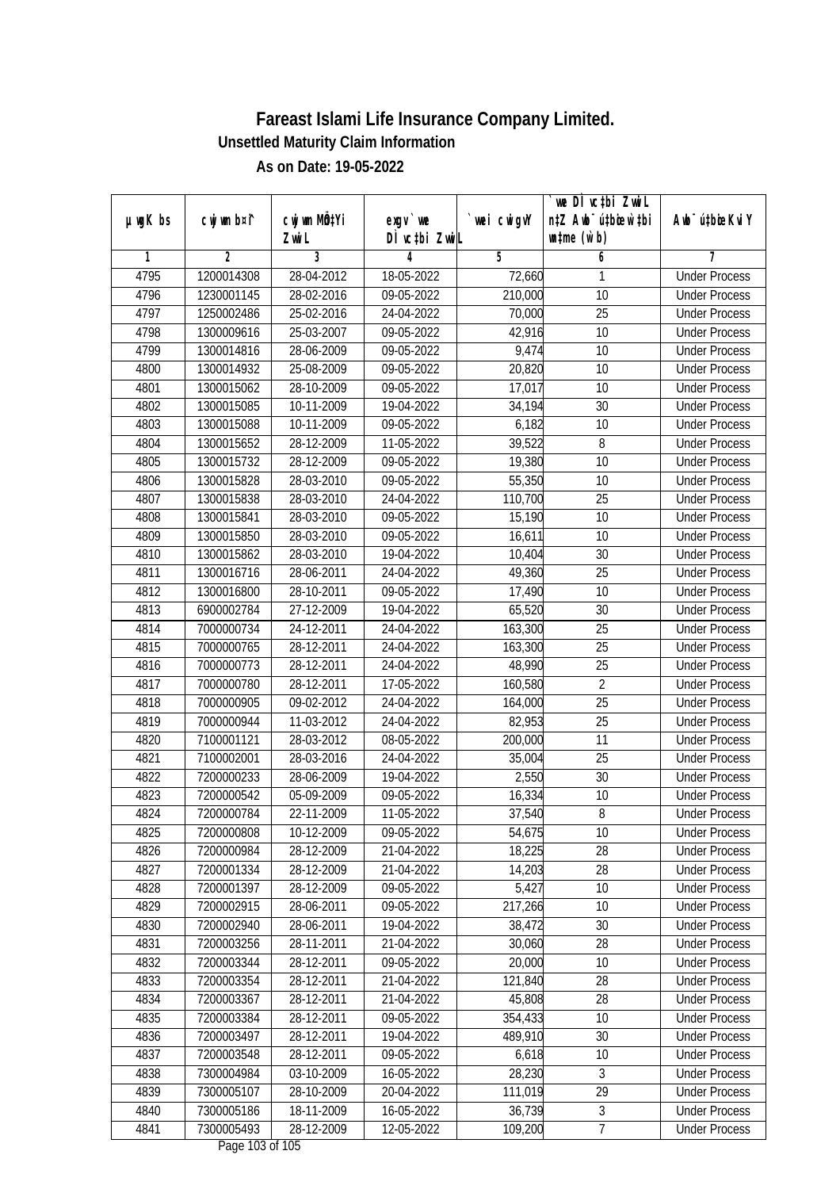# Fareast Islami Life Insurance Company Limited.

**Unsettled Maturity Claim Information**

**As on Date: 19-05-2022**

| µwgK bs | cwjwm b¤^i | cwjwm MÖn‡Yi ZvwiL | exgv `vwe DÌvc‡bi ZvwiL | `vwei cwigvY | `vwe DÌvc‡bi ZvwiL n‡Z Awb¯úbœ `vwei mgqKvj (w`b) | Awb¯ú‡bœi KviY |
|---|---|---|---|---|---|---|
| 1 | 2 | 3 | 4 | 5 | 6 | 7 |
| 4795 | 1200014308 | 28-04-2012 | 18-05-2022 | 72,660 | 1 | Under Process |
| 4796 | 1230001145 | 28-02-2016 | 09-05-2022 | 210,000 | 10 | Under Process |
| 4797 | 1250002486 | 25-02-2016 | 24-04-2022 | 70,000 | 25 | Under Process |
| 4798 | 1300009616 | 25-03-2007 | 09-05-2022 | 42,916 | 10 | Under Process |
| 4799 | 1300014816 | 28-06-2009 | 09-05-2022 | 9,474 | 10 | Under Process |
| 4800 | 1300014932 | 25-08-2009 | 09-05-2022 | 20,820 | 10 | Under Process |
| 4801 | 1300015062 | 28-10-2009 | 09-05-2022 | 17,017 | 10 | Under Process |
| 4802 | 1300015085 | 10-11-2009 | 19-04-2022 | 34,194 | 30 | Under Process |
| 4803 | 1300015088 | 10-11-2009 | 09-05-2022 | 6,182 | 10 | Under Process |
| 4804 | 1300015652 | 28-12-2009 | 11-05-2022 | 39,522 | 8 | Under Process |
| 4805 | 1300015732 | 28-12-2009 | 09-05-2022 | 19,380 | 10 | Under Process |
| 4806 | 1300015828 | 28-03-2010 | 09-05-2022 | 55,350 | 10 | Under Process |
| 4807 | 1300015838 | 28-03-2010 | 24-04-2022 | 110,700 | 25 | Under Process |
| 4808 | 1300015841 | 28-03-2010 | 09-05-2022 | 15,190 | 10 | Under Process |
| 4809 | 1300015850 | 28-03-2010 | 09-05-2022 | 16,611 | 10 | Under Process |
| 4810 | 1300015862 | 28-03-2010 | 19-04-2022 | 10,404 | 30 | Under Process |
| 4811 | 1300016716 | 28-06-2011 | 24-04-2022 | 49,360 | 25 | Under Process |
| 4812 | 1300016800 | 28-10-2011 | 09-05-2022 | 17,490 | 10 | Under Process |
| 4813 | 6900002784 | 27-12-2009 | 19-04-2022 | 65,520 | 30 | Under Process |
| 4814 | 7000000734 | 24-12-2011 | 24-04-2022 | 163,300 | 25 | Under Process |
| 4815 | 7000000765 | 28-12-2011 | 24-04-2022 | 163,300 | 25 | Under Process |
| 4816 | 7000000773 | 28-12-2011 | 24-04-2022 | 48,990 | 25 | Under Process |
| 4817 | 7000000780 | 28-12-2011 | 17-05-2022 | 160,580 | 2 | Under Process |
| 4818 | 7000000905 | 09-02-2012 | 24-04-2022 | 164,000 | 25 | Under Process |
| 4819 | 7000000944 | 11-03-2012 | 24-04-2022 | 82,953 | 25 | Under Process |
| 4820 | 7100001121 | 28-03-2012 | 08-05-2022 | 200,000 | 11 | Under Process |
| 4821 | 7100002001 | 28-03-2016 | 24-04-2022 | 35,004 | 25 | Under Process |
| 4822 | 7200000233 | 28-06-2009 | 19-04-2022 | 2,550 | 30 | Under Process |
| 4823 | 7200000542 | 05-09-2009 | 09-05-2022 | 16,334 | 10 | Under Process |
| 4824 | 7200000784 | 22-11-2009 | 11-05-2022 | 37,540 | 8 | Under Process |
| 4825 | 7200000808 | 10-12-2009 | 09-05-2022 | 54,675 | 10 | Under Process |
| 4826 | 7200000984 | 28-12-2009 | 21-04-2022 | 18,225 | 28 | Under Process |
| 4827 | 7200001334 | 28-12-2009 | 21-04-2022 | 14,203 | 28 | Under Process |
| 4828 | 7200001397 | 28-12-2009 | 09-05-2022 | 5,427 | 10 | Under Process |
| 4829 | 7200002915 | 28-06-2011 | 09-05-2022 | 217,266 | 10 | Under Process |
| 4830 | 7200002940 | 28-06-2011 | 19-04-2022 | 38,472 | 30 | Under Process |
| 4831 | 7200003256 | 28-11-2011 | 21-04-2022 | 30,060 | 28 | Under Process |
| 4832 | 7200003344 | 28-12-2011 | 09-05-2022 | 20,000 | 10 | Under Process |
| 4833 | 7200003354 | 28-12-2011 | 21-04-2022 | 121,840 | 28 | Under Process |
| 4834 | 7200003367 | 28-12-2011 | 21-04-2022 | 45,808 | 28 | Under Process |
| 4835 | 7200003384 | 28-12-2011 | 09-05-2022 | 354,433 | 10 | Under Process |
| 4836 | 7200003497 | 28-12-2011 | 19-04-2022 | 489,910 | 30 | Under Process |
| 4837 | 7200003548 | 28-12-2011 | 09-05-2022 | 6,618 | 10 | Under Process |
| 4838 | 7300004984 | 03-10-2009 | 16-05-2022 | 28,230 | 3 | Under Process |
| 4839 | 7300005107 | 28-10-2009 | 20-04-2022 | 111,019 | 29 | Under Process |
| 4840 | 7300005186 | 18-11-2009 | 16-05-2022 | 36,739 | 3 | Under Process |
| 4841 | 7300005493 | 28-12-2009 | 12-05-2022 | 109,200 | 7 | Under Process |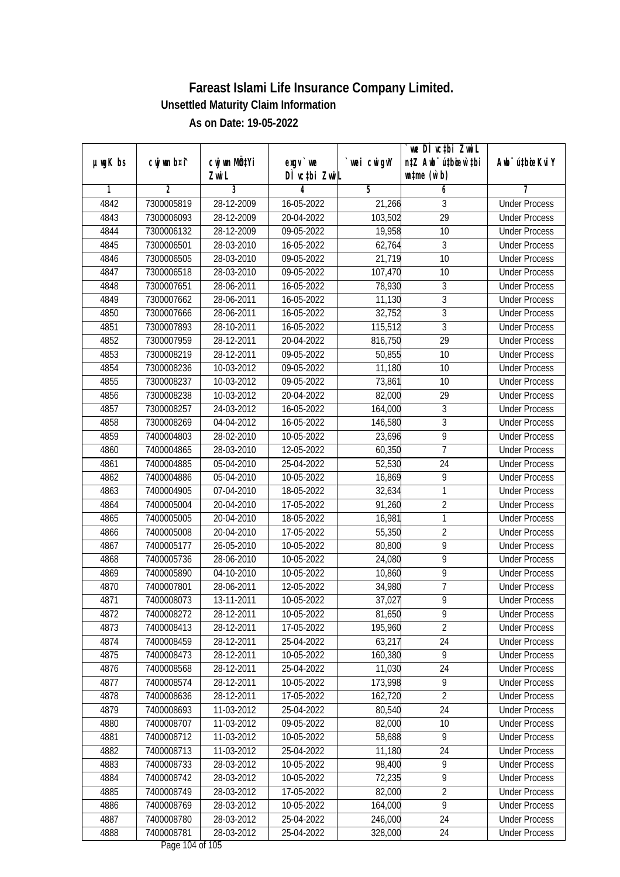# Fareast Islami Life Insurance Company Limited.

**Unsettled Maturity Claim Information**

**As on Date: 19-05-2022**

| µwgK bs | cwjwm b¤^i | cwjwm MÖnYi ZvwiL | exgv` we DÌ vc‡bi ZvwiL | `vwei cwigvY | `vwe DÌ vc‡bi ZvwiL n‡Z Awb¯úbœ w`‡bi wnmve (w`b) | Awb¯ú‡bœi KviY |
|---|---|---|---|---|---|---|
| 1 | 2 | 3 | 4 | 5 | 6 | 7 |
| 4842 | 7300005819 | 28-12-2009 | 16-05-2022 | 21,266 | 3 | Under Process |
| 4843 | 7300006093 | 28-12-2009 | 20-04-2022 | 103,502 | 29 | Under Process |
| 4844 | 7300006132 | 28-12-2009 | 09-05-2022 | 19,958 | 10 | Under Process |
| 4845 | 7300006501 | 28-03-2010 | 16-05-2022 | 62,764 | 3 | Under Process |
| 4846 | 7300006505 | 28-03-2010 | 09-05-2022 | 21,719 | 10 | Under Process |
| 4847 | 7300006518 | 28-03-2010 | 09-05-2022 | 107,470 | 10 | Under Process |
| 4848 | 7300007651 | 28-06-2011 | 16-05-2022 | 78,930 | 3 | Under Process |
| 4849 | 7300007662 | 28-06-2011 | 16-05-2022 | 11,130 | 3 | Under Process |
| 4850 | 7300007666 | 28-06-2011 | 16-05-2022 | 32,752 | 3 | Under Process |
| 4851 | 7300007893 | 28-10-2011 | 16-05-2022 | 115,512 | 3 | Under Process |
| 4852 | 7300007959 | 28-12-2011 | 20-04-2022 | 816,750 | 29 | Under Process |
| 4853 | 7300008219 | 28-12-2011 | 09-05-2022 | 50,855 | 10 | Under Process |
| 4854 | 7300008236 | 10-03-2012 | 09-05-2022 | 11,180 | 10 | Under Process |
| 4855 | 7300008237 | 10-03-2012 | 09-05-2022 | 73,861 | 10 | Under Process |
| 4856 | 7300008238 | 10-03-2012 | 20-04-2022 | 82,000 | 29 | Under Process |
| 4857 | 7300008257 | 24-03-2012 | 16-05-2022 | 164,000 | 3 | Under Process |
| 4858 | 7300008269 | 04-04-2012 | 16-05-2022 | 146,580 | 3 | Under Process |
| 4859 | 7400004803 | 28-02-2010 | 10-05-2022 | 23,696 | 9 | Under Process |
| 4860 | 7400004865 | 28-03-2010 | 12-05-2022 | 60,350 | 7 | Under Process |
| 4861 | 7400004885 | 05-04-2010 | 25-04-2022 | 52,530 | 24 | Under Process |
| 4862 | 7400004886 | 05-04-2010 | 10-05-2022 | 16,869 | 9 | Under Process |
| 4863 | 7400004905 | 07-04-2010 | 18-05-2022 | 32,634 | 1 | Under Process |
| 4864 | 7400005004 | 20-04-2010 | 17-05-2022 | 91,260 | 2 | Under Process |
| 4865 | 7400005005 | 20-04-2010 | 18-05-2022 | 16,981 | 1 | Under Process |
| 4866 | 7400005008 | 20-04-2010 | 17-05-2022 | 55,350 | 2 | Under Process |
| 4867 | 7400005177 | 26-05-2010 | 10-05-2022 | 80,800 | 9 | Under Process |
| 4868 | 7400005736 | 28-06-2010 | 10-05-2022 | 24,080 | 9 | Under Process |
| 4869 | 7400005890 | 04-10-2010 | 10-05-2022 | 10,860 | 9 | Under Process |
| 4870 | 7400007801 | 28-06-2011 | 12-05-2022 | 34,980 | 7 | Under Process |
| 4871 | 7400008073 | 13-11-2011 | 10-05-2022 | 37,027 | 9 | Under Process |
| 4872 | 7400008272 | 28-12-2011 | 10-05-2022 | 81,650 | 9 | Under Process |
| 4873 | 7400008413 | 28-12-2011 | 17-05-2022 | 195,960 | 2 | Under Process |
| 4874 | 7400008459 | 28-12-2011 | 25-04-2022 | 63,217 | 24 | Under Process |
| 4875 | 7400008473 | 28-12-2011 | 10-05-2022 | 160,380 | 9 | Under Process |
| 4876 | 7400008568 | 28-12-2011 | 25-04-2022 | 11,030 | 24 | Under Process |
| 4877 | 7400008574 | 28-12-2011 | 10-05-2022 | 173,998 | 9 | Under Process |
| 4878 | 7400008636 | 28-12-2011 | 17-05-2022 | 162,720 | 2 | Under Process |
| 4879 | 7400008693 | 11-03-2012 | 25-04-2022 | 80,540 | 24 | Under Process |
| 4880 | 7400008707 | 11-03-2012 | 09-05-2022 | 82,000 | 10 | Under Process |
| 4881 | 7400008712 | 11-03-2012 | 10-05-2022 | 58,688 | 9 | Under Process |
| 4882 | 7400008713 | 11-03-2012 | 25-04-2022 | 11,180 | 24 | Under Process |
| 4883 | 7400008733 | 28-03-2012 | 10-05-2022 | 98,400 | 9 | Under Process |
| 4884 | 7400008742 | 28-03-2012 | 10-05-2022 | 72,235 | 9 | Under Process |
| 4885 | 7400008749 | 28-03-2012 | 17-05-2022 | 82,000 | 2 | Under Process |
| 4886 | 7400008769 | 28-03-2012 | 10-05-2022 | 164,000 | 9 | Under Process |
| 4887 | 7400008780 | 28-03-2012 | 25-04-2022 | 246,000 | 24 | Under Process |
| 4888 | 7400008781 | 28-03-2012 | 25-04-2022 | 328,000 | 24 | Under Process |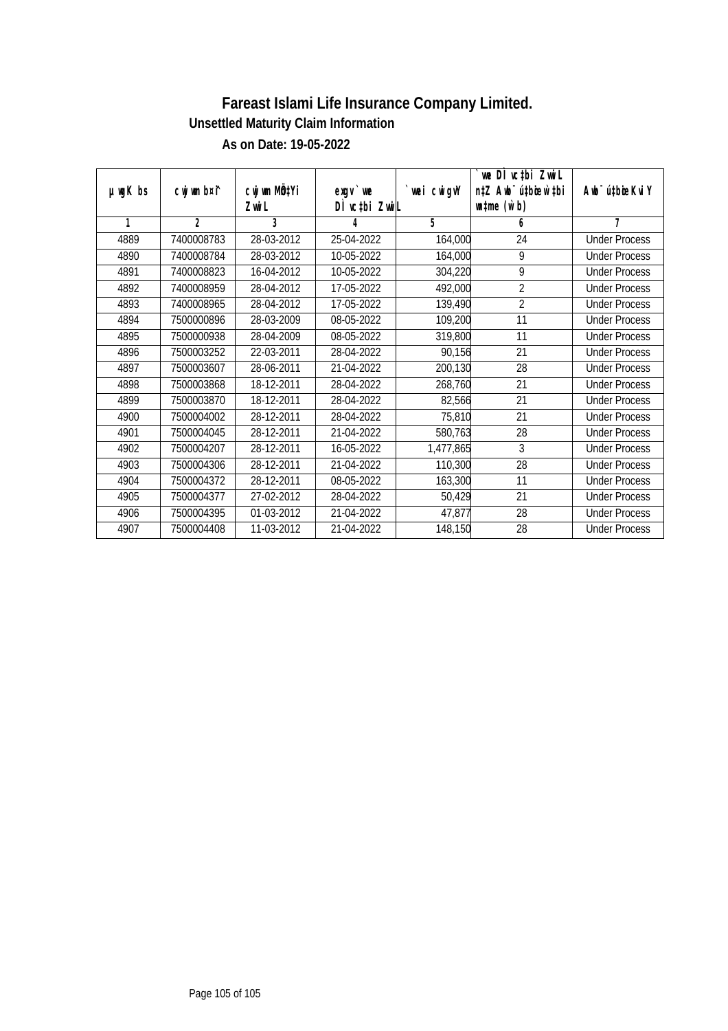# Fareast Islami Life Insurance Company Limited.

### Unsettled Maturity Claim Information

### As on Date: 19-05-2022

| µwgK bs | cwjwm b¤^i | cwjwm MÖn‡Yi ZvwiL | exgv`we DÌvc‡bi ZvwiL | `vwei cwigvY | `vwe DÌvc‡bi ZvwiL n‡Z Awb¯úbœ †bvwUk Ges mgq (w`b) | Awb¯ú‡bœi KviY |
|---|---|---|---|---|---|---|
| 1 | 2 | 3 | 4 | 5 | 6 | 7 |
| 4889 | 7400008783 | 28-03-2012 | 25-04-2022 | 164,000 | 24 | Under Process |
| 4890 | 7400008784 | 28-03-2012 | 10-05-2022 | 164,000 | 9 | Under Process |
| 4891 | 7400008823 | 16-04-2012 | 10-05-2022 | 304,220 | 9 | Under Process |
| 4892 | 7400008959 | 28-04-2012 | 17-05-2022 | 492,000 | 2 | Under Process |
| 4893 | 7400008965 | 28-04-2012 | 17-05-2022 | 139,490 | 2 | Under Process |
| 4894 | 7500000896 | 28-03-2009 | 08-05-2022 | 109,200 | 11 | Under Process |
| 4895 | 7500000938 | 28-04-2009 | 08-05-2022 | 319,800 | 11 | Under Process |
| 4896 | 7500003252 | 22-03-2011 | 28-04-2022 | 90,156 | 21 | Under Process |
| 4897 | 7500003607 | 28-06-2011 | 21-04-2022 | 200,130 | 28 | Under Process |
| 4898 | 7500003868 | 18-12-2011 | 28-04-2022 | 268,760 | 21 | Under Process |
| 4899 | 7500003870 | 18-12-2011 | 28-04-2022 | 82,566 | 21 | Under Process |
| 4900 | 7500004002 | 28-12-2011 | 28-04-2022 | 75,810 | 21 | Under Process |
| 4901 | 7500004045 | 28-12-2011 | 21-04-2022 | 580,763 | 28 | Under Process |
| 4902 | 7500004207 | 28-12-2011 | 16-05-2022 | 1,477,865 | 3 | Under Process |
| 4903 | 7500004306 | 28-12-2011 | 21-04-2022 | 110,300 | 28 | Under Process |
| 4904 | 7500004372 | 28-12-2011 | 08-05-2022 | 163,300 | 11 | Under Process |
| 4905 | 7500004377 | 27-02-2012 | 28-04-2022 | 50,429 | 21 | Under Process |
| 4906 | 7500004395 | 01-03-2012 | 21-04-2022 | 47,877 | 28 | Under Process |
| 4907 | 7500004408 | 11-03-2012 | 21-04-2022 | 148,150 | 28 | Under Process |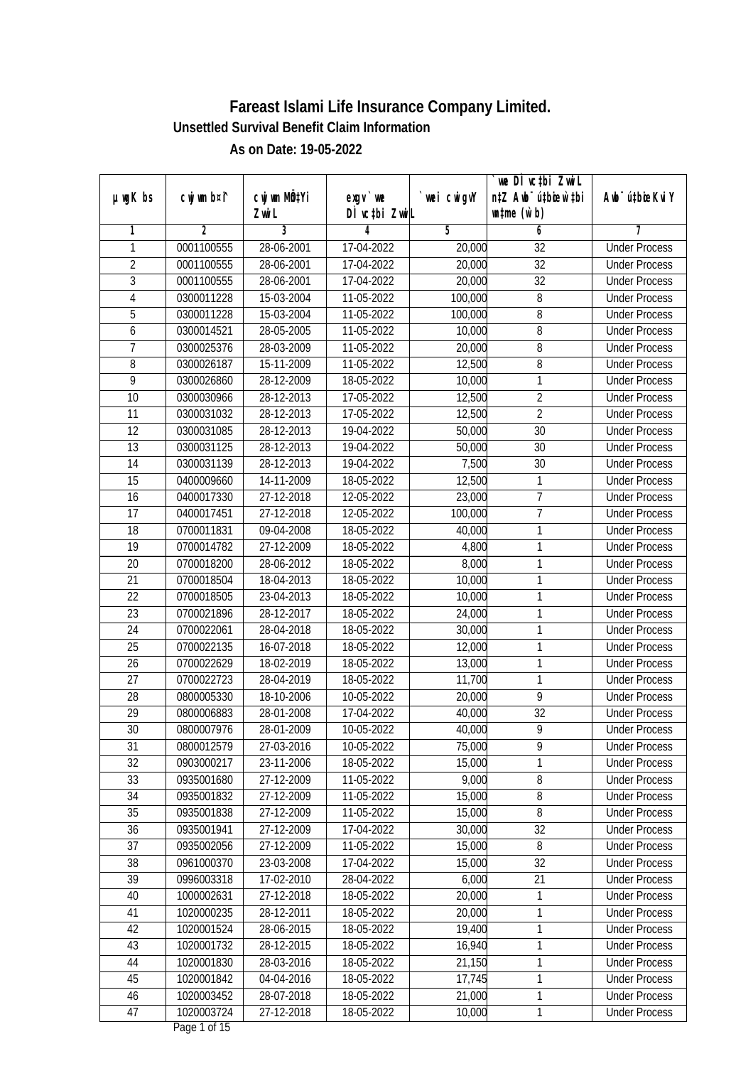# Fareast Islami Life Insurance Company Limited.

### Unsettled Survival Benefit Claim Information

### As on Date: 19-05-2022

| µwgK bs | cwjwm b¤^i | cwjwm MÖn‡Yi ZvwiL | exgv`vwe DÌvc‡bi ZvwiL | `vwei cwigvY | `vwe DÌvc‡bi ZvwiL n‡Z Awb¯ú‡bœi w`‡bi msL¨v (w`b) | Awb¯ú‡bœi KviY |
|---|---|---|---|---|---|---|
| 1 | 2 | 3 | 4 | 5 | 6 | 7 |
| 1 | 0001100555 | 28-06-2001 | 17-04-2022 | 20,000 | 32 | Under Process |
| 2 | 0001100555 | 28-06-2001 | 17-04-2022 | 20,000 | 32 | Under Process |
| 3 | 0001100555 | 28-06-2001 | 17-04-2022 | 20,000 | 32 | Under Process |
| 4 | 0300011228 | 15-03-2004 | 11-05-2022 | 100,000 | 8 | Under Process |
| 5 | 0300011228 | 15-03-2004 | 11-05-2022 | 100,000 | 8 | Under Process |
| 6 | 0300014521 | 28-05-2005 | 11-05-2022 | 10,000 | 8 | Under Process |
| 7 | 0300025376 | 28-03-2009 | 11-05-2022 | 20,000 | 8 | Under Process |
| 8 | 0300026187 | 15-11-2009 | 11-05-2022 | 12,500 | 8 | Under Process |
| 9 | 0300026860 | 28-12-2009 | 18-05-2022 | 10,000 | 1 | Under Process |
| 10 | 0300030966 | 28-12-2013 | 17-05-2022 | 12,500 | 2 | Under Process |
| 11 | 0300031032 | 28-12-2013 | 17-05-2022 | 12,500 | 2 | Under Process |
| 12 | 0300031085 | 28-12-2013 | 19-04-2022 | 50,000 | 30 | Under Process |
| 13 | 0300031125 | 28-12-2013 | 19-04-2022 | 50,000 | 30 | Under Process |
| 14 | 0300031139 | 28-12-2013 | 19-04-2022 | 7,500 | 30 | Under Process |
| 15 | 0400009660 | 14-11-2009 | 18-05-2022 | 12,500 | 1 | Under Process |
| 16 | 0400017330 | 27-12-2018 | 12-05-2022 | 23,000 | 7 | Under Process |
| 17 | 0400017451 | 27-12-2018 | 12-05-2022 | 100,000 | 7 | Under Process |
| 18 | 0700011831 | 09-04-2008 | 18-05-2022 | 40,000 | 1 | Under Process |
| 19 | 0700014782 | 27-12-2009 | 18-05-2022 | 4,800 | 1 | Under Process |
| 20 | 0700018200 | 28-06-2012 | 18-05-2022 | 8,000 | 1 | Under Process |
| 21 | 0700018504 | 18-04-2013 | 18-05-2022 | 10,000 | 1 | Under Process |
| 22 | 0700018505 | 23-04-2013 | 18-05-2022 | 10,000 | 1 | Under Process |
| 23 | 0700021896 | 28-12-2017 | 18-05-2022 | 24,000 | 1 | Under Process |
| 24 | 0700022061 | 28-04-2018 | 18-05-2022 | 30,000 | 1 | Under Process |
| 25 | 0700022135 | 16-07-2018 | 18-05-2022 | 12,000 | 1 | Under Process |
| 26 | 0700022629 | 18-02-2019 | 18-05-2022 | 13,000 | 1 | Under Process |
| 27 | 0700022723 | 28-04-2019 | 18-05-2022 | 11,700 | 1 | Under Process |
| 28 | 0800005330 | 18-10-2006 | 10-05-2022 | 20,000 | 9 | Under Process |
| 29 | 0800006883 | 28-01-2008 | 17-04-2022 | 40,000 | 32 | Under Process |
| 30 | 0800007976 | 28-01-2009 | 10-05-2022 | 40,000 | 9 | Under Process |
| 31 | 0800012579 | 27-03-2016 | 10-05-2022 | 75,000 | 9 | Under Process |
| 32 | 0903000217 | 23-11-2006 | 18-05-2022 | 15,000 | 1 | Under Process |
| 33 | 0935001680 | 27-12-2009 | 11-05-2022 | 9,000 | 8 | Under Process |
| 34 | 0935001832 | 27-12-2009 | 11-05-2022 | 15,000 | 8 | Under Process |
| 35 | 0935001838 | 27-12-2009 | 11-05-2022 | 15,000 | 8 | Under Process |
| 36 | 0935001941 | 27-12-2009 | 17-04-2022 | 30,000 | 32 | Under Process |
| 37 | 0935002056 | 27-12-2009 | 11-05-2022 | 15,000 | 8 | Under Process |
| 38 | 0961000370 | 23-03-2008 | 17-04-2022 | 15,000 | 32 | Under Process |
| 39 | 0996003318 | 17-02-2010 | 28-04-2022 | 6,000 | 21 | Under Process |
| 40 | 1000002631 | 27-12-2018 | 18-05-2022 | 20,000 | 1 | Under Process |
| 41 | 1020000235 | 28-12-2011 | 18-05-2022 | 20,000 | 1 | Under Process |
| 42 | 1020001524 | 28-06-2015 | 18-05-2022 | 19,400 | 1 | Under Process |
| 43 | 1020001732 | 28-12-2015 | 18-05-2022 | 16,940 | 1 | Under Process |
| 44 | 1020001830 | 28-03-2016 | 18-05-2022 | 21,150 | 1 | Under Process |
| 45 | 1020001842 | 04-04-2016 | 18-05-2022 | 17,745 | 1 | Under Process |
| 46 | 1020003452 | 28-07-2018 | 18-05-2022 | 21,000 | 1 | Under Process |
| 47 | 1020003724 | 27-12-2018 | 18-05-2022 | 10,000 | 1 | Under Process |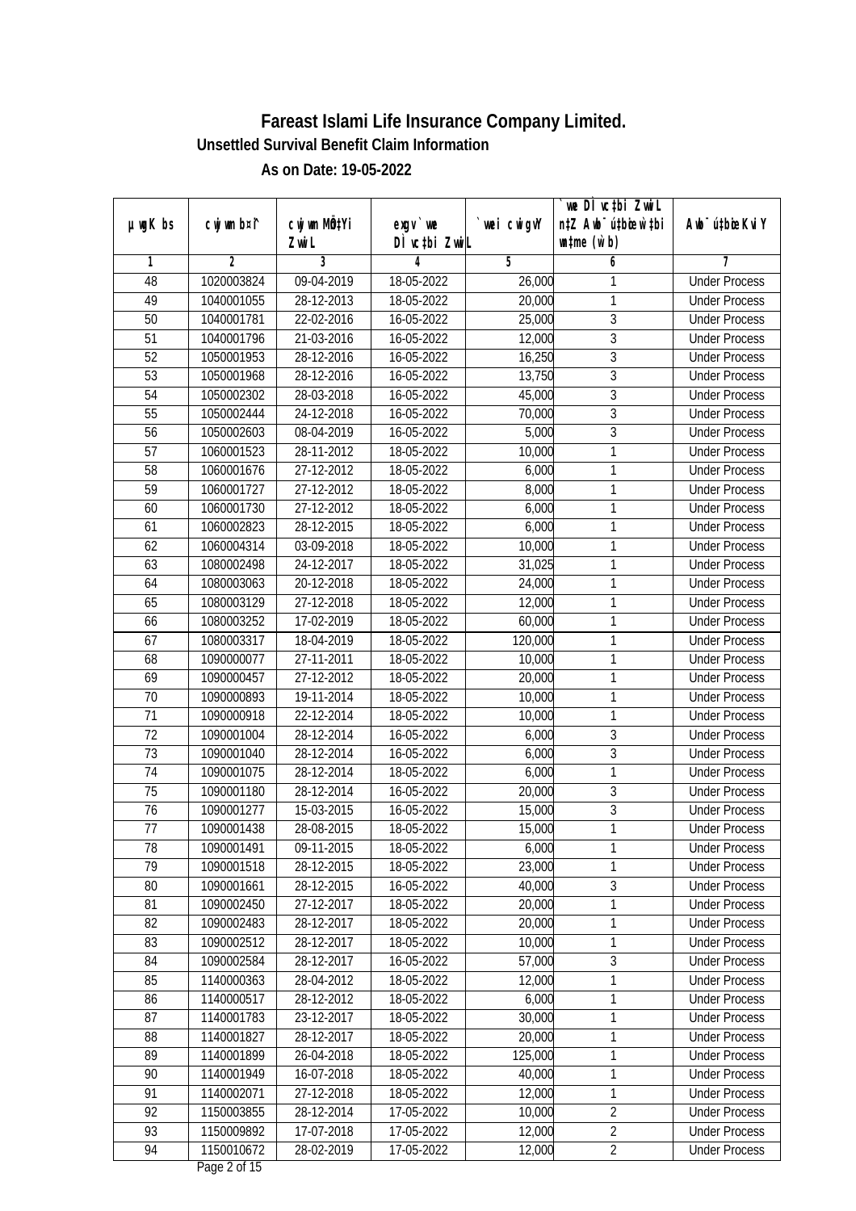# Fareast Islami Life Insurance Company Limited.

## Unsettled Survival Benefit Claim Information

### As on Date: 19-05-2022

| µwgK bs | cwjwm b¤^i | cwjwm MÖn‡Yi ZvwiL | exgv`we DÌvc‡bi ZvwiL | `vwei cwigvY | `vwe DÌvc‡bi ZvwiL n‡Z Awb¯úwËi w`‡bi wnmve (w`b) | Awb¯úwËi KviY |
|---|---|---|---|---|---|---|
| 1 | 2 | 3 | 4 | 5 | 6 | 7 |
| 48 | 1020003824 | 09-04-2019 | 18-05-2022 | 26,000 | 1 | Under Process |
| 49 | 1040001055 | 28-12-2013 | 18-05-2022 | 20,000 | 1 | Under Process |
| 50 | 1040001781 | 22-02-2016 | 16-05-2022 | 25,000 | 3 | Under Process |
| 51 | 1040001796 | 21-03-2016 | 16-05-2022 | 12,000 | 3 | Under Process |
| 52 | 1050001953 | 28-12-2016 | 16-05-2022 | 16,250 | 3 | Under Process |
| 53 | 1050001968 | 28-12-2016 | 16-05-2022 | 13,750 | 3 | Under Process |
| 54 | 1050002302 | 28-03-2018 | 16-05-2022 | 45,000 | 3 | Under Process |
| 55 | 1050002444 | 24-12-2018 | 16-05-2022 | 70,000 | 3 | Under Process |
| 56 | 1050002603 | 08-04-2019 | 16-05-2022 | 5,000 | 3 | Under Process |
| 57 | 1060001523 | 28-11-2012 | 18-05-2022 | 10,000 | 1 | Under Process |
| 58 | 1060001676 | 27-12-2012 | 18-05-2022 | 6,000 | 1 | Under Process |
| 59 | 1060001727 | 27-12-2012 | 18-05-2022 | 8,000 | 1 | Under Process |
| 60 | 1060001730 | 27-12-2012 | 18-05-2022 | 6,000 | 1 | Under Process |
| 61 | 1060002823 | 28-12-2015 | 18-05-2022 | 6,000 | 1 | Under Process |
| 62 | 1060004314 | 03-09-2018 | 18-05-2022 | 10,000 | 1 | Under Process |
| 63 | 1080002498 | 24-12-2017 | 18-05-2022 | 31,025 | 1 | Under Process |
| 64 | 1080003063 | 20-12-2018 | 18-05-2022 | 24,000 | 1 | Under Process |
| 65 | 1080003129 | 27-12-2018 | 18-05-2022 | 12,000 | 1 | Under Process |
| 66 | 1080003252 | 17-02-2019 | 18-05-2022 | 60,000 | 1 | Under Process |
| 67 | 1080003317 | 18-04-2019 | 18-05-2022 | 120,000 | 1 | Under Process |
| 68 | 1090000077 | 27-11-2011 | 18-05-2022 | 10,000 | 1 | Under Process |
| 69 | 1090000457 | 27-12-2012 | 18-05-2022 | 20,000 | 1 | Under Process |
| 70 | 1090000893 | 19-11-2014 | 18-05-2022 | 10,000 | 1 | Under Process |
| 71 | 1090000918 | 22-12-2014 | 18-05-2022 | 10,000 | 1 | Under Process |
| 72 | 1090001004 | 28-12-2014 | 16-05-2022 | 6,000 | 3 | Under Process |
| 73 | 1090001040 | 28-12-2014 | 16-05-2022 | 6,000 | 3 | Under Process |
| 74 | 1090001075 | 28-12-2014 | 18-05-2022 | 6,000 | 1 | Under Process |
| 75 | 1090001180 | 28-12-2014 | 16-05-2022 | 20,000 | 3 | Under Process |
| 76 | 1090001277 | 15-03-2015 | 16-05-2022 | 15,000 | 3 | Under Process |
| 77 | 1090001438 | 28-08-2015 | 18-05-2022 | 15,000 | 1 | Under Process |
| 78 | 1090001491 | 09-11-2015 | 18-05-2022 | 6,000 | 1 | Under Process |
| 79 | 1090001518 | 28-12-2015 | 18-05-2022 | 23,000 | 1 | Under Process |
| 80 | 1090001661 | 28-12-2015 | 16-05-2022 | 40,000 | 3 | Under Process |
| 81 | 1090002450 | 27-12-2017 | 18-05-2022 | 20,000 | 1 | Under Process |
| 82 | 1090002483 | 28-12-2017 | 18-05-2022 | 20,000 | 1 | Under Process |
| 83 | 1090002512 | 28-12-2017 | 18-05-2022 | 10,000 | 1 | Under Process |
| 84 | 1090002584 | 28-12-2017 | 16-05-2022 | 57,000 | 3 | Under Process |
| 85 | 1140000363 | 28-04-2012 | 18-05-2022 | 12,000 | 1 | Under Process |
| 86 | 1140000517 | 28-12-2012 | 18-05-2022 | 6,000 | 1 | Under Process |
| 87 | 1140001783 | 23-12-2017 | 18-05-2022 | 30,000 | 1 | Under Process |
| 88 | 1140001827 | 28-12-2017 | 18-05-2022 | 20,000 | 1 | Under Process |
| 89 | 1140001899 | 26-04-2018 | 18-05-2022 | 125,000 | 1 | Under Process |
| 90 | 1140001949 | 16-07-2018 | 18-05-2022 | 40,000 | 1 | Under Process |
| 91 | 1140002071 | 27-12-2018 | 18-05-2022 | 12,000 | 1 | Under Process |
| 92 | 1150003855 | 28-12-2014 | 17-05-2022 | 10,000 | 2 | Under Process |
| 93 | 1150009892 | 17-07-2018 | 17-05-2022 | 12,000 | 2 | Under Process |
| 94 | 1150010672 | 28-02-2019 | 17-05-2022 | 12,000 | 2 | Under Process |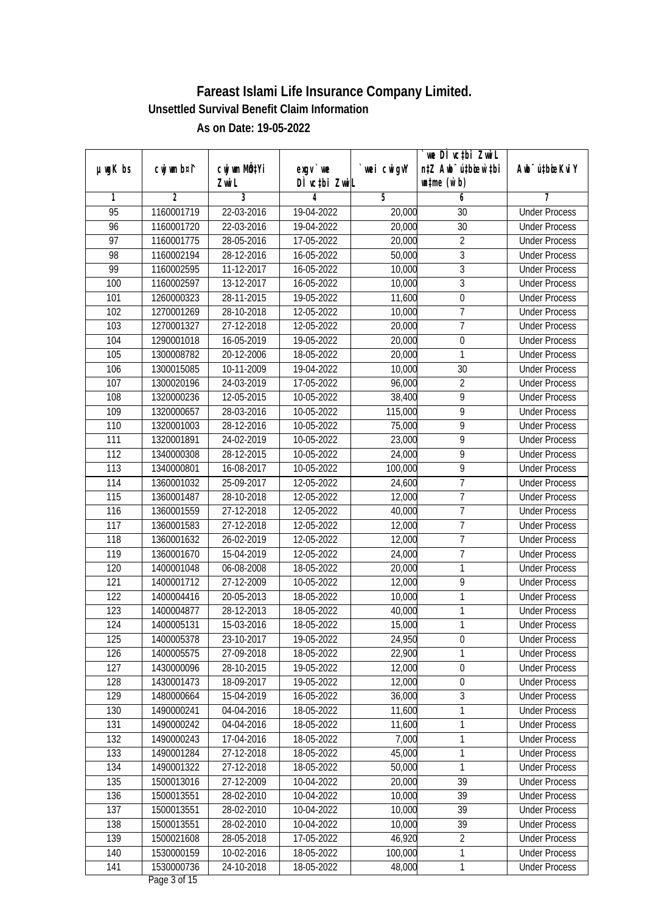# Fareast Islami Life Insurance Company Limited.

## Unsettled Survival Benefit Claim Information

### As on Date: 19-05-2022

| µwgK bs | cwjwm b¤^i | cwjwm MÖn‡Yi ZvwiL | exgv`we DÌvc‡bi ZvwiL | `vwei cwigvY | `vwe DÌvc‡bi ZvwiL n‡Z Awb¯úbœ `v‡bi mgqKvj (w`b) | Awb¯úbœ `vex KviY |
|---|---|---|---|---|---|---|
| 1 | 2 | 3 | 4 | 5 | 6 | 7 |
| 95 | 1160001719 | 22-03-2016 | 19-04-2022 | 20,000 | 30 | Under Process |
| 96 | 1160001720 | 22-03-2016 | 19-04-2022 | 20,000 | 30 | Under Process |
| 97 | 1160001775 | 28-05-2016 | 17-05-2022 | 20,000 | 2 | Under Process |
| 98 | 1160002194 | 28-12-2016 | 16-05-2022 | 50,000 | 3 | Under Process |
| 99 | 1160002595 | 11-12-2017 | 16-05-2022 | 10,000 | 3 | Under Process |
| 100 | 1160002597 | 13-12-2017 | 16-05-2022 | 10,000 | 3 | Under Process |
| 101 | 1260000323 | 28-11-2015 | 19-05-2022 | 11,600 | 0 | Under Process |
| 102 | 1270001269 | 28-10-2018 | 12-05-2022 | 10,000 | 7 | Under Process |
| 103 | 1270001327 | 27-12-2018 | 12-05-2022 | 20,000 | 7 | Under Process |
| 104 | 1290001018 | 16-05-2019 | 19-05-2022 | 20,000 | 0 | Under Process |
| 105 | 1300008782 | 20-12-2006 | 18-05-2022 | 20,000 | 1 | Under Process |
| 106 | 1300015085 | 10-11-2009 | 19-04-2022 | 10,000 | 30 | Under Process |
| 107 | 1300020196 | 24-03-2019 | 17-05-2022 | 96,000 | 2 | Under Process |
| 108 | 1320000236 | 12-05-2015 | 10-05-2022 | 38,400 | 9 | Under Process |
| 109 | 1320000657 | 28-03-2016 | 10-05-2022 | 115,000 | 9 | Under Process |
| 110 | 1320001003 | 28-12-2016 | 10-05-2022 | 75,000 | 9 | Under Process |
| 111 | 1320001891 | 24-02-2019 | 10-05-2022 | 23,000 | 9 | Under Process |
| 112 | 1340000308 | 28-12-2015 | 10-05-2022 | 24,000 | 9 | Under Process |
| 113 | 1340000801 | 16-08-2017 | 10-05-2022 | 100,000 | 9 | Under Process |
| 114 | 1360001032 | 25-09-2017 | 12-05-2022 | 24,600 | 7 | Under Process |
| 115 | 1360001487 | 28-10-2018 | 12-05-2022 | 12,000 | 7 | Under Process |
| 116 | 1360001559 | 27-12-2018 | 12-05-2022 | 40,000 | 7 | Under Process |
| 117 | 1360001583 | 27-12-2018 | 12-05-2022 | 12,000 | 7 | Under Process |
| 118 | 1360001632 | 26-02-2019 | 12-05-2022 | 12,000 | 7 | Under Process |
| 119 | 1360001670 | 15-04-2019 | 12-05-2022 | 24,000 | 7 | Under Process |
| 120 | 1400001048 | 06-08-2008 | 18-05-2022 | 20,000 | 1 | Under Process |
| 121 | 1400001712 | 27-12-2009 | 10-05-2022 | 12,000 | 9 | Under Process |
| 122 | 1400004416 | 20-05-2013 | 18-05-2022 | 10,000 | 1 | Under Process |
| 123 | 1400004877 | 28-12-2013 | 18-05-2022 | 40,000 | 1 | Under Process |
| 124 | 1400005131 | 15-03-2016 | 18-05-2022 | 15,000 | 1 | Under Process |
| 125 | 1400005378 | 23-10-2017 | 19-05-2022 | 24,950 | 0 | Under Process |
| 126 | 1400005575 | 27-09-2018 | 18-05-2022 | 22,900 | 1 | Under Process |
| 127 | 1430000096 | 28-10-2015 | 19-05-2022 | 12,000 | 0 | Under Process |
| 128 | 1430001473 | 18-09-2017 | 19-05-2022 | 12,000 | 0 | Under Process |
| 129 | 1480000664 | 15-04-2019 | 16-05-2022 | 36,000 | 3 | Under Process |
| 130 | 1490000241 | 04-04-2016 | 18-05-2022 | 11,600 | 1 | Under Process |
| 131 | 1490000242 | 04-04-2016 | 18-05-2022 | 11,600 | 1 | Under Process |
| 132 | 1490000243 | 17-04-2016 | 18-05-2022 | 7,000 | 1 | Under Process |
| 133 | 1490001284 | 27-12-2018 | 18-05-2022 | 45,000 | 1 | Under Process |
| 134 | 1490001322 | 27-12-2018 | 18-05-2022 | 50,000 | 1 | Under Process |
| 135 | 1500013016 | 27-12-2009 | 10-04-2022 | 20,000 | 39 | Under Process |
| 136 | 1500013551 | 28-02-2010 | 10-04-2022 | 10,000 | 39 | Under Process |
| 137 | 1500013551 | 28-02-2010 | 10-04-2022 | 10,000 | 39 | Under Process |
| 138 | 1500013551 | 28-02-2010 | 10-04-2022 | 10,000 | 39 | Under Process |
| 139 | 1500021608 | 28-05-2018 | 17-05-2022 | 46,920 | 2 | Under Process |
| 140 | 1530000159 | 10-02-2016 | 18-05-2022 | 100,000 | 1 | Under Process |
| 141 | 1530000736 | 24-10-2018 | 18-05-2022 | 48,000 | 1 | Under Process |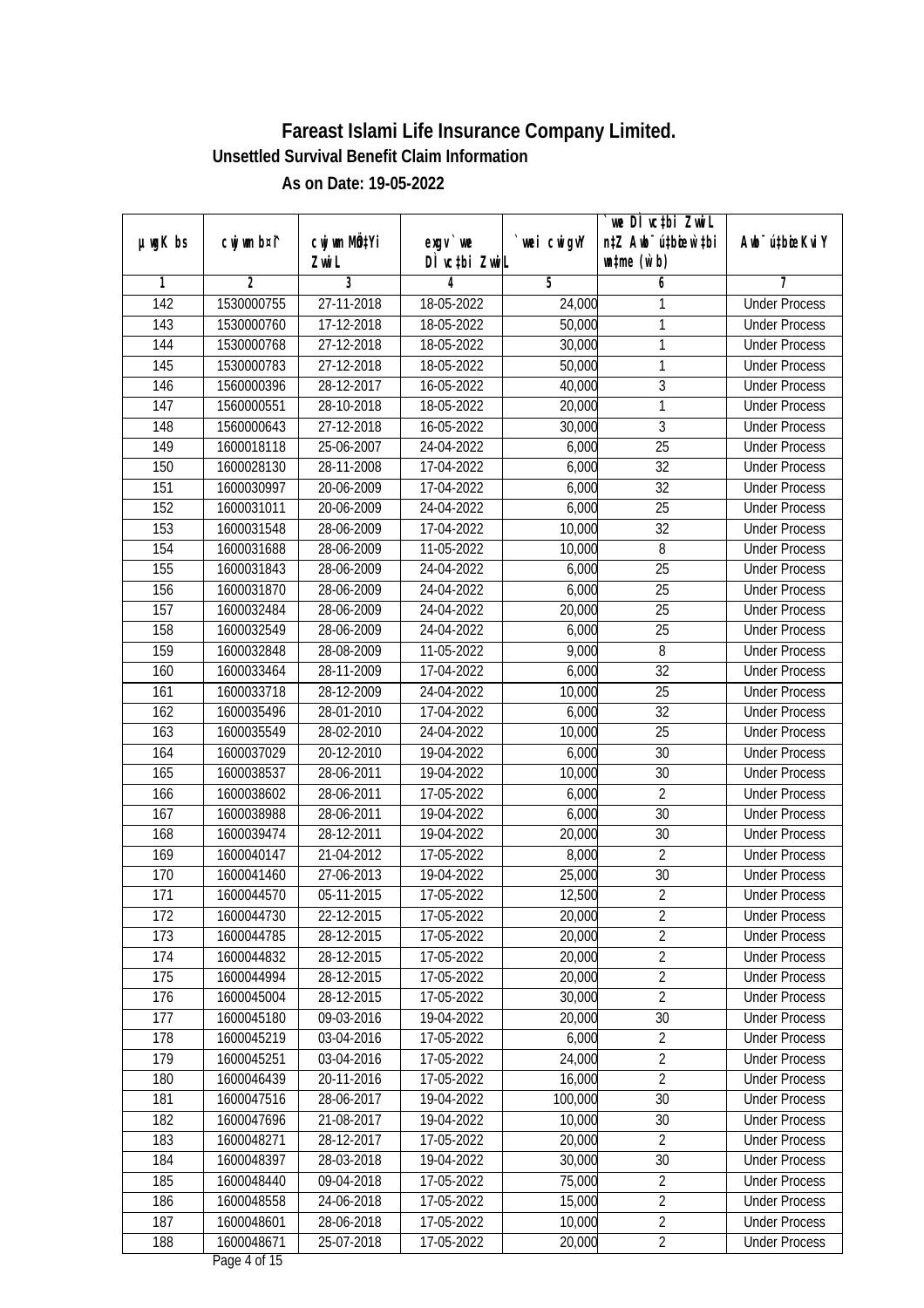# Fareast Islami Life Insurance Company Limited.

## Unsettled Survival Benefit Claim Information

### As on Date: 19-05-2022

| µwgK bs | cwjwm b¤^i | cwjwm MÖn‡Yi ZvwiL | exgv`we DÌvc‡bi ZvwiL | `vwei cwigvY | `vwe DÌvc‡bi ZvwiL n‡Z Awb¯ú‡bœi w`‡bi msL¨v (w`b) | Awb¯ú‡bœi KviY |
|---|---|---|---|---|---|---|
| 1 | 2 | 3 | 4 | 5 | 6 | 7 |
| 142 | 1530000755 | 27-11-2018 | 18-05-2022 | 24,000 | 1 | Under Process |
| 143 | 1530000760 | 17-12-2018 | 18-05-2022 | 50,000 | 1 | Under Process |
| 144 | 1530000768 | 27-12-2018 | 18-05-2022 | 30,000 | 1 | Under Process |
| 145 | 1530000783 | 27-12-2018 | 18-05-2022 | 50,000 | 1 | Under Process |
| 146 | 1560000396 | 28-12-2017 | 16-05-2022 | 40,000 | 3 | Under Process |
| 147 | 1560000551 | 28-10-2018 | 18-05-2022 | 20,000 | 1 | Under Process |
| 148 | 1560000643 | 27-12-2018 | 16-05-2022 | 30,000 | 3 | Under Process |
| 149 | 1600018118 | 25-06-2007 | 24-04-2022 | 6,000 | 25 | Under Process |
| 150 | 1600028130 | 28-11-2008 | 17-04-2022 | 6,000 | 32 | Under Process |
| 151 | 1600030997 | 20-06-2009 | 17-04-2022 | 6,000 | 32 | Under Process |
| 152 | 1600031011 | 20-06-2009 | 24-04-2022 | 6,000 | 25 | Under Process |
| 153 | 1600031548 | 28-06-2009 | 17-04-2022 | 10,000 | 32 | Under Process |
| 154 | 1600031688 | 28-06-2009 | 11-05-2022 | 10,000 | 8 | Under Process |
| 155 | 1600031843 | 28-06-2009 | 24-04-2022 | 6,000 | 25 | Under Process |
| 156 | 1600031870 | 28-06-2009 | 24-04-2022 | 6,000 | 25 | Under Process |
| 157 | 1600032484 | 28-06-2009 | 24-04-2022 | 20,000 | 25 | Under Process |
| 158 | 1600032549 | 28-06-2009 | 24-04-2022 | 6,000 | 25 | Under Process |
| 159 | 1600032848 | 28-08-2009 | 11-05-2022 | 9,000 | 8 | Under Process |
| 160 | 1600033464 | 28-11-2009 | 17-04-2022 | 6,000 | 32 | Under Process |
| 161 | 1600033718 | 28-12-2009 | 24-04-2022 | 10,000 | 25 | Under Process |
| 162 | 1600035496 | 28-01-2010 | 17-04-2022 | 6,000 | 32 | Under Process |
| 163 | 1600035549 | 28-02-2010 | 24-04-2022 | 10,000 | 25 | Under Process |
| 164 | 1600037029 | 20-12-2010 | 19-04-2022 | 6,000 | 30 | Under Process |
| 165 | 1600038537 | 28-06-2011 | 19-04-2022 | 10,000 | 30 | Under Process |
| 166 | 1600038602 | 28-06-2011 | 17-05-2022 | 6,000 | 2 | Under Process |
| 167 | 1600038988 | 28-06-2011 | 19-04-2022 | 6,000 | 30 | Under Process |
| 168 | 1600039474 | 28-12-2011 | 19-04-2022 | 20,000 | 30 | Under Process |
| 169 | 1600040147 | 21-04-2012 | 17-05-2022 | 8,000 | 2 | Under Process |
| 170 | 1600041460 | 27-06-2013 | 19-04-2022 | 25,000 | 30 | Under Process |
| 171 | 1600044570 | 05-11-2015 | 17-05-2022 | 12,500 | 2 | Under Process |
| 172 | 1600044730 | 22-12-2015 | 17-05-2022 | 20,000 | 2 | Under Process |
| 173 | 1600044785 | 28-12-2015 | 17-05-2022 | 20,000 | 2 | Under Process |
| 174 | 1600044832 | 28-12-2015 | 17-05-2022 | 20,000 | 2 | Under Process |
| 175 | 1600044994 | 28-12-2015 | 17-05-2022 | 20,000 | 2 | Under Process |
| 176 | 1600045004 | 28-12-2015 | 17-05-2022 | 30,000 | 2 | Under Process |
| 177 | 1600045180 | 09-03-2016 | 19-04-2022 | 20,000 | 30 | Under Process |
| 178 | 1600045219 | 03-04-2016 | 17-05-2022 | 6,000 | 2 | Under Process |
| 179 | 1600045251 | 03-04-2016 | 17-05-2022 | 24,000 | 2 | Under Process |
| 180 | 1600046439 | 20-11-2016 | 17-05-2022 | 16,000 | 2 | Under Process |
| 181 | 1600047516 | 28-06-2017 | 19-04-2022 | 100,000 | 30 | Under Process |
| 182 | 1600047696 | 21-08-2017 | 19-04-2022 | 10,000 | 30 | Under Process |
| 183 | 1600048271 | 28-12-2017 | 17-05-2022 | 20,000 | 2 | Under Process |
| 184 | 1600048397 | 28-03-2018 | 19-04-2022 | 30,000 | 30 | Under Process |
| 185 | 1600048440 | 09-04-2018 | 17-05-2022 | 75,000 | 2 | Under Process |
| 186 | 1600048558 | 24-06-2018 | 17-05-2022 | 15,000 | 2 | Under Process |
| 187 | 1600048601 | 28-06-2018 | 17-05-2022 | 10,000 | 2 | Under Process |
| 188 | 1600048671 | 25-07-2018 | 17-05-2022 | 20,000 | 2 | Under Process |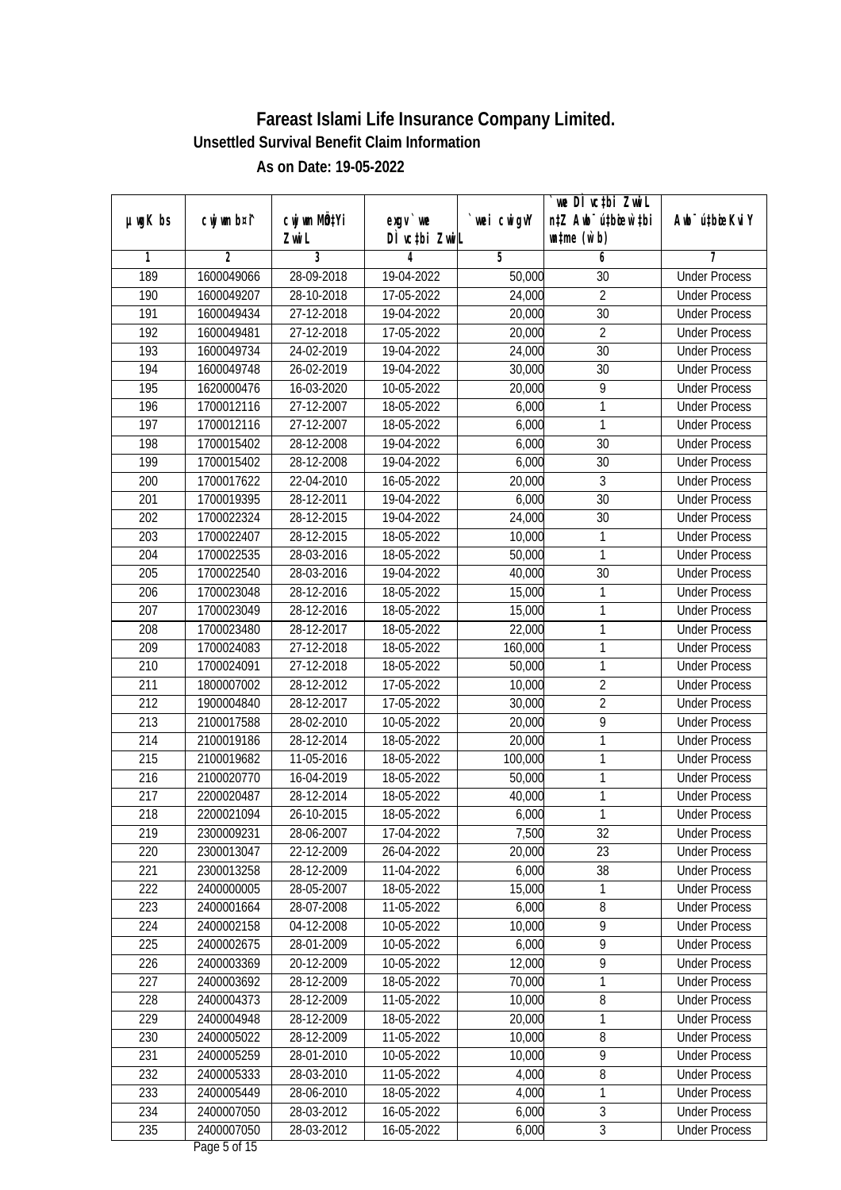# Fareast Islami Life Insurance Company Limited.

### Unsettled Survival Benefit Claim Information

### As on Date: 19-05-2022

| µwgK bs | cwjwm bs¯ | cwjwm MÖn‡Yi ZvwiL | exgv`we DÌvc‡bi ZvwiL | `vwei cwigvY | `vwe DÌvc‡bi ZvwiL n‡Z Awb¯ú‡bœi w`‡bi wnmve (w`b) | Awb¯ú‡bœi KviY |
|---|---|---|---|---|---|---|
| 1 | 2 | 3 | 4 | 5 | 6 | 7 |
| 189 | 1600049066 | 28-09-2018 | 19-04-2022 | 50,000 | 30 | Under Process |
| 190 | 1600049207 | 28-10-2018 | 17-05-2022 | 24,000 | 2 | Under Process |
| 191 | 1600049434 | 27-12-2018 | 19-04-2022 | 20,000 | 30 | Under Process |
| 192 | 1600049481 | 27-12-2018 | 17-05-2022 | 20,000 | 2 | Under Process |
| 193 | 1600049734 | 24-02-2019 | 19-04-2022 | 24,000 | 30 | Under Process |
| 194 | 1600049748 | 26-02-2019 | 19-04-2022 | 30,000 | 30 | Under Process |
| 195 | 1620000476 | 16-03-2020 | 10-05-2022 | 20,000 | 9 | Under Process |
| 196 | 1700012116 | 27-12-2007 | 18-05-2022 | 6,000 | 1 | Under Process |
| 197 | 1700012116 | 27-12-2007 | 18-05-2022 | 6,000 | 1 | Under Process |
| 198 | 1700015402 | 28-12-2008 | 19-04-2022 | 6,000 | 30 | Under Process |
| 199 | 1700015402 | 28-12-2008 | 19-04-2022 | 6,000 | 30 | Under Process |
| 200 | 1700017622 | 22-04-2010 | 16-05-2022 | 20,000 | 3 | Under Process |
| 201 | 1700019395 | 28-12-2011 | 19-04-2022 | 6,000 | 30 | Under Process |
| 202 | 1700022324 | 28-12-2015 | 19-04-2022 | 24,000 | 30 | Under Process |
| 203 | 1700022407 | 28-12-2015 | 18-05-2022 | 10,000 | 1 | Under Process |
| 204 | 1700022535 | 28-03-2016 | 18-05-2022 | 50,000 | 1 | Under Process |
| 205 | 1700022540 | 28-03-2016 | 19-04-2022 | 40,000 | 30 | Under Process |
| 206 | 1700023048 | 28-12-2016 | 18-05-2022 | 15,000 | 1 | Under Process |
| 207 | 1700023049 | 28-12-2016 | 18-05-2022 | 15,000 | 1 | Under Process |
| 208 | 1700023480 | 28-12-2017 | 18-05-2022 | 22,000 | 1 | Under Process |
| 209 | 1700024083 | 27-12-2018 | 18-05-2022 | 160,000 | 1 | Under Process |
| 210 | 1700024091 | 27-12-2018 | 18-05-2022 | 50,000 | 1 | Under Process |
| 211 | 1800007002 | 28-12-2012 | 17-05-2022 | 10,000 | 2 | Under Process |
| 212 | 1900004840 | 28-12-2017 | 17-05-2022 | 30,000 | 2 | Under Process |
| 213 | 2100017588 | 28-02-2010 | 10-05-2022 | 20,000 | 9 | Under Process |
| 214 | 2100019186 | 28-12-2014 | 18-05-2022 | 20,000 | 1 | Under Process |
| 215 | 2100019682 | 11-05-2016 | 18-05-2022 | 100,000 | 1 | Under Process |
| 216 | 2100020770 | 16-04-2019 | 18-05-2022 | 50,000 | 1 | Under Process |
| 217 | 2200020487 | 28-12-2014 | 18-05-2022 | 40,000 | 1 | Under Process |
| 218 | 2200021094 | 26-10-2015 | 18-05-2022 | 6,000 | 1 | Under Process |
| 219 | 2300009231 | 28-06-2007 | 17-04-2022 | 7,500 | 32 | Under Process |
| 220 | 2300013047 | 22-12-2009 | 26-04-2022 | 20,000 | 23 | Under Process |
| 221 | 2300013258 | 28-12-2009 | 11-04-2022 | 6,000 | 38 | Under Process |
| 222 | 2400000005 | 28-05-2007 | 18-05-2022 | 15,000 | 1 | Under Process |
| 223 | 2400001664 | 28-07-2008 | 11-05-2022 | 6,000 | 8 | Under Process |
| 224 | 2400002158 | 04-12-2008 | 10-05-2022 | 10,000 | 9 | Under Process |
| 225 | 2400002675 | 28-01-2009 | 10-05-2022 | 6,000 | 9 | Under Process |
| 226 | 2400003369 | 20-12-2009 | 10-05-2022 | 12,000 | 9 | Under Process |
| 227 | 2400003692 | 28-12-2009 | 18-05-2022 | 70,000 | 1 | Under Process |
| 228 | 2400004373 | 28-12-2009 | 11-05-2022 | 10,000 | 8 | Under Process |
| 229 | 2400004948 | 28-12-2009 | 18-05-2022 | 20,000 | 1 | Under Process |
| 230 | 2400005022 | 28-12-2009 | 11-05-2022 | 10,000 | 8 | Under Process |
| 231 | 2400005259 | 28-01-2010 | 10-05-2022 | 10,000 | 9 | Under Process |
| 232 | 2400005333 | 28-03-2010 | 11-05-2022 | 4,000 | 8 | Under Process |
| 233 | 2400005449 | 28-06-2010 | 18-05-2022 | 4,000 | 1 | Under Process |
| 234 | 2400007050 | 28-03-2012 | 16-05-2022 | 6,000 | 3 | Under Process |
| 235 | 2400007050 | 28-03-2012 | 16-05-2022 | 6,000 | 3 | Under Process |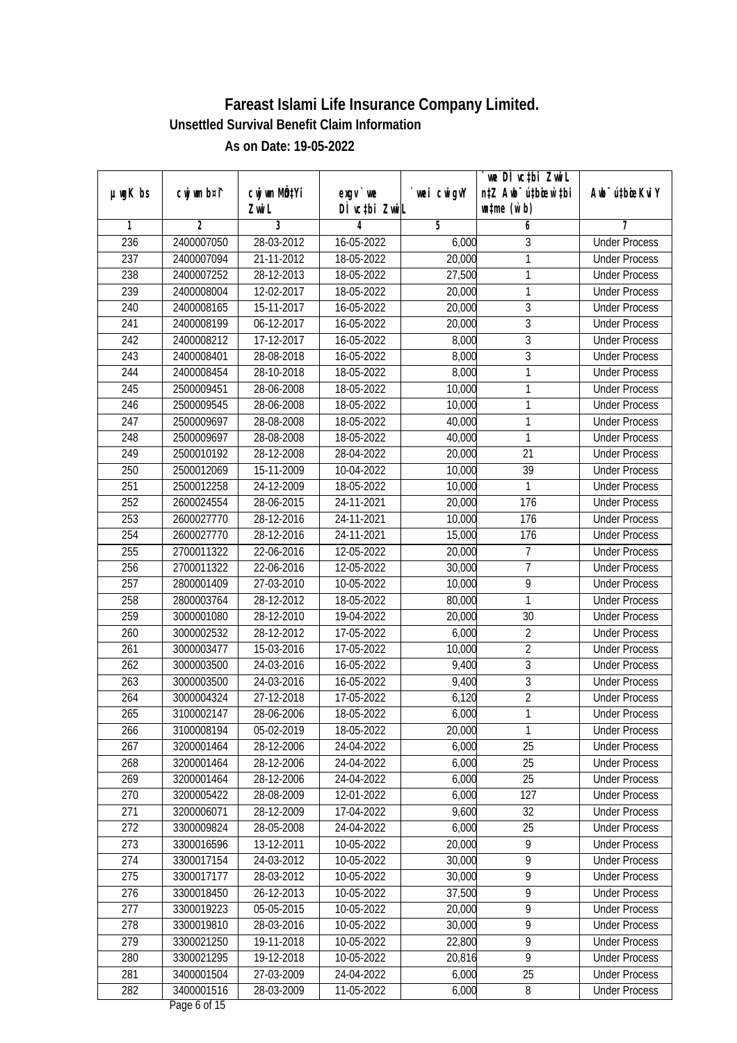# Fareast Islami Life Insurance Company Limited.

## Unsettled Survival Benefit Claim Information

### As on Date: 19-05-2022

| µwgK bs | cwjwm bs¤^i | cwjwm MÖn‡Yi ZvwiL | exgv` we DÌvc‡bi ZvwiL | `vwei cwigvY | `vwe DÌvc‡bi ZvwiL n‡Z Awb¯úbœ `v‡bi w`‡bi msL¨v (w`b) | Awb¯úbœi KviY |
|---|---|---|---|---|---|---|
| 1 | 2 | 3 | 4 | 5 | 6 | 7 |
| 236 | 2400007050 | 28-03-2012 | 16-05-2022 | 6,000 | 3 | Under Process |
| 237 | 2400007094 | 21-11-2012 | 18-05-2022 | 20,000 | 1 | Under Process |
| 238 | 2400007252 | 28-12-2013 | 18-05-2022 | 27,500 | 1 | Under Process |
| 239 | 2400008004 | 12-02-2017 | 18-05-2022 | 20,000 | 1 | Under Process |
| 240 | 2400008165 | 15-11-2017 | 16-05-2022 | 20,000 | 3 | Under Process |
| 241 | 2400008199 | 06-12-2017 | 16-05-2022 | 20,000 | 3 | Under Process |
| 242 | 2400008212 | 17-12-2017 | 16-05-2022 | 8,000 | 3 | Under Process |
| 243 | 2400008401 | 28-08-2018 | 16-05-2022 | 8,000 | 3 | Under Process |
| 244 | 2400008454 | 28-10-2018 | 18-05-2022 | 8,000 | 1 | Under Process |
| 245 | 2500009451 | 28-06-2008 | 18-05-2022 | 10,000 | 1 | Under Process |
| 246 | 2500009545 | 28-06-2008 | 18-05-2022 | 10,000 | 1 | Under Process |
| 247 | 2500009697 | 28-08-2008 | 18-05-2022 | 40,000 | 1 | Under Process |
| 248 | 2500009697 | 28-08-2008 | 18-05-2022 | 40,000 | 1 | Under Process |
| 249 | 2500010192 | 28-12-2008 | 28-04-2022 | 20,000 | 21 | Under Process |
| 250 | 2500012069 | 15-11-2009 | 10-04-2022 | 10,000 | 39 | Under Process |
| 251 | 2500012258 | 24-12-2009 | 18-05-2022 | 10,000 | 1 | Under Process |
| 252 | 2600024554 | 28-06-2015 | 24-11-2021 | 20,000 | 176 | Under Process |
| 253 | 2600027770 | 28-12-2016 | 24-11-2021 | 10,000 | 176 | Under Process |
| 254 | 2600027770 | 28-12-2016 | 24-11-2021 | 15,000 | 176 | Under Process |
| 255 | 2700011322 | 22-06-2016 | 12-05-2022 | 20,000 | 7 | Under Process |
| 256 | 2700011322 | 22-06-2016 | 12-05-2022 | 30,000 | 7 | Under Process |
| 257 | 2800001409 | 27-03-2010 | 10-05-2022 | 10,000 | 9 | Under Process |
| 258 | 2800003764 | 28-12-2012 | 18-05-2022 | 80,000 | 1 | Under Process |
| 259 | 3000001080 | 28-12-2010 | 19-04-2022 | 20,000 | 30 | Under Process |
| 260 | 3000002532 | 28-12-2012 | 17-05-2022 | 6,000 | 2 | Under Process |
| 261 | 3000003477 | 15-03-2016 | 17-05-2022 | 10,000 | 2 | Under Process |
| 262 | 3000003500 | 24-03-2016 | 16-05-2022 | 9,400 | 3 | Under Process |
| 263 | 3000003500 | 24-03-2016 | 16-05-2022 | 9,400 | 3 | Under Process |
| 264 | 3000004324 | 27-12-2018 | 17-05-2022 | 6,120 | 2 | Under Process |
| 265 | 3100002147 | 28-06-2006 | 18-05-2022 | 6,000 | 1 | Under Process |
| 266 | 3100008194 | 05-02-2019 | 18-05-2022 | 20,000 | 1 | Under Process |
| 267 | 3200001464 | 28-12-2006 | 24-04-2022 | 6,000 | 25 | Under Process |
| 268 | 3200001464 | 28-12-2006 | 24-04-2022 | 6,000 | 25 | Under Process |
| 269 | 3200001464 | 28-12-2006 | 24-04-2022 | 6,000 | 25 | Under Process |
| 270 | 3200005422 | 28-08-2009 | 12-01-2022 | 6,000 | 127 | Under Process |
| 271 | 3200006071 | 28-12-2009 | 17-04-2022 | 9,600 | 32 | Under Process |
| 272 | 3300009824 | 28-05-2008 | 24-04-2022 | 6,000 | 25 | Under Process |
| 273 | 3300016596 | 13-12-2011 | 10-05-2022 | 20,000 | 9 | Under Process |
| 274 | 3300017154 | 24-03-2012 | 10-05-2022 | 30,000 | 9 | Under Process |
| 275 | 3300017177 | 28-03-2012 | 10-05-2022 | 30,000 | 9 | Under Process |
| 276 | 3300018450 | 26-12-2013 | 10-05-2022 | 37,500 | 9 | Under Process |
| 277 | 3300019223 | 05-05-2015 | 10-05-2022 | 20,000 | 9 | Under Process |
| 278 | 3300019810 | 28-03-2016 | 10-05-2022 | 30,000 | 9 | Under Process |
| 279 | 3300021250 | 19-11-2018 | 10-05-2022 | 22,800 | 9 | Under Process |
| 280 | 3300021295 | 19-12-2018 | 10-05-2022 | 20,816 | 9 | Under Process |
| 281 | 3400001504 | 27-03-2009 | 24-04-2022 | 6,000 | 25 | Under Process |
| 282 | 3400001516 | 28-03-2009 | 11-05-2022 | 6,000 | 8 | Under Process |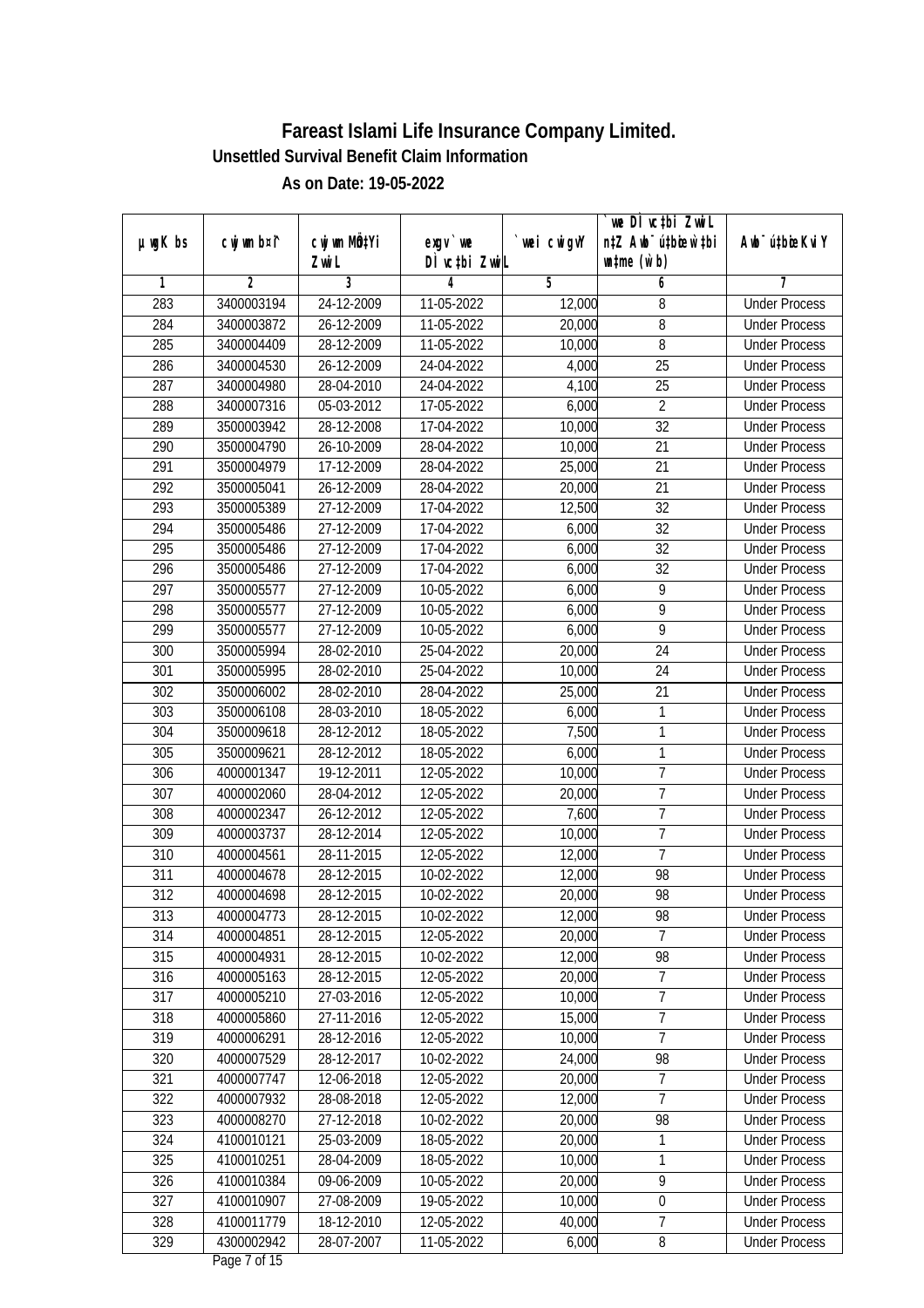# Fareast Islami Life Insurance Company Limited.

## Unsettled Survival Benefit Claim Information

### As on Date: 19-05-2022

| µwgK bs | cwjwm b¤^i | cwjwm MÖn‡Yi ZvwiL | exgv`vwe DÌvc‡bi ZvwiL | `vwei cwigvY | `vwe DÌvc‡bi ZvwiL n‡Z Awb¯úbœ `v‡bi wμme (w`b) | Awb¯úbœ `v‡bi KviY |
|---|---|---|---|---|---|---|
| 1 | 2 | 3 | 4 | 5 | 6 | 7 |
| 283 | 3400003194 | 24-12-2009 | 11-05-2022 | 12,000 | 8 | Under Process |
| 284 | 3400003872 | 26-12-2009 | 11-05-2022 | 20,000 | 8 | Under Process |
| 285 | 3400004409 | 28-12-2009 | 11-05-2022 | 10,000 | 8 | Under Process |
| 286 | 3400004530 | 26-12-2009 | 24-04-2022 | 4,000 | 25 | Under Process |
| 287 | 3400004980 | 28-04-2010 | 24-04-2022 | 4,100 | 25 | Under Process |
| 288 | 3400007316 | 05-03-2012 | 17-05-2022 | 6,000 | 2 | Under Process |
| 289 | 3500003942 | 28-12-2008 | 17-04-2022 | 10,000 | 32 | Under Process |
| 290 | 3500004790 | 26-10-2009 | 28-04-2022 | 10,000 | 21 | Under Process |
| 291 | 3500004979 | 17-12-2009 | 28-04-2022 | 25,000 | 21 | Under Process |
| 292 | 3500005041 | 26-12-2009 | 28-04-2022 | 20,000 | 21 | Under Process |
| 293 | 3500005389 | 27-12-2009 | 17-04-2022 | 12,500 | 32 | Under Process |
| 294 | 3500005486 | 27-12-2009 | 17-04-2022 | 6,000 | 32 | Under Process |
| 295 | 3500005486 | 27-12-2009 | 17-04-2022 | 6,000 | 32 | Under Process |
| 296 | 3500005486 | 27-12-2009 | 17-04-2022 | 6,000 | 32 | Under Process |
| 297 | 3500005577 | 27-12-2009 | 10-05-2022 | 6,000 | 9 | Under Process |
| 298 | 3500005577 | 27-12-2009 | 10-05-2022 | 6,000 | 9 | Under Process |
| 299 | 3500005577 | 27-12-2009 | 10-05-2022 | 6,000 | 9 | Under Process |
| 300 | 3500005994 | 28-02-2010 | 25-04-2022 | 20,000 | 24 | Under Process |
| 301 | 3500005995 | 28-02-2010 | 25-04-2022 | 10,000 | 24 | Under Process |
| 302 | 3500006002 | 28-02-2010 | 28-04-2022 | 25,000 | 21 | Under Process |
| 303 | 3500006108 | 28-03-2010 | 18-05-2022 | 6,000 | 1 | Under Process |
| 304 | 3500009618 | 28-12-2012 | 18-05-2022 | 7,500 | 1 | Under Process |
| 305 | 3500009621 | 28-12-2012 | 18-05-2022 | 6,000 | 1 | Under Process |
| 306 | 4000001347 | 19-12-2011 | 12-05-2022 | 10,000 | 7 | Under Process |
| 307 | 4000002060 | 28-04-2012 | 12-05-2022 | 20,000 | 7 | Under Process |
| 308 | 4000002347 | 26-12-2012 | 12-05-2022 | 7,600 | 7 | Under Process |
| 309 | 4000003737 | 28-12-2014 | 12-05-2022 | 10,000 | 7 | Under Process |
| 310 | 4000004561 | 28-11-2015 | 12-05-2022 | 12,000 | 7 | Under Process |
| 311 | 4000004678 | 28-12-2015 | 10-02-2022 | 12,000 | 98 | Under Process |
| 312 | 4000004698 | 28-12-2015 | 10-02-2022 | 20,000 | 98 | Under Process |
| 313 | 4000004773 | 28-12-2015 | 10-02-2022 | 12,000 | 98 | Under Process |
| 314 | 4000004851 | 28-12-2015 | 12-05-2022 | 20,000 | 7 | Under Process |
| 315 | 4000004931 | 28-12-2015 | 10-02-2022 | 12,000 | 98 | Under Process |
| 316 | 4000005163 | 28-12-2015 | 12-05-2022 | 20,000 | 7 | Under Process |
| 317 | 4000005210 | 27-03-2016 | 12-05-2022 | 10,000 | 7 | Under Process |
| 318 | 4000005860 | 27-11-2016 | 12-05-2022 | 15,000 | 7 | Under Process |
| 319 | 4000006291 | 28-12-2016 | 12-05-2022 | 10,000 | 7 | Under Process |
| 320 | 4000007529 | 28-12-2017 | 10-02-2022 | 24,000 | 98 | Under Process |
| 321 | 4000007747 | 12-06-2018 | 12-05-2022 | 20,000 | 7 | Under Process |
| 322 | 4000007932 | 28-08-2018 | 12-05-2022 | 12,000 | 7 | Under Process |
| 323 | 4000008270 | 27-12-2018 | 10-02-2022 | 20,000 | 98 | Under Process |
| 324 | 4100010121 | 25-03-2009 | 18-05-2022 | 20,000 | 1 | Under Process |
| 325 | 4100010251 | 28-04-2009 | 18-05-2022 | 10,000 | 1 | Under Process |
| 326 | 4100010384 | 09-06-2009 | 10-05-2022 | 20,000 | 9 | Under Process |
| 327 | 4100010907 | 27-08-2009 | 19-05-2022 | 10,000 | 0 | Under Process |
| 328 | 4100011779 | 18-12-2010 | 12-05-2022 | 40,000 | 7 | Under Process |
| 329 | 4300002942 | 28-07-2007 | 11-05-2022 | 6,000 | 8 | Under Process |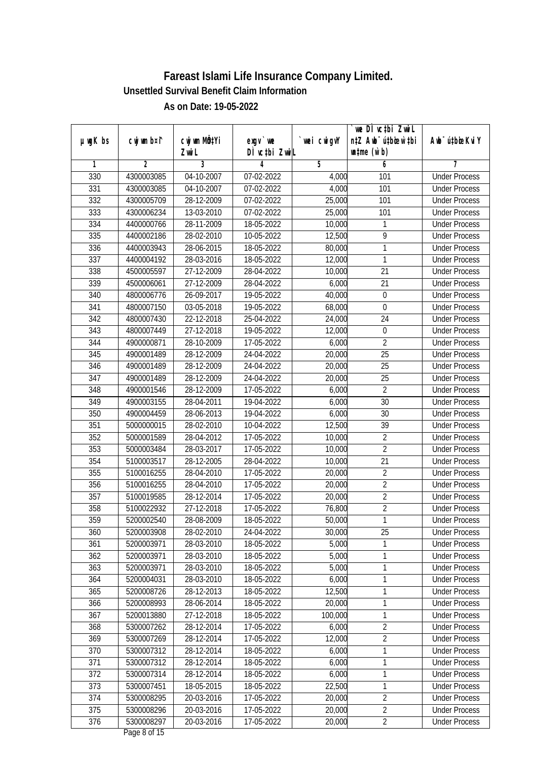# Fareast Islami Life Insurance Company Limited.

## Unsettled Survival Benefit Claim Information

### As on Date: 19-05-2022

| µwgK bs | cwjwm b¤^i | cwjwm MÖn‡Yi ZvwiL | exgv`we DÌvc‡bi ZvwiL | `vwei cwigvY | `vwe DÌvc‡bi ZvwiL n‡Z Awb¯úbœ `vwei mgqKvj (w`b) | Awb¯úbœ KviY |
|---|---|---|---|---|---|---|
| 1 | 2 | 3 | 4 | 5 | 6 | 7 |
| 330 | 4300003085 | 04-10-2007 | 07-02-2022 | 4,000 | 101 | Under Process |
| 331 | 4300003085 | 04-10-2007 | 07-02-2022 | 4,000 | 101 | Under Process |
| 332 | 4300005709 | 28-12-2009 | 07-02-2022 | 25,000 | 101 | Under Process |
| 333 | 4300006234 | 13-03-2010 | 07-02-2022 | 25,000 | 101 | Under Process |
| 334 | 4400000766 | 28-11-2009 | 18-05-2022 | 10,000 | 1 | Under Process |
| 335 | 4400002186 | 28-02-2010 | 10-05-2022 | 12,500 | 9 | Under Process |
| 336 | 4400003943 | 28-06-2015 | 18-05-2022 | 80,000 | 1 | Under Process |
| 337 | 4400004192 | 28-03-2016 | 18-05-2022 | 12,000 | 1 | Under Process |
| 338 | 4500005597 | 27-12-2009 | 28-04-2022 | 10,000 | 21 | Under Process |
| 339 | 4500006061 | 27-12-2009 | 28-04-2022 | 6,000 | 21 | Under Process |
| 340 | 4800006776 | 26-09-2017 | 19-05-2022 | 40,000 | 0 | Under Process |
| 341 | 4800007150 | 03-05-2018 | 19-05-2022 | 68,000 | 0 | Under Process |
| 342 | 4800007430 | 22-12-2018 | 25-04-2022 | 24,000 | 24 | Under Process |
| 343 | 4800007449 | 27-12-2018 | 19-05-2022 | 12,000 | 0 | Under Process |
| 344 | 4900000871 | 28-10-2009 | 17-05-2022 | 6,000 | 2 | Under Process |
| 345 | 4900001489 | 28-12-2009 | 24-04-2022 | 20,000 | 25 | Under Process |
| 346 | 4900001489 | 28-12-2009 | 24-04-2022 | 20,000 | 25 | Under Process |
| 347 | 4900001489 | 28-12-2009 | 24-04-2022 | 20,000 | 25 | Under Process |
| 348 | 4900001546 | 28-12-2009 | 17-05-2022 | 6,000 | 2 | Under Process |
| 349 | 4900003155 | 28-04-2011 | 19-04-2022 | 6,000 | 30 | Under Process |
| 350 | 4900004459 | 28-06-2013 | 19-04-2022 | 6,000 | 30 | Under Process |
| 351 | 5000000015 | 28-02-2010 | 10-04-2022 | 12,500 | 39 | Under Process |
| 352 | 5000001589 | 28-04-2012 | 17-05-2022 | 10,000 | 2 | Under Process |
| 353 | 5000003484 | 28-03-2017 | 17-05-2022 | 10,000 | 2 | Under Process |
| 354 | 5100003517 | 28-12-2005 | 28-04-2022 | 10,000 | 21 | Under Process |
| 355 | 5100016255 | 28-04-2010 | 17-05-2022 | 20,000 | 2 | Under Process |
| 356 | 5100016255 | 28-04-2010 | 17-05-2022 | 20,000 | 2 | Under Process |
| 357 | 5100019585 | 28-12-2014 | 17-05-2022 | 20,000 | 2 | Under Process |
| 358 | 5100022932 | 27-12-2018 | 17-05-2022 | 76,800 | 2 | Under Process |
| 359 | 5200002540 | 28-08-2009 | 18-05-2022 | 50,000 | 1 | Under Process |
| 360 | 5200003908 | 28-02-2010 | 24-04-2022 | 30,000 | 25 | Under Process |
| 361 | 5200003971 | 28-03-2010 | 18-05-2022 | 5,000 | 1 | Under Process |
| 362 | 5200003971 | 28-03-2010 | 18-05-2022 | 5,000 | 1 | Under Process |
| 363 | 5200003971 | 28-03-2010 | 18-05-2022 | 5,000 | 1 | Under Process |
| 364 | 5200004031 | 28-03-2010 | 18-05-2022 | 6,000 | 1 | Under Process |
| 365 | 5200008726 | 28-12-2013 | 18-05-2022 | 12,500 | 1 | Under Process |
| 366 | 5200008993 | 28-06-2014 | 18-05-2022 | 20,000 | 1 | Under Process |
| 367 | 5200013880 | 27-12-2018 | 18-05-2022 | 100,000 | 1 | Under Process |
| 368 | 5300007262 | 28-12-2014 | 17-05-2022 | 6,000 | 2 | Under Process |
| 369 | 5300007269 | 28-12-2014 | 17-05-2022 | 12,000 | 2 | Under Process |
| 370 | 5300007312 | 28-12-2014 | 18-05-2022 | 6,000 | 1 | Under Process |
| 371 | 5300007312 | 28-12-2014 | 18-05-2022 | 6,000 | 1 | Under Process |
| 372 | 5300007314 | 28-12-2014 | 18-05-2022 | 6,000 | 1 | Under Process |
| 373 | 5300007451 | 18-05-2015 | 18-05-2022 | 22,500 | 1 | Under Process |
| 374 | 5300008295 | 20-03-2016 | 17-05-2022 | 20,000 | 2 | Under Process |
| 375 | 5300008296 | 20-03-2016 | 17-05-2022 | 20,000 | 2 | Under Process |
| 376 | 5300008297 | 20-03-2016 | 17-05-2022 | 20,000 | 2 | Under Process |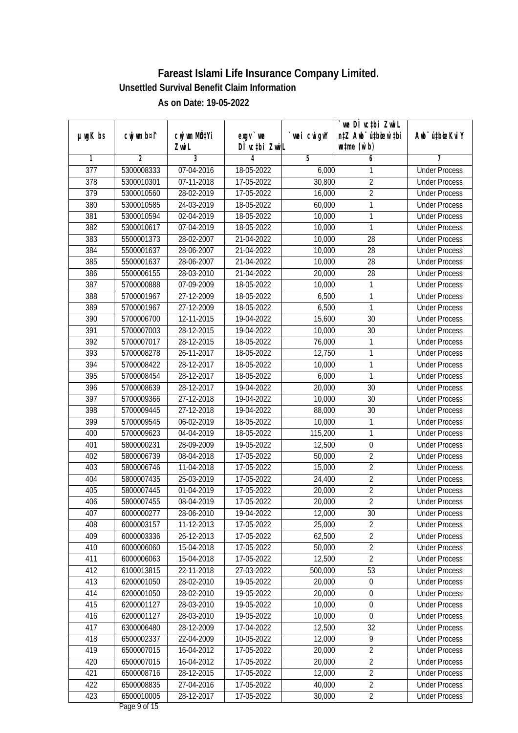# Fareast Islami Life Insurance Company Limited.

**Unsettled Survival Benefit Claim Information**

**As on Date: 19-05-2022**

| µwgK bs | cwjwm b¤^i | cwjwm MÖn‡Yi ZvwiL | exgv`vwe DÌvc‡bi ZvwiL | `vwei cwigvY | `vwe DÌvc‡bi ZvwiL n‡Z Avby¯úv‡bi w`‡bi wn‡me (w`b) | Avby¯úv‡bi Kvi Y |
|---|---|---|---|---|---|---|
| 1 | 2 | 3 | 4 | 5 | 6 | 7 |
| 377 | 5300008333 | 07-04-2016 | 18-05-2022 | 6,000 | 1 | Under Process |
| 378 | 5300010301 | 07-11-2018 | 17-05-2022 | 30,800 | 2 | Under Process |
| 379 | 5300010560 | 28-02-2019 | 17-05-2022 | 16,000 | 2 | Under Process |
| 380 | 5300010585 | 24-03-2019 | 18-05-2022 | 60,000 | 1 | Under Process |
| 381 | 5300010594 | 02-04-2019 | 18-05-2022 | 10,000 | 1 | Under Process |
| 382 | 5300010617 | 07-04-2019 | 18-05-2022 | 10,000 | 1 | Under Process |
| 383 | 5500001373 | 28-02-2007 | 21-04-2022 | 10,000 | 28 | Under Process |
| 384 | 5500001637 | 28-06-2007 | 21-04-2022 | 10,000 | 28 | Under Process |
| 385 | 5500001637 | 28-06-2007 | 21-04-2022 | 10,000 | 28 | Under Process |
| 386 | 5500006155 | 28-03-2010 | 21-04-2022 | 20,000 | 28 | Under Process |
| 387 | 5700000888 | 07-09-2009 | 18-05-2022 | 10,000 | 1 | Under Process |
| 388 | 5700001967 | 27-12-2009 | 18-05-2022 | 6,500 | 1 | Under Process |
| 389 | 5700001967 | 27-12-2009 | 18-05-2022 | 6,500 | 1 | Under Process |
| 390 | 5700006700 | 12-11-2015 | 19-04-2022 | 15,600 | 30 | Under Process |
| 391 | 5700007003 | 28-12-2015 | 19-04-2022 | 10,000 | 30 | Under Process |
| 392 | 5700007017 | 28-12-2015 | 18-05-2022 | 76,000 | 1 | Under Process |
| 393 | 5700008278 | 26-11-2017 | 18-05-2022 | 12,750 | 1 | Under Process |
| 394 | 5700008422 | 28-12-2017 | 18-05-2022 | 10,000 | 1 | Under Process |
| 395 | 5700008454 | 28-12-2017 | 18-05-2022 | 6,000 | 1 | Under Process |
| 396 | 5700008639 | 28-12-2017 | 19-04-2022 | 20,000 | 30 | Under Process |
| 397 | 5700009366 | 27-12-2018 | 19-04-2022 | 10,000 | 30 | Under Process |
| 398 | 5700009445 | 27-12-2018 | 19-04-2022 | 88,000 | 30 | Under Process |
| 399 | 5700009545 | 06-02-2019 | 18-05-2022 | 10,000 | 1 | Under Process |
| 400 | 5700009623 | 04-04-2019 | 18-05-2022 | 115,200 | 1 | Under Process |
| 401 | 5800000231 | 28-09-2009 | 19-05-2022 | 12,500 | 0 | Under Process |
| 402 | 5800006739 | 08-04-2018 | 17-05-2022 | 50,000 | 2 | Under Process |
| 403 | 5800006746 | 11-04-2018 | 17-05-2022 | 15,000 | 2 | Under Process |
| 404 | 5800007435 | 25-03-2019 | 17-05-2022 | 24,400 | 2 | Under Process |
| 405 | 5800007445 | 01-04-2019 | 17-05-2022 | 20,000 | 2 | Under Process |
| 406 | 5800007455 | 08-04-2019 | 17-05-2022 | 20,000 | 2 | Under Process |
| 407 | 6000000277 | 28-06-2010 | 19-04-2022 | 12,000 | 30 | Under Process |
| 408 | 6000003157 | 11-12-2013 | 17-05-2022 | 25,000 | 2 | Under Process |
| 409 | 6000003336 | 26-12-2013 | 17-05-2022 | 62,500 | 2 | Under Process |
| 410 | 6000006060 | 15-04-2018 | 17-05-2022 | 50,000 | 2 | Under Process |
| 411 | 6000006063 | 15-04-2018 | 17-05-2022 | 12,500 | 2 | Under Process |
| 412 | 6100013815 | 22-11-2018 | 27-03-2022 | 500,000 | 53 | Under Process |
| 413 | 6200001050 | 28-02-2010 | 19-05-2022 | 20,000 | 0 | Under Process |
| 414 | 6200001050 | 28-02-2010 | 19-05-2022 | 20,000 | 0 | Under Process |
| 415 | 6200001127 | 28-03-2010 | 19-05-2022 | 10,000 | 0 | Under Process |
| 416 | 6200001127 | 28-03-2010 | 19-05-2022 | 10,000 | 0 | Under Process |
| 417 | 6300006480 | 28-12-2009 | 17-04-2022 | 12,500 | 32 | Under Process |
| 418 | 6500002337 | 22-04-2009 | 10-05-2022 | 12,000 | 9 | Under Process |
| 419 | 6500007015 | 16-04-2012 | 17-05-2022 | 20,000 | 2 | Under Process |
| 420 | 6500007015 | 16-04-2012 | 17-05-2022 | 20,000 | 2 | Under Process |
| 421 | 6500008716 | 28-12-2015 | 17-05-2022 | 12,000 | 2 | Under Process |
| 422 | 6500008835 | 27-04-2016 | 17-05-2022 | 40,000 | 2 | Under Process |
| 423 | 6500010005 | 28-12-2017 | 17-05-2022 | 30,000 | 2 | Under Process |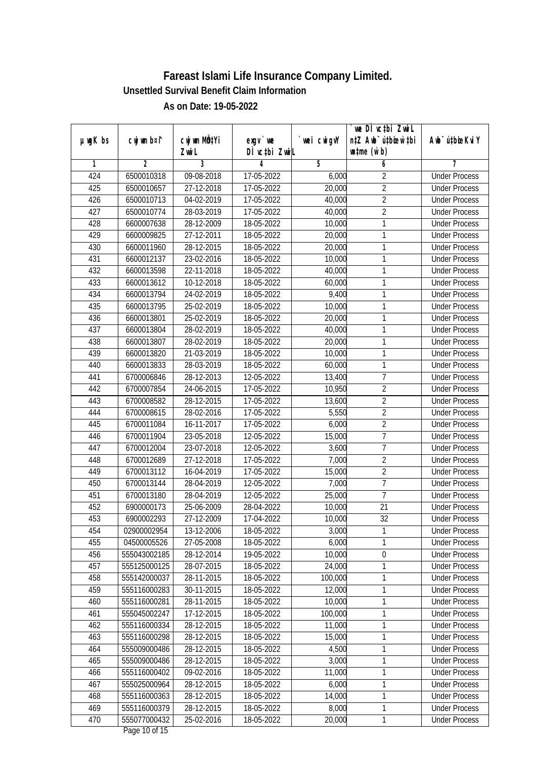# Fareast Islami Life Insurance Company Limited.

## Unsettled Survival Benefit Claim Information

### As on Date: 19-05-2022

| µwgK bs | cwjwm b¤^i | cwjwm MÖn‡Yi ZvwiL | exgv`vwe DÌvc‡bi ZvwiL | `vwei cwigvY | `vwe DÌvc‡bi ZvwiL n‡Z Awb¯úbœ `v‡qi w`b (w`b) | Awb¯úbœ `v‡qi KviY |
|---|---|---|---|---|---|---|
| 1 | 2 | 3 | 4 | 5 | 6 | 7 |
| 424 | 6500010318 | 09-08-2018 | 17-05-2022 | 6,000 | 2 | Under Process |
| 425 | 6500010657 | 27-12-2018 | 17-05-2022 | 20,000 | 2 | Under Process |
| 426 | 6500010713 | 04-02-2019 | 17-05-2022 | 40,000 | 2 | Under Process |
| 427 | 6500010774 | 28-03-2019 | 17-05-2022 | 40,000 | 2 | Under Process |
| 428 | 6600007638 | 28-12-2009 | 18-05-2022 | 10,000 | 1 | Under Process |
| 429 | 6600009825 | 27-12-2011 | 18-05-2022 | 20,000 | 1 | Under Process |
| 430 | 6600011960 | 28-12-2015 | 18-05-2022 | 20,000 | 1 | Under Process |
| 431 | 6600012137 | 23-02-2016 | 18-05-2022 | 10,000 | 1 | Under Process |
| 432 | 6600013598 | 22-11-2018 | 18-05-2022 | 40,000 | 1 | Under Process |
| 433 | 6600013612 | 10-12-2018 | 18-05-2022 | 60,000 | 1 | Under Process |
| 434 | 6600013794 | 24-02-2019 | 18-05-2022 | 9,400 | 1 | Under Process |
| 435 | 6600013795 | 25-02-2019 | 18-05-2022 | 10,000 | 1 | Under Process |
| 436 | 6600013801 | 25-02-2019 | 18-05-2022 | 20,000 | 1 | Under Process |
| 437 | 6600013804 | 28-02-2019 | 18-05-2022 | 40,000 | 1 | Under Process |
| 438 | 6600013807 | 28-02-2019 | 18-05-2022 | 20,000 | 1 | Under Process |
| 439 | 6600013820 | 21-03-2019 | 18-05-2022 | 10,000 | 1 | Under Process |
| 440 | 6600013833 | 28-03-2019 | 18-05-2022 | 60,000 | 1 | Under Process |
| 441 | 6700006846 | 28-12-2013 | 12-05-2022 | 13,400 | 7 | Under Process |
| 442 | 6700007854 | 24-06-2015 | 17-05-2022 | 10,950 | 2 | Under Process |
| 443 | 6700008582 | 28-12-2015 | 17-05-2022 | 13,600 | 2 | Under Process |
| 444 | 6700008615 | 28-02-2016 | 17-05-2022 | 5,550 | 2 | Under Process |
| 445 | 6700011084 | 16-11-2017 | 17-05-2022 | 6,000 | 2 | Under Process |
| 446 | 6700011904 | 23-05-2018 | 12-05-2022 | 15,000 | 7 | Under Process |
| 447 | 6700012004 | 23-07-2018 | 12-05-2022 | 3,600 | 7 | Under Process |
| 448 | 6700012689 | 27-12-2018 | 17-05-2022 | 7,000 | 2 | Under Process |
| 449 | 6700013112 | 16-04-2019 | 17-05-2022 | 15,000 | 2 | Under Process |
| 450 | 6700013144 | 28-04-2019 | 12-05-2022 | 7,000 | 7 | Under Process |
| 451 | 6700013180 | 28-04-2019 | 12-05-2022 | 25,000 | 7 | Under Process |
| 452 | 6900000173 | 25-06-2009 | 28-04-2022 | 10,000 | 21 | Under Process |
| 453 | 6900002293 | 27-12-2009 | 17-04-2022 | 10,000 | 32 | Under Process |
| 454 | 02900002954 | 13-12-2006 | 18-05-2022 | 3,000 | 1 | Under Process |
| 455 | 04500005526 | 27-05-2008 | 18-05-2022 | 6,000 | 1 | Under Process |
| 456 | 555043002185 | 28-12-2014 | 19-05-2022 | 10,000 | 0 | Under Process |
| 457 | 555125000125 | 28-07-2015 | 18-05-2022 | 24,000 | 1 | Under Process |
| 458 | 555142000037 | 28-11-2015 | 18-05-2022 | 100,000 | 1 | Under Process |
| 459 | 555116000283 | 30-11-2015 | 18-05-2022 | 12,000 | 1 | Under Process |
| 460 | 555116000281 | 28-11-2015 | 18-05-2022 | 10,000 | 1 | Under Process |
| 461 | 555045002247 | 17-12-2015 | 18-05-2022 | 100,000 | 1 | Under Process |
| 462 | 555116000334 | 28-12-2015 | 18-05-2022 | 11,000 | 1 | Under Process |
| 463 | 555116000298 | 28-12-2015 | 18-05-2022 | 15,000 | 1 | Under Process |
| 464 | 555009000486 | 28-12-2015 | 18-05-2022 | 4,500 | 1 | Under Process |
| 465 | 555009000486 | 28-12-2015 | 18-05-2022 | 3,000 | 1 | Under Process |
| 466 | 555116000402 | 09-02-2016 | 18-05-2022 | 11,000 | 1 | Under Process |
| 467 | 555025000964 | 28-12-2015 | 18-05-2022 | 6,000 | 1 | Under Process |
| 468 | 555116000363 | 28-12-2015 | 18-05-2022 | 14,000 | 1 | Under Process |
| 469 | 555116000379 | 28-12-2015 | 18-05-2022 | 8,000 | 1 | Under Process |
| 470 | 555077000432 | 25-02-2016 | 18-05-2022 | 20,000 | 1 | Under Process |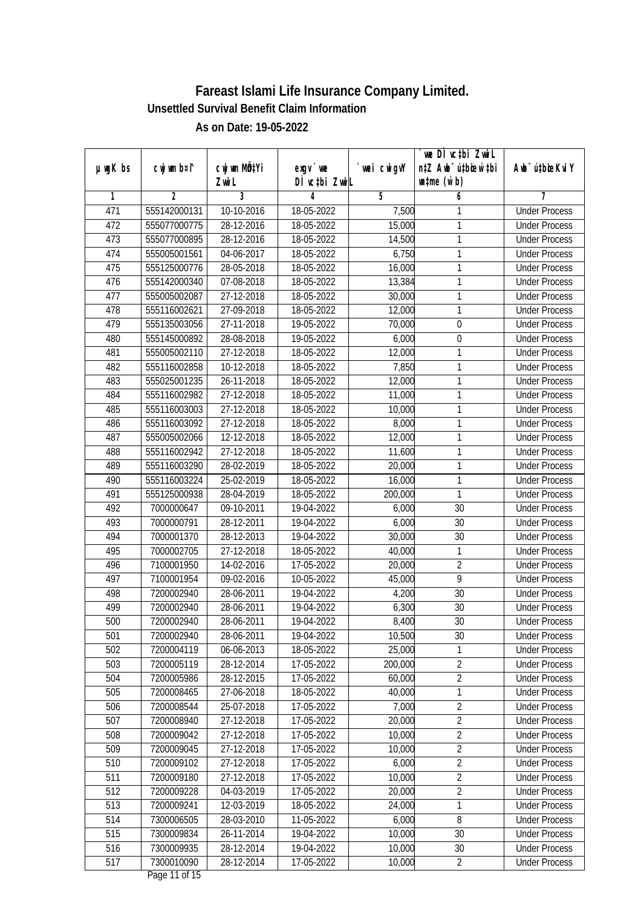# Fareast Islami Life Insurance Company Limited.

**Unsettled Survival Benefit Claim Information**

**As on Date: 19-05-2022**

| µwgK bs | cwjwm b¤^i | cwjwm MÖn‡Yi ZvwiL | exgv`vwe DÌvc‡bi ZvwiL | `vwei cwigvY | `vwe DÌvc‡bi ZvwiL n‡Z Awb¯úbœ w`‡bi ms¨v (w`b) | Awb¯ú‡bœi KviY |
|---|---|---|---|---|---|---|
| 1 | 2 | 3 | 4 | 5 | 6 | 7 |
| 471 | 555142000131 | 10-10-2016 | 18-05-2022 | 7,500 | 1 | Under Process |
| 472 | 555077000775 | 28-12-2016 | 18-05-2022 | 15,000 | 1 | Under Process |
| 473 | 555077000895 | 28-12-2016 | 18-05-2022 | 14,500 | 1 | Under Process |
| 474 | 555005001561 | 04-06-2017 | 18-05-2022 | 6,750 | 1 | Under Process |
| 475 | 555125000776 | 28-05-2018 | 18-05-2022 | 16,000 | 1 | Under Process |
| 476 | 555142000340 | 07-08-2018 | 18-05-2022 | 13,384 | 1 | Under Process |
| 477 | 555005002087 | 27-12-2018 | 18-05-2022 | 30,000 | 1 | Under Process |
| 478 | 555116002621 | 27-09-2018 | 18-05-2022 | 12,000 | 1 | Under Process |
| 479 | 555135003056 | 27-11-2018 | 19-05-2022 | 70,000 | 0 | Under Process |
| 480 | 555145000892 | 28-08-2018 | 19-05-2022 | 6,000 | 0 | Under Process |
| 481 | 555005002110 | 27-12-2018 | 18-05-2022 | 12,000 | 1 | Under Process |
| 482 | 555116002858 | 10-12-2018 | 18-05-2022 | 7,850 | 1 | Under Process |
| 483 | 555025001235 | 26-11-2018 | 18-05-2022 | 12,000 | 1 | Under Process |
| 484 | 555116002982 | 27-12-2018 | 18-05-2022 | 11,000 | 1 | Under Process |
| 485 | 555116003003 | 27-12-2018 | 18-05-2022 | 10,000 | 1 | Under Process |
| 486 | 555116003092 | 27-12-2018 | 18-05-2022 | 8,000 | 1 | Under Process |
| 487 | 555005002066 | 12-12-2018 | 18-05-2022 | 12,000 | 1 | Under Process |
| 488 | 555116002942 | 27-12-2018 | 18-05-2022 | 11,600 | 1 | Under Process |
| 489 | 555116003290 | 28-02-2019 | 18-05-2022 | 20,000 | 1 | Under Process |
| 490 | 555116003224 | 25-02-2019 | 18-05-2022 | 16,000 | 1 | Under Process |
| 491 | 555125000938 | 28-04-2019 | 18-05-2022 | 200,000 | 1 | Under Process |
| 492 | 7000000647 | 09-10-2011 | 19-04-2022 | 6,000 | 30 | Under Process |
| 493 | 7000000791 | 28-12-2011 | 19-04-2022 | 6,000 | 30 | Under Process |
| 494 | 7000001370 | 28-12-2013 | 19-04-2022 | 30,000 | 30 | Under Process |
| 495 | 7000002705 | 27-12-2018 | 18-05-2022 | 40,000 | 1 | Under Process |
| 496 | 7100001950 | 14-02-2016 | 17-05-2022 | 20,000 | 2 | Under Process |
| 497 | 7100001954 | 09-02-2016 | 10-05-2022 | 45,000 | 9 | Under Process |
| 498 | 7200002940 | 28-06-2011 | 19-04-2022 | 4,200 | 30 | Under Process |
| 499 | 7200002940 | 28-06-2011 | 19-04-2022 | 6,300 | 30 | Under Process |
| 500 | 7200002940 | 28-06-2011 | 19-04-2022 | 8,400 | 30 | Under Process |
| 501 | 7200002940 | 28-06-2011 | 19-04-2022 | 10,500 | 30 | Under Process |
| 502 | 7200004119 | 06-06-2013 | 18-05-2022 | 25,000 | 1 | Under Process |
| 503 | 7200005119 | 28-12-2014 | 17-05-2022 | 200,000 | 2 | Under Process |
| 504 | 7200005986 | 28-12-2015 | 17-05-2022 | 60,000 | 2 | Under Process |
| 505 | 7200008465 | 27-06-2018 | 18-05-2022 | 40,000 | 1 | Under Process |
| 506 | 7200008544 | 25-07-2018 | 17-05-2022 | 7,000 | 2 | Under Process |
| 507 | 7200008940 | 27-12-2018 | 17-05-2022 | 20,000 | 2 | Under Process |
| 508 | 7200009042 | 27-12-2018 | 17-05-2022 | 10,000 | 2 | Under Process |
| 509 | 7200009045 | 27-12-2018 | 17-05-2022 | 10,000 | 2 | Under Process |
| 510 | 7200009102 | 27-12-2018 | 17-05-2022 | 6,000 | 2 | Under Process |
| 511 | 7200009180 | 27-12-2018 | 17-05-2022 | 10,000 | 2 | Under Process |
| 512 | 7200009228 | 04-03-2019 | 17-05-2022 | 20,000 | 2 | Under Process |
| 513 | 7200009241 | 12-03-2019 | 18-05-2022 | 24,000 | 1 | Under Process |
| 514 | 7300006505 | 28-03-2010 | 11-05-2022 | 6,000 | 8 | Under Process |
| 515 | 7300009834 | 26-11-2014 | 19-04-2022 | 10,000 | 30 | Under Process |
| 516 | 7300009935 | 28-12-2014 | 19-04-2022 | 10,000 | 30 | Under Process |
| 517 | 7300010090 | 28-12-2014 | 17-05-2022 | 10,000 | 2 | Under Process |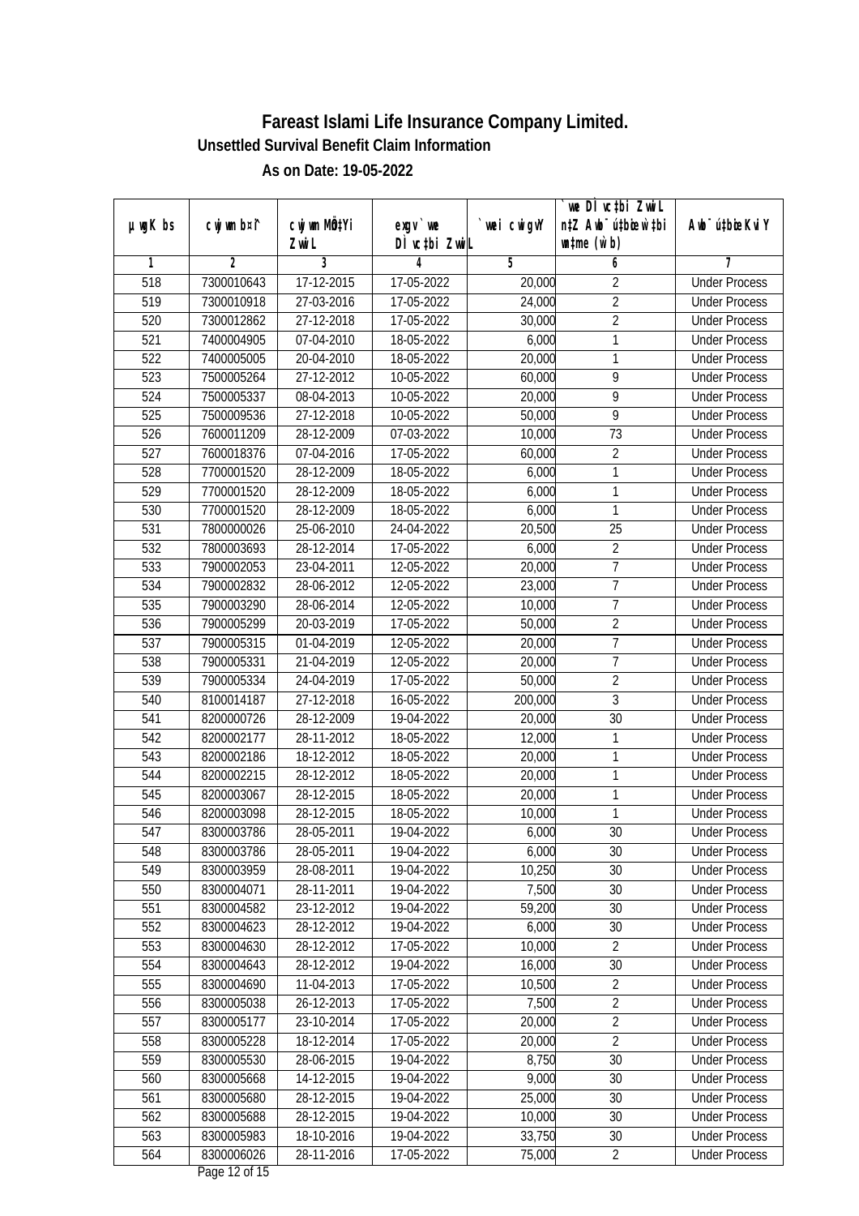# Fareast Islami Life Insurance Company Limited.

### Unsettled Survival Benefit Claim Information

### As on Date: 19-05-2022

| µwgK bs | cwjwm b¤^i | cwjwm MÖn‡Yi ZvwiL | exgv`vwe DÌvc‡bi ZvwiL | `vwei cwigvY | `vwe DÌvc‡bi ZvwiL n‡Z Awb¯ú‡bœi w`‡bi msL¨v (w`b) | Awb¯úbœi KviY |
|---|---|---|---|---|---|---|
| 1 | 2 | 3 | 4 | 5 | 6 | 7 |
| 518 | 7300010643 | 17-12-2015 | 17-05-2022 | 20,000 | 2 | Under Process |
| 519 | 7300010918 | 27-03-2016 | 17-05-2022 | 24,000 | 2 | Under Process |
| 520 | 7300012862 | 27-12-2018 | 17-05-2022 | 30,000 | 2 | Under Process |
| 521 | 7400004905 | 07-04-2010 | 18-05-2022 | 6,000 | 1 | Under Process |
| 522 | 7400005005 | 20-04-2010 | 18-05-2022 | 20,000 | 1 | Under Process |
| 523 | 7500005264 | 27-12-2012 | 10-05-2022 | 60,000 | 9 | Under Process |
| 524 | 7500005337 | 08-04-2013 | 10-05-2022 | 20,000 | 9 | Under Process |
| 525 | 7500009536 | 27-12-2018 | 10-05-2022 | 50,000 | 9 | Under Process |
| 526 | 7600011209 | 28-12-2009 | 07-03-2022 | 10,000 | 73 | Under Process |
| 527 | 7600018376 | 07-04-2016 | 17-05-2022 | 60,000 | 2 | Under Process |
| 528 | 7700001520 | 28-12-2009 | 18-05-2022 | 6,000 | 1 | Under Process |
| 529 | 7700001520 | 28-12-2009 | 18-05-2022 | 6,000 | 1 | Under Process |
| 530 | 7700001520 | 28-12-2009 | 18-05-2022 | 6,000 | 1 | Under Process |
| 531 | 7800000026 | 25-06-2010 | 24-04-2022 | 20,500 | 25 | Under Process |
| 532 | 7800003693 | 28-12-2014 | 17-05-2022 | 6,000 | 2 | Under Process |
| 533 | 7900002053 | 23-04-2011 | 12-05-2022 | 20,000 | 7 | Under Process |
| 534 | 7900002832 | 28-06-2012 | 12-05-2022 | 23,000 | 7 | Under Process |
| 535 | 7900003290 | 28-06-2014 | 12-05-2022 | 10,000 | 7 | Under Process |
| 536 | 7900005299 | 20-03-2019 | 17-05-2022 | 50,000 | 2 | Under Process |
| 537 | 7900005315 | 01-04-2019 | 12-05-2022 | 20,000 | 7 | Under Process |
| 538 | 7900005331 | 21-04-2019 | 12-05-2022 | 20,000 | 7 | Under Process |
| 539 | 7900005334 | 24-04-2019 | 17-05-2022 | 50,000 | 2 | Under Process |
| 540 | 8100014187 | 27-12-2018 | 16-05-2022 | 200,000 | 3 | Under Process |
| 541 | 8200000726 | 28-12-2009 | 19-04-2022 | 20,000 | 30 | Under Process |
| 542 | 8200002177 | 28-11-2012 | 18-05-2022 | 12,000 | 1 | Under Process |
| 543 | 8200002186 | 18-12-2012 | 18-05-2022 | 20,000 | 1 | Under Process |
| 544 | 8200002215 | 28-12-2012 | 18-05-2022 | 20,000 | 1 | Under Process |
| 545 | 8200003067 | 28-12-2015 | 18-05-2022 | 20,000 | 1 | Under Process |
| 546 | 8200003098 | 28-12-2015 | 18-05-2022 | 10,000 | 1 | Under Process |
| 547 | 8300003786 | 28-05-2011 | 19-04-2022 | 6,000 | 30 | Under Process |
| 548 | 8300003786 | 28-05-2011 | 19-04-2022 | 6,000 | 30 | Under Process |
| 549 | 8300003959 | 28-08-2011 | 19-04-2022 | 10,250 | 30 | Under Process |
| 550 | 8300004071 | 28-11-2011 | 19-04-2022 | 7,500 | 30 | Under Process |
| 551 | 8300004582 | 23-12-2012 | 19-04-2022 | 59,200 | 30 | Under Process |
| 552 | 8300004623 | 28-12-2012 | 19-04-2022 | 6,000 | 30 | Under Process |
| 553 | 8300004630 | 28-12-2012 | 17-05-2022 | 10,000 | 2 | Under Process |
| 554 | 8300004643 | 28-12-2012 | 19-04-2022 | 16,000 | 30 | Under Process |
| 555 | 8300004690 | 11-04-2013 | 17-05-2022 | 10,500 | 2 | Under Process |
| 556 | 8300005038 | 26-12-2013 | 17-05-2022 | 7,500 | 2 | Under Process |
| 557 | 8300005177 | 23-10-2014 | 17-05-2022 | 20,000 | 2 | Under Process |
| 558 | 8300005228 | 18-12-2014 | 17-05-2022 | 20,000 | 2 | Under Process |
| 559 | 8300005530 | 28-06-2015 | 19-04-2022 | 8,750 | 30 | Under Process |
| 560 | 8300005668 | 14-12-2015 | 19-04-2022 | 9,000 | 30 | Under Process |
| 561 | 8300005680 | 28-12-2015 | 19-04-2022 | 25,000 | 30 | Under Process |
| 562 | 8300005688 | 28-12-2015 | 19-04-2022 | 10,000 | 30 | Under Process |
| 563 | 8300005983 | 18-10-2016 | 19-04-2022 | 33,750 | 30 | Under Process |
| 564 | 8300006026 | 28-11-2016 | 17-05-2022 | 75,000 | 2 | Under Process |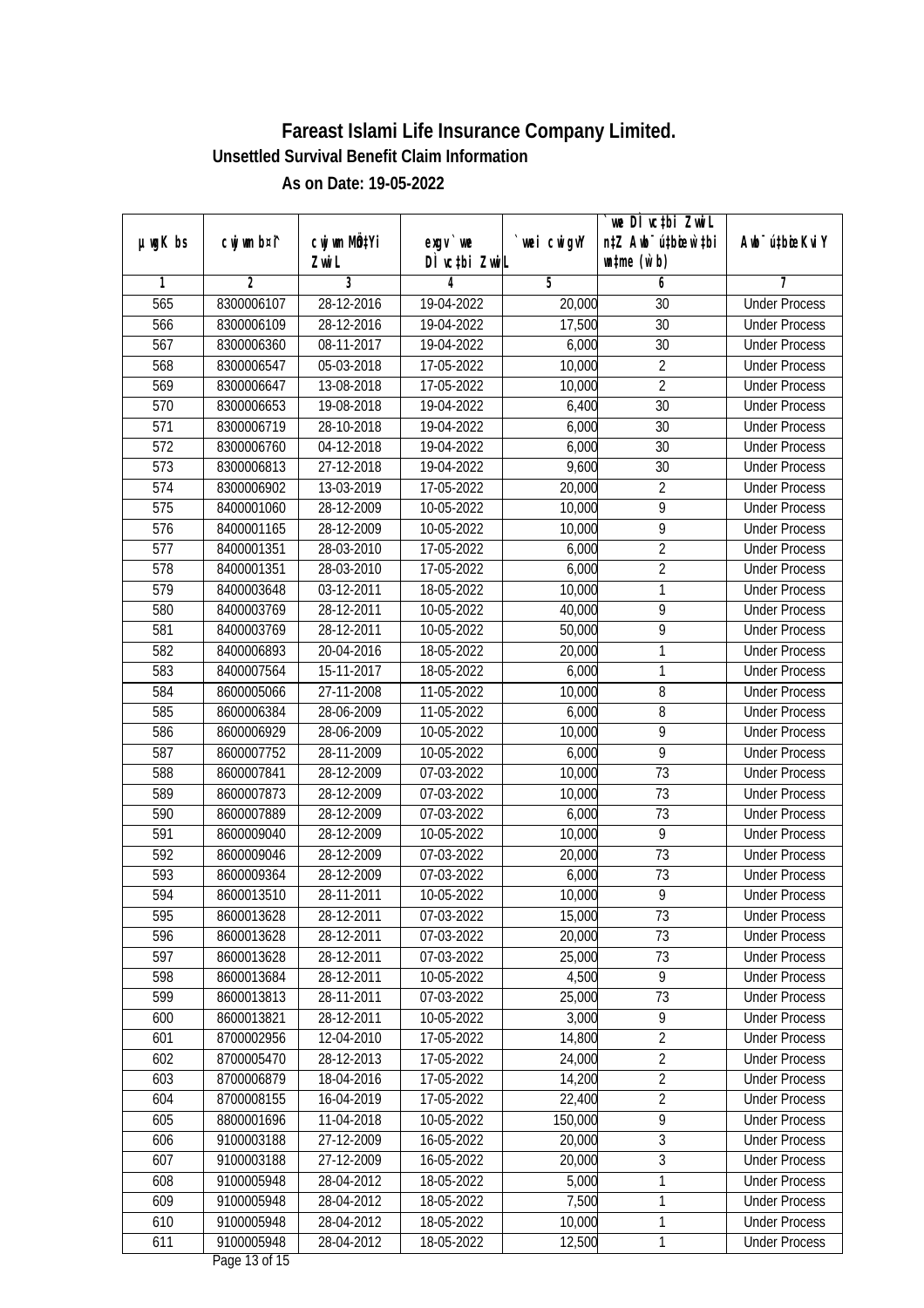# Fareast Islami Life Insurance Company Limited.

### Unsettled Survival Benefit Claim Information

### As on Date: 19-05-2022

| µwgK bs | cwjwm b¤^i | cwjwm MÖn‡Yi ZvwiL | exgv`vwe DÌvc‡bi ZvwiL | `vwei cwigvY | `vwe DÌvc‡bi ZvwiL n‡Z Awb¯úbœ w`‡bi mgqKvj (w`b) | Awb¯ú‡bœi KviY |
|---|---|---|---|---|---|---|
| 1 | 2 | 3 | 4 | 5 | 6 | 7 |
| 565 | 8300006107 | 28-12-2016 | 19-04-2022 | 20,000 | 30 | Under Process |
| 566 | 8300006109 | 28-12-2016 | 19-04-2022 | 17,500 | 30 | Under Process |
| 567 | 8300006360 | 08-11-2017 | 19-04-2022 | 6,000 | 30 | Under Process |
| 568 | 8300006547 | 05-03-2018 | 17-05-2022 | 10,000 | 2 | Under Process |
| 569 | 8300006647 | 13-08-2018 | 17-05-2022 | 10,000 | 2 | Under Process |
| 570 | 8300006653 | 19-08-2018 | 19-04-2022 | 6,400 | 30 | Under Process |
| 571 | 8300006719 | 28-10-2018 | 19-04-2022 | 6,000 | 30 | Under Process |
| 572 | 8300006760 | 04-12-2018 | 19-04-2022 | 6,000 | 30 | Under Process |
| 573 | 8300006813 | 27-12-2018 | 19-04-2022 | 9,600 | 30 | Under Process |
| 574 | 8300006902 | 13-03-2019 | 17-05-2022 | 20,000 | 2 | Under Process |
| 575 | 8400001060 | 28-12-2009 | 10-05-2022 | 10,000 | 9 | Under Process |
| 576 | 8400001165 | 28-12-2009 | 10-05-2022 | 10,000 | 9 | Under Process |
| 577 | 8400001351 | 28-03-2010 | 17-05-2022 | 6,000 | 2 | Under Process |
| 578 | 8400001351 | 28-03-2010 | 17-05-2022 | 6,000 | 2 | Under Process |
| 579 | 8400003648 | 03-12-2011 | 18-05-2022 | 10,000 | 1 | Under Process |
| 580 | 8400003769 | 28-12-2011 | 10-05-2022 | 40,000 | 9 | Under Process |
| 581 | 8400003769 | 28-12-2011 | 10-05-2022 | 50,000 | 9 | Under Process |
| 582 | 8400006893 | 20-04-2016 | 18-05-2022 | 20,000 | 1 | Under Process |
| 583 | 8400007564 | 15-11-2017 | 18-05-2022 | 6,000 | 1 | Under Process |
| 584 | 8600005066 | 27-11-2008 | 11-05-2022 | 10,000 | 8 | Under Process |
| 585 | 8600006384 | 28-06-2009 | 11-05-2022 | 6,000 | 8 | Under Process |
| 586 | 8600006929 | 28-06-2009 | 10-05-2022 | 10,000 | 9 | Under Process |
| 587 | 8600007752 | 28-11-2009 | 10-05-2022 | 6,000 | 9 | Under Process |
| 588 | 8600007841 | 28-12-2009 | 07-03-2022 | 10,000 | 73 | Under Process |
| 589 | 8600007873 | 28-12-2009 | 07-03-2022 | 10,000 | 73 | Under Process |
| 590 | 8600007889 | 28-12-2009 | 07-03-2022 | 6,000 | 73 | Under Process |
| 591 | 8600009040 | 28-12-2009 | 10-05-2022 | 10,000 | 9 | Under Process |
| 592 | 8600009046 | 28-12-2009 | 07-03-2022 | 20,000 | 73 | Under Process |
| 593 | 8600009364 | 28-12-2009 | 07-03-2022 | 6,000 | 73 | Under Process |
| 594 | 8600013510 | 28-11-2011 | 10-05-2022 | 10,000 | 9 | Under Process |
| 595 | 8600013628 | 28-12-2011 | 07-03-2022 | 15,000 | 73 | Under Process |
| 596 | 8600013628 | 28-12-2011 | 07-03-2022 | 20,000 | 73 | Under Process |
| 597 | 8600013628 | 28-12-2011 | 07-03-2022 | 25,000 | 73 | Under Process |
| 598 | 8600013684 | 28-12-2011 | 10-05-2022 | 4,500 | 9 | Under Process |
| 599 | 8600013813 | 28-11-2011 | 07-03-2022 | 25,000 | 73 | Under Process |
| 600 | 8600013821 | 28-12-2011 | 10-05-2022 | 3,000 | 9 | Under Process |
| 601 | 8700002956 | 12-04-2010 | 17-05-2022 | 14,800 | 2 | Under Process |
| 602 | 8700005470 | 28-12-2013 | 17-05-2022 | 24,000 | 2 | Under Process |
| 603 | 8700006879 | 18-04-2016 | 17-05-2022 | 14,200 | 2 | Under Process |
| 604 | 8700008155 | 16-04-2019 | 17-05-2022 | 22,400 | 2 | Under Process |
| 605 | 8800001696 | 11-04-2018 | 10-05-2022 | 150,000 | 9 | Under Process |
| 606 | 9100003188 | 27-12-2009 | 16-05-2022 | 20,000 | 3 | Under Process |
| 607 | 9100003188 | 27-12-2009 | 16-05-2022 | 20,000 | 3 | Under Process |
| 608 | 9100005948 | 28-04-2012 | 18-05-2022 | 5,000 | 1 | Under Process |
| 609 | 9100005948 | 28-04-2012 | 18-05-2022 | 7,500 | 1 | Under Process |
| 610 | 9100005948 | 28-04-2012 | 18-05-2022 | 10,000 | 1 | Under Process |
| 611 | 9100005948 | 28-04-2012 | 18-05-2022 | 12,500 | 1 | Under Process |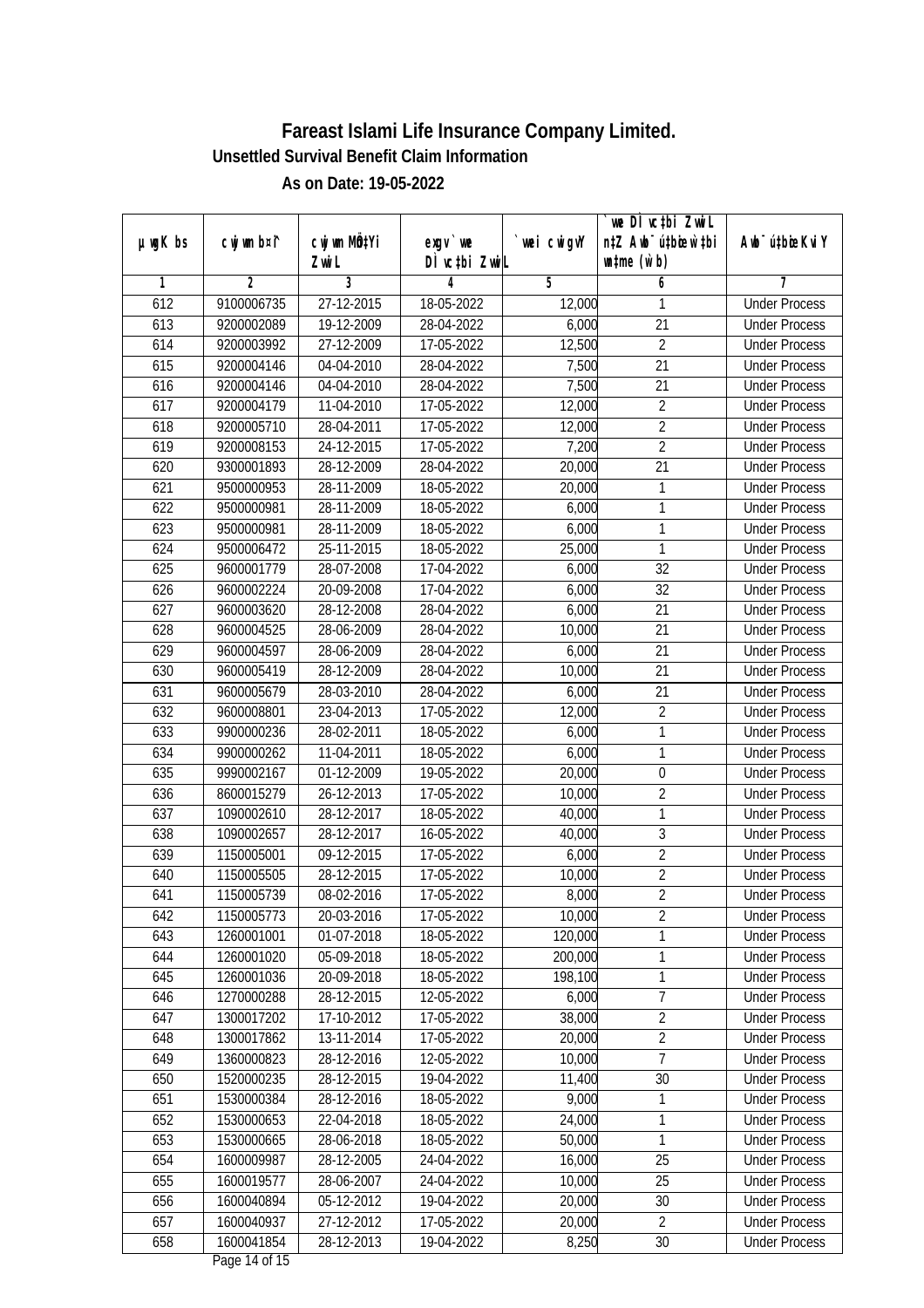# Fareast Islami Life Insurance Company Limited.

**Unsettled Survival Benefit Claim Information**

**As on Date: 19-05-2022**

| µwgK bs | cwjwm b¤^i | cwjwm MÖn‡Yi ZvwiL | exgv`vwe DÌvc‡bi ZvwiL | `vwei cwigvY | `vwe DÌvc‡bi ZvwiL n‡Z Awb¯úbœ `vwei wb¯úbœ (w`b) | Awb¯ú‡bœi KviY |
|---|---|---|---|---|---|---|
| 1 | 2 | 3 | 4 | 5 | 6 | 7 |
| 612 | 9100006735 | 27-12-2015 | 18-05-2022 | 12,000 | 1 | Under Process |
| 613 | 9200002089 | 19-12-2009 | 28-04-2022 | 6,000 | 21 | Under Process |
| 614 | 9200003992 | 27-12-2009 | 17-05-2022 | 12,500 | 2 | Under Process |
| 615 | 9200004146 | 04-04-2010 | 28-04-2022 | 7,500 | 21 | Under Process |
| 616 | 9200004146 | 04-04-2010 | 28-04-2022 | 7,500 | 21 | Under Process |
| 617 | 9200004179 | 11-04-2010 | 17-05-2022 | 12,000 | 2 | Under Process |
| 618 | 9200005710 | 28-04-2011 | 17-05-2022 | 12,000 | 2 | Under Process |
| 619 | 9200008153 | 24-12-2015 | 17-05-2022 | 7,200 | 2 | Under Process |
| 620 | 9300001893 | 28-12-2009 | 28-04-2022 | 20,000 | 21 | Under Process |
| 621 | 9500000953 | 28-11-2009 | 18-05-2022 | 20,000 | 1 | Under Process |
| 622 | 9500000981 | 28-11-2009 | 18-05-2022 | 6,000 | 1 | Under Process |
| 623 | 9500000981 | 28-11-2009 | 18-05-2022 | 6,000 | 1 | Under Process |
| 624 | 9500006472 | 25-11-2015 | 18-05-2022 | 25,000 | 1 | Under Process |
| 625 | 9600001779 | 28-07-2008 | 17-04-2022 | 6,000 | 32 | Under Process |
| 626 | 9600002224 | 20-09-2008 | 17-04-2022 | 6,000 | 32 | Under Process |
| 627 | 9600003620 | 28-12-2008 | 28-04-2022 | 6,000 | 21 | Under Process |
| 628 | 9600004525 | 28-06-2009 | 28-04-2022 | 10,000 | 21 | Under Process |
| 629 | 9600004597 | 28-06-2009 | 28-04-2022 | 6,000 | 21 | Under Process |
| 630 | 9600005419 | 28-12-2009 | 28-04-2022 | 10,000 | 21 | Under Process |
| 631 | 9600005679 | 28-03-2010 | 28-04-2022 | 6,000 | 21 | Under Process |
| 632 | 9600008801 | 23-04-2013 | 17-05-2022 | 12,000 | 2 | Under Process |
| 633 | 9900000236 | 28-02-2011 | 18-05-2022 | 6,000 | 1 | Under Process |
| 634 | 9900000262 | 11-04-2011 | 18-05-2022 | 6,000 | 1 | Under Process |
| 635 | 9990002167 | 01-12-2009 | 19-05-2022 | 20,000 | 0 | Under Process |
| 636 | 8600015279 | 26-12-2013 | 17-05-2022 | 10,000 | 2 | Under Process |
| 637 | 1090002610 | 28-12-2017 | 18-05-2022 | 40,000 | 1 | Under Process |
| 638 | 1090002657 | 28-12-2017 | 16-05-2022 | 40,000 | 3 | Under Process |
| 639 | 1150005001 | 09-12-2015 | 17-05-2022 | 6,000 | 2 | Under Process |
| 640 | 1150005505 | 28-12-2015 | 17-05-2022 | 10,000 | 2 | Under Process |
| 641 | 1150005739 | 08-02-2016 | 17-05-2022 | 8,000 | 2 | Under Process |
| 642 | 1150005773 | 20-03-2016 | 17-05-2022 | 10,000 | 2 | Under Process |
| 643 | 1260001001 | 01-07-2018 | 18-05-2022 | 120,000 | 1 | Under Process |
| 644 | 1260001020 | 05-09-2018 | 18-05-2022 | 200,000 | 1 | Under Process |
| 645 | 1260001036 | 20-09-2018 | 18-05-2022 | 198,100 | 1 | Under Process |
| 646 | 1270000288 | 28-12-2015 | 12-05-2022 | 6,000 | 7 | Under Process |
| 647 | 1300017202 | 17-10-2012 | 17-05-2022 | 38,000 | 2 | Under Process |
| 648 | 1300017862 | 13-11-2014 | 17-05-2022 | 20,000 | 2 | Under Process |
| 649 | 1360000823 | 28-12-2016 | 12-05-2022 | 10,000 | 7 | Under Process |
| 650 | 1520000235 | 28-12-2015 | 19-04-2022 | 11,400 | 30 | Under Process |
| 651 | 1530000384 | 28-12-2016 | 18-05-2022 | 9,000 | 1 | Under Process |
| 652 | 1530000653 | 22-04-2018 | 18-05-2022 | 24,000 | 1 | Under Process |
| 653 | 1530000665 | 28-06-2018 | 18-05-2022 | 50,000 | 1 | Under Process |
| 654 | 1600009987 | 28-12-2005 | 24-04-2022 | 16,000 | 25 | Under Process |
| 655 | 1600019577 | 28-06-2007 | 24-04-2022 | 10,000 | 25 | Under Process |
| 656 | 1600040894 | 05-12-2012 | 19-04-2022 | 20,000 | 30 | Under Process |
| 657 | 1600040937 | 27-12-2012 | 17-05-2022 | 20,000 | 2 | Under Process |
| 658 | 1600041854 | 28-12-2013 | 19-04-2022 | 8,250 | 30 | Under Process |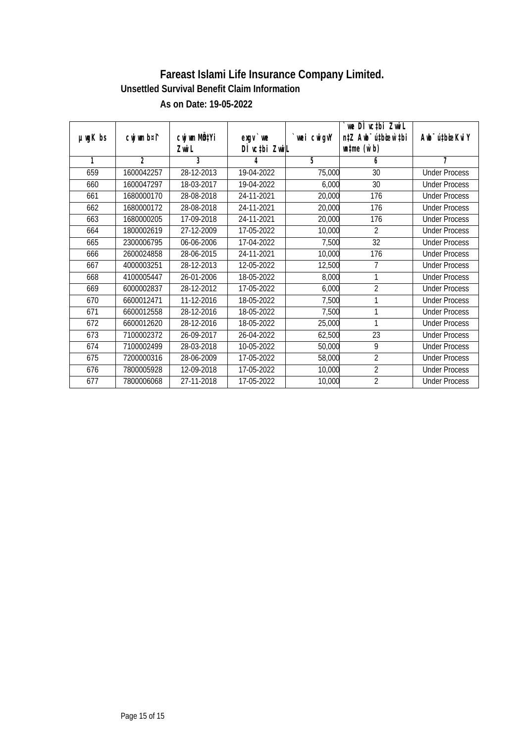# Fareast Islami Life Insurance Company Limited.

## Unsettled Survival Benefit Claim Information

### As on Date: 19-05-2022

| µwgK bs | cwjwm b¤^i | cwjwm MÖn‡Yi ZvwiL | ewgv `vwe DÌvc‡bi ZvwiL | `vwei cwigvY | `vwe DÌvc‡bi ZvwiL n‡Z Awb¯úbœ `vwei mgqKvj (w`b) | Awb¯ú‡bœi KviY |
|---|---|---|---|---|---|---|
| 1 | 2 | 3 | 4 | 5 | 6 | 7 |
| 659 | 1600042257 | 28-12-2013 | 19-04-2022 | 75,000 | 30 | Under Process |
| 660 | 1600047297 | 18-03-2017 | 19-04-2022 | 6,000 | 30 | Under Process |
| 661 | 1680000170 | 28-08-2018 | 24-11-2021 | 20,000 | 176 | Under Process |
| 662 | 1680000172 | 28-08-2018 | 24-11-2021 | 20,000 | 176 | Under Process |
| 663 | 1680000205 | 17-09-2018 | 24-11-2021 | 20,000 | 176 | Under Process |
| 664 | 1800002619 | 27-12-2009 | 17-05-2022 | 10,000 | 2 | Under Process |
| 665 | 2300006795 | 06-06-2006 | 17-04-2022 | 7,500 | 32 | Under Process |
| 666 | 2600024858 | 28-06-2015 | 24-11-2021 | 10,000 | 176 | Under Process |
| 667 | 4000003251 | 28-12-2013 | 12-05-2022 | 12,500 | 7 | Under Process |
| 668 | 4100005447 | 26-01-2006 | 18-05-2022 | 8,000 | 1 | Under Process |
| 669 | 6000002837 | 28-12-2012 | 17-05-2022 | 6,000 | 2 | Under Process |
| 670 | 6600012471 | 11-12-2016 | 18-05-2022 | 7,500 | 1 | Under Process |
| 671 | 6600012558 | 28-12-2016 | 18-05-2022 | 7,500 | 1 | Under Process |
| 672 | 6600012620 | 28-12-2016 | 18-05-2022 | 25,000 | 1 | Under Process |
| 673 | 7100002372 | 26-09-2017 | 26-04-2022 | 62,500 | 23 | Under Process |
| 674 | 7100002499 | 28-03-2018 | 10-05-2022 | 50,000 | 9 | Under Process |
| 675 | 7200000316 | 28-06-2009 | 17-05-2022 | 58,000 | 2 | Under Process |
| 676 | 7800005928 | 12-09-2018 | 17-05-2022 | 10,000 | 2 | Under Process |
| 677 | 7800006068 | 27-11-2018 | 17-05-2022 | 10,000 | 2 | Under Process |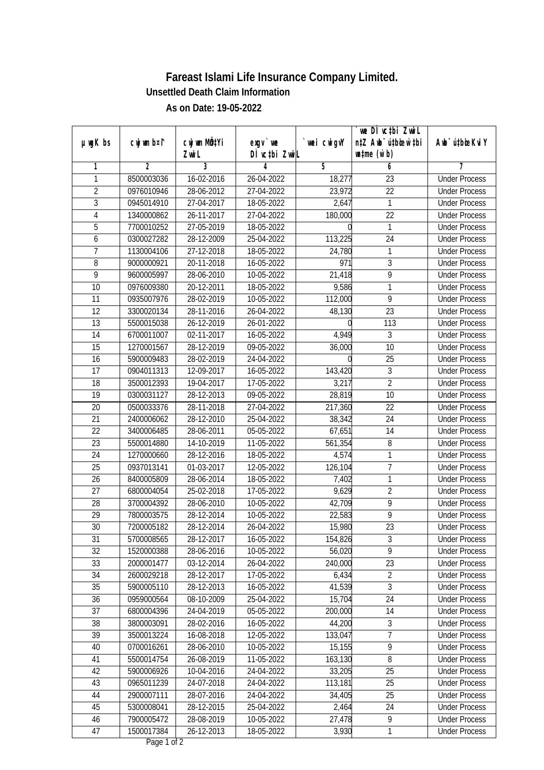# Fareast Islami Life Insurance Company Limited.

## Unsettled Death Claim Information

### As on Date: 19-05-2022

| µwgK bs | cwjwm b¤^i | cwjwm MÖn‡Yi ZvwiL | exgv`vwe DÌvc‡bi ZvwiL | `vwei cwigvY | `vwe DÌvc‡bi ZvwiL n‡Z Awb¯ú‡bœi w`‡bi msL¨v (w`b) | Awb¯ú‡bœi KviY |
|---|---|---|---|---|---|---|
| 1 | 2 | 3 | 4 | 5 | 6 | 7 |
| 1 | 8500003036 | 16-02-2016 | 26-04-2022 | 18,277 | 23 | Under Process |
| 2 | 0976010946 | 28-06-2012 | 27-04-2022 | 23,972 | 22 | Under Process |
| 3 | 0945014910 | 27-04-2017 | 18-05-2022 | 2,647 | 1 | Under Process |
| 4 | 1340000862 | 26-11-2017 | 27-04-2022 | 180,000 | 22 | Under Process |
| 5 | 7700010252 | 27-05-2019 | 18-05-2022 | 0 | 1 | Under Process |
| 6 | 0300027282 | 28-12-2009 | 25-04-2022 | 113,225 | 24 | Under Process |
| 7 | 1130004106 | 27-12-2018 | 18-05-2022 | 24,780 | 1 | Under Process |
| 8 | 9000000921 | 20-11-2018 | 16-05-2022 | 971 | 3 | Under Process |
| 9 | 9600005997 | 28-06-2010 | 10-05-2022 | 21,418 | 9 | Under Process |
| 10 | 0976009380 | 20-12-2011 | 18-05-2022 | 9,586 | 1 | Under Process |
| 11 | 0935007976 | 28-02-2019 | 10-05-2022 | 112,000 | 9 | Under Process |
| 12 | 3300020134 | 28-11-2016 | 26-04-2022 | 48,130 | 23 | Under Process |
| 13 | 5500015038 | 26-12-2019 | 26-01-2022 | 0 | 113 | Under Process |
| 14 | 6700011007 | 02-11-2017 | 16-05-2022 | 4,949 | 3 | Under Process |
| 15 | 1270001567 | 28-12-2019 | 09-05-2022 | 36,000 | 10 | Under Process |
| 16 | 5900009483 | 28-02-2019 | 24-04-2022 | 0 | 25 | Under Process |
| 17 | 0904011313 | 12-09-2017 | 16-05-2022 | 143,420 | 3 | Under Process |
| 18 | 3500012393 | 19-04-2017 | 17-05-2022 | 3,217 | 2 | Under Process |
| 19 | 0300031127 | 28-12-2013 | 09-05-2022 | 28,819 | 10 | Under Process |
| 20 | 0500033376 | 28-11-2018 | 27-04-2022 | 217,360 | 22 | Under Process |
| 21 | 2400006062 | 28-12-2010 | 25-04-2022 | 38,342 | 24 | Under Process |
| 22 | 3400006485 | 28-06-2011 | 05-05-2022 | 67,651 | 14 | Under Process |
| 23 | 5500014880 | 14-10-2019 | 11-05-2022 | 561,354 | 8 | Under Process |
| 24 | 1270000660 | 28-12-2016 | 18-05-2022 | 4,574 | 1 | Under Process |
| 25 | 0937013141 | 01-03-2017 | 12-05-2022 | 126,104 | 7 | Under Process |
| 26 | 8400005809 | 28-06-2014 | 18-05-2022 | 7,402 | 1 | Under Process |
| 27 | 6800004054 | 25-02-2018 | 17-05-2022 | 9,629 | 2 | Under Process |
| 28 | 3700004392 | 28-06-2010 | 10-05-2022 | 42,709 | 9 | Under Process |
| 29 | 7800003575 | 28-12-2014 | 10-05-2022 | 22,583 | 9 | Under Process |
| 30 | 7200005182 | 28-12-2014 | 26-04-2022 | 15,980 | 23 | Under Process |
| 31 | 5700008565 | 28-12-2017 | 16-05-2022 | 154,826 | 3 | Under Process |
| 32 | 1520000388 | 28-06-2016 | 10-05-2022 | 56,020 | 9 | Under Process |
| 33 | 2000001477 | 03-12-2014 | 26-04-2022 | 240,000 | 23 | Under Process |
| 34 | 2600029218 | 28-12-2017 | 17-05-2022 | 6,434 | 2 | Under Process |
| 35 | 5900005110 | 28-12-2013 | 16-05-2022 | 41,539 | 3 | Under Process |
| 36 | 0959000564 | 08-10-2009 | 25-04-2022 | 15,704 | 24 | Under Process |
| 37 | 6800004396 | 24-04-2019 | 05-05-2022 | 200,000 | 14 | Under Process |
| 38 | 3800003091 | 28-02-2016 | 16-05-2022 | 44,200 | 3 | Under Process |
| 39 | 3500013224 | 16-08-2018 | 12-05-2022 | 133,047 | 7 | Under Process |
| 40 | 0700016261 | 28-06-2010 | 10-05-2022 | 15,155 | 9 | Under Process |
| 41 | 5500014754 | 26-08-2019 | 11-05-2022 | 163,130 | 8 | Under Process |
| 42 | 5900006926 | 10-04-2016 | 24-04-2022 | 33,205 | 25 | Under Process |
| 43 | 0965011239 | 24-07-2018 | 24-04-2022 | 113,181 | 25 | Under Process |
| 44 | 2900007111 | 28-07-2016 | 24-04-2022 | 34,405 | 25 | Under Process |
| 45 | 5300008041 | 28-12-2015 | 25-04-2022 | 2,464 | 24 | Under Process |
| 46 | 7900005472 | 28-08-2019 | 10-05-2022 | 27,478 | 9 | Under Process |
| 47 | 1500017384 | 26-12-2013 | 18-05-2022 | 3,930 | 1 | Under Process |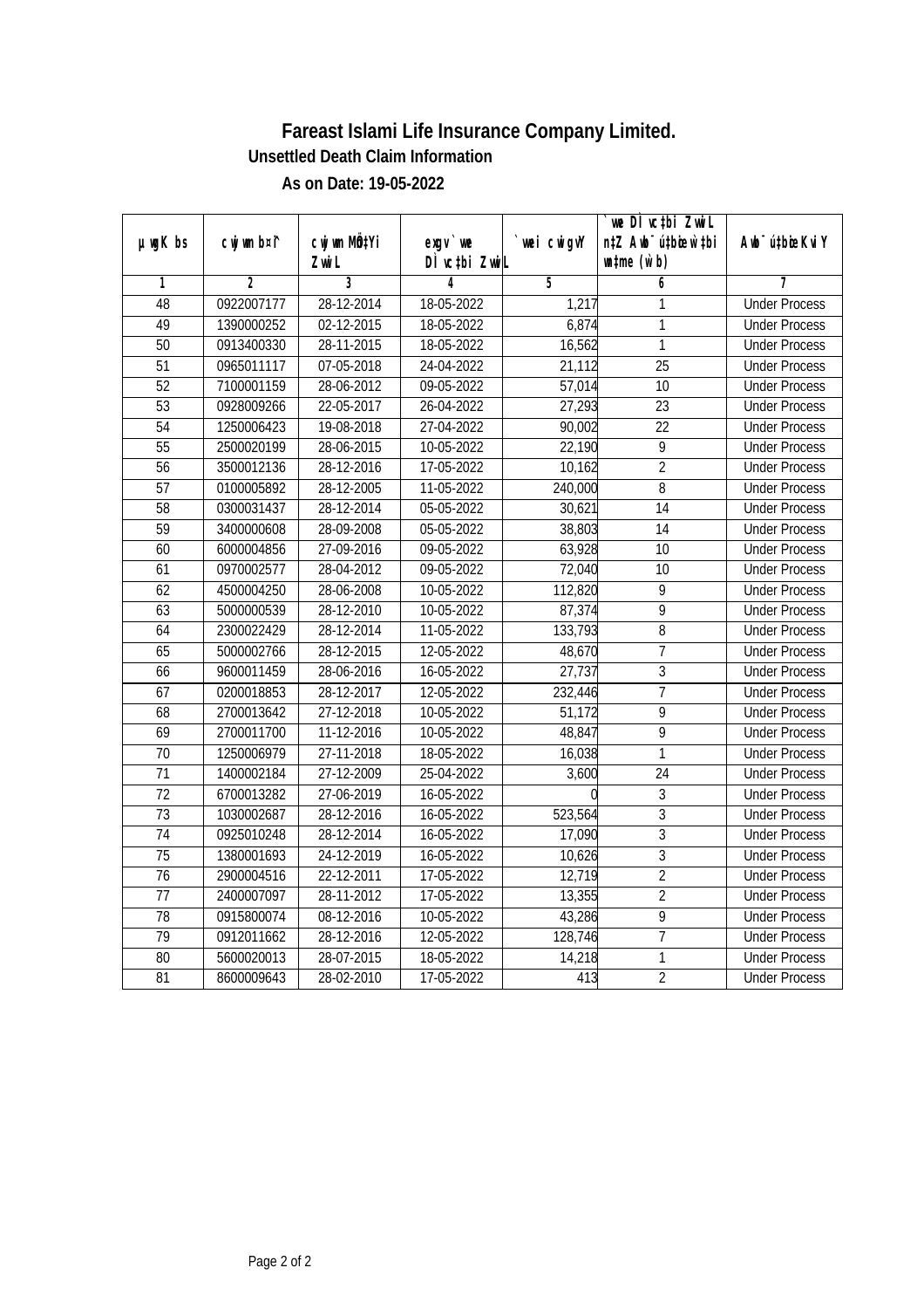# Fareast Islami Life Insurance Company Limited.

## Unsettled Death Claim Information

### As on Date: 19-05-2022

| µwgK bs | cwjwm b¤^i | cwjwm MÖn‡Yi ZvwiL | exgv`vwe DÌvc‡bi ZvwiL | `vwei cwigvY | `vwe DÌvc‡bi ZvwiL n‡Z Awb¯úbœ‡Ki w`b (w`b) | Awb¯úwË‡Ki KviY |
|---|---|---|---|---|---|---|
| 1 | 2 | 3 | 4 | 5 | 6 | 7 |
| 48 | 0922007177 | 28-12-2014 | 18-05-2022 | 1,217 | 1 | Under Process |
| 49 | 1390000252 | 02-12-2015 | 18-05-2022 | 6,874 | 1 | Under Process |
| 50 | 0913400330 | 28-11-2015 | 18-05-2022 | 16,562 | 1 | Under Process |
| 51 | 0965011117 | 07-05-2018 | 24-04-2022 | 21,112 | 25 | Under Process |
| 52 | 7100001159 | 28-06-2012 | 09-05-2022 | 57,014 | 10 | Under Process |
| 53 | 0928009266 | 22-05-2017 | 26-04-2022 | 27,293 | 23 | Under Process |
| 54 | 1250006423 | 19-08-2018 | 27-04-2022 | 90,002 | 22 | Under Process |
| 55 | 2500020199 | 28-06-2015 | 10-05-2022 | 22,190 | 9 | Under Process |
| 56 | 3500012136 | 28-12-2016 | 17-05-2022 | 10,162 | 2 | Under Process |
| 57 | 0100005892 | 28-12-2005 | 11-05-2022 | 240,000 | 8 | Under Process |
| 58 | 0300031437 | 28-12-2014 | 05-05-2022 | 30,621 | 14 | Under Process |
| 59 | 3400000608 | 28-09-2008 | 05-05-2022 | 38,803 | 14 | Under Process |
| 60 | 6000004856 | 27-09-2016 | 09-05-2022 | 63,928 | 10 | Under Process |
| 61 | 0970002577 | 28-04-2012 | 09-05-2022 | 72,040 | 10 | Under Process |
| 62 | 4500004250 | 28-06-2008 | 10-05-2022 | 112,820 | 9 | Under Process |
| 63 | 5000000539 | 28-12-2010 | 10-05-2022 | 87,374 | 9 | Under Process |
| 64 | 2300022429 | 28-12-2014 | 11-05-2022 | 133,793 | 8 | Under Process |
| 65 | 5000002766 | 28-12-2015 | 12-05-2022 | 48,670 | 7 | Under Process |
| 66 | 9600011459 | 28-06-2016 | 16-05-2022 | 27,737 | 3 | Under Process |
| 67 | 0200018853 | 28-12-2017 | 12-05-2022 | 232,446 | 7 | Under Process |
| 68 | 2700013642 | 27-12-2018 | 10-05-2022 | 51,172 | 9 | Under Process |
| 69 | 2700011700 | 11-12-2016 | 10-05-2022 | 48,847 | 9 | Under Process |
| 70 | 1250006979 | 27-11-2018 | 18-05-2022 | 16,038 | 1 | Under Process |
| 71 | 1400002184 | 27-12-2009 | 25-04-2022 | 3,600 | 24 | Under Process |
| 72 | 6700013282 | 27-06-2019 | 16-05-2022 | 0 | 3 | Under Process |
| 73 | 1030002687 | 28-12-2016 | 16-05-2022 | 523,564 | 3 | Under Process |
| 74 | 0925010248 | 28-12-2014 | 16-05-2022 | 17,090 | 3 | Under Process |
| 75 | 1380001693 | 24-12-2019 | 16-05-2022 | 10,626 | 3 | Under Process |
| 76 | 2900004516 | 22-12-2011 | 17-05-2022 | 12,719 | 2 | Under Process |
| 77 | 2400007097 | 28-11-2012 | 17-05-2022 | 13,355 | 2 | Under Process |
| 78 | 0915800074 | 08-12-2016 | 10-05-2022 | 43,286 | 9 | Under Process |
| 79 | 0912011662 | 28-12-2016 | 12-05-2022 | 128,746 | 7 | Under Process |
| 80 | 5600020013 | 28-07-2015 | 18-05-2022 | 14,218 | 1 | Under Process |
| 81 | 8600009643 | 28-02-2010 | 17-05-2022 | 413 | 2 | Under Process |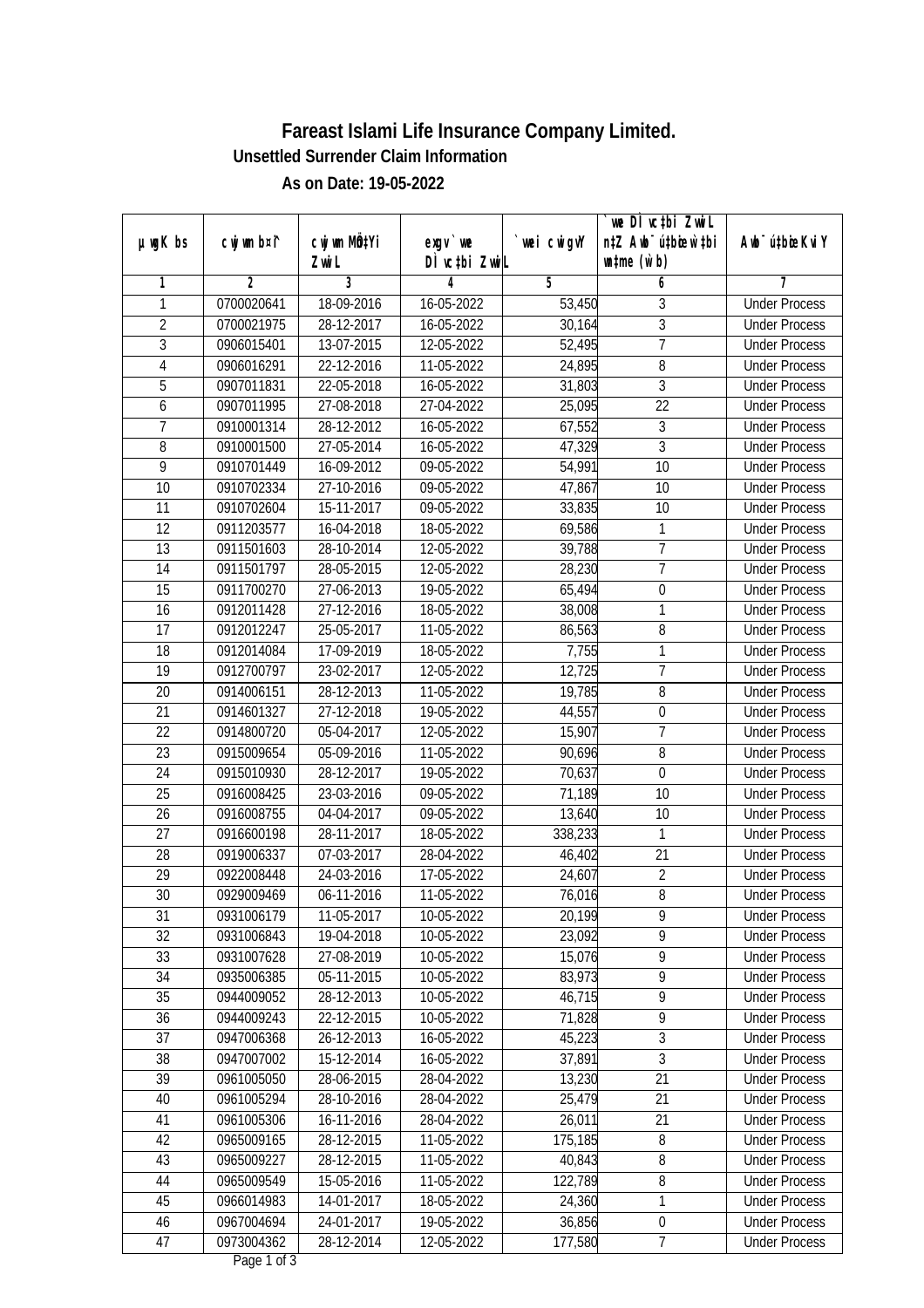# Fareast Islami Life Insurance Company Limited.

## Unsettled Surrender Claim Information

### As on Date: 19-05-2022

| µwgK bs | cwjwm b¤^i | cwjwm MÖn‡Yi ZvwiL | exgv`vwe DÌvc‡bi ZvwiL | `vwei cwigvY | `vwe DÌvc‡bi ZvwiL n‡Z Awb¯úbœ w`‡bi wnmve (w`b) | Awb¯úbœ Kvi Y |
|---|---|---|---|---|---|---|
| 1 | 2 | 3 | 4 | 5 | 6 | 7 |
| 1 | 0700020641 | 18-09-2016 | 16-05-2022 | 53,450 | 3 | Under Process |
| 2 | 0700021975 | 28-12-2017 | 16-05-2022 | 30,164 | 3 | Under Process |
| 3 | 0906015401 | 13-07-2015 | 12-05-2022 | 52,495 | 7 | Under Process |
| 4 | 0906016291 | 22-12-2016 | 11-05-2022 | 24,895 | 8 | Under Process |
| 5 | 0907011831 | 22-05-2018 | 16-05-2022 | 31,803 | 3 | Under Process |
| 6 | 0907011995 | 27-08-2018 | 27-04-2022 | 25,095 | 22 | Under Process |
| 7 | 0910001314 | 28-12-2012 | 16-05-2022 | 67,552 | 3 | Under Process |
| 8 | 0910001500 | 27-05-2014 | 16-05-2022 | 47,329 | 3 | Under Process |
| 9 | 0910701449 | 16-09-2012 | 09-05-2022 | 54,991 | 10 | Under Process |
| 10 | 0910702334 | 27-10-2016 | 09-05-2022 | 47,867 | 10 | Under Process |
| 11 | 0910702604 | 15-11-2017 | 09-05-2022 | 33,835 | 10 | Under Process |
| 12 | 0911203577 | 16-04-2018 | 18-05-2022 | 69,586 | 1 | Under Process |
| 13 | 0911501603 | 28-10-2014 | 12-05-2022 | 39,788 | 7 | Under Process |
| 14 | 0911501797 | 28-05-2015 | 12-05-2022 | 28,230 | 7 | Under Process |
| 15 | 0911700270 | 27-06-2013 | 19-05-2022 | 65,494 | 0 | Under Process |
| 16 | 0912011428 | 27-12-2016 | 18-05-2022 | 38,008 | 1 | Under Process |
| 17 | 0912012247 | 25-05-2017 | 11-05-2022 | 86,563 | 8 | Under Process |
| 18 | 0912014084 | 17-09-2019 | 18-05-2022 | 7,755 | 1 | Under Process |
| 19 | 0912700797 | 23-02-2017 | 12-05-2022 | 12,725 | 7 | Under Process |
| 20 | 0914006151 | 28-12-2013 | 11-05-2022 | 19,785 | 8 | Under Process |
| 21 | 0914601327 | 27-12-2018 | 19-05-2022 | 44,557 | 0 | Under Process |
| 22 | 0914800720 | 05-04-2017 | 12-05-2022 | 15,907 | 7 | Under Process |
| 23 | 0915009654 | 05-09-2016 | 11-05-2022 | 90,696 | 8 | Under Process |
| 24 | 0915010930 | 28-12-2017 | 19-05-2022 | 70,637 | 0 | Under Process |
| 25 | 0916008425 | 23-03-2016 | 09-05-2022 | 71,189 | 10 | Under Process |
| 26 | 0916008755 | 04-04-2017 | 09-05-2022 | 13,640 | 10 | Under Process |
| 27 | 0916600198 | 28-11-2017 | 18-05-2022 | 338,233 | 1 | Under Process |
| 28 | 0919006337 | 07-03-2017 | 28-04-2022 | 46,402 | 21 | Under Process |
| 29 | 0922008448 | 24-03-2016 | 17-05-2022 | 24,607 | 2 | Under Process |
| 30 | 0929009469 | 06-11-2016 | 11-05-2022 | 76,016 | 8 | Under Process |
| 31 | 0931006179 | 11-05-2017 | 10-05-2022 | 20,199 | 9 | Under Process |
| 32 | 0931006843 | 19-04-2018 | 10-05-2022 | 23,092 | 9 | Under Process |
| 33 | 0931007628 | 27-08-2019 | 10-05-2022 | 15,076 | 9 | Under Process |
| 34 | 0935006385 | 05-11-2015 | 10-05-2022 | 83,973 | 9 | Under Process |
| 35 | 0944009052 | 28-12-2013 | 10-05-2022 | 46,715 | 9 | Under Process |
| 36 | 0944009243 | 22-12-2015 | 10-05-2022 | 71,828 | 9 | Under Process |
| 37 | 0947006368 | 26-12-2013 | 16-05-2022 | 45,223 | 3 | Under Process |
| 38 | 0947007002 | 15-12-2014 | 16-05-2022 | 37,891 | 3 | Under Process |
| 39 | 0961005050 | 28-06-2015 | 28-04-2022 | 13,230 | 21 | Under Process |
| 40 | 0961005294 | 28-10-2016 | 28-04-2022 | 25,479 | 21 | Under Process |
| 41 | 0961005306 | 16-11-2016 | 28-04-2022 | 26,011 | 21 | Under Process |
| 42 | 0965009165 | 28-12-2015 | 11-05-2022 | 175,185 | 8 | Under Process |
| 43 | 0965009227 | 28-12-2015 | 11-05-2022 | 40,843 | 8 | Under Process |
| 44 | 0965009549 | 15-05-2016 | 11-05-2022 | 122,789 | 8 | Under Process |
| 45 | 0966014983 | 14-01-2017 | 18-05-2022 | 24,360 | 1 | Under Process |
| 46 | 0967004694 | 24-01-2017 | 19-05-2022 | 36,856 | 0 | Under Process |
| 47 | 0973004362 | 28-12-2014 | 12-05-2022 | 177,580 | 7 | Under Process |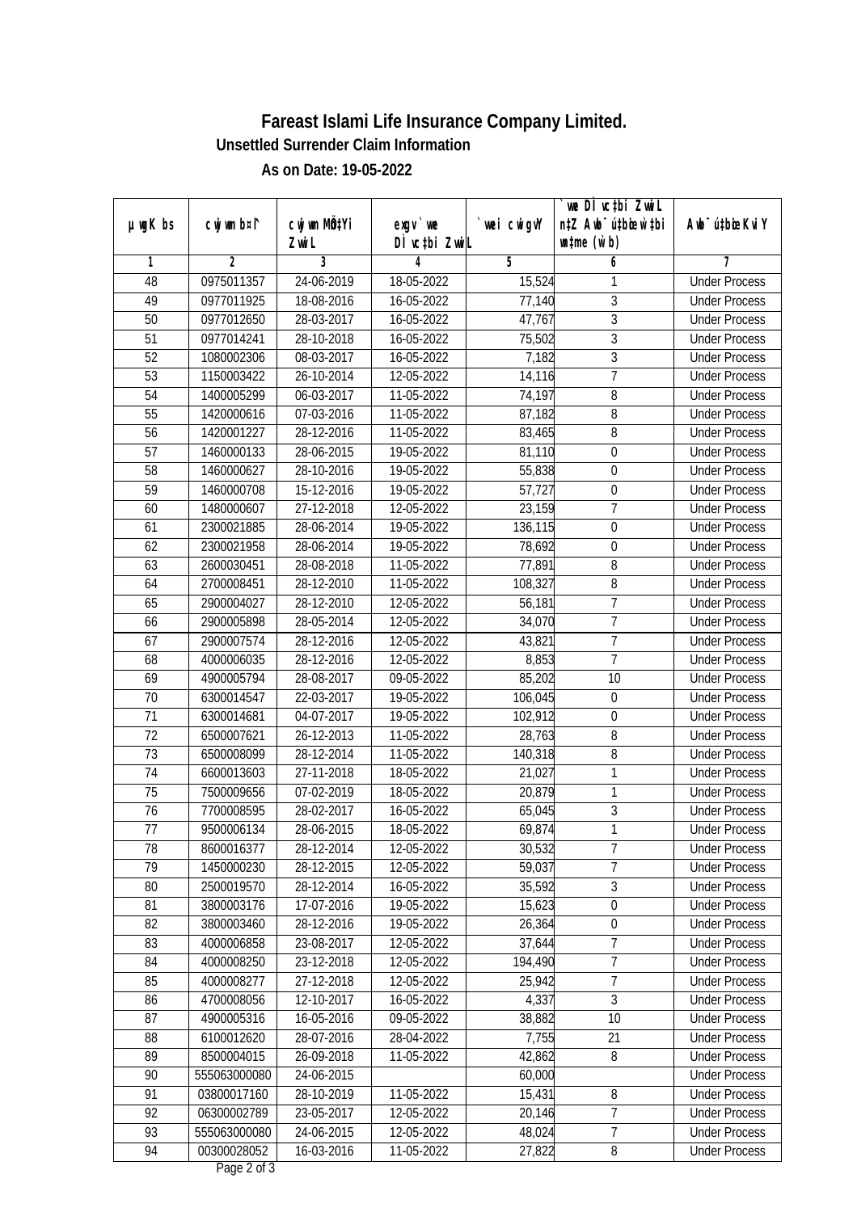# Fareast Islami Life Insurance Company Limited.

## Unsettled Surrender Claim Information

### As on Date: 19-05-2022

| µwgK bs | cwjwm b¤^i | cwjwm MÖn‡Yi ZvwiL | exgv`vwe DÌvc‡bi ZvwiL | `vwei cwigvY | `vwe DÌvc‡bi ZvwiL n‡Z Awb¯úbœ‡w`‡bi wnmve (w`b) | Awb¯ú‡bœi KviY |
|---|---|---|---|---|---|---|
| 1 | 2 | 3 | 4 | 5 | 6 | 7 |
| 48 | 0975011357 | 24-06-2019 | 18-05-2022 | 15,524 | 1 | Under Process |
| 49 | 0977011925 | 18-08-2016 | 16-05-2022 | 77,140 | 3 | Under Process |
| 50 | 0977012650 | 28-03-2017 | 16-05-2022 | 47,767 | 3 | Under Process |
| 51 | 0977014241 | 28-10-2018 | 16-05-2022 | 75,502 | 3 | Under Process |
| 52 | 1080002306 | 08-03-2017 | 16-05-2022 | 7,182 | 3 | Under Process |
| 53 | 1150003422 | 26-10-2014 | 12-05-2022 | 14,116 | 7 | Under Process |
| 54 | 1400005299 | 06-03-2017 | 11-05-2022 | 74,197 | 8 | Under Process |
| 55 | 1420000616 | 07-03-2016 | 11-05-2022 | 87,182 | 8 | Under Process |
| 56 | 1420001227 | 28-12-2016 | 11-05-2022 | 83,465 | 8 | Under Process |
| 57 | 1460000133 | 28-06-2015 | 19-05-2022 | 81,110 | 0 | Under Process |
| 58 | 1460000627 | 28-10-2016 | 19-05-2022 | 55,838 | 0 | Under Process |
| 59 | 1460000708 | 15-12-2016 | 19-05-2022 | 57,727 | 0 | Under Process |
| 60 | 1480000607 | 27-12-2018 | 12-05-2022 | 23,159 | 7 | Under Process |
| 61 | 2300021885 | 28-06-2014 | 19-05-2022 | 136,115 | 0 | Under Process |
| 62 | 2300021958 | 28-06-2014 | 19-05-2022 | 78,692 | 0 | Under Process |
| 63 | 2600030451 | 28-08-2018 | 11-05-2022 | 77,891 | 8 | Under Process |
| 64 | 2700008451 | 28-12-2010 | 11-05-2022 | 108,327 | 8 | Under Process |
| 65 | 2900004027 | 28-12-2010 | 12-05-2022 | 56,181 | 7 | Under Process |
| 66 | 2900005898 | 28-05-2014 | 12-05-2022 | 34,070 | 7 | Under Process |
| 67 | 2900007574 | 28-12-2016 | 12-05-2022 | 43,821 | 7 | Under Process |
| 68 | 4000006035 | 28-12-2016 | 12-05-2022 | 8,853 | 7 | Under Process |
| 69 | 4900005794 | 28-08-2017 | 09-05-2022 | 85,202 | 10 | Under Process |
| 70 | 6300014547 | 22-03-2017 | 19-05-2022 | 106,045 | 0 | Under Process |
| 71 | 6300014681 | 04-07-2017 | 19-05-2022 | 102,912 | 0 | Under Process |
| 72 | 6500007621 | 26-12-2013 | 11-05-2022 | 28,763 | 8 | Under Process |
| 73 | 6500008099 | 28-12-2014 | 11-05-2022 | 140,318 | 8 | Under Process |
| 74 | 6600013603 | 27-11-2018 | 18-05-2022 | 21,027 | 1 | Under Process |
| 75 | 7500009656 | 07-02-2019 | 18-05-2022 | 20,879 | 1 | Under Process |
| 76 | 7700008595 | 28-02-2017 | 16-05-2022 | 65,045 | 3 | Under Process |
| 77 | 9500006134 | 28-06-2015 | 18-05-2022 | 69,874 | 1 | Under Process |
| 78 | 8600016377 | 28-12-2014 | 12-05-2022 | 30,532 | 7 | Under Process |
| 79 | 1450000230 | 28-12-2015 | 12-05-2022 | 59,037 | 7 | Under Process |
| 80 | 2500019570 | 28-12-2014 | 16-05-2022 | 35,592 | 3 | Under Process |
| 81 | 3800003176 | 17-07-2016 | 19-05-2022 | 15,623 | 0 | Under Process |
| 82 | 3800003460 | 28-12-2016 | 19-05-2022 | 26,364 | 0 | Under Process |
| 83 | 4000006858 | 23-08-2017 | 12-05-2022 | 37,644 | 7 | Under Process |
| 84 | 4000008250 | 23-12-2018 | 12-05-2022 | 194,490 | 7 | Under Process |
| 85 | 4000008277 | 27-12-2018 | 12-05-2022 | 25,942 | 7 | Under Process |
| 86 | 4700008056 | 12-10-2017 | 16-05-2022 | 4,337 | 3 | Under Process |
| 87 | 4900005316 | 16-05-2016 | 09-05-2022 | 38,882 | 10 | Under Process |
| 88 | 6100012620 | 28-07-2016 | 28-04-2022 | 7,755 | 21 | Under Process |
| 89 | 8500004015 | 26-09-2018 | 11-05-2022 | 42,862 | 8 | Under Process |
| 90 | 555063000080 | 24-06-2015 | | 60,000 | | Under Process |
| 91 | 03800017160 | 28-10-2019 | 11-05-2022 | 15,431 | 8 | Under Process |
| 92 | 06300002789 | 23-05-2017 | 12-05-2022 | 20,146 | 7 | Under Process |
| 93 | 555063000080 | 24-06-2015 | 12-05-2022 | 48,024 | 7 | Under Process |
| 94 | 00300028052 | 16-03-2016 | 11-05-2022 | 27,822 | 8 | Under Process |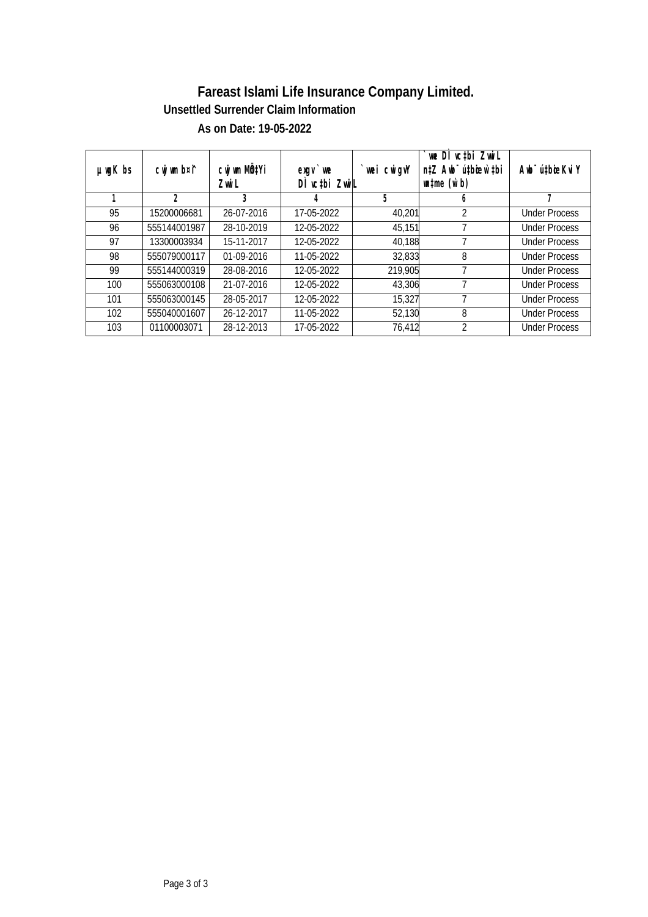# Fareast Islami Life Insurance Company Limited.

## Unsettled Surrender Claim Information

### As on Date: 19-05-2022

| µwgK bs | cwjwm b¤^i | cwjwm MÖn‡Yi ZwiL | exgv`we DÌvc‡bi ZwiL | `wei cwigvY | `we DÌvc‡bi ZwiL n‡Z Awb¯úbœ‡`i wb‡me (w`b) | Awb¯ú‡bœi KviY |
|---|---|---|---|---|---|---|
| 1 | 2 | 3 | 4 | 5 | 6 | 7 |
| 95 | 15200006681 | 26-07-2016 | 17-05-2022 | 40,201 | 2 | Under Process |
| 96 | 555144001987 | 28-10-2019 | 12-05-2022 | 45,151 | 7 | Under Process |
| 97 | 13300003934 | 15-11-2017 | 12-05-2022 | 40,188 | 7 | Under Process |
| 98 | 555079000117 | 01-09-2016 | 11-05-2022 | 32,833 | 8 | Under Process |
| 99 | 555144000319 | 28-08-2016 | 12-05-2022 | 219,905 | 7 | Under Process |
| 100 | 555063000108 | 21-07-2016 | 12-05-2022 | 43,306 | 7 | Under Process |
| 101 | 555063000145 | 28-05-2017 | 12-05-2022 | 15,327 | 7 | Under Process |
| 102 | 555040001607 | 26-12-2017 | 11-05-2022 | 52,130 | 8 | Under Process |
| 103 | 01100003071 | 28-12-2013 | 17-05-2022 | 76,412 | 2 | Under Process |